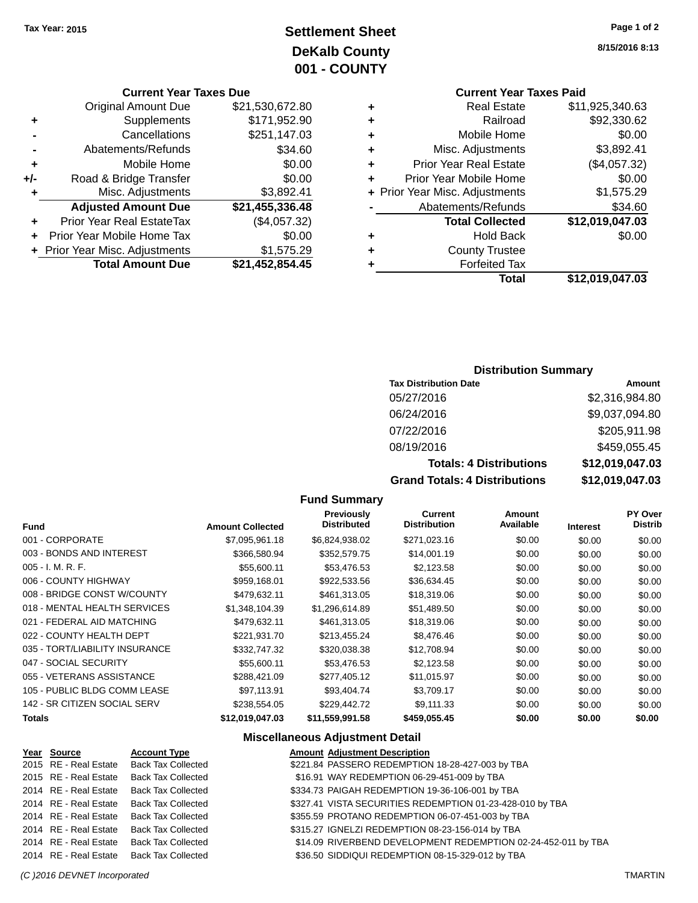Tax Year: 2015

# Settlement Sheet
## DeKalb County
## 001 - COUNTY

8/15/2016 8:13

### Current Year Taxes Due

| | | |
|---|---|---|
| | Original Amount Due | $21,530,672.80 |
| + | Supplements | $171,952.90 |
| - | Cancellations | $251,147.03 |
| - | Abatements/Refunds | $34.60 |
| + | Mobile Home | $0.00 |
| +/- | Road & Bridge Transfer | $0.00 |
| + | Misc. Adjustments | $3,892.41 |
| | **Adjusted Amount Due** | **$21,455,336.48** |
| + | Prior Year Real EstateTax | ($4,057.32) |
| + | Prior Year Mobile Home Tax | $0.00 |
| + | Prior Year Misc. Adjustments | $1,575.29 |
| | **Total Amount Due** | **$21,452,854.45** |

### Current Year Taxes Paid

| | | |
|---|---|---|
| + | Real Estate | $11,925,340.63 |
| + | Railroad | $92,330.62 |
| + | Mobile Home | $0.00 |
| + | Misc. Adjustments | $3,892.41 |
| + | Prior Year Real Estate | ($4,057.32) |
| + | Prior Year Mobile Home | $0.00 |
| + | Prior Year Misc. Adjustments | $1,575.29 |
| - | Abatements/Refunds | $34.60 |
| | **Total Collected** | **$12,019,047.03** |
| + | Hold Back | $0.00 |
| + | County Trustee | |
| + | Forfeited Tax | |
| | **Total** | **$12,019,047.03** |

### Distribution Summary

| Tax Distribution Date | Amount |
|---|---|
| 05/27/2016 | $2,316,984.80 |
| 06/24/2016 | $9,037,094.80 |
| 07/22/2016 | $205,911.98 |
| 08/19/2016 | $459,055.45 |
| **Totals: 4 Distributions** | **$12,019,047.03** |
| **Grand Totals: 4 Distributions** | **$12,019,047.03** |

### Fund Summary

| Fund | Amount Collected | Previously Distributed | Current Distribution | Amount Available | Interest | PY Over Distrib |
|---|---|---|---|---|---|---|
| 001 - CORPORATE | $7,095,961.18 | $6,824,938.02 | $271,023.16 | $0.00 | $0.00 | $0.00 |
| 003 - BONDS AND INTEREST | $366,580.94 | $352,579.75 | $14,001.19 | $0.00 | $0.00 | $0.00 |
| 005 - I. M. R. F. | $55,600.11 | $53,476.53 | $2,123.58 | $0.00 | $0.00 | $0.00 |
| 006 - COUNTY HIGHWAY | $959,168.01 | $922,533.56 | $36,634.45 | $0.00 | $0.00 | $0.00 |
| 008 - BRIDGE CONST W/COUNTY | $479,632.11 | $461,313.05 | $18,319.06 | $0.00 | $0.00 | $0.00 |
| 018 - MENTAL HEALTH SERVICES | $1,348,104.39 | $1,296,614.89 | $51,489.50 | $0.00 | $0.00 | $0.00 |
| 021 - FEDERAL AID MATCHING | $479,632.11 | $461,313.05 | $18,319.06 | $0.00 | $0.00 | $0.00 |
| 022 - COUNTY HEALTH DEPT | $221,931.70 | $213,455.24 | $8,476.46 | $0.00 | $0.00 | $0.00 |
| 035 - TORT/LIABILITY INSURANCE | $332,747.32 | $320,038.38 | $12,708.94 | $0.00 | $0.00 | $0.00 |
| 047 - SOCIAL SECURITY | $55,600.11 | $53,476.53 | $2,123.58 | $0.00 | $0.00 | $0.00 |
| 055 - VETERANS ASSISTANCE | $288,421.09 | $277,405.12 | $11,015.97 | $0.00 | $0.00 | $0.00 |
| 105 - PUBLIC BLDG COMM LEASE | $97,113.91 | $93,404.74 | $3,709.17 | $0.00 | $0.00 | $0.00 |
| 142 - SR CITIZEN SOCIAL SERV | $238,554.05 | $229,442.72 | $9,111.33 | $0.00 | $0.00 | $0.00 |
| **Totals** | **$12,019,047.03** | **$11,559,991.58** | **$459,055.45** | **$0.00** | **$0.00** | **$0.00** |

### Miscellaneous Adjustment Detail

| Year | Source | Account Type | Amount | Adjustment Description |
|---|---|---|---|---|
| 2015 | RE - Real Estate | Back Tax Collected | $221.84 | PASSERO REDEMPTION 18-28-427-003 by TBA |
| 2015 | RE - Real Estate | Back Tax Collected | $16.91 | WAY REDEMPTION 06-29-451-009 by TBA |
| 2014 | RE - Real Estate | Back Tax Collected | $334.73 | PAIGAH REDEMPTION 19-36-106-001 by TBA |
| 2014 | RE - Real Estate | Back Tax Collected | $327.41 | VISTA SECURITIES REDEMPTION 01-23-428-010 by TBA |
| 2014 | RE - Real Estate | Back Tax Collected | $355.59 | PROTANO REDEMPTION 06-07-451-003 by TBA |
| 2014 | RE - Real Estate | Back Tax Collected | $315.27 | IGNELZI REDEMPTION 08-23-156-014 by TBA |
| 2014 | RE - Real Estate | Back Tax Collected | $14.09 | RIVERBEND DEVELOPMENT REDEMPTION 02-24-452-011 by TBA |
| 2014 | RE - Real Estate | Back Tax Collected | $36.50 | SIDDIQUI REDEMPTION 08-15-329-012 by TBA |

(C )2016 DEVNET Incorporated — TMARTIN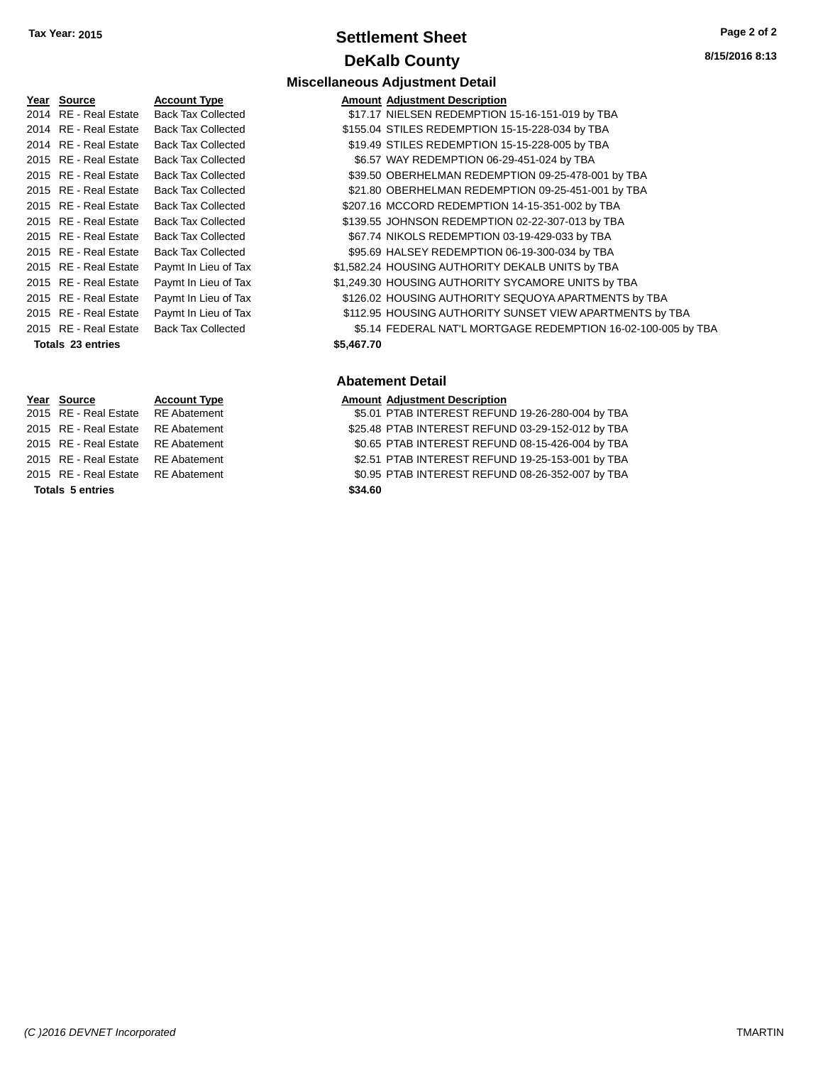**Tax Year: 2015**

# Settlement Sheet

## DeKalb County

### Miscellaneous Adjustment Detail

| Year | Source | Account Type | Amount | Adjustment Description |
|---|---|---|---|---|
| 2014 | RE - Real Estate | Back Tax Collected | $17.17 | NIELSEN REDEMPTION 15-16-151-019 by TBA |
| 2014 | RE - Real Estate | Back Tax Collected | $155.04 | STILES REDEMPTION 15-15-228-034 by TBA |
| 2014 | RE - Real Estate | Back Tax Collected | $19.49 | STILES REDEMPTION 15-15-228-005 by TBA |
| 2015 | RE - Real Estate | Back Tax Collected | $6.57 | WAY REDEMPTION 06-29-451-024 by TBA |
| 2015 | RE - Real Estate | Back Tax Collected | $39.50 | OBERHELMAN REDEMPTION 09-25-478-001 by TBA |
| 2015 | RE - Real Estate | Back Tax Collected | $21.80 | OBERHELMAN REDEMPTION 09-25-451-001 by TBA |
| 2015 | RE - Real Estate | Back Tax Collected | $207.16 | MCCORD REDEMPTION 14-15-351-002 by TBA |
| 2015 | RE - Real Estate | Back Tax Collected | $139.55 | JOHNSON REDEMPTION 02-22-307-013 by TBA |
| 2015 | RE - Real Estate | Back Tax Collected | $67.74 | NIKOLS REDEMPTION 03-19-429-033 by TBA |
| 2015 | RE - Real Estate | Back Tax Collected | $95.69 | HALSEY REDEMPTION 06-19-300-034 by TBA |
| 2015 | RE - Real Estate | Paymt In Lieu of Tax | $1,582.24 | HOUSING AUTHORITY DEKALB UNITS by TBA |
| 2015 | RE - Real Estate | Paymt In Lieu of Tax | $1,249.30 | HOUSING AUTHORITY SYCAMORE UNITS by TBA |
| 2015 | RE - Real Estate | Paymt In Lieu of Tax | $126.02 | HOUSING AUTHORITY SEQUOYA APARTMENTS by TBA |
| 2015 | RE - Real Estate | Paymt In Lieu of Tax | $112.95 | HOUSING AUTHORITY SUNSET VIEW APARTMENTS by TBA |
| 2015 | RE - Real Estate | Back Tax Collected | $5.14 | FEDERAL NAT'L MORTGAGE REDEMPTION 16-02-100-005 by TBA |
| **Totals 23 entries** | | | **$5,467.70** | |

### Abatement Detail

| Year | Source | Account Type | Amount | Adjustment Description |
|---|---|---|---|---|
| 2015 | RE - Real Estate | RE Abatement | $5.01 | PTAB INTEREST REFUND 19-26-280-004 by TBA |
| 2015 | RE - Real Estate | RE Abatement | $25.48 | PTAB INTEREST REFUND 03-29-152-012 by TBA |
| 2015 | RE - Real Estate | RE Abatement | $0.65 | PTAB INTEREST REFUND 08-15-426-004 by TBA |
| 2015 | RE - Real Estate | RE Abatement | $2.51 | PTAB INTEREST REFUND 19-25-153-001 by TBA |
| 2015 | RE - Real Estate | RE Abatement | $0.95 | PTAB INTEREST REFUND 08-26-352-007 by TBA |
| **Totals 5 entries** | | | **$34.60** | |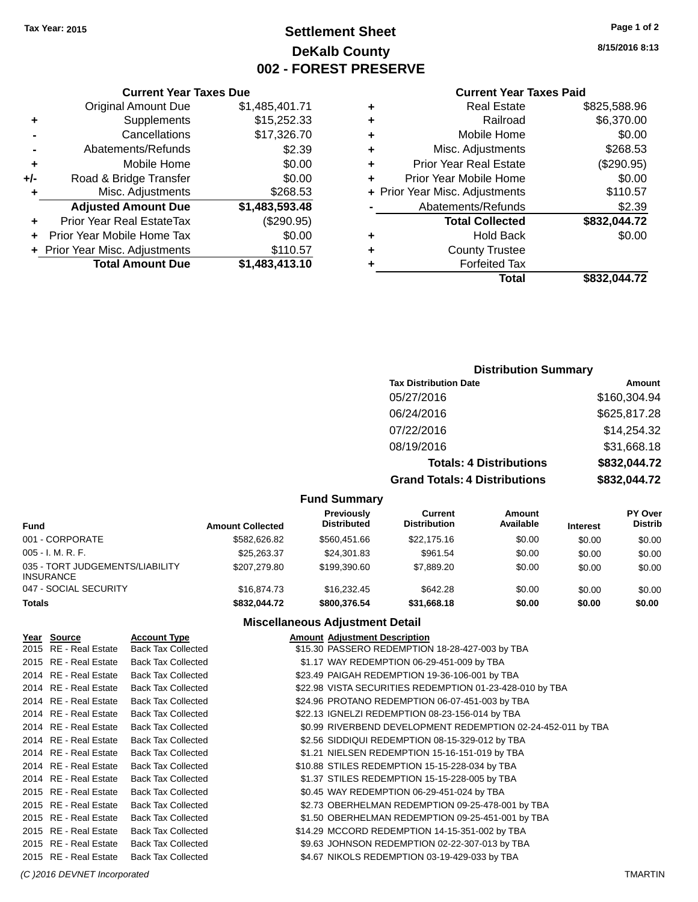Tax Year: 2015

# Settlement Sheet

## DeKalb County

## 002 - FOREST PRESERVE

8/15/2016 8:13

### Current Year Taxes Due

| | | |
|---|---|---|
| | Original Amount Due | $1,485,401.71 |
| + | Supplements | $15,252.33 |
| - | Cancellations | $17,326.70 |
| - | Abatements/Refunds | $2.39 |
| + | Mobile Home | $0.00 |
| +/- | Road & Bridge Transfer | $0.00 |
| + | Misc. Adjustments | $268.53 |
| | **Adjusted Amount Due** | **$1,483,593.48** |
| + | Prior Year Real EstateTax | ($290.95) |
| + | Prior Year Mobile Home Tax | $0.00 |
| + | Prior Year Misc. Adjustments | $110.57 |
| | **Total Amount Due** | **$1,483,413.10** |

### Current Year Taxes Paid

| | | |
|---|---|---|
| + | Real Estate | $825,588.96 |
| + | Railroad | $6,370.00 |
| + | Mobile Home | $0.00 |
| + | Misc. Adjustments | $268.53 |
| + | Prior Year Real Estate | ($290.95) |
| + | Prior Year Mobile Home | $0.00 |
| + | Prior Year Misc. Adjustments | $110.57 |
| - | Abatements/Refunds | $2.39 |
| | **Total Collected** | **$832,044.72** |
| + | Hold Back | $0.00 |
| + | County Trustee | |
| + | Forfeited Tax | |
| | **Total** | **$832,044.72** |

### Distribution Summary

| Tax Distribution Date | Amount |
|---|---|
| 05/27/2016 | $160,304.94 |
| 06/24/2016 | $625,817.28 |
| 07/22/2016 | $14,254.32 |
| 08/19/2016 | $31,668.18 |
| **Totals: 4 Distributions** | **$832,044.72** |
| **Grand Totals: 4 Distributions** | **$832,044.72** |

### Fund Summary

| Fund | Amount Collected | Previously Distributed | Current Distribution | Amount Available | Interest | PY Over Distrib |
|---|---|---|---|---|---|---|
| 001 - CORPORATE | $582,626.82 | $560,451.66 | $22,175.16 | $0.00 | $0.00 | $0.00 |
| 005 - I. M. R. F. | $25,263.37 | $24,301.83 | $961.54 | $0.00 | $0.00 | $0.00 |
| 035 - TORT JUDGEMENTS/LIABILITY INSURANCE | $207,279.80 | $199,390.60 | $7,889.20 | $0.00 | $0.00 | $0.00 |
| 047 - SOCIAL SECURITY | $16,874.73 | $16,232.45 | $642.28 | $0.00 | $0.00 | $0.00 |
| **Totals** | **$832,044.72** | **$800,376.54** | **$31,668.18** | **$0.00** | **$0.00** | **$0.00** |

### Miscellaneous Adjustment Detail

| Year | Source | Account Type | Amount | Adjustment Description |
|---|---|---|---|---|
| 2015 | RE - Real Estate | Back Tax Collected | $15.30 | PASSERO REDEMPTION 18-28-427-003 by TBA |
| 2015 | RE - Real Estate | Back Tax Collected | $1.17 | WAY REDEMPTION 06-29-451-009 by TBA |
| 2014 | RE - Real Estate | Back Tax Collected | $23.49 | PAIGAH REDEMPTION 19-36-106-001 by TBA |
| 2014 | RE - Real Estate | Back Tax Collected | $22.98 | VISTA SECURITIES REDEMPTION 01-23-428-010 by TBA |
| 2014 | RE - Real Estate | Back Tax Collected | $24.96 | PROTANO REDEMPTION 06-07-451-003 by TBA |
| 2014 | RE - Real Estate | Back Tax Collected | $22.13 | IGNELZI REDEMPTION 08-23-156-014 by TBA |
| 2014 | RE - Real Estate | Back Tax Collected | $0.99 | RIVERBEND DEVELOPMENT REDEMPTION 02-24-452-011 by TBA |
| 2014 | RE - Real Estate | Back Tax Collected | $2.56 | SIDDIQUI REDEMPTION 08-15-329-012 by TBA |
| 2014 | RE - Real Estate | Back Tax Collected | $1.21 | NIELSEN REDEMPTION 15-16-151-019 by TBA |
| 2014 | RE - Real Estate | Back Tax Collected | $10.88 | STILES REDEMPTION 15-15-228-034 by TBA |
| 2014 | RE - Real Estate | Back Tax Collected | $1.37 | STILES REDEMPTION 15-15-228-005 by TBA |
| 2015 | RE - Real Estate | Back Tax Collected | $0.45 | WAY REDEMPTION 06-29-451-024 by TBA |
| 2015 | RE - Real Estate | Back Tax Collected | $2.73 | OBERHELMAN REDEMPTION 09-25-478-001 by TBA |
| 2015 | RE - Real Estate | Back Tax Collected | $1.50 | OBERHELMAN REDEMPTION 09-25-451-001 by TBA |
| 2015 | RE - Real Estate | Back Tax Collected | $14.29 | MCCORD REDEMPTION 14-15-351-002 by TBA |
| 2015 | RE - Real Estate | Back Tax Collected | $9.63 | JOHNSON REDEMPTION 02-22-307-013 by TBA |
| 2015 | RE - Real Estate | Back Tax Collected | $4.67 | NIKOLS REDEMPTION 03-19-429-033 by TBA |

(C )2016 DEVNET Incorporated — TMARTIN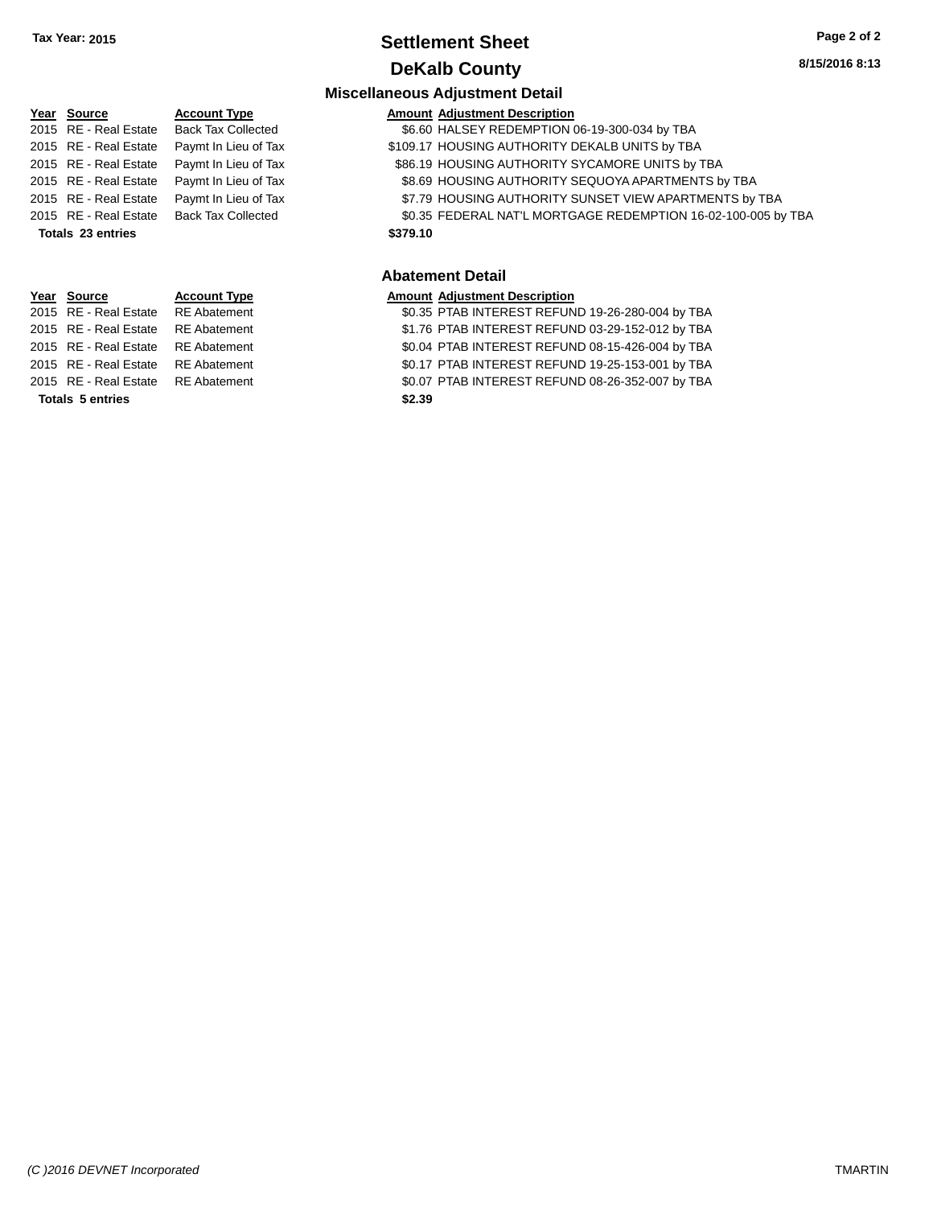# Settlement Sheet

## DeKalb County

Tax Year: 2015

8/15/2016 8:13

### Miscellaneous Adjustment Detail

| Year | Source | Account Type | Amount | Adjustment Description |
|---|---|---|---|---|
| 2015 | RE - Real Estate | Back Tax Collected | $6.60 | HALSEY REDEMPTION 06-19-300-034 by TBA |
| 2015 | RE - Real Estate | Paymt In Lieu of Tax | $109.17 | HOUSING AUTHORITY DEKALB UNITS by TBA |
| 2015 | RE - Real Estate | Paymt In Lieu of Tax | $86.19 | HOUSING AUTHORITY SYCAMORE UNITS by TBA |
| 2015 | RE - Real Estate | Paymt In Lieu of Tax | $8.69 | HOUSING AUTHORITY SEQUOYA APARTMENTS by TBA |
| 2015 | RE - Real Estate | Paymt In Lieu of Tax | $7.79 | HOUSING AUTHORITY SUNSET VIEW APARTMENTS by TBA |
| 2015 | RE - Real Estate | Back Tax Collected | $0.35 | FEDERAL NAT'L MORTGAGE REDEMPTION 16-02-100-005 by TBA |
| **Totals 23 entries** | | | **$379.10** | |

### Abatement Detail

| Year | Source | Account Type | Amount | Adjustment Description |
|---|---|---|---|---|
| 2015 | RE - Real Estate | RE Abatement | $0.35 | PTAB INTEREST REFUND 19-26-280-004 by TBA |
| 2015 | RE - Real Estate | RE Abatement | $1.76 | PTAB INTEREST REFUND 03-29-152-012 by TBA |
| 2015 | RE - Real Estate | RE Abatement | $0.04 | PTAB INTEREST REFUND 08-15-426-004 by TBA |
| 2015 | RE - Real Estate | RE Abatement | $0.17 | PTAB INTEREST REFUND 19-25-153-001 by TBA |
| 2015 | RE - Real Estate | RE Abatement | $0.07 | PTAB INTEREST REFUND 08-26-352-007 by TBA |
| **Totals 5 entries** | | | **$2.39** | |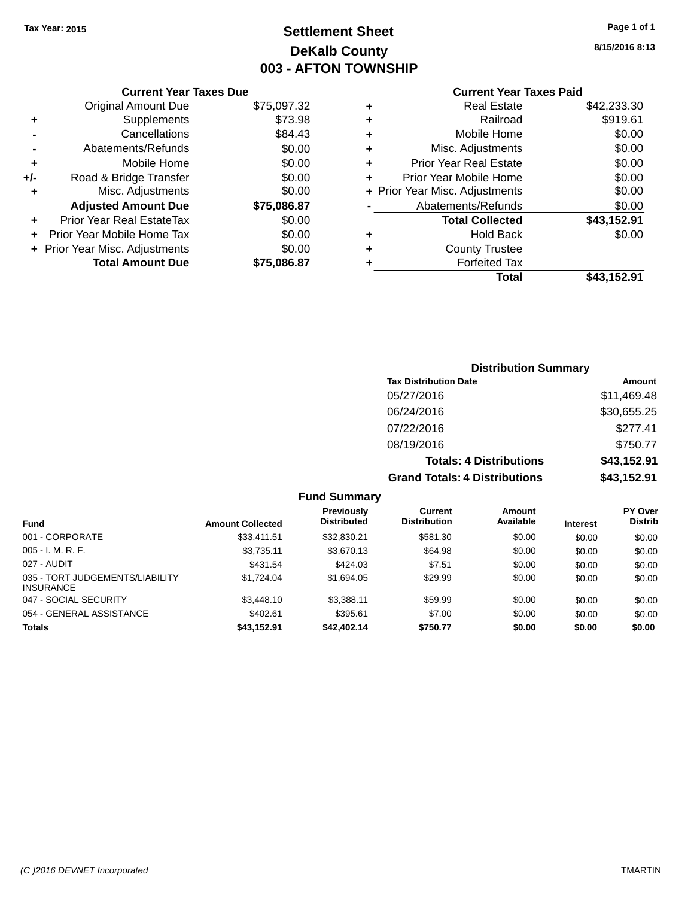**Tax Year: 2015**

# Settlement Sheet
## DeKalb County
## 003 - AFTON TOWNSHIP

8/15/2016 8:13

### Current Year Taxes Due

| | | |
|---|---|---|
| | Original Amount Due | $75,097.32 |
| + | Supplements | $73.98 |
| - | Cancellations | $84.43 |
| - | Abatements/Refunds | $0.00 |
| + | Mobile Home | $0.00 |
| +/- | Road & Bridge Transfer | $0.00 |
| + | Misc. Adjustments | $0.00 |
| | **Adjusted Amount Due** | **$75,086.87** |
| + | Prior Year Real EstateTax | $0.00 |
| + | Prior Year Mobile Home Tax | $0.00 |
| + | Prior Year Misc. Adjustments | $0.00 |
| | **Total Amount Due** | **$75,086.87** |

### Current Year Taxes Paid

| | | |
|---|---|---|
| + | Real Estate | $42,233.30 |
| + | Railroad | $919.61 |
| + | Mobile Home | $0.00 |
| + | Misc. Adjustments | $0.00 |
| + | Prior Year Real Estate | $0.00 |
| + | Prior Year Mobile Home | $0.00 |
| + | Prior Year Misc. Adjustments | $0.00 |
| - | Abatements/Refunds | $0.00 |
| | **Total Collected** | **$43,152.91** |
| + | Hold Back | $0.00 |
| + | County Trustee | |
| + | Forfeited Tax | |
| | **Total** | **$43,152.91** |

### Distribution Summary

| Tax Distribution Date | Amount |
|---|---|
| 05/27/2016 | $11,469.48 |
| 06/24/2016 | $30,655.25 |
| 07/22/2016 | $277.41 |
| 08/19/2016 | $750.77 |
| **Totals: 4 Distributions** | **$43,152.91** |
| **Grand Totals: 4 Distributions** | **$43,152.91** |

### Fund Summary

| Fund | Amount Collected | Previously Distributed | Current Distribution | Amount Available | Interest | PY Over Distrib |
|---|---|---|---|---|---|---|
| 001 - CORPORATE | $33,411.51 | $32,830.21 | $581.30 | $0.00 | $0.00 | $0.00 |
| 005 - I. M. R. F. | $3,735.11 | $3,670.13 | $64.98 | $0.00 | $0.00 | $0.00 |
| 027 - AUDIT | $431.54 | $424.03 | $7.51 | $0.00 | $0.00 | $0.00 |
| 035 - TORT JUDGEMENTS/LIABILITY INSURANCE | $1,724.04 | $1,694.05 | $29.99 | $0.00 | $0.00 | $0.00 |
| 047 - SOCIAL SECURITY | $3,448.10 | $3,388.11 | $59.99 | $0.00 | $0.00 | $0.00 |
| 054 - GENERAL ASSISTANCE | $402.61 | $395.61 | $7.00 | $0.00 | $0.00 | $0.00 |
| **Totals** | **$43,152.91** | **$42,402.14** | **$750.77** | **$0.00** | **$0.00** | **$0.00** |

(C )2016 DEVNET Incorporated — TMARTIN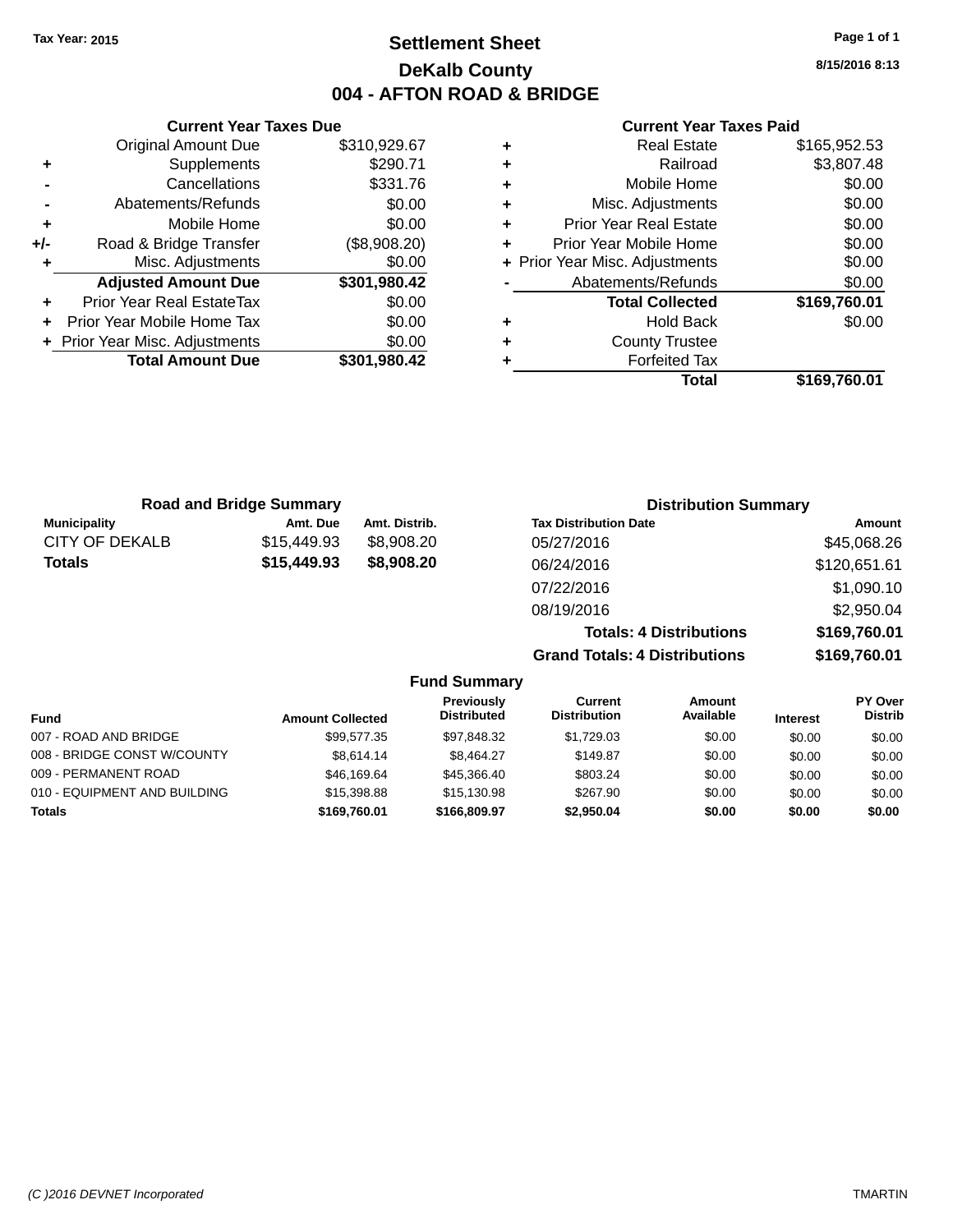Tax Year: 2015

# Settlement Sheet

## DeKalb County

## 004 - AFTON ROAD & BRIDGE

8/15/2016 8:13

### Current Year Taxes Due

| | | |
|---|---|---|
| | Original Amount Due | $310,929.67 |
| + | Supplements | $290.71 |
| - | Cancellations | $331.76 |
| - | Abatements/Refunds | $0.00 |
| + | Mobile Home | $0.00 |
| +/- | Road & Bridge Transfer | ($8,908.20) |
| + | Misc. Adjustments | $0.00 |
| | **Adjusted Amount Due** | **$301,980.42** |
| + | Prior Year Real EstateTax | $0.00 |
| + | Prior Year Mobile Home Tax | $0.00 |
| + | Prior Year Misc. Adjustments | $0.00 |
| | **Total Amount Due** | **$301,980.42** |

### Current Year Taxes Paid

| | | |
|---|---|---|
| + | Real Estate | $165,952.53 |
| + | Railroad | $3,807.48 |
| + | Mobile Home | $0.00 |
| + | Misc. Adjustments | $0.00 |
| + | Prior Year Real Estate | $0.00 |
| + | Prior Year Mobile Home | $0.00 |
| + | Prior Year Misc. Adjustments | $0.00 |
| - | Abatements/Refunds | $0.00 |
| | **Total Collected** | **$169,760.01** |
| + | Hold Back | $0.00 |
| + | County Trustee | |
| + | Forfeited Tax | |
| | **Total** | **$169,760.01** |

### Road and Bridge Summary

| Municipality | Amt. Due | Amt. Distrib. |
|---|---|---|
| CITY OF DEKALB | $15,449.93 | $8,908.20 |
| **Totals** | **$15,449.93** | **$8,908.20** |

### Distribution Summary

| Tax Distribution Date | Amount |
|---|---|
| 05/27/2016 | $45,068.26 |
| 06/24/2016 | $120,651.61 |
| 07/22/2016 | $1,090.10 |
| 08/19/2016 | $2,950.04 |
| **Totals: 4 Distributions** | **$169,760.01** |
| **Grand Totals: 4 Distributions** | **$169,760.01** |

### Fund Summary

| Fund | Amount Collected | Previously Distributed | Current Distribution | Amount Available | Interest | PY Over Distrib |
|---|---|---|---|---|---|---|
| 007 - ROAD AND BRIDGE | $99,577.35 | $97,848.32 | $1,729.03 | $0.00 | $0.00 | $0.00 |
| 008 - BRIDGE CONST W/COUNTY | $8,614.14 | $8,464.27 | $149.87 | $0.00 | $0.00 | $0.00 |
| 009 - PERMANENT ROAD | $46,169.64 | $45,366.40 | $803.24 | $0.00 | $0.00 | $0.00 |
| 010 - EQUIPMENT AND BUILDING | $15,398.88 | $15,130.98 | $267.90 | $0.00 | $0.00 | $0.00 |
| **Totals** | **$169,760.01** | **$166,809.97** | **$2,950.04** | **$0.00** | **$0.00** | **$0.00** |

(C )2016 DEVNET Incorporated TMARTIN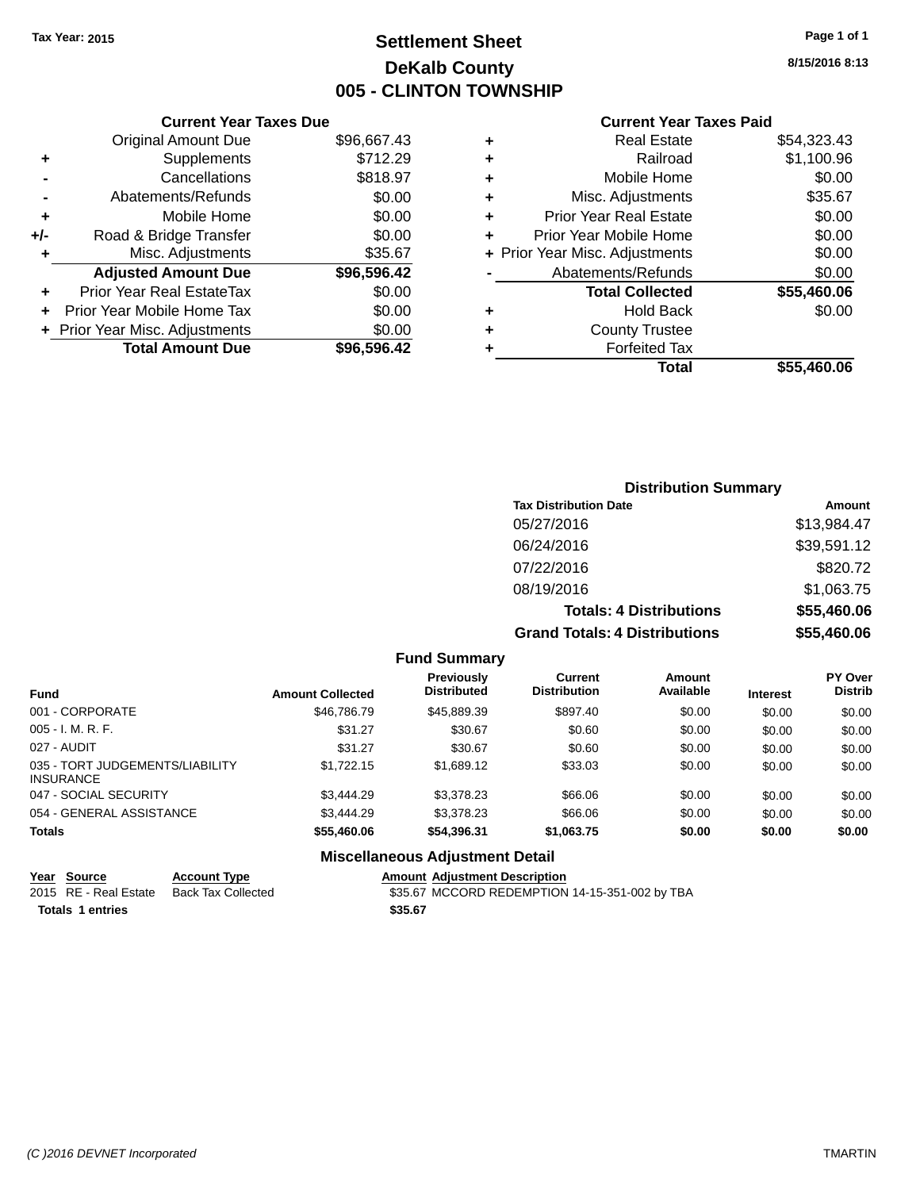Tax Year: 2015

# Settlement Sheet
## DeKalb County
## 005 - CLINTON TOWNSHIP

8/15/2016 8:13

### Current Year Taxes Due

| | | |
|---|---|---|
| | Original Amount Due | $96,667.43 |
| + | Supplements | $712.29 |
| - | Cancellations | $818.97 |
| - | Abatements/Refunds | $0.00 |
| + | Mobile Home | $0.00 |
| +/- | Road & Bridge Transfer | $0.00 |
| + | Misc. Adjustments | $35.67 |
| | **Adjusted Amount Due** | **$96,596.42** |
| + | Prior Year Real EstateTax | $0.00 |
| + | Prior Year Mobile Home Tax | $0.00 |
| + | Prior Year Misc. Adjustments | $0.00 |
| | **Total Amount Due** | **$96,596.42** |

### Current Year Taxes Paid

| | | |
|---|---|---|
| + | Real Estate | $54,323.43 |
| + | Railroad | $1,100.96 |
| + | Mobile Home | $0.00 |
| + | Misc. Adjustments | $35.67 |
| + | Prior Year Real Estate | $0.00 |
| + | Prior Year Mobile Home | $0.00 |
| + | Prior Year Misc. Adjustments | $0.00 |
| - | Abatements/Refunds | $0.00 |
| | **Total Collected** | **$55,460.06** |
| + | Hold Back | $0.00 |
| + | County Trustee | |
| + | Forfeited Tax | |
| | **Total** | **$55,460.06** |

### Distribution Summary

| Tax Distribution Date | Amount |
|---|---|
| 05/27/2016 | $13,984.47 |
| 06/24/2016 | $39,591.12 |
| 07/22/2016 | $820.72 |
| 08/19/2016 | $1,063.75 |
| **Totals: 4 Distributions** | **$55,460.06** |
| **Grand Totals: 4 Distributions** | **$55,460.06** |

### Fund Summary

| Fund | Amount Collected | Previously Distributed | Current Distribution | Amount Available | Interest | PY Over Distrib |
|---|---|---|---|---|---|---|
| 001 - CORPORATE | $46,786.79 | $45,889.39 | $897.40 | $0.00 | $0.00 | $0.00 |
| 005 - I. M. R. F. | $31.27 | $30.67 | $0.60 | $0.00 | $0.00 | $0.00 |
| 027 - AUDIT | $31.27 | $30.67 | $0.60 | $0.00 | $0.00 | $0.00 |
| 035 - TORT JUDGEMENTS/LIABILITY INSURANCE | $1,722.15 | $1,689.12 | $33.03 | $0.00 | $0.00 | $0.00 |
| 047 - SOCIAL SECURITY | $3,444.29 | $3,378.23 | $66.06 | $0.00 | $0.00 | $0.00 |
| 054 - GENERAL ASSISTANCE | $3,444.29 | $3,378.23 | $66.06 | $0.00 | $0.00 | $0.00 |
| **Totals** | **$55,460.06** | **$54,396.31** | **$1,063.75** | **$0.00** | **$0.00** | **$0.00** |

### Miscellaneous Adjustment Detail

| Year | Source | Account Type | Amount | Adjustment Description |
|---|---|---|---|---|
| 2015 | RE - Real Estate | Back Tax Collected | $35.67 | MCCORD REDEMPTION 14-15-351-002 by TBA |
| **Totals 1 entries** | | | **$35.67** | |

(C )2016 DEVNET Incorporated — TMARTIN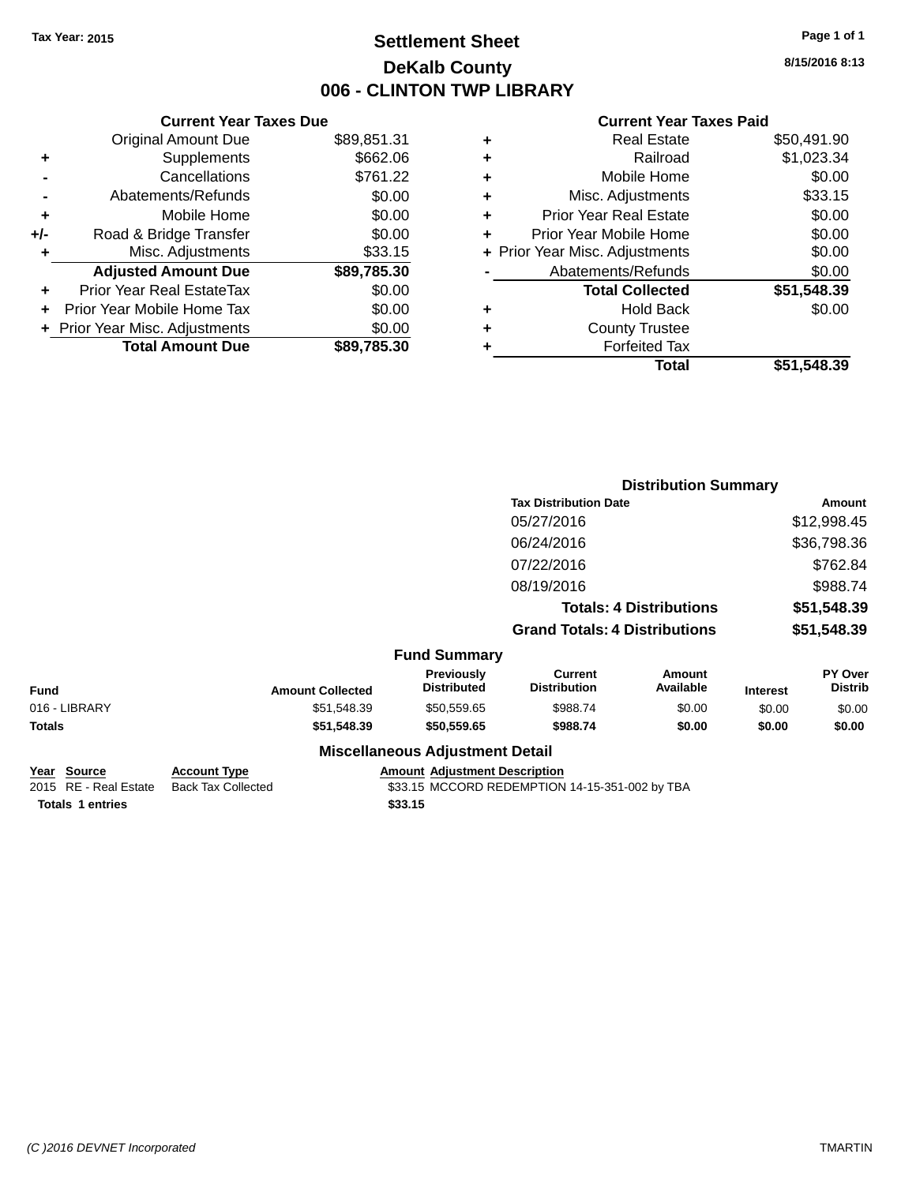Tax Year: 2015

# Settlement Sheet

## DeKalb County

## 006 - CLINTON TWP LIBRARY

8/15/2016 8:13

### Current Year Taxes Due

| | | |
|---|---|---|
| | Original Amount Due | $89,851.31 |
| + | Supplements | $662.06 |
| - | Cancellations | $761.22 |
| - | Abatements/Refunds | $0.00 |
| + | Mobile Home | $0.00 |
| +/- | Road & Bridge Transfer | $0.00 |
| + | Misc. Adjustments | $33.15 |
| | **Adjusted Amount Due** | **$89,785.30** |
| + | Prior Year Real EstateTax | $0.00 |
| + | Prior Year Mobile Home Tax | $0.00 |
| + | Prior Year Misc. Adjustments | $0.00 |
| | **Total Amount Due** | **$89,785.30** |

### Current Year Taxes Paid

| | | |
|---|---|---|
| + | Real Estate | $50,491.90 |
| + | Railroad | $1,023.34 |
| + | Mobile Home | $0.00 |
| + | Misc. Adjustments | $33.15 |
| + | Prior Year Real Estate | $0.00 |
| + | Prior Year Mobile Home | $0.00 |
| + | Prior Year Misc. Adjustments | $0.00 |
| - | Abatements/Refunds | $0.00 |
| | **Total Collected** | **$51,548.39** |
| + | Hold Back | $0.00 |
| + | County Trustee | |
| + | Forfeited Tax | |
| | **Total** | **$51,548.39** |

### Distribution Summary

| Tax Distribution Date | Amount |
|---|---|
| 05/27/2016 | $12,998.45 |
| 06/24/2016 | $36,798.36 |
| 07/22/2016 | $762.84 |
| 08/19/2016 | $988.74 |
| **Totals: 4 Distributions** | **$51,548.39** |
| **Grand Totals: 4 Distributions** | **$51,548.39** |

### Fund Summary

| Fund | Amount Collected | Previously Distributed | Current Distribution | Amount Available | Interest | PY Over Distrib |
|---|---|---|---|---|---|---|
| 016 - LIBRARY | $51,548.39 | $50,559.65 | $988.74 | $0.00 | $0.00 | $0.00 |
| **Totals** | **$51,548.39** | **$50,559.65** | **$988.74** | **$0.00** | **$0.00** | **$0.00** |

### Miscellaneous Adjustment Detail

| Year | Source | Account Type | Amount | Adjustment Description |
|---|---|---|---|---|
| 2015 | RE - Real Estate | Back Tax Collected | $33.15 | MCCORD REDEMPTION 14-15-351-002 by TBA |
| **Totals** | **1 entries** | | **$33.15** | |

(C )2016 DEVNET Incorporated TMARTIN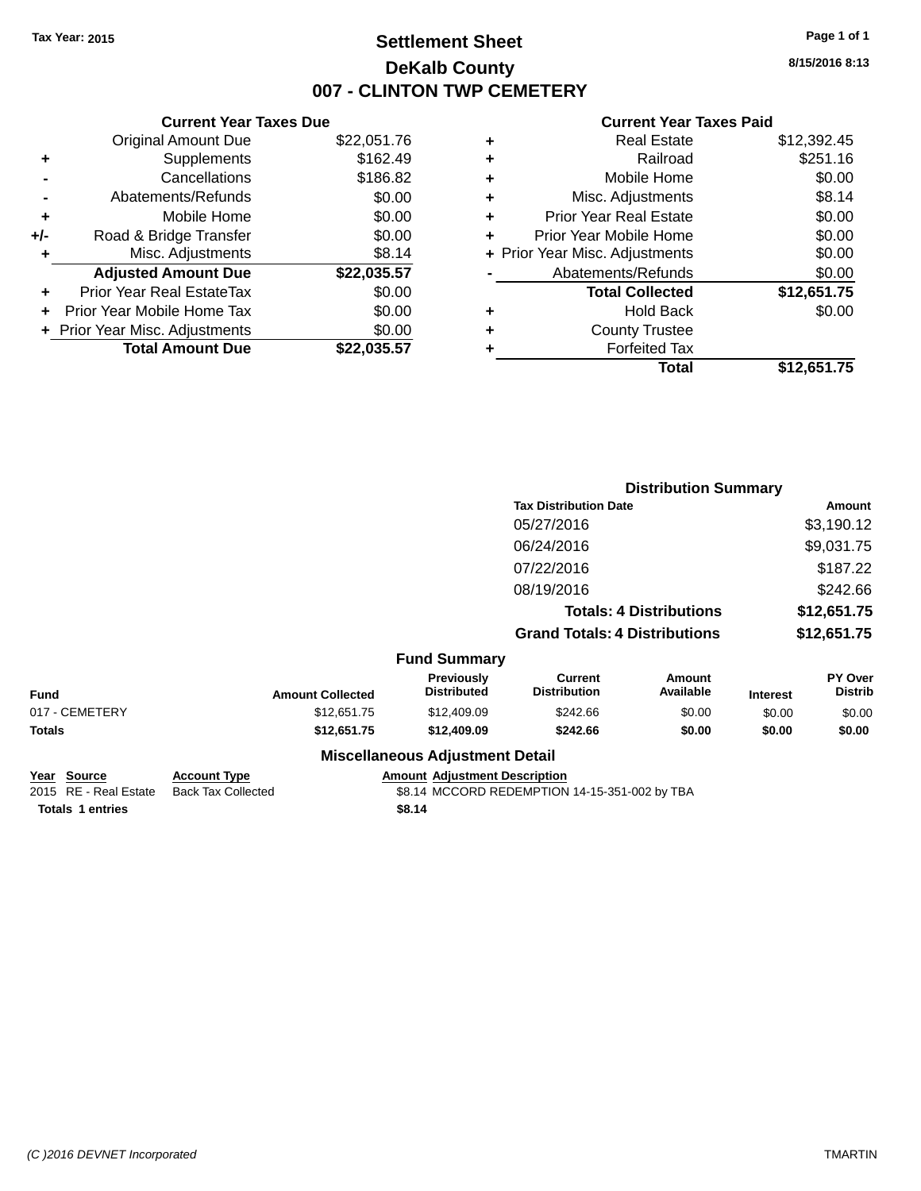Tax Year: 2015

# Settlement Sheet

## DeKalb County

## 007 - CLINTON TWP CEMETERY

8/15/2016 8:13

| | Current Year Taxes Due | |
|---|---|---|
| | Original Amount Due | $22,051.76 |
| + | Supplements | $162.49 |
| - | Cancellations | $186.82 |
| - | Abatements/Refunds | $0.00 |
| + | Mobile Home | $0.00 |
| +/- | Road & Bridge Transfer | $0.00 |
| + | Misc. Adjustments | $8.14 |
| | **Adjusted Amount Due** | **$22,035.57** |
| + | Prior Year Real EstateTax | $0.00 |
| + | Prior Year Mobile Home Tax | $0.00 |
| + | Prior Year Misc. Adjustments | $0.00 |
| | **Total Amount Due** | **$22,035.57** |

| | Current Year Taxes Paid | |
|---|---|---|
| + | Real Estate | $12,392.45 |
| + | Railroad | $251.16 |
| + | Mobile Home | $0.00 |
| + | Misc. Adjustments | $8.14 |
| + | Prior Year Real Estate | $0.00 |
| + | Prior Year Mobile Home | $0.00 |
| + | Prior Year Misc. Adjustments | $0.00 |
| - | Abatements/Refunds | $0.00 |
| | **Total Collected** | **$12,651.75** |
| + | Hold Back | $0.00 |
| + | County Trustee | |
| + | Forfeited Tax | |
| | **Total** | **$12,651.75** |

### Distribution Summary

| Tax Distribution Date | Amount |
|---|---|
| 05/27/2016 | $3,190.12 |
| 06/24/2016 | $9,031.75 |
| 07/22/2016 | $187.22 |
| 08/19/2016 | $242.66 |
| **Totals: 4 Distributions** | **$12,651.75** |
| **Grand Totals: 4 Distributions** | **$12,651.75** |

### Fund Summary

| Fund | Amount Collected | Previously Distributed | Current Distribution | Amount Available | Interest | PY Over Distrib |
|---|---|---|---|---|---|---|
| 017 - CEMETERY | $12,651.75 | $12,409.09 | $242.66 | $0.00 | $0.00 | $0.00 |
| **Totals** | **$12,651.75** | **$12,409.09** | **$242.66** | **$0.00** | **$0.00** | **$0.00** |

### Miscellaneous Adjustment Detail

| Year | Source | Account Type | Amount | Adjustment Description |
|---|---|---|---|---|
| 2015 | RE - Real Estate | Back Tax Collected | $8.14 | MCCORD REDEMPTION 14-15-351-002 by TBA |
| **Totals** | **1 entries** | | **$8.14** | |

(C )2016 DEVNET Incorporated TMARTIN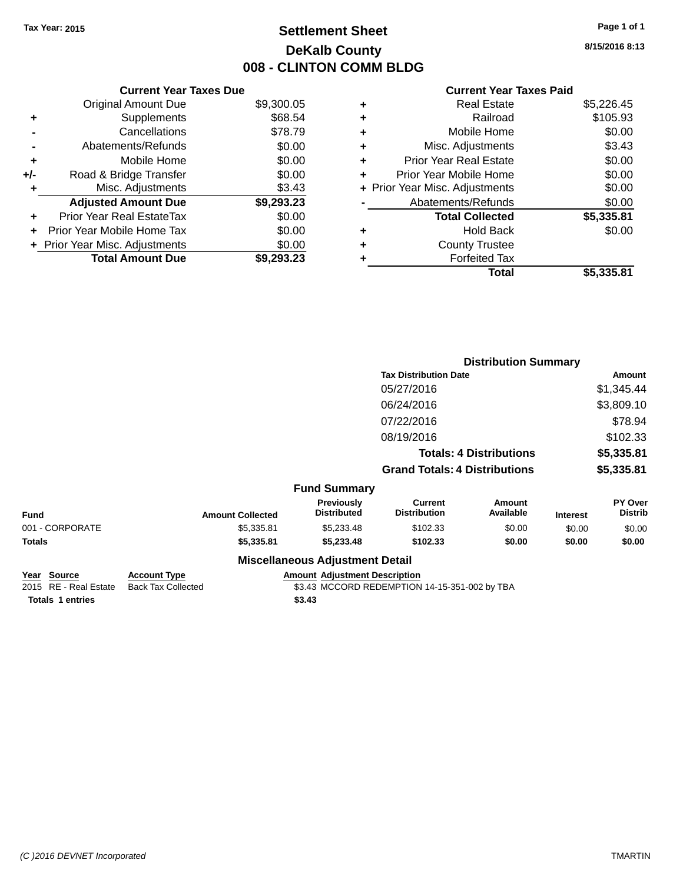Tax Year: 2015

# Settlement Sheet

## DeKalb County

## 008 - CLINTON COMM BLDG

8/15/2016 8:13

### Current Year Taxes Due

| | | |
|---|---|---|
| | Original Amount Due | $9,300.05 |
| + | Supplements | $68.54 |
| - | Cancellations | $78.79 |
| - | Abatements/Refunds | $0.00 |
| + | Mobile Home | $0.00 |
| +/- | Road & Bridge Transfer | $0.00 |
| + | Misc. Adjustments | $3.43 |
| | **Adjusted Amount Due** | **$9,293.23** |
| + | Prior Year Real EstateTax | $0.00 |
| + | Prior Year Mobile Home Tax | $0.00 |
| + | Prior Year Misc. Adjustments | $0.00 |
| | **Total Amount Due** | **$9,293.23** |

### Current Year Taxes Paid

| | | |
|---|---|---|
| + | Real Estate | $5,226.45 |
| + | Railroad | $105.93 |
| + | Mobile Home | $0.00 |
| + | Misc. Adjustments | $3.43 |
| + | Prior Year Real Estate | $0.00 |
| + | Prior Year Mobile Home | $0.00 |
| + | Prior Year Misc. Adjustments | $0.00 |
| - | Abatements/Refunds | $0.00 |
| | **Total Collected** | **$5,335.81** |
| + | Hold Back | $0.00 |
| + | County Trustee | |
| + | Forfeited Tax | |
| | **Total** | **$5,335.81** |

### Distribution Summary

| Tax Distribution Date | Amount |
|---|---|
| 05/27/2016 | $1,345.44 |
| 06/24/2016 | $3,809.10 |
| 07/22/2016 | $78.94 |
| 08/19/2016 | $102.33 |
| **Totals: 4 Distributions** | **$5,335.81** |
| **Grand Totals: 4 Distributions** | **$5,335.81** |

### Fund Summary

| Fund | Amount Collected | Previously Distributed | Current Distribution | Amount Available | Interest | PY Over Distrib |
|---|---|---|---|---|---|---|
| 001 - CORPORATE | $5,335.81 | $5,233.48 | $102.33 | $0.00 | $0.00 | $0.00 |
| **Totals** | **$5,335.81** | **$5,233.48** | **$102.33** | **$0.00** | **$0.00** | **$0.00** |

### Miscellaneous Adjustment Detail

| Year | Source | Account Type | Amount | Adjustment Description |
|---|---|---|---|---|
| 2015 | RE - Real Estate | Back Tax Collected | $3.43 | MCCORD REDEMPTION 14-15-351-002 by TBA |
| **Totals** | **1 entries** | | **$3.43** | |

(C )2016 DEVNET Incorporated TMARTIN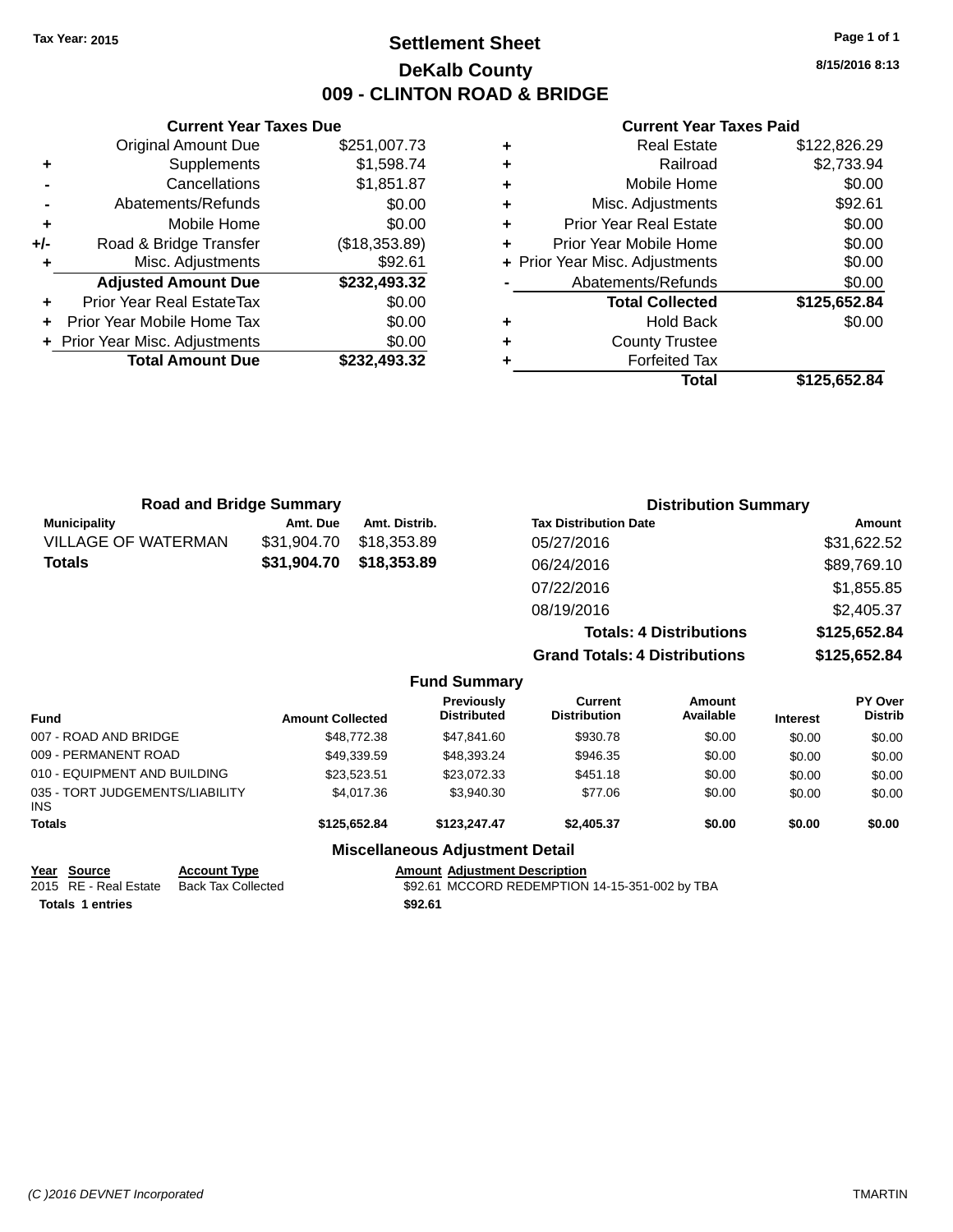Tax Year: 2015

# Settlement Sheet

## DeKalb County

## 009 - CLINTON ROAD & BRIDGE

8/15/2016 8:13

### Current Year Taxes Due

| | | |
|---|---|---|
| | Original Amount Due | $251,007.73 |
| + | Supplements | $1,598.74 |
| - | Cancellations | $1,851.87 |
| - | Abatements/Refunds | $0.00 |
| + | Mobile Home | $0.00 |
| +/- | Road & Bridge Transfer | ($18,353.89) |
| + | Misc. Adjustments | $92.61 |
| | **Adjusted Amount Due** | **$232,493.32** |
| + | Prior Year Real EstateTax | $0.00 |
| + | Prior Year Mobile Home Tax | $0.00 |
| + | Prior Year Misc. Adjustments | $0.00 |
| | **Total Amount Due** | **$232,493.32** |

### Current Year Taxes Paid

| | | |
|---|---|---|
| + | Real Estate | $122,826.29 |
| + | Railroad | $2,733.94 |
| + | Mobile Home | $0.00 |
| + | Misc. Adjustments | $92.61 |
| + | Prior Year Real Estate | $0.00 |
| + | Prior Year Mobile Home | $0.00 |
| + | Prior Year Misc. Adjustments | $0.00 |
| - | Abatements/Refunds | $0.00 |
| | **Total Collected** | **$125,652.84** |
| + | Hold Back | $0.00 |
| + | County Trustee | |
| + | Forfeited Tax | |
| | **Total** | **$125,652.84** |

### Road and Bridge Summary

| Municipality | Amt. Due | Amt. Distrib. |
|---|---|---|
| VILLAGE OF WATERMAN | $31,904.70 | $18,353.89 |
| **Totals** | **$31,904.70** | **$18,353.89** |

### Distribution Summary

| Tax Distribution Date | Amount |
|---|---|
| 05/27/2016 | $31,622.52 |
| 06/24/2016 | $89,769.10 |
| 07/22/2016 | $1,855.85 |
| 08/19/2016 | $2,405.37 |
| **Totals: 4 Distributions** | **$125,652.84** |
| **Grand Totals: 4 Distributions** | **$125,652.84** |

### Fund Summary

| Fund | Amount Collected | Previously Distributed | Current Distribution | Amount Available | Interest | PY Over Distrib |
|---|---|---|---|---|---|---|
| 007 - ROAD AND BRIDGE | $48,772.38 | $47,841.60 | $930.78 | $0.00 | $0.00 | $0.00 |
| 009 - PERMANENT ROAD | $49,339.59 | $48,393.24 | $946.35 | $0.00 | $0.00 | $0.00 |
| 010 - EQUIPMENT AND BUILDING | $23,523.51 | $23,072.33 | $451.18 | $0.00 | $0.00 | $0.00 |
| 035 - TORT JUDGEMENTS/LIABILITY INS | $4,017.36 | $3,940.30 | $77.06 | $0.00 | $0.00 | $0.00 |
| **Totals** | **$125,652.84** | **$123,247.47** | **$2,405.37** | **$0.00** | **$0.00** | **$0.00** |

### Miscellaneous Adjustment Detail

| Year | Source | Account Type | Amount | Adjustment Description |
|---|---|---|---|---|
| 2015 | RE - Real Estate | Back Tax Collected | $92.61 | MCCORD REDEMPTION 14-15-351-002 by TBA |
| **Totals** | **1 entries** | | **$92.61** | |

(C )2016 DEVNET Incorporated TMARTIN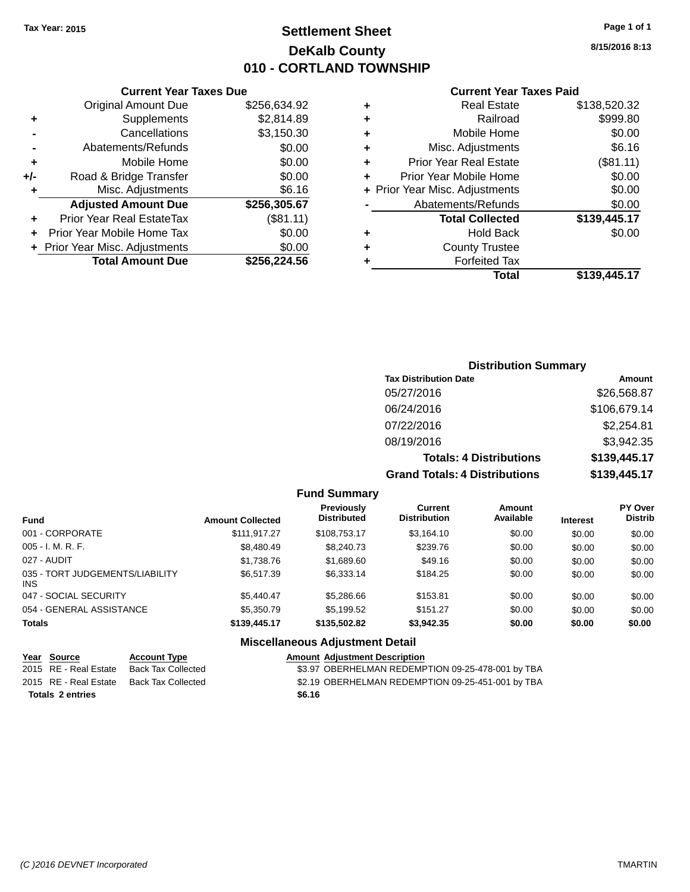Tax Year: 2015

# Settlement Sheet
## DeKalb County
## 010 - CORTLAND TOWNSHIP

8/15/2016 8:13

### Current Year Taxes Due

| | | |
|---|---|---|
| | Original Amount Due | $256,634.92 |
| + | Supplements | $2,814.89 |
| - | Cancellations | $3,150.30 |
| - | Abatements/Refunds | $0.00 |
| + | Mobile Home | $0.00 |
| +/- | Road & Bridge Transfer | $0.00 |
| + | Misc. Adjustments | $6.16 |
| | **Adjusted Amount Due** | **$256,305.67** |
| + | Prior Year Real EstateTax | ($81.11) |
| + | Prior Year Mobile Home Tax | $0.00 |
| + | Prior Year Misc. Adjustments | $0.00 |
| | **Total Amount Due** | **$256,224.56** |

### Current Year Taxes Paid

| | | |
|---|---|---|
| + | Real Estate | $138,520.32 |
| + | Railroad | $999.80 |
| + | Mobile Home | $0.00 |
| + | Misc. Adjustments | $6.16 |
| + | Prior Year Real Estate | ($81.11) |
| + | Prior Year Mobile Home | $0.00 |
| + | Prior Year Misc. Adjustments | $0.00 |
| - | Abatements/Refunds | $0.00 |
| | **Total Collected** | **$139,445.17** |
| + | Hold Back | $0.00 |
| + | County Trustee | |
| + | Forfeited Tax | |
| | **Total** | **$139,445.17** |

### Distribution Summary

| Tax Distribution Date | Amount |
|---|---|
| 05/27/2016 | $26,568.87 |
| 06/24/2016 | $106,679.14 |
| 07/22/2016 | $2,254.81 |
| 08/19/2016 | $3,942.35 |
| **Totals: 4 Distributions** | **$139,445.17** |
| **Grand Totals: 4 Distributions** | **$139,445.17** |

### Fund Summary

| Fund | Amount Collected | Previously Distributed | Current Distribution | Amount Available | Interest | PY Over Distrib |
|---|---|---|---|---|---|---|
| 001 - CORPORATE | $111,917.27 | $108,753.17 | $3,164.10 | $0.00 | $0.00 | $0.00 |
| 005 - I. M. R. F. | $8,480.49 | $8,240.73 | $239.76 | $0.00 | $0.00 | $0.00 |
| 027 - AUDIT | $1,738.76 | $1,689.60 | $49.16 | $0.00 | $0.00 | $0.00 |
| 035 - TORT JUDGEMENTS/LIABILITY INS | $6,517.39 | $6,333.14 | $184.25 | $0.00 | $0.00 | $0.00 |
| 047 - SOCIAL SECURITY | $5,440.47 | $5,286.66 | $153.81 | $0.00 | $0.00 | $0.00 |
| 054 - GENERAL ASSISTANCE | $5,350.79 | $5,199.52 | $151.27 | $0.00 | $0.00 | $0.00 |
| **Totals** | **$139,445.17** | **$135,502.82** | **$3,942.35** | **$0.00** | **$0.00** | **$0.00** |

### Miscellaneous Adjustment Detail

| Year | Source | Account Type | Amount | Adjustment Description |
|---|---|---|---|---|
| 2015 | RE - Real Estate | Back Tax Collected | $3.97 | OBERHELMAN REDEMPTION 09-25-478-001 by TBA |
| 2015 | RE - Real Estate | Back Tax Collected | $2.19 | OBERHELMAN REDEMPTION 09-25-451-001 by TBA |
| **Totals 2 entries** | | | **$6.16** | |

(C )2016 DEVNET Incorporated — TMARTIN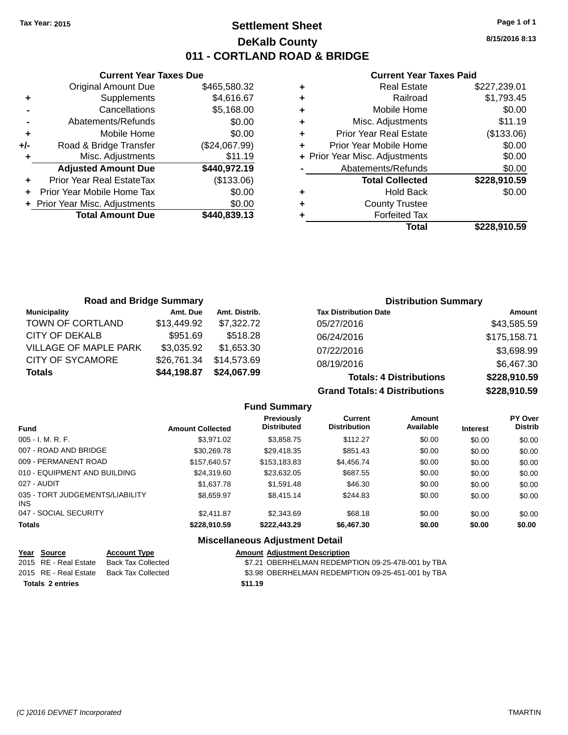Tax Year: 2015

# Settlement Sheet

## DeKalb County

## 011 - CORTLAND ROAD & BRIDGE

8/15/2016 8:13

### Current Year Taxes Due

| | | |
|---|---|---|
| | Original Amount Due | $465,580.32 |
| + | Supplements | $4,616.67 |
| - | Cancellations | $5,168.00 |
| - | Abatements/Refunds | $0.00 |
| + | Mobile Home | $0.00 |
| +/- | Road & Bridge Transfer | ($24,067.99) |
| + | Misc. Adjustments | $11.19 |
| | **Adjusted Amount Due** | **$440,972.19** |
| + | Prior Year Real EstateTax | ($133.06) |
| + | Prior Year Mobile Home Tax | $0.00 |
| + | Prior Year Misc. Adjustments | $0.00 |
| | **Total Amount Due** | **$440,839.13** |

### Current Year Taxes Paid

| | | |
|---|---|---|
| + | Real Estate | $227,239.01 |
| + | Railroad | $1,793.45 |
| + | Mobile Home | $0.00 |
| + | Misc. Adjustments | $11.19 |
| + | Prior Year Real Estate | ($133.06) |
| + | Prior Year Mobile Home | $0.00 |
| + | Prior Year Misc. Adjustments | $0.00 |
| - | Abatements/Refunds | $0.00 |
| | **Total Collected** | **$228,910.59** |
| + | Hold Back | $0.00 |
| + | County Trustee | |
| + | Forfeited Tax | |
| | **Total** | **$228,910.59** |

### Road and Bridge Summary

| Municipality | Amt. Due | Amt. Distrib. |
|---|---|---|
| TOWN OF CORTLAND | $13,449.92 | $7,322.72 |
| CITY OF DEKALB | $951.69 | $518.28 |
| VILLAGE OF MAPLE PARK | $3,035.92 | $1,653.30 |
| CITY OF SYCAMORE | $26,761.34 | $14,573.69 |
| **Totals** | **$44,198.87** | **$24,067.99** |

### Distribution Summary

| Tax Distribution Date | Amount |
|---|---|
| 05/27/2016 | $43,585.59 |
| 06/24/2016 | $175,158.71 |
| 07/22/2016 | $3,698.99 |
| 08/19/2016 | $6,467.30 |
| **Totals: 4 Distributions** | **$228,910.59** |
| **Grand Totals: 4 Distributions** | **$228,910.59** |

### Fund Summary

| Fund | Amount Collected | Previously Distributed | Current Distribution | Amount Available | Interest | PY Over Distrib |
|---|---|---|---|---|---|---|
| 005 - I. M. R. F. | $3,971.02 | $3,858.75 | $112.27 | $0.00 | $0.00 | $0.00 |
| 007 - ROAD AND BRIDGE | $30,269.78 | $29,418.35 | $851.43 | $0.00 | $0.00 | $0.00 |
| 009 - PERMANENT ROAD | $157,640.57 | $153,183.83 | $4,456.74 | $0.00 | $0.00 | $0.00 |
| 010 - EQUIPMENT AND BUILDING | $24,319.60 | $23,632.05 | $687.55 | $0.00 | $0.00 | $0.00 |
| 027 - AUDIT | $1,637.78 | $1,591.48 | $46.30 | $0.00 | $0.00 | $0.00 |
| 035 - TORT JUDGEMENTS/LIABILITY INS | $8,659.97 | $8,415.14 | $244.83 | $0.00 | $0.00 | $0.00 |
| 047 - SOCIAL SECURITY | $2,411.87 | $2,343.69 | $68.18 | $0.00 | $0.00 | $0.00 |
| **Totals** | **$228,910.59** | **$222,443.29** | **$6,467.30** | **$0.00** | **$0.00** | **$0.00** |

### Miscellaneous Adjustment Detail

| Year | Source | Account Type | Amount | Adjustment Description |
|---|---|---|---|---|
| 2015 | RE - Real Estate | Back Tax Collected | $7.21 | OBERHELMAN REDEMPTION 09-25-478-001 by TBA |
| 2015 | RE - Real Estate | Back Tax Collected | $3.98 | OBERHELMAN REDEMPTION 09-25-451-001 by TBA |
| **Totals** | **2 entries** | | **$11.19** | |

(C )2016 DEVNET Incorporated TMARTIN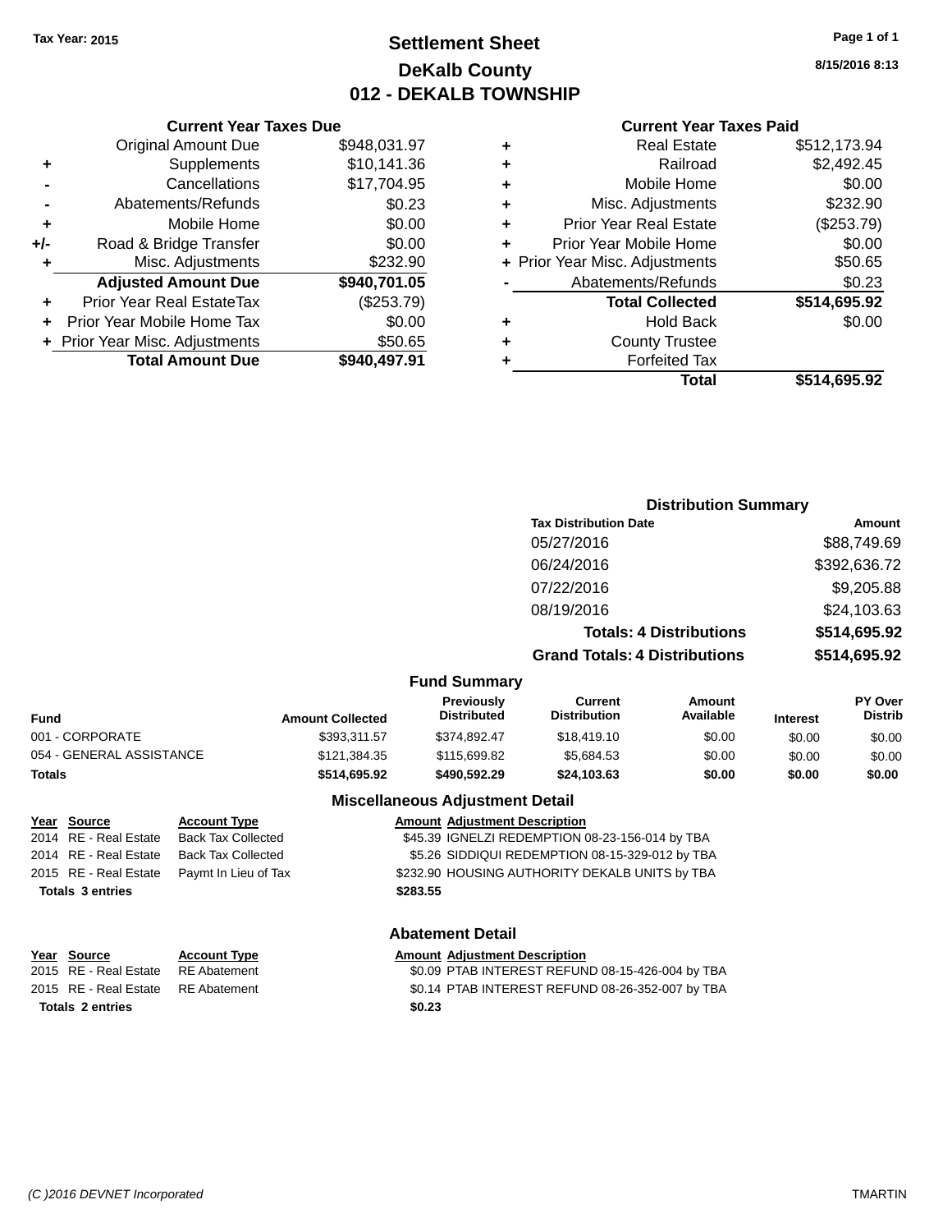Tax Year: 2015

# Settlement Sheet
## DeKalb County
## 012 - DEKALB TOWNSHIP

8/15/2016 8:13

### Current Year Taxes Due

| | | |
|---|---|---|
| | Original Amount Due | $948,031.97 |
| + | Supplements | $10,141.36 |
| - | Cancellations | $17,704.95 |
| - | Abatements/Refunds | $0.23 |
| + | Mobile Home | $0.00 |
| +/- | Road & Bridge Transfer | $0.00 |
| + | Misc. Adjustments | $232.90 |
| | **Adjusted Amount Due** | **$940,701.05** |
| + | Prior Year Real EstateTax | ($253.79) |
| + | Prior Year Mobile Home Tax | $0.00 |
| + | Prior Year Misc. Adjustments | $50.65 |
| | **Total Amount Due** | **$940,497.91** |

### Current Year Taxes Paid

| | | |
|---|---|---|
| + | Real Estate | $512,173.94 |
| + | Railroad | $2,492.45 |
| + | Mobile Home | $0.00 |
| + | Misc. Adjustments | $232.90 |
| + | Prior Year Real Estate | ($253.79) |
| + | Prior Year Mobile Home | $0.00 |
| + | Prior Year Misc. Adjustments | $50.65 |
| - | Abatements/Refunds | $0.23 |
| | **Total Collected** | **$514,695.92** |
| + | Hold Back | $0.00 |
| + | County Trustee | |
| + | Forfeited Tax | |
| | **Total** | **$514,695.92** |

### Distribution Summary

| Tax Distribution Date | Amount |
|---|---|
| 05/27/2016 | $88,749.69 |
| 06/24/2016 | $392,636.72 |
| 07/22/2016 | $9,205.88 |
| 08/19/2016 | $24,103.63 |
| **Totals: 4 Distributions** | **$514,695.92** |
| **Grand Totals: 4 Distributions** | **$514,695.92** |

### Fund Summary

| Fund | Amount Collected | Previously Distributed | Current Distribution | Amount Available | Interest | PY Over Distrib |
|---|---|---|---|---|---|---|
| 001 - CORPORATE | $393,311.57 | $374,892.47 | $18,419.10 | $0.00 | $0.00 | $0.00 |
| 054 - GENERAL ASSISTANCE | $121,384.35 | $115,699.82 | $5,684.53 | $0.00 | $0.00 | $0.00 |
| **Totals** | **$514,695.92** | **$490,592.29** | **$24,103.63** | **$0.00** | **$0.00** | **$0.00** |

### Miscellaneous Adjustment Detail

| Year | Source | Account Type | Amount | Adjustment Description |
|---|---|---|---|---|
| 2014 | RE - Real Estate | Back Tax Collected | $45.39 | IGNELZI REDEMPTION 08-23-156-014 by TBA |
| 2014 | RE - Real Estate | Back Tax Collected | $5.26 | SIDDIQUI REDEMPTION 08-15-329-012 by TBA |
| 2015 | RE - Real Estate | Paymt In Lieu of Tax | $232.90 | HOUSING AUTHORITY DEKALB UNITS by TBA |
| **Totals 3 entries** | | | **$283.55** | |

### Abatement Detail

| Year | Source | Account Type | Amount | Adjustment Description |
|---|---|---|---|---|
| 2015 | RE - Real Estate | RE Abatement | $0.09 | PTAB INTEREST REFUND 08-15-426-004 by TBA |
| 2015 | RE - Real Estate | RE Abatement | $0.14 | PTAB INTEREST REFUND 08-26-352-007 by TBA |
| **Totals 2 entries** | | | **$0.23** | |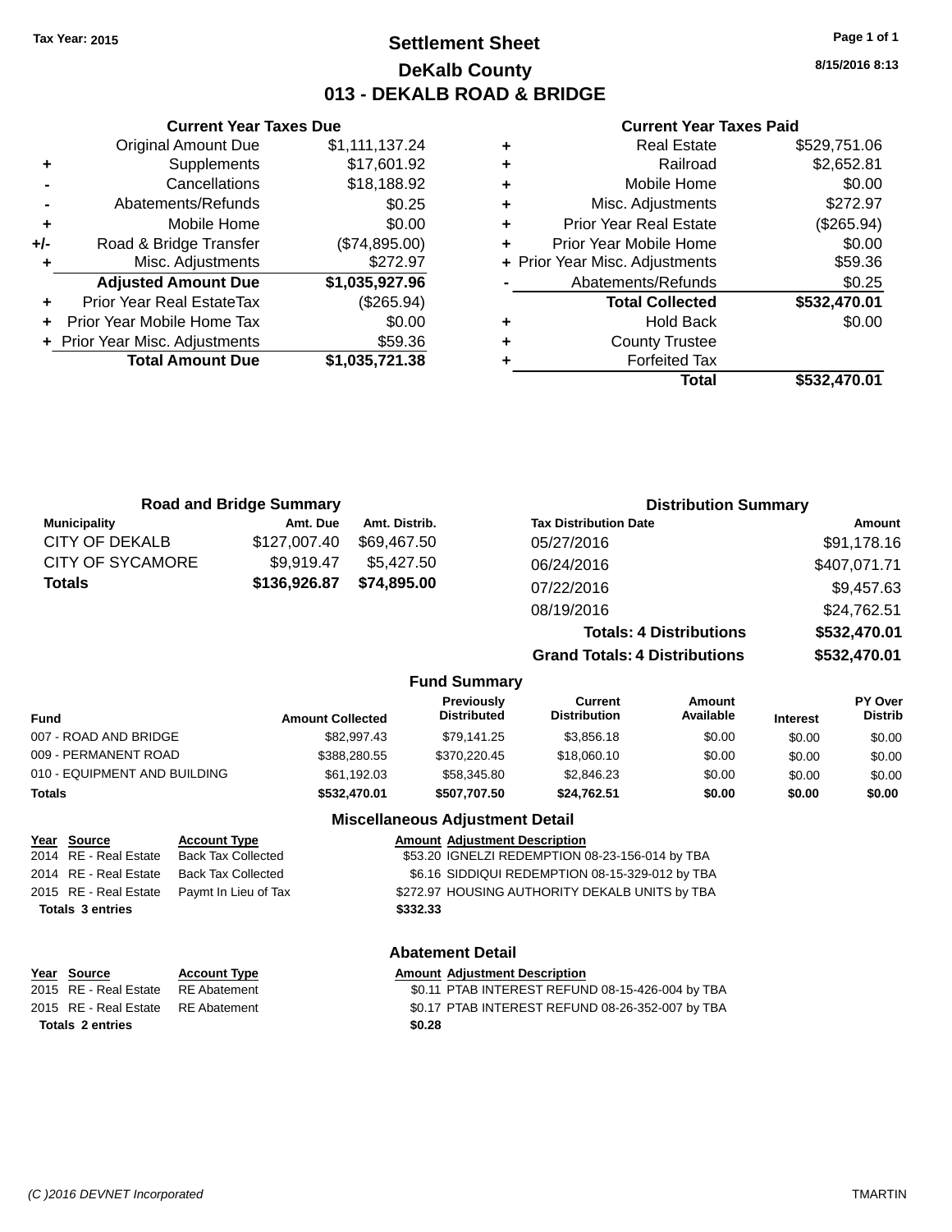Tax Year: 2015

# Settlement Sheet
## DeKalb County
## 013 - DEKALB ROAD & BRIDGE

8/15/2016 8:13

### Current Year Taxes Due

| | | |
|---|---|---|
| | Original Amount Due | $1,111,137.24 |
| + | Supplements | $17,601.92 |
| - | Cancellations | $18,188.92 |
| - | Abatements/Refunds | $0.25 |
| + | Mobile Home | $0.00 |
| +/- | Road & Bridge Transfer | ($74,895.00) |
| + | Misc. Adjustments | $272.97 |
| | **Adjusted Amount Due** | **$1,035,927.96** |
| + | Prior Year Real EstateTax | ($265.94) |
| + | Prior Year Mobile Home Tax | $0.00 |
| + | Prior Year Misc. Adjustments | $59.36 |
| | **Total Amount Due** | **$1,035,721.38** |

### Current Year Taxes Paid

| | | |
|---|---|---|
| + | Real Estate | $529,751.06 |
| + | Railroad | $2,652.81 |
| + | Mobile Home | $0.00 |
| + | Misc. Adjustments | $272.97 |
| + | Prior Year Real Estate | ($265.94) |
| + | Prior Year Mobile Home | $0.00 |
| + | Prior Year Misc. Adjustments | $59.36 |
| - | Abatements/Refunds | $0.25 |
| | **Total Collected** | **$532,470.01** |
| + | Hold Back | $0.00 |
| + | County Trustee | |
| + | Forfeited Tax | |
| | **Total** | **$532,470.01** |

### Road and Bridge Summary

| Municipality | Amt. Due | Amt. Distrib. |
|---|---|---|
| CITY OF DEKALB | $127,007.40 | $69,467.50 |
| CITY OF SYCAMORE | $9,919.47 | $5,427.50 |
| **Totals** | **$136,926.87** | **$74,895.00** |

### Distribution Summary

| Tax Distribution Date | Amount |
|---|---|
| 05/27/2016 | $91,178.16 |
| 06/24/2016 | $407,071.71 |
| 07/22/2016 | $9,457.63 |
| 08/19/2016 | $24,762.51 |
| **Totals: 4 Distributions** | **$532,470.01** |
| **Grand Totals: 4 Distributions** | **$532,470.01** |

### Fund Summary

| Fund | Amount Collected | Previously Distributed | Current Distribution | Amount Available | Interest | PY Over Distrib |
|---|---|---|---|---|---|---|
| 007 - ROAD AND BRIDGE | $82,997.43 | $79,141.25 | $3,856.18 | $0.00 | $0.00 | $0.00 |
| 009 - PERMANENT ROAD | $388,280.55 | $370,220.45 | $18,060.10 | $0.00 | $0.00 | $0.00 |
| 010 - EQUIPMENT AND BUILDING | $61,192.03 | $58,345.80 | $2,846.23 | $0.00 | $0.00 | $0.00 |
| **Totals** | **$532,470.01** | **$507,707.50** | **$24,762.51** | **$0.00** | **$0.00** | **$0.00** |

### Miscellaneous Adjustment Detail

| Year | Source | Account Type | Amount | Adjustment Description |
|---|---|---|---|---|
| 2014 | RE - Real Estate | Back Tax Collected | $53.20 | IGNELZI REDEMPTION 08-23-156-014 by TBA |
| 2014 | RE - Real Estate | Back Tax Collected | $6.16 | SIDDIQUI REDEMPTION 08-15-329-012 by TBA |
| 2015 | RE - Real Estate | Paymt In Lieu of Tax | $272.97 | HOUSING AUTHORITY DEKALB UNITS by TBA |
| **Totals 3 entries** | | | **$332.33** | |

### Abatement Detail

| Year | Source | Account Type | Amount | Adjustment Description |
|---|---|---|---|---|
| 2015 | RE - Real Estate | RE Abatement | $0.11 | PTAB INTEREST REFUND 08-15-426-004 by TBA |
| 2015 | RE - Real Estate | RE Abatement | $0.17 | PTAB INTEREST REFUND 08-26-352-007 by TBA |
| **Totals 2 entries** | | | **$0.28** | |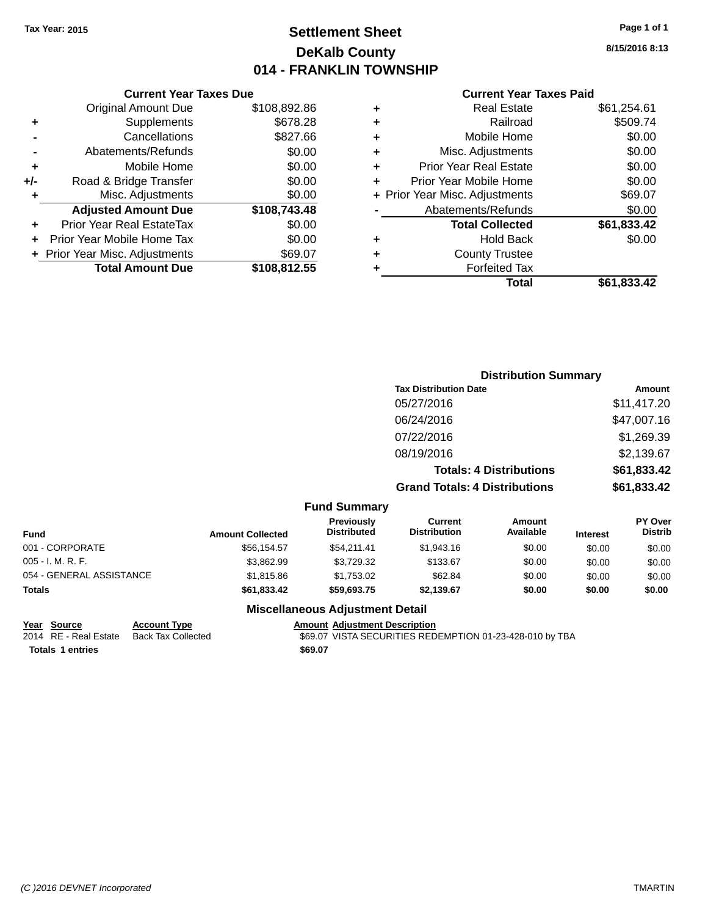Tax Year: 2015

# Settlement Sheet
## DeKalb County
## 014 - FRANKLIN TOWNSHIP

8/15/2016 8:13

### Current Year Taxes Due

| | | |
|---|---|---|
| | Original Amount Due | $108,892.86 |
| + | Supplements | $678.28 |
| - | Cancellations | $827.66 |
| - | Abatements/Refunds | $0.00 |
| + | Mobile Home | $0.00 |
| +/- | Road & Bridge Transfer | $0.00 |
| + | Misc. Adjustments | $0.00 |
| | **Adjusted Amount Due** | **$108,743.48** |
| + | Prior Year Real EstateTax | $0.00 |
| + | Prior Year Mobile Home Tax | $0.00 |
| + | Prior Year Misc. Adjustments | $69.07 |
| | **Total Amount Due** | **$108,812.55** |

### Current Year Taxes Paid

| | | |
|---|---|---|
| + | Real Estate | $61,254.61 |
| + | Railroad | $509.74 |
| + | Mobile Home | $0.00 |
| + | Misc. Adjustments | $0.00 |
| + | Prior Year Real Estate | $0.00 |
| + | Prior Year Mobile Home | $0.00 |
| + | Prior Year Misc. Adjustments | $69.07 |
| - | Abatements/Refunds | $0.00 |
| | **Total Collected** | **$61,833.42** |
| + | Hold Back | $0.00 |
| + | County Trustee | |
| + | Forfeited Tax | |
| | **Total** | **$61,833.42** |

### Distribution Summary

| Tax Distribution Date | Amount |
|---|---|
| 05/27/2016 | $11,417.20 |
| 06/24/2016 | $47,007.16 |
| 07/22/2016 | $1,269.39 |
| 08/19/2016 | $2,139.67 |
| **Totals: 4 Distributions** | **$61,833.42** |
| **Grand Totals: 4 Distributions** | **$61,833.42** |

### Fund Summary

| Fund | Amount Collected | Previously Distributed | Current Distribution | Amount Available | Interest | PY Over Distrib |
|---|---|---|---|---|---|---|
| 001 - CORPORATE | $56,154.57 | $54,211.41 | $1,943.16 | $0.00 | $0.00 | $0.00 |
| 005 - I. M. R. F. | $3,862.99 | $3,729.32 | $133.67 | $0.00 | $0.00 | $0.00 |
| 054 - GENERAL ASSISTANCE | $1,815.86 | $1,753.02 | $62.84 | $0.00 | $0.00 | $0.00 |
| **Totals** | **$61,833.42** | **$59,693.75** | **$2,139.67** | **$0.00** | **$0.00** | **$0.00** |

### Miscellaneous Adjustment Detail

| Year | Source | Account Type | Amount | Adjustment Description |
|---|---|---|---|---|
| 2014 | RE - Real Estate | Back Tax Collected | $69.07 | VISTA SECURITIES REDEMPTION 01-23-428-010 by TBA |
| **Totals 1 entries** | | | **$69.07** | |

(C )2016 DEVNET Incorporated TMARTIN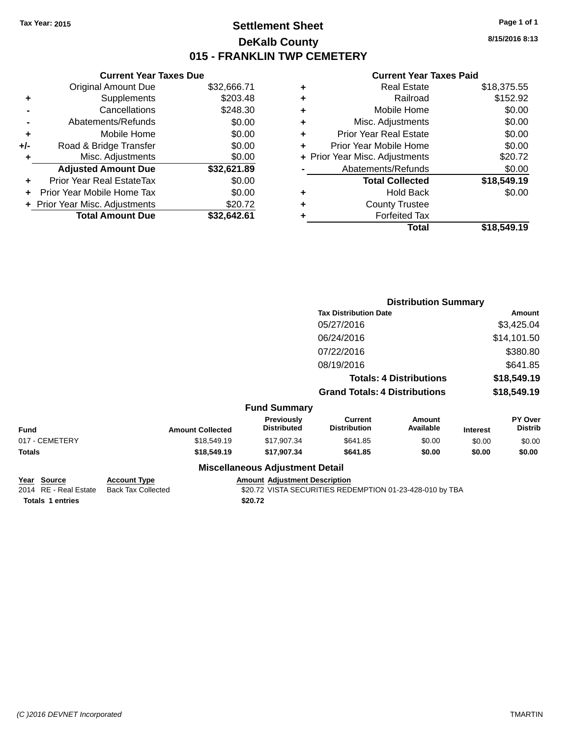Tax Year: 2015

# Settlement Sheet

## DeKalb County

## 015 - FRANKLIN TWP CEMETERY

8/15/2016 8:13

**Current Year Taxes Due**

| | | |
|---|---|---|
| | Original Amount Due | $32,666.71 |
| + | Supplements | $203.48 |
| - | Cancellations | $248.30 |
| - | Abatements/Refunds | $0.00 |
| + | Mobile Home | $0.00 |
| +/- | Road & Bridge Transfer | $0.00 |
| + | Misc. Adjustments | $0.00 |
| | **Adjusted Amount Due** | **$32,621.89** |
| + | Prior Year Real EstateTax | $0.00 |
| + | Prior Year Mobile Home Tax | $0.00 |
| + | Prior Year Misc. Adjustments | $20.72 |
| | **Total Amount Due** | **$32,642.61** |

**Current Year Taxes Paid**

| | | |
|---|---|---|
| + | Real Estate | $18,375.55 |
| + | Railroad | $152.92 |
| + | Mobile Home | $0.00 |
| + | Misc. Adjustments | $0.00 |
| + | Prior Year Real Estate | $0.00 |
| + | Prior Year Mobile Home | $0.00 |
| + | Prior Year Misc. Adjustments | $20.72 |
| - | Abatements/Refunds | $0.00 |
| | **Total Collected** | **$18,549.19** |
| + | Hold Back | $0.00 |
| + | County Trustee | |
| + | Forfeited Tax | |
| | **Total** | **$18,549.19** |

**Distribution Summary**

| Tax Distribution Date | Amount |
|---|---|
| 05/27/2016 | $3,425.04 |
| 06/24/2016 | $14,101.50 |
| 07/22/2016 | $380.80 |
| 08/19/2016 | $641.85 |
| **Totals: 4 Distributions** | **$18,549.19** |
| **Grand Totals: 4 Distributions** | **$18,549.19** |

**Fund Summary**

| Fund | Amount Collected | Previously Distributed | Current Distribution | Amount Available | Interest | PY Over Distrib |
|---|---|---|---|---|---|---|
| 017 - CEMETERY | $18,549.19 | $17,907.34 | $641.85 | $0.00 | $0.00 | $0.00 |
| **Totals** | **$18,549.19** | **$17,907.34** | **$641.85** | **$0.00** | **$0.00** | **$0.00** |

**Miscellaneous Adjustment Detail**

| Year | Source | Account Type | Amount | Adjustment Description |
|---|---|---|---|---|
| 2014 | RE - Real Estate | Back Tax Collected | $20.72 | VISTA SECURITIES REDEMPTION 01-23-428-010 by TBA |
| **Totals** | **1 entries** | | **$20.72** | |

(C )2016 DEVNET Incorporated TMARTIN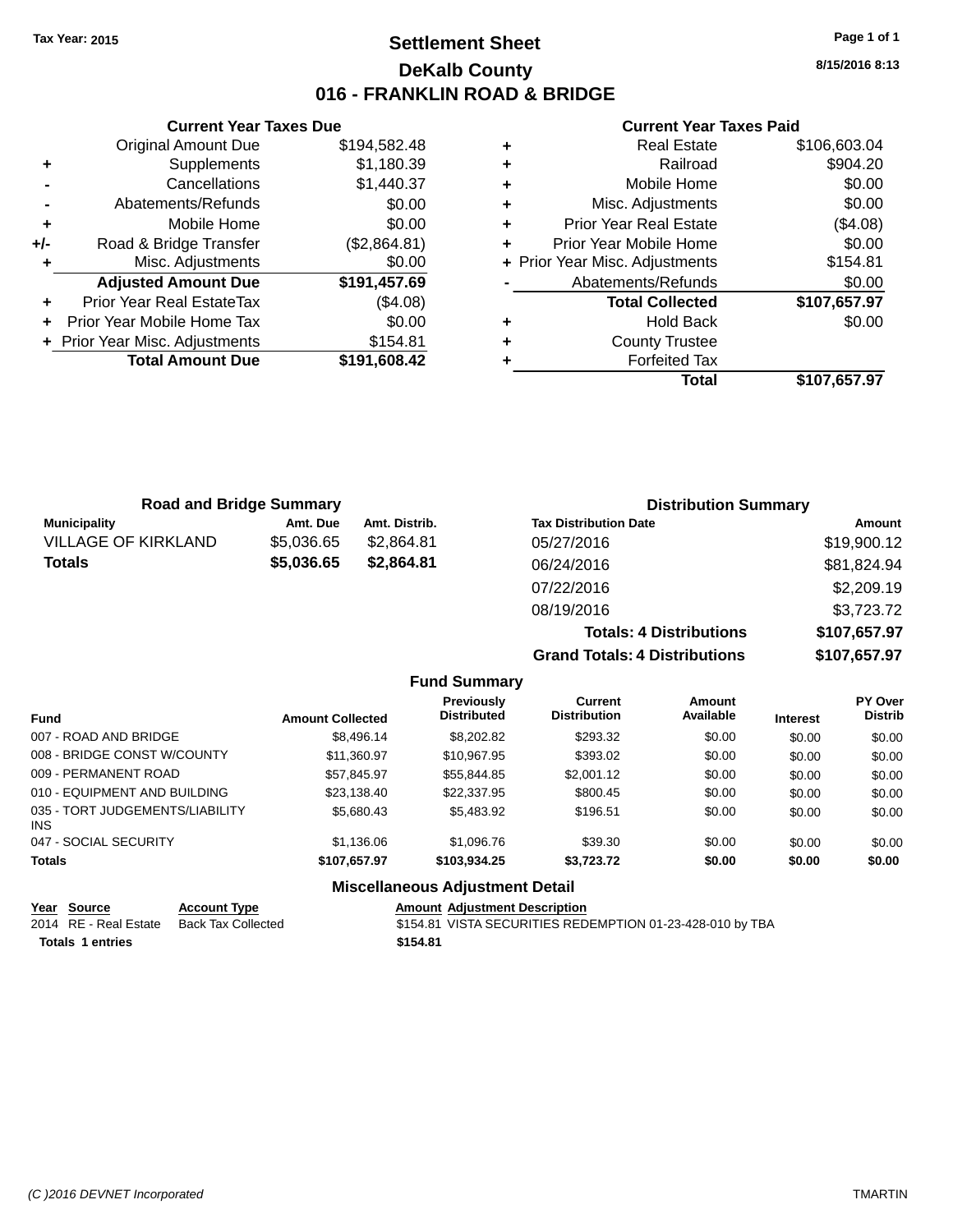Tax Year: 2015

# Settlement Sheet
## DeKalb County
## 016 - FRANKLIN ROAD & BRIDGE

8/15/2016 8:13

### Current Year Taxes Due

| | | |
|---|---|---|
| | Original Amount Due | $194,582.48 |
| + | Supplements | $1,180.39 |
| - | Cancellations | $1,440.37 |
| - | Abatements/Refunds | $0.00 |
| + | Mobile Home | $0.00 |
| +/- | Road & Bridge Transfer | ($2,864.81) |
| + | Misc. Adjustments | $0.00 |
| | **Adjusted Amount Due** | **$191,457.69** |
| + | Prior Year Real EstateTax | ($4.08) |
| + | Prior Year Mobile Home Tax | $0.00 |
| + | Prior Year Misc. Adjustments | $154.81 |
| | **Total Amount Due** | **$191,608.42** |

### Current Year Taxes Paid

| | | |
|---|---|---|
| + | Real Estate | $106,603.04 |
| + | Railroad | $904.20 |
| + | Mobile Home | $0.00 |
| + | Misc. Adjustments | $0.00 |
| + | Prior Year Real Estate | ($4.08) |
| + | Prior Year Mobile Home | $0.00 |
| + | Prior Year Misc. Adjustments | $154.81 |
| - | Abatements/Refunds | $0.00 |
| | **Total Collected** | **$107,657.97** |
| + | Hold Back | $0.00 |
| + | County Trustee | |
| + | Forfeited Tax | |
| | **Total** | **$107,657.97** |

### Road and Bridge Summary

| Municipality | Amt. Due | Amt. Distrib. |
|---|---|---|
| VILLAGE OF KIRKLAND | $5,036.65 | $2,864.81 |
| **Totals** | **$5,036.65** | **$2,864.81** |

### Distribution Summary

| Tax Distribution Date | Amount |
|---|---|
| 05/27/2016 | $19,900.12 |
| 06/24/2016 | $81,824.94 |
| 07/22/2016 | $2,209.19 |
| 08/19/2016 | $3,723.72 |
| **Totals: 4 Distributions** | **$107,657.97** |
| **Grand Totals: 4 Distributions** | **$107,657.97** |

### Fund Summary

| Fund | Amount Collected | Previously Distributed | Current Distribution | Amount Available | Interest | PY Over Distrib |
|---|---|---|---|---|---|---|
| 007 - ROAD AND BRIDGE | $8,496.14 | $8,202.82 | $293.32 | $0.00 | $0.00 | $0.00 |
| 008 - BRIDGE CONST W/COUNTY | $11,360.97 | $10,967.95 | $393.02 | $0.00 | $0.00 | $0.00 |
| 009 - PERMANENT ROAD | $57,845.97 | $55,844.85 | $2,001.12 | $0.00 | $0.00 | $0.00 |
| 010 - EQUIPMENT AND BUILDING | $23,138.40 | $22,337.95 | $800.45 | $0.00 | $0.00 | $0.00 |
| 035 - TORT JUDGEMENTS/LIABILITY INS | $5,680.43 | $5,483.92 | $196.51 | $0.00 | $0.00 | $0.00 |
| 047 - SOCIAL SECURITY | $1,136.06 | $1,096.76 | $39.30 | $0.00 | $0.00 | $0.00 |
| **Totals** | **$107,657.97** | **$103,934.25** | **$3,723.72** | **$0.00** | **$0.00** | **$0.00** |

### Miscellaneous Adjustment Detail

| Year | Source | Account Type | Amount | Adjustment Description |
|---|---|---|---|---|
| 2014 | RE - Real Estate | Back Tax Collected | $154.81 | VISTA SECURITIES REDEMPTION 01-23-428-010 by TBA |
| **Totals 1 entries** | | | **$154.81** | |

(C )2016 DEVNET Incorporated — TMARTIN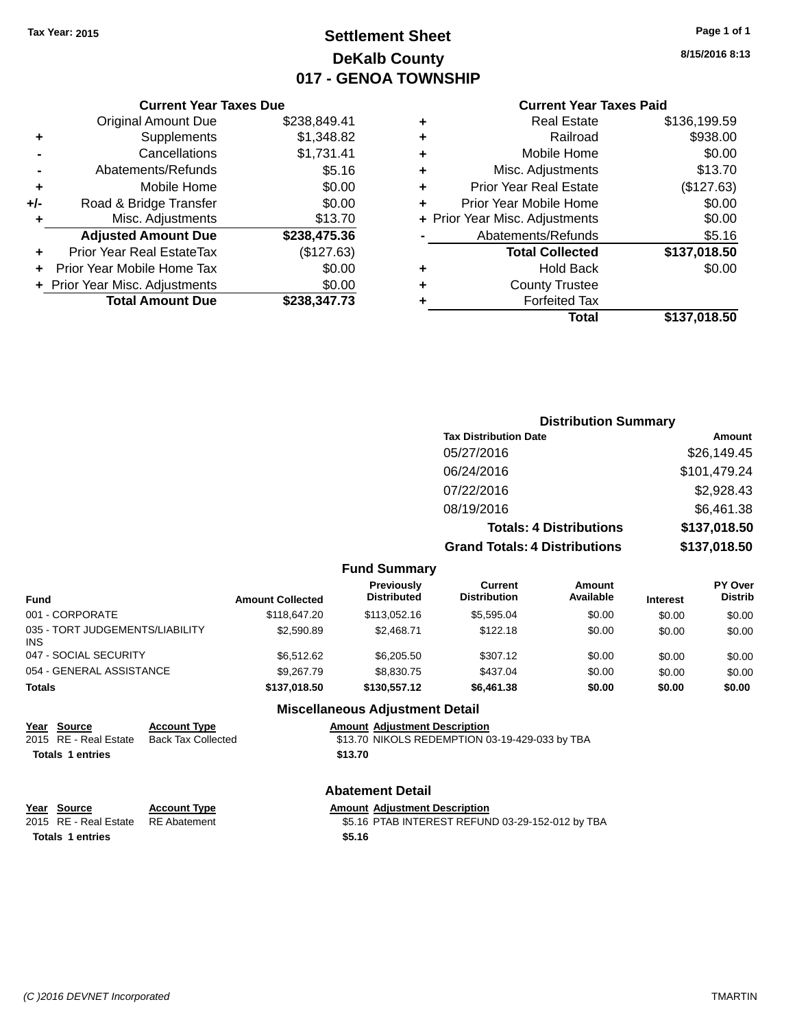Tax Year: 2015

# Settlement Sheet
## DeKalb County
## 017 - GENOA TOWNSHIP

8/15/2016 8:13

### Current Year Taxes Due

| | | |
|---|---|---|
| | Original Amount Due | $238,849.41 |
| + | Supplements | $1,348.82 |
| - | Cancellations | $1,731.41 |
| - | Abatements/Refunds | $5.16 |
| + | Mobile Home | $0.00 |
| +/- | Road & Bridge Transfer | $0.00 |
| + | Misc. Adjustments | $13.70 |
| | **Adjusted Amount Due** | **$238,475.36** |
| + | Prior Year Real EstateTax | ($127.63) |
| + | Prior Year Mobile Home Tax | $0.00 |
| + | Prior Year Misc. Adjustments | $0.00 |
| | **Total Amount Due** | **$238,347.73** |

### Current Year Taxes Paid

| | | |
|---|---|---|
| + | Real Estate | $136,199.59 |
| + | Railroad | $938.00 |
| + | Mobile Home | $0.00 |
| + | Misc. Adjustments | $13.70 |
| + | Prior Year Real Estate | ($127.63) |
| + | Prior Year Mobile Home | $0.00 |
| + | Prior Year Misc. Adjustments | $0.00 |
| - | Abatements/Refunds | $5.16 |
| | **Total Collected** | **$137,018.50** |
| + | Hold Back | $0.00 |
| + | County Trustee | |
| + | Forfeited Tax | |
| | **Total** | **$137,018.50** |

### Distribution Summary

| Tax Distribution Date | Amount |
|---|---|
| 05/27/2016 | $26,149.45 |
| 06/24/2016 | $101,479.24 |
| 07/22/2016 | $2,928.43 |
| 08/19/2016 | $6,461.38 |
| **Totals: 4 Distributions** | **$137,018.50** |
| **Grand Totals: 4 Distributions** | **$137,018.50** |

### Fund Summary

| Fund | Amount Collected | Previously Distributed | Current Distribution | Amount Available | Interest | PY Over Distrib |
|---|---|---|---|---|---|---|
| 001 - CORPORATE | $118,647.20 | $113,052.16 | $5,595.04 | $0.00 | $0.00 | $0.00 |
| 035 - TORT JUDGEMENTS/LIABILITY INS | $2,590.89 | $2,468.71 | $122.18 | $0.00 | $0.00 | $0.00 |
| 047 - SOCIAL SECURITY | $6,512.62 | $6,205.50 | $307.12 | $0.00 | $0.00 | $0.00 |
| 054 - GENERAL ASSISTANCE | $9,267.79 | $8,830.75 | $437.04 | $0.00 | $0.00 | $0.00 |
| **Totals** | **$137,018.50** | **$130,557.12** | **$6,461.38** | **$0.00** | **$0.00** | **$0.00** |

### Miscellaneous Adjustment Detail

| Year | Source | Account Type | Amount | Adjustment Description |
|---|---|---|---|---|
| 2015 | RE - Real Estate | Back Tax Collected | $13.70 | NIKOLS REDEMPTION 03-19-429-033 by TBA |
| **Totals** | **1 entries** | | **$13.70** | |

### Abatement Detail

| Year | Source | Account Type | Amount | Adjustment Description |
|---|---|---|---|---|
| 2015 | RE - Real Estate | RE Abatement | $5.16 | PTAB INTEREST REFUND 03-29-152-012 by TBA |
| **Totals** | **1 entries** | | **$5.16** | |

(C )2016 DEVNET Incorporated — TMARTIN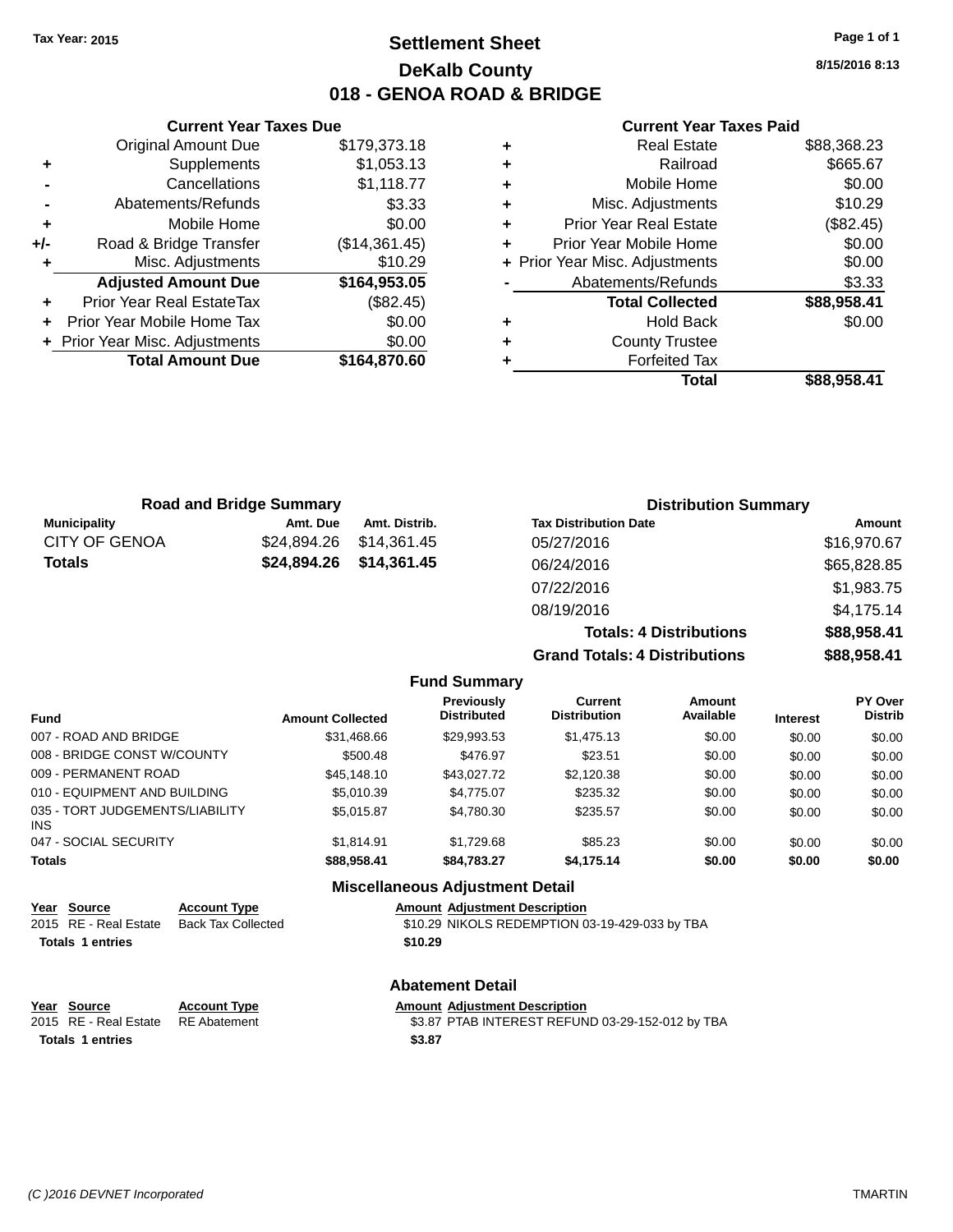Tax Year: 2015

# Settlement Sheet
## DeKalb County
## 018 - GENOA ROAD & BRIDGE

8/15/2016 8:13

### Current Year Taxes Due

| | | |
|---|---|---|
| | Original Amount Due | $179,373.18 |
| + | Supplements | $1,053.13 |
| - | Cancellations | $1,118.77 |
| - | Abatements/Refunds | $3.33 |
| + | Mobile Home | $0.00 |
| +/- | Road & Bridge Transfer | ($14,361.45) |
| + | Misc. Adjustments | $10.29 |
| | **Adjusted Amount Due** | **$164,953.05** |
| + | Prior Year Real EstateTax | ($82.45) |
| + | Prior Year Mobile Home Tax | $0.00 |
| + | Prior Year Misc. Adjustments | $0.00 |
| | **Total Amount Due** | **$164,870.60** |

### Current Year Taxes Paid

| | | |
|---|---|---|
| + | Real Estate | $88,368.23 |
| + | Railroad | $665.67 |
| + | Mobile Home | $0.00 |
| + | Misc. Adjustments | $10.29 |
| + | Prior Year Real Estate | ($82.45) |
| + | Prior Year Mobile Home | $0.00 |
| + | Prior Year Misc. Adjustments | $0.00 |
| - | Abatements/Refunds | $3.33 |
| | **Total Collected** | **$88,958.41** |
| + | Hold Back | $0.00 |
| + | County Trustee | |
| + | Forfeited Tax | |
| | **Total** | **$88,958.41** |

### Road and Bridge Summary

| Municipality | Amt. Due | Amt. Distrib. |
|---|---|---|
| CITY OF GENOA | $24,894.26 | $14,361.45 |
| **Totals** | **$24,894.26** | **$14,361.45** |

### Distribution Summary

| Tax Distribution Date | Amount |
|---|---|
| 05/27/2016 | $16,970.67 |
| 06/24/2016 | $65,828.85 |
| 07/22/2016 | $1,983.75 |
| 08/19/2016 | $4,175.14 |
| **Totals: 4 Distributions** | **$88,958.41** |
| **Grand Totals: 4 Distributions** | **$88,958.41** |

### Fund Summary

| Fund | Amount Collected | Previously Distributed | Current Distribution | Amount Available | Interest | PY Over Distrib |
|---|---|---|---|---|---|---|
| 007 - ROAD AND BRIDGE | $31,468.66 | $29,993.53 | $1,475.13 | $0.00 | $0.00 | $0.00 |
| 008 - BRIDGE CONST W/COUNTY | $500.48 | $476.97 | $23.51 | $0.00 | $0.00 | $0.00 |
| 009 - PERMANENT ROAD | $45,148.10 | $43,027.72 | $2,120.38 | $0.00 | $0.00 | $0.00 |
| 010 - EQUIPMENT AND BUILDING | $5,010.39 | $4,775.07 | $235.32 | $0.00 | $0.00 | $0.00 |
| 035 - TORT JUDGEMENTS/LIABILITY INS | $5,015.87 | $4,780.30 | $235.57 | $0.00 | $0.00 | $0.00 |
| 047 - SOCIAL SECURITY | $1,814.91 | $1,729.68 | $85.23 | $0.00 | $0.00 | $0.00 |
| **Totals** | **$88,958.41** | **$84,783.27** | **$4,175.14** | **$0.00** | **$0.00** | **$0.00** |

### Miscellaneous Adjustment Detail

| Year | Source | Account Type | Amount | Adjustment Description |
|---|---|---|---|---|
| 2015 | RE - Real Estate | Back Tax Collected | $10.29 | NIKOLS REDEMPTION 03-19-429-033 by TBA |
| **Totals 1 entries** | | | **$10.29** | |

### Abatement Detail

| Year | Source | Account Type | Amount | Adjustment Description |
|---|---|---|---|---|
| 2015 | RE - Real Estate | RE Abatement | $3.87 | PTAB INTEREST REFUND 03-29-152-012 by TBA |
| **Totals 1 entries** | | | **$3.87** | |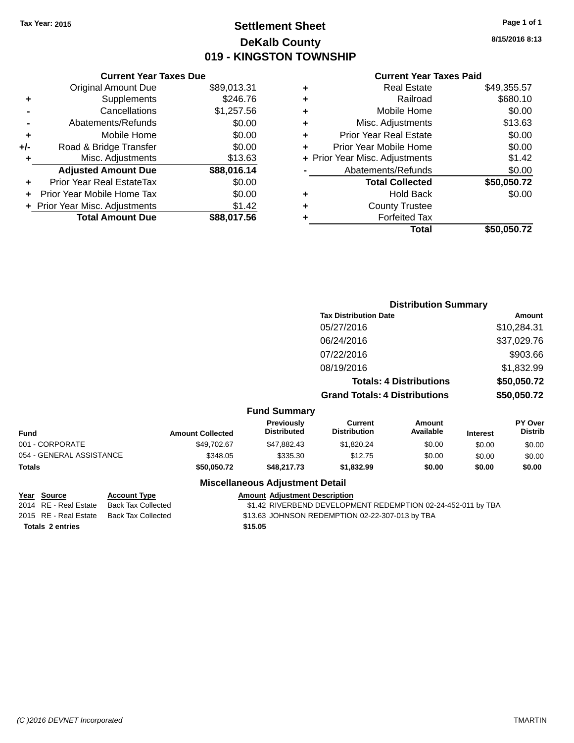Tax Year: 2015

# Settlement Sheet
## DeKalb County
## 019 - KINGSTON TOWNSHIP

8/15/2016 8:13

### Current Year Taxes Due

| | | |
|---|---|---|
| | Original Amount Due | $89,013.31 |
| + | Supplements | $246.76 |
| - | Cancellations | $1,257.56 |
| - | Abatements/Refunds | $0.00 |
| + | Mobile Home | $0.00 |
| +/- | Road & Bridge Transfer | $0.00 |
| + | Misc. Adjustments | $13.63 |
| | **Adjusted Amount Due** | **$88,016.14** |
| + | Prior Year Real EstateTax | $0.00 |
| + | Prior Year Mobile Home Tax | $0.00 |
| + | Prior Year Misc. Adjustments | $1.42 |
| | **Total Amount Due** | **$88,017.56** |

### Current Year Taxes Paid

| | | |
|---|---|---|
| + | Real Estate | $49,355.57 |
| + | Railroad | $680.10 |
| + | Mobile Home | $0.00 |
| + | Misc. Adjustments | $13.63 |
| + | Prior Year Real Estate | $0.00 |
| + | Prior Year Mobile Home | $0.00 |
| + | Prior Year Misc. Adjustments | $1.42 |
| - | Abatements/Refunds | $0.00 |
| | **Total Collected** | **$50,050.72** |
| + | Hold Back | $0.00 |
| + | County Trustee | |
| + | Forfeited Tax | |
| | **Total** | **$50,050.72** |

### Distribution Summary

| Tax Distribution Date | Amount |
|---|---|
| 05/27/2016 | $10,284.31 |
| 06/24/2016 | $37,029.76 |
| 07/22/2016 | $903.66 |
| 08/19/2016 | $1,832.99 |
| **Totals: 4 Distributions** | **$50,050.72** |
| **Grand Totals: 4 Distributions** | **$50,050.72** |

### Fund Summary

| Fund | Amount Collected | Previously Distributed | Current Distribution | Amount Available | Interest | PY Over Distrib |
|---|---|---|---|---|---|---|
| 001 - CORPORATE | $49,702.67 | $47,882.43 | $1,820.24 | $0.00 | $0.00 | $0.00 |
| 054 - GENERAL ASSISTANCE | $348.05 | $335.30 | $12.75 | $0.00 | $0.00 | $0.00 |
| **Totals** | **$50,050.72** | **$48,217.73** | **$1,832.99** | **$0.00** | **$0.00** | **$0.00** |

### Miscellaneous Adjustment Detail

| Year | Source | Account Type | Amount | Adjustment Description |
|---|---|---|---|---|
| 2014 | RE - Real Estate | Back Tax Collected | $1.42 | RIVERBEND DEVELOPMENT REDEMPTION 02-24-452-011 by TBA |
| 2015 | RE - Real Estate | Back Tax Collected | $13.63 | JOHNSON REDEMPTION 02-22-307-013 by TBA |
| **Totals 2 entries** | | | **$15.05** | |

(C )2016 DEVNET Incorporated TMARTIN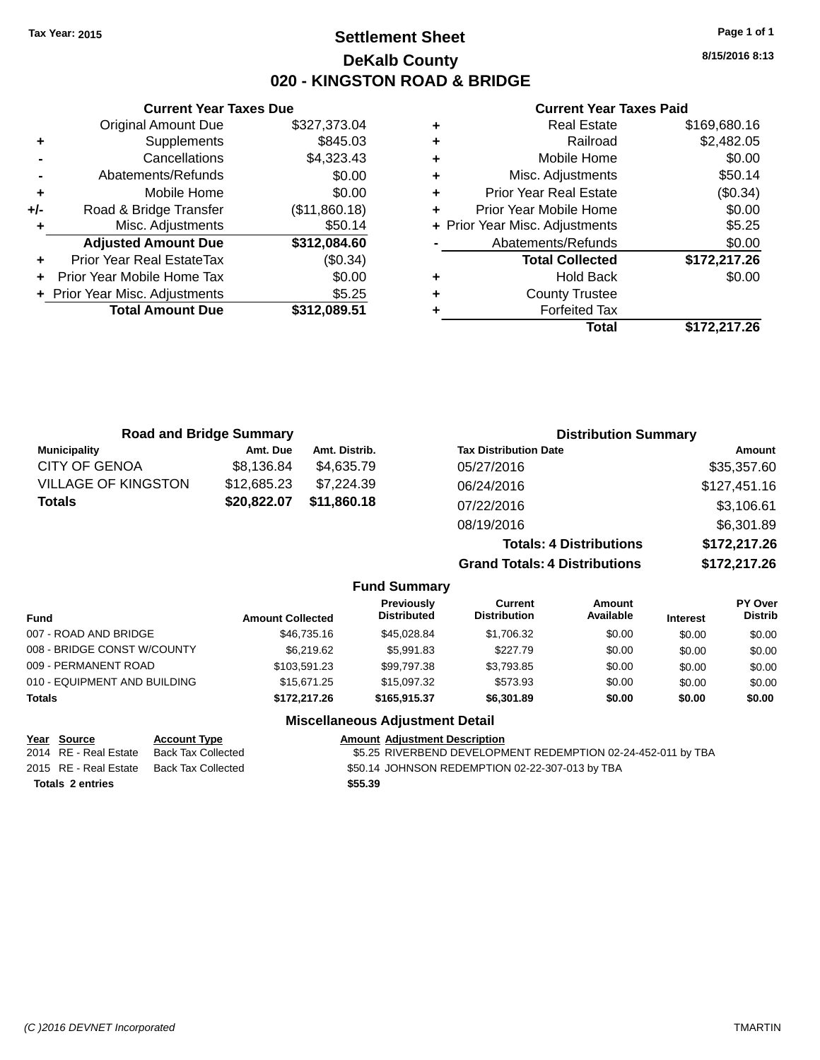Tax Year: 2015

# Settlement Sheet

## DeKalb County

## 020 - KINGSTON ROAD & BRIDGE

8/15/2016 8:13

### Current Year Taxes Due

| | | |
|---|---|---|
| | Original Amount Due | $327,373.04 |
| + | Supplements | $845.03 |
| - | Cancellations | $4,323.43 |
| - | Abatements/Refunds | $0.00 |
| + | Mobile Home | $0.00 |
| +/- | Road & Bridge Transfer | ($11,860.18) |
| + | Misc. Adjustments | $50.14 |
| | **Adjusted Amount Due** | **$312,084.60** |
| + | Prior Year Real EstateTax | ($0.34) |
| + | Prior Year Mobile Home Tax | $0.00 |
| + | Prior Year Misc. Adjustments | $5.25 |
| | **Total Amount Due** | **$312,089.51** |

### Current Year Taxes Paid

| | | |
|---|---|---|
| + | Real Estate | $169,680.16 |
| + | Railroad | $2,482.05 |
| + | Mobile Home | $0.00 |
| + | Misc. Adjustments | $50.14 |
| + | Prior Year Real Estate | ($0.34) |
| + | Prior Year Mobile Home | $0.00 |
| + | Prior Year Misc. Adjustments | $5.25 |
| - | Abatements/Refunds | $0.00 |
| | **Total Collected** | **$172,217.26** |
| + | Hold Back | $0.00 |
| + | County Trustee | |
| + | Forfeited Tax | |
| | **Total** | **$172,217.26** |

### Road and Bridge Summary

| Municipality | Amt. Due | Amt. Distrib. |
|---|---|---|
| CITY OF GENOA | $8,136.84 | $4,635.79 |
| VILLAGE OF KINGSTON | $12,685.23 | $7,224.39 |
| **Totals** | **$20,822.07** | **$11,860.18** |

### Distribution Summary

| Tax Distribution Date | Amount |
|---|---|
| 05/27/2016 | $35,357.60 |
| 06/24/2016 | $127,451.16 |
| 07/22/2016 | $3,106.61 |
| 08/19/2016 | $6,301.89 |
| **Totals: 4 Distributions** | **$172,217.26** |
| **Grand Totals: 4 Distributions** | **$172,217.26** |

### Fund Summary

| Fund | Amount Collected | Previously Distributed | Current Distribution | Amount Available | Interest | PY Over Distrib |
|---|---|---|---|---|---|---|
| 007 - ROAD AND BRIDGE | $46,735.16 | $45,028.84 | $1,706.32 | $0.00 | $0.00 | $0.00 |
| 008 - BRIDGE CONST W/COUNTY | $6,219.62 | $5,991.83 | $227.79 | $0.00 | $0.00 | $0.00 |
| 009 - PERMANENT ROAD | $103,591.23 | $99,797.38 | $3,793.85 | $0.00 | $0.00 | $0.00 |
| 010 - EQUIPMENT AND BUILDING | $15,671.25 | $15,097.32 | $573.93 | $0.00 | $0.00 | $0.00 |
| **Totals** | **$172,217.26** | **$165,915.37** | **$6,301.89** | **$0.00** | **$0.00** | **$0.00** |

### Miscellaneous Adjustment Detail

| Year | Source | Account Type | Amount | Adjustment Description |
|---|---|---|---|---|
| 2014 | RE - Real Estate | Back Tax Collected | $5.25 | RIVERBEND DEVELOPMENT REDEMPTION 02-24-452-011 by TBA |
| 2015 | RE - Real Estate | Back Tax Collected | $50.14 | JOHNSON REDEMPTION 02-22-307-013 by TBA |
| **Totals 2 entries** | | | **$55.39** | |

(C )2016 DEVNET Incorporated TMARTIN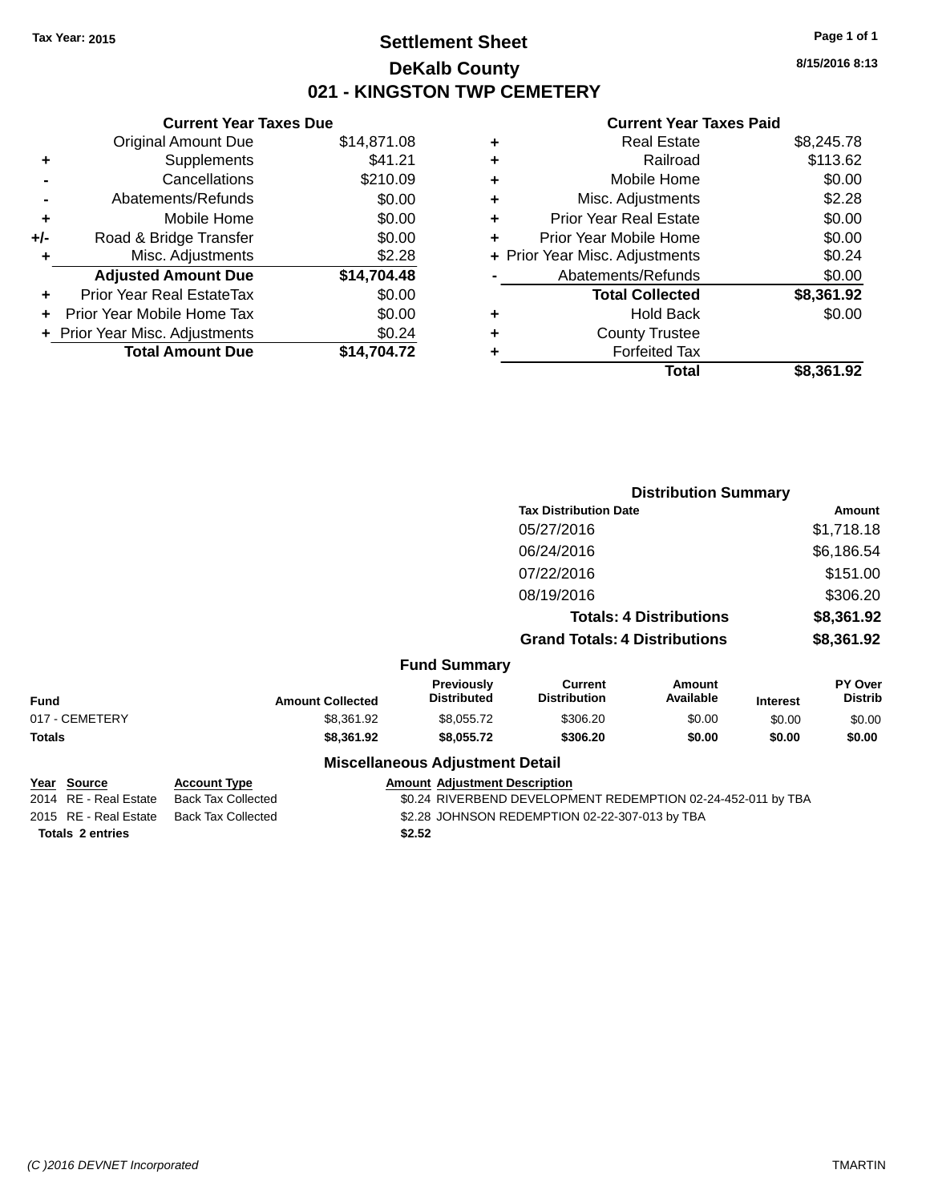Tax Year: 2015

# Settlement Sheet

## DeKalb County

## 021 - KINGSTON TWP CEMETERY

8/15/2016 8:13

### Current Year Taxes Due

| | | |
|---|---|---|
| | Original Amount Due | $14,871.08 |
| + | Supplements | $41.21 |
| - | Cancellations | $210.09 |
| - | Abatements/Refunds | $0.00 |
| + | Mobile Home | $0.00 |
| +/- | Road & Bridge Transfer | $0.00 |
| + | Misc. Adjustments | $2.28 |
| | **Adjusted Amount Due** | **$14,704.48** |
| + | Prior Year Real EstateTax | $0.00 |
| + | Prior Year Mobile Home Tax | $0.00 |
| + | Prior Year Misc. Adjustments | $0.24 |
| | **Total Amount Due** | **$14,704.72** |

### Current Year Taxes Paid

| | | |
|---|---|---|
| + | Real Estate | $8,245.78 |
| + | Railroad | $113.62 |
| + | Mobile Home | $0.00 |
| + | Misc. Adjustments | $2.28 |
| + | Prior Year Real Estate | $0.00 |
| + | Prior Year Mobile Home | $0.00 |
| + | Prior Year Misc. Adjustments | $0.24 |
| - | Abatements/Refunds | $0.00 |
| | **Total Collected** | **$8,361.92** |
| + | Hold Back | $0.00 |
| + | County Trustee | |
| + | Forfeited Tax | |
| | **Total** | **$8,361.92** |

### Distribution Summary

| Tax Distribution Date | Amount |
|---|---|
| 05/27/2016 | $1,718.18 |
| 06/24/2016 | $6,186.54 |
| 07/22/2016 | $151.00 |
| 08/19/2016 | $306.20 |
| **Totals: 4 Distributions** | **$8,361.92** |
| **Grand Totals: 4 Distributions** | **$8,361.92** |

### Fund Summary

| Fund | Amount Collected | Previously Distributed | Current Distribution | Amount Available | Interest | PY Over Distrib |
|---|---|---|---|---|---|---|
| 017 - CEMETERY | $8,361.92 | $8,055.72 | $306.20 | $0.00 | $0.00 | $0.00 |
| **Totals** | **$8,361.92** | **$8,055.72** | **$306.20** | **$0.00** | **$0.00** | **$0.00** |

### Miscellaneous Adjustment Detail

| Year | Source | Account Type | Amount | Adjustment Description |
|---|---|---|---|---|
| 2014 | RE - Real Estate | Back Tax Collected | $0.24 | RIVERBEND DEVELOPMENT REDEMPTION 02-24-452-011 by TBA |
| 2015 | RE - Real Estate | Back Tax Collected | $2.28 | JOHNSON REDEMPTION 02-22-307-013 by TBA |
| **Totals 2 entries** | | | **$2.52** | |

(C )2016 DEVNET Incorporated — TMARTIN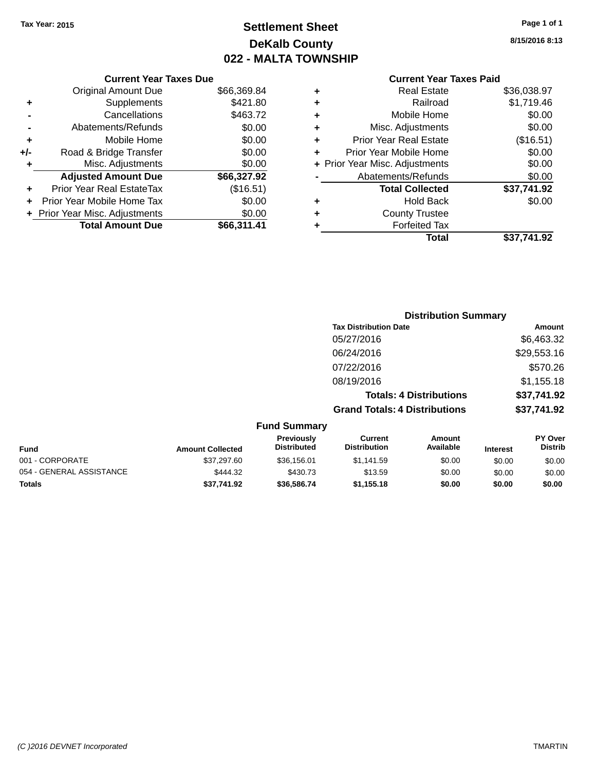Tax Year: 2015

# Settlement Sheet
## DeKalb County
## 022 - MALTA TOWNSHIP

8/15/2016 8:13

### Current Year Taxes Due

| | | |
|---|---|---|
| | Original Amount Due | $66,369.84 |
| + | Supplements | $421.80 |
| - | Cancellations | $463.72 |
| - | Abatements/Refunds | $0.00 |
| + | Mobile Home | $0.00 |
| +/- | Road & Bridge Transfer | $0.00 |
| + | Misc. Adjustments | $0.00 |
| | **Adjusted Amount Due** | **$66,327.92** |
| + | Prior Year Real EstateTax | ($16.51) |
| + | Prior Year Mobile Home Tax | $0.00 |
| + | Prior Year Misc. Adjustments | $0.00 |
| | **Total Amount Due** | **$66,311.41** |

### Current Year Taxes Paid

| | | |
|---|---|---|
| + | Real Estate | $36,038.97 |
| + | Railroad | $1,719.46 |
| + | Mobile Home | $0.00 |
| + | Misc. Adjustments | $0.00 |
| + | Prior Year Real Estate | ($16.51) |
| + | Prior Year Mobile Home | $0.00 |
| + | Prior Year Misc. Adjustments | $0.00 |
| - | Abatements/Refunds | $0.00 |
| | **Total Collected** | **$37,741.92** |
| + | Hold Back | $0.00 |
| + | County Trustee | |
| + | Forfeited Tax | |
| | **Total** | **$37,741.92** |

### Distribution Summary

| Tax Distribution Date | Amount |
|---|---|
| 05/27/2016 | $6,463.32 |
| 06/24/2016 | $29,553.16 |
| 07/22/2016 | $570.26 |
| 08/19/2016 | $1,155.18 |
| **Totals: 4 Distributions** | **$37,741.92** |
| **Grand Totals: 4 Distributions** | **$37,741.92** |

### Fund Summary

| Fund | Amount Collected | Previously Distributed | Current Distribution | Amount Available | Interest | PY Over Distrib |
|---|---|---|---|---|---|---|
| 001 - CORPORATE | $37,297.60 | $36,156.01 | $1,141.59 | $0.00 | $0.00 | $0.00 |
| 054 - GENERAL ASSISTANCE | $444.32 | $430.73 | $13.59 | $0.00 | $0.00 | $0.00 |
| **Totals** | **$37,741.92** | **$36,586.74** | **$1,155.18** | **$0.00** | **$0.00** | **$0.00** |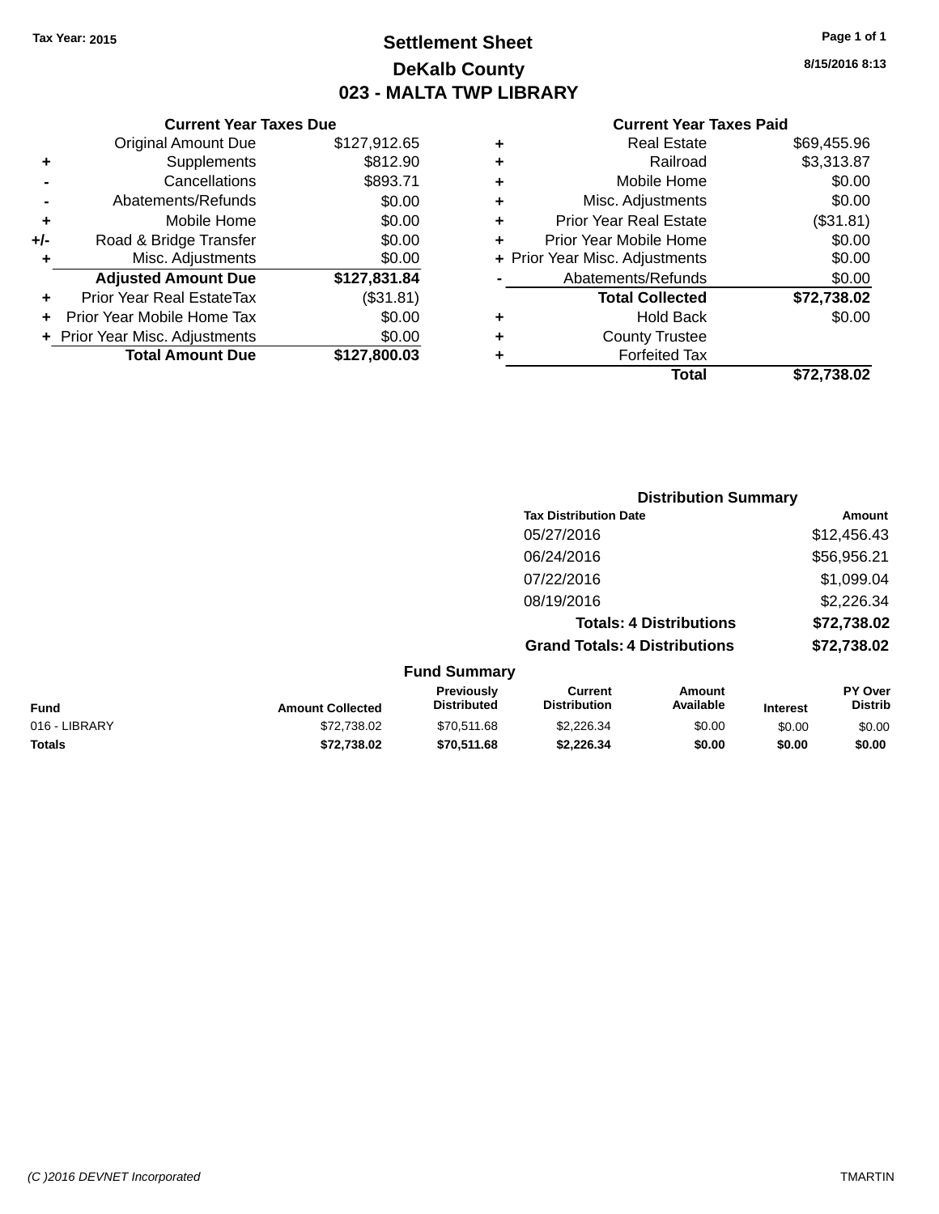Tax Year: 2015

# Settlement Sheet

## DeKalb County

## 023 - MALTA TWP LIBRARY

8/15/2016 8:13

### Current Year Taxes Due

| | | |
|---|---|---|
| | Original Amount Due | $127,912.65 |
| + | Supplements | $812.90 |
| - | Cancellations | $893.71 |
| - | Abatements/Refunds | $0.00 |
| + | Mobile Home | $0.00 |
| +/- | Road & Bridge Transfer | $0.00 |
| + | Misc. Adjustments | $0.00 |
| | **Adjusted Amount Due** | **$127,831.84** |
| + | Prior Year Real EstateTax | ($31.81) |
| + | Prior Year Mobile Home Tax | $0.00 |
| + | Prior Year Misc. Adjustments | $0.00 |
| | **Total Amount Due** | **$127,800.03** |

### Current Year Taxes Paid

| | | |
|---|---|---|
| + | Real Estate | $69,455.96 |
| + | Railroad | $3,313.87 |
| + | Mobile Home | $0.00 |
| + | Misc. Adjustments | $0.00 |
| + | Prior Year Real Estate | ($31.81) |
| + | Prior Year Mobile Home | $0.00 |
| + | Prior Year Misc. Adjustments | $0.00 |
| - | Abatements/Refunds | $0.00 |
| | **Total Collected** | **$72,738.02** |
| + | Hold Back | $0.00 |
| + | County Trustee | |
| + | Forfeited Tax | |
| | **Total** | **$72,738.02** |

### Distribution Summary

| Tax Distribution Date | Amount |
|---|---|
| 05/27/2016 | $12,456.43 |
| 06/24/2016 | $56,956.21 |
| 07/22/2016 | $1,099.04 |
| 08/19/2016 | $2,226.34 |
| **Totals: 4 Distributions** | **$72,738.02** |
| **Grand Totals: 4 Distributions** | **$72,738.02** |

### Fund Summary

| Fund | Amount Collected | Previously Distributed | Current Distribution | Amount Available | Interest | PY Over Distrib |
|---|---|---|---|---|---|---|
| 016 - LIBRARY | $72,738.02 | $70,511.68 | $2,226.34 | $0.00 | $0.00 | $0.00 |
| **Totals** | **$72,738.02** | **$70,511.68** | **$2,226.34** | **$0.00** | **$0.00** | **$0.00** |

(C )2016 DEVNET Incorporated TMARTIN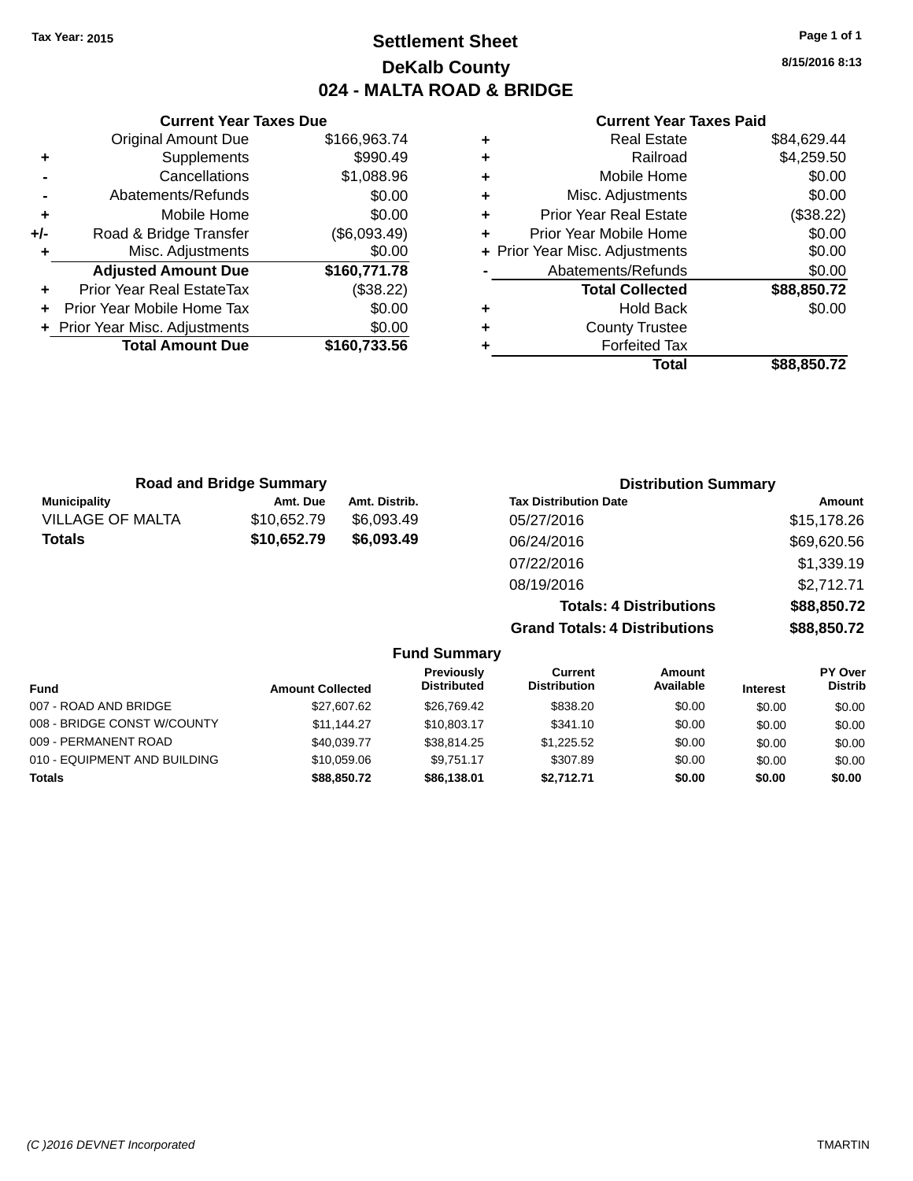Tax Year: 2015

# Settlement Sheet

## DeKalb County

## 024 - MALTA ROAD & BRIDGE

8/15/2016 8:13

### Current Year Taxes Due

| | | |
|---|---|---|
| | Original Amount Due | $166,963.74 |
| + | Supplements | $990.49 |
| - | Cancellations | $1,088.96 |
| - | Abatements/Refunds | $0.00 |
| + | Mobile Home | $0.00 |
| +/- | Road & Bridge Transfer | ($6,093.49) |
| + | Misc. Adjustments | $0.00 |
| | **Adjusted Amount Due** | **$160,771.78** |
| + | Prior Year Real EstateTax | ($38.22) |
| + | Prior Year Mobile Home Tax | $0.00 |
| + | Prior Year Misc. Adjustments | $0.00 |
| | **Total Amount Due** | **$160,733.56** |

### Current Year Taxes Paid

| | | |
|---|---|---|
| + | Real Estate | $84,629.44 |
| + | Railroad | $4,259.50 |
| + | Mobile Home | $0.00 |
| + | Misc. Adjustments | $0.00 |
| + | Prior Year Real Estate | ($38.22) |
| + | Prior Year Mobile Home | $0.00 |
| + | Prior Year Misc. Adjustments | $0.00 |
| - | Abatements/Refunds | $0.00 |
| | **Total Collected** | **$88,850.72** |
| + | Hold Back | $0.00 |
| + | County Trustee | |
| + | Forfeited Tax | |
| | **Total** | **$88,850.72** |

### Road and Bridge Summary

| Municipality | Amt. Due | Amt. Distrib. |
|---|---|---|
| VILLAGE OF MALTA | $10,652.79 | $6,093.49 |
| **Totals** | **$10,652.79** | **$6,093.49** |

### Distribution Summary

| Tax Distribution Date | Amount |
|---|---|
| 05/27/2016 | $15,178.26 |
| 06/24/2016 | $69,620.56 |
| 07/22/2016 | $1,339.19 |
| 08/19/2016 | $2,712.71 |
| **Totals: 4 Distributions** | **$88,850.72** |
| **Grand Totals: 4 Distributions** | **$88,850.72** |

### Fund Summary

| Fund | Amount Collected | Previously Distributed | Current Distribution | Amount Available | Interest | PY Over Distrib |
|---|---|---|---|---|---|---|
| 007 - ROAD AND BRIDGE | $27,607.62 | $26,769.42 | $838.20 | $0.00 | $0.00 | $0.00 |
| 008 - BRIDGE CONST W/COUNTY | $11,144.27 | $10,803.17 | $341.10 | $0.00 | $0.00 | $0.00 |
| 009 - PERMANENT ROAD | $40,039.77 | $38,814.25 | $1,225.52 | $0.00 | $0.00 | $0.00 |
| 010 - EQUIPMENT AND BUILDING | $10,059.06 | $9,751.17 | $307.89 | $0.00 | $0.00 | $0.00 |
| **Totals** | **$88,850.72** | **$86,138.01** | **$2,712.71** | **$0.00** | **$0.00** | **$0.00** |

(C )2016 DEVNET Incorporated TMARTIN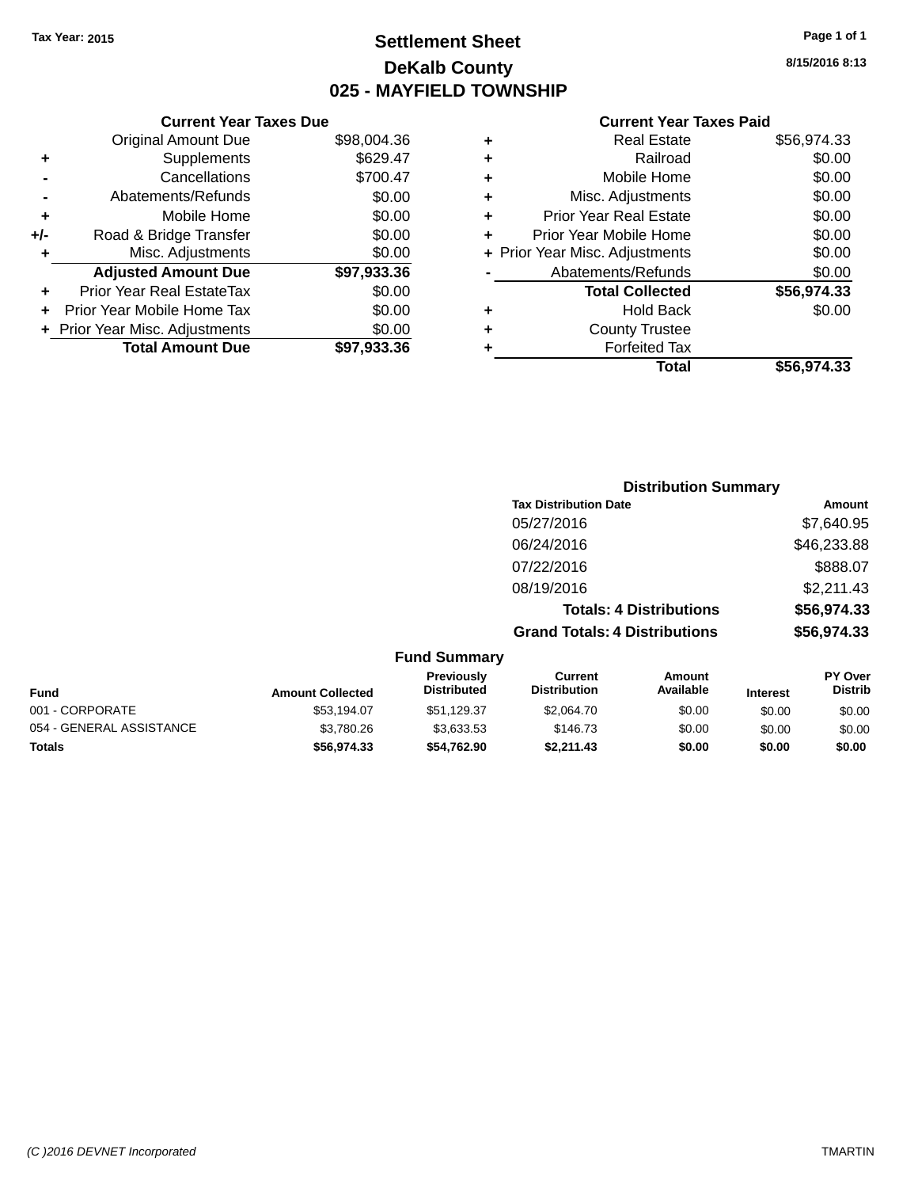Tax Year: 2015

# Settlement Sheet

## DeKalb County

## 025 - MAYFIELD TOWNSHIP

8/15/2016 8:13

### Current Year Taxes Due

| | | |
|---|---|---|
| | Original Amount Due | $98,004.36 |
| + | Supplements | $629.47 |
| - | Cancellations | $700.47 |
| - | Abatements/Refunds | $0.00 |
| + | Mobile Home | $0.00 |
| +/- | Road & Bridge Transfer | $0.00 |
| + | Misc. Adjustments | $0.00 |
| | **Adjusted Amount Due** | **$97,933.36** |
| + | Prior Year Real EstateTax | $0.00 |
| + | Prior Year Mobile Home Tax | $0.00 |
| + | Prior Year Misc. Adjustments | $0.00 |
| | **Total Amount Due** | **$97,933.36** |

### Current Year Taxes Paid

| | | |
|---|---|---|
| + | Real Estate | $56,974.33 |
| + | Railroad | $0.00 |
| + | Mobile Home | $0.00 |
| + | Misc. Adjustments | $0.00 |
| + | Prior Year Real Estate | $0.00 |
| + | Prior Year Mobile Home | $0.00 |
| + | Prior Year Misc. Adjustments | $0.00 |
| - | Abatements/Refunds | $0.00 |
| | **Total Collected** | **$56,974.33** |
| + | Hold Back | $0.00 |
| + | County Trustee | |
| + | Forfeited Tax | |
| | **Total** | **$56,974.33** |

### Distribution Summary

| Tax Distribution Date | Amount |
|---|---|
| 05/27/2016 | $7,640.95 |
| 06/24/2016 | $46,233.88 |
| 07/22/2016 | $888.07 |
| 08/19/2016 | $2,211.43 |
| **Totals: 4 Distributions** | **$56,974.33** |
| **Grand Totals: 4 Distributions** | **$56,974.33** |

### Fund Summary

| Fund | Amount Collected | Previously Distributed | Current Distribution | Amount Available | Interest | PY Over Distrib |
|---|---|---|---|---|---|---|
| 001 - CORPORATE | $53,194.07 | $51,129.37 | $2,064.70 | $0.00 | $0.00 | $0.00 |
| 054 - GENERAL ASSISTANCE | $3,780.26 | $3,633.53 | $146.73 | $0.00 | $0.00 | $0.00 |
| **Totals** | **$56,974.33** | **$54,762.90** | **$2,211.43** | **$0.00** | **$0.00** | **$0.00** |

(C )2016 DEVNET Incorporated TMARTIN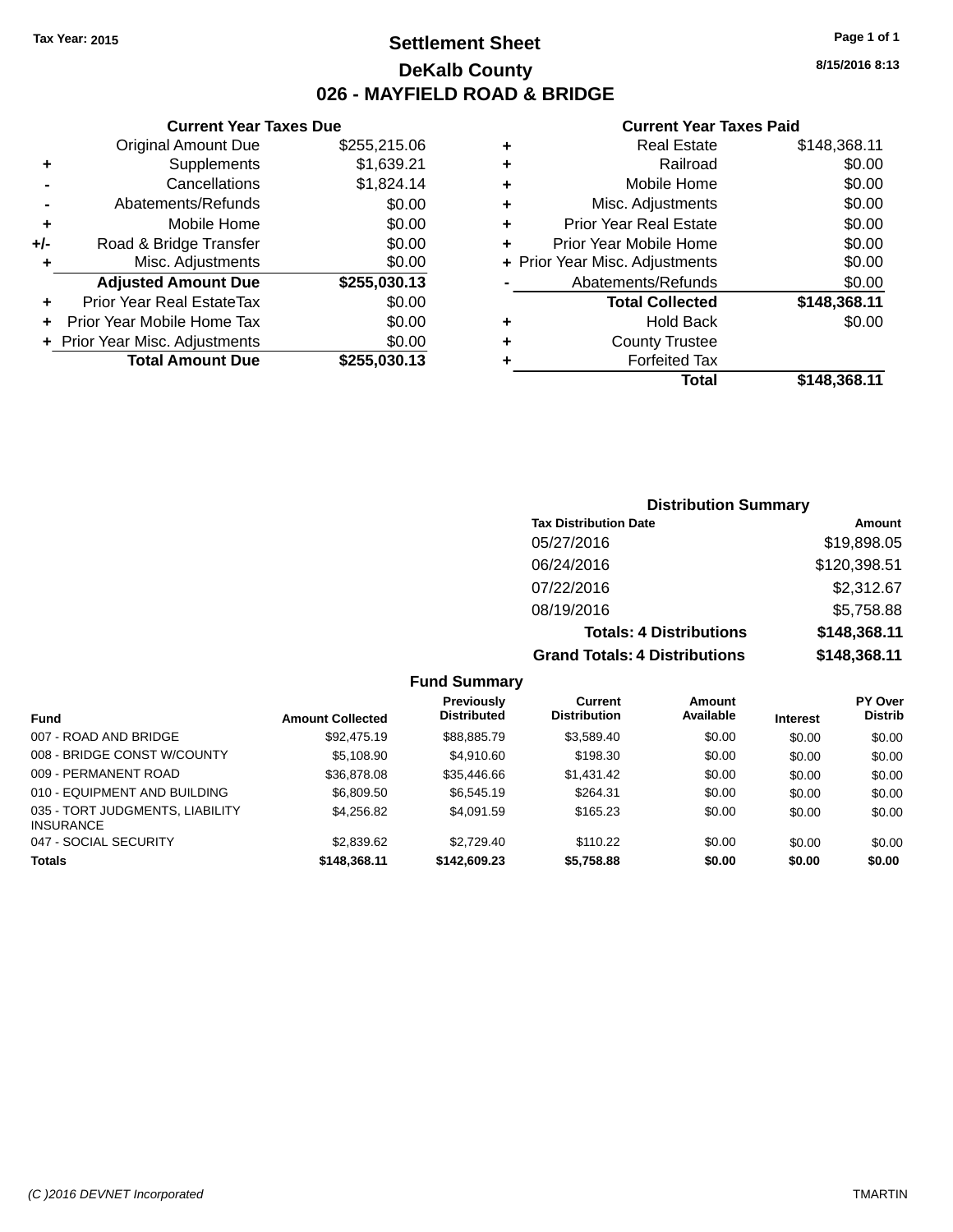Tax Year: 2015

# Settlement Sheet

## DeKalb County

## 026 - MAYFIELD ROAD & BRIDGE

8/15/2016 8:13

### Current Year Taxes Due

| | | |
|---|---|---|
| | Original Amount Due | $255,215.06 |
| + | Supplements | $1,639.21 |
| - | Cancellations | $1,824.14 |
| - | Abatements/Refunds | $0.00 |
| + | Mobile Home | $0.00 |
| +/- | Road & Bridge Transfer | $0.00 |
| + | Misc. Adjustments | $0.00 |
| | **Adjusted Amount Due** | **$255,030.13** |
| + | Prior Year Real EstateTax | $0.00 |
| + | Prior Year Mobile Home Tax | $0.00 |
| + | Prior Year Misc. Adjustments | $0.00 |
| | **Total Amount Due** | **$255,030.13** |

### Current Year Taxes Paid

| | | |
|---|---|---|
| + | Real Estate | $148,368.11 |
| + | Railroad | $0.00 |
| + | Mobile Home | $0.00 |
| + | Misc. Adjustments | $0.00 |
| + | Prior Year Real Estate | $0.00 |
| + | Prior Year Mobile Home | $0.00 |
| + | Prior Year Misc. Adjustments | $0.00 |
| - | Abatements/Refunds | $0.00 |
| | **Total Collected** | **$148,368.11** |
| + | Hold Back | $0.00 |
| + | County Trustee | |
| + | Forfeited Tax | |
| | **Total** | **$148,368.11** |

### Distribution Summary

| Tax Distribution Date | Amount |
|---|---|
| 05/27/2016 | $19,898.05 |
| 06/24/2016 | $120,398.51 |
| 07/22/2016 | $2,312.67 |
| 08/19/2016 | $5,758.88 |
| **Totals: 4 Distributions** | **$148,368.11** |
| **Grand Totals: 4 Distributions** | **$148,368.11** |

### Fund Summary

| Fund | Amount Collected | Previously Distributed | Current Distribution | Amount Available | Interest | PY Over Distrib |
|---|---|---|---|---|---|---|
| 007 - ROAD AND BRIDGE | $92,475.19 | $88,885.79 | $3,589.40 | $0.00 | $0.00 | $0.00 |
| 008 - BRIDGE CONST W/COUNTY | $5,108.90 | $4,910.60 | $198.30 | $0.00 | $0.00 | $0.00 |
| 009 - PERMANENT ROAD | $36,878.08 | $35,446.66 | $1,431.42 | $0.00 | $0.00 | $0.00 |
| 010 - EQUIPMENT AND BUILDING | $6,809.50 | $6,545.19 | $264.31 | $0.00 | $0.00 | $0.00 |
| 035 - TORT JUDGMENTS, LIABILITY INSURANCE | $4,256.82 | $4,091.59 | $165.23 | $0.00 | $0.00 | $0.00 |
| 047 - SOCIAL SECURITY | $2,839.62 | $2,729.40 | $110.22 | $0.00 | $0.00 | $0.00 |
| **Totals** | **$148,368.11** | **$142,609.23** | **$5,758.88** | **$0.00** | **$0.00** | **$0.00** |

(C )2016 DEVNET Incorporated TMARTIN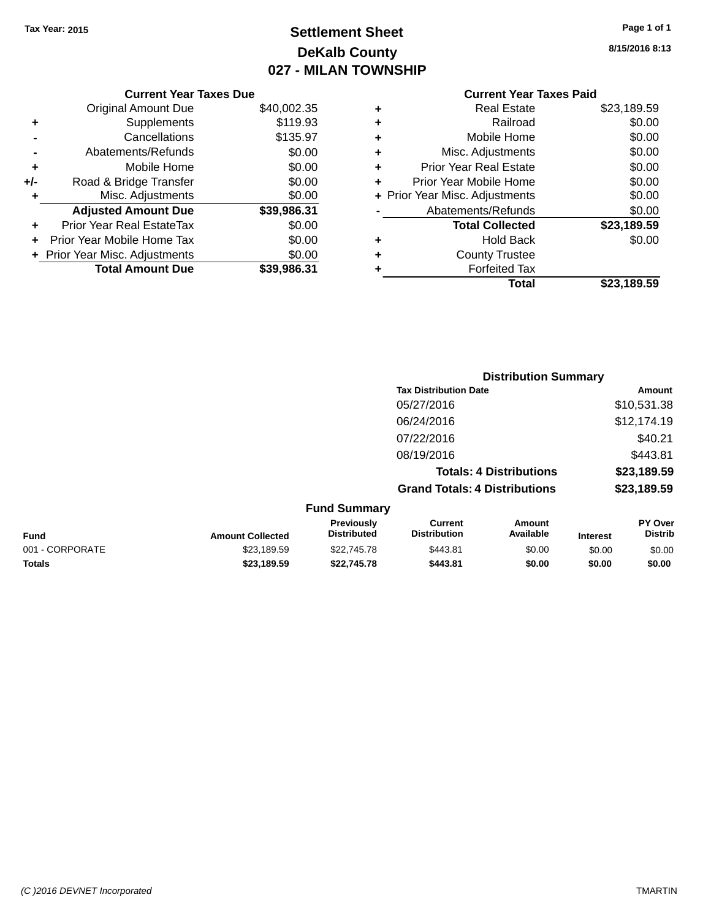Tax Year: 2015

# Settlement Sheet
## DeKalb County
## 027 - MILAN TOWNSHIP

8/15/2016 8:13

### Current Year Taxes Due

| | | |
|---|---|---|
| | Original Amount Due | $40,002.35 |
| + | Supplements | $119.93 |
| - | Cancellations | $135.97 |
| - | Abatements/Refunds | $0.00 |
| + | Mobile Home | $0.00 |
| +/- | Road & Bridge Transfer | $0.00 |
| + | Misc. Adjustments | $0.00 |
| | **Adjusted Amount Due** | **$39,986.31** |
| + | Prior Year Real EstateTax | $0.00 |
| + | Prior Year Mobile Home Tax | $0.00 |
| + | Prior Year Misc. Adjustments | $0.00 |
| | **Total Amount Due** | **$39,986.31** |

### Current Year Taxes Paid

| | | |
|---|---|---|
| + | Real Estate | $23,189.59 |
| + | Railroad | $0.00 |
| + | Mobile Home | $0.00 |
| + | Misc. Adjustments | $0.00 |
| + | Prior Year Real Estate | $0.00 |
| + | Prior Year Mobile Home | $0.00 |
| + | Prior Year Misc. Adjustments | $0.00 |
| - | Abatements/Refunds | $0.00 |
| | **Total Collected** | **$23,189.59** |
| + | Hold Back | $0.00 |
| + | County Trustee | |
| + | Forfeited Tax | |
| | **Total** | **$23,189.59** |

### Distribution Summary

| Tax Distribution Date | Amount |
|---|---|
| 05/27/2016 | $10,531.38 |
| 06/24/2016 | $12,174.19 |
| 07/22/2016 | $40.21 |
| 08/19/2016 | $443.81 |
| **Totals: 4 Distributions** | **$23,189.59** |
| **Grand Totals: 4 Distributions** | **$23,189.59** |

### Fund Summary

| Fund | Amount Collected | Previously Distributed | Current Distribution | Amount Available | Interest | PY Over Distrib |
|---|---|---|---|---|---|---|
| 001 - CORPORATE | $23,189.59 | $22,745.78 | $443.81 | $0.00 | $0.00 | $0.00 |
| **Totals** | **$23,189.59** | **$22,745.78** | **$443.81** | **$0.00** | **$0.00** | **$0.00** |

(C )2016 DEVNET Incorporated — TMARTIN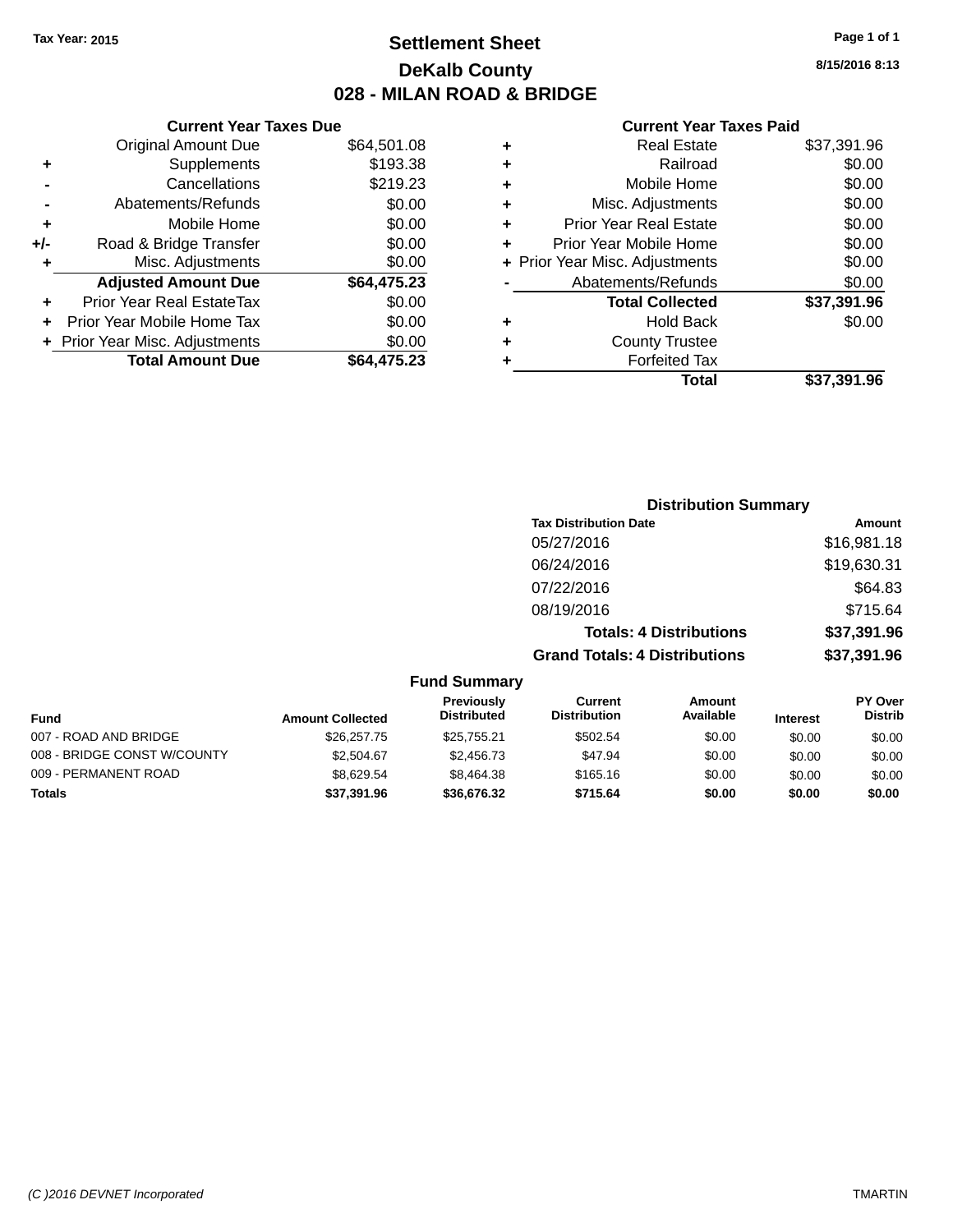Tax Year: 2015

# Settlement Sheet
## DeKalb County
## 028 - MILAN ROAD & BRIDGE

8/15/2016 8:13

### Current Year Taxes Due

| | | Amount |
|---|---|---|
| | Original Amount Due | $64,501.08 |
| + | Supplements | $193.38 |
| - | Cancellations | $219.23 |
| - | Abatements/Refunds | $0.00 |
| + | Mobile Home | $0.00 |
| +/- | Road & Bridge Transfer | $0.00 |
| + | Misc. Adjustments | $0.00 |
| | **Adjusted Amount Due** | **$64,475.23** |
| + | Prior Year Real EstateTax | $0.00 |
| + | Prior Year Mobile Home Tax | $0.00 |
| + | Prior Year Misc. Adjustments | $0.00 |
| | **Total Amount Due** | **$64,475.23** |

### Current Year Taxes Paid

| | | Amount |
|---|---|---|
| + | Real Estate | $37,391.96 |
| + | Railroad | $0.00 |
| + | Mobile Home | $0.00 |
| + | Misc. Adjustments | $0.00 |
| + | Prior Year Real Estate | $0.00 |
| + | Prior Year Mobile Home | $0.00 |
| + | Prior Year Misc. Adjustments | $0.00 |
| - | Abatements/Refunds | $0.00 |
| | **Total Collected** | **$37,391.96** |
| + | Hold Back | $0.00 |
| + | County Trustee | |
| + | Forfeited Tax | |
| | **Total** | **$37,391.96** |

### Distribution Summary

| Tax Distribution Date | Amount |
|---|---|
| 05/27/2016 | $16,981.18 |
| 06/24/2016 | $19,630.31 |
| 07/22/2016 | $64.83 |
| 08/19/2016 | $715.64 |
| **Totals: 4 Distributions** | **$37,391.96** |
| **Grand Totals: 4 Distributions** | **$37,391.96** |

### Fund Summary

| Fund | Amount Collected | Previously Distributed | Current Distribution | Amount Available | Interest | PY Over Distrib |
|---|---|---|---|---|---|---|
| 007 - ROAD AND BRIDGE | $26,257.75 | $25,755.21 | $502.54 | $0.00 | $0.00 | $0.00 |
| 008 - BRIDGE CONST W/COUNTY | $2,504.67 | $2,456.73 | $47.94 | $0.00 | $0.00 | $0.00 |
| 009 - PERMANENT ROAD | $8,629.54 | $8,464.38 | $165.16 | $0.00 | $0.00 | $0.00 |
| **Totals** | **$37,391.96** | **$36,676.32** | **$715.64** | **$0.00** | **$0.00** | **$0.00** |

(C )2016 DEVNET Incorporated — TMARTIN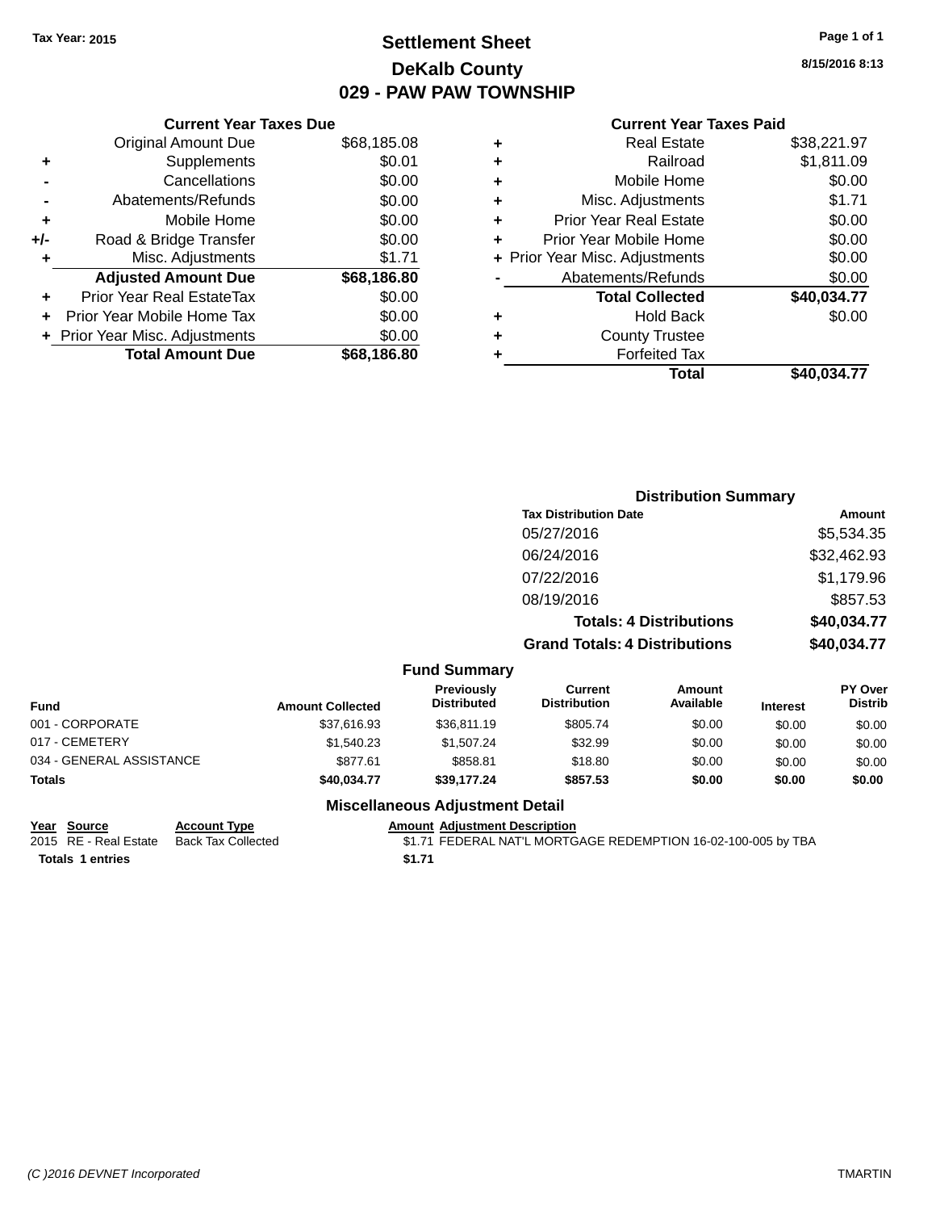Tax Year: 2015

# Settlement Sheet
## DeKalb County
## 029 - PAW PAW TOWNSHIP

8/15/2016 8:13

### Current Year Taxes Due

| | | |
|---|---|---|
| | Original Amount Due | $68,185.08 |
| + | Supplements | $0.01 |
| - | Cancellations | $0.00 |
| - | Abatements/Refunds | $0.00 |
| + | Mobile Home | $0.00 |
| +/- | Road & Bridge Transfer | $0.00 |
| + | Misc. Adjustments | $1.71 |
| | **Adjusted Amount Due** | **$68,186.80** |
| + | Prior Year Real EstateTax | $0.00 |
| + | Prior Year Mobile Home Tax | $0.00 |
| + | Prior Year Misc. Adjustments | $0.00 |
| | **Total Amount Due** | **$68,186.80** |

### Current Year Taxes Paid

| | | |
|---|---|---|
| + | Real Estate | $38,221.97 |
| + | Railroad | $1,811.09 |
| + | Mobile Home | $0.00 |
| + | Misc. Adjustments | $1.71 |
| + | Prior Year Real Estate | $0.00 |
| + | Prior Year Mobile Home | $0.00 |
| + | Prior Year Misc. Adjustments | $0.00 |
| - | Abatements/Refunds | $0.00 |
| | **Total Collected** | **$40,034.77** |
| + | Hold Back | $0.00 |
| + | County Trustee | |
| + | Forfeited Tax | |
| | **Total** | **$40,034.77** |

### Distribution Summary

| Tax Distribution Date | Amount |
|---|---|
| 05/27/2016 | $5,534.35 |
| 06/24/2016 | $32,462.93 |
| 07/22/2016 | $1,179.96 |
| 08/19/2016 | $857.53 |
| **Totals: 4 Distributions** | **$40,034.77** |
| **Grand Totals: 4 Distributions** | **$40,034.77** |

### Fund Summary

| Fund | Amount Collected | Previously Distributed | Current Distribution | Amount Available | Interest | PY Over Distrib |
|---|---|---|---|---|---|---|
| 001 - CORPORATE | $37,616.93 | $36,811.19 | $805.74 | $0.00 | $0.00 | $0.00 |
| 017 - CEMETERY | $1,540.23 | $1,507.24 | $32.99 | $0.00 | $0.00 | $0.00 |
| 034 - GENERAL ASSISTANCE | $877.61 | $858.81 | $18.80 | $0.00 | $0.00 | $0.00 |
| **Totals** | **$40,034.77** | **$39,177.24** | **$857.53** | **$0.00** | **$0.00** | **$0.00** |

### Miscellaneous Adjustment Detail

| Year | Source | Account Type | Amount | Adjustment Description |
|---|---|---|---|---|
| 2015 | RE - Real Estate | Back Tax Collected | $1.71 | FEDERAL NAT'L MORTGAGE REDEMPTION 16-02-100-005 by TBA |
| **Totals** | **1 entries** | | **$1.71** | |

(C )2016 DEVNET Incorporated TMARTIN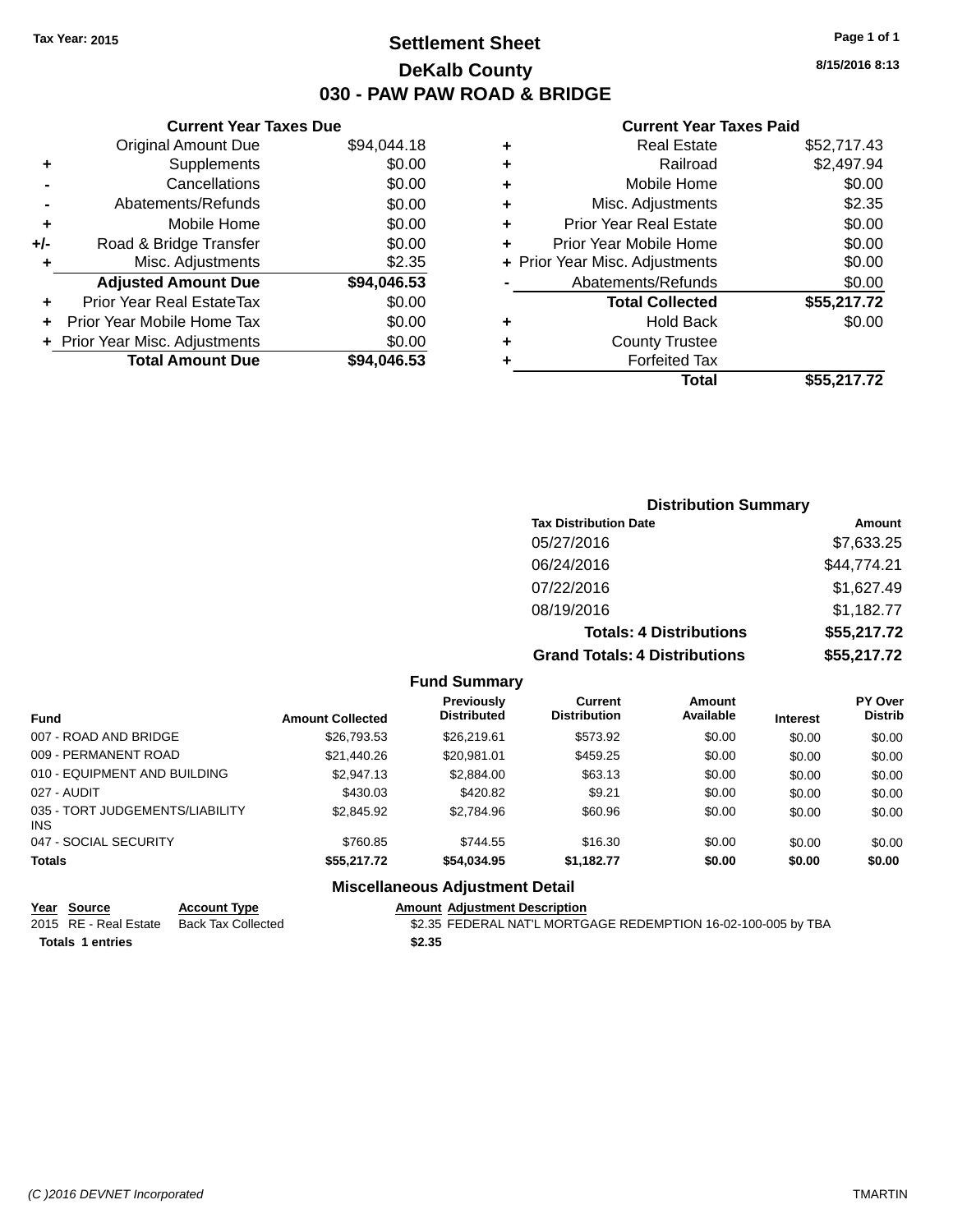Tax Year: 2015

# Settlement Sheet

## DeKalb County

## 030 - PAW PAW ROAD & BRIDGE

8/15/2016 8:13

### Current Year Taxes Due

| | | |
|---|---|---|
| | Original Amount Due | $94,044.18 |
| + | Supplements | $0.00 |
| - | Cancellations | $0.00 |
| - | Abatements/Refunds | $0.00 |
| + | Mobile Home | $0.00 |
| +/- | Road & Bridge Transfer | $0.00 |
| + | Misc. Adjustments | $2.35 |
| | **Adjusted Amount Due** | **$94,046.53** |
| + | Prior Year Real EstateTax | $0.00 |
| + | Prior Year Mobile Home Tax | $0.00 |
| + | Prior Year Misc. Adjustments | $0.00 |
| | **Total Amount Due** | **$94,046.53** |

### Current Year Taxes Paid

| | | |
|---|---|---|
| + | Real Estate | $52,717.43 |
| + | Railroad | $2,497.94 |
| + | Mobile Home | $0.00 |
| + | Misc. Adjustments | $2.35 |
| + | Prior Year Real Estate | $0.00 |
| + | Prior Year Mobile Home | $0.00 |
| + | Prior Year Misc. Adjustments | $0.00 |
| - | Abatements/Refunds | $0.00 |
| | **Total Collected** | **$55,217.72** |
| + | Hold Back | $0.00 |
| + | County Trustee | |
| + | Forfeited Tax | |
| | **Total** | **$55,217.72** |

### Distribution Summary

| Tax Distribution Date | Amount |
|---|---|
| 05/27/2016 | $7,633.25 |
| 06/24/2016 | $44,774.21 |
| 07/22/2016 | $1,627.49 |
| 08/19/2016 | $1,182.77 |
| **Totals: 4 Distributions** | **$55,217.72** |
| **Grand Totals: 4 Distributions** | **$55,217.72** |

### Fund Summary

| Fund | Amount Collected | Previously Distributed | Current Distribution | Amount Available | Interest | PY Over Distrib |
|---|---|---|---|---|---|---|
| 007 - ROAD AND BRIDGE | $26,793.53 | $26,219.61 | $573.92 | $0.00 | $0.00 | $0.00 |
| 009 - PERMANENT ROAD | $21,440.26 | $20,981.01 | $459.25 | $0.00 | $0.00 | $0.00 |
| 010 - EQUIPMENT AND BUILDING | $2,947.13 | $2,884.00 | $63.13 | $0.00 | $0.00 | $0.00 |
| 027 - AUDIT | $430.03 | $420.82 | $9.21 | $0.00 | $0.00 | $0.00 |
| 035 - TORT JUDGEMENTS/LIABILITY INS | $2,845.92 | $2,784.96 | $60.96 | $0.00 | $0.00 | $0.00 |
| 047 - SOCIAL SECURITY | $760.85 | $744.55 | $16.30 | $0.00 | $0.00 | $0.00 |
| **Totals** | **$55,217.72** | **$54,034.95** | **$1,182.77** | **$0.00** | **$0.00** | **$0.00** |

### Miscellaneous Adjustment Detail

| Year | Source | Account Type | Amount | Adjustment Description |
|---|---|---|---|---|
| 2015 | RE - Real Estate | Back Tax Collected | $2.35 | FEDERAL NAT'L MORTGAGE REDEMPTION 16-02-100-005 by TBA |
| **Totals** | **1 entries** | | **$2.35** | |

(C )2016 DEVNET Incorporated

TMARTIN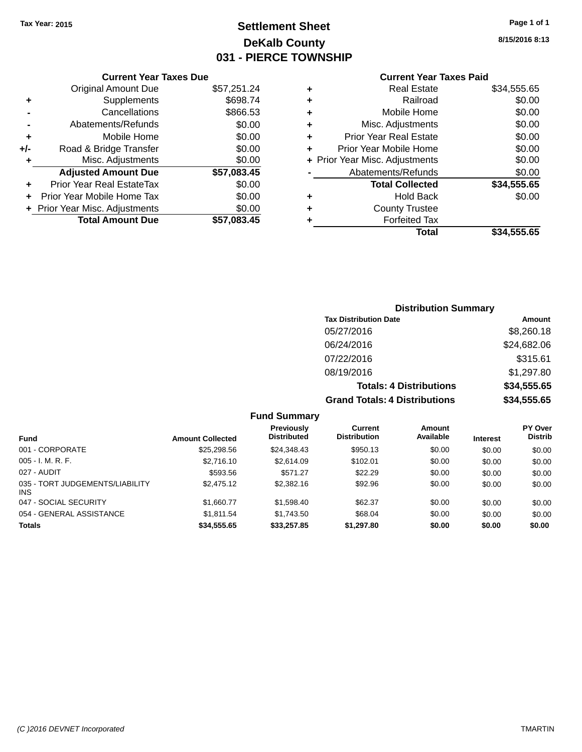Tax Year: 2015

# Settlement Sheet

## DeKalb County

## 031 - PIERCE TOWNSHIP

8/15/2016 8:13

### Current Year Taxes Due

| | | |
|---|---|---|
| | Original Amount Due | $57,251.24 |
| + | Supplements | $698.74 |
| - | Cancellations | $866.53 |
| - | Abatements/Refunds | $0.00 |
| + | Mobile Home | $0.00 |
| +/- | Road & Bridge Transfer | $0.00 |
| + | Misc. Adjustments | $0.00 |
| | **Adjusted Amount Due** | **$57,083.45** |
| + | Prior Year Real EstateTax | $0.00 |
| + | Prior Year Mobile Home Tax | $0.00 |
| + | Prior Year Misc. Adjustments | $0.00 |
| | **Total Amount Due** | **$57,083.45** |

### Current Year Taxes Paid

| | | |
|---|---|---|
| + | Real Estate | $34,555.65 |
| + | Railroad | $0.00 |
| + | Mobile Home | $0.00 |
| + | Misc. Adjustments | $0.00 |
| + | Prior Year Real Estate | $0.00 |
| + | Prior Year Mobile Home | $0.00 |
| + | Prior Year Misc. Adjustments | $0.00 |
| - | Abatements/Refunds | $0.00 |
| | **Total Collected** | **$34,555.65** |
| + | Hold Back | $0.00 |
| + | County Trustee | |
| + | Forfeited Tax | |
| | **Total** | **$34,555.65** |

### Distribution Summary

| Tax Distribution Date | Amount |
|---|---|
| 05/27/2016 | $8,260.18 |
| 06/24/2016 | $24,682.06 |
| 07/22/2016 | $315.61 |
| 08/19/2016 | $1,297.80 |
| **Totals: 4 Distributions** | **$34,555.65** |
| **Grand Totals: 4 Distributions** | **$34,555.65** |

### Fund Summary

| Fund | Amount Collected | Previously Distributed | Current Distribution | Amount Available | Interest | PY Over Distrib |
|---|---|---|---|---|---|---|
| 001 - CORPORATE | $25,298.56 | $24,348.43 | $950.13 | $0.00 | $0.00 | $0.00 |
| 005 - I. M. R. F. | $2,716.10 | $2,614.09 | $102.01 | $0.00 | $0.00 | $0.00 |
| 027 - AUDIT | $593.56 | $571.27 | $22.29 | $0.00 | $0.00 | $0.00 |
| 035 - TORT JUDGEMENTS/LIABILITY INS | $2,475.12 | $2,382.16 | $92.96 | $0.00 | $0.00 | $0.00 |
| 047 - SOCIAL SECURITY | $1,660.77 | $1,598.40 | $62.37 | $0.00 | $0.00 | $0.00 |
| 054 - GENERAL ASSISTANCE | $1,811.54 | $1,743.50 | $68.04 | $0.00 | $0.00 | $0.00 |
| **Totals** | **$34,555.65** | **$33,257.85** | **$1,297.80** | **$0.00** | **$0.00** | **$0.00** |

(C )2016 DEVNET Incorporated TMARTIN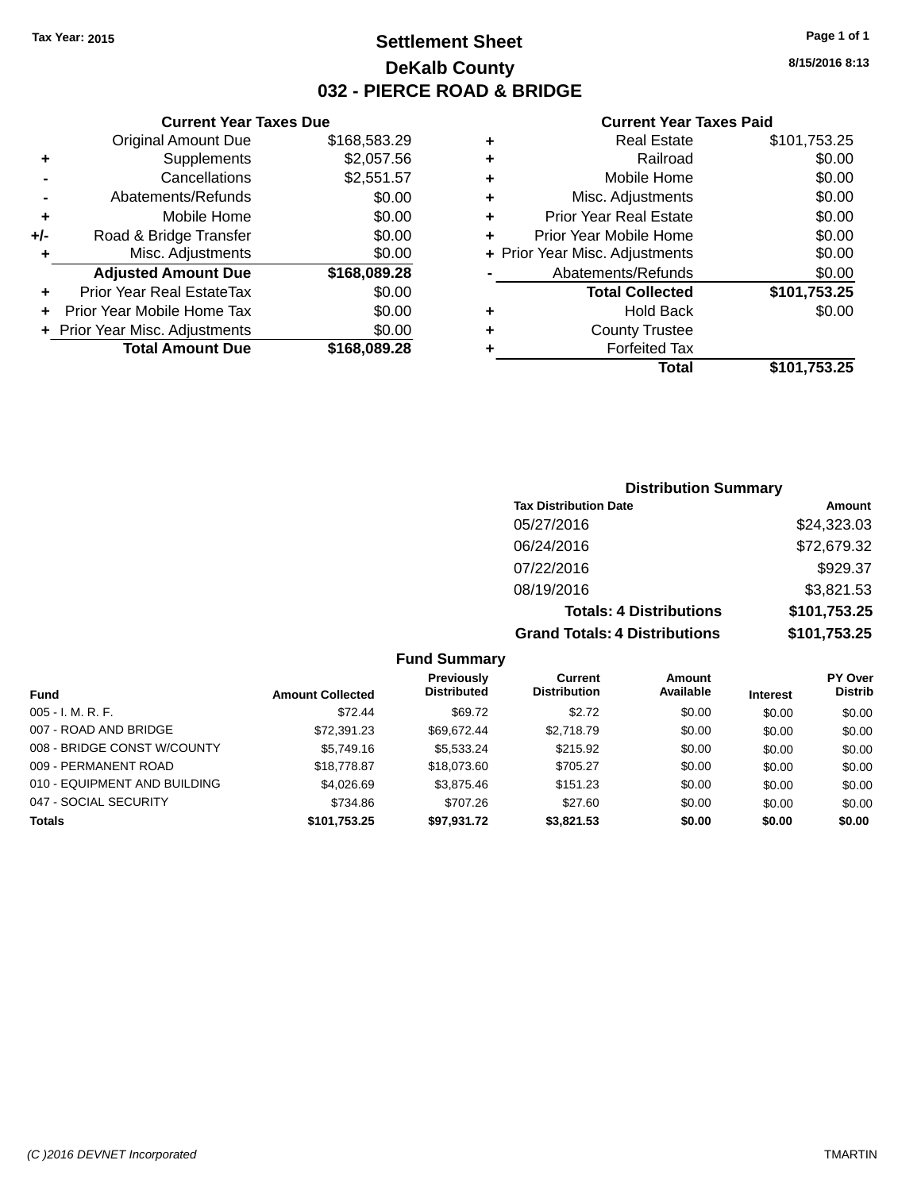Tax Year: 2015

# Settlement Sheet

## DeKalb County

## 032 - PIERCE ROAD & BRIDGE

8/15/2016 8:13

### Current Year Taxes Due

| | | |
|---|---|---|
| | Original Amount Due | $168,583.29 |
| + | Supplements | $2,057.56 |
| - | Cancellations | $2,551.57 |
| - | Abatements/Refunds | $0.00 |
| + | Mobile Home | $0.00 |
| +/- | Road & Bridge Transfer | $0.00 |
| + | Misc. Adjustments | $0.00 |
| | **Adjusted Amount Due** | **$168,089.28** |
| + | Prior Year Real EstateTax | $0.00 |
| + | Prior Year Mobile Home Tax | $0.00 |
| + | Prior Year Misc. Adjustments | $0.00 |
| | **Total Amount Due** | **$168,089.28** |

### Current Year Taxes Paid

| | | |
|---|---|---|
| + | Real Estate | $101,753.25 |
| + | Railroad | $0.00 |
| + | Mobile Home | $0.00 |
| + | Misc. Adjustments | $0.00 |
| + | Prior Year Real Estate | $0.00 |
| + | Prior Year Mobile Home | $0.00 |
| + | Prior Year Misc. Adjustments | $0.00 |
| - | Abatements/Refunds | $0.00 |
| | **Total Collected** | **$101,753.25** |
| + | Hold Back | $0.00 |
| + | County Trustee | |
| + | Forfeited Tax | |
| | **Total** | **$101,753.25** |

### Distribution Summary

| Tax Distribution Date | Amount |
|---|---|
| 05/27/2016 | $24,323.03 |
| 06/24/2016 | $72,679.32 |
| 07/22/2016 | $929.37 |
| 08/19/2016 | $3,821.53 |
| **Totals: 4 Distributions** | **$101,753.25** |
| **Grand Totals: 4 Distributions** | **$101,753.25** |

### Fund Summary

| Fund | Amount Collected | Previously Distributed | Current Distribution | Amount Available | Interest | PY Over Distrib |
|---|---|---|---|---|---|---|
| 005 - I. M. R. F. | $72.44 | $69.72 | $2.72 | $0.00 | $0.00 | $0.00 |
| 007 - ROAD AND BRIDGE | $72,391.23 | $69,672.44 | $2,718.79 | $0.00 | $0.00 | $0.00 |
| 008 - BRIDGE CONST W/COUNTY | $5,749.16 | $5,533.24 | $215.92 | $0.00 | $0.00 | $0.00 |
| 009 - PERMANENT ROAD | $18,778.87 | $18,073.60 | $705.27 | $0.00 | $0.00 | $0.00 |
| 010 - EQUIPMENT AND BUILDING | $4,026.69 | $3,875.46 | $151.23 | $0.00 | $0.00 | $0.00 |
| 047 - SOCIAL SECURITY | $734.86 | $707.26 | $27.60 | $0.00 | $0.00 | $0.00 |
| **Totals** | **$101,753.25** | **$97,931.72** | **$3,821.53** | **$0.00** | **$0.00** | **$0.00** |

(C )2016 DEVNET Incorporated TMARTIN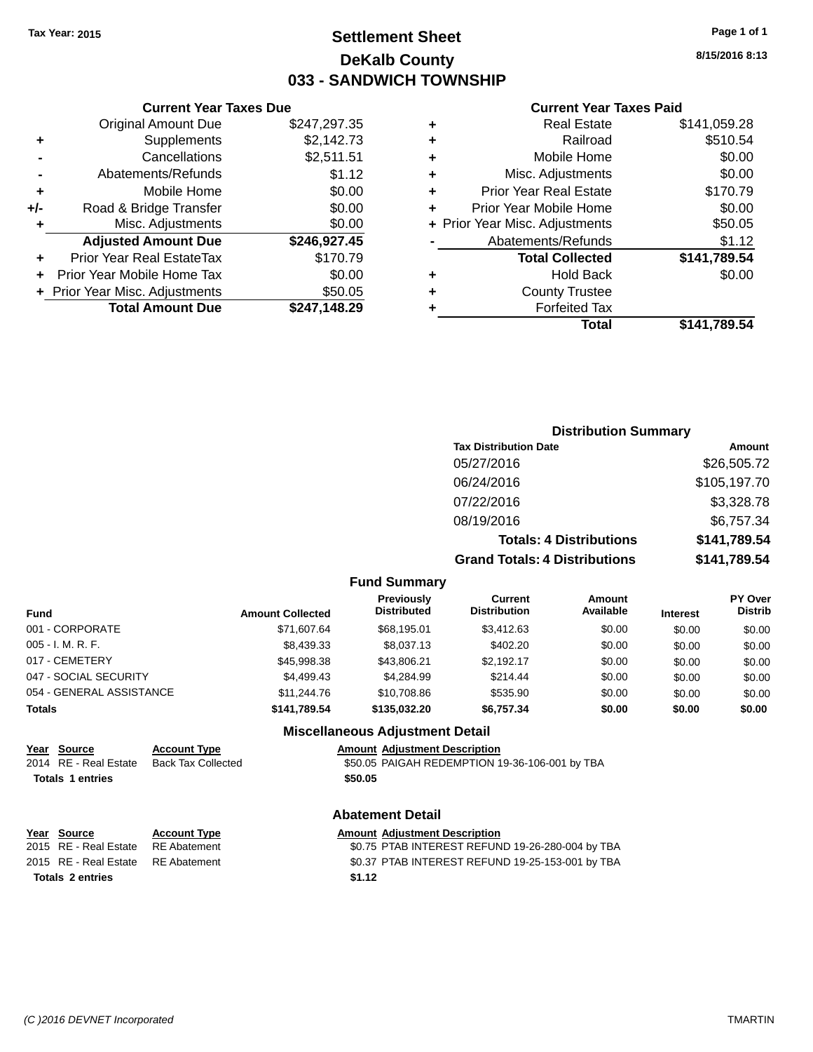Tax Year: 2015

# Settlement Sheet
## DeKalb County
## 033 - SANDWICH TOWNSHIP

8/15/2016 8:13

### Current Year Taxes Due

| | | |
|---|---|---|
| | Original Amount Due | $247,297.35 |
| + | Supplements | $2,142.73 |
| - | Cancellations | $2,511.51 |
| - | Abatements/Refunds | $1.12 |
| + | Mobile Home | $0.00 |
| +/- | Road & Bridge Transfer | $0.00 |
| + | Misc. Adjustments | $0.00 |
| | **Adjusted Amount Due** | **$246,927.45** |
| + | Prior Year Real EstateTax | $170.79 |
| + | Prior Year Mobile Home Tax | $0.00 |
| + | Prior Year Misc. Adjustments | $50.05 |
| | **Total Amount Due** | **$247,148.29** |

### Current Year Taxes Paid

| | | |
|---|---|---|
| + | Real Estate | $141,059.28 |
| + | Railroad | $510.54 |
| + | Mobile Home | $0.00 |
| + | Misc. Adjustments | $0.00 |
| + | Prior Year Real Estate | $170.79 |
| + | Prior Year Mobile Home | $0.00 |
| + | Prior Year Misc. Adjustments | $50.05 |
| - | Abatements/Refunds | $1.12 |
| | **Total Collected** | **$141,789.54** |
| + | Hold Back | $0.00 |
| + | County Trustee | |
| + | Forfeited Tax | |
| | **Total** | **$141,789.54** |

### Distribution Summary

| Tax Distribution Date | Amount |
|---|---|
| 05/27/2016 | $26,505.72 |
| 06/24/2016 | $105,197.70 |
| 07/22/2016 | $3,328.78 |
| 08/19/2016 | $6,757.34 |
| **Totals: 4 Distributions** | **$141,789.54** |
| **Grand Totals: 4 Distributions** | **$141,789.54** |

### Fund Summary

| Fund | Amount Collected | Previously Distributed | Current Distribution | Amount Available | Interest | PY Over Distrib |
|---|---|---|---|---|---|---|
| 001 - CORPORATE | $71,607.64 | $68,195.01 | $3,412.63 | $0.00 | $0.00 | $0.00 |
| 005 - I. M. R. F. | $8,439.33 | $8,037.13 | $402.20 | $0.00 | $0.00 | $0.00 |
| 017 - CEMETERY | $45,998.38 | $43,806.21 | $2,192.17 | $0.00 | $0.00 | $0.00 |
| 047 - SOCIAL SECURITY | $4,499.43 | $4,284.99 | $214.44 | $0.00 | $0.00 | $0.00 |
| 054 - GENERAL ASSISTANCE | $11,244.76 | $10,708.86 | $535.90 | $0.00 | $0.00 | $0.00 |
| **Totals** | **$141,789.54** | **$135,032.20** | **$6,757.34** | **$0.00** | **$0.00** | **$0.00** |

### Miscellaneous Adjustment Detail

| Year | Source | Account Type | Amount | Adjustment Description |
|---|---|---|---|---|
| 2014 | RE - Real Estate | Back Tax Collected | $50.05 | PAIGAH REDEMPTION 19-36-106-001 by TBA |
| **Totals 1 entries** | | | **$50.05** | |

### Abatement Detail

| Year | Source | Account Type | Amount | Adjustment Description |
|---|---|---|---|---|
| 2015 | RE - Real Estate | RE Abatement | $0.75 | PTAB INTEREST REFUND 19-26-280-004 by TBA |
| 2015 | RE - Real Estate | RE Abatement | $0.37 | PTAB INTEREST REFUND 19-25-153-001 by TBA |
| **Totals 2 entries** | | | **$1.12** | |

(C )2016 DEVNET Incorporated TMARTIN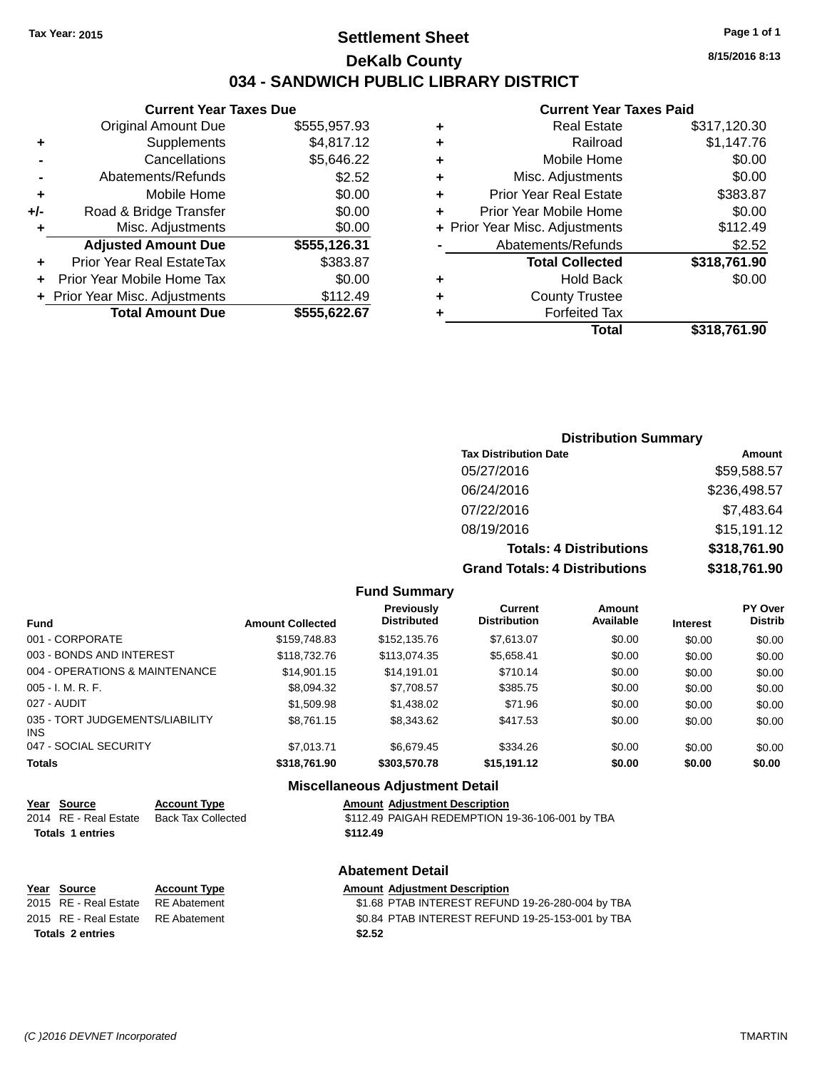Tax Year: 2015

# Settlement Sheet

## DeKalb County

## 034 - SANDWICH PUBLIC LIBRARY DISTRICT

8/15/2016 8:13

### Current Year Taxes Due

| | | |
|---|---|---|
| | Original Amount Due | $555,957.93 |
| + | Supplements | $4,817.12 |
| - | Cancellations | $5,646.22 |
| - | Abatements/Refunds | $2.52 |
| + | Mobile Home | $0.00 |
| +/- | Road & Bridge Transfer | $0.00 |
| + | Misc. Adjustments | $0.00 |
| | **Adjusted Amount Due** | **$555,126.31** |
| + | Prior Year Real EstateTax | $383.87 |
| + | Prior Year Mobile Home Tax | $0.00 |
| + | Prior Year Misc. Adjustments | $112.49 |
| | **Total Amount Due** | **$555,622.67** |

### Current Year Taxes Paid

| | | |
|---|---|---|
| + | Real Estate | $317,120.30 |
| + | Railroad | $1,147.76 |
| + | Mobile Home | $0.00 |
| + | Misc. Adjustments | $0.00 |
| + | Prior Year Real Estate | $383.87 |
| + | Prior Year Mobile Home | $0.00 |
| + | Prior Year Misc. Adjustments | $112.49 |
| - | Abatements/Refunds | $2.52 |
| | **Total Collected** | **$318,761.90** |
| + | Hold Back | $0.00 |
| + | County Trustee | |
| + | Forfeited Tax | |
| | **Total** | **$318,761.90** |

### Distribution Summary

| Tax Distribution Date | Amount |
|---|---|
| 05/27/2016 | $59,588.57 |
| 06/24/2016 | $236,498.57 |
| 07/22/2016 | $7,483.64 |
| 08/19/2016 | $15,191.12 |
| **Totals: 4 Distributions** | **$318,761.90** |
| **Grand Totals: 4 Distributions** | **$318,761.90** |

### Fund Summary

| Fund | Amount Collected | Previously Distributed | Current Distribution | Amount Available | Interest | PY Over Distrib |
|---|---|---|---|---|---|---|
| 001 - CORPORATE | $159,748.83 | $152,135.76 | $7,613.07 | $0.00 | $0.00 | $0.00 |
| 003 - BONDS AND INTEREST | $118,732.76 | $113,074.35 | $5,658.41 | $0.00 | $0.00 | $0.00 |
| 004 - OPERATIONS & MAINTENANCE | $14,901.15 | $14,191.01 | $710.14 | $0.00 | $0.00 | $0.00 |
| 005 - I. M. R. F. | $8,094.32 | $7,708.57 | $385.75 | $0.00 | $0.00 | $0.00 |
| 027 - AUDIT | $1,509.98 | $1,438.02 | $71.96 | $0.00 | $0.00 | $0.00 |
| 035 - TORT JUDGEMENTS/LIABILITY INS | $8,761.15 | $8,343.62 | $417.53 | $0.00 | $0.00 | $0.00 |
| 047 - SOCIAL SECURITY | $7,013.71 | $6,679.45 | $334.26 | $0.00 | $0.00 | $0.00 |
| **Totals** | **$318,761.90** | **$303,570.78** | **$15,191.12** | **$0.00** | **$0.00** | **$0.00** |

### Miscellaneous Adjustment Detail

| Year | Source | Account Type | Amount | Adjustment Description |
|---|---|---|---|---|
| 2014 | RE - Real Estate | Back Tax Collected | $112.49 | PAIGAH REDEMPTION 19-36-106-001 by TBA |
| **Totals 1 entries** | | | **$112.49** | |

### Abatement Detail

| Year | Source | Account Type | Amount | Adjustment Description |
|---|---|---|---|---|
| 2015 | RE - Real Estate | RE Abatement | $1.68 | PTAB INTEREST REFUND 19-26-280-004 by TBA |
| 2015 | RE - Real Estate | RE Abatement | $0.84 | PTAB INTEREST REFUND 19-25-153-001 by TBA |
| **Totals 2 entries** | | | **$2.52** | |

(C )2016 DEVNET Incorporated TMARTIN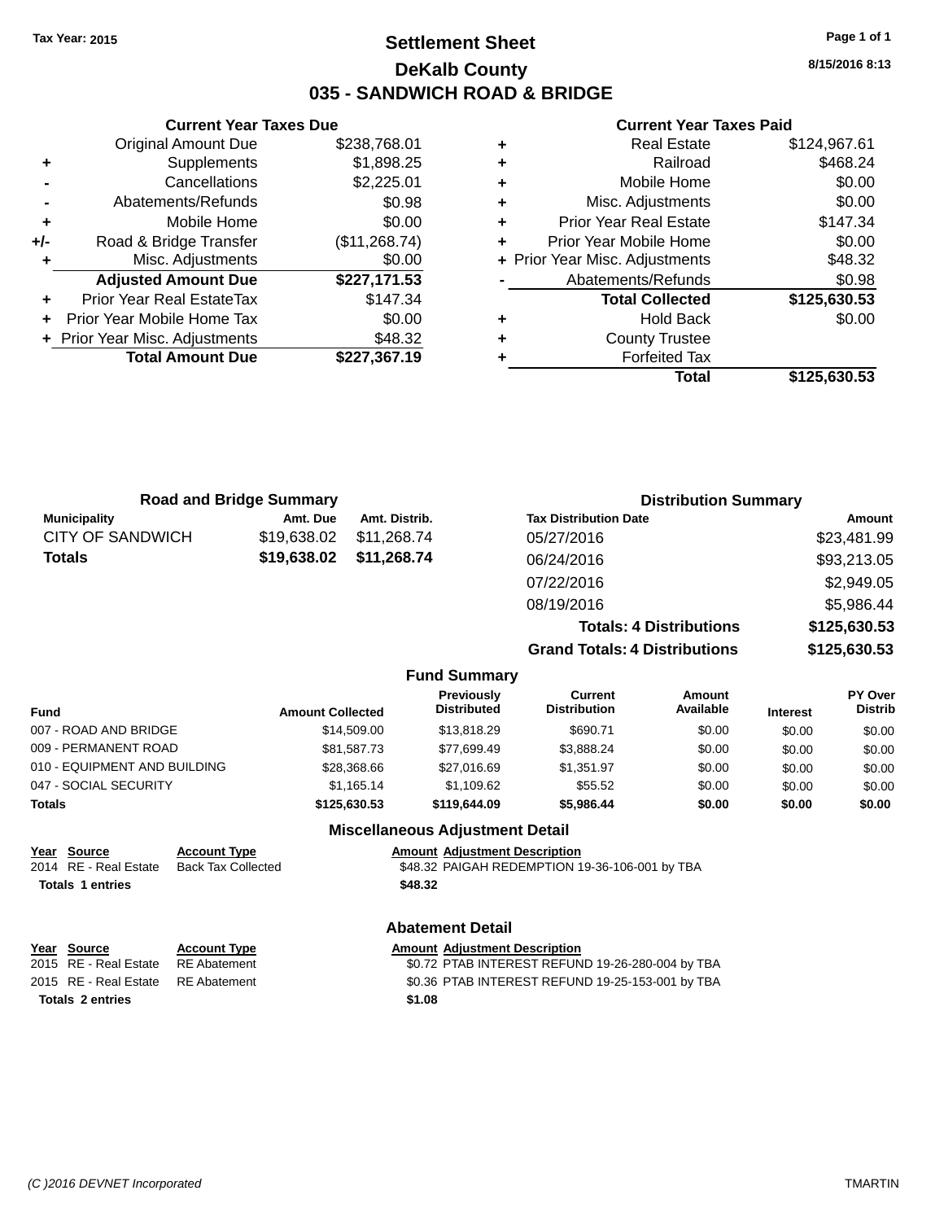Tax Year: 2015

# Settlement Sheet

## DeKalb County

## 035 - SANDWICH ROAD & BRIDGE

8/15/2016 8:13

### Current Year Taxes Due

| | | |
|---|---|---|
| | Original Amount Due | $238,768.01 |
| + | Supplements | $1,898.25 |
| - | Cancellations | $2,225.01 |
| - | Abatements/Refunds | $0.98 |
| + | Mobile Home | $0.00 |
| +/- | Road & Bridge Transfer | ($11,268.74) |
| + | Misc. Adjustments | $0.00 |
| | **Adjusted Amount Due** | **$227,171.53** |
| + | Prior Year Real EstateTax | $147.34 |
| + | Prior Year Mobile Home Tax | $0.00 |
| + | Prior Year Misc. Adjustments | $48.32 |
| | **Total Amount Due** | **$227,367.19** |

### Current Year Taxes Paid

| | | |
|---|---|---|
| + | Real Estate | $124,967.61 |
| + | Railroad | $468.24 |
| + | Mobile Home | $0.00 |
| + | Misc. Adjustments | $0.00 |
| + | Prior Year Real Estate | $147.34 |
| + | Prior Year Mobile Home | $0.00 |
| + | Prior Year Misc. Adjustments | $48.32 |
| - | Abatements/Refunds | $0.98 |
| | **Total Collected** | **$125,630.53** |
| + | Hold Back | $0.00 |
| + | County Trustee | |
| + | Forfeited Tax | |
| | **Total** | **$125,630.53** |

### Road and Bridge Summary

| Municipality | Amt. Due | Amt. Distrib. |
|---|---|---|
| CITY OF SANDWICH | $19,638.02 | $11,268.74 |
| **Totals** | **$19,638.02** | **$11,268.74** |

### Distribution Summary

| Tax Distribution Date | Amount |
|---|---|
| 05/27/2016 | $23,481.99 |
| 06/24/2016 | $93,213.05 |
| 07/22/2016 | $2,949.05 |
| 08/19/2016 | $5,986.44 |
| **Totals: 4 Distributions** | **$125,630.53** |
| **Grand Totals: 4 Distributions** | **$125,630.53** |

### Fund Summary

| Fund | Amount Collected | Previously Distributed | Current Distribution | Amount Available | Interest | PY Over Distrib |
|---|---|---|---|---|---|---|
| 007 - ROAD AND BRIDGE | $14,509.00 | $13,818.29 | $690.71 | $0.00 | $0.00 | $0.00 |
| 009 - PERMANENT ROAD | $81,587.73 | $77,699.49 | $3,888.24 | $0.00 | $0.00 | $0.00 |
| 010 - EQUIPMENT AND BUILDING | $28,368.66 | $27,016.69 | $1,351.97 | $0.00 | $0.00 | $0.00 |
| 047 - SOCIAL SECURITY | $1,165.14 | $1,109.62 | $55.52 | $0.00 | $0.00 | $0.00 |
| **Totals** | **$125,630.53** | **$119,644.09** | **$5,986.44** | **$0.00** | **$0.00** | **$0.00** |

### Miscellaneous Adjustment Detail

| Year | Source | Account Type | Amount | Adjustment Description |
|---|---|---|---|---|
| 2014 | RE - Real Estate | Back Tax Collected | $48.32 | PAIGAH REDEMPTION 19-36-106-001 by TBA |
| **Totals 1 entries** | | | **$48.32** | |

### Abatement Detail

| Year | Source | Account Type | Amount | Adjustment Description |
|---|---|---|---|---|
| 2015 | RE - Real Estate | RE Abatement | $0.72 | PTAB INTEREST REFUND 19-26-280-004 by TBA |
| 2015 | RE - Real Estate | RE Abatement | $0.36 | PTAB INTEREST REFUND 19-25-153-001 by TBA |
| **Totals 2 entries** | | | **$1.08** | |

(C )2016 DEVNET Incorporated TMARTIN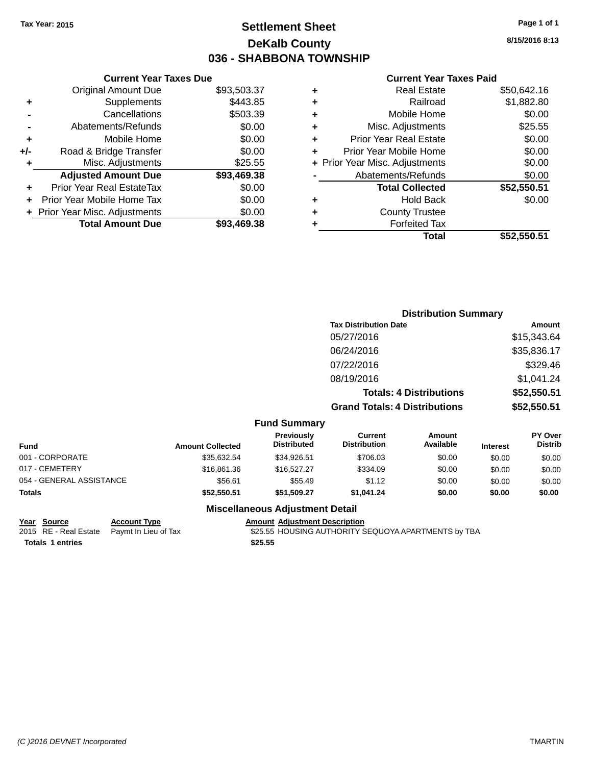Tax Year: 2015

# Settlement Sheet

## DeKalb County

## 036 - SHABBONA TOWNSHIP

8/15/2016 8:13

### Current Year Taxes Due

| | | |
|---|---|---|
| | Original Amount Due | $93,503.37 |
| + | Supplements | $443.85 |
| - | Cancellations | $503.39 |
| - | Abatements/Refunds | $0.00 |
| + | Mobile Home | $0.00 |
| +/- | Road & Bridge Transfer | $0.00 |
| + | Misc. Adjustments | $25.55 |
| | **Adjusted Amount Due** | **$93,469.38** |
| + | Prior Year Real EstateTax | $0.00 |
| + | Prior Year Mobile Home Tax | $0.00 |
| + | Prior Year Misc. Adjustments | $0.00 |
| | **Total Amount Due** | **$93,469.38** |

### Current Year Taxes Paid

| | | |
|---|---|---|
| + | Real Estate | $50,642.16 |
| + | Railroad | $1,882.80 |
| + | Mobile Home | $0.00 |
| + | Misc. Adjustments | $25.55 |
| + | Prior Year Real Estate | $0.00 |
| + | Prior Year Mobile Home | $0.00 |
| + | Prior Year Misc. Adjustments | $0.00 |
| - | Abatements/Refunds | $0.00 |
| | **Total Collected** | **$52,550.51** |
| + | Hold Back | $0.00 |
| + | County Trustee | |
| + | Forfeited Tax | |
| | **Total** | **$52,550.51** |

### Distribution Summary

| Tax Distribution Date | Amount |
|---|---|
| 05/27/2016 | $15,343.64 |
| 06/24/2016 | $35,836.17 |
| 07/22/2016 | $329.46 |
| 08/19/2016 | $1,041.24 |
| **Totals: 4 Distributions** | **$52,550.51** |
| **Grand Totals: 4 Distributions** | **$52,550.51** |

### Fund Summary

| Fund | Amount Collected | Previously Distributed | Current Distribution | Amount Available | Interest | PY Over Distrib |
|---|---|---|---|---|---|---|
| 001 - CORPORATE | $35,632.54 | $34,926.51 | $706.03 | $0.00 | $0.00 | $0.00 |
| 017 - CEMETERY | $16,861.36 | $16,527.27 | $334.09 | $0.00 | $0.00 | $0.00 |
| 054 - GENERAL ASSISTANCE | $56.61 | $55.49 | $1.12 | $0.00 | $0.00 | $0.00 |
| **Totals** | **$52,550.51** | **$51,509.27** | **$1,041.24** | **$0.00** | **$0.00** | **$0.00** |

### Miscellaneous Adjustment Detail

| Year | Source | Account Type | Amount | Adjustment Description |
|---|---|---|---|---|
| 2015 | RE - Real Estate | Paymt In Lieu of Tax | $25.55 | HOUSING AUTHORITY SEQUOYA APARTMENTS by TBA |
| **Totals 1 entries** | | | **$25.55** | |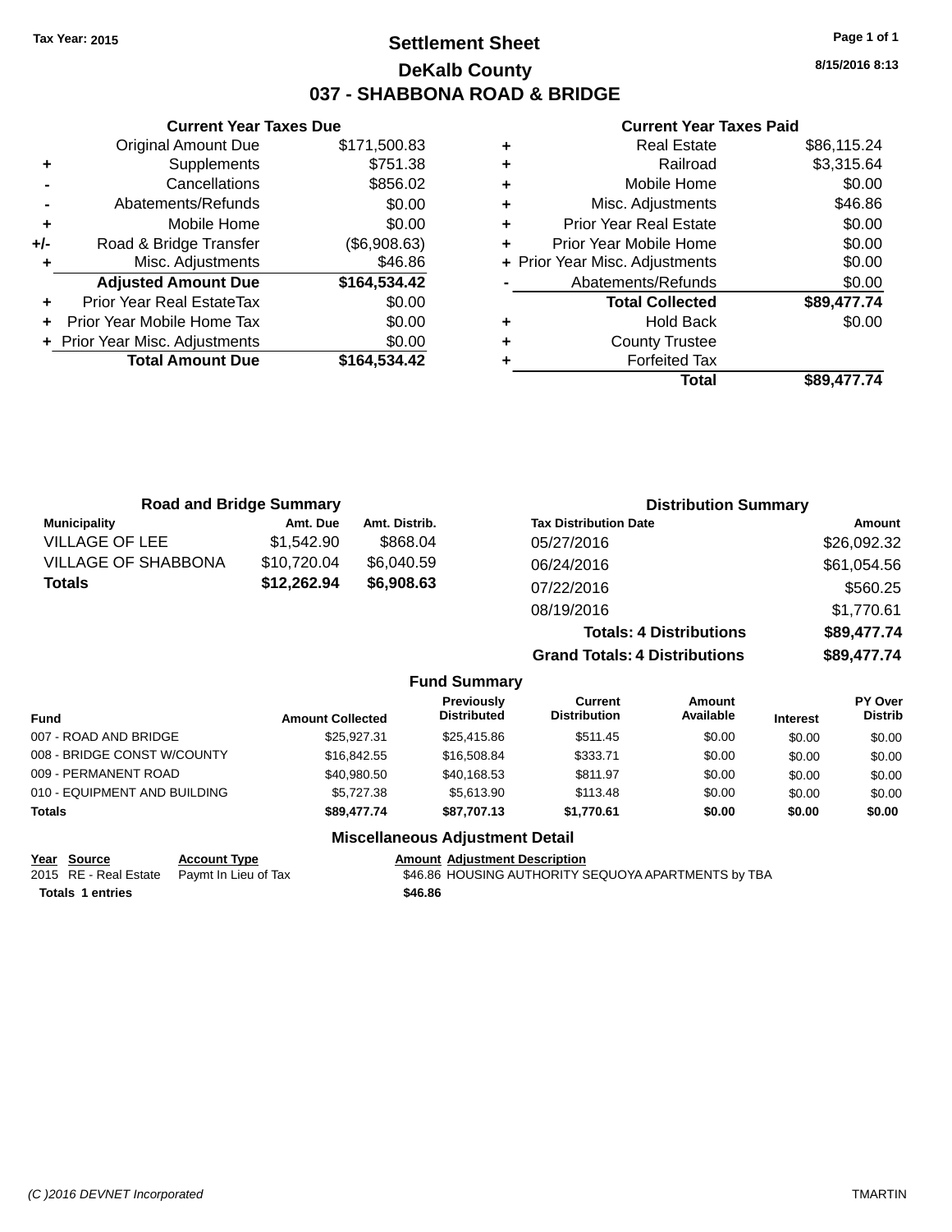Tax Year: 2015

# Settlement Sheet

## DeKalb County

## 037 - SHABBONA ROAD & BRIDGE

8/15/2016 8:13

### Current Year Taxes Due

| | | |
|---|---|---|
| | Original Amount Due | $171,500.83 |
| + | Supplements | $751.38 |
| - | Cancellations | $856.02 |
| - | Abatements/Refunds | $0.00 |
| + | Mobile Home | $0.00 |
| +/- | Road & Bridge Transfer | ($6,908.63) |
| + | Misc. Adjustments | $46.86 |
| | **Adjusted Amount Due** | **$164,534.42** |
| + | Prior Year Real EstateTax | $0.00 |
| + | Prior Year Mobile Home Tax | $0.00 |
| + | Prior Year Misc. Adjustments | $0.00 |
| | **Total Amount Due** | **$164,534.42** |

### Current Year Taxes Paid

| | | |
|---|---|---|
| + | Real Estate | $86,115.24 |
| + | Railroad | $3,315.64 |
| + | Mobile Home | $0.00 |
| + | Misc. Adjustments | $46.86 |
| + | Prior Year Real Estate | $0.00 |
| + | Prior Year Mobile Home | $0.00 |
| + | Prior Year Misc. Adjustments | $0.00 |
| - | Abatements/Refunds | $0.00 |
| | **Total Collected** | **$89,477.74** |
| + | Hold Back | $0.00 |
| + | County Trustee | |
| + | Forfeited Tax | |
| | **Total** | **$89,477.74** |

### Road and Bridge Summary

| Municipality | Amt. Due | Amt. Distrib. |
|---|---|---|
| VILLAGE OF LEE | $1,542.90 | $868.04 |
| VILLAGE OF SHABBONA | $10,720.04 | $6,040.59 |
| **Totals** | **$12,262.94** | **$6,908.63** |

### Distribution Summary

| Tax Distribution Date | Amount |
|---|---|
| 05/27/2016 | $26,092.32 |
| 06/24/2016 | $61,054.56 |
| 07/22/2016 | $560.25 |
| 08/19/2016 | $1,770.61 |
| **Totals: 4 Distributions** | **$89,477.74** |
| **Grand Totals: 4 Distributions** | **$89,477.74** |

### Fund Summary

| Fund | Amount Collected | Previously Distributed | Current Distribution | Amount Available | Interest | PY Over Distrib |
|---|---|---|---|---|---|---|
| 007 - ROAD AND BRIDGE | $25,927.31 | $25,415.86 | $511.45 | $0.00 | $0.00 | $0.00 |
| 008 - BRIDGE CONST W/COUNTY | $16,842.55 | $16,508.84 | $333.71 | $0.00 | $0.00 | $0.00 |
| 009 - PERMANENT ROAD | $40,980.50 | $40,168.53 | $811.97 | $0.00 | $0.00 | $0.00 |
| 010 - EQUIPMENT AND BUILDING | $5,727.38 | $5,613.90 | $113.48 | $0.00 | $0.00 | $0.00 |
| **Totals** | **$89,477.74** | **$87,707.13** | **$1,770.61** | **$0.00** | **$0.00** | **$0.00** |

### Miscellaneous Adjustment Detail

| Year | Source | Account Type | Amount | Adjustment Description |
|---|---|---|---|---|
| 2015 | RE - Real Estate | Paymt In Lieu of Tax | $46.86 | HOUSING AUTHORITY SEQUOYA APARTMENTS by TBA |
| **Totals** | **1 entries** | | **$46.86** | |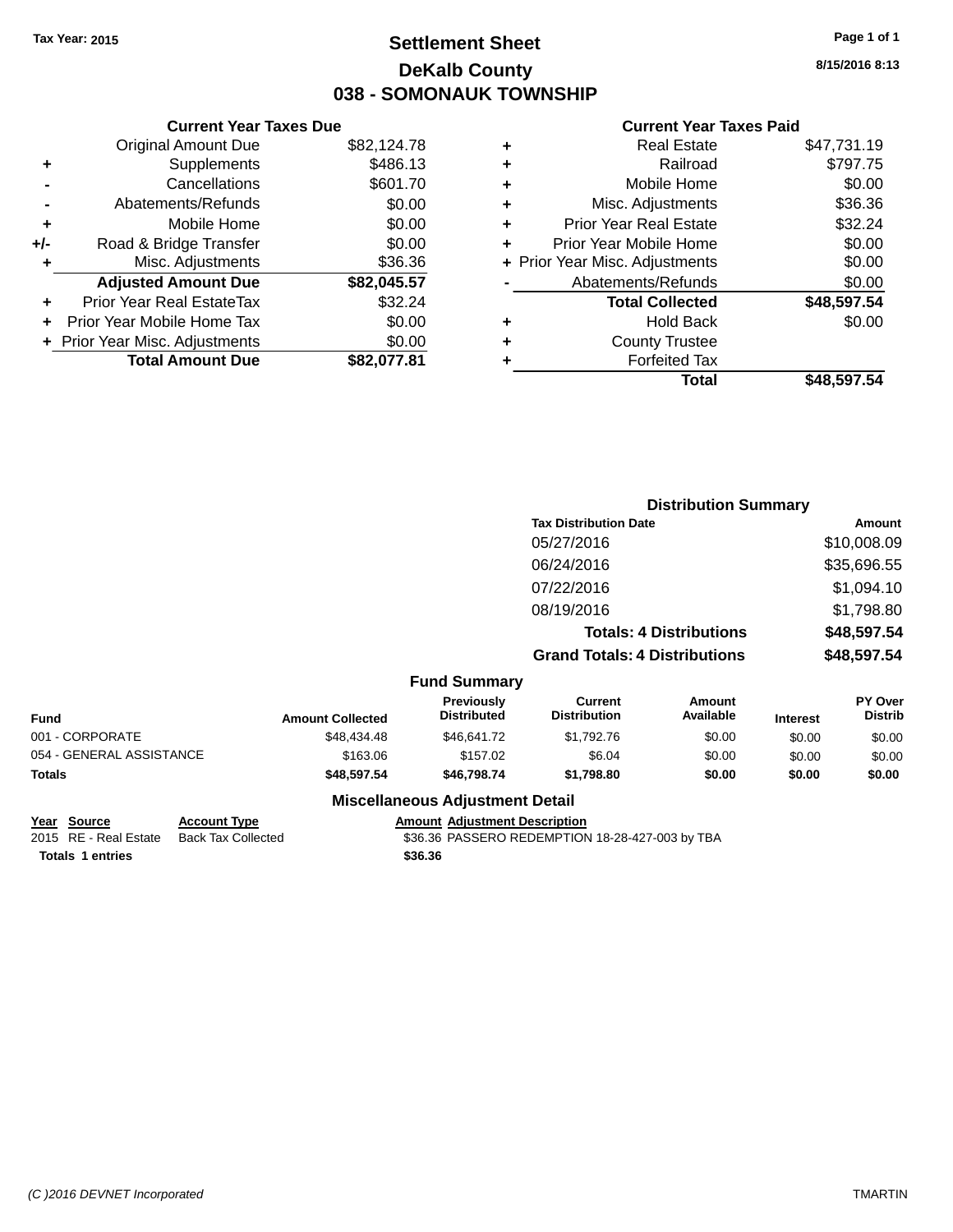Tax Year: 2015

# Settlement Sheet

## DeKalb County

## 038 - SOMONAUK TOWNSHIP

8/15/2016 8:13

### Current Year Taxes Due

| | | |
|---|---|---|
| | Original Amount Due | $82,124.78 |
| + | Supplements | $486.13 |
| - | Cancellations | $601.70 |
| - | Abatements/Refunds | $0.00 |
| + | Mobile Home | $0.00 |
| +/- | Road & Bridge Transfer | $0.00 |
| + | Misc. Adjustments | $36.36 |
| | **Adjusted Amount Due** | **$82,045.57** |
| + | Prior Year Real EstateTax | $32.24 |
| + | Prior Year Mobile Home Tax | $0.00 |
| + | Prior Year Misc. Adjustments | $0.00 |
| | **Total Amount Due** | **$82,077.81** |

### Current Year Taxes Paid

| | | |
|---|---|---|
| + | Real Estate | $47,731.19 |
| + | Railroad | $797.75 |
| + | Mobile Home | $0.00 |
| + | Misc. Adjustments | $36.36 |
| + | Prior Year Real Estate | $32.24 |
| + | Prior Year Mobile Home | $0.00 |
| + | Prior Year Misc. Adjustments | $0.00 |
| - | Abatements/Refunds | $0.00 |
| | **Total Collected** | **$48,597.54** |
| + | Hold Back | $0.00 |
| + | County Trustee | |
| + | Forfeited Tax | |
| | **Total** | **$48,597.54** |

### Distribution Summary

| Tax Distribution Date | Amount |
|---|---|
| 05/27/2016 | $10,008.09 |
| 06/24/2016 | $35,696.55 |
| 07/22/2016 | $1,094.10 |
| 08/19/2016 | $1,798.80 |
| **Totals: 4 Distributions** | **$48,597.54** |
| **Grand Totals: 4 Distributions** | **$48,597.54** |

### Fund Summary

| Fund | Amount Collected | Previously Distributed | Current Distribution | Amount Available | Interest | PY Over Distrib |
|---|---|---|---|---|---|---|
| 001 - CORPORATE | $48,434.48 | $46,641.72 | $1,792.76 | $0.00 | $0.00 | $0.00 |
| 054 - GENERAL ASSISTANCE | $163.06 | $157.02 | $6.04 | $0.00 | $0.00 | $0.00 |
| **Totals** | **$48,597.54** | **$46,798.74** | **$1,798.80** | **$0.00** | **$0.00** | **$0.00** |

### Miscellaneous Adjustment Detail

| Year | Source | Account Type | Amount | Adjustment Description |
|---|---|---|---|---|
| 2015 | RE - Real Estate | Back Tax Collected | $36.36 | PASSERO REDEMPTION 18-28-427-003 by TBA |
| **Totals** | **1 entries** | | **$36.36** | |

(C )2016 DEVNET Incorporated TMARTIN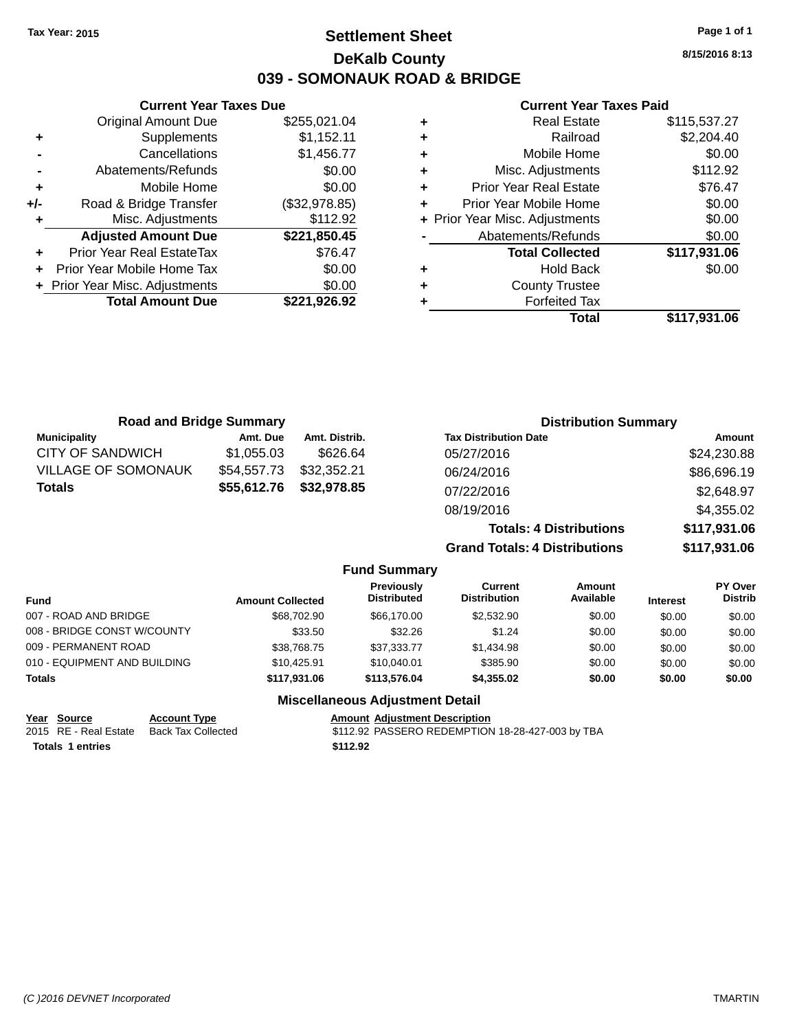Tax Year: 2015

# Settlement Sheet

## DeKalb County

## 039 - SOMONAUK ROAD & BRIDGE

8/15/2016 8:13

### Current Year Taxes Due

| | | |
|---|---|---|
| | Original Amount Due | $255,021.04 |
| + | Supplements | $1,152.11 |
| - | Cancellations | $1,456.77 |
| - | Abatements/Refunds | $0.00 |
| + | Mobile Home | $0.00 |
| +/- | Road & Bridge Transfer | ($32,978.85) |
| + | Misc. Adjustments | $112.92 |
| | **Adjusted Amount Due** | **$221,850.45** |
| + | Prior Year Real EstateTax | $76.47 |
| + | Prior Year Mobile Home Tax | $0.00 |
| + | Prior Year Misc. Adjustments | $0.00 |
| | **Total Amount Due** | **$221,926.92** |

### Current Year Taxes Paid

| | | |
|---|---|---|
| + | Real Estate | $115,537.27 |
| + | Railroad | $2,204.40 |
| + | Mobile Home | $0.00 |
| + | Misc. Adjustments | $112.92 |
| + | Prior Year Real Estate | $76.47 |
| + | Prior Year Mobile Home | $0.00 |
| + | Prior Year Misc. Adjustments | $0.00 |
| - | Abatements/Refunds | $0.00 |
| | **Total Collected** | **$117,931.06** |
| + | Hold Back | $0.00 |
| + | County Trustee | |
| + | Forfeited Tax | |
| | **Total** | **$117,931.06** |

### Road and Bridge Summary

| Municipality | Amt. Due | Amt. Distrib. |
|---|---|---|
| CITY OF SANDWICH | $1,055.03 | $626.64 |
| VILLAGE OF SOMONAUK | $54,557.73 | $32,352.21 |
| **Totals** | **$55,612.76** | **$32,978.85** |

### Distribution Summary

| Tax Distribution Date | Amount |
|---|---|
| 05/27/2016 | $24,230.88 |
| 06/24/2016 | $86,696.19 |
| 07/22/2016 | $2,648.97 |
| 08/19/2016 | $4,355.02 |
| **Totals: 4 Distributions** | **$117,931.06** |
| **Grand Totals: 4 Distributions** | **$117,931.06** |

### Fund Summary

| Fund | Amount Collected | Previously Distributed | Current Distribution | Amount Available | Interest | PY Over Distrib |
|---|---|---|---|---|---|---|
| 007 - ROAD AND BRIDGE | $68,702.90 | $66,170.00 | $2,532.90 | $0.00 | $0.00 | $0.00 |
| 008 - BRIDGE CONST W/COUNTY | $33.50 | $32.26 | $1.24 | $0.00 | $0.00 | $0.00 |
| 009 - PERMANENT ROAD | $38,768.75 | $37,333.77 | $1,434.98 | $0.00 | $0.00 | $0.00 |
| 010 - EQUIPMENT AND BUILDING | $10,425.91 | $10,040.01 | $385.90 | $0.00 | $0.00 | $0.00 |
| **Totals** | **$117,931.06** | **$113,576.04** | **$4,355.02** | **$0.00** | **$0.00** | **$0.00** |

### Miscellaneous Adjustment Detail

| Year | Source | Account Type | Amount | Adjustment Description |
|---|---|---|---|---|
| 2015 | RE - Real Estate | Back Tax Collected | $112.92 | PASSERO REDEMPTION 18-28-427-003 by TBA |
| **Totals 1 entries** | | | **$112.92** | |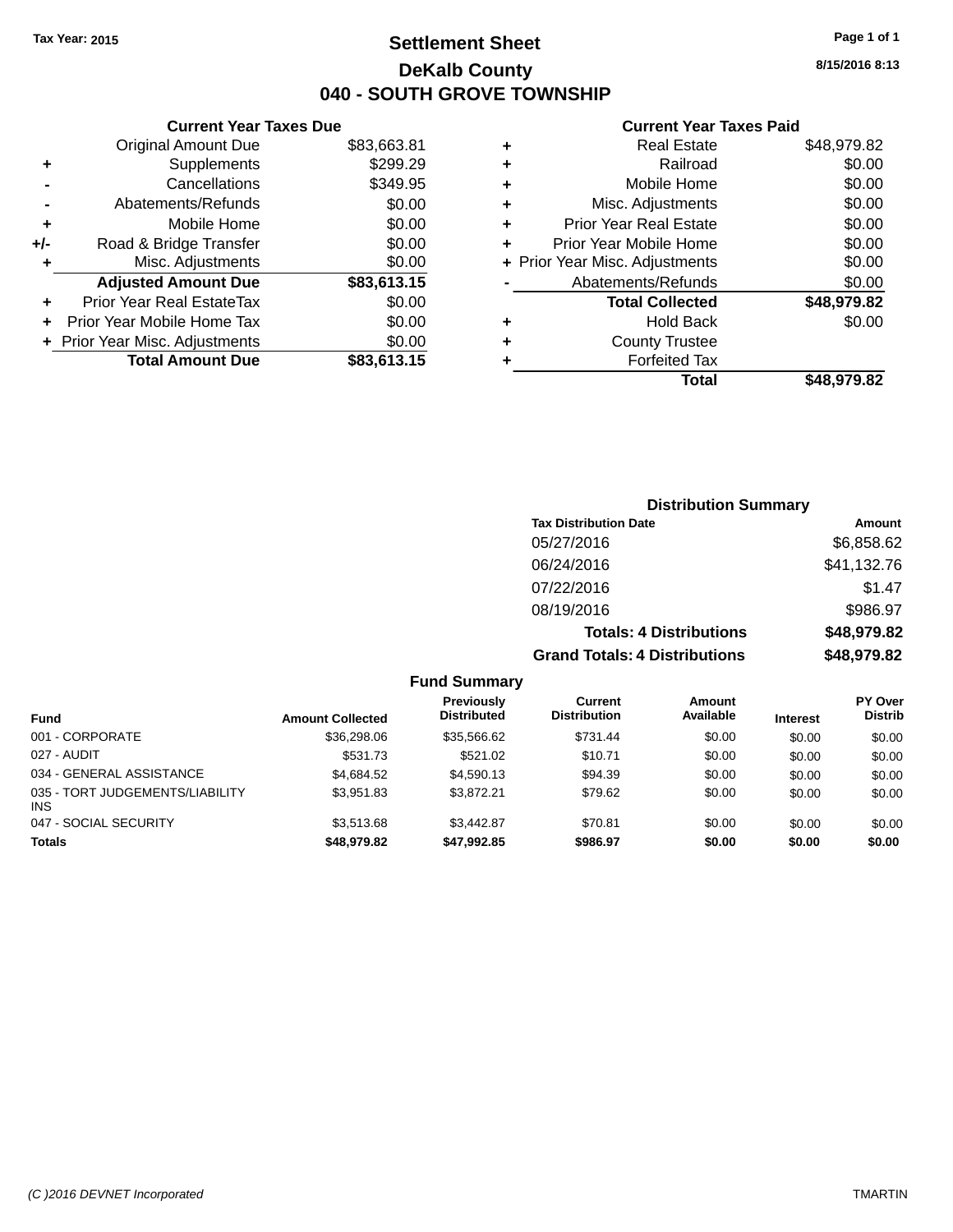Tax Year: 2015

# Settlement Sheet

## DeKalb County

## 040 - SOUTH GROVE TOWNSHIP

8/15/2016 8:13

### Current Year Taxes Due

| | | |
|---|---|---|
| | Original Amount Due | $83,663.81 |
| + | Supplements | $299.29 |
| - | Cancellations | $349.95 |
| - | Abatements/Refunds | $0.00 |
| + | Mobile Home | $0.00 |
| +/- | Road & Bridge Transfer | $0.00 |
| + | Misc. Adjustments | $0.00 |
| | **Adjusted Amount Due** | **$83,613.15** |
| + | Prior Year Real EstateTax | $0.00 |
| + | Prior Year Mobile Home Tax | $0.00 |
| + | Prior Year Misc. Adjustments | $0.00 |
| | **Total Amount Due** | **$83,613.15** |

### Current Year Taxes Paid

| | | |
|---|---|---|
| + | Real Estate | $48,979.82 |
| + | Railroad | $0.00 |
| + | Mobile Home | $0.00 |
| + | Misc. Adjustments | $0.00 |
| + | Prior Year Real Estate | $0.00 |
| + | Prior Year Mobile Home | $0.00 |
| + | Prior Year Misc. Adjustments | $0.00 |
| - | Abatements/Refunds | $0.00 |
| | **Total Collected** | **$48,979.82** |
| + | Hold Back | $0.00 |
| + | County Trustee | |
| + | Forfeited Tax | |
| | **Total** | **$48,979.82** |

### Distribution Summary

| Tax Distribution Date | Amount |
|---|---|
| 05/27/2016 | $6,858.62 |
| 06/24/2016 | $41,132.76 |
| 07/22/2016 | $1.47 |
| 08/19/2016 | $986.97 |
| **Totals: 4 Distributions** | **$48,979.82** |
| **Grand Totals: 4 Distributions** | **$48,979.82** |

### Fund Summary

| Fund | Amount Collected | Previously Distributed | Current Distribution | Amount Available | Interest | PY Over Distrib |
|---|---|---|---|---|---|---|
| 001 - CORPORATE | $36,298.06 | $35,566.62 | $731.44 | $0.00 | $0.00 | $0.00 |
| 027 - AUDIT | $531.73 | $521.02 | $10.71 | $0.00 | $0.00 | $0.00 |
| 034 - GENERAL ASSISTANCE | $4,684.52 | $4,590.13 | $94.39 | $0.00 | $0.00 | $0.00 |
| 035 - TORT JUDGEMENTS/LIABILITY INS | $3,951.83 | $3,872.21 | $79.62 | $0.00 | $0.00 | $0.00 |
| 047 - SOCIAL SECURITY | $3,513.68 | $3,442.87 | $70.81 | $0.00 | $0.00 | $0.00 |
| **Totals** | **$48,979.82** | **$47,992.85** | **$986.97** | **$0.00** | **$0.00** | **$0.00** |

(C )2016 DEVNET Incorporated — TMARTIN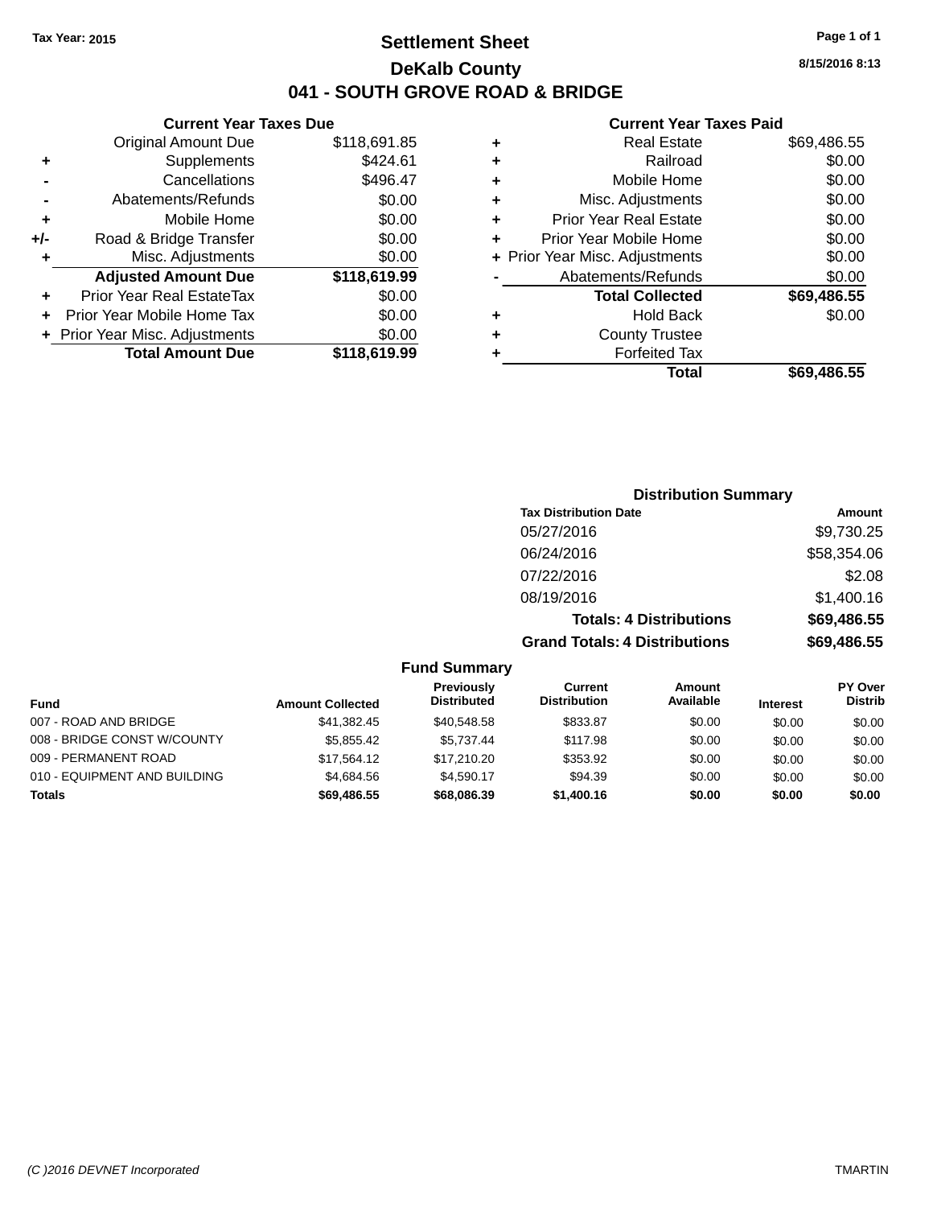Tax Year: 2015

# Settlement Sheet

## DeKalb County

## 041 - SOUTH GROVE ROAD & BRIDGE

8/15/2016 8:13

### Current Year Taxes Due

| | | |
|---|---|---|
| | Original Amount Due | $118,691.85 |
| + | Supplements | $424.61 |
| - | Cancellations | $496.47 |
| - | Abatements/Refunds | $0.00 |
| + | Mobile Home | $0.00 |
| +/- | Road & Bridge Transfer | $0.00 |
| + | Misc. Adjustments | $0.00 |
| | **Adjusted Amount Due** | **$118,619.99** |
| + | Prior Year Real EstateTax | $0.00 |
| + | Prior Year Mobile Home Tax | $0.00 |
| + | Prior Year Misc. Adjustments | $0.00 |
| | **Total Amount Due** | **$118,619.99** |

### Current Year Taxes Paid

| | | |
|---|---|---|
| + | Real Estate | $69,486.55 |
| + | Railroad | $0.00 |
| + | Mobile Home | $0.00 |
| + | Misc. Adjustments | $0.00 |
| + | Prior Year Real Estate | $0.00 |
| + | Prior Year Mobile Home | $0.00 |
| + | Prior Year Misc. Adjustments | $0.00 |
| - | Abatements/Refunds | $0.00 |
| | **Total Collected** | **$69,486.55** |
| + | Hold Back | $0.00 |
| + | County Trustee | |
| + | Forfeited Tax | |
| | **Total** | **$69,486.55** |

### Distribution Summary

| Tax Distribution Date | Amount |
|---|---|
| 05/27/2016 | $9,730.25 |
| 06/24/2016 | $58,354.06 |
| 07/22/2016 | $2.08 |
| 08/19/2016 | $1,400.16 |
| **Totals: 4 Distributions** | **$69,486.55** |
| **Grand Totals: 4 Distributions** | **$69,486.55** |

### Fund Summary

| Fund | Amount Collected | Previously Distributed | Current Distribution | Amount Available | Interest | PY Over Distrib |
|---|---|---|---|---|---|---|
| 007 - ROAD AND BRIDGE | $41,382.45 | $40,548.58 | $833.87 | $0.00 | $0.00 | $0.00 |
| 008 - BRIDGE CONST W/COUNTY | $5,855.42 | $5,737.44 | $117.98 | $0.00 | $0.00 | $0.00 |
| 009 - PERMANENT ROAD | $17,564.12 | $17,210.20 | $353.92 | $0.00 | $0.00 | $0.00 |
| 010 - EQUIPMENT AND BUILDING | $4,684.56 | $4,590.17 | $94.39 | $0.00 | $0.00 | $0.00 |
| **Totals** | **$69,486.55** | **$68,086.39** | **$1,400.16** | **$0.00** | **$0.00** | **$0.00** |

(C )2016 DEVNET Incorporated TMARTIN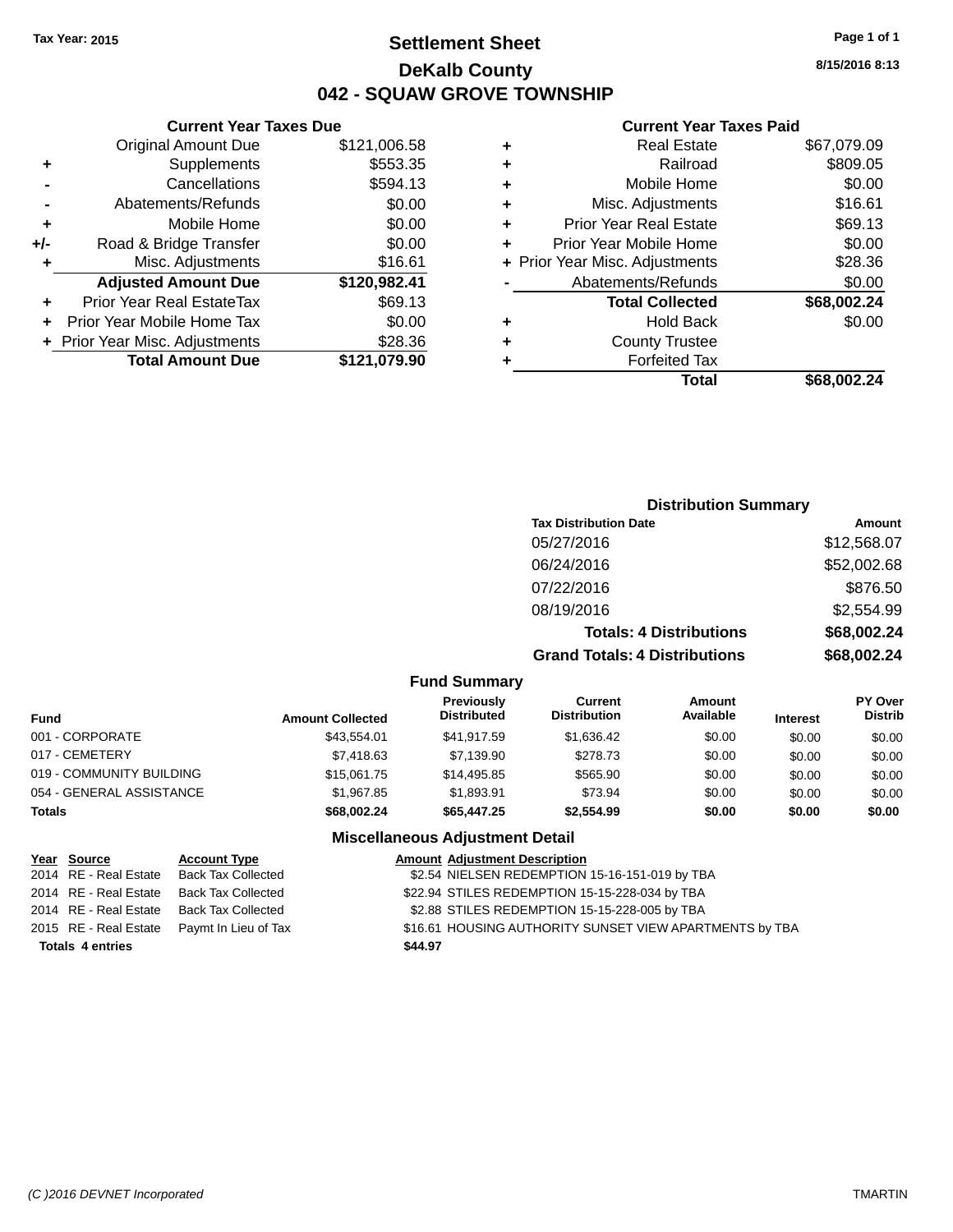Tax Year: 2015

# Settlement Sheet

## DeKalb County

## 042 - SQUAW GROVE TOWNSHIP

8/15/2016 8:13

### Current Year Taxes Due

| | | |
|---|---|---|
| | Original Amount Due | $121,006.58 |
| + | Supplements | $553.35 |
| - | Cancellations | $594.13 |
| - | Abatements/Refunds | $0.00 |
| + | Mobile Home | $0.00 |
| +/- | Road & Bridge Transfer | $0.00 |
| + | Misc. Adjustments | $16.61 |
| | **Adjusted Amount Due** | **$120,982.41** |
| + | Prior Year Real EstateTax | $69.13 |
| + | Prior Year Mobile Home Tax | $0.00 |
| + | Prior Year Misc. Adjustments | $28.36 |
| | **Total Amount Due** | **$121,079.90** |

### Current Year Taxes Paid

| | | |
|---|---|---|
| + | Real Estate | $67,079.09 |
| + | Railroad | $809.05 |
| + | Mobile Home | $0.00 |
| + | Misc. Adjustments | $16.61 |
| + | Prior Year Real Estate | $69.13 |
| + | Prior Year Mobile Home | $0.00 |
| + | Prior Year Misc. Adjustments | $28.36 |
| - | Abatements/Refunds | $0.00 |
| | **Total Collected** | **$68,002.24** |
| + | Hold Back | $0.00 |
| + | County Trustee | |
| + | Forfeited Tax | |
| | **Total** | **$68,002.24** |

### Distribution Summary

| Tax Distribution Date | Amount |
|---|---|
| 05/27/2016 | $12,568.07 |
| 06/24/2016 | $52,002.68 |
| 07/22/2016 | $876.50 |
| 08/19/2016 | $2,554.99 |
| **Totals: 4 Distributions** | **$68,002.24** |
| **Grand Totals: 4 Distributions** | **$68,002.24** |

### Fund Summary

| Fund | Amount Collected | Previously Distributed | Current Distribution | Amount Available | Interest | PY Over Distrib |
|---|---|---|---|---|---|---|
| 001 - CORPORATE | $43,554.01 | $41,917.59 | $1,636.42 | $0.00 | $0.00 | $0.00 |
| 017 - CEMETERY | $7,418.63 | $7,139.90 | $278.73 | $0.00 | $0.00 | $0.00 |
| 019 - COMMUNITY BUILDING | $15,061.75 | $14,495.85 | $565.90 | $0.00 | $0.00 | $0.00 |
| 054 - GENERAL ASSISTANCE | $1,967.85 | $1,893.91 | $73.94 | $0.00 | $0.00 | $0.00 |
| **Totals** | **$68,002.24** | **$65,447.25** | **$2,554.99** | **$0.00** | **$0.00** | **$0.00** |

### Miscellaneous Adjustment Detail

| Year | Source | Account Type | Amount | Adjustment Description |
|---|---|---|---|---|
| 2014 | RE - Real Estate | Back Tax Collected | $2.54 | NIELSEN REDEMPTION 15-16-151-019 by TBA |
| 2014 | RE - Real Estate | Back Tax Collected | $22.94 | STILES REDEMPTION 15-15-228-034 by TBA |
| 2014 | RE - Real Estate | Back Tax Collected | $2.88 | STILES REDEMPTION 15-15-228-005 by TBA |
| 2015 | RE - Real Estate | Paymt In Lieu of Tax | $16.61 | HOUSING AUTHORITY SUNSET VIEW APARTMENTS by TBA |
| **Totals 4 entries** | | | **$44.97** | |

(C )2016 DEVNET Incorporated TMARTIN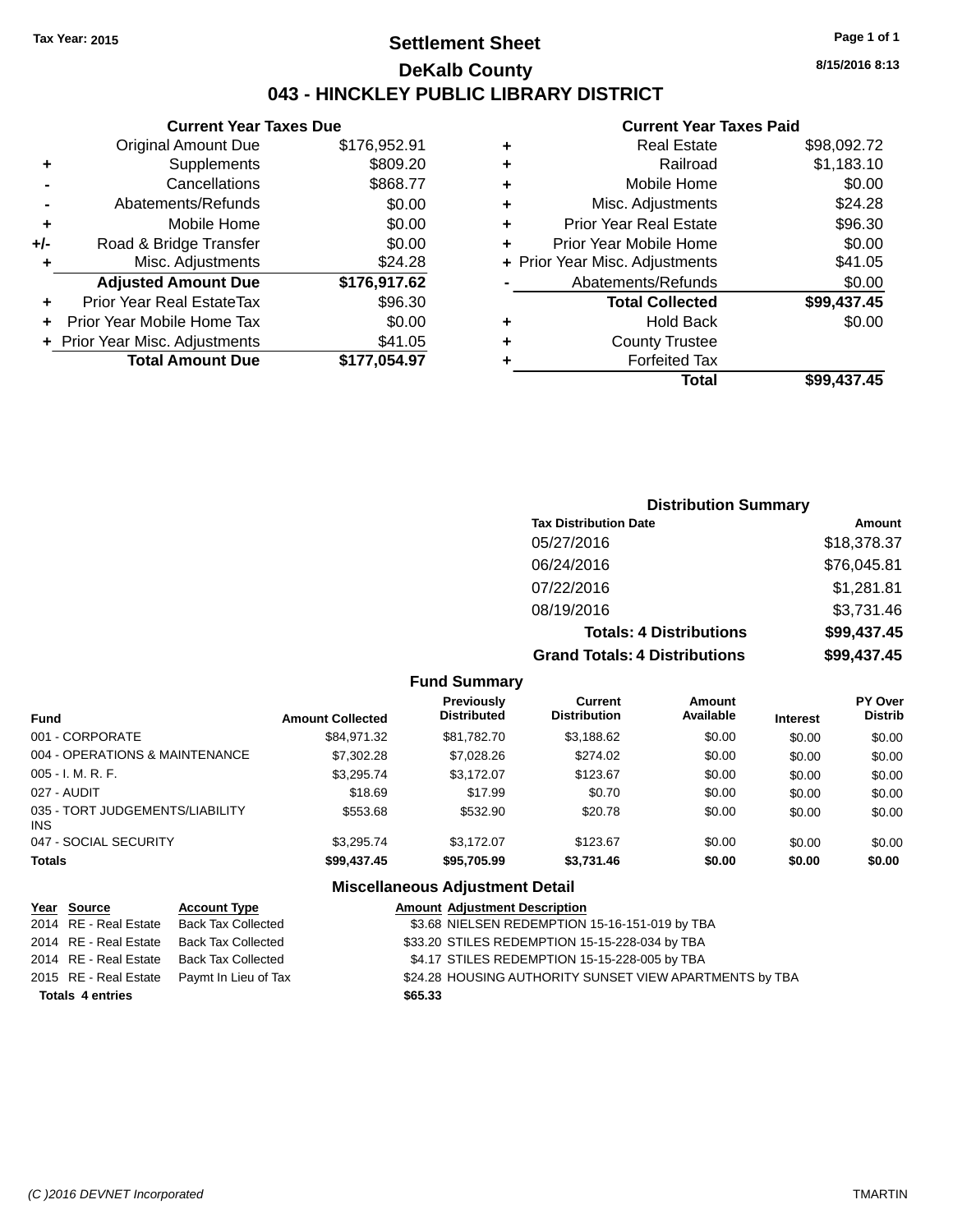Tax Year: 2015

# Settlement Sheet

## DeKalb County

## 043 - HINCKLEY PUBLIC LIBRARY DISTRICT

8/15/2016 8:13

### Current Year Taxes Due

| | | |
|---|---|---|
| | Original Amount Due | $176,952.91 |
| + | Supplements | $809.20 |
| - | Cancellations | $868.77 |
| - | Abatements/Refunds | $0.00 |
| + | Mobile Home | $0.00 |
| +/- | Road & Bridge Transfer | $0.00 |
| + | Misc. Adjustments | $24.28 |
| | **Adjusted Amount Due** | **$176,917.62** |
| + | Prior Year Real EstateTax | $96.30 |
| + | Prior Year Mobile Home Tax | $0.00 |
| + | Prior Year Misc. Adjustments | $41.05 |
| | **Total Amount Due** | **$177,054.97** |

### Current Year Taxes Paid

| | | |
|---|---|---|
| + | Real Estate | $98,092.72 |
| + | Railroad | $1,183.10 |
| + | Mobile Home | $0.00 |
| + | Misc. Adjustments | $24.28 |
| + | Prior Year Real Estate | $96.30 |
| + | Prior Year Mobile Home | $0.00 |
| + | Prior Year Misc. Adjustments | $41.05 |
| - | Abatements/Refunds | $0.00 |
| | **Total Collected** | **$99,437.45** |
| + | Hold Back | $0.00 |
| + | County Trustee | |
| + | Forfeited Tax | |
| | **Total** | **$99,437.45** |

### Distribution Summary

| Tax Distribution Date | Amount |
|---|---|
| 05/27/2016 | $18,378.37 |
| 06/24/2016 | $76,045.81 |
| 07/22/2016 | $1,281.81 |
| 08/19/2016 | $3,731.46 |
| **Totals: 4 Distributions** | **$99,437.45** |
| **Grand Totals: 4 Distributions** | **$99,437.45** |

### Fund Summary

| Fund | Amount Collected | Previously Distributed | Current Distribution | Amount Available | Interest | PY Over Distrib |
|---|---|---|---|---|---|---|
| 001 - CORPORATE | $84,971.32 | $81,782.70 | $3,188.62 | $0.00 | $0.00 | $0.00 |
| 004 - OPERATIONS & MAINTENANCE | $7,302.28 | $7,028.26 | $274.02 | $0.00 | $0.00 | $0.00 |
| 005 - I. M. R. F. | $3,295.74 | $3,172.07 | $123.67 | $0.00 | $0.00 | $0.00 |
| 027 - AUDIT | $18.69 | $17.99 | $0.70 | $0.00 | $0.00 | $0.00 |
| 035 - TORT JUDGEMENTS/LIABILITY INS | $553.68 | $532.90 | $20.78 | $0.00 | $0.00 | $0.00 |
| 047 - SOCIAL SECURITY | $3,295.74 | $3,172.07 | $123.67 | $0.00 | $0.00 | $0.00 |
| **Totals** | **$99,437.45** | **$95,705.99** | **$3,731.46** | **$0.00** | **$0.00** | **$0.00** |

### Miscellaneous Adjustment Detail

| Year | Source | Account Type | Amount | Adjustment Description |
|---|---|---|---|---|
| 2014 | RE - Real Estate | Back Tax Collected | $3.68 | NIELSEN REDEMPTION 15-16-151-019 by TBA |
| 2014 | RE - Real Estate | Back Tax Collected | $33.20 | STILES REDEMPTION 15-15-228-034 by TBA |
| 2014 | RE - Real Estate | Back Tax Collected | $4.17 | STILES REDEMPTION 15-15-228-005 by TBA |
| 2015 | RE - Real Estate | Paymt In Lieu of Tax | $24.28 | HOUSING AUTHORITY SUNSET VIEW APARTMENTS by TBA |
| **Totals 4 entries** | | | **$65.33** | |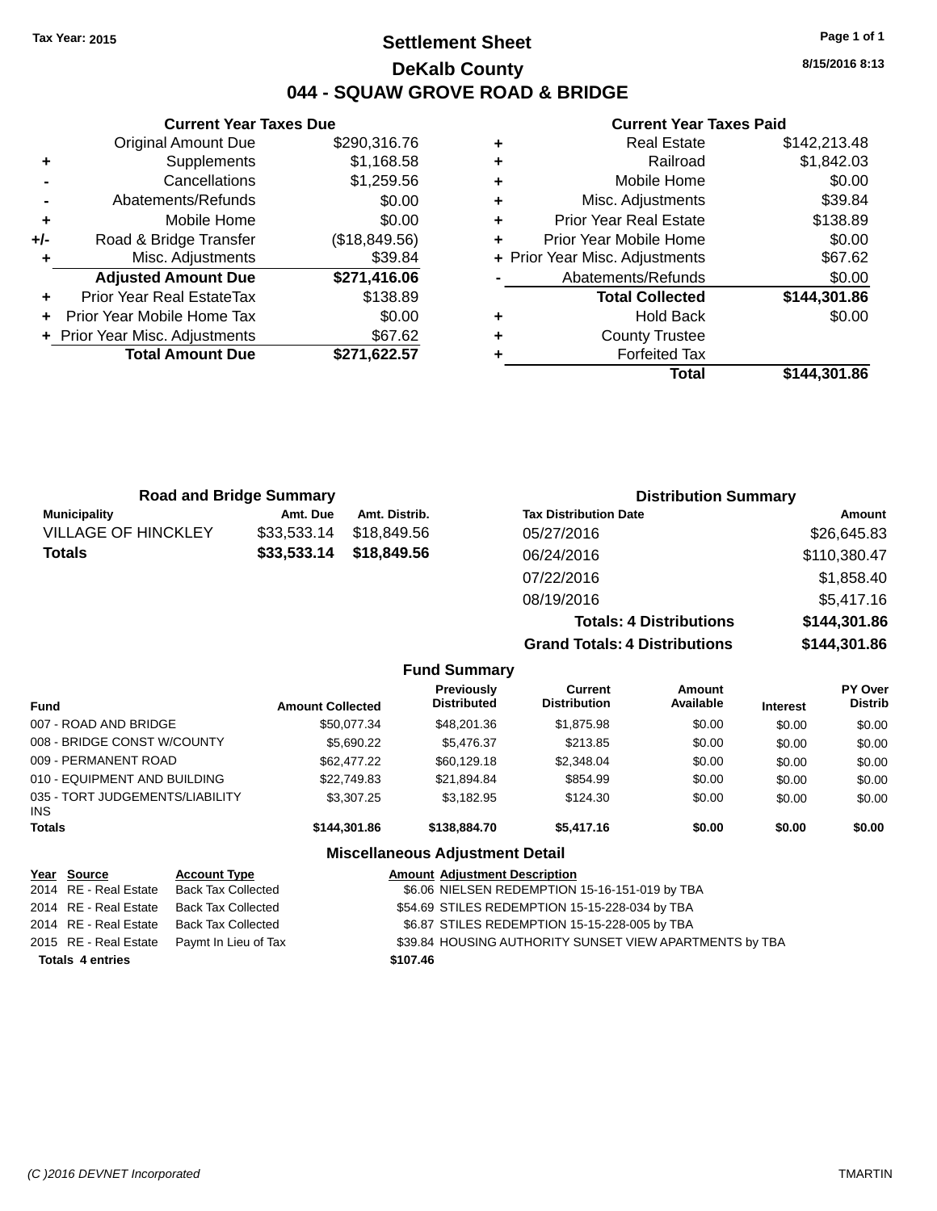Tax Year: 2015

# Settlement Sheet
## DeKalb County
## 044 - SQUAW GROVE ROAD & BRIDGE

8/15/2016 8:13

### Current Year Taxes Due

| | | |
|---|---|---|
| | Original Amount Due | $290,316.76 |
| + | Supplements | $1,168.58 |
| - | Cancellations | $1,259.56 |
| - | Abatements/Refunds | $0.00 |
| + | Mobile Home | $0.00 |
| +/- | Road & Bridge Transfer | ($18,849.56) |
| + | Misc. Adjustments | $39.84 |
| | **Adjusted Amount Due** | **$271,416.06** |
| + | Prior Year Real EstateTax | $138.89 |
| + | Prior Year Mobile Home Tax | $0.00 |
| + | Prior Year Misc. Adjustments | $67.62 |
| | **Total Amount Due** | **$271,622.57** |

### Current Year Taxes Paid

| | | |
|---|---|---|
| + | Real Estate | $142,213.48 |
| + | Railroad | $1,842.03 |
| + | Mobile Home | $0.00 |
| + | Misc. Adjustments | $39.84 |
| + | Prior Year Real Estate | $138.89 |
| + | Prior Year Mobile Home | $0.00 |
| + | Prior Year Misc. Adjustments | $67.62 |
| - | Abatements/Refunds | $0.00 |
| | **Total Collected** | **$144,301.86** |
| + | Hold Back | $0.00 |
| + | County Trustee | |
| + | Forfeited Tax | |
| | **Total** | **$144,301.86** |

### Road and Bridge Summary

| Municipality | Amt. Due | Amt. Distrib. |
|---|---|---|
| VILLAGE OF HINCKLEY | $33,533.14 | $18,849.56 |
| **Totals** | **$33,533.14** | **$18,849.56** |

### Distribution Summary

| Tax Distribution Date | Amount |
|---|---|
| 05/27/2016 | $26,645.83 |
| 06/24/2016 | $110,380.47 |
| 07/22/2016 | $1,858.40 |
| 08/19/2016 | $5,417.16 |
| **Totals: 4 Distributions** | **$144,301.86** |
| **Grand Totals: 4 Distributions** | **$144,301.86** |

### Fund Summary

| Fund | Amount Collected | Previously Distributed | Current Distribution | Amount Available | Interest | PY Over Distrib |
|---|---|---|---|---|---|---|
| 007 - ROAD AND BRIDGE | $50,077.34 | $48,201.36 | $1,875.98 | $0.00 | $0.00 | $0.00 |
| 008 - BRIDGE CONST W/COUNTY | $5,690.22 | $5,476.37 | $213.85 | $0.00 | $0.00 | $0.00 |
| 009 - PERMANENT ROAD | $62,477.22 | $60,129.18 | $2,348.04 | $0.00 | $0.00 | $0.00 |
| 010 - EQUIPMENT AND BUILDING | $22,749.83 | $21,894.84 | $854.99 | $0.00 | $0.00 | $0.00 |
| 035 - TORT JUDGEMENTS/LIABILITY INS | $3,307.25 | $3,182.95 | $124.30 | $0.00 | $0.00 | $0.00 |
| **Totals** | **$144,301.86** | **$138,884.70** | **$5,417.16** | **$0.00** | **$0.00** | **$0.00** |

### Miscellaneous Adjustment Detail

| Year | Source | Account Type | Amount | Adjustment Description |
|---|---|---|---|---|
| 2014 | RE - Real Estate | Back Tax Collected | $6.06 | NIELSEN REDEMPTION 15-16-151-019 by TBA |
| 2014 | RE - Real Estate | Back Tax Collected | $54.69 | STILES REDEMPTION 15-15-228-034 by TBA |
| 2014 | RE - Real Estate | Back Tax Collected | $6.87 | STILES REDEMPTION 15-15-228-005 by TBA |
| 2015 | RE - Real Estate | Paymt In Lieu of Tax | $39.84 | HOUSING AUTHORITY SUNSET VIEW APARTMENTS by TBA |
| **Totals 4 entries** | | | **$107.46** | |

(C )2016 DEVNET Incorporated TMARTIN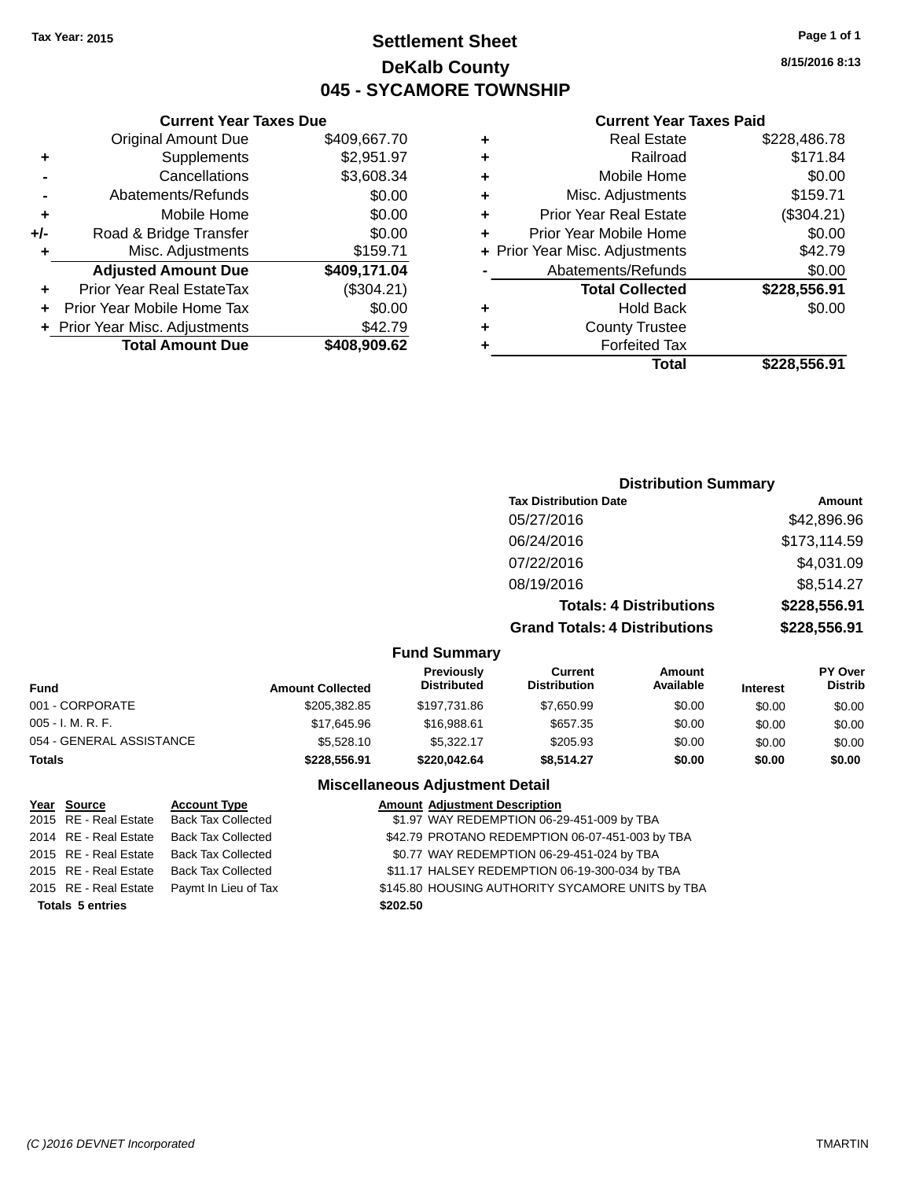Tax Year: 2015

# Settlement Sheet
## DeKalb County
## 045 - SYCAMORE TOWNSHIP

8/15/2016 8:13

### Current Year Taxes Due

| | | |
|---|---|---|
| | Original Amount Due | $409,667.70 |
| + | Supplements | $2,951.97 |
| - | Cancellations | $3,608.34 |
| - | Abatements/Refunds | $0.00 |
| + | Mobile Home | $0.00 |
| +/- | Road & Bridge Transfer | $0.00 |
| + | Misc. Adjustments | $159.71 |
| | **Adjusted Amount Due** | **$409,171.04** |
| + | Prior Year Real EstateTax | ($304.21) |
| + | Prior Year Mobile Home Tax | $0.00 |
| + | Prior Year Misc. Adjustments | $42.79 |
| | **Total Amount Due** | **$408,909.62** |

### Current Year Taxes Paid

| | | |
|---|---|---|
| + | Real Estate | $228,486.78 |
| + | Railroad | $171.84 |
| + | Mobile Home | $0.00 |
| + | Misc. Adjustments | $159.71 |
| + | Prior Year Real Estate | ($304.21) |
| + | Prior Year Mobile Home | $0.00 |
| + | Prior Year Misc. Adjustments | $42.79 |
| - | Abatements/Refunds | $0.00 |
| | **Total Collected** | **$228,556.91** |
| + | Hold Back | $0.00 |
| + | County Trustee | |
| + | Forfeited Tax | |
| | **Total** | **$228,556.91** |

### Distribution Summary

| Tax Distribution Date | Amount |
|---|---|
| 05/27/2016 | $42,896.96 |
| 06/24/2016 | $173,114.59 |
| 07/22/2016 | $4,031.09 |
| 08/19/2016 | $8,514.27 |
| **Totals: 4 Distributions** | **$228,556.91** |
| **Grand Totals: 4 Distributions** | **$228,556.91** |

### Fund Summary

| Fund | Amount Collected | Previously Distributed | Current Distribution | Amount Available | Interest | PY Over Distrib |
|---|---|---|---|---|---|---|
| 001 - CORPORATE | $205,382.85 | $197,731.86 | $7,650.99 | $0.00 | $0.00 | $0.00 |
| 005 - I. M. R. F. | $17,645.96 | $16,988.61 | $657.35 | $0.00 | $0.00 | $0.00 |
| 054 - GENERAL ASSISTANCE | $5,528.10 | $5,322.17 | $205.93 | $0.00 | $0.00 | $0.00 |
| **Totals** | **$228,556.91** | **$220,042.64** | **$8,514.27** | **$0.00** | **$0.00** | **$0.00** |

### Miscellaneous Adjustment Detail

| Year | Source | Account Type | Amount | Adjustment Description |
|---|---|---|---|---|
| 2015 | RE - Real Estate | Back Tax Collected | $1.97 | WAY REDEMPTION 06-29-451-009 by TBA |
| 2014 | RE - Real Estate | Back Tax Collected | $42.79 | PROTANO REDEMPTION 06-07-451-003 by TBA |
| 2015 | RE - Real Estate | Back Tax Collected | $0.77 | WAY REDEMPTION 06-29-451-024 by TBA |
| 2015 | RE - Real Estate | Back Tax Collected | $11.17 | HALSEY REDEMPTION 06-19-300-034 by TBA |
| 2015 | RE - Real Estate | Paymt In Lieu of Tax | $145.80 | HOUSING AUTHORITY SYCAMORE UNITS by TBA |
| **Totals 5 entries** | | | **$202.50** | |

(C )2016 DEVNET Incorporated — TMARTIN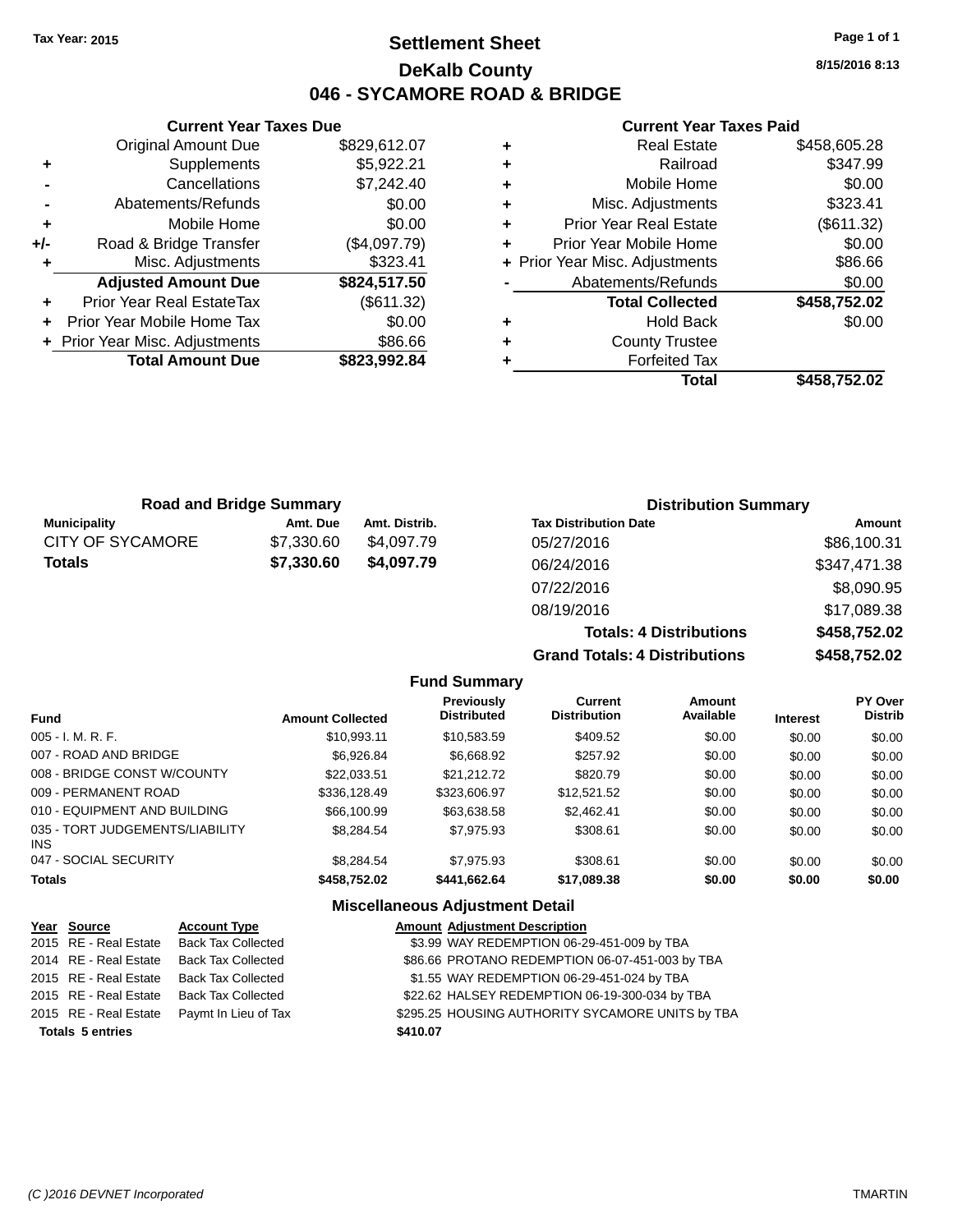Tax Year: 2015

# Settlement Sheet
## DeKalb County
## 046 - SYCAMORE ROAD & BRIDGE

8/15/2016 8:13

### Current Year Taxes Due

| | | |
|---|---|---|
| | Original Amount Due | $829,612.07 |
| + | Supplements | $5,922.21 |
| - | Cancellations | $7,242.40 |
| - | Abatements/Refunds | $0.00 |
| + | Mobile Home | $0.00 |
| +/- | Road & Bridge Transfer | ($4,097.79) |
| + | Misc. Adjustments | $323.41 |
| | **Adjusted Amount Due** | **$824,517.50** |
| + | Prior Year Real EstateTax | ($611.32) |
| + | Prior Year Mobile Home Tax | $0.00 |
| + | Prior Year Misc. Adjustments | $86.66 |
| | **Total Amount Due** | **$823,992.84** |

### Current Year Taxes Paid

| | | |
|---|---|---|
| + | Real Estate | $458,605.28 |
| + | Railroad | $347.99 |
| + | Mobile Home | $0.00 |
| + | Misc. Adjustments | $323.41 |
| + | Prior Year Real Estate | ($611.32) |
| + | Prior Year Mobile Home | $0.00 |
| + | Prior Year Misc. Adjustments | $86.66 |
| - | Abatements/Refunds | $0.00 |
| | **Total Collected** | **$458,752.02** |
| + | Hold Back | $0.00 |
| + | County Trustee | |
| + | Forfeited Tax | |
| | **Total** | **$458,752.02** |

### Road and Bridge Summary

| Municipality | Amt. Due | Amt. Distrib. |
|---|---|---|
| CITY OF SYCAMORE | $7,330.60 | $4,097.79 |
| **Totals** | **$7,330.60** | **$4,097.79** |

### Distribution Summary

| Tax Distribution Date | Amount |
|---|---|
| 05/27/2016 | $86,100.31 |
| 06/24/2016 | $347,471.38 |
| 07/22/2016 | $8,090.95 |
| 08/19/2016 | $17,089.38 |
| **Totals: 4 Distributions** | **$458,752.02** |
| **Grand Totals: 4 Distributions** | **$458,752.02** |

### Fund Summary

| Fund | Amount Collected | Previously Distributed | Current Distribution | Amount Available | Interest | PY Over Distrib |
|---|---|---|---|---|---|---|
| 005 - I. M. R. F. | $10,993.11 | $10,583.59 | $409.52 | $0.00 | $0.00 | $0.00 |
| 007 - ROAD AND BRIDGE | $6,926.84 | $6,668.92 | $257.92 | $0.00 | $0.00 | $0.00 |
| 008 - BRIDGE CONST W/COUNTY | $22,033.51 | $21,212.72 | $820.79 | $0.00 | $0.00 | $0.00 |
| 009 - PERMANENT ROAD | $336,128.49 | $323,606.97 | $12,521.52 | $0.00 | $0.00 | $0.00 |
| 010 - EQUIPMENT AND BUILDING | $66,100.99 | $63,638.58 | $2,462.41 | $0.00 | $0.00 | $0.00 |
| 035 - TORT JUDGEMENTS/LIABILITY INS | $8,284.54 | $7,975.93 | $308.61 | $0.00 | $0.00 | $0.00 |
| 047 - SOCIAL SECURITY | $8,284.54 | $7,975.93 | $308.61 | $0.00 | $0.00 | $0.00 |
| **Totals** | **$458,752.02** | **$441,662.64** | **$17,089.38** | **$0.00** | **$0.00** | **$0.00** |

### Miscellaneous Adjustment Detail

| Year | Source | Account Type | Amount | Adjustment Description |
|---|---|---|---|---|
| 2015 | RE - Real Estate | Back Tax Collected | $3.99 | WAY REDEMPTION 06-29-451-009 by TBA |
| 2014 | RE - Real Estate | Back Tax Collected | $86.66 | PROTANO REDEMPTION 06-07-451-003 by TBA |
| 2015 | RE - Real Estate | Back Tax Collected | $1.55 | WAY REDEMPTION 06-29-451-024 by TBA |
| 2015 | RE - Real Estate | Back Tax Collected | $22.62 | HALSEY REDEMPTION 06-19-300-034 by TBA |
| 2015 | RE - Real Estate | Paymt In Lieu of Tax | $295.25 | HOUSING AUTHORITY SYCAMORE UNITS by TBA |
| **Totals 5 entries** | | | **$410.07** | |

(C )2016 DEVNET Incorporated TMARTIN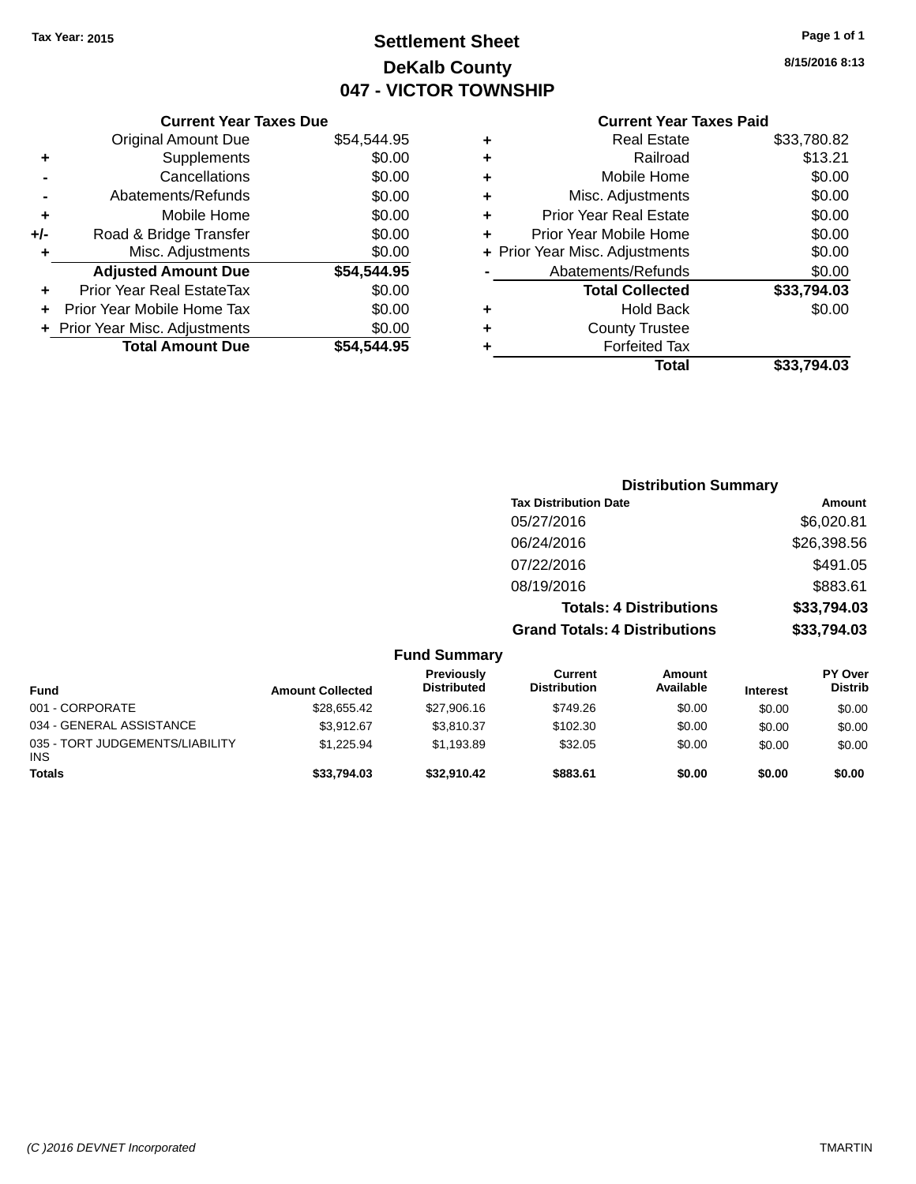Tax Year: 2015

# Settlement Sheet

## DeKalb County

## 047 - VICTOR TOWNSHIP

8/15/2016 8:13

### Current Year Taxes Due

| | | |
|---|---|---|
| | Original Amount Due | $54,544.95 |
| + | Supplements | $0.00 |
| - | Cancellations | $0.00 |
| - | Abatements/Refunds | $0.00 |
| + | Mobile Home | $0.00 |
| +/- | Road & Bridge Transfer | $0.00 |
| + | Misc. Adjustments | $0.00 |
| | **Adjusted Amount Due** | **$54,544.95** |
| + | Prior Year Real EstateTax | $0.00 |
| + | Prior Year Mobile Home Tax | $0.00 |
| + | Prior Year Misc. Adjustments | $0.00 |
| | **Total Amount Due** | **$54,544.95** |

### Current Year Taxes Paid

| | | |
|---|---|---|
| + | Real Estate | $33,780.82 |
| + | Railroad | $13.21 |
| + | Mobile Home | $0.00 |
| + | Misc. Adjustments | $0.00 |
| + | Prior Year Real Estate | $0.00 |
| + | Prior Year Mobile Home | $0.00 |
| + | Prior Year Misc. Adjustments | $0.00 |
| - | Abatements/Refunds | $0.00 |
| | **Total Collected** | **$33,794.03** |
| + | Hold Back | $0.00 |
| + | County Trustee | |
| + | Forfeited Tax | |
| | **Total** | **$33,794.03** |

### Distribution Summary

| Tax Distribution Date | Amount |
|---|---|
| 05/27/2016 | $6,020.81 |
| 06/24/2016 | $26,398.56 |
| 07/22/2016 | $491.05 |
| 08/19/2016 | $883.61 |
| **Totals: 4 Distributions** | **$33,794.03** |
| **Grand Totals: 4 Distributions** | **$33,794.03** |

### Fund Summary

| Fund | Amount Collected | Previously Distributed | Current Distribution | Amount Available | Interest | PY Over Distrib |
|---|---|---|---|---|---|---|
| 001 - CORPORATE | $28,655.42 | $27,906.16 | $749.26 | $0.00 | $0.00 | $0.00 |
| 034 - GENERAL ASSISTANCE | $3,912.67 | $3,810.37 | $102.30 | $0.00 | $0.00 | $0.00 |
| 035 - TORT JUDGEMENTS/LIABILITY INS | $1,225.94 | $1,193.89 | $32.05 | $0.00 | $0.00 | $0.00 |
| **Totals** | **$33,794.03** | **$32,910.42** | **$883.61** | **$0.00** | **$0.00** | **$0.00** |

(C )2016 DEVNET Incorporated TMARTIN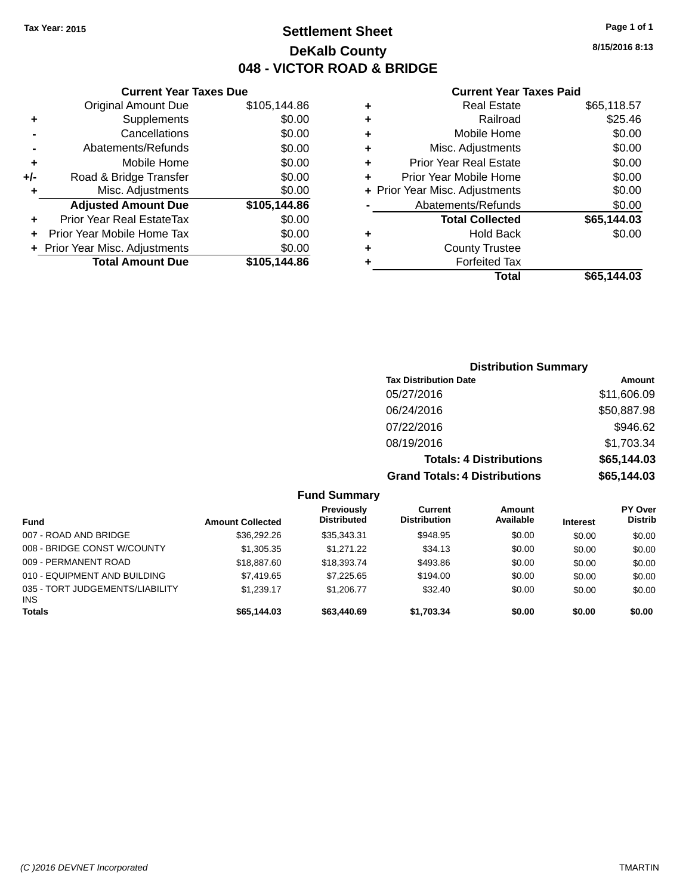**Tax Year: 2015**

# Settlement Sheet

## DeKalb County

## 048 - VICTOR ROAD & BRIDGE

8/15/2016 8:13

### Current Year Taxes Due

| | | |
|---|---|---|
| | Original Amount Due | $105,144.86 |
| + | Supplements | $0.00 |
| - | Cancellations | $0.00 |
| - | Abatements/Refunds | $0.00 |
| + | Mobile Home | $0.00 |
| +/- | Road & Bridge Transfer | $0.00 |
| + | Misc. Adjustments | $0.00 |
| | **Adjusted Amount Due** | **$105,144.86** |
| + | Prior Year Real EstateTax | $0.00 |
| + | Prior Year Mobile Home Tax | $0.00 |
| + | Prior Year Misc. Adjustments | $0.00 |
| | **Total Amount Due** | **$105,144.86** |

### Current Year Taxes Paid

| | | |
|---|---|---|
| + | Real Estate | $65,118.57 |
| + | Railroad | $25.46 |
| + | Mobile Home | $0.00 |
| + | Misc. Adjustments | $0.00 |
| + | Prior Year Real Estate | $0.00 |
| + | Prior Year Mobile Home | $0.00 |
| + | Prior Year Misc. Adjustments | $0.00 |
| - | Abatements/Refunds | $0.00 |
| | **Total Collected** | **$65,144.03** |
| + | Hold Back | $0.00 |
| + | County Trustee | |
| + | Forfeited Tax | |
| | **Total** | **$65,144.03** |

### Distribution Summary

| Tax Distribution Date | Amount |
|---|---|
| 05/27/2016 | $11,606.09 |
| 06/24/2016 | $50,887.98 |
| 07/22/2016 | $946.62 |
| 08/19/2016 | $1,703.34 |
| **Totals: 4 Distributions** | **$65,144.03** |
| **Grand Totals: 4 Distributions** | **$65,144.03** |

### Fund Summary

| Fund | Amount Collected | Previously Distributed | Current Distribution | Amount Available | Interest | PY Over Distrib |
|---|---|---|---|---|---|---|
| 007 - ROAD AND BRIDGE | $36,292.26 | $35,343.31 | $948.95 | $0.00 | $0.00 | $0.00 |
| 008 - BRIDGE CONST W/COUNTY | $1,305.35 | $1,271.22 | $34.13 | $0.00 | $0.00 | $0.00 |
| 009 - PERMANENT ROAD | $18,887.60 | $18,393.74 | $493.86 | $0.00 | $0.00 | $0.00 |
| 010 - EQUIPMENT AND BUILDING | $7,419.65 | $7,225.65 | $194.00 | $0.00 | $0.00 | $0.00 |
| 035 - TORT JUDGEMENTS/LIABILITY INS | $1,239.17 | $1,206.77 | $32.40 | $0.00 | $0.00 | $0.00 |
| **Totals** | **$65,144.03** | **$63,440.69** | **$1,703.34** | **$0.00** | **$0.00** | **$0.00** |

(C )2016 DEVNET Incorporated TMARTIN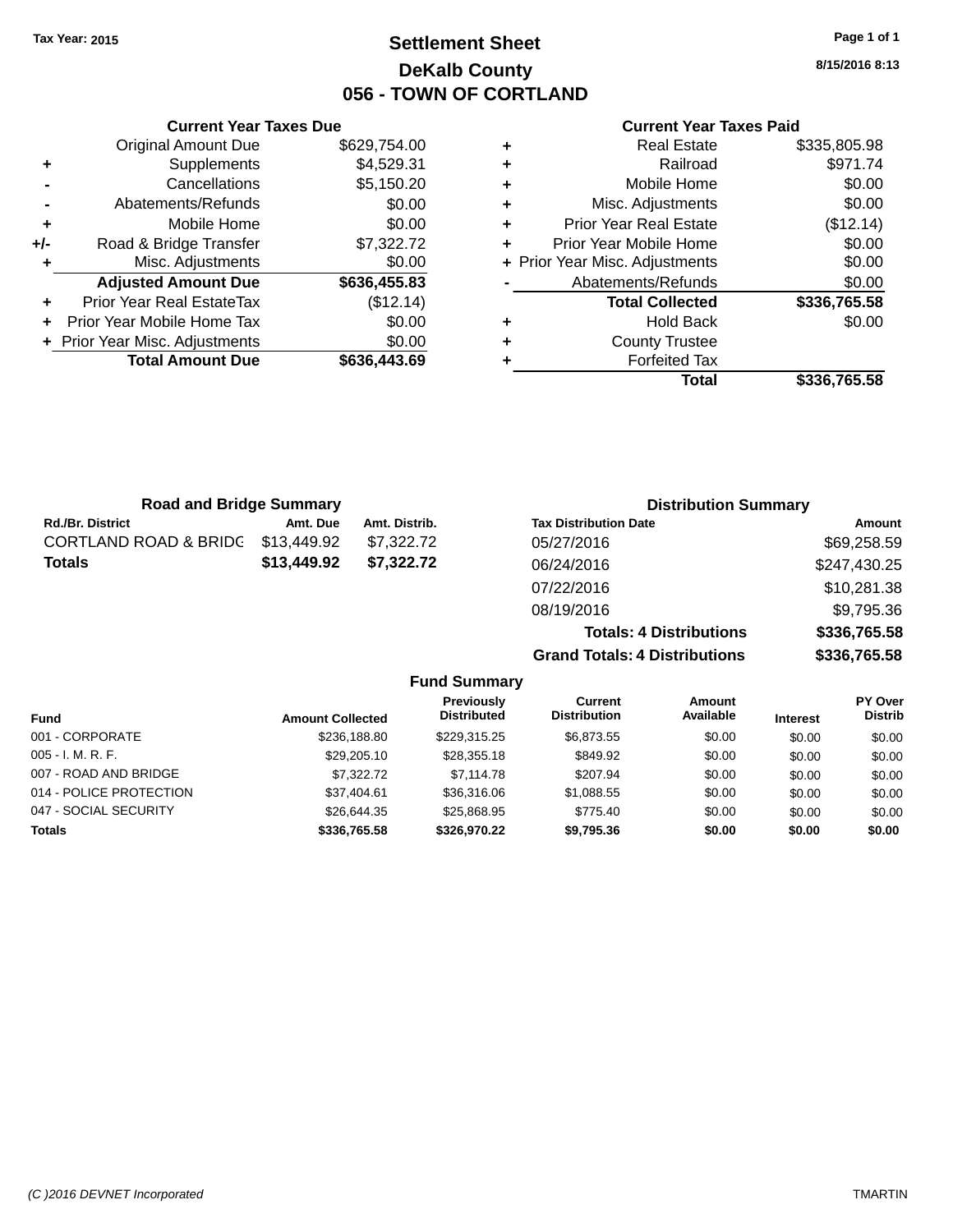Tax Year: 2015

# Settlement Sheet
## DeKalb County
## 056 - TOWN OF CORTLAND

8/15/2016 8:13

### Current Year Taxes Due

| | | |
|---|---|---|
| | Original Amount Due | $629,754.00 |
| + | Supplements | $4,529.31 |
| - | Cancellations | $5,150.20 |
| - | Abatements/Refunds | $0.00 |
| + | Mobile Home | $0.00 |
| +/- | Road & Bridge Transfer | $7,322.72 |
| + | Misc. Adjustments | $0.00 |
| | **Adjusted Amount Due** | **$636,455.83** |
| + | Prior Year Real EstateTax | ($12.14) |
| + | Prior Year Mobile Home Tax | $0.00 |
| + | Prior Year Misc. Adjustments | $0.00 |
| | **Total Amount Due** | **$636,443.69** |

### Current Year Taxes Paid

| | | |
|---|---|---|
| + | Real Estate | $335,805.98 |
| + | Railroad | $971.74 |
| + | Mobile Home | $0.00 |
| + | Misc. Adjustments | $0.00 |
| + | Prior Year Real Estate | ($12.14) |
| + | Prior Year Mobile Home | $0.00 |
| + | Prior Year Misc. Adjustments | $0.00 |
| - | Abatements/Refunds | $0.00 |
| | **Total Collected** | **$336,765.58** |
| + | Hold Back | $0.00 |
| + | County Trustee | |
| + | Forfeited Tax | |
| | **Total** | **$336,765.58** |

### Road and Bridge Summary

| Rd./Br. District | Amt. Due | Amt. Distrib. |
|---|---|---|
| CORTLAND ROAD & BRIDG | $13,449.92 | $7,322.72 |
| **Totals** | **$13,449.92** | **$7,322.72** |

### Distribution Summary

| Tax Distribution Date | Amount |
|---|---|
| 05/27/2016 | $69,258.59 |
| 06/24/2016 | $247,430.25 |
| 07/22/2016 | $10,281.38 |
| 08/19/2016 | $9,795.36 |
| **Totals: 4 Distributions** | **$336,765.58** |
| **Grand Totals: 4 Distributions** | **$336,765.58** |

### Fund Summary

| Fund | Amount Collected | Previously Distributed | Current Distribution | Amount Available | Interest | PY Over Distrib |
|---|---|---|---|---|---|---|
| 001 - CORPORATE | $236,188.80 | $229,315.25 | $6,873.55 | $0.00 | $0.00 | $0.00 |
| 005 - I. M. R. F. | $29,205.10 | $28,355.18 | $849.92 | $0.00 | $0.00 | $0.00 |
| 007 - ROAD AND BRIDGE | $7,322.72 | $7,114.78 | $207.94 | $0.00 | $0.00 | $0.00 |
| 014 - POLICE PROTECTION | $37,404.61 | $36,316.06 | $1,088.55 | $0.00 | $0.00 | $0.00 |
| 047 - SOCIAL SECURITY | $26,644.35 | $25,868.95 | $775.40 | $0.00 | $0.00 | $0.00 |
| **Totals** | **$336,765.58** | **$326,970.22** | **$9,795.36** | **$0.00** | **$0.00** | **$0.00** |

(C )2016 DEVNET Incorporated TMARTIN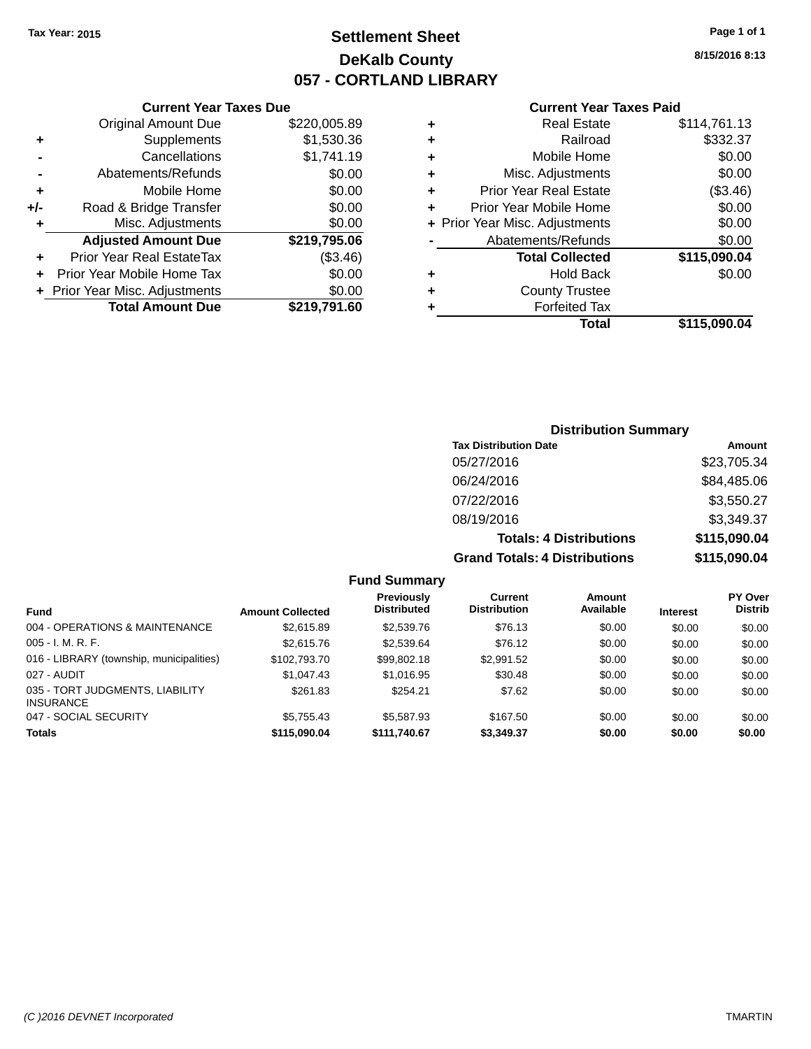Tax Year: 2015

# Settlement Sheet
## DeKalb County
## 057 - CORTLAND LIBRARY

8/15/2016 8:13

### Current Year Taxes Due

| | | |
|---|---|---|
| | Original Amount Due | $220,005.89 |
| + | Supplements | $1,530.36 |
| - | Cancellations | $1,741.19 |
| - | Abatements/Refunds | $0.00 |
| + | Mobile Home | $0.00 |
| +/- | Road & Bridge Transfer | $0.00 |
| + | Misc. Adjustments | $0.00 |
| | **Adjusted Amount Due** | **$219,795.06** |
| + | Prior Year Real EstateTax | ($3.46) |
| + | Prior Year Mobile Home Tax | $0.00 |
| + | Prior Year Misc. Adjustments | $0.00 |
| | **Total Amount Due** | **$219,791.60** |

### Current Year Taxes Paid

| | | |
|---|---|---|
| + | Real Estate | $114,761.13 |
| + | Railroad | $332.37 |
| + | Mobile Home | $0.00 |
| + | Misc. Adjustments | $0.00 |
| + | Prior Year Real Estate | ($3.46) |
| + | Prior Year Mobile Home | $0.00 |
| + | Prior Year Misc. Adjustments | $0.00 |
| - | Abatements/Refunds | $0.00 |
| | **Total Collected** | **$115,090.04** |
| + | Hold Back | $0.00 |
| + | County Trustee | |
| + | Forfeited Tax | |
| | **Total** | **$115,090.04** |

### Distribution Summary

| Tax Distribution Date | Amount |
|---|---|
| 05/27/2016 | $23,705.34 |
| 06/24/2016 | $84,485.06 |
| 07/22/2016 | $3,550.27 |
| 08/19/2016 | $3,349.37 |
| **Totals: 4 Distributions** | **$115,090.04** |
| **Grand Totals: 4 Distributions** | **$115,090.04** |

### Fund Summary

| Fund | Amount Collected | Previously Distributed | Current Distribution | Amount Available | Interest | PY Over Distrib |
|---|---|---|---|---|---|---|
| 004 - OPERATIONS & MAINTENANCE | $2,615.89 | $2,539.76 | $76.13 | $0.00 | $0.00 | $0.00 |
| 005 - I. M. R. F. | $2,615.76 | $2,539.64 | $76.12 | $0.00 | $0.00 | $0.00 |
| 016 - LIBRARY (township, municipalities) | $102,793.70 | $99,802.18 | $2,991.52 | $0.00 | $0.00 | $0.00 |
| 027 - AUDIT | $1,047.43 | $1,016.95 | $30.48 | $0.00 | $0.00 | $0.00 |
| 035 - TORT JUDGMENTS, LIABILITY INSURANCE | $261.83 | $254.21 | $7.62 | $0.00 | $0.00 | $0.00 |
| 047 - SOCIAL SECURITY | $5,755.43 | $5,587.93 | $167.50 | $0.00 | $0.00 | $0.00 |
| **Totals** | **$115,090.04** | **$111,740.67** | **$3,349.37** | **$0.00** | **$0.00** | **$0.00** |

(C )2016 DEVNET Incorporated — TMARTIN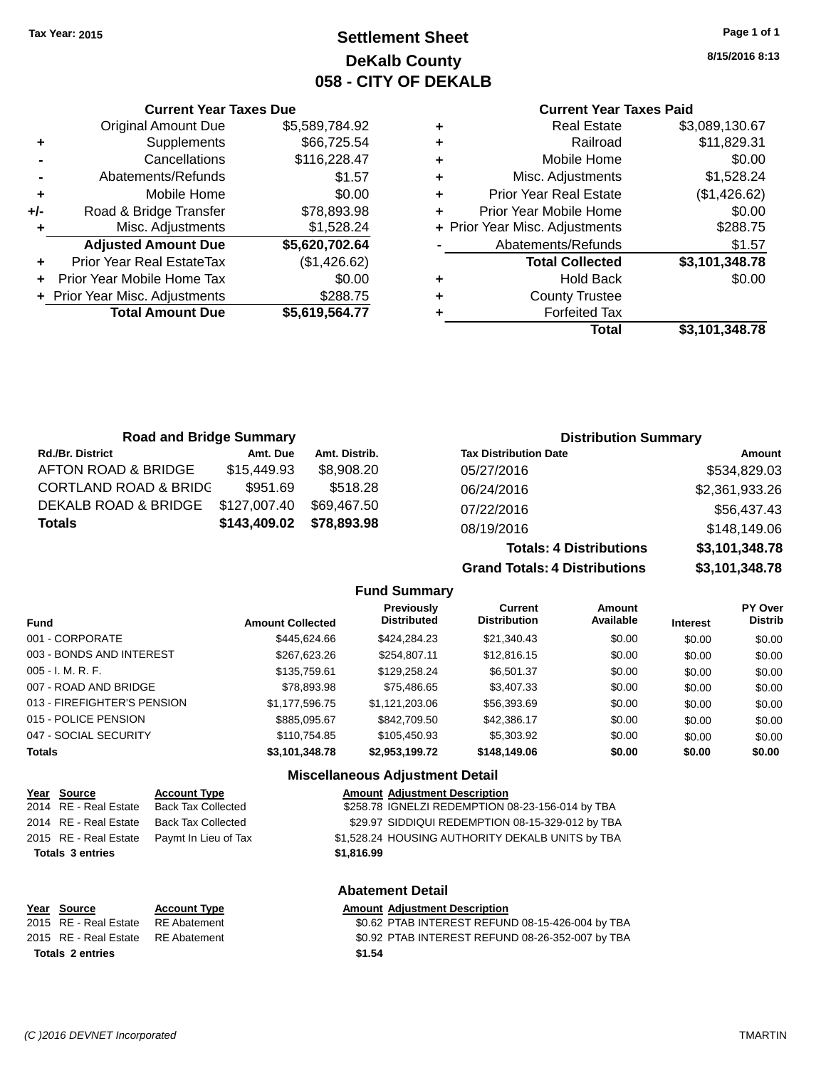Tax Year: 2015

# Settlement Sheet

## DeKalb County

## 058 - CITY OF DEKALB

8/15/2016 8:13

### Current Year Taxes Due

| | | |
|---|---|---|
| | Original Amount Due | $5,589,784.92 |
| + | Supplements | $66,725.54 |
| - | Cancellations | $116,228.47 |
| - | Abatements/Refunds | $1.57 |
| + | Mobile Home | $0.00 |
| +/- | Road & Bridge Transfer | $78,893.98 |
| + | Misc. Adjustments | $1,528.24 |
| | **Adjusted Amount Due** | **$5,620,702.64** |
| + | Prior Year Real EstateTax | ($1,426.62) |
| + | Prior Year Mobile Home Tax | $0.00 |
| + | Prior Year Misc. Adjustments | $288.75 |
| | **Total Amount Due** | **$5,619,564.77** |

### Current Year Taxes Paid

| | | |
|---|---|---|
| + | Real Estate | $3,089,130.67 |
| + | Railroad | $11,829.31 |
| + | Mobile Home | $0.00 |
| + | Misc. Adjustments | $1,528.24 |
| + | Prior Year Real Estate | ($1,426.62) |
| + | Prior Year Mobile Home | $0.00 |
| + | Prior Year Misc. Adjustments | $288.75 |
| - | Abatements/Refunds | $1.57 |
| | **Total Collected** | **$3,101,348.78** |
| + | Hold Back | $0.00 |
| + | County Trustee | |
| + | Forfeited Tax | |
| | **Total** | **$3,101,348.78** |

### Road and Bridge Summary

| Rd./Br. District | Amt. Due | Amt. Distrib. |
|---|---|---|
| AFTON ROAD & BRIDGE | $15,449.93 | $8,908.20 |
| CORTLAND ROAD & BRIDG | $951.69 | $518.28 |
| DEKALB ROAD & BRIDGE | $127,007.40 | $69,467.50 |
| **Totals** | **$143,409.02** | **$78,893.98** |

### Distribution Summary

| Tax Distribution Date | Amount |
|---|---|
| 05/27/2016 | $534,829.03 |
| 06/24/2016 | $2,361,933.26 |
| 07/22/2016 | $56,437.43 |
| 08/19/2016 | $148,149.06 |
| **Totals: 4 Distributions** | **$3,101,348.78** |
| **Grand Totals: 4 Distributions** | **$3,101,348.78** |

### Fund Summary

| Fund | Amount Collected | Previously Distributed | Current Distribution | Amount Available | Interest | PY Over Distrib |
|---|---|---|---|---|---|---|
| 001 - CORPORATE | $445,624.66 | $424,284.23 | $21,340.43 | $0.00 | $0.00 | $0.00 |
| 003 - BONDS AND INTEREST | $267,623.26 | $254,807.11 | $12,816.15 | $0.00 | $0.00 | $0.00 |
| 005 - I. M. R. F. | $135,759.61 | $129,258.24 | $6,501.37 | $0.00 | $0.00 | $0.00 |
| 007 - ROAD AND BRIDGE | $78,893.98 | $75,486.65 | $3,407.33 | $0.00 | $0.00 | $0.00 |
| 013 - FIREFIGHTER'S PENSION | $1,177,596.75 | $1,121,203.06 | $56,393.69 | $0.00 | $0.00 | $0.00 |
| 015 - POLICE PENSION | $885,095.67 | $842,709.50 | $42,386.17 | $0.00 | $0.00 | $0.00 |
| 047 - SOCIAL SECURITY | $110,754.85 | $105,450.93 | $5,303.92 | $0.00 | $0.00 | $0.00 |
| **Totals** | **$3,101,348.78** | **$2,953,199.72** | **$148,149.06** | **$0.00** | **$0.00** | **$0.00** |

### Miscellaneous Adjustment Detail

| Year | Source | Account Type | Amount | Adjustment Description |
|---|---|---|---|---|
| 2014 | RE - Real Estate | Back Tax Collected | $258.78 | IGNELZI REDEMPTION 08-23-156-014 by TBA |
| 2014 | RE - Real Estate | Back Tax Collected | $29.97 | SIDDIQUI REDEMPTION 08-15-329-012 by TBA |
| 2015 | RE - Real Estate | Paymt In Lieu of Tax | $1,528.24 | HOUSING AUTHORITY DEKALB UNITS by TBA |
| **Totals** | **3 entries** | | **$1,816.99** | |

### Abatement Detail

| Year | Source | Account Type | Amount | Adjustment Description |
|---|---|---|---|---|
| 2015 | RE - Real Estate | RE Abatement | $0.62 | PTAB INTEREST REFUND 08-15-426-004 by TBA |
| 2015 | RE - Real Estate | RE Abatement | $0.92 | PTAB INTEREST REFUND 08-26-352-007 by TBA |
| **Totals** | **2 entries** | | **$1.54** | |

(C )2016 DEVNET Incorporated TMARTIN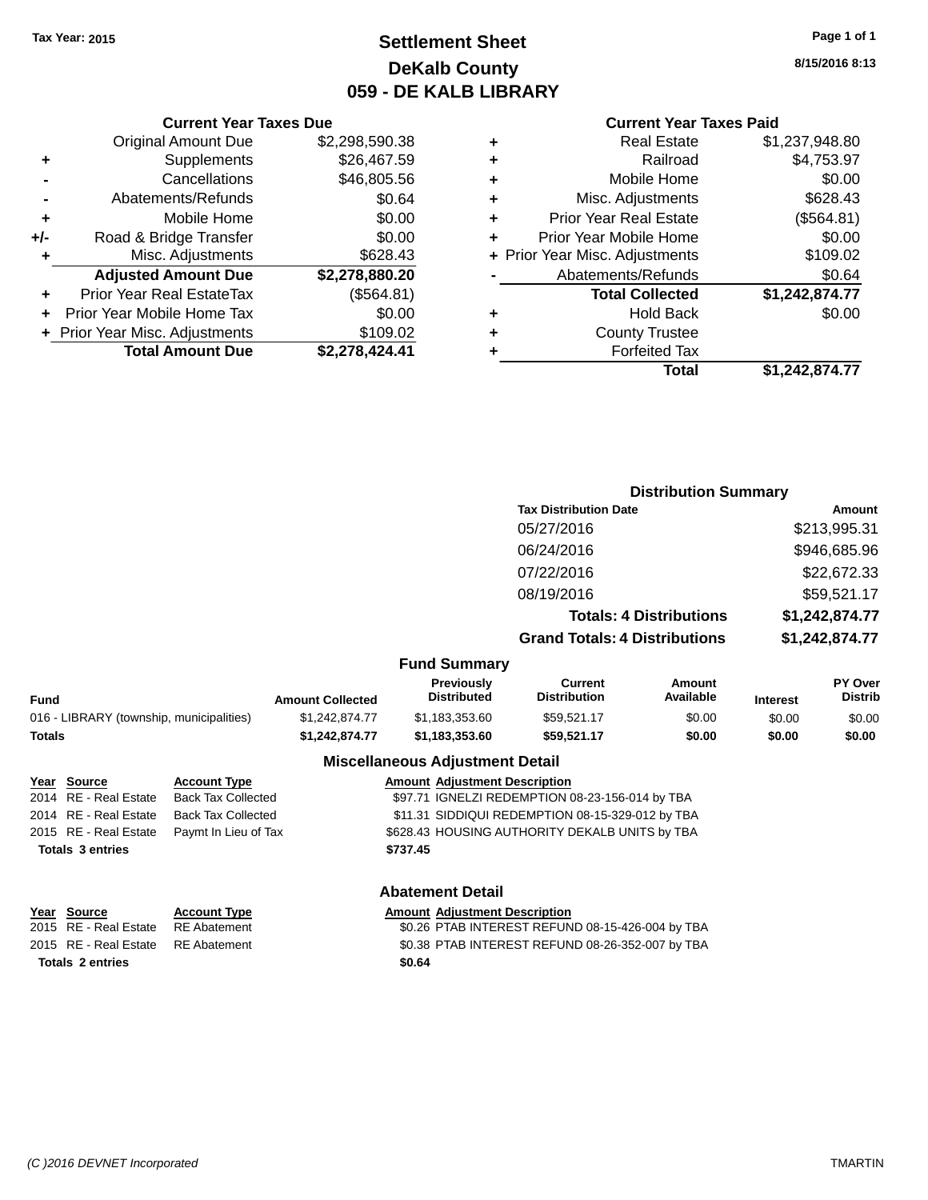Tax Year: 2015

# Settlement Sheet
## DeKalb County
## 059 - DE KALB LIBRARY

8/15/2016 8:13

### Current Year Taxes Due

| | | |
|---|---|---|
| | Original Amount Due | $2,298,590.38 |
| + | Supplements | $26,467.59 |
| - | Cancellations | $46,805.56 |
| - | Abatements/Refunds | $0.64 |
| + | Mobile Home | $0.00 |
| +/- | Road & Bridge Transfer | $0.00 |
| + | Misc. Adjustments | $628.43 |
| | **Adjusted Amount Due** | **$2,278,880.20** |
| + | Prior Year Real EstateTax | ($564.81) |
| + | Prior Year Mobile Home Tax | $0.00 |
| + | Prior Year Misc. Adjustments | $109.02 |
| | **Total Amount Due** | **$2,278,424.41** |

### Current Year Taxes Paid

| | | |
|---|---|---|
| + | Real Estate | $1,237,948.80 |
| + | Railroad | $4,753.97 |
| + | Mobile Home | $0.00 |
| + | Misc. Adjustments | $628.43 |
| + | Prior Year Real Estate | ($564.81) |
| + | Prior Year Mobile Home | $0.00 |
| + | Prior Year Misc. Adjustments | $109.02 |
| - | Abatements/Refunds | $0.64 |
| | **Total Collected** | **$1,242,874.77** |
| + | Hold Back | $0.00 |
| + | County Trustee | |
| + | Forfeited Tax | |
| | **Total** | **$1,242,874.77** |

### Distribution Summary

| Tax Distribution Date | Amount |
|---|---|
| 05/27/2016 | $213,995.31 |
| 06/24/2016 | $946,685.96 |
| 07/22/2016 | $22,672.33 |
| 08/19/2016 | $59,521.17 |
| **Totals: 4 Distributions** | **$1,242,874.77** |
| **Grand Totals: 4 Distributions** | **$1,242,874.77** |

### Fund Summary

| Fund | Amount Collected | Previously Distributed | Current Distribution | Amount Available | Interest | PY Over Distrib |
|---|---|---|---|---|---|---|
| 016 - LIBRARY (township, municipalities) | $1,242,874.77 | $1,183,353.60 | $59,521.17 | $0.00 | $0.00 | $0.00 |
| **Totals** | **$1,242,874.77** | **$1,183,353.60** | **$59,521.17** | **$0.00** | **$0.00** | **$0.00** |

### Miscellaneous Adjustment Detail

| Year | Source | Account Type | Amount | Adjustment Description |
|---|---|---|---|---|
| 2014 | RE - Real Estate | Back Tax Collected | $97.71 | IGNELZI REDEMPTION 08-23-156-014 by TBA |
| 2014 | RE - Real Estate | Back Tax Collected | $11.31 | SIDDIQUI REDEMPTION 08-15-329-012 by TBA |
| 2015 | RE - Real Estate | Paymt In Lieu of Tax | $628.43 | HOUSING AUTHORITY DEKALB UNITS by TBA |
| **Totals 3 entries** | | | **$737.45** | |

### Abatement Detail

| Year | Source | Account Type | Amount | Adjustment Description |
|---|---|---|---|---|
| 2015 | RE - Real Estate | RE Abatement | $0.26 | PTAB INTEREST REFUND 08-15-426-004 by TBA |
| 2015 | RE - Real Estate | RE Abatement | $0.38 | PTAB INTEREST REFUND 08-26-352-007 by TBA |
| **Totals 2 entries** | | | **$0.64** | |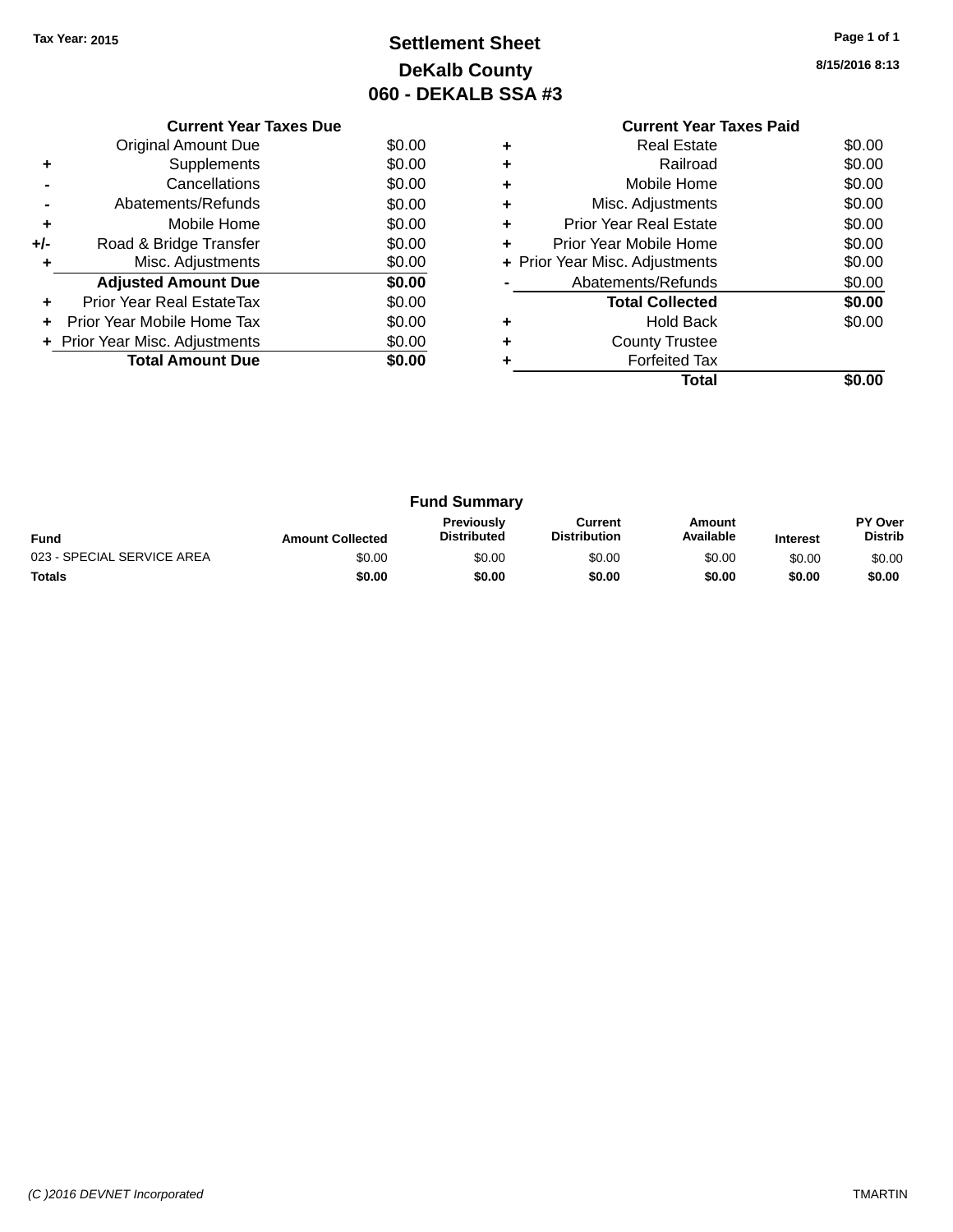Tax Year: 2015

# Settlement Sheet

## DeKalb County

## 060 - DEKALB SSA #3

8/15/2016 8:13

### Current Year Taxes Due

| | | |
|---|---|---|
| | Original Amount Due | $0.00 |
| + | Supplements | $0.00 |
| - | Cancellations | $0.00 |
| - | Abatements/Refunds | $0.00 |
| + | Mobile Home | $0.00 |
| +/- | Road & Bridge Transfer | $0.00 |
| + | Misc. Adjustments | $0.00 |
| | **Adjusted Amount Due** | **$0.00** |
| + | Prior Year Real EstateTax | $0.00 |
| + | Prior Year Mobile Home Tax | $0.00 |
| + | Prior Year Misc. Adjustments | $0.00 |
| | **Total Amount Due** | **$0.00** |

### Current Year Taxes Paid

| | | |
|---|---|---|
| + | Real Estate | $0.00 |
| + | Railroad | $0.00 |
| + | Mobile Home | $0.00 |
| + | Misc. Adjustments | $0.00 |
| + | Prior Year Real Estate | $0.00 |
| + | Prior Year Mobile Home | $0.00 |
| + | Prior Year Misc. Adjustments | $0.00 |
| - | Abatements/Refunds | $0.00 |
| | **Total Collected** | **$0.00** |
| + | Hold Back | $0.00 |
| + | County Trustee | |
| + | Forfeited Tax | |
| | **Total** | **$0.00** |

### Fund Summary

| Fund | Amount Collected | Previously Distributed | Current Distribution | Amount Available | Interest | PY Over Distrib |
|---|---|---|---|---|---|---|
| 023 - SPECIAL SERVICE AREA | $0.00 | $0.00 | $0.00 | $0.00 | $0.00 | $0.00 |
| **Totals** | **$0.00** | **$0.00** | **$0.00** | **$0.00** | **$0.00** | **$0.00** |

(C )2016 DEVNET Incorporated TMARTIN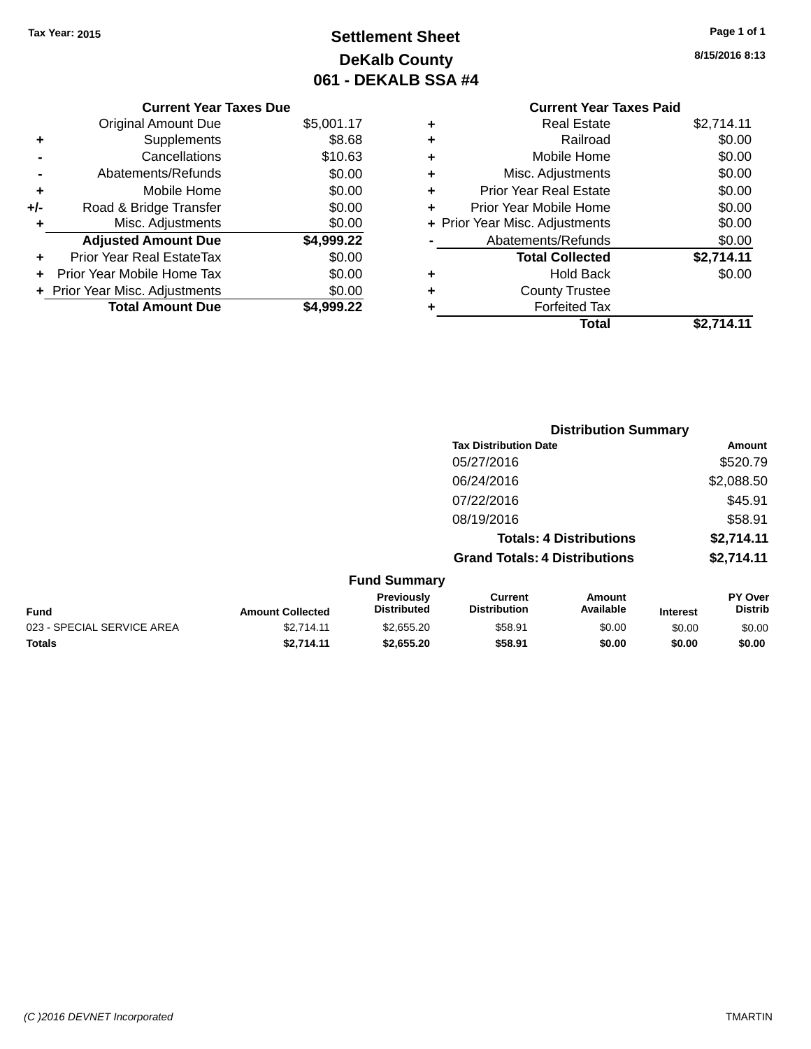Tax Year: 2015

# Settlement Sheet
## DeKalb County
## 061 - DEKALB SSA #4

8/15/2016 8:13

### Current Year Taxes Due

| | | |
|---|---|---|
| | Original Amount Due | $5,001.17 |
| + | Supplements | $8.68 |
| - | Cancellations | $10.63 |
| - | Abatements/Refunds | $0.00 |
| + | Mobile Home | $0.00 |
| +/- | Road & Bridge Transfer | $0.00 |
| + | Misc. Adjustments | $0.00 |
| | **Adjusted Amount Due** | **$4,999.22** |
| + | Prior Year Real EstateTax | $0.00 |
| + | Prior Year Mobile Home Tax | $0.00 |
| + | Prior Year Misc. Adjustments | $0.00 |
| | **Total Amount Due** | **$4,999.22** |

### Current Year Taxes Paid

| | | |
|---|---|---|
| + | Real Estate | $2,714.11 |
| + | Railroad | $0.00 |
| + | Mobile Home | $0.00 |
| + | Misc. Adjustments | $0.00 |
| + | Prior Year Real Estate | $0.00 |
| + | Prior Year Mobile Home | $0.00 |
| + | Prior Year Misc. Adjustments | $0.00 |
| - | Abatements/Refunds | $0.00 |
| | **Total Collected** | **$2,714.11** |
| + | Hold Back | $0.00 |
| + | County Trustee | |
| + | Forfeited Tax | |
| | **Total** | **$2,714.11** |

### Distribution Summary

| Tax Distribution Date | Amount |
|---|---|
| 05/27/2016 | $520.79 |
| 06/24/2016 | $2,088.50 |
| 07/22/2016 | $45.91 |
| 08/19/2016 | $58.91 |
| **Totals: 4 Distributions** | **$2,714.11** |
| **Grand Totals: 4 Distributions** | **$2,714.11** |

### Fund Summary

| Fund | Amount Collected | Previously Distributed | Current Distribution | Amount Available | Interest | PY Over Distrib |
|---|---|---|---|---|---|---|
| 023 - SPECIAL SERVICE AREA | $2,714.11 | $2,655.20 | $58.91 | $0.00 | $0.00 | $0.00 |
| **Totals** | **$2,714.11** | **$2,655.20** | **$58.91** | **$0.00** | **$0.00** | **$0.00** |

(C )2016 DEVNET Incorporated TMARTIN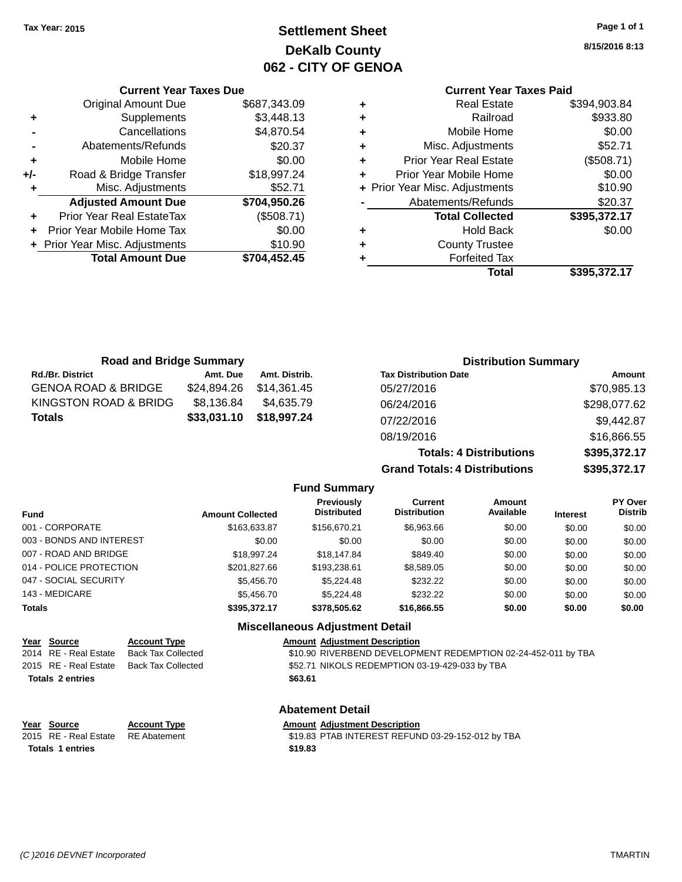Tax Year: 2015

# Settlement Sheet
## DeKalb County
## 062 - CITY OF GENOA

8/15/2016 8:13

### Current Year Taxes Due

| | | |
|---|---|---|
| | Original Amount Due | $687,343.09 |
| + | Supplements | $3,448.13 |
| - | Cancellations | $4,870.54 |
| - | Abatements/Refunds | $20.37 |
| + | Mobile Home | $0.00 |
| +/- | Road & Bridge Transfer | $18,997.24 |
| + | Misc. Adjustments | $52.71 |
| | **Adjusted Amount Due** | **$704,950.26** |
| + | Prior Year Real EstateTax | ($508.71) |
| + | Prior Year Mobile Home Tax | $0.00 |
| + | Prior Year Misc. Adjustments | $10.90 |
| | **Total Amount Due** | **$704,452.45** |

### Current Year Taxes Paid

| | | |
|---|---|---|
| + | Real Estate | $394,903.84 |
| + | Railroad | $933.80 |
| + | Mobile Home | $0.00 |
| + | Misc. Adjustments | $52.71 |
| + | Prior Year Real Estate | ($508.71) |
| + | Prior Year Mobile Home | $0.00 |
| + | Prior Year Misc. Adjustments | $10.90 |
| - | Abatements/Refunds | $20.37 |
| | **Total Collected** | **$395,372.17** |
| + | Hold Back | $0.00 |
| + | County Trustee | |
| + | Forfeited Tax | |
| | **Total** | **$395,372.17** |

### Road and Bridge Summary

| Rd./Br. District | Amt. Due | Amt. Distrib. |
|---|---|---|
| GENOA ROAD & BRIDGE | $24,894.26 | $14,361.45 |
| KINGSTON ROAD & BRIDG | $8,136.84 | $4,635.79 |
| **Totals** | **$33,031.10** | **$18,997.24** |

### Distribution Summary

| Tax Distribution Date | Amount |
|---|---|
| 05/27/2016 | $70,985.13 |
| 06/24/2016 | $298,077.62 |
| 07/22/2016 | $9,442.87 |
| 08/19/2016 | $16,866.55 |
| **Totals: 4 Distributions** | **$395,372.17** |
| **Grand Totals: 4 Distributions** | **$395,372.17** |

### Fund Summary

| Fund | Amount Collected | Previously Distributed | Current Distribution | Amount Available | Interest | PY Over Distrib |
|---|---|---|---|---|---|---|
| 001 - CORPORATE | $163,633.87 | $156,670.21 | $6,963.66 | $0.00 | $0.00 | $0.00 |
| 003 - BONDS AND INTEREST | $0.00 | $0.00 | $0.00 | $0.00 | $0.00 | $0.00 |
| 007 - ROAD AND BRIDGE | $18,997.24 | $18,147.84 | $849.40 | $0.00 | $0.00 | $0.00 |
| 014 - POLICE PROTECTION | $201,827.66 | $193,238.61 | $8,589.05 | $0.00 | $0.00 | $0.00 |
| 047 - SOCIAL SECURITY | $5,456.70 | $5,224.48 | $232.22 | $0.00 | $0.00 | $0.00 |
| 143 - MEDICARE | $5,456.70 | $5,224.48 | $232.22 | $0.00 | $0.00 | $0.00 |
| **Totals** | **$395,372.17** | **$378,505.62** | **$16,866.55** | **$0.00** | **$0.00** | **$0.00** |

### Miscellaneous Adjustment Detail

| Year | Source | Account Type | Amount | Adjustment Description |
|---|---|---|---|---|
| 2014 | RE - Real Estate | Back Tax Collected | $10.90 | RIVERBEND DEVELOPMENT REDEMPTION 02-24-452-011 by TBA |
| 2015 | RE - Real Estate | Back Tax Collected | $52.71 | NIKOLS REDEMPTION 03-19-429-033 by TBA |
| **Totals 2 entries** | | | **$63.61** | |

### Abatement Detail

| Year | Source | Account Type | Amount | Adjustment Description |
|---|---|---|---|---|
| 2015 | RE - Real Estate | RE Abatement | $19.83 | PTAB INTEREST REFUND 03-29-152-012 by TBA |
| **Totals 1 entries** | | | **$19.83** | |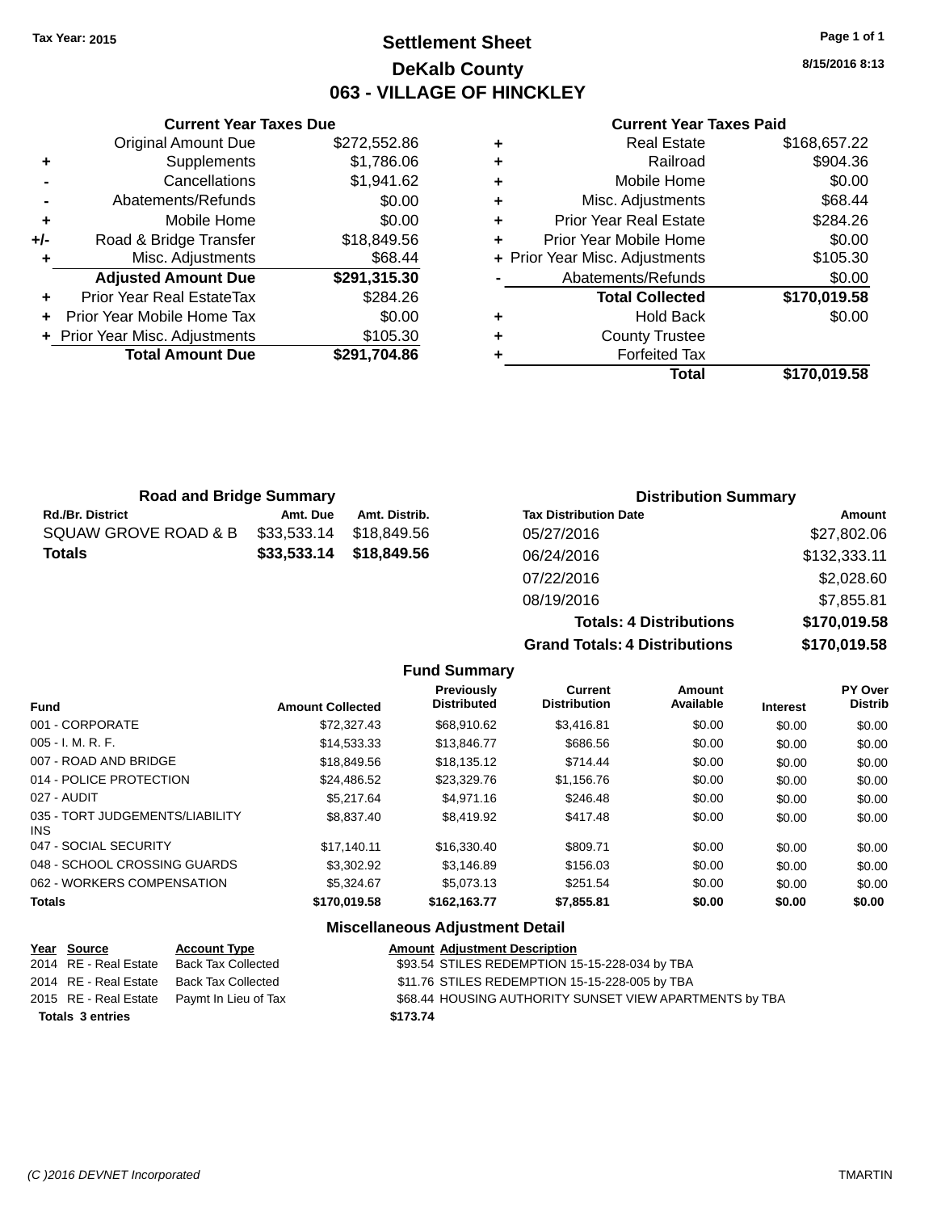Tax Year: 2015

# Settlement Sheet

## DeKalb County

## 063 - VILLAGE OF HINCKLEY

8/15/2016 8:13

### Current Year Taxes Due

| | | |
|---|---|---|
| | Original Amount Due | $272,552.86 |
| + | Supplements | $1,786.06 |
| - | Cancellations | $1,941.62 |
| - | Abatements/Refunds | $0.00 |
| + | Mobile Home | $0.00 |
| +/- | Road & Bridge Transfer | $18,849.56 |
| + | Misc. Adjustments | $68.44 |
| | **Adjusted Amount Due** | **$291,315.30** |
| + | Prior Year Real EstateTax | $284.26 |
| + | Prior Year Mobile Home Tax | $0.00 |
| + | Prior Year Misc. Adjustments | $105.30 |
| | **Total Amount Due** | **$291,704.86** |

### Current Year Taxes Paid

| | | |
|---|---|---|
| + | Real Estate | $168,657.22 |
| + | Railroad | $904.36 |
| + | Mobile Home | $0.00 |
| + | Misc. Adjustments | $68.44 |
| + | Prior Year Real Estate | $284.26 |
| + | Prior Year Mobile Home | $0.00 |
| + | Prior Year Misc. Adjustments | $105.30 |
| - | Abatements/Refunds | $0.00 |
| | **Total Collected** | **$170,019.58** |
| + | Hold Back | $0.00 |
| + | County Trustee | |
| + | Forfeited Tax | |
| | **Total** | **$170,019.58** |

### Road and Bridge Summary

| Rd./Br. District | Amt. Due | Amt. Distrib. |
|---|---|---|
| SQUAW GROVE ROAD & B | $33,533.14 | $18,849.56 |
| **Totals** | **$33,533.14** | **$18,849.56** |

### Distribution Summary

| Tax Distribution Date | Amount |
|---|---|
| 05/27/2016 | $27,802.06 |
| 06/24/2016 | $132,333.11 |
| 07/22/2016 | $2,028.60 |
| 08/19/2016 | $7,855.81 |
| **Totals: 4 Distributions** | **$170,019.58** |
| **Grand Totals: 4 Distributions** | **$170,019.58** |

### Fund Summary

| Fund | Amount Collected | Previously Distributed | Current Distribution | Amount Available | Interest | PY Over Distrib |
|---|---|---|---|---|---|---|
| 001 - CORPORATE | $72,327.43 | $68,910.62 | $3,416.81 | $0.00 | $0.00 | $0.00 |
| 005 - I. M. R. F. | $14,533.33 | $13,846.77 | $686.56 | $0.00 | $0.00 | $0.00 |
| 007 - ROAD AND BRIDGE | $18,849.56 | $18,135.12 | $714.44 | $0.00 | $0.00 | $0.00 |
| 014 - POLICE PROTECTION | $24,486.52 | $23,329.76 | $1,156.76 | $0.00 | $0.00 | $0.00 |
| 027 - AUDIT | $5,217.64 | $4,971.16 | $246.48 | $0.00 | $0.00 | $0.00 |
| 035 - TORT JUDGEMENTS/LIABILITY INS | $8,837.40 | $8,419.92 | $417.48 | $0.00 | $0.00 | $0.00 |
| 047 - SOCIAL SECURITY | $17,140.11 | $16,330.40 | $809.71 | $0.00 | $0.00 | $0.00 |
| 048 - SCHOOL CROSSING GUARDS | $3,302.92 | $3,146.89 | $156.03 | $0.00 | $0.00 | $0.00 |
| 062 - WORKERS COMPENSATION | $5,324.67 | $5,073.13 | $251.54 | $0.00 | $0.00 | $0.00 |
| **Totals** | **$170,019.58** | **$162,163.77** | **$7,855.81** | **$0.00** | **$0.00** | **$0.00** |

### Miscellaneous Adjustment Detail

| Year | Source | Account Type | Amount | Adjustment Description |
|---|---|---|---|---|
| 2014 | RE - Real Estate | Back Tax Collected | $93.54 | STILES REDEMPTION 15-15-228-034 by TBA |
| 2014 | RE - Real Estate | Back Tax Collected | $11.76 | STILES REDEMPTION 15-15-228-005 by TBA |
| 2015 | RE - Real Estate | Paymt In Lieu of Tax | $68.44 | HOUSING AUTHORITY SUNSET VIEW APARTMENTS by TBA |
| **Totals 3 entries** | | | **$173.74** | |

(C )2016 DEVNET Incorporated TMARTIN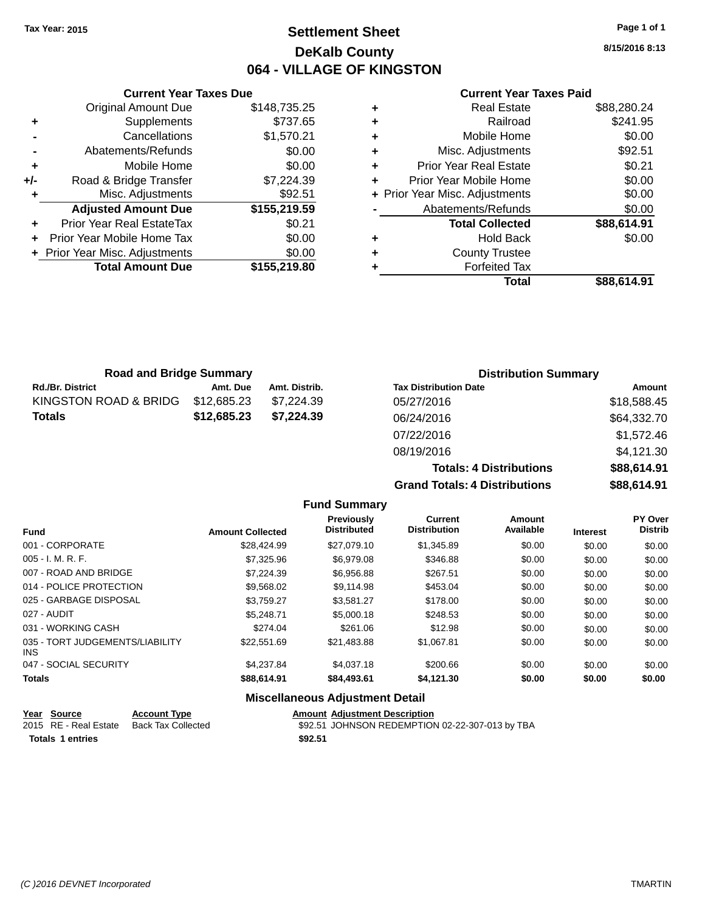Tax Year: 2015

# Settlement Sheet

## DeKalb County

## 064 - VILLAGE OF KINGSTON

8/15/2016 8:13

### Current Year Taxes Due

| | | |
|---|---|---|
| | Original Amount Due | $148,735.25 |
| + | Supplements | $737.65 |
| - | Cancellations | $1,570.21 |
| - | Abatements/Refunds | $0.00 |
| + | Mobile Home | $0.00 |
| +/- | Road & Bridge Transfer | $7,224.39 |
| + | Misc. Adjustments | $92.51 |
| | **Adjusted Amount Due** | **$155,219.59** |
| + | Prior Year Real EstateTax | $0.21 |
| + | Prior Year Mobile Home Tax | $0.00 |
| + | Prior Year Misc. Adjustments | $0.00 |
| | **Total Amount Due** | **$155,219.80** |

### Current Year Taxes Paid

| | | |
|---|---|---|
| + | Real Estate | $88,280.24 |
| + | Railroad | $241.95 |
| + | Mobile Home | $0.00 |
| + | Misc. Adjustments | $92.51 |
| + | Prior Year Real Estate | $0.21 |
| + | Prior Year Mobile Home | $0.00 |
| + | Prior Year Misc. Adjustments | $0.00 |
| - | Abatements/Refunds | $0.00 |
| | **Total Collected** | **$88,614.91** |
| + | Hold Back | $0.00 |
| + | County Trustee | |
| + | Forfeited Tax | |
| | **Total** | **$88,614.91** |

### Road and Bridge Summary

| Rd./Br. District | Amt. Due | Amt. Distrib. |
|---|---|---|
| KINGSTON ROAD & BRIDG | $12,685.23 | $7,224.39 |
| **Totals** | **$12,685.23** | **$7,224.39** |

### Distribution Summary

| Tax Distribution Date | Amount |
|---|---|
| 05/27/2016 | $18,588.45 |
| 06/24/2016 | $64,332.70 |
| 07/22/2016 | $1,572.46 |
| 08/19/2016 | $4,121.30 |
| **Totals: 4 Distributions** | **$88,614.91** |
| **Grand Totals: 4 Distributions** | **$88,614.91** |

### Fund Summary

| Fund | Amount Collected | Previously Distributed | Current Distribution | Amount Available | Interest | PY Over Distrib |
|---|---|---|---|---|---|---|
| 001 - CORPORATE | $28,424.99 | $27,079.10 | $1,345.89 | $0.00 | $0.00 | $0.00 |
| 005 - I. M. R. F. | $7,325.96 | $6,979.08 | $346.88 | $0.00 | $0.00 | $0.00 |
| 007 - ROAD AND BRIDGE | $7,224.39 | $6,956.88 | $267.51 | $0.00 | $0.00 | $0.00 |
| 014 - POLICE PROTECTION | $9,568.02 | $9,114.98 | $453.04 | $0.00 | $0.00 | $0.00 |
| 025 - GARBAGE DISPOSAL | $3,759.27 | $3,581.27 | $178.00 | $0.00 | $0.00 | $0.00 |
| 027 - AUDIT | $5,248.71 | $5,000.18 | $248.53 | $0.00 | $0.00 | $0.00 |
| 031 - WORKING CASH | $274.04 | $261.06 | $12.98 | $0.00 | $0.00 | $0.00 |
| 035 - TORT JUDGEMENTS/LIABILITY INS | $22,551.69 | $21,483.88 | $1,067.81 | $0.00 | $0.00 | $0.00 |
| 047 - SOCIAL SECURITY | $4,237.84 | $4,037.18 | $200.66 | $0.00 | $0.00 | $0.00 |
| **Totals** | **$88,614.91** | **$84,493.61** | **$4,121.30** | **$0.00** | **$0.00** | **$0.00** |

### Miscellaneous Adjustment Detail

| Year | Source | Account Type | Amount | Adjustment Description |
|---|---|---|---|---|
| 2015 | RE - Real Estate | Back Tax Collected | $92.51 | JOHNSON REDEMPTION 02-22-307-013 by TBA |
| **Totals** | **1 entries** | | **$92.51** | |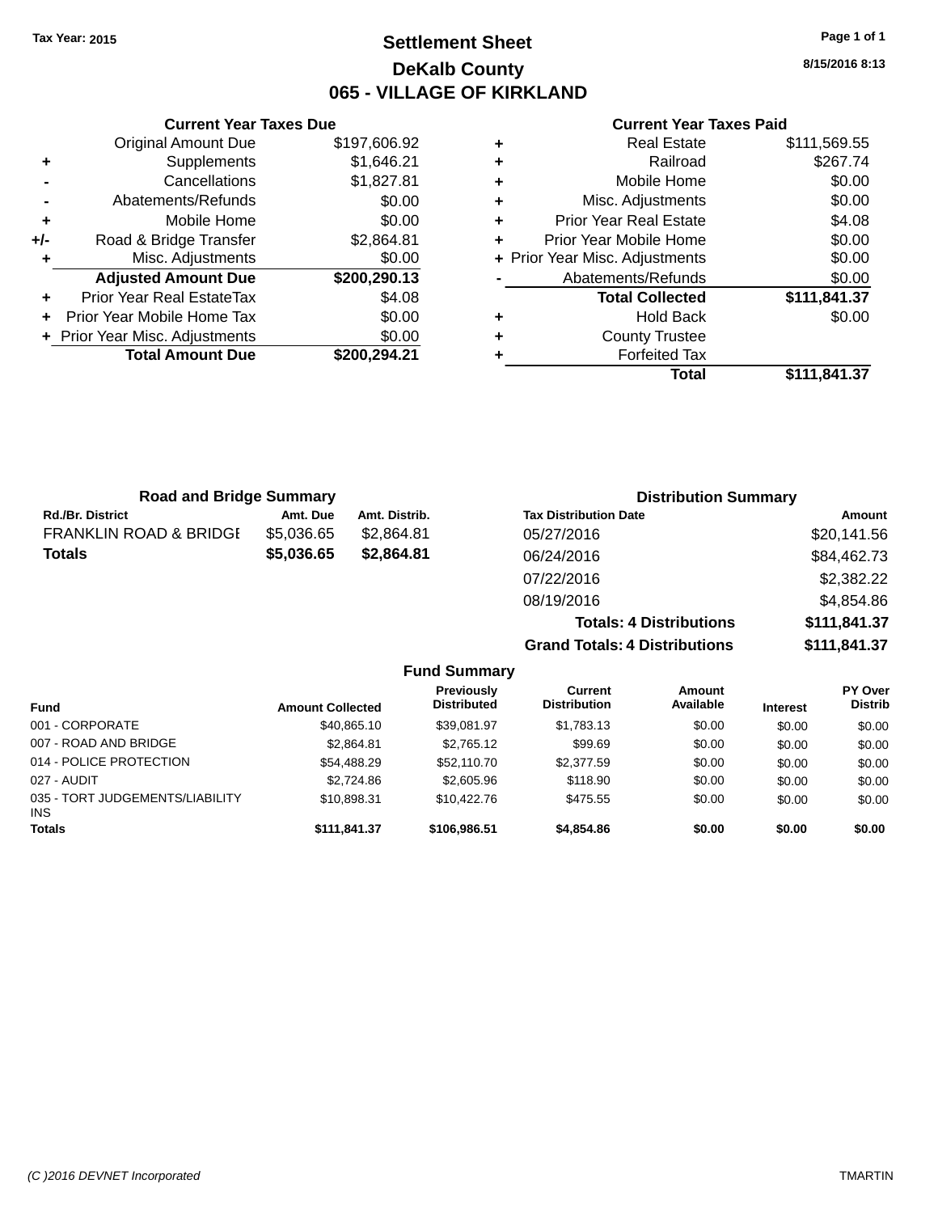Tax Year: 2015

# Settlement Sheet
## DeKalb County
## 065 - VILLAGE OF KIRKLAND

8/15/2016 8:13

### Current Year Taxes Due

| | | |
|---|---|---|
| | Original Amount Due | $197,606.92 |
| + | Supplements | $1,646.21 |
| - | Cancellations | $1,827.81 |
| - | Abatements/Refunds | $0.00 |
| + | Mobile Home | $0.00 |
| +/- | Road & Bridge Transfer | $2,864.81 |
| + | Misc. Adjustments | $0.00 |
| | **Adjusted Amount Due** | **$200,290.13** |
| + | Prior Year Real EstateTax | $4.08 |
| + | Prior Year Mobile Home Tax | $0.00 |
| + | Prior Year Misc. Adjustments | $0.00 |
| | **Total Amount Due** | **$200,294.21** |

### Current Year Taxes Paid

| | | |
|---|---|---|
| + | Real Estate | $111,569.55 |
| + | Railroad | $267.74 |
| + | Mobile Home | $0.00 |
| + | Misc. Adjustments | $0.00 |
| + | Prior Year Real Estate | $4.08 |
| + | Prior Year Mobile Home | $0.00 |
| + | Prior Year Misc. Adjustments | $0.00 |
| - | Abatements/Refunds | $0.00 |
| | **Total Collected** | **$111,841.37** |
| + | Hold Back | $0.00 |
| + | County Trustee | |
| + | Forfeited Tax | |
| | **Total** | **$111,841.37** |

### Road and Bridge Summary

| Rd./Br. District | Amt. Due | Amt. Distrib. |
|---|---|---|
| FRANKLIN ROAD & BRIDGE | $5,036.65 | $2,864.81 |
| **Totals** | **$5,036.65** | **$2,864.81** |

### Distribution Summary

| Tax Distribution Date | Amount |
|---|---|
| 05/27/2016 | $20,141.56 |
| 06/24/2016 | $84,462.73 |
| 07/22/2016 | $2,382.22 |
| 08/19/2016 | $4,854.86 |
| **Totals: 4 Distributions** | **$111,841.37** |
| **Grand Totals: 4 Distributions** | **$111,841.37** |

### Fund Summary

| Fund | Amount Collected | Previously Distributed | Current Distribution | Amount Available | Interest | PY Over Distrib |
|---|---|---|---|---|---|---|
| 001 - CORPORATE | $40,865.10 | $39,081.97 | $1,783.13 | $0.00 | $0.00 | $0.00 |
| 007 - ROAD AND BRIDGE | $2,864.81 | $2,765.12 | $99.69 | $0.00 | $0.00 | $0.00 |
| 014 - POLICE PROTECTION | $54,488.29 | $52,110.70 | $2,377.59 | $0.00 | $0.00 | $0.00 |
| 027 - AUDIT | $2,724.86 | $2,605.96 | $118.90 | $0.00 | $0.00 | $0.00 |
| 035 - TORT JUDGEMENTS/LIABILITY INS | $10,898.31 | $10,422.76 | $475.55 | $0.00 | $0.00 | $0.00 |
| **Totals** | **$111,841.37** | **$106,986.51** | **$4,854.86** | **$0.00** | **$0.00** | **$0.00** |

(C )2016 DEVNET Incorporated — TMARTIN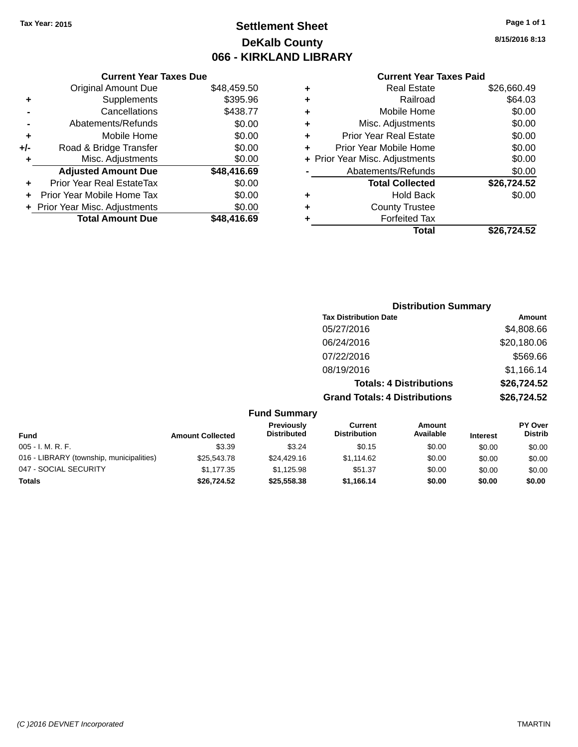Tax Year: 2015

# Settlement Sheet

## DeKalb County

## 066 - KIRKLAND LIBRARY

8/15/2016 8:13

### Current Year Taxes Due

| | | |
|---|---|---|
| | Original Amount Due | $48,459.50 |
| + | Supplements | $395.96 |
| - | Cancellations | $438.77 |
| - | Abatements/Refunds | $0.00 |
| + | Mobile Home | $0.00 |
| +/- | Road & Bridge Transfer | $0.00 |
| + | Misc. Adjustments | $0.00 |
| | **Adjusted Amount Due** | **$48,416.69** |
| + | Prior Year Real EstateTax | $0.00 |
| + | Prior Year Mobile Home Tax | $0.00 |
| + | Prior Year Misc. Adjustments | $0.00 |
| | **Total Amount Due** | **$48,416.69** |

### Current Year Taxes Paid

| | | |
|---|---|---|
| + | Real Estate | $26,660.49 |
| + | Railroad | $64.03 |
| + | Mobile Home | $0.00 |
| + | Misc. Adjustments | $0.00 |
| + | Prior Year Real Estate | $0.00 |
| + | Prior Year Mobile Home | $0.00 |
| + | Prior Year Misc. Adjustments | $0.00 |
| - | Abatements/Refunds | $0.00 |
| | **Total Collected** | **$26,724.52** |
| + | Hold Back | $0.00 |
| + | County Trustee | |
| + | Forfeited Tax | |
| | **Total** | **$26,724.52** |

### Distribution Summary

| Tax Distribution Date | Amount |
|---|---|
| 05/27/2016 | $4,808.66 |
| 06/24/2016 | $20,180.06 |
| 07/22/2016 | $569.66 |
| 08/19/2016 | $1,166.14 |
| **Totals: 4 Distributions** | **$26,724.52** |
| **Grand Totals: 4 Distributions** | **$26,724.52** |

### Fund Summary

| Fund | Amount Collected | Previously Distributed | Current Distribution | Amount Available | Interest | PY Over Distrib |
|---|---|---|---|---|---|---|
| 005 - I. M. R. F. | $3.39 | $3.24 | $0.15 | $0.00 | $0.00 | $0.00 |
| 016 - LIBRARY (township, municipalities) | $25,543.78 | $24,429.16 | $1,114.62 | $0.00 | $0.00 | $0.00 |
| 047 - SOCIAL SECURITY | $1,177.35 | $1,125.98 | $51.37 | $0.00 | $0.00 | $0.00 |
| **Totals** | **$26,724.52** | **$25,558.38** | **$1,166.14** | **$0.00** | **$0.00** | **$0.00** |

(C )2016 DEVNET Incorporated    TMARTIN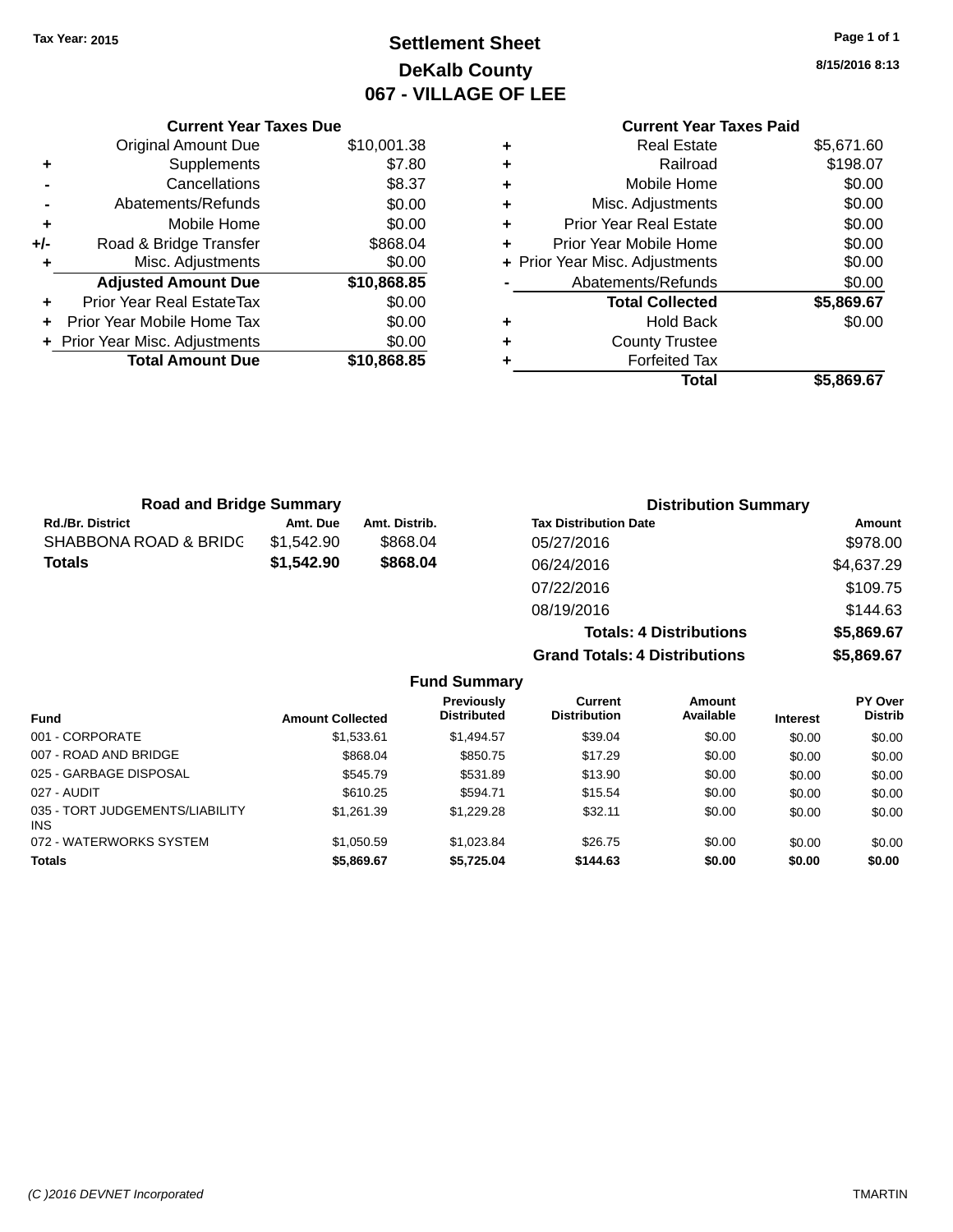Tax Year: 2015

# Settlement Sheet
## DeKalb County
## 067 - VILLAGE OF LEE

8/15/2016 8:13

### Current Year Taxes Due

| | | |
|---|---|---|
| | Original Amount Due | $10,001.38 |
| + | Supplements | $7.80 |
| - | Cancellations | $8.37 |
| - | Abatements/Refunds | $0.00 |
| + | Mobile Home | $0.00 |
| +/- | Road & Bridge Transfer | $868.04 |
| + | Misc. Adjustments | $0.00 |
| | **Adjusted Amount Due** | **$10,868.85** |
| + | Prior Year Real EstateTax | $0.00 |
| + | Prior Year Mobile Home Tax | $0.00 |
| + | Prior Year Misc. Adjustments | $0.00 |
| | **Total Amount Due** | **$10,868.85** |

### Current Year Taxes Paid

| | | |
|---|---|---|
| + | Real Estate | $5,671.60 |
| + | Railroad | $198.07 |
| + | Mobile Home | $0.00 |
| + | Misc. Adjustments | $0.00 |
| + | Prior Year Real Estate | $0.00 |
| + | Prior Year Mobile Home | $0.00 |
| + | Prior Year Misc. Adjustments | $0.00 |
| - | Abatements/Refunds | $0.00 |
| | **Total Collected** | **$5,869.67** |
| + | Hold Back | $0.00 |
| + | County Trustee | |
| + | Forfeited Tax | |
| | **Total** | **$5,869.67** |

### Road and Bridge Summary

| Rd./Br. District | Amt. Due | Amt. Distrib. |
|---|---|---|
| SHABBONA ROAD & BRIDG | $1,542.90 | $868.04 |
| **Totals** | **$1,542.90** | **$868.04** |

### Distribution Summary

| Tax Distribution Date | Amount |
|---|---|
| 05/27/2016 | $978.00 |
| 06/24/2016 | $4,637.29 |
| 07/22/2016 | $109.75 |
| 08/19/2016 | $144.63 |
| **Totals: 4 Distributions** | **$5,869.67** |
| **Grand Totals: 4 Distributions** | **$5,869.67** |

### Fund Summary

| Fund | Amount Collected | Previously Distributed | Current Distribution | Amount Available | Interest | PY Over Distrib |
|---|---|---|---|---|---|---|
| 001 - CORPORATE | $1,533.61 | $1,494.57 | $39.04 | $0.00 | $0.00 | $0.00 |
| 007 - ROAD AND BRIDGE | $868.04 | $850.75 | $17.29 | $0.00 | $0.00 | $0.00 |
| 025 - GARBAGE DISPOSAL | $545.79 | $531.89 | $13.90 | $0.00 | $0.00 | $0.00 |
| 027 - AUDIT | $610.25 | $594.71 | $15.54 | $0.00 | $0.00 | $0.00 |
| 035 - TORT JUDGEMENTS/LIABILITY INS | $1,261.39 | $1,229.28 | $32.11 | $0.00 | $0.00 | $0.00 |
| 072 - WATERWORKS SYSTEM | $1,050.59 | $1,023.84 | $26.75 | $0.00 | $0.00 | $0.00 |
| **Totals** | **$5,869.67** | **$5,725.04** | **$144.63** | **$0.00** | **$0.00** | **$0.00** |

(C )2016 DEVNET Incorporated TMARTIN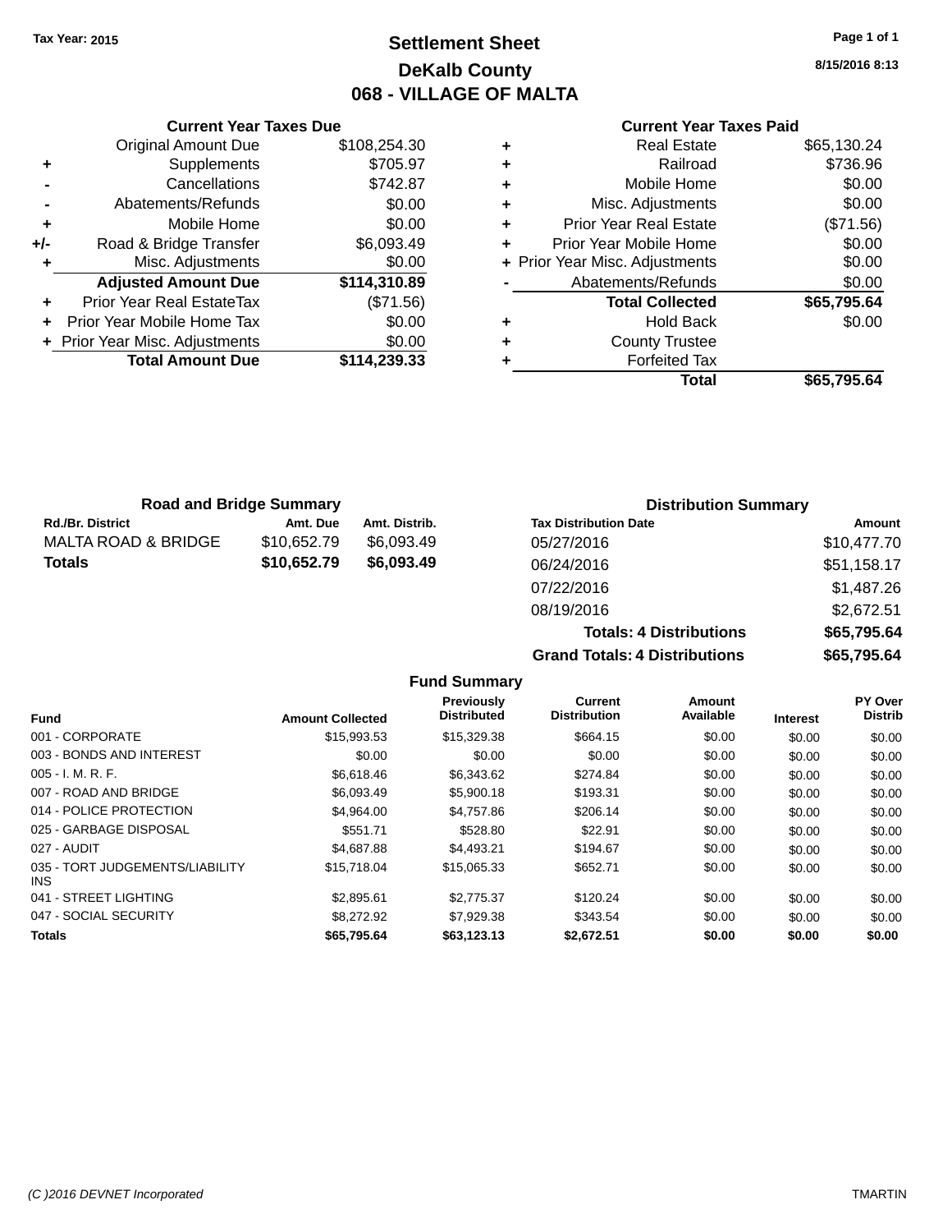Tax Year: 2015

# Settlement Sheet
## DeKalb County
## 068 - VILLAGE OF MALTA

8/15/2016 8:13

### Current Year Taxes Due

| | | |
|---|---|---|
| | Original Amount Due | $108,254.30 |
| + | Supplements | $705.97 |
| - | Cancellations | $742.87 |
| - | Abatements/Refunds | $0.00 |
| + | Mobile Home | $0.00 |
| +/- | Road & Bridge Transfer | $6,093.49 |
| + | Misc. Adjustments | $0.00 |
| | **Adjusted Amount Due** | **$114,310.89** |
| + | Prior Year Real EstateTax | ($71.56) |
| + | Prior Year Mobile Home Tax | $0.00 |
| + | Prior Year Misc. Adjustments | $0.00 |
| | **Total Amount Due** | **$114,239.33** |

### Current Year Taxes Paid

| | | |
|---|---|---|
| + | Real Estate | $65,130.24 |
| + | Railroad | $736.96 |
| + | Mobile Home | $0.00 |
| + | Misc. Adjustments | $0.00 |
| + | Prior Year Real Estate | ($71.56) |
| + | Prior Year Mobile Home | $0.00 |
| + | Prior Year Misc. Adjustments | $0.00 |
| - | Abatements/Refunds | $0.00 |
| | **Total Collected** | **$65,795.64** |
| + | Hold Back | $0.00 |
| + | County Trustee | |
| + | Forfeited Tax | |
| | **Total** | **$65,795.64** |

### Road and Bridge Summary

| Rd./Br. District | Amt. Due | Amt. Distrib. |
|---|---|---|
| MALTA ROAD & BRIDGE | $10,652.79 | $6,093.49 |
| **Totals** | **$10,652.79** | **$6,093.49** |

### Distribution Summary

| Tax Distribution Date | Amount |
|---|---|
| 05/27/2016 | $10,477.70 |
| 06/24/2016 | $51,158.17 |
| 07/22/2016 | $1,487.26 |
| 08/19/2016 | $2,672.51 |
| **Totals: 4 Distributions** | **$65,795.64** |
| **Grand Totals: 4 Distributions** | **$65,795.64** |

### Fund Summary

| Fund | Amount Collected | Previously Distributed | Current Distribution | Amount Available | Interest | PY Over Distrib |
|---|---|---|---|---|---|---|
| 001 - CORPORATE | $15,993.53 | $15,329.38 | $664.15 | $0.00 | $0.00 | $0.00 |
| 003 - BONDS AND INTEREST | $0.00 | $0.00 | $0.00 | $0.00 | $0.00 | $0.00 |
| 005 - I. M. R. F. | $6,618.46 | $6,343.62 | $274.84 | $0.00 | $0.00 | $0.00 |
| 007 - ROAD AND BRIDGE | $6,093.49 | $5,900.18 | $193.31 | $0.00 | $0.00 | $0.00 |
| 014 - POLICE PROTECTION | $4,964.00 | $4,757.86 | $206.14 | $0.00 | $0.00 | $0.00 |
| 025 - GARBAGE DISPOSAL | $551.71 | $528.80 | $22.91 | $0.00 | $0.00 | $0.00 |
| 027 - AUDIT | $4,687.88 | $4,493.21 | $194.67 | $0.00 | $0.00 | $0.00 |
| 035 - TORT JUDGEMENTS/LIABILITY INS | $15,718.04 | $15,065.33 | $652.71 | $0.00 | $0.00 | $0.00 |
| 041 - STREET LIGHTING | $2,895.61 | $2,775.37 | $120.24 | $0.00 | $0.00 | $0.00 |
| 047 - SOCIAL SECURITY | $8,272.92 | $7,929.38 | $343.54 | $0.00 | $0.00 | $0.00 |
| **Totals** | **$65,795.64** | **$63,123.13** | **$2,672.51** | **$0.00** | **$0.00** | **$0.00** |

(C )2016 DEVNET Incorporated TMARTIN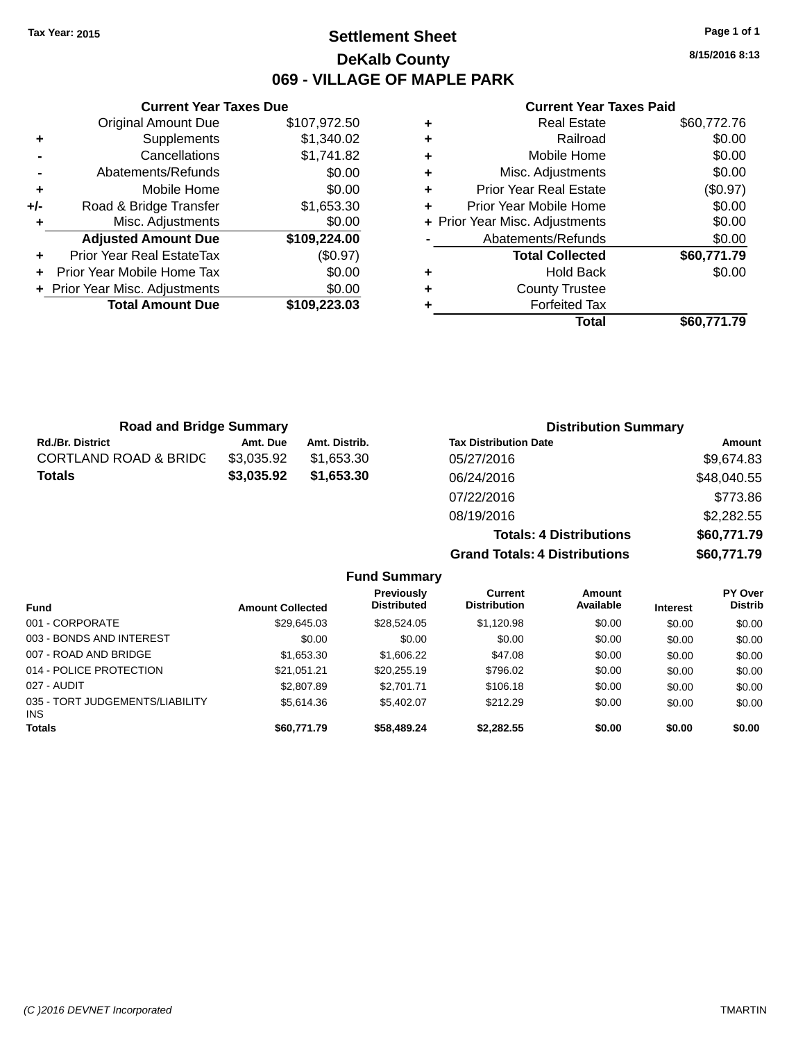Tax Year: 2015

# Settlement Sheet

## DeKalb County

## 069 - VILLAGE OF MAPLE PARK

8/15/2016 8:13

### Current Year Taxes Due

| | | |
|---|---|---|
| | Original Amount Due | $107,972.50 |
| + | Supplements | $1,340.02 |
| - | Cancellations | $1,741.82 |
| - | Abatements/Refunds | $0.00 |
| + | Mobile Home | $0.00 |
| +/- | Road & Bridge Transfer | $1,653.30 |
| + | Misc. Adjustments | $0.00 |
| | **Adjusted Amount Due** | **$109,224.00** |
| + | Prior Year Real EstateTax | ($0.97) |
| + | Prior Year Mobile Home Tax | $0.00 |
| + | Prior Year Misc. Adjustments | $0.00 |
| | **Total Amount Due** | **$109,223.03** |

### Current Year Taxes Paid

| | | |
|---|---|---|
| + | Real Estate | $60,772.76 |
| + | Railroad | $0.00 |
| + | Mobile Home | $0.00 |
| + | Misc. Adjustments | $0.00 |
| + | Prior Year Real Estate | ($0.97) |
| + | Prior Year Mobile Home | $0.00 |
| + | Prior Year Misc. Adjustments | $0.00 |
| - | Abatements/Refunds | $0.00 |
| | **Total Collected** | **$60,771.79** |
| + | Hold Back | $0.00 |
| + | County Trustee | |
| + | Forfeited Tax | |
| | **Total** | **$60,771.79** |

### Road and Bridge Summary

| Rd./Br. District | Amt. Due | Amt. Distrib. |
|---|---|---|
| CORTLAND ROAD & BRIDG | $3,035.92 | $1,653.30 |
| **Totals** | **$3,035.92** | **$1,653.30** |

### Distribution Summary

| Tax Distribution Date | Amount |
|---|---|
| 05/27/2016 | $9,674.83 |
| 06/24/2016 | $48,040.55 |
| 07/22/2016 | $773.86 |
| 08/19/2016 | $2,282.55 |
| **Totals: 4 Distributions** | **$60,771.79** |
| **Grand Totals: 4 Distributions** | **$60,771.79** |

### Fund Summary

| Fund | Amount Collected | Previously Distributed | Current Distribution | Amount Available | Interest | PY Over Distrib |
|---|---|---|---|---|---|---|
| 001 - CORPORATE | $29,645.03 | $28,524.05 | $1,120.98 | $0.00 | $0.00 | $0.00 |
| 003 - BONDS AND INTEREST | $0.00 | $0.00 | $0.00 | $0.00 | $0.00 | $0.00 |
| 007 - ROAD AND BRIDGE | $1,653.30 | $1,606.22 | $47.08 | $0.00 | $0.00 | $0.00 |
| 014 - POLICE PROTECTION | $21,051.21 | $20,255.19 | $796.02 | $0.00 | $0.00 | $0.00 |
| 027 - AUDIT | $2,807.89 | $2,701.71 | $106.18 | $0.00 | $0.00 | $0.00 |
| 035 - TORT JUDGEMENTS/LIABILITY INS | $5,614.36 | $5,402.07 | $212.29 | $0.00 | $0.00 | $0.00 |
| **Totals** | **$60,771.79** | **$58,489.24** | **$2,282.55** | **$0.00** | **$0.00** | **$0.00** |

(C )2016 DEVNET Incorporated TMARTIN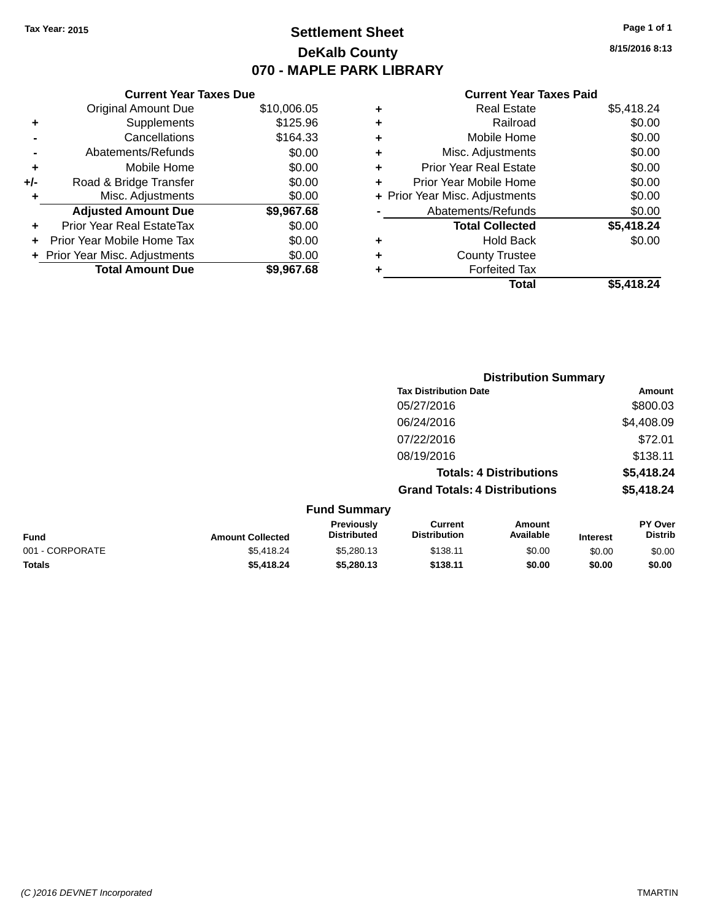Tax Year: 2015

# Settlement Sheet

## DeKalb County

## 070 - MAPLE PARK LIBRARY

8/15/2016 8:13

### Current Year Taxes Due

| | | |
|---|---|---|
| | Original Amount Due | $10,006.05 |
| + | Supplements | $125.96 |
| - | Cancellations | $164.33 |
| - | Abatements/Refunds | $0.00 |
| + | Mobile Home | $0.00 |
| +/- | Road & Bridge Transfer | $0.00 |
| + | Misc. Adjustments | $0.00 |
| | **Adjusted Amount Due** | **$9,967.68** |
| + | Prior Year Real EstateTax | $0.00 |
| + | Prior Year Mobile Home Tax | $0.00 |
| + | Prior Year Misc. Adjustments | $0.00 |
| | **Total Amount Due** | **$9,967.68** |

### Current Year Taxes Paid

| | | |
|---|---|---|
| + | Real Estate | $5,418.24 |
| + | Railroad | $0.00 |
| + | Mobile Home | $0.00 |
| + | Misc. Adjustments | $0.00 |
| + | Prior Year Real Estate | $0.00 |
| + | Prior Year Mobile Home | $0.00 |
| + | Prior Year Misc. Adjustments | $0.00 |
| - | Abatements/Refunds | $0.00 |
| | **Total Collected** | **$5,418.24** |
| + | Hold Back | $0.00 |
| + | County Trustee | |
| + | Forfeited Tax | |
| | **Total** | **$5,418.24** |

### Distribution Summary

| Tax Distribution Date | Amount |
|---|---|
| 05/27/2016 | $800.03 |
| 06/24/2016 | $4,408.09 |
| 07/22/2016 | $72.01 |
| 08/19/2016 | $138.11 |
| **Totals: 4 Distributions** | **$5,418.24** |
| **Grand Totals: 4 Distributions** | **$5,418.24** |

### Fund Summary

| Fund | Amount Collected | Previously Distributed | Current Distribution | Amount Available | Interest | PY Over Distrib |
|---|---|---|---|---|---|---|
| 001 - CORPORATE | $5,418.24 | $5,280.13 | $138.11 | $0.00 | $0.00 | $0.00 |
| **Totals** | **$5,418.24** | **$5,280.13** | **$138.11** | **$0.00** | **$0.00** | **$0.00** |

(C )2016 DEVNET Incorporated TMARTIN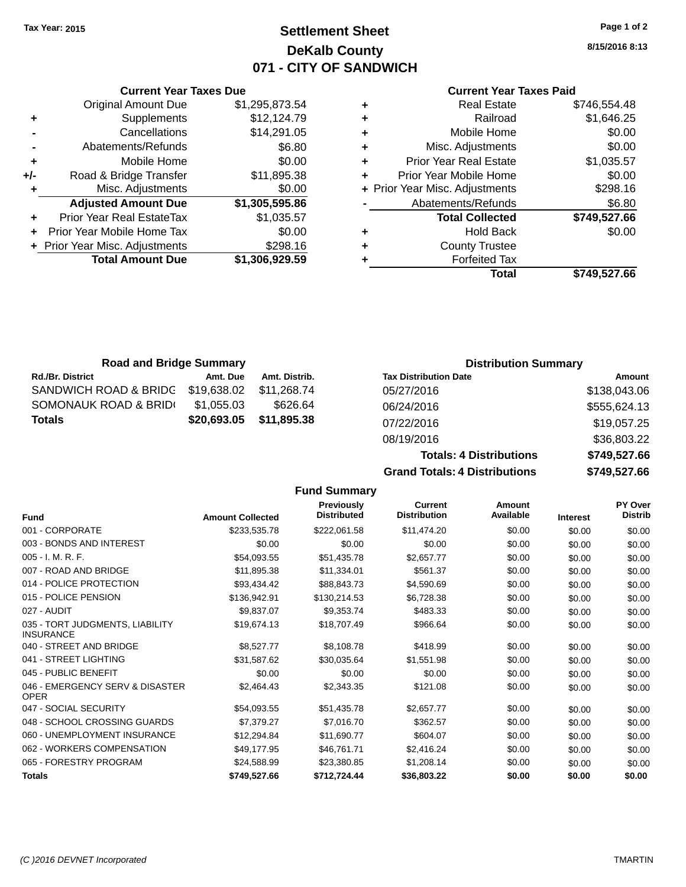Tax Year: 2015

# Settlement Sheet
## DeKalb County
## 071 - CITY OF SANDWICH

8/15/2016 8:13

### Current Year Taxes Due

| | | |
|---|---|---|
| | Original Amount Due | $1,295,873.54 |
| + | Supplements | $12,124.79 |
| - | Cancellations | $14,291.05 |
| - | Abatements/Refunds | $6.80 |
| + | Mobile Home | $0.00 |
| +/- | Road & Bridge Transfer | $11,895.38 |
| + | Misc. Adjustments | $0.00 |
| | **Adjusted Amount Due** | **$1,305,595.86** |
| + | Prior Year Real EstateTax | $1,035.57 |
| + | Prior Year Mobile Home Tax | $0.00 |
| + | Prior Year Misc. Adjustments | $298.16 |
| | **Total Amount Due** | **$1,306,929.59** |

### Current Year Taxes Paid

| | | |
|---|---|---|
| + | Real Estate | $746,554.48 |
| + | Railroad | $1,646.25 |
| + | Mobile Home | $0.00 |
| + | Misc. Adjustments | $0.00 |
| + | Prior Year Real Estate | $1,035.57 |
| + | Prior Year Mobile Home | $0.00 |
| + | Prior Year Misc. Adjustments | $298.16 |
| - | Abatements/Refunds | $6.80 |
| | **Total Collected** | **$749,527.66** |
| + | Hold Back | $0.00 |
| + | County Trustee | |
| + | Forfeited Tax | |
| | **Total** | **$749,527.66** |

### Road and Bridge Summary

| Rd./Br. District | Amt. Due | Amt. Distrib. |
|---|---|---|
| SANDWICH ROAD & BRIDG | $19,638.02 | $11,268.74 |
| SOMONAUK ROAD & BRID( | $1,055.03 | $626.64 |
| **Totals** | **$20,693.05** | **$11,895.38** |

### Distribution Summary

| Tax Distribution Date | Amount |
|---|---|
| 05/27/2016 | $138,043.06 |
| 06/24/2016 | $555,624.13 |
| 07/22/2016 | $19,057.25 |
| 08/19/2016 | $36,803.22 |
| **Totals: 4 Distributions** | **$749,527.66** |
| **Grand Totals: 4 Distributions** | **$749,527.66** |

### Fund Summary

| Fund | Amount Collected | Previously Distributed | Current Distribution | Amount Available | Interest | PY Over Distrib |
|---|---|---|---|---|---|---|
| 001 - CORPORATE | $233,535.78 | $222,061.58 | $11,474.20 | $0.00 | $0.00 | $0.00 |
| 003 - BONDS AND INTEREST | $0.00 | $0.00 | $0.00 | $0.00 | $0.00 | $0.00 |
| 005 - I. M. R. F. | $54,093.55 | $51,435.78 | $2,657.77 | $0.00 | $0.00 | $0.00 |
| 007 - ROAD AND BRIDGE | $11,895.38 | $11,334.01 | $561.37 | $0.00 | $0.00 | $0.00 |
| 014 - POLICE PROTECTION | $93,434.42 | $88,843.73 | $4,590.69 | $0.00 | $0.00 | $0.00 |
| 015 - POLICE PENSION | $136,942.91 | $130,214.53 | $6,728.38 | $0.00 | $0.00 | $0.00 |
| 027 - AUDIT | $9,837.07 | $9,353.74 | $483.33 | $0.00 | $0.00 | $0.00 |
| 035 - TORT JUDGMENTS, LIABILITY INSURANCE | $19,674.13 | $18,707.49 | $966.64 | $0.00 | $0.00 | $0.00 |
| 040 - STREET AND BRIDGE | $8,527.77 | $8,108.78 | $418.99 | $0.00 | $0.00 | $0.00 |
| 041 - STREET LIGHTING | $31,587.62 | $30,035.64 | $1,551.98 | $0.00 | $0.00 | $0.00 |
| 045 - PUBLIC BENEFIT | $0.00 | $0.00 | $0.00 | $0.00 | $0.00 | $0.00 |
| 046 - EMERGENCY SERV & DISASTER OPER | $2,464.43 | $2,343.35 | $121.08 | $0.00 | $0.00 | $0.00 |
| 047 - SOCIAL SECURITY | $54,093.55 | $51,435.78 | $2,657.77 | $0.00 | $0.00 | $0.00 |
| 048 - SCHOOL CROSSING GUARDS | $7,379.27 | $7,016.70 | $362.57 | $0.00 | $0.00 | $0.00 |
| 060 - UNEMPLOYMENT INSURANCE | $12,294.84 | $11,690.77 | $604.07 | $0.00 | $0.00 | $0.00 |
| 062 - WORKERS COMPENSATION | $49,177.95 | $46,761.71 | $2,416.24 | $0.00 | $0.00 | $0.00 |
| 065 - FORESTRY PROGRAM | $24,588.99 | $23,380.85 | $1,208.14 | $0.00 | $0.00 | $0.00 |
| **Totals** | **$749,527.66** | **$712,724.44** | **$36,803.22** | **$0.00** | **$0.00** | **$0.00** |

(C )2016 DEVNET Incorporated — TMARTIN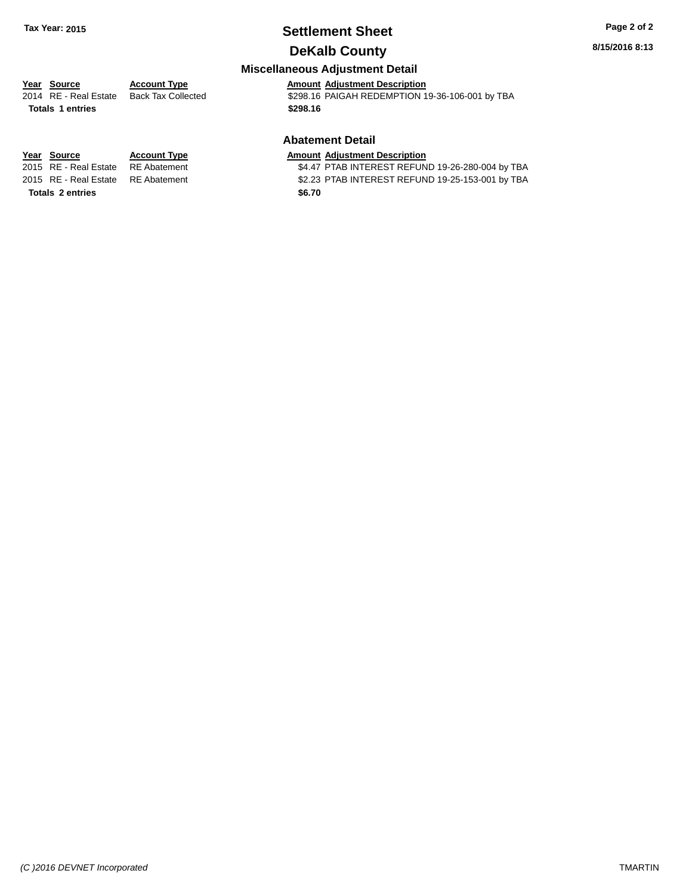Tax Year: 2015

# Settlement Sheet

## DeKalb County

### Miscellaneous Adjustment Detail

| Year | Source | Account Type | Amount | Adjustment Description |
|---|---|---|---|---|
| 2014 | RE - Real Estate | Back Tax Collected | $298.16 | PAIGAH REDEMPTION 19-36-106-001 by TBA |
| **Totals 1 entries** | | | **$298.16** | |

### Abatement Detail

| Year | Source | Account Type | Amount | Adjustment Description |
|---|---|---|---|---|
| 2015 | RE - Real Estate | RE Abatement | $4.47 | PTAB INTEREST REFUND 19-26-280-004 by TBA |
| 2015 | RE - Real Estate | RE Abatement | $2.23 | PTAB INTEREST REFUND 19-25-153-001 by TBA |
| **Totals 2 entries** | | | **$6.70** | |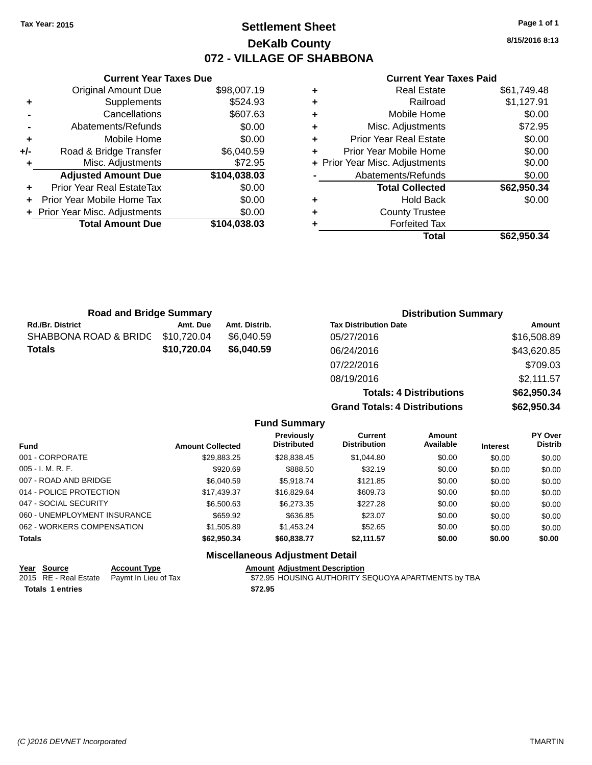Tax Year: 2015

# Settlement Sheet

## DeKalb County

## 072 - VILLAGE OF SHABBONA

8/15/2016 8:13

### Current Year Taxes Due

| | | |
|---|---|---|
| | Original Amount Due | $98,007.19 |
| + | Supplements | $524.93 |
| - | Cancellations | $607.63 |
| - | Abatements/Refunds | $0.00 |
| + | Mobile Home | $0.00 |
| +/- | Road & Bridge Transfer | $6,040.59 |
| + | Misc. Adjustments | $72.95 |
| | **Adjusted Amount Due** | **$104,038.03** |
| + | Prior Year Real EstateTax | $0.00 |
| + | Prior Year Mobile Home Tax | $0.00 |
| + | Prior Year Misc. Adjustments | $0.00 |
| | **Total Amount Due** | **$104,038.03** |

### Current Year Taxes Paid

| | | |
|---|---|---|
| + | Real Estate | $61,749.48 |
| + | Railroad | $1,127.91 |
| + | Mobile Home | $0.00 |
| + | Misc. Adjustments | $72.95 |
| + | Prior Year Real Estate | $0.00 |
| + | Prior Year Mobile Home | $0.00 |
| + | Prior Year Misc. Adjustments | $0.00 |
| - | Abatements/Refunds | $0.00 |
| | **Total Collected** | **$62,950.34** |
| + | Hold Back | $0.00 |
| + | County Trustee | |
| + | Forfeited Tax | |
| | **Total** | **$62,950.34** |

### Road and Bridge Summary

| Rd./Br. District | Amt. Due | Amt. Distrib. |
|---|---|---|
| SHABBONA ROAD & BRIDG | $10,720.04 | $6,040.59 |
| **Totals** | **$10,720.04** | **$6,040.59** |

### Distribution Summary

| Tax Distribution Date | Amount |
|---|---|
| 05/27/2016 | $16,508.89 |
| 06/24/2016 | $43,620.85 |
| 07/22/2016 | $709.03 |
| 08/19/2016 | $2,111.57 |
| **Totals: 4 Distributions** | **$62,950.34** |
| **Grand Totals: 4 Distributions** | **$62,950.34** |

### Fund Summary

| Fund | Amount Collected | Previously Distributed | Current Distribution | Amount Available | Interest | PY Over Distrib |
|---|---|---|---|---|---|---|
| 001 - CORPORATE | $29,883.25 | $28,838.45 | $1,044.80 | $0.00 | $0.00 | $0.00 |
| 005 - I. M. R. F. | $920.69 | $888.50 | $32.19 | $0.00 | $0.00 | $0.00 |
| 007 - ROAD AND BRIDGE | $6,040.59 | $5,918.74 | $121.85 | $0.00 | $0.00 | $0.00 |
| 014 - POLICE PROTECTION | $17,439.37 | $16,829.64 | $609.73 | $0.00 | $0.00 | $0.00 |
| 047 - SOCIAL SECURITY | $6,500.63 | $6,273.35 | $227.28 | $0.00 | $0.00 | $0.00 |
| 060 - UNEMPLOYMENT INSURANCE | $659.92 | $636.85 | $23.07 | $0.00 | $0.00 | $0.00 |
| 062 - WORKERS COMPENSATION | $1,505.89 | $1,453.24 | $52.65 | $0.00 | $0.00 | $0.00 |
| **Totals** | **$62,950.34** | **$60,838.77** | **$2,111.57** | **$0.00** | **$0.00** | **$0.00** |

### Miscellaneous Adjustment Detail

| Year | Source | Account Type | Amount | Adjustment Description |
|---|---|---|---|---|
| 2015 | RE - Real Estate | Paymt In Lieu of Tax | $72.95 | HOUSING AUTHORITY SEQUOYA APARTMENTS by TBA |
| **Totals** | **1 entries** | | **$72.95** | |

(C )2016 DEVNET Incorporated TMARTIN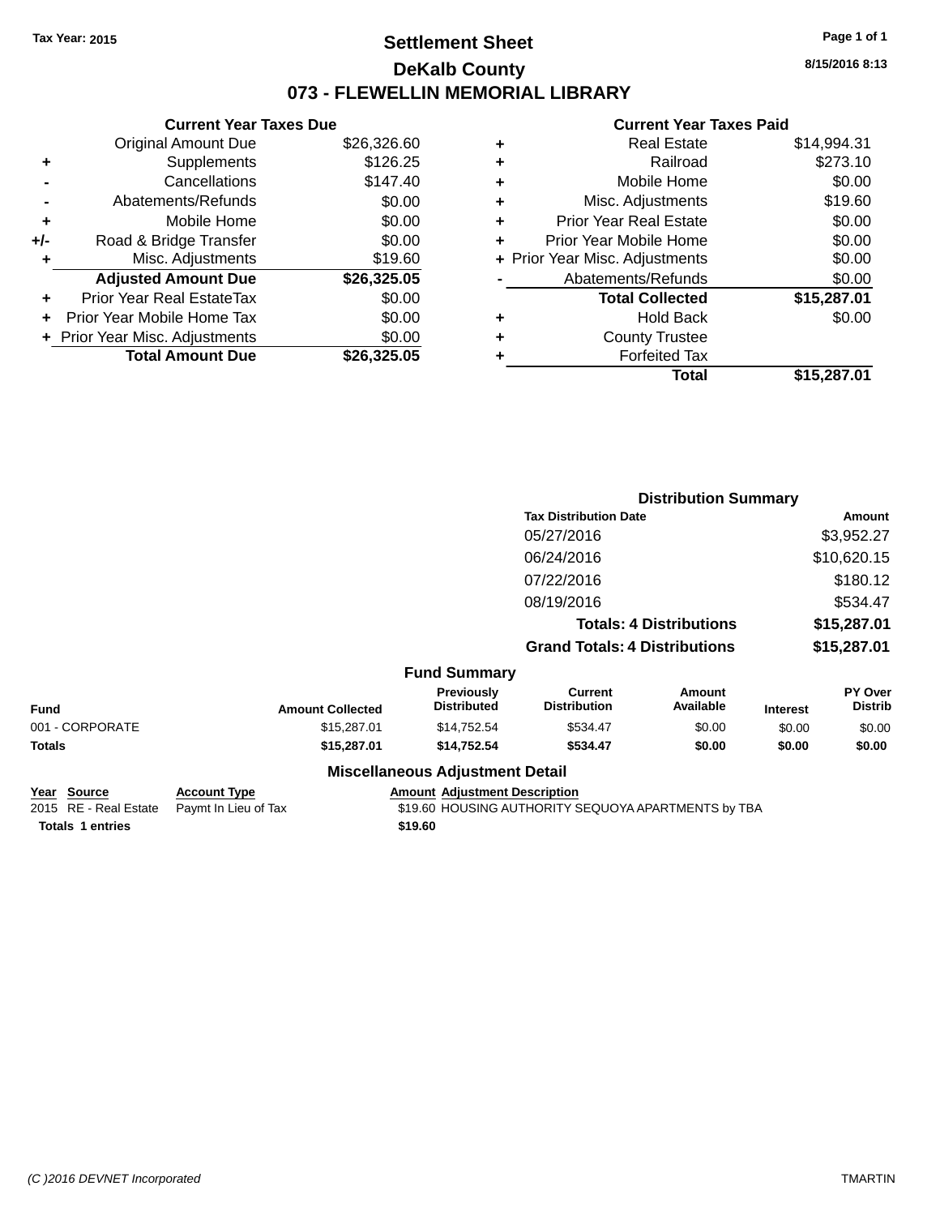**Tax Year: 2015**

# Settlement Sheet
## DeKalb County
## 073 - FLEWELLIN MEMORIAL LIBRARY

8/15/2016 8:13

### Current Year Taxes Due

| | | |
|---|---|---|
| | Original Amount Due | $26,326.60 |
| + | Supplements | $126.25 |
| - | Cancellations | $147.40 |
| - | Abatements/Refunds | $0.00 |
| + | Mobile Home | $0.00 |
| +/- | Road & Bridge Transfer | $0.00 |
| + | Misc. Adjustments | $19.60 |
| | **Adjusted Amount Due** | **$26,325.05** |
| + | Prior Year Real EstateTax | $0.00 |
| + | Prior Year Mobile Home Tax | $0.00 |
| + | Prior Year Misc. Adjustments | $0.00 |
| | **Total Amount Due** | **$26,325.05** |

### Current Year Taxes Paid

| | | |
|---|---|---|
| + | Real Estate | $14,994.31 |
| + | Railroad | $273.10 |
| + | Mobile Home | $0.00 |
| + | Misc. Adjustments | $19.60 |
| + | Prior Year Real Estate | $0.00 |
| + | Prior Year Mobile Home | $0.00 |
| + | Prior Year Misc. Adjustments | $0.00 |
| - | Abatements/Refunds | $0.00 |
| | **Total Collected** | **$15,287.01** |
| + | Hold Back | $0.00 |
| + | County Trustee | |
| + | Forfeited Tax | |
| | **Total** | **$15,287.01** |

### Distribution Summary

| Tax Distribution Date | Amount |
|---|---|
| 05/27/2016 | $3,952.27 |
| 06/24/2016 | $10,620.15 |
| 07/22/2016 | $180.12 |
| 08/19/2016 | $534.47 |
| **Totals: 4 Distributions** | **$15,287.01** |
| **Grand Totals: 4 Distributions** | **$15,287.01** |

### Fund Summary

| Fund | Amount Collected | Previously Distributed | Current Distribution | Amount Available | Interest | PY Over Distrib |
|---|---|---|---|---|---|---|
| 001 - CORPORATE | $15,287.01 | $14,752.54 | $534.47 | $0.00 | $0.00 | $0.00 |
| **Totals** | **$15,287.01** | **$14,752.54** | **$534.47** | **$0.00** | **$0.00** | **$0.00** |

### Miscellaneous Adjustment Detail

| Year | Source | Account Type | Amount | Adjustment Description |
|---|---|---|---|---|
| 2015 | RE - Real Estate | Paymt In Lieu of Tax | $19.60 | HOUSING AUTHORITY SEQUOYA APARTMENTS by TBA |
| **Totals** | **1 entries** | | **$19.60** | |

(C )2016 DEVNET Incorporated TMARTIN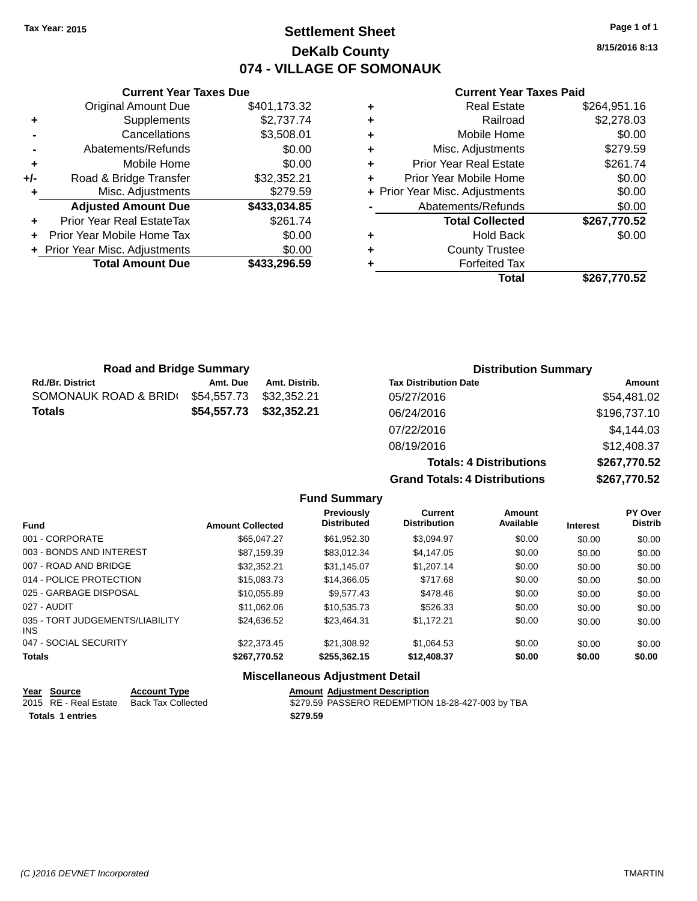Tax Year: 2015

# Settlement Sheet
## DeKalb County
## 074 - VILLAGE OF SOMONAUK

8/15/2016 8:13

### Current Year Taxes Due

| | | |
|---|---|---|
| | Original Amount Due | $401,173.32 |
| + | Supplements | $2,737.74 |
| - | Cancellations | $3,508.01 |
| - | Abatements/Refunds | $0.00 |
| + | Mobile Home | $0.00 |
| +/- | Road & Bridge Transfer | $32,352.21 |
| + | Misc. Adjustments | $279.59 |
| | **Adjusted Amount Due** | **$433,034.85** |
| + | Prior Year Real EstateTax | $261.74 |
| + | Prior Year Mobile Home Tax | $0.00 |
| + | Prior Year Misc. Adjustments | $0.00 |
| | **Total Amount Due** | **$433,296.59** |

### Current Year Taxes Paid

| | | |
|---|---|---|
| + | Real Estate | $264,951.16 |
| + | Railroad | $2,278.03 |
| + | Mobile Home | $0.00 |
| + | Misc. Adjustments | $279.59 |
| + | Prior Year Real Estate | $261.74 |
| + | Prior Year Mobile Home | $0.00 |
| + | Prior Year Misc. Adjustments | $0.00 |
| - | Abatements/Refunds | $0.00 |
| | **Total Collected** | **$267,770.52** |
| + | Hold Back | $0.00 |
| + | County Trustee | |
| + | Forfeited Tax | |
| | **Total** | **$267,770.52** |

### Road and Bridge Summary

| Rd./Br. District | Amt. Due | Amt. Distrib. |
|---|---|---|
| SOMONAUK ROAD & BRID( | $54,557.73 | $32,352.21 |
| **Totals** | **$54,557.73** | **$32,352.21** |

### Distribution Summary

| Tax Distribution Date | Amount |
|---|---|
| 05/27/2016 | $54,481.02 |
| 06/24/2016 | $196,737.10 |
| 07/22/2016 | $4,144.03 |
| 08/19/2016 | $12,408.37 |
| **Totals: 4 Distributions** | **$267,770.52** |
| **Grand Totals: 4 Distributions** | **$267,770.52** |

### Fund Summary

| Fund | Amount Collected | Previously Distributed | Current Distribution | Amount Available | Interest | PY Over Distrib |
|---|---|---|---|---|---|---|
| 001 - CORPORATE | $65,047.27 | $61,952.30 | $3,094.97 | $0.00 | $0.00 | $0.00 |
| 003 - BONDS AND INTEREST | $87,159.39 | $83,012.34 | $4,147.05 | $0.00 | $0.00 | $0.00 |
| 007 - ROAD AND BRIDGE | $32,352.21 | $31,145.07 | $1,207.14 | $0.00 | $0.00 | $0.00 |
| 014 - POLICE PROTECTION | $15,083.73 | $14,366.05 | $717.68 | $0.00 | $0.00 | $0.00 |
| 025 - GARBAGE DISPOSAL | $10,055.89 | $9,577.43 | $478.46 | $0.00 | $0.00 | $0.00 |
| 027 - AUDIT | $11,062.06 | $10,535.73 | $526.33 | $0.00 | $0.00 | $0.00 |
| 035 - TORT JUDGEMENTS/LIABILITY INS | $24,636.52 | $23,464.31 | $1,172.21 | $0.00 | $0.00 | $0.00 |
| 047 - SOCIAL SECURITY | $22,373.45 | $21,308.92 | $1,064.53 | $0.00 | $0.00 | $0.00 |
| **Totals** | **$267,770.52** | **$255,362.15** | **$12,408.37** | **$0.00** | **$0.00** | **$0.00** |

### Miscellaneous Adjustment Detail

| Year | Source | Account Type | Amount | Adjustment Description |
|---|---|---|---|---|
| 2015 | RE - Real Estate | Back Tax Collected | $279.59 | PASSERO REDEMPTION 18-28-427-003 by TBA |
| **Totals** | **1 entries** | | **$279.59** | |

(C )2016 DEVNET Incorporated — TMARTIN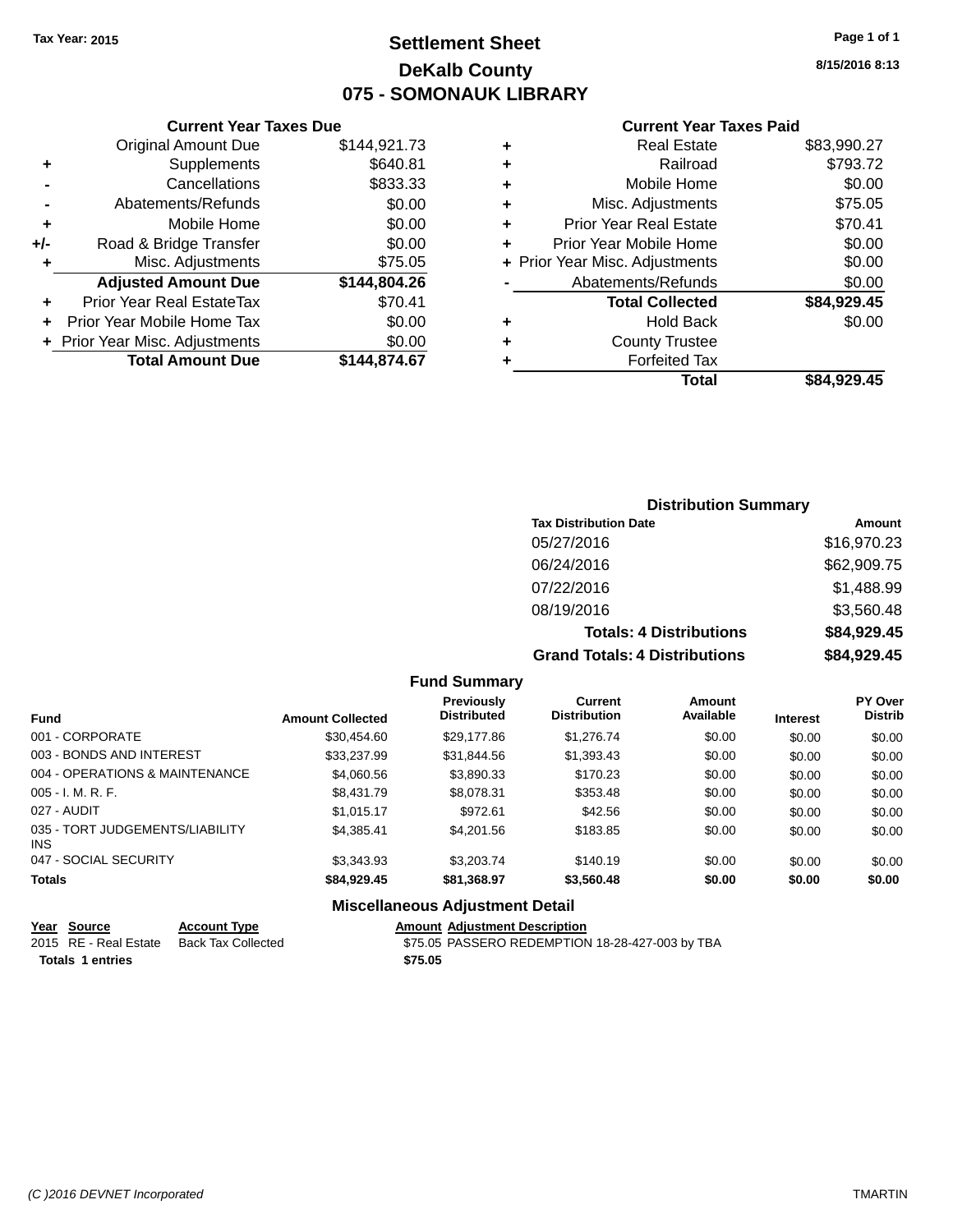Tax Year: 2015

# Settlement Sheet

## DeKalb County

## 075 - SOMONAUK LIBRARY

8/15/2016 8:13

### Current Year Taxes Due

| | | |
|---|---|---|
| | Original Amount Due | $144,921.73 |
| + | Supplements | $640.81 |
| - | Cancellations | $833.33 |
| - | Abatements/Refunds | $0.00 |
| + | Mobile Home | $0.00 |
| +/- | Road & Bridge Transfer | $0.00 |
| + | Misc. Adjustments | $75.05 |
| | **Adjusted Amount Due** | **$144,804.26** |
| + | Prior Year Real EstateTax | $70.41 |
| + | Prior Year Mobile Home Tax | $0.00 |
| + | Prior Year Misc. Adjustments | $0.00 |
| | **Total Amount Due** | **$144,874.67** |

### Current Year Taxes Paid

| | | |
|---|---|---|
| + | Real Estate | $83,990.27 |
| + | Railroad | $793.72 |
| + | Mobile Home | $0.00 |
| + | Misc. Adjustments | $75.05 |
| + | Prior Year Real Estate | $70.41 |
| + | Prior Year Mobile Home | $0.00 |
| + | Prior Year Misc. Adjustments | $0.00 |
| - | Abatements/Refunds | $0.00 |
| | **Total Collected** | **$84,929.45** |
| + | Hold Back | $0.00 |
| + | County Trustee | |
| + | Forfeited Tax | |
| | **Total** | **$84,929.45** |

### Distribution Summary

| Tax Distribution Date | Amount |
|---|---|
| 05/27/2016 | $16,970.23 |
| 06/24/2016 | $62,909.75 |
| 07/22/2016 | $1,488.99 |
| 08/19/2016 | $3,560.48 |
| **Totals: 4 Distributions** | **$84,929.45** |
| **Grand Totals: 4 Distributions** | **$84,929.45** |

### Fund Summary

| Fund | Amount Collected | Previously Distributed | Current Distribution | Amount Available | Interest | PY Over Distrib |
|---|---|---|---|---|---|---|
| 001 - CORPORATE | $30,454.60 | $29,177.86 | $1,276.74 | $0.00 | $0.00 | $0.00 |
| 003 - BONDS AND INTEREST | $33,237.99 | $31,844.56 | $1,393.43 | $0.00 | $0.00 | $0.00 |
| 004 - OPERATIONS & MAINTENANCE | $4,060.56 | $3,890.33 | $170.23 | $0.00 | $0.00 | $0.00 |
| 005 - I. M. R. F. | $8,431.79 | $8,078.31 | $353.48 | $0.00 | $0.00 | $0.00 |
| 027 - AUDIT | $1,015.17 | $972.61 | $42.56 | $0.00 | $0.00 | $0.00 |
| 035 - TORT JUDGEMENTS/LIABILITY INS | $4,385.41 | $4,201.56 | $183.85 | $0.00 | $0.00 | $0.00 |
| 047 - SOCIAL SECURITY | $3,343.93 | $3,203.74 | $140.19 | $0.00 | $0.00 | $0.00 |
| **Totals** | **$84,929.45** | **$81,368.97** | **$3,560.48** | **$0.00** | **$0.00** | **$0.00** |

### Miscellaneous Adjustment Detail

| Year | Source | Account Type | Amount | Adjustment Description |
|---|---|---|---|---|
| 2015 | RE - Real Estate | Back Tax Collected | $75.05 | PASSERO REDEMPTION 18-28-427-003 by TBA |
| **Totals** | **1 entries** | | **$75.05** | |

(C )2016 DEVNET Incorporated TMARTIN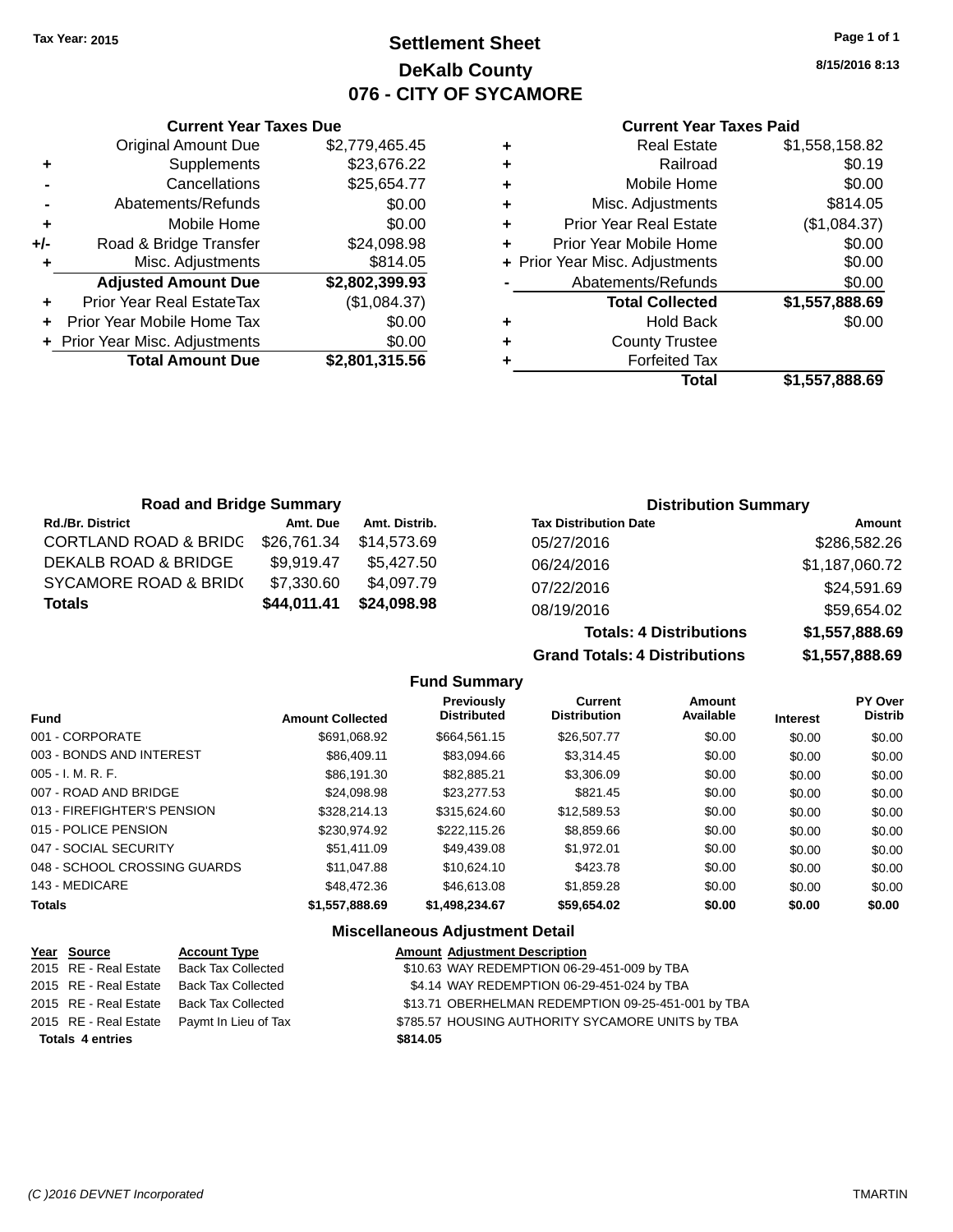Tax Year: 2015

# Settlement Sheet

## DeKalb County

## 076 - CITY OF SYCAMORE

8/15/2016 8:13

### Current Year Taxes Due

| | | |
|---|---|---|
| | Original Amount Due | $2,779,465.45 |
| + | Supplements | $23,676.22 |
| - | Cancellations | $25,654.77 |
| - | Abatements/Refunds | $0.00 |
| + | Mobile Home | $0.00 |
| +/- | Road & Bridge Transfer | $24,098.98 |
| + | Misc. Adjustments | $814.05 |
| | **Adjusted Amount Due** | **$2,802,399.93** |
| + | Prior Year Real EstateTax | ($1,084.37) |
| + | Prior Year Mobile Home Tax | $0.00 |
| + | Prior Year Misc. Adjustments | $0.00 |
| | **Total Amount Due** | **$2,801,315.56** |

### Current Year Taxes Paid

| | | |
|---|---|---|
| + | Real Estate | $1,558,158.82 |
| + | Railroad | $0.19 |
| + | Mobile Home | $0.00 |
| + | Misc. Adjustments | $814.05 |
| + | Prior Year Real Estate | ($1,084.37) |
| + | Prior Year Mobile Home | $0.00 |
| + | Prior Year Misc. Adjustments | $0.00 |
| - | Abatements/Refunds | $0.00 |
| | **Total Collected** | **$1,557,888.69** |
| + | Hold Back | $0.00 |
| + | County Trustee | |
| + | Forfeited Tax | |
| | **Total** | **$1,557,888.69** |

### Road and Bridge Summary

| Rd./Br. District | Amt. Due | Amt. Distrib. |
|---|---|---|
| CORTLAND ROAD & BRIDG | $26,761.34 | $14,573.69 |
| DEKALB ROAD & BRIDGE | $9,919.47 | $5,427.50 |
| SYCAMORE ROAD & BRID( | $7,330.60 | $4,097.79 |
| **Totals** | **$44,011.41** | **$24,098.98** |

### Distribution Summary

| Tax Distribution Date | Amount |
|---|---|
| 05/27/2016 | $286,582.26 |
| 06/24/2016 | $1,187,060.72 |
| 07/22/2016 | $24,591.69 |
| 08/19/2016 | $59,654.02 |
| **Totals: 4 Distributions** | **$1,557,888.69** |
| **Grand Totals: 4 Distributions** | **$1,557,888.69** |

### Fund Summary

| Fund | Amount Collected | Previously Distributed | Current Distribution | Amount Available | Interest | PY Over Distrib |
|---|---|---|---|---|---|---|
| 001 - CORPORATE | $691,068.92 | $664,561.15 | $26,507.77 | $0.00 | $0.00 | $0.00 |
| 003 - BONDS AND INTEREST | $86,409.11 | $83,094.66 | $3,314.45 | $0.00 | $0.00 | $0.00 |
| 005 - I. M. R. F. | $86,191.30 | $82,885.21 | $3,306.09 | $0.00 | $0.00 | $0.00 |
| 007 - ROAD AND BRIDGE | $24,098.98 | $23,277.53 | $821.45 | $0.00 | $0.00 | $0.00 |
| 013 - FIREFIGHTER'S PENSION | $328,214.13 | $315,624.60 | $12,589.53 | $0.00 | $0.00 | $0.00 |
| 015 - POLICE PENSION | $230,974.92 | $222,115.26 | $8,859.66 | $0.00 | $0.00 | $0.00 |
| 047 - SOCIAL SECURITY | $51,411.09 | $49,439.08 | $1,972.01 | $0.00 | $0.00 | $0.00 |
| 048 - SCHOOL CROSSING GUARDS | $11,047.88 | $10,624.10 | $423.78 | $0.00 | $0.00 | $0.00 |
| 143 - MEDICARE | $48,472.36 | $46,613.08 | $1,859.28 | $0.00 | $0.00 | $0.00 |
| **Totals** | **$1,557,888.69** | **$1,498,234.67** | **$59,654.02** | **$0.00** | **$0.00** | **$0.00** |

### Miscellaneous Adjustment Detail

| Year | Source | Account Type | Amount | Adjustment Description |
|---|---|---|---|---|
| 2015 | RE - Real Estate | Back Tax Collected | $10.63 | WAY REDEMPTION 06-29-451-009 by TBA |
| 2015 | RE - Real Estate | Back Tax Collected | $4.14 | WAY REDEMPTION 06-29-451-024 by TBA |
| 2015 | RE - Real Estate | Back Tax Collected | $13.71 | OBERHELMAN REDEMPTION 09-25-451-001 by TBA |
| 2015 | RE - Real Estate | Paymt In Lieu of Tax | $785.57 | HOUSING AUTHORITY SYCAMORE UNITS by TBA |
| **Totals 4 entries** | | | **$814.05** | |

(C )2016 DEVNET Incorporated TMARTIN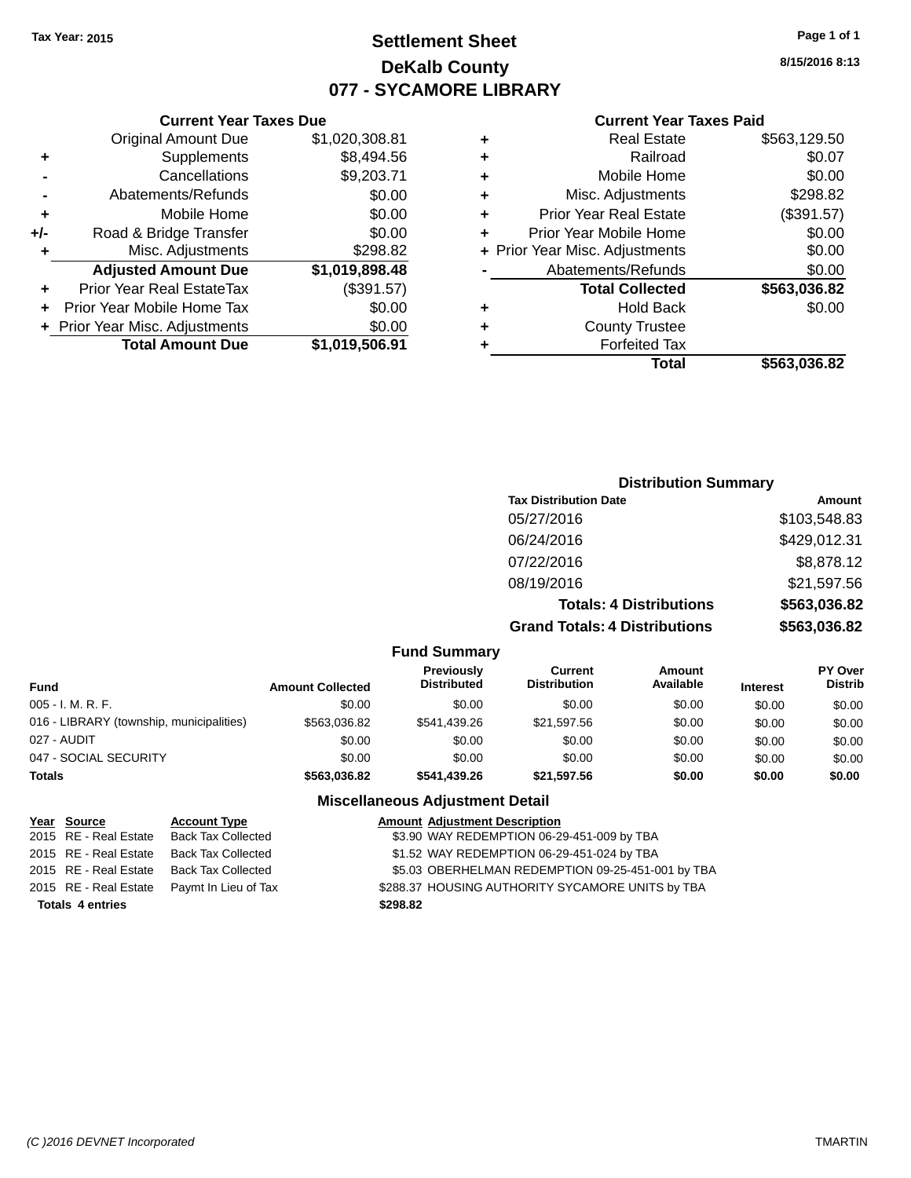Tax Year: 2015

# Settlement Sheet

## DeKalb County

## 077 - SYCAMORE LIBRARY

8/15/2016 8:13

### Current Year Taxes Due

| | | |
|---|---|---|
| | Original Amount Due | $1,020,308.81 |
| + | Supplements | $8,494.56 |
| - | Cancellations | $9,203.71 |
| - | Abatements/Refunds | $0.00 |
| + | Mobile Home | $0.00 |
| +/- | Road & Bridge Transfer | $0.00 |
| + | Misc. Adjustments | $298.82 |
| | **Adjusted Amount Due** | **$1,019,898.48** |
| + | Prior Year Real EstateTax | ($391.57) |
| + | Prior Year Mobile Home Tax | $0.00 |
| + | Prior Year Misc. Adjustments | $0.00 |
| | **Total Amount Due** | **$1,019,506.91** |

### Current Year Taxes Paid

| | | |
|---|---|---|
| + | Real Estate | $563,129.50 |
| + | Railroad | $0.07 |
| + | Mobile Home | $0.00 |
| + | Misc. Adjustments | $298.82 |
| + | Prior Year Real Estate | ($391.57) |
| + | Prior Year Mobile Home | $0.00 |
| + | Prior Year Misc. Adjustments | $0.00 |
| - | Abatements/Refunds | $0.00 |
| | **Total Collected** | **$563,036.82** |
| + | Hold Back | $0.00 |
| + | County Trustee | |
| + | Forfeited Tax | |
| | **Total** | **$563,036.82** |

### Distribution Summary

| Tax Distribution Date | Amount |
|---|---|
| 05/27/2016 | $103,548.83 |
| 06/24/2016 | $429,012.31 |
| 07/22/2016 | $8,878.12 |
| 08/19/2016 | $21,597.56 |
| **Totals: 4 Distributions** | **$563,036.82** |
| **Grand Totals: 4 Distributions** | **$563,036.82** |

### Fund Summary

| Fund | Amount Collected | Previously Distributed | Current Distribution | Amount Available | Interest | PY Over Distrib |
|---|---|---|---|---|---|---|
| 005 - I. M. R. F. | $0.00 | $0.00 | $0.00 | $0.00 | $0.00 | $0.00 |
| 016 - LIBRARY (township, municipalities) | $563,036.82 | $541,439.26 | $21,597.56 | $0.00 | $0.00 | $0.00 |
| 027 - AUDIT | $0.00 | $0.00 | $0.00 | $0.00 | $0.00 | $0.00 |
| 047 - SOCIAL SECURITY | $0.00 | $0.00 | $0.00 | $0.00 | $0.00 | $0.00 |
| **Totals** | **$563,036.82** | **$541,439.26** | **$21,597.56** | **$0.00** | **$0.00** | **$0.00** |

### Miscellaneous Adjustment Detail

| Year | Source | Account Type | Amount | Adjustment Description |
|---|---|---|---|---|
| 2015 | RE - Real Estate | Back Tax Collected | $3.90 | WAY REDEMPTION 06-29-451-009 by TBA |
| 2015 | RE - Real Estate | Back Tax Collected | $1.52 | WAY REDEMPTION 06-29-451-024 by TBA |
| 2015 | RE - Real Estate | Back Tax Collected | $5.03 | OBERHELMAN REDEMPTION 09-25-451-001 by TBA |
| 2015 | RE - Real Estate | Paymt In Lieu of Tax | $288.37 | HOUSING AUTHORITY SYCAMORE UNITS by TBA |
| **Totals 4 entries** | | | **$298.82** | |

(C )2016 DEVNET Incorporated TMARTIN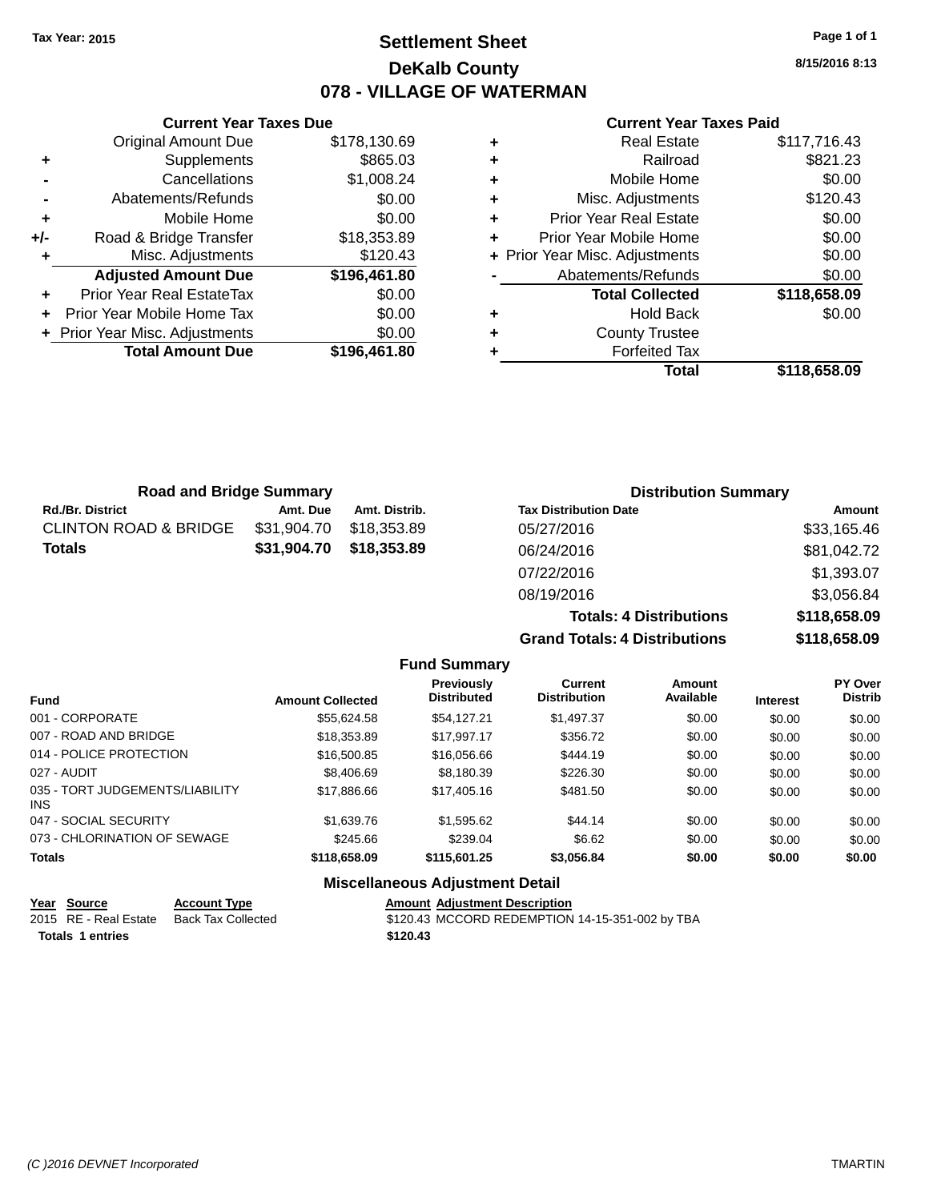Tax Year: 2015

# Settlement Sheet

## DeKalb County

## 078 - VILLAGE OF WATERMAN

8/15/2016 8:13

### Current Year Taxes Due

| | | |
|---|---|---|
| | Original Amount Due | $178,130.69 |
| + | Supplements | $865.03 |
| - | Cancellations | $1,008.24 |
| - | Abatements/Refunds | $0.00 |
| + | Mobile Home | $0.00 |
| +/- | Road & Bridge Transfer | $18,353.89 |
| + | Misc. Adjustments | $120.43 |
| | **Adjusted Amount Due** | **$196,461.80** |
| + | Prior Year Real EstateTax | $0.00 |
| + | Prior Year Mobile Home Tax | $0.00 |
| + | Prior Year Misc. Adjustments | $0.00 |
| | **Total Amount Due** | **$196,461.80** |

### Current Year Taxes Paid

| | | |
|---|---|---|
| + | Real Estate | $117,716.43 |
| + | Railroad | $821.23 |
| + | Mobile Home | $0.00 |
| + | Misc. Adjustments | $120.43 |
| + | Prior Year Real Estate | $0.00 |
| + | Prior Year Mobile Home | $0.00 |
| + | Prior Year Misc. Adjustments | $0.00 |
| - | Abatements/Refunds | $0.00 |
| | **Total Collected** | **$118,658.09** |
| + | Hold Back | $0.00 |
| + | County Trustee | |
| + | Forfeited Tax | |
| | **Total** | **$118,658.09** |

### Road and Bridge Summary

| Rd./Br. District | Amt. Due | Amt. Distrib. |
|---|---|---|
| CLINTON ROAD & BRIDGE | $31,904.70 | $18,353.89 |
| **Totals** | **$31,904.70** | **$18,353.89** |

### Distribution Summary

| Tax Distribution Date | Amount |
|---|---|
| 05/27/2016 | $33,165.46 |
| 06/24/2016 | $81,042.72 |
| 07/22/2016 | $1,393.07 |
| 08/19/2016 | $3,056.84 |
| **Totals: 4 Distributions** | **$118,658.09** |
| **Grand Totals: 4 Distributions** | **$118,658.09** |

### Fund Summary

| Fund | Amount Collected | Previously Distributed | Current Distribution | Amount Available | Interest | PY Over Distrib |
|---|---|---|---|---|---|---|
| 001 - CORPORATE | $55,624.58 | $54,127.21 | $1,497.37 | $0.00 | $0.00 | $0.00 |
| 007 - ROAD AND BRIDGE | $18,353.89 | $17,997.17 | $356.72 | $0.00 | $0.00 | $0.00 |
| 014 - POLICE PROTECTION | $16,500.85 | $16,056.66 | $444.19 | $0.00 | $0.00 | $0.00 |
| 027 - AUDIT | $8,406.69 | $8,180.39 | $226.30 | $0.00 | $0.00 | $0.00 |
| 035 - TORT JUDGEMENTS/LIABILITY INS | $17,886.66 | $17,405.16 | $481.50 | $0.00 | $0.00 | $0.00 |
| 047 - SOCIAL SECURITY | $1,639.76 | $1,595.62 | $44.14 | $0.00 | $0.00 | $0.00 |
| 073 - CHLORINATION OF SEWAGE | $245.66 | $239.04 | $6.62 | $0.00 | $0.00 | $0.00 |
| **Totals** | **$118,658.09** | **$115,601.25** | **$3,056.84** | **$0.00** | **$0.00** | **$0.00** |

### Miscellaneous Adjustment Detail

| Year | Source | Account Type | Amount | Adjustment Description |
|---|---|---|---|---|
| 2015 | RE - Real Estate | Back Tax Collected | $120.43 | MCCORD REDEMPTION 14-15-351-002 by TBA |
| **Totals** | **1 entries** | | **$120.43** | |

(C )2016 DEVNET Incorporated TMARTIN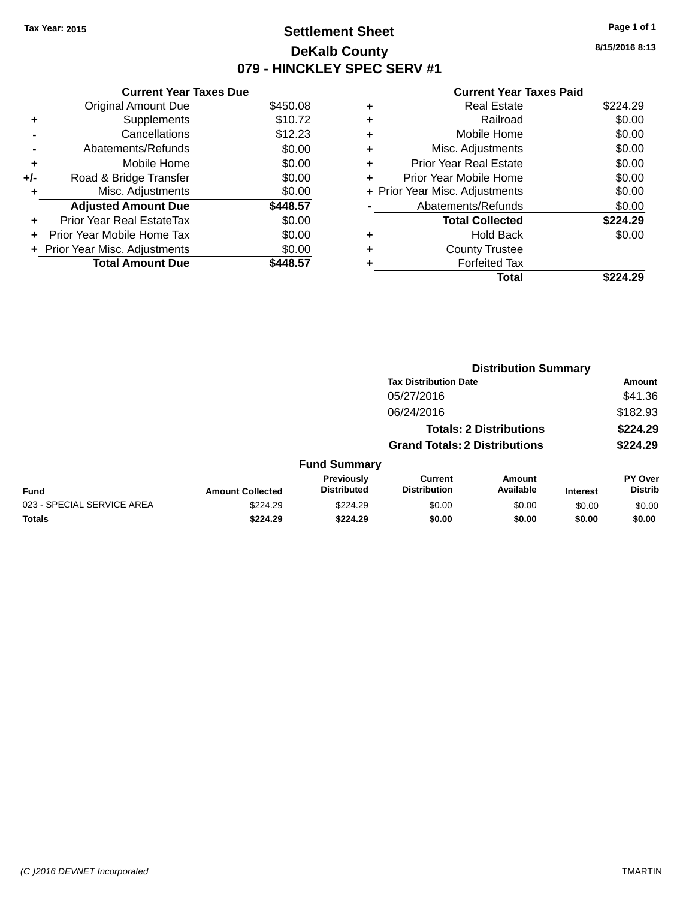Tax Year: 2015

# Settlement Sheet
## DeKalb County
## 079 - HINCKLEY SPEC SERV #1

8/15/2016 8:13

### Current Year Taxes Due

| | | |
|---|---|---|
| | Original Amount Due | $450.08 |
| + | Supplements | $10.72 |
| - | Cancellations | $12.23 |
| - | Abatements/Refunds | $0.00 |
| + | Mobile Home | $0.00 |
| +/- | Road & Bridge Transfer | $0.00 |
| + | Misc. Adjustments | $0.00 |
| | **Adjusted Amount Due** | **$448.57** |
| + | Prior Year Real EstateTax | $0.00 |
| + | Prior Year Mobile Home Tax | $0.00 |
| + | Prior Year Misc. Adjustments | $0.00 |
| | **Total Amount Due** | **$448.57** |

### Current Year Taxes Paid

| | | |
|---|---|---|
| + | Real Estate | $224.29 |
| + | Railroad | $0.00 |
| + | Mobile Home | $0.00 |
| + | Misc. Adjustments | $0.00 |
| + | Prior Year Real Estate | $0.00 |
| + | Prior Year Mobile Home | $0.00 |
| + | Prior Year Misc. Adjustments | $0.00 |
| - | Abatements/Refunds | $0.00 |
| | **Total Collected** | **$224.29** |
| + | Hold Back | $0.00 |
| + | County Trustee | |
| + | Forfeited Tax | |
| | **Total** | **$224.29** |

### Distribution Summary

| Tax Distribution Date | Amount |
|---|---|
| 05/27/2016 | $41.36 |
| 06/24/2016 | $182.93 |
| **Totals: 2 Distributions** | **$224.29** |
| **Grand Totals: 2 Distributions** | **$224.29** |

### Fund Summary

| Fund | Amount Collected | Previously Distributed | Current Distribution | Amount Available | Interest | PY Over Distrib |
|---|---|---|---|---|---|---|
| 023 - SPECIAL SERVICE AREA | $224.29 | $224.29 | $0.00 | $0.00 | $0.00 | $0.00 |
| **Totals** | **$224.29** | **$224.29** | **$0.00** | **$0.00** | **$0.00** | **$0.00** |

(C )2016 DEVNET Incorporated

TMARTIN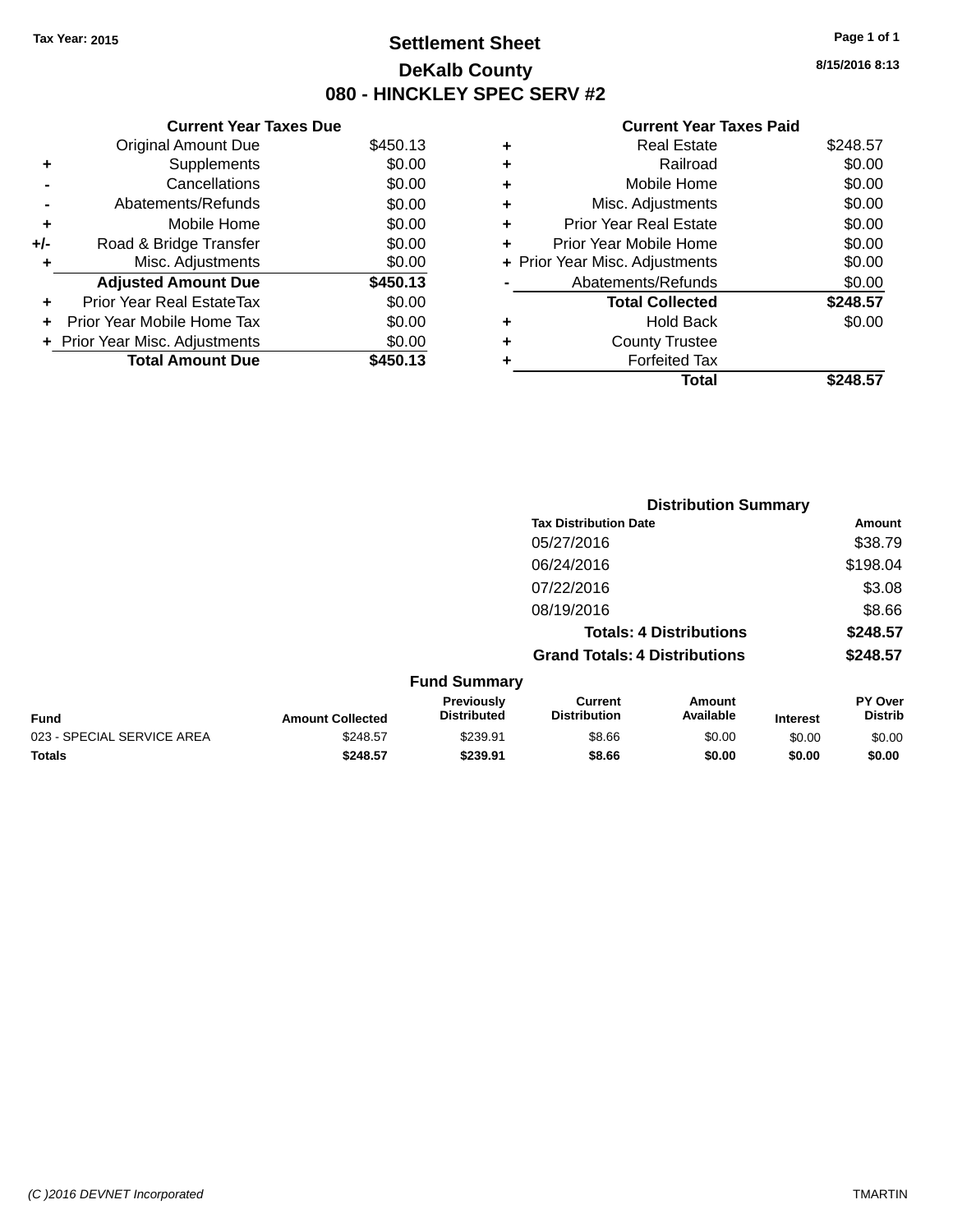Tax Year: 2015

# Settlement Sheet

## DeKalb County

## 080 - HINCKLEY SPEC SERV #2

8/15/2016 8:13

### Current Year Taxes Due

| | | |
|---|---|---|
| | Original Amount Due | $450.13 |
| + | Supplements | $0.00 |
| - | Cancellations | $0.00 |
| - | Abatements/Refunds | $0.00 |
| + | Mobile Home | $0.00 |
| +/- | Road & Bridge Transfer | $0.00 |
| + | Misc. Adjustments | $0.00 |
| | **Adjusted Amount Due** | **$450.13** |
| + | Prior Year Real EstateTax | $0.00 |
| + | Prior Year Mobile Home Tax | $0.00 |
| + | Prior Year Misc. Adjustments | $0.00 |
| | **Total Amount Due** | **$450.13** |

### Current Year Taxes Paid

| | | |
|---|---|---|
| + | Real Estate | $248.57 |
| + | Railroad | $0.00 |
| + | Mobile Home | $0.00 |
| + | Misc. Adjustments | $0.00 |
| + | Prior Year Real Estate | $0.00 |
| + | Prior Year Mobile Home | $0.00 |
| + | Prior Year Misc. Adjustments | $0.00 |
| - | Abatements/Refunds | $0.00 |
| | **Total Collected** | **$248.57** |
| + | Hold Back | $0.00 |
| + | County Trustee | |
| + | Forfeited Tax | |
| | **Total** | **$248.57** |

### Distribution Summary

| Tax Distribution Date | Amount |
|---|---|
| 05/27/2016 | $38.79 |
| 06/24/2016 | $198.04 |
| 07/22/2016 | $3.08 |
| 08/19/2016 | $8.66 |
| **Totals: 4 Distributions** | **$248.57** |
| **Grand Totals: 4 Distributions** | **$248.57** |

### Fund Summary

| Fund | Amount Collected | Previously Distributed | Current Distribution | Amount Available | Interest | PY Over Distrib |
|---|---|---|---|---|---|---|
| 023 - SPECIAL SERVICE AREA | $248.57 | $239.91 | $8.66 | $0.00 | $0.00 | $0.00 |
| **Totals** | **$248.57** | **$239.91** | **$8.66** | **$0.00** | **$0.00** | **$0.00** |

(C )2016 DEVNET Incorporated TMARTIN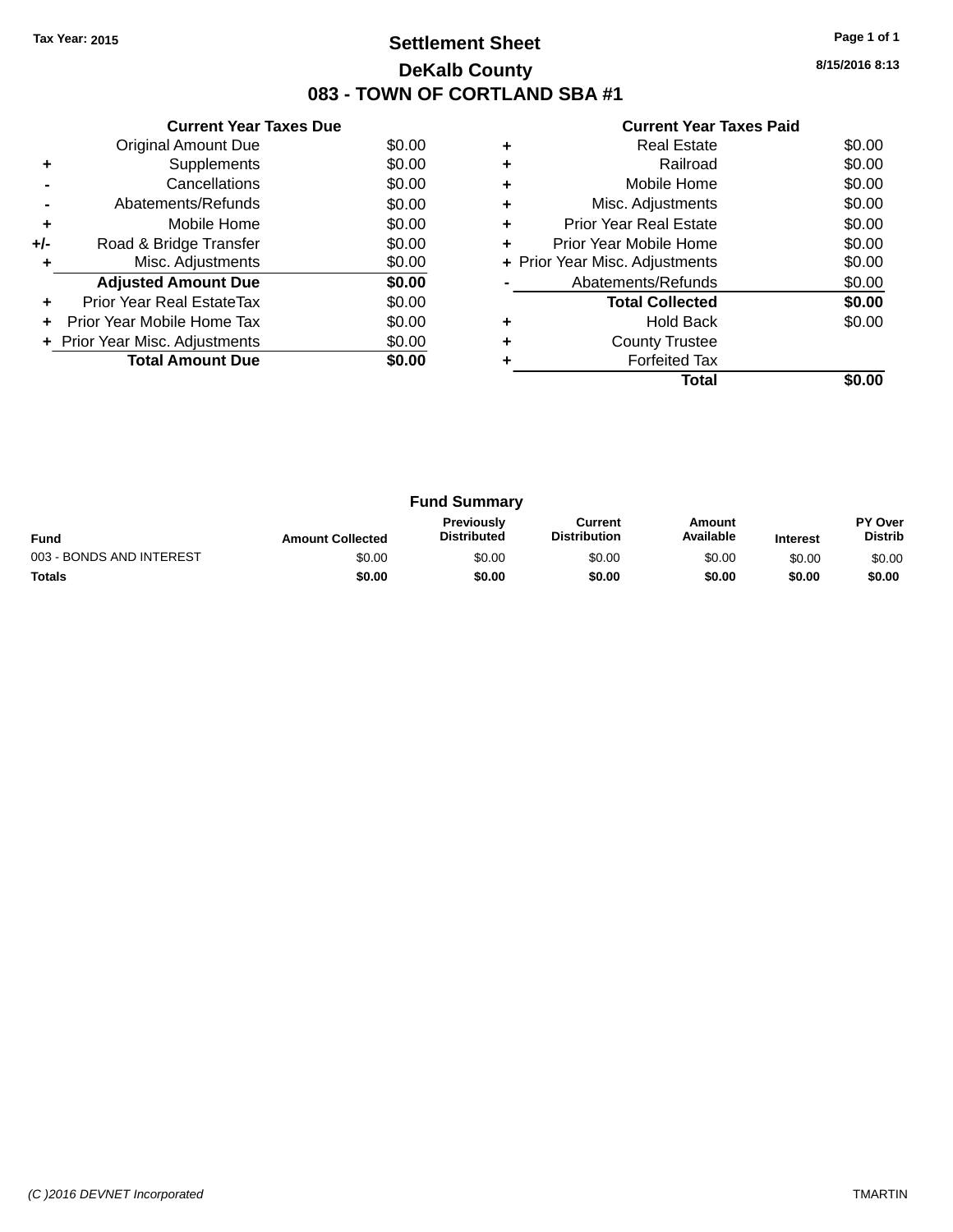Tax Year: 2015

# Settlement Sheet

## DeKalb County

## 083 - TOWN OF CORTLAND SBA #1

8/15/2016 8:13

### Current Year Taxes Due

| | | |
|---|---|---|
| | Original Amount Due | $0.00 |
| + | Supplements | $0.00 |
| - | Cancellations | $0.00 |
| - | Abatements/Refunds | $0.00 |
| + | Mobile Home | $0.00 |
| +/- | Road & Bridge Transfer | $0.00 |
| + | Misc. Adjustments | $0.00 |
| | **Adjusted Amount Due** | **$0.00** |
| + | Prior Year Real EstateTax | $0.00 |
| + | Prior Year Mobile Home Tax | $0.00 |
| + | Prior Year Misc. Adjustments | $0.00 |
| | **Total Amount Due** | **$0.00** |

### Current Year Taxes Paid

| | | |
|---|---|---|
| + | Real Estate | $0.00 |
| + | Railroad | $0.00 |
| + | Mobile Home | $0.00 |
| + | Misc. Adjustments | $0.00 |
| + | Prior Year Real Estate | $0.00 |
| + | Prior Year Mobile Home | $0.00 |
| + | Prior Year Misc. Adjustments | $0.00 |
| - | Abatements/Refunds | $0.00 |
| | **Total Collected** | **$0.00** |
| + | Hold Back | $0.00 |
| + | County Trustee | |
| + | Forfeited Tax | |
| | **Total** | **$0.00** |

### Fund Summary

| Fund | Amount Collected | Previously Distributed | Current Distribution | Amount Available | Interest | PY Over Distrib |
|---|---|---|---|---|---|---|
| 003 - BONDS AND INTEREST | $0.00 | $0.00 | $0.00 | $0.00 | $0.00 | $0.00 |
| **Totals** | **$0.00** | **$0.00** | **$0.00** | **$0.00** | **$0.00** | **$0.00** |

(C )2016 DEVNET Incorporated TMARTIN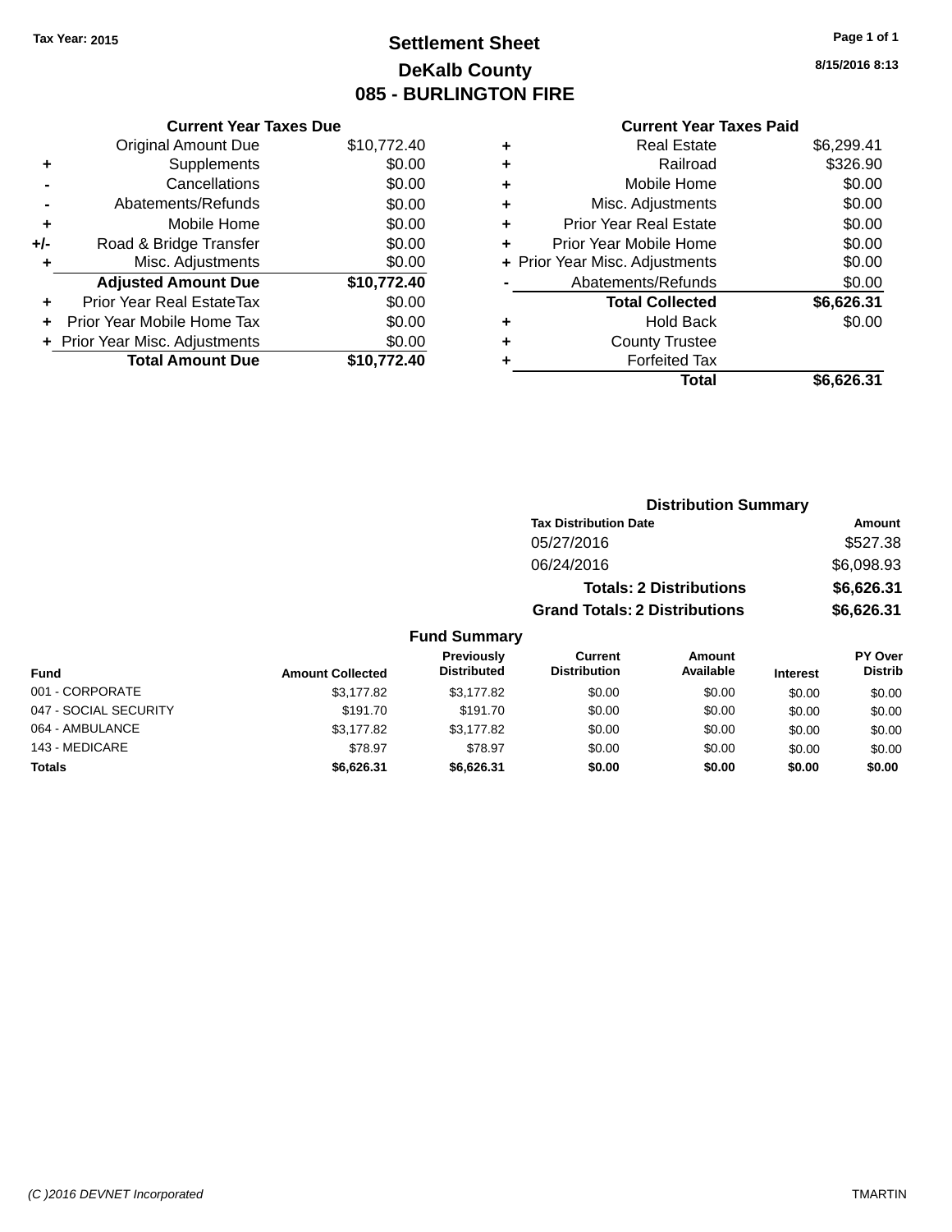Tax Year: 2015

# Settlement Sheet

## DeKalb County

## 085 - BURLINGTON FIRE

8/15/2016 8:13

### Current Year Taxes Due

| | | |
|---|---|---|
| | Original Amount Due | $10,772.40 |
| + | Supplements | $0.00 |
| - | Cancellations | $0.00 |
| - | Abatements/Refunds | $0.00 |
| + | Mobile Home | $0.00 |
| +/- | Road & Bridge Transfer | $0.00 |
| + | Misc. Adjustments | $0.00 |
| | **Adjusted Amount Due** | **$10,772.40** |
| + | Prior Year Real EstateTax | $0.00 |
| + | Prior Year Mobile Home Tax | $0.00 |
| + | Prior Year Misc. Adjustments | $0.00 |
| | **Total Amount Due** | **$10,772.40** |

### Current Year Taxes Paid

| | | |
|---|---|---|
| + | Real Estate | $6,299.41 |
| + | Railroad | $326.90 |
| + | Mobile Home | $0.00 |
| + | Misc. Adjustments | $0.00 |
| + | Prior Year Real Estate | $0.00 |
| + | Prior Year Mobile Home | $0.00 |
| + | Prior Year Misc. Adjustments | $0.00 |
| - | Abatements/Refunds | $0.00 |
| | **Total Collected** | **$6,626.31** |
| + | Hold Back | $0.00 |
| + | County Trustee | |
| + | Forfeited Tax | |
| | **Total** | **$6,626.31** |

### Distribution Summary

| Tax Distribution Date | Amount |
|---|---|
| 05/27/2016 | $527.38 |
| 06/24/2016 | $6,098.93 |
| **Totals: 2 Distributions** | **$6,626.31** |
| **Grand Totals: 2 Distributions** | **$6,626.31** |

### Fund Summary

| Fund | Amount Collected | Previously Distributed | Current Distribution | Amount Available | Interest | PY Over Distrib |
|---|---|---|---|---|---|---|
| 001 - CORPORATE | $3,177.82 | $3,177.82 | $0.00 | $0.00 | $0.00 | $0.00 |
| 047 - SOCIAL SECURITY | $191.70 | $191.70 | $0.00 | $0.00 | $0.00 | $0.00 |
| 064 - AMBULANCE | $3,177.82 | $3,177.82 | $0.00 | $0.00 | $0.00 | $0.00 |
| 143 - MEDICARE | $78.97 | $78.97 | $0.00 | $0.00 | $0.00 | $0.00 |
| **Totals** | **$6,626.31** | **$6,626.31** | **$0.00** | **$0.00** | **$0.00** | **$0.00** |

(C )2016 DEVNET Incorporated    TMARTIN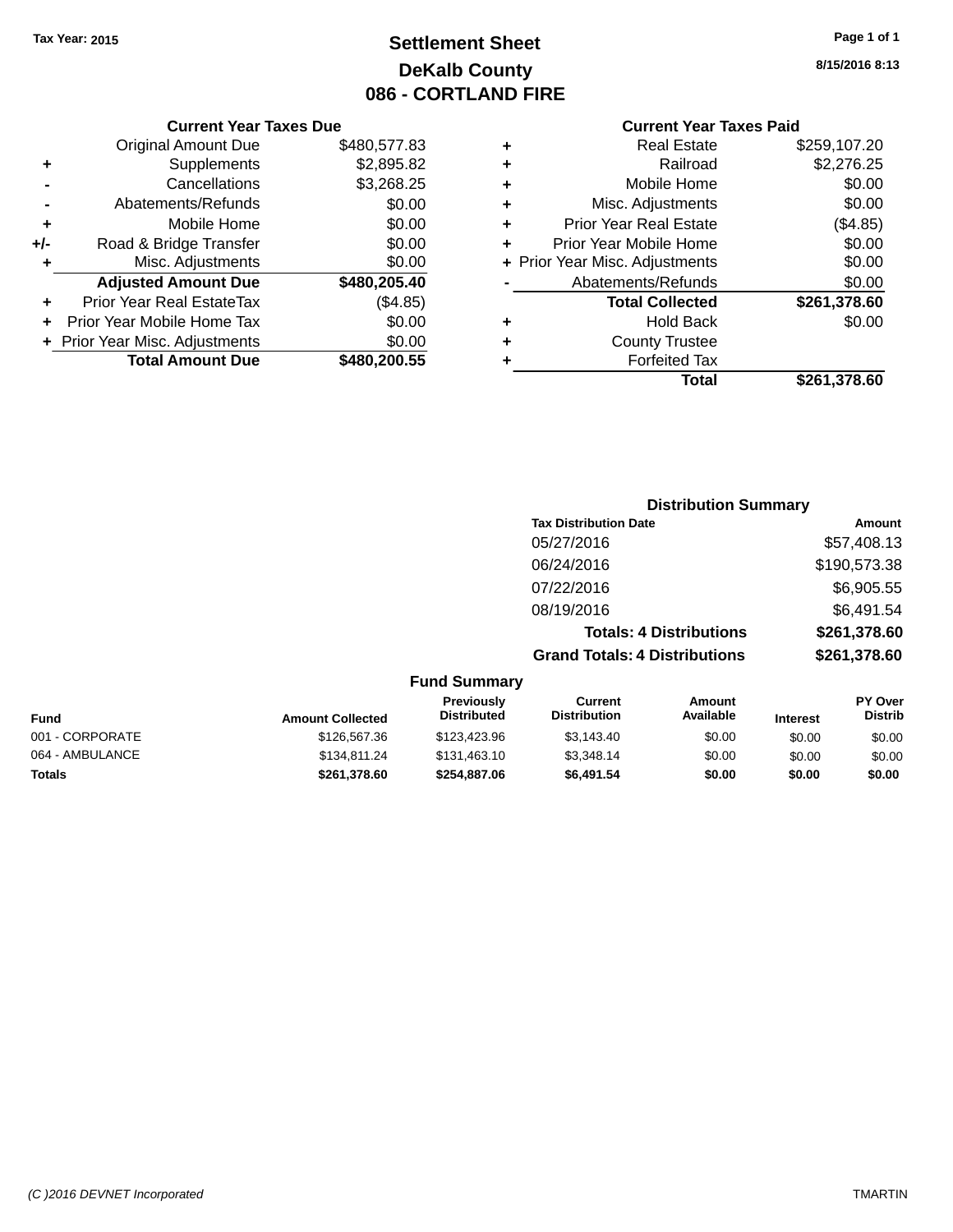Tax Year: 2015

# Settlement Sheet

## DeKalb County

## 086 - CORTLAND FIRE

8/15/2016 8:13

### Current Year Taxes Due

| | | |
|---|---|---|
| | Original Amount Due | $480,577.83 |
| + | Supplements | $2,895.82 |
| - | Cancellations | $3,268.25 |
| - | Abatements/Refunds | $0.00 |
| + | Mobile Home | $0.00 |
| +/- | Road & Bridge Transfer | $0.00 |
| + | Misc. Adjustments | $0.00 |
| | **Adjusted Amount Due** | **$480,205.40** |
| + | Prior Year Real EstateTax | ($4.85) |
| + | Prior Year Mobile Home Tax | $0.00 |
| + | Prior Year Misc. Adjustments | $0.00 |
| | **Total Amount Due** | **$480,200.55** |

### Current Year Taxes Paid

| | | |
|---|---|---|
| + | Real Estate | $259,107.20 |
| + | Railroad | $2,276.25 |
| + | Mobile Home | $0.00 |
| + | Misc. Adjustments | $0.00 |
| + | Prior Year Real Estate | ($4.85) |
| + | Prior Year Mobile Home | $0.00 |
| + | Prior Year Misc. Adjustments | $0.00 |
| - | Abatements/Refunds | $0.00 |
| | **Total Collected** | **$261,378.60** |
| + | Hold Back | $0.00 |
| + | County Trustee | |
| + | Forfeited Tax | |
| | **Total** | **$261,378.60** |

### Distribution Summary

| Tax Distribution Date | Amount |
|---|---|
| 05/27/2016 | $57,408.13 |
| 06/24/2016 | $190,573.38 |
| 07/22/2016 | $6,905.55 |
| 08/19/2016 | $6,491.54 |
| **Totals: 4 Distributions** | **$261,378.60** |
| **Grand Totals: 4 Distributions** | **$261,378.60** |

### Fund Summary

| Fund | Amount Collected | Previously Distributed | Current Distribution | Amount Available | Interest | PY Over Distrib |
|---|---|---|---|---|---|---|
| 001 - CORPORATE | $126,567.36 | $123,423.96 | $3,143.40 | $0.00 | $0.00 | $0.00 |
| 064 - AMBULANCE | $134,811.24 | $131,463.10 | $3,348.14 | $0.00 | $0.00 | $0.00 |
| **Totals** | **$261,378.60** | **$254,887.06** | **$6,491.54** | **$0.00** | **$0.00** | **$0.00** |

(C )2016 DEVNET Incorporated TMARTIN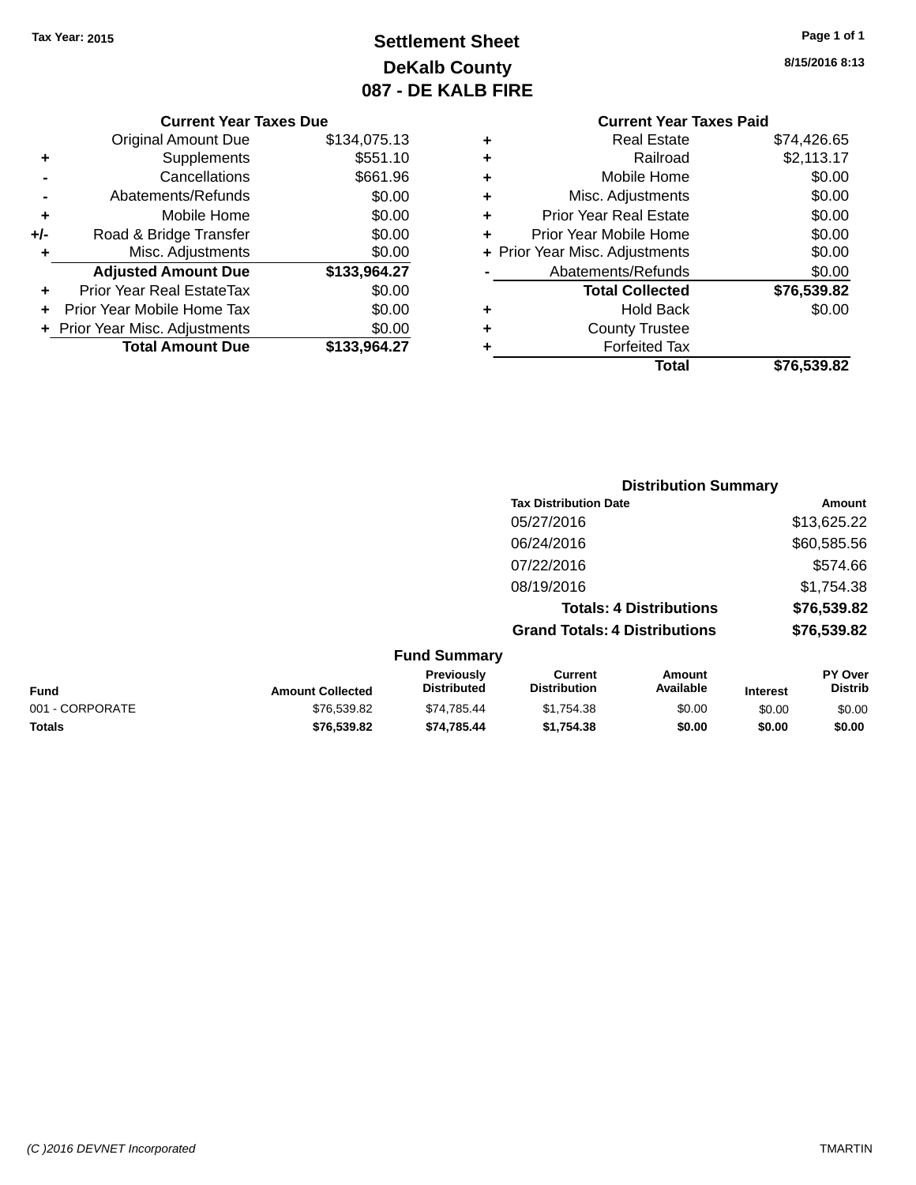Tax Year: 2015

# Settlement Sheet

## DeKalb County

## 087 - DE KALB FIRE

8/15/2016 8:13

### Current Year Taxes Due

| | | |
|---|---|---|
| | Original Amount Due | $134,075.13 |
| + | Supplements | $551.10 |
| - | Cancellations | $661.96 |
| - | Abatements/Refunds | $0.00 |
| + | Mobile Home | $0.00 |
| +/- | Road & Bridge Transfer | $0.00 |
| + | Misc. Adjustments | $0.00 |
| | **Adjusted Amount Due** | **$133,964.27** |
| + | Prior Year Real EstateTax | $0.00 |
| + | Prior Year Mobile Home Tax | $0.00 |
| + | Prior Year Misc. Adjustments | $0.00 |
| | **Total Amount Due** | **$133,964.27** |

### Current Year Taxes Paid

| | | |
|---|---|---|
| + | Real Estate | $74,426.65 |
| + | Railroad | $2,113.17 |
| + | Mobile Home | $0.00 |
| + | Misc. Adjustments | $0.00 |
| + | Prior Year Real Estate | $0.00 |
| + | Prior Year Mobile Home | $0.00 |
| + | Prior Year Misc. Adjustments | $0.00 |
| - | Abatements/Refunds | $0.00 |
| | **Total Collected** | **$76,539.82** |
| + | Hold Back | $0.00 |
| + | County Trustee | |
| + | Forfeited Tax | |
| | **Total** | **$76,539.82** |

### Distribution Summary

| Tax Distribution Date | Amount |
|---|---|
| 05/27/2016 | $13,625.22 |
| 06/24/2016 | $60,585.56 |
| 07/22/2016 | $574.66 |
| 08/19/2016 | $1,754.38 |
| **Totals: 4 Distributions** | **$76,539.82** |
| **Grand Totals: 4 Distributions** | **$76,539.82** |

### Fund Summary

| Fund | Amount Collected | Previously Distributed | Current Distribution | Amount Available | Interest | PY Over Distrib |
|---|---|---|---|---|---|---|
| 001 - CORPORATE | $76,539.82 | $74,785.44 | $1,754.38 | $0.00 | $0.00 | $0.00 |
| **Totals** | **$76,539.82** | **$74,785.44** | **$1,754.38** | **$0.00** | **$0.00** | **$0.00** |

(C )2016 DEVNET Incorporated TMARTIN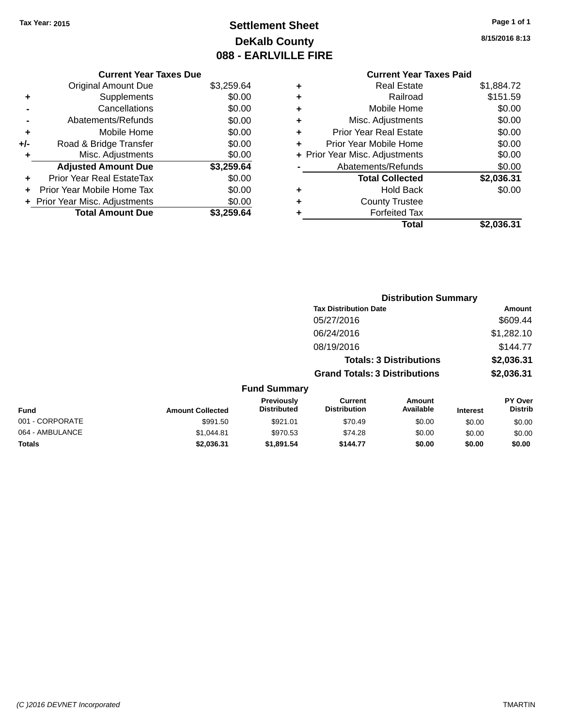Tax Year: 2015

# Settlement Sheet

## DeKalb County

## 088 - EARLVILLE FIRE

8/15/2016 8:13

### Current Year Taxes Due

| | | |
|---|---|---|
| | Original Amount Due | $3,259.64 |
| + | Supplements | $0.00 |
| - | Cancellations | $0.00 |
| - | Abatements/Refunds | $0.00 |
| + | Mobile Home | $0.00 |
| +/- | Road & Bridge Transfer | $0.00 |
| + | Misc. Adjustments | $0.00 |
| | **Adjusted Amount Due** | **$3,259.64** |
| + | Prior Year Real EstateTax | $0.00 |
| + | Prior Year Mobile Home Tax | $0.00 |
| + | Prior Year Misc. Adjustments | $0.00 |
| | **Total Amount Due** | **$3,259.64** |

### Current Year Taxes Paid

| | | |
|---|---|---|
| + | Real Estate | $1,884.72 |
| + | Railroad | $151.59 |
| + | Mobile Home | $0.00 |
| + | Misc. Adjustments | $0.00 |
| + | Prior Year Real Estate | $0.00 |
| + | Prior Year Mobile Home | $0.00 |
| + | Prior Year Misc. Adjustments | $0.00 |
| - | Abatements/Refunds | $0.00 |
| | **Total Collected** | **$2,036.31** |
| + | Hold Back | $0.00 |
| + | County Trustee | |
| + | Forfeited Tax | |
| | **Total** | **$2,036.31** |

### Distribution Summary

| Tax Distribution Date | Amount |
|---|---|
| 05/27/2016 | $609.44 |
| 06/24/2016 | $1,282.10 |
| 08/19/2016 | $144.77 |
| **Totals: 3 Distributions** | **$2,036.31** |
| **Grand Totals: 3 Distributions** | **$2,036.31** |

### Fund Summary

| Fund | Amount Collected | Previously Distributed | Current Distribution | Amount Available | Interest | PY Over Distrib |
|---|---|---|---|---|---|---|
| 001 - CORPORATE | $991.50 | $921.01 | $70.49 | $0.00 | $0.00 | $0.00 |
| 064 - AMBULANCE | $1,044.81 | $970.53 | $74.28 | $0.00 | $0.00 | $0.00 |
| **Totals** | **$2,036.31** | **$1,891.54** | **$144.77** | **$0.00** | **$0.00** | **$0.00** |

(C )2016 DEVNET Incorporated TMARTIN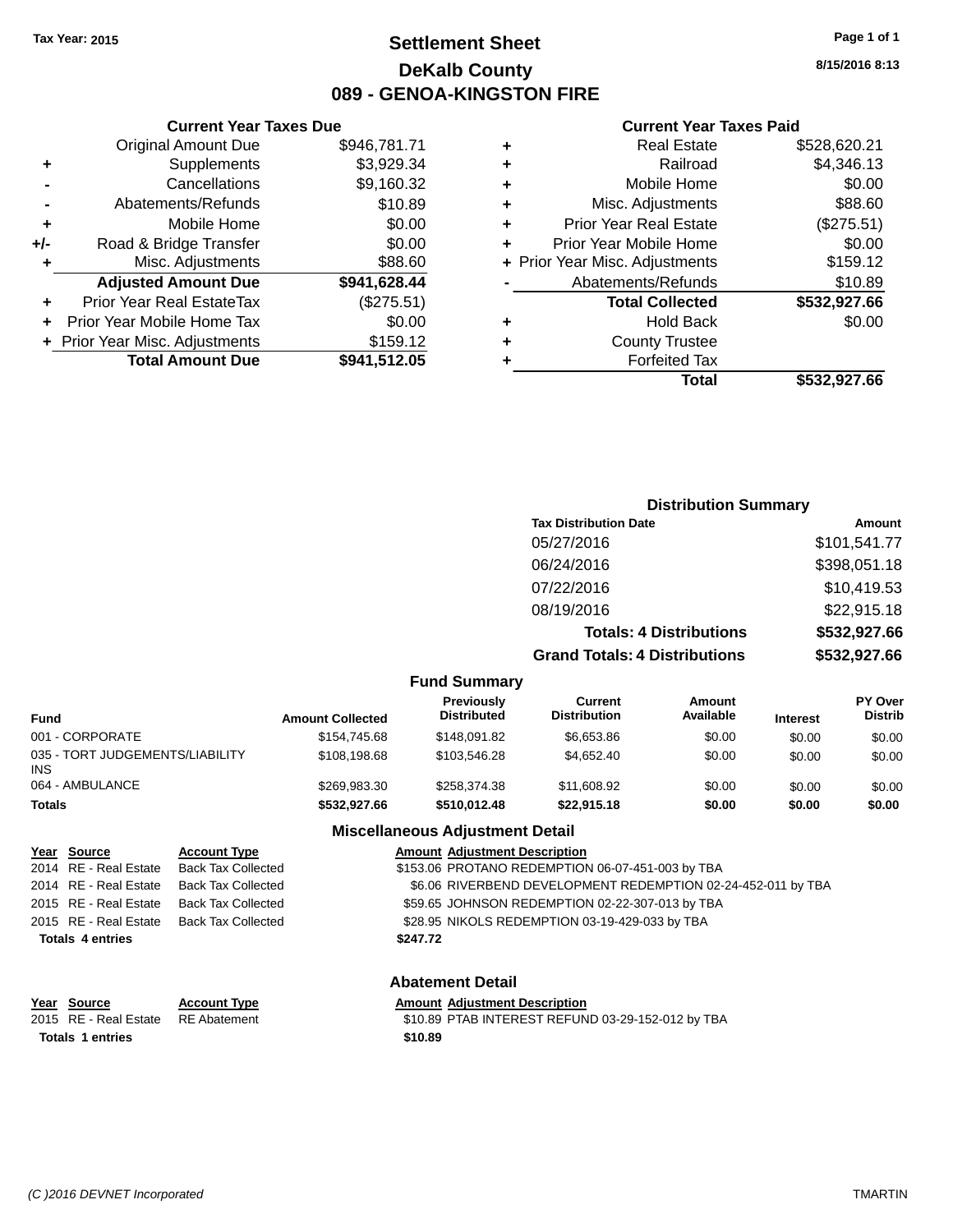Tax Year: 2015

# Settlement Sheet

## DeKalb County

## 089 - GENOA-KINGSTON FIRE

8/15/2016 8:13

### Current Year Taxes Due

| | | |
|---|---|---|
| | Original Amount Due | $946,781.71 |
| + | Supplements | $3,929.34 |
| - | Cancellations | $9,160.32 |
| - | Abatements/Refunds | $10.89 |
| + | Mobile Home | $0.00 |
| +/- | Road & Bridge Transfer | $0.00 |
| + | Misc. Adjustments | $88.60 |
| | **Adjusted Amount Due** | **$941,628.44** |
| + | Prior Year Real EstateTax | ($275.51) |
| + | Prior Year Mobile Home Tax | $0.00 |
| + | Prior Year Misc. Adjustments | $159.12 |
| | **Total Amount Due** | **$941,512.05** |

### Current Year Taxes Paid

| | | |
|---|---|---|
| + | Real Estate | $528,620.21 |
| + | Railroad | $4,346.13 |
| + | Mobile Home | $0.00 |
| + | Misc. Adjustments | $88.60 |
| + | Prior Year Real Estate | ($275.51) |
| + | Prior Year Mobile Home | $0.00 |
| + | Prior Year Misc. Adjustments | $159.12 |
| - | Abatements/Refunds | $10.89 |
| | **Total Collected** | **$532,927.66** |
| + | Hold Back | $0.00 |
| + | County Trustee | |
| + | Forfeited Tax | |
| | **Total** | **$532,927.66** |

### Distribution Summary

| Tax Distribution Date | Amount |
|---|---|
| 05/27/2016 | $101,541.77 |
| 06/24/2016 | $398,051.18 |
| 07/22/2016 | $10,419.53 |
| 08/19/2016 | $22,915.18 |
| **Totals: 4 Distributions** | **$532,927.66** |
| **Grand Totals: 4 Distributions** | **$532,927.66** |

### Fund Summary

| Fund | Amount Collected | Previously Distributed | Current Distribution | Amount Available | Interest | PY Over Distrib |
|---|---|---|---|---|---|---|
| 001 - CORPORATE | $154,745.68 | $148,091.82 | $6,653.86 | $0.00 | $0.00 | $0.00 |
| 035 - TORT JUDGEMENTS/LIABILITY INS | $108,198.68 | $103,546.28 | $4,652.40 | $0.00 | $0.00 | $0.00 |
| 064 - AMBULANCE | $269,983.30 | $258,374.38 | $11,608.92 | $0.00 | $0.00 | $0.00 |
| **Totals** | **$532,927.66** | **$510,012.48** | **$22,915.18** | **$0.00** | **$0.00** | **$0.00** |

### Miscellaneous Adjustment Detail

| Year | Source | Account Type | Amount | Adjustment Description |
|---|---|---|---|---|
| 2014 | RE - Real Estate | Back Tax Collected | $153.06 | PROTANO REDEMPTION 06-07-451-003 by TBA |
| 2014 | RE - Real Estate | Back Tax Collected | $6.06 | RIVERBEND DEVELOPMENT REDEMPTION 02-24-452-011 by TBA |
| 2015 | RE - Real Estate | Back Tax Collected | $59.65 | JOHNSON REDEMPTION 02-22-307-013 by TBA |
| 2015 | RE - Real Estate | Back Tax Collected | $28.95 | NIKOLS REDEMPTION 03-19-429-033 by TBA |
| **Totals 4 entries** | | | **$247.72** | |

### Abatement Detail

| Year | Source | Account Type | Amount | Adjustment Description |
|---|---|---|---|---|
| 2015 | RE - Real Estate | RE Abatement | $10.89 | PTAB INTEREST REFUND 03-29-152-012 by TBA |
| **Totals 1 entries** | | | **$10.89** | |

(C )2016 DEVNET Incorporated TMARTIN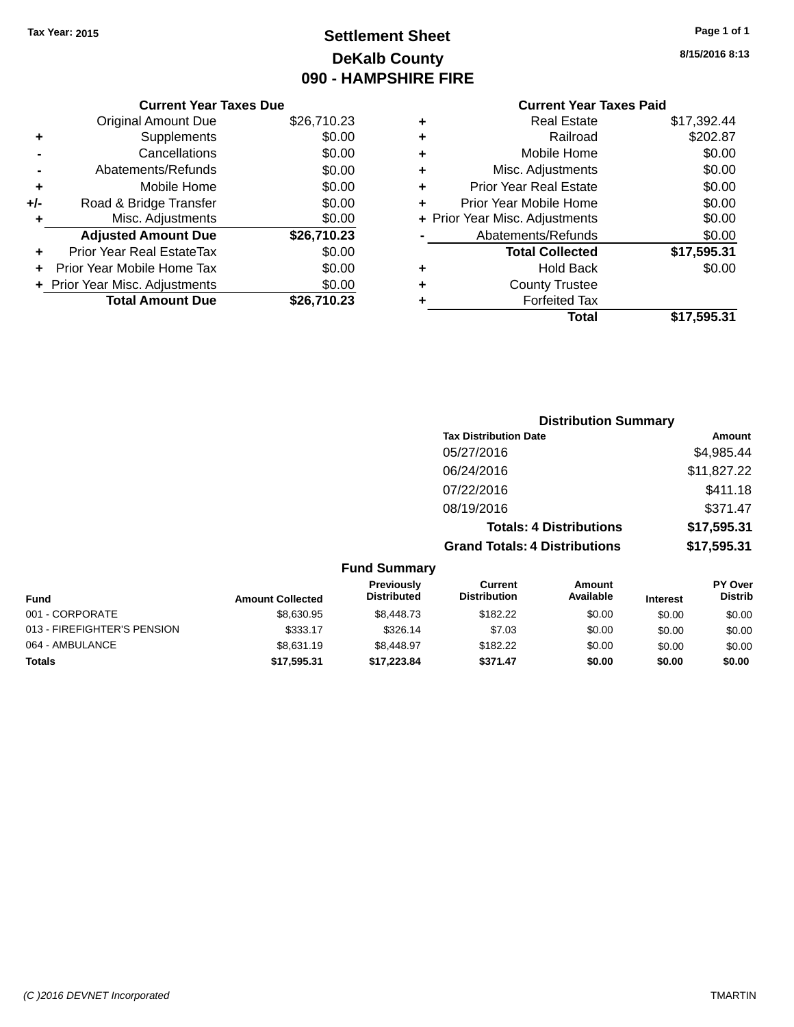Tax Year: 2015

# Settlement Sheet
## DeKalb County
## 090 - HAMPSHIRE FIRE

8/15/2016 8:13

| | Current Year Taxes Due | |
|---|---|---|
| | Original Amount Due | $26,710.23 |
| + | Supplements | $0.00 |
| - | Cancellations | $0.00 |
| - | Abatements/Refunds | $0.00 |
| + | Mobile Home | $0.00 |
| +/- | Road & Bridge Transfer | $0.00 |
| + | Misc. Adjustments | $0.00 |
| | **Adjusted Amount Due** | **$26,710.23** |
| + | Prior Year Real EstateTax | $0.00 |
| + | Prior Year Mobile Home Tax | $0.00 |
| + | Prior Year Misc. Adjustments | $0.00 |
| | **Total Amount Due** | **$26,710.23** |

| | Current Year Taxes Paid | |
|---|---|---|
| + | Real Estate | $17,392.44 |
| + | Railroad | $202.87 |
| + | Mobile Home | $0.00 |
| + | Misc. Adjustments | $0.00 |
| + | Prior Year Real Estate | $0.00 |
| + | Prior Year Mobile Home | $0.00 |
| + | Prior Year Misc. Adjustments | $0.00 |
| - | Abatements/Refunds | $0.00 |
| | **Total Collected** | **$17,595.31** |
| + | Hold Back | $0.00 |
| + | County Trustee | |
| + | Forfeited Tax | |
| | **Total** | **$17,595.31** |

### Distribution Summary

| Tax Distribution Date | Amount |
|---|---|
| 05/27/2016 | $4,985.44 |
| 06/24/2016 | $11,827.22 |
| 07/22/2016 | $411.18 |
| 08/19/2016 | $371.47 |
| **Totals: 4 Distributions** | **$17,595.31** |
| **Grand Totals: 4 Distributions** | **$17,595.31** |

### Fund Summary

| Fund | Amount Collected | Previously Distributed | Current Distribution | Amount Available | Interest | PY Over Distrib |
|---|---|---|---|---|---|---|
| 001 - CORPORATE | $8,630.95 | $8,448.73 | $182.22 | $0.00 | $0.00 | $0.00 |
| 013 - FIREFIGHTER'S PENSION | $333.17 | $326.14 | $7.03 | $0.00 | $0.00 | $0.00 |
| 064 - AMBULANCE | $8,631.19 | $8,448.97 | $182.22 | $0.00 | $0.00 | $0.00 |
| **Totals** | **$17,595.31** | **$17,223.84** | **$371.47** | **$0.00** | **$0.00** | **$0.00** |

(C )2016 DEVNET Incorporated TMARTIN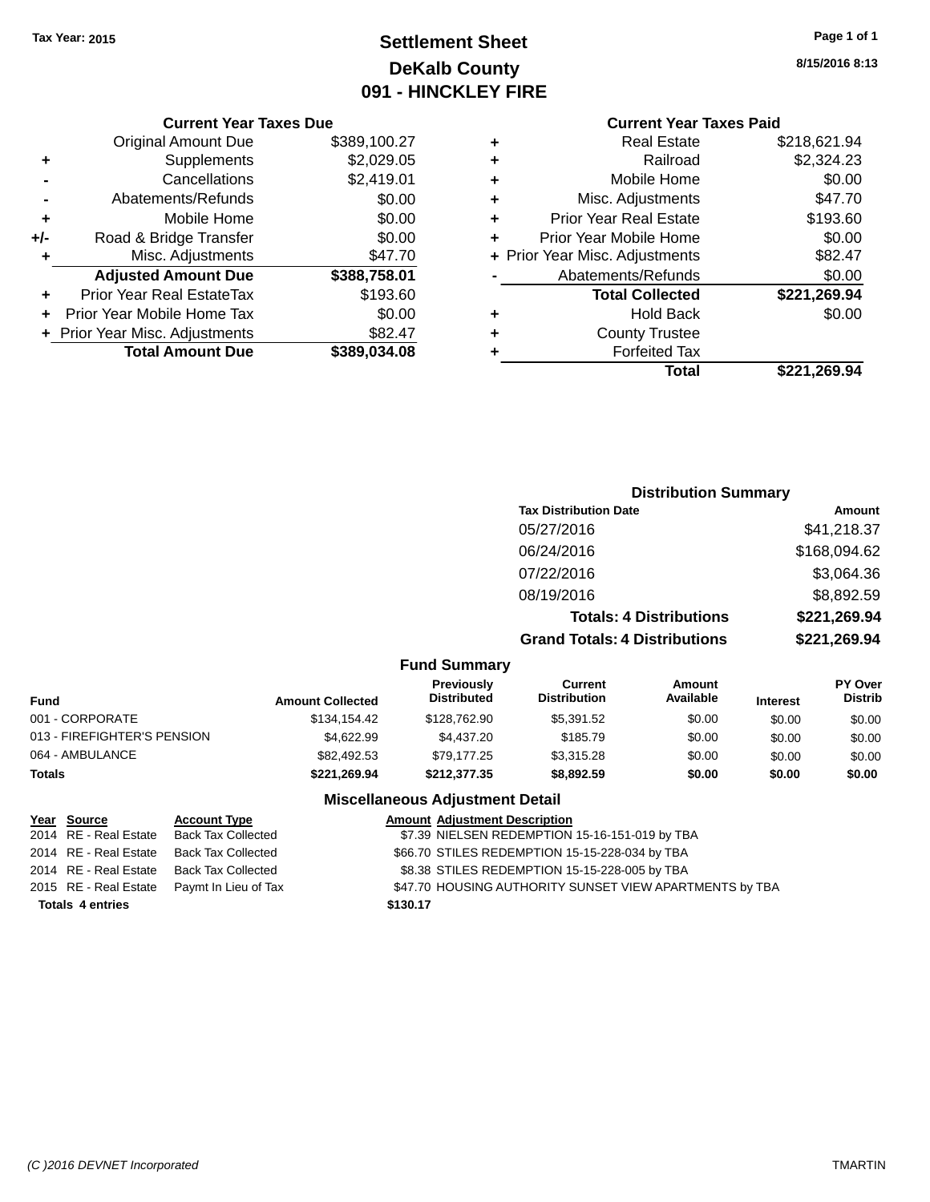Tax Year: 2015

# Settlement Sheet
## DeKalb County
## 091 - HINCKLEY FIRE

8/15/2016 8:13

### Current Year Taxes Due

| | | |
|---|---|---|
| | Original Amount Due | $389,100.27 |
| + | Supplements | $2,029.05 |
| - | Cancellations | $2,419.01 |
| - | Abatements/Refunds | $0.00 |
| + | Mobile Home | $0.00 |
| +/- | Road & Bridge Transfer | $0.00 |
| + | Misc. Adjustments | $47.70 |
| | **Adjusted Amount Due** | **$388,758.01** |
| + | Prior Year Real EstateTax | $193.60 |
| + | Prior Year Mobile Home Tax | $0.00 |
| + | Prior Year Misc. Adjustments | $82.47 |
| | **Total Amount Due** | **$389,034.08** |

### Current Year Taxes Paid

| | | |
|---|---|---|
| + | Real Estate | $218,621.94 |
| + | Railroad | $2,324.23 |
| + | Mobile Home | $0.00 |
| + | Misc. Adjustments | $47.70 |
| + | Prior Year Real Estate | $193.60 |
| + | Prior Year Mobile Home | $0.00 |
| + | Prior Year Misc. Adjustments | $82.47 |
| - | Abatements/Refunds | $0.00 |
| | **Total Collected** | **$221,269.94** |
| + | Hold Back | $0.00 |
| + | County Trustee | |
| + | Forfeited Tax | |
| | **Total** | **$221,269.94** |

### Distribution Summary

| Tax Distribution Date | Amount |
|---|---|
| 05/27/2016 | $41,218.37 |
| 06/24/2016 | $168,094.62 |
| 07/22/2016 | $3,064.36 |
| 08/19/2016 | $8,892.59 |
| **Totals: 4 Distributions** | **$221,269.94** |
| **Grand Totals: 4 Distributions** | **$221,269.94** |

### Fund Summary

| Fund | Amount Collected | Previously Distributed | Current Distribution | Amount Available | Interest | PY Over Distrib |
|---|---|---|---|---|---|---|
| 001 - CORPORATE | $134,154.42 | $128,762.90 | $5,391.52 | $0.00 | $0.00 | $0.00 |
| 013 - FIREFIGHTER'S PENSION | $4,622.99 | $4,437.20 | $185.79 | $0.00 | $0.00 | $0.00 |
| 064 - AMBULANCE | $82,492.53 | $79,177.25 | $3,315.28 | $0.00 | $0.00 | $0.00 |
| **Totals** | **$221,269.94** | **$212,377.35** | **$8,892.59** | **$0.00** | **$0.00** | **$0.00** |

### Miscellaneous Adjustment Detail

| Year | Source | Account Type | Amount | Adjustment Description |
|---|---|---|---|---|
| 2014 | RE - Real Estate | Back Tax Collected | $7.39 | NIELSEN REDEMPTION 15-16-151-019 by TBA |
| 2014 | RE - Real Estate | Back Tax Collected | $66.70 | STILES REDEMPTION 15-15-228-034 by TBA |
| 2014 | RE - Real Estate | Back Tax Collected | $8.38 | STILES REDEMPTION 15-15-228-005 by TBA |
| 2015 | RE - Real Estate | Paymt In Lieu of Tax | $47.70 | HOUSING AUTHORITY SUNSET VIEW APARTMENTS by TBA |
| **Totals** | **4 entries** | | **$130.17** | |

(C )2016 DEVNET Incorporated TMARTIN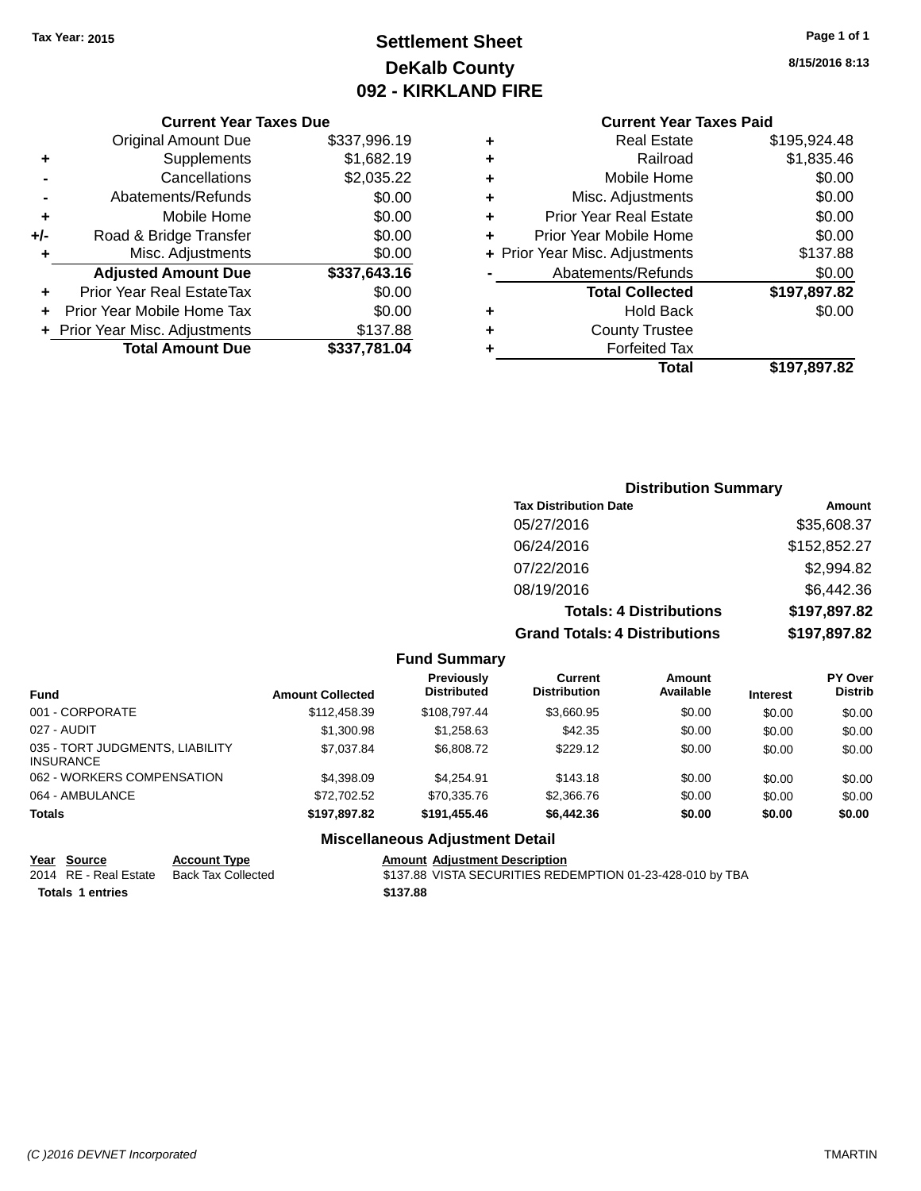**Tax Year: 2015**

# Settlement Sheet
## DeKalb County
## 092 - KIRKLAND FIRE

8/15/2016 8:13

### Current Year Taxes Due

| | | |
|---|---|---|
| | Original Amount Due | $337,996.19 |
| + | Supplements | $1,682.19 |
| - | Cancellations | $2,035.22 |
| - | Abatements/Refunds | $0.00 |
| + | Mobile Home | $0.00 |
| +/- | Road & Bridge Transfer | $0.00 |
| + | Misc. Adjustments | $0.00 |
| | **Adjusted Amount Due** | **$337,643.16** |
| + | Prior Year Real EstateTax | $0.00 |
| + | Prior Year Mobile Home Tax | $0.00 |
| + | Prior Year Misc. Adjustments | $137.88 |
| | **Total Amount Due** | **$337,781.04** |

### Current Year Taxes Paid

| | | |
|---|---|---|
| + | Real Estate | $195,924.48 |
| + | Railroad | $1,835.46 |
| + | Mobile Home | $0.00 |
| + | Misc. Adjustments | $0.00 |
| + | Prior Year Real Estate | $0.00 |
| + | Prior Year Mobile Home | $0.00 |
| + | Prior Year Misc. Adjustments | $137.88 |
| - | Abatements/Refunds | $0.00 |
| | **Total Collected** | **$197,897.82** |
| + | Hold Back | $0.00 |
| + | County Trustee | |
| + | Forfeited Tax | |
| | **Total** | **$197,897.82** |

### Distribution Summary

| Tax Distribution Date | Amount |
|---|---|
| 05/27/2016 | $35,608.37 |
| 06/24/2016 | $152,852.27 |
| 07/22/2016 | $2,994.82 |
| 08/19/2016 | $6,442.36 |
| **Totals: 4 Distributions** | **$197,897.82** |
| **Grand Totals: 4 Distributions** | **$197,897.82** |

### Fund Summary

| Fund | Amount Collected | Previously Distributed | Current Distribution | Amount Available | Interest | PY Over Distrib |
|---|---|---|---|---|---|---|
| 001 - CORPORATE | $112,458.39 | $108,797.44 | $3,660.95 | $0.00 | $0.00 | $0.00 |
| 027 - AUDIT | $1,300.98 | $1,258.63 | $42.35 | $0.00 | $0.00 | $0.00 |
| 035 - TORT JUDGMENTS, LIABILITY INSURANCE | $7,037.84 | $6,808.72 | $229.12 | $0.00 | $0.00 | $0.00 |
| 062 - WORKERS COMPENSATION | $4,398.09 | $4,254.91 | $143.18 | $0.00 | $0.00 | $0.00 |
| 064 - AMBULANCE | $72,702.52 | $70,335.76 | $2,366.76 | $0.00 | $0.00 | $0.00 |
| **Totals** | **$197,897.82** | **$191,455.46** | **$6,442.36** | **$0.00** | **$0.00** | **$0.00** |

### Miscellaneous Adjustment Detail

| Year | Source | Account Type | Amount | Adjustment Description |
|---|---|---|---|---|
| 2014 | RE - Real Estate | Back Tax Collected | $137.88 | VISTA SECURITIES REDEMPTION 01-23-428-010 by TBA |
| **Totals** | **1 entries** | | **$137.88** | |

(C )2016 DEVNET Incorporated — TMARTIN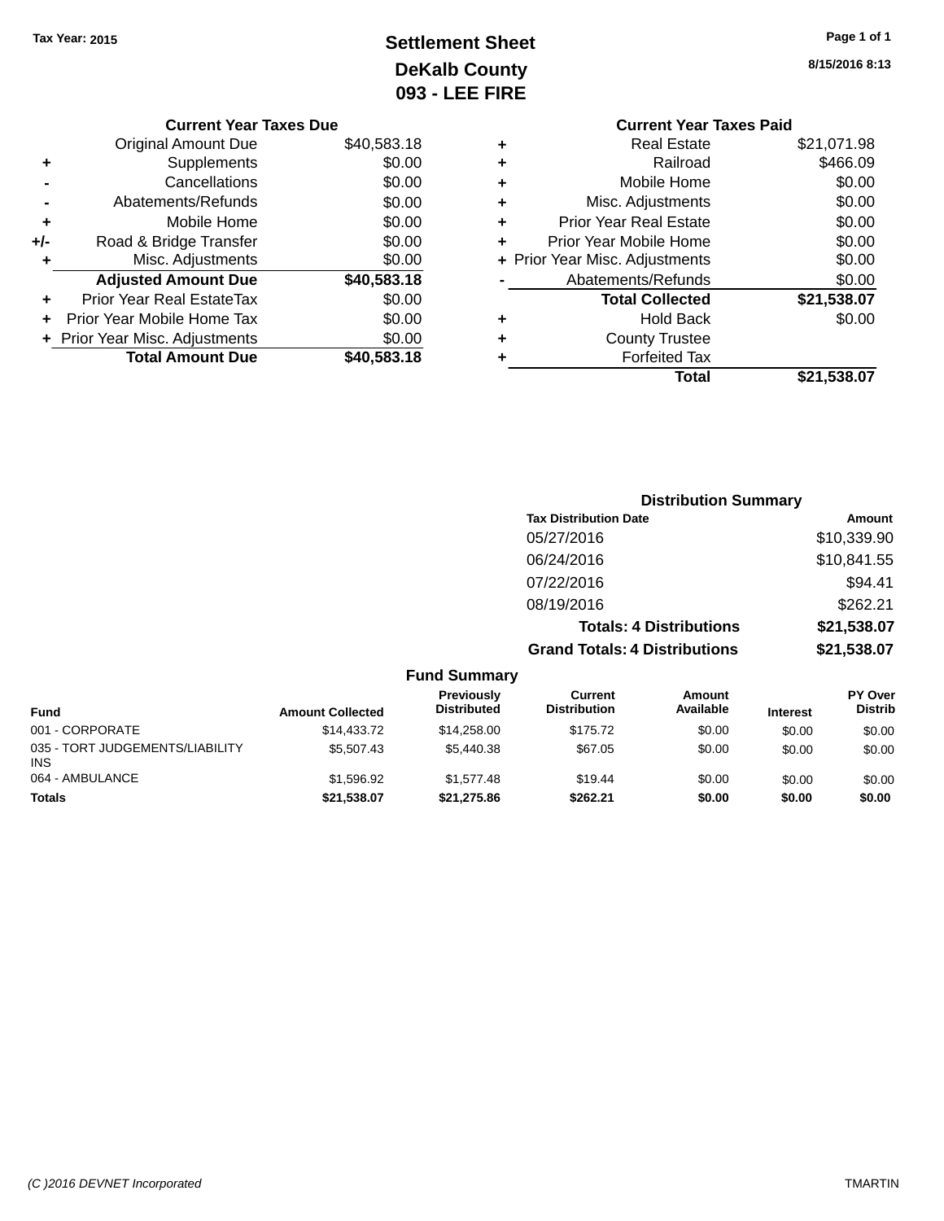Tax Year: 2015

# Settlement Sheet
## DeKalb County
## 093 - LEE FIRE

8/15/2016 8:13

### Current Year Taxes Due

| | | Amount |
|---|---|---|
| | Original Amount Due | $40,583.18 |
| + | Supplements | $0.00 |
| - | Cancellations | $0.00 |
| - | Abatements/Refunds | $0.00 |
| + | Mobile Home | $0.00 |
| +/- | Road & Bridge Transfer | $0.00 |
| + | Misc. Adjustments | $0.00 |
| | **Adjusted Amount Due** | **$40,583.18** |
| + | Prior Year Real EstateTax | $0.00 |
| + | Prior Year Mobile Home Tax | $0.00 |
| + | Prior Year Misc. Adjustments | $0.00 |
| | **Total Amount Due** | **$40,583.18** |

### Current Year Taxes Paid

| | | Amount |
|---|---|---|
| + | Real Estate | $21,071.98 |
| + | Railroad | $466.09 |
| + | Mobile Home | $0.00 |
| + | Misc. Adjustments | $0.00 |
| + | Prior Year Real Estate | $0.00 |
| + | Prior Year Mobile Home | $0.00 |
| + | Prior Year Misc. Adjustments | $0.00 |
| - | Abatements/Refunds | $0.00 |
| | **Total Collected** | **$21,538.07** |
| + | Hold Back | $0.00 |
| + | County Trustee | |
| + | Forfeited Tax | |
| | **Total** | **$21,538.07** |

### Distribution Summary

| Tax Distribution Date | Amount |
|---|---|
| 05/27/2016 | $10,339.90 |
| 06/24/2016 | $10,841.55 |
| 07/22/2016 | $94.41 |
| 08/19/2016 | $262.21 |
| **Totals: 4 Distributions** | **$21,538.07** |
| **Grand Totals: 4 Distributions** | **$21,538.07** |

### Fund Summary

| Fund | Amount Collected | Previously Distributed | Current Distribution | Amount Available | Interest | PY Over Distrib |
|---|---|---|---|---|---|---|
| 001 - CORPORATE | $14,433.72 | $14,258.00 | $175.72 | $0.00 | $0.00 | $0.00 |
| 035 - TORT JUDGEMENTS/LIABILITY INS | $5,507.43 | $5,440.38 | $67.05 | $0.00 | $0.00 | $0.00 |
| 064 - AMBULANCE | $1,596.92 | $1,577.48 | $19.44 | $0.00 | $0.00 | $0.00 |
| **Totals** | **$21,538.07** | **$21,275.86** | **$262.21** | **$0.00** | **$0.00** | **$0.00** |

(C )2016 DEVNET Incorporated — TMARTIN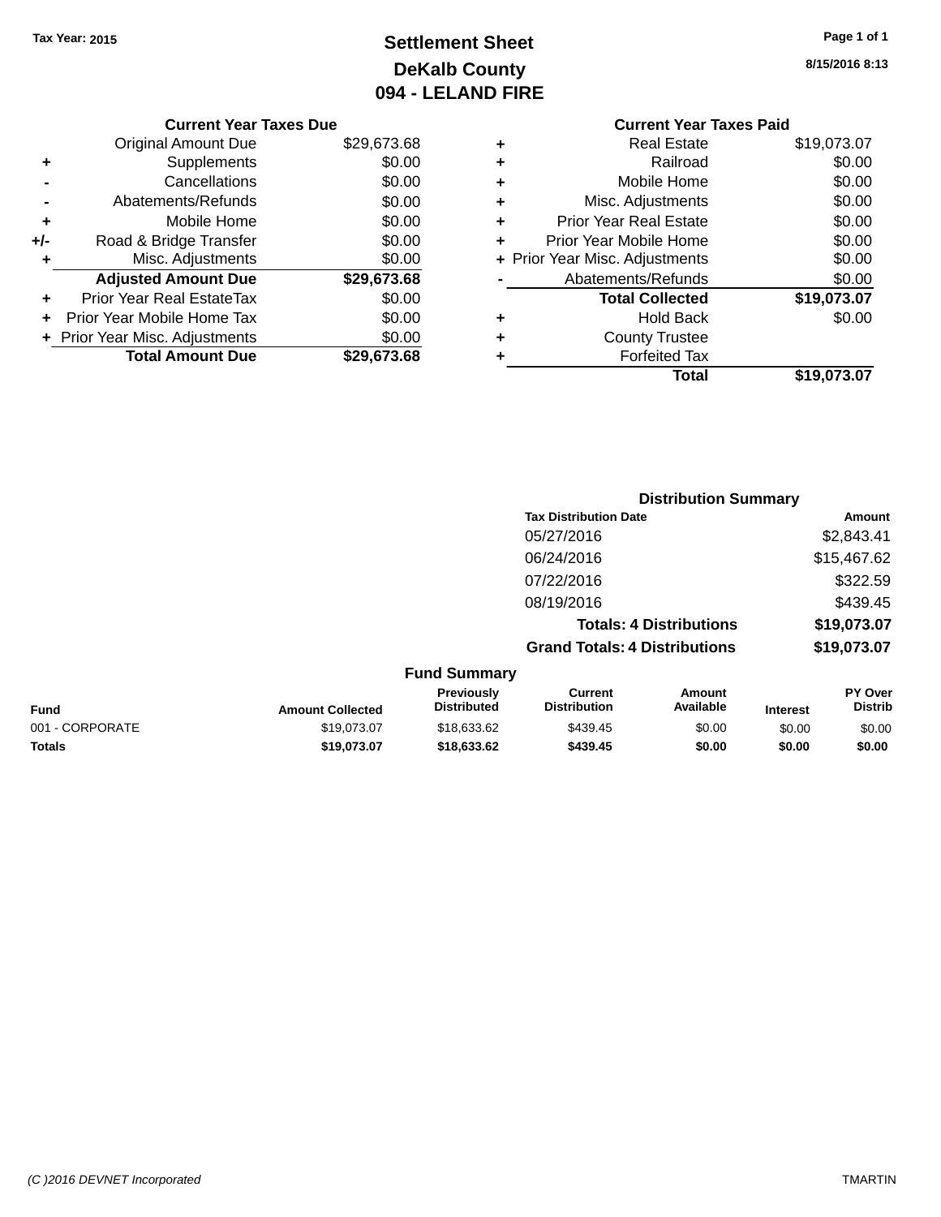Tax Year: 2015

# Settlement Sheet
## DeKalb County
## 094 - LELAND FIRE

8/15/2016 8:13

### Current Year Taxes Due

| | | |
|---|---|---|
| | Original Amount Due | $29,673.68 |
| + | Supplements | $0.00 |
| - | Cancellations | $0.00 |
| - | Abatements/Refunds | $0.00 |
| + | Mobile Home | $0.00 |
| +/- | Road & Bridge Transfer | $0.00 |
| + | Misc. Adjustments | $0.00 |
| | **Adjusted Amount Due** | **$29,673.68** |
| + | Prior Year Real EstateTax | $0.00 |
| + | Prior Year Mobile Home Tax | $0.00 |
| + | Prior Year Misc. Adjustments | $0.00 |
| | **Total Amount Due** | **$29,673.68** |

### Current Year Taxes Paid

| | | |
|---|---|---|
| + | Real Estate | $19,073.07 |
| + | Railroad | $0.00 |
| + | Mobile Home | $0.00 |
| + | Misc. Adjustments | $0.00 |
| + | Prior Year Real Estate | $0.00 |
| + | Prior Year Mobile Home | $0.00 |
| + | Prior Year Misc. Adjustments | $0.00 |
| - | Abatements/Refunds | $0.00 |
| | **Total Collected** | **$19,073.07** |
| + | Hold Back | $0.00 |
| + | County Trustee | |
| + | Forfeited Tax | |
| | **Total** | **$19,073.07** |

### Distribution Summary

| Tax Distribution Date | Amount |
|---|---|
| 05/27/2016 | $2,843.41 |
| 06/24/2016 | $15,467.62 |
| 07/22/2016 | $322.59 |
| 08/19/2016 | $439.45 |
| **Totals: 4 Distributions** | **$19,073.07** |
| **Grand Totals: 4 Distributions** | **$19,073.07** |

### Fund Summary

| Fund | Amount Collected | Previously Distributed | Current Distribution | Amount Available | Interest | PY Over Distrib |
|---|---|---|---|---|---|---|
| 001 - CORPORATE | $19,073.07 | $18,633.62 | $439.45 | $0.00 | $0.00 | $0.00 |
| **Totals** | **$19,073.07** | **$18,633.62** | **$439.45** | **$0.00** | **$0.00** | **$0.00** |

(C )2016 DEVNET Incorporated TMARTIN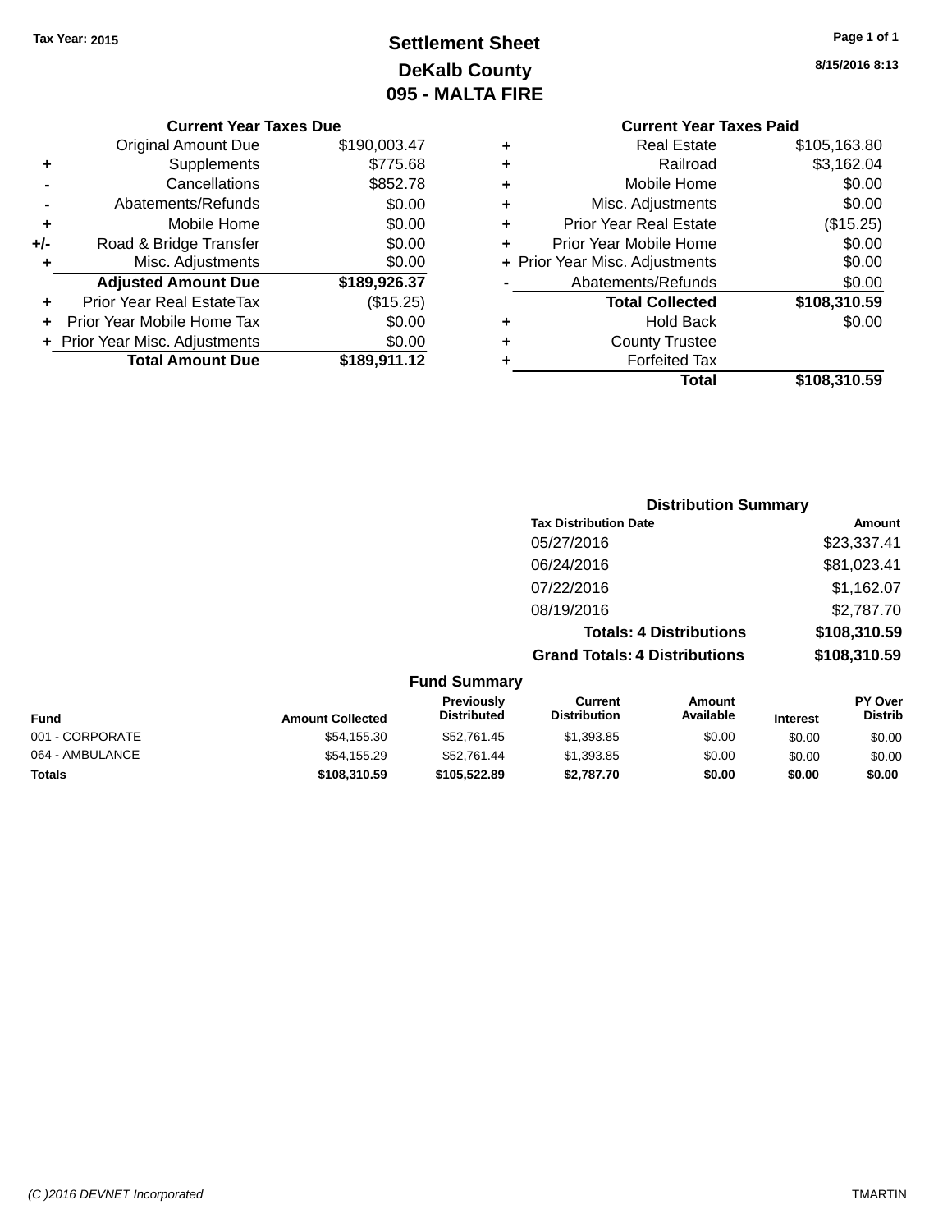Tax Year: 2015

# Settlement Sheet
## DeKalb County
## 095 - MALTA FIRE

8/15/2016 8:13

### Current Year Taxes Due

| | | |
|---|---|---|
| | Original Amount Due | $190,003.47 |
| + | Supplements | $775.68 |
| - | Cancellations | $852.78 |
| - | Abatements/Refunds | $0.00 |
| + | Mobile Home | $0.00 |
| +/- | Road & Bridge Transfer | $0.00 |
| + | Misc. Adjustments | $0.00 |
| | **Adjusted Amount Due** | **$189,926.37** |
| + | Prior Year Real EstateTax | ($15.25) |
| + | Prior Year Mobile Home Tax | $0.00 |
| + | Prior Year Misc. Adjustments | $0.00 |
| | **Total Amount Due** | **$189,911.12** |

### Current Year Taxes Paid

| | | |
|---|---|---|
| + | Real Estate | $105,163.80 |
| + | Railroad | $3,162.04 |
| + | Mobile Home | $0.00 |
| + | Misc. Adjustments | $0.00 |
| + | Prior Year Real Estate | ($15.25) |
| + | Prior Year Mobile Home | $0.00 |
| + | Prior Year Misc. Adjustments | $0.00 |
| - | Abatements/Refunds | $0.00 |
| | **Total Collected** | **$108,310.59** |
| + | Hold Back | $0.00 |
| + | County Trustee | |
| + | Forfeited Tax | |
| | **Total** | **$108,310.59** |

### Distribution Summary

| Tax Distribution Date | Amount |
|---|---|
| 05/27/2016 | $23,337.41 |
| 06/24/2016 | $81,023.41 |
| 07/22/2016 | $1,162.07 |
| 08/19/2016 | $2,787.70 |
| **Totals: 4 Distributions** | **$108,310.59** |
| **Grand Totals: 4 Distributions** | **$108,310.59** |

### Fund Summary

| Fund | Amount Collected | Previously Distributed | Current Distribution | Amount Available | Interest | PY Over Distrib |
|---|---|---|---|---|---|---|
| 001 - CORPORATE | $54,155.30 | $52,761.45 | $1,393.85 | $0.00 | $0.00 | $0.00 |
| 064 - AMBULANCE | $54,155.29 | $52,761.44 | $1,393.85 | $0.00 | $0.00 | $0.00 |
| **Totals** | **$108,310.59** | **$105,522.89** | **$2,787.70** | **$0.00** | **$0.00** | **$0.00** |

(C )2016 DEVNET Incorporated TMARTIN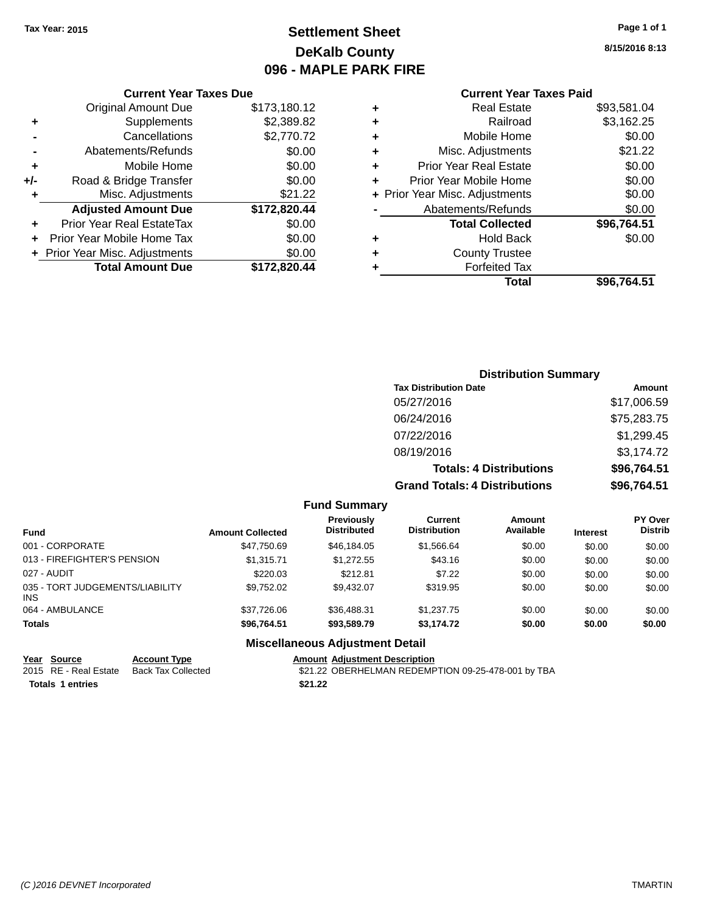Tax Year: 2015

# Settlement Sheet
## DeKalb County
## 096 - MAPLE PARK FIRE

8/15/2016 8:13

### Current Year Taxes Due

| | | |
|---|---|---|
| | Original Amount Due | $173,180.12 |
| + | Supplements | $2,389.82 |
| - | Cancellations | $2,770.72 |
| - | Abatements/Refunds | $0.00 |
| + | Mobile Home | $0.00 |
| +/- | Road & Bridge Transfer | $0.00 |
| + | Misc. Adjustments | $21.22 |
| | **Adjusted Amount Due** | **$172,820.44** |
| + | Prior Year Real EstateTax | $0.00 |
| + | Prior Year Mobile Home Tax | $0.00 |
| + | Prior Year Misc. Adjustments | $0.00 |
| | **Total Amount Due** | **$172,820.44** |

### Current Year Taxes Paid

| | | |
|---|---|---|
| + | Real Estate | $93,581.04 |
| + | Railroad | $3,162.25 |
| + | Mobile Home | $0.00 |
| + | Misc. Adjustments | $21.22 |
| + | Prior Year Real Estate | $0.00 |
| + | Prior Year Mobile Home | $0.00 |
| + | Prior Year Misc. Adjustments | $0.00 |
| - | Abatements/Refunds | $0.00 |
| | **Total Collected** | **$96,764.51** |
| + | Hold Back | $0.00 |
| + | County Trustee | |
| + | Forfeited Tax | |
| | **Total** | **$96,764.51** |

### Distribution Summary

| Tax Distribution Date | Amount |
|---|---|
| 05/27/2016 | $17,006.59 |
| 06/24/2016 | $75,283.75 |
| 07/22/2016 | $1,299.45 |
| 08/19/2016 | $3,174.72 |
| **Totals: 4 Distributions** | **$96,764.51** |
| **Grand Totals: 4 Distributions** | **$96,764.51** |

### Fund Summary

| Fund | Amount Collected | Previously Distributed | Current Distribution | Amount Available | Interest | PY Over Distrib |
|---|---|---|---|---|---|---|
| 001 - CORPORATE | $47,750.69 | $46,184.05 | $1,566.64 | $0.00 | $0.00 | $0.00 |
| 013 - FIREFIGHTER'S PENSION | $1,315.71 | $1,272.55 | $43.16 | $0.00 | $0.00 | $0.00 |
| 027 - AUDIT | $220.03 | $212.81 | $7.22 | $0.00 | $0.00 | $0.00 |
| 035 - TORT JUDGEMENTS/LIABILITY INS | $9,752.02 | $9,432.07 | $319.95 | $0.00 | $0.00 | $0.00 |
| 064 - AMBULANCE | $37,726.06 | $36,488.31 | $1,237.75 | $0.00 | $0.00 | $0.00 |
| **Totals** | **$96,764.51** | **$93,589.79** | **$3,174.72** | **$0.00** | **$0.00** | **$0.00** |

### Miscellaneous Adjustment Detail

| Year | Source | Account Type | Amount | Adjustment Description |
|---|---|---|---|---|
| 2015 | RE - Real Estate | Back Tax Collected | $21.22 | OBERHELMAN REDEMPTION 09-25-478-001 by TBA |
| **Totals** | **1 entries** | | **$21.22** | |

(C )2016 DEVNET Incorporated TMARTIN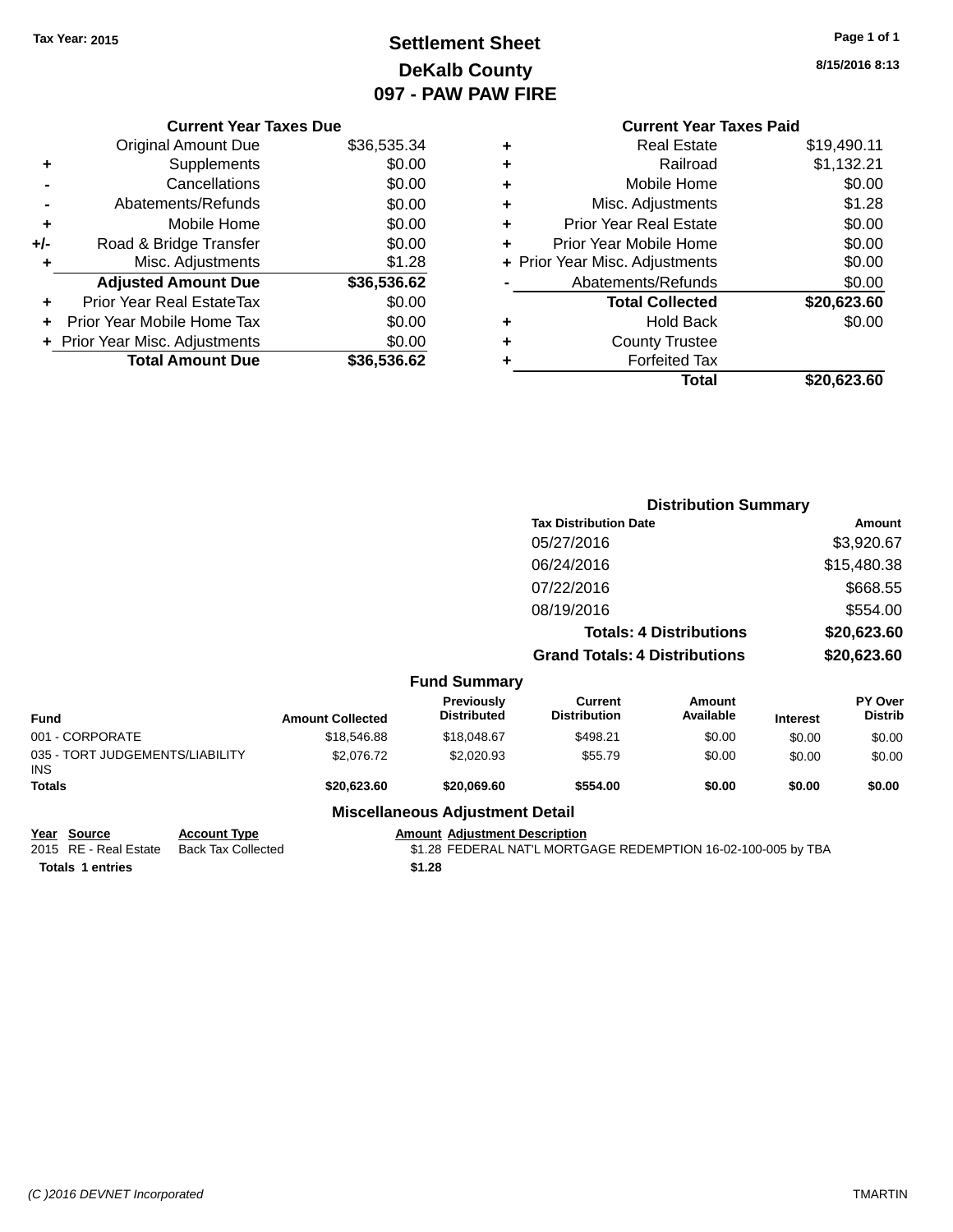Tax Year: 2015

# Settlement Sheet
## DeKalb County
## 097 - PAW PAW FIRE

8/15/2016 8:13

### Current Year Taxes Due

| | | |
|---|---|---|
| | Original Amount Due | $36,535.34 |
| + | Supplements | $0.00 |
| - | Cancellations | $0.00 |
| - | Abatements/Refunds | $0.00 |
| + | Mobile Home | $0.00 |
| +/- | Road & Bridge Transfer | $0.00 |
| + | Misc. Adjustments | $1.28 |
| | **Adjusted Amount Due** | **$36,536.62** |
| + | Prior Year Real EstateTax | $0.00 |
| + | Prior Year Mobile Home Tax | $0.00 |
| + | Prior Year Misc. Adjustments | $0.00 |
| | **Total Amount Due** | **$36,536.62** |

### Current Year Taxes Paid

| | | |
|---|---|---|
| + | Real Estate | $19,490.11 |
| + | Railroad | $1,132.21 |
| + | Mobile Home | $0.00 |
| + | Misc. Adjustments | $1.28 |
| + | Prior Year Real Estate | $0.00 |
| + | Prior Year Mobile Home | $0.00 |
| + | Prior Year Misc. Adjustments | $0.00 |
| - | Abatements/Refunds | $0.00 |
| | **Total Collected** | **$20,623.60** |
| + | Hold Back | $0.00 |
| + | County Trustee | |
| + | Forfeited Tax | |
| | **Total** | **$20,623.60** |

### Distribution Summary

| Tax Distribution Date | Amount |
|---|---|
| 05/27/2016 | $3,920.67 |
| 06/24/2016 | $15,480.38 |
| 07/22/2016 | $668.55 |
| 08/19/2016 | $554.00 |
| **Totals: 4 Distributions** | **$20,623.60** |
| **Grand Totals: 4 Distributions** | **$20,623.60** |

### Fund Summary

| Fund | Amount Collected | Previously Distributed | Current Distribution | Amount Available | Interest | PY Over Distrib |
|---|---|---|---|---|---|---|
| 001 - CORPORATE | $18,546.88 | $18,048.67 | $498.21 | $0.00 | $0.00 | $0.00 |
| 035 - TORT JUDGEMENTS/LIABILITY INS | $2,076.72 | $2,020.93 | $55.79 | $0.00 | $0.00 | $0.00 |
| **Totals** | **$20,623.60** | **$20,069.60** | **$554.00** | **$0.00** | **$0.00** | **$0.00** |

### Miscellaneous Adjustment Detail

| Year | Source | Account Type | Amount | Adjustment Description |
|---|---|---|---|---|
| 2015 | RE - Real Estate | Back Tax Collected | $1.28 | FEDERAL NAT'L MORTGAGE REDEMPTION 16-02-100-005 by TBA |
| **Totals 1 entries** | | | **$1.28** | |

(C )2016 DEVNET Incorporated TMARTIN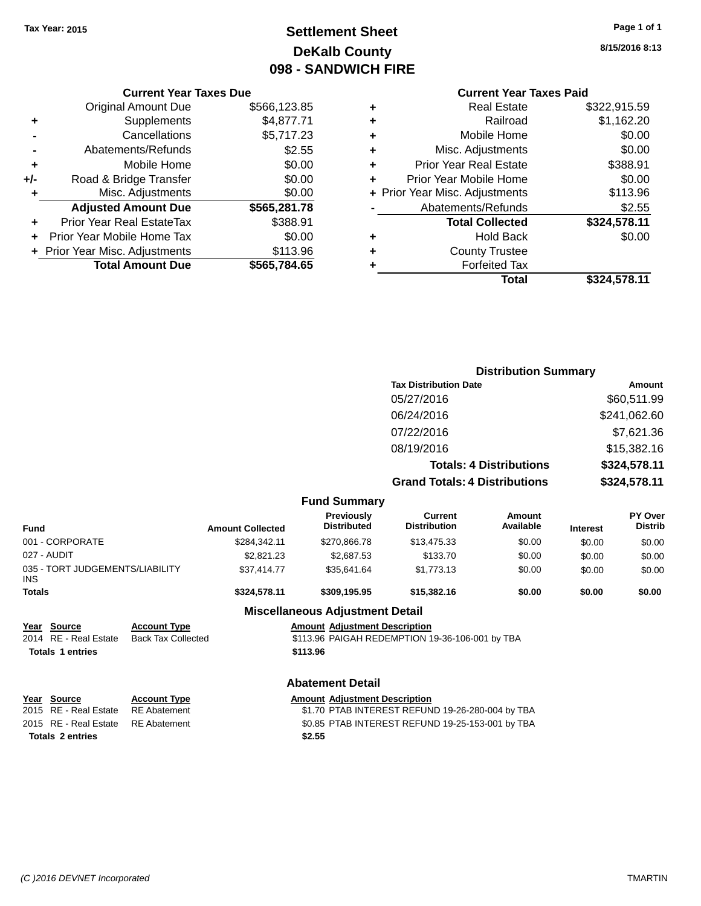Tax Year: 2015

# Settlement Sheet
## DeKalb County
## 098 - SANDWICH FIRE

8/15/2016 8:13

### Current Year Taxes Due

| | | |
|---|---|---|
| | Original Amount Due | $566,123.85 |
| + | Supplements | $4,877.71 |
| - | Cancellations | $5,717.23 |
| - | Abatements/Refunds | $2.55 |
| + | Mobile Home | $0.00 |
| +/- | Road & Bridge Transfer | $0.00 |
| + | Misc. Adjustments | $0.00 |
| | **Adjusted Amount Due** | **$565,281.78** |
| + | Prior Year Real EstateTax | $388.91 |
| + | Prior Year Mobile Home Tax | $0.00 |
| + | Prior Year Misc. Adjustments | $113.96 |
| | **Total Amount Due** | **$565,784.65** |

### Current Year Taxes Paid

| | | |
|---|---|---|
| + | Real Estate | $322,915.59 |
| + | Railroad | $1,162.20 |
| + | Mobile Home | $0.00 |
| + | Misc. Adjustments | $0.00 |
| + | Prior Year Real Estate | $388.91 |
| + | Prior Year Mobile Home | $0.00 |
| + | Prior Year Misc. Adjustments | $113.96 |
| - | Abatements/Refunds | $2.55 |
| | **Total Collected** | **$324,578.11** |
| + | Hold Back | $0.00 |
| + | County Trustee | |
| + | Forfeited Tax | |
| | **Total** | **$324,578.11** |

### Distribution Summary

| Tax Distribution Date | Amount |
|---|---|
| 05/27/2016 | $60,511.99 |
| 06/24/2016 | $241,062.60 |
| 07/22/2016 | $7,621.36 |
| 08/19/2016 | $15,382.16 |
| **Totals: 4 Distributions** | **$324,578.11** |
| **Grand Totals: 4 Distributions** | **$324,578.11** |

### Fund Summary

| Fund | Amount Collected | Previously Distributed | Current Distribution | Amount Available | Interest | PY Over Distrib |
|---|---|---|---|---|---|---|
| 001 - CORPORATE | $284,342.11 | $270,866.78 | $13,475.33 | $0.00 | $0.00 | $0.00 |
| 027 - AUDIT | $2,821.23 | $2,687.53 | $133.70 | $0.00 | $0.00 | $0.00 |
| 035 - TORT JUDGEMENTS/LIABILITY INS | $37,414.77 | $35,641.64 | $1,773.13 | $0.00 | $0.00 | $0.00 |
| **Totals** | **$324,578.11** | **$309,195.95** | **$15,382.16** | **$0.00** | **$0.00** | **$0.00** |

### Miscellaneous Adjustment Detail

| Year | Source | Account Type | Amount | Adjustment Description |
|---|---|---|---|---|
| 2014 | RE - Real Estate | Back Tax Collected | $113.96 | PAIGAH REDEMPTION 19-36-106-001 by TBA |
| **Totals 1 entries** | | | **$113.96** | |

### Abatement Detail

| Year | Source | Account Type | Amount | Adjustment Description |
|---|---|---|---|---|
| 2015 | RE - Real Estate | RE Abatement | $1.70 | PTAB INTEREST REFUND 19-26-280-004 by TBA |
| 2015 | RE - Real Estate | RE Abatement | $0.85 | PTAB INTEREST REFUND 19-25-153-001 by TBA |
| **Totals 2 entries** | | | **$2.55** | |

(C )2016 DEVNET Incorporated TMARTIN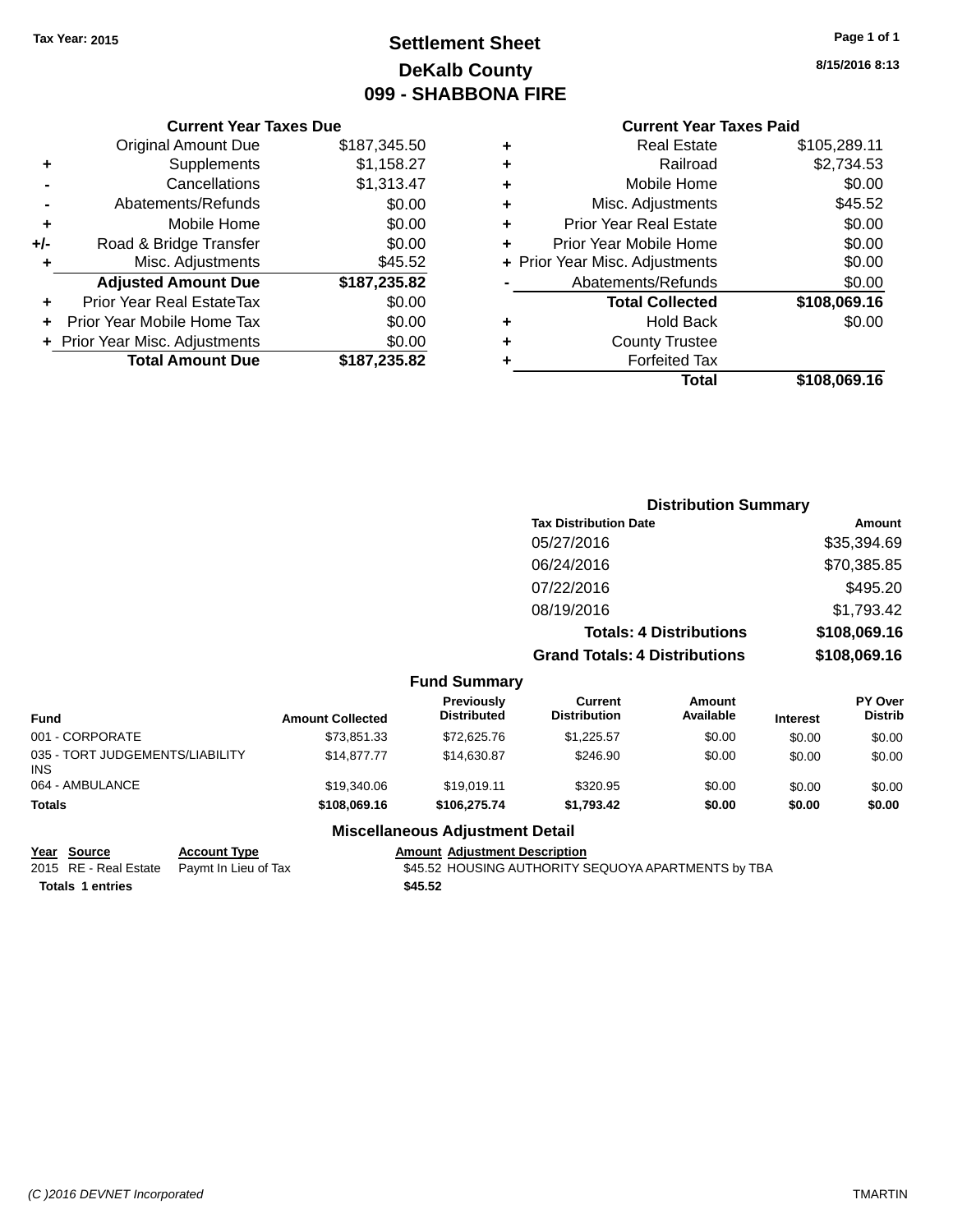Tax Year: 2015

# Settlement Sheet

## DeKalb County

## 099 - SHABBONA FIRE

8/15/2016 8:13

### Current Year Taxes Due

| | | |
|---|---|---|
| | Original Amount Due | $187,345.50 |
| + | Supplements | $1,158.27 |
| - | Cancellations | $1,313.47 |
| - | Abatements/Refunds | $0.00 |
| + | Mobile Home | $0.00 |
| +/- | Road & Bridge Transfer | $0.00 |
| + | Misc. Adjustments | $45.52 |
| | **Adjusted Amount Due** | **$187,235.82** |
| + | Prior Year Real EstateTax | $0.00 |
| + | Prior Year Mobile Home Tax | $0.00 |
| + | Prior Year Misc. Adjustments | $0.00 |
| | **Total Amount Due** | **$187,235.82** |

### Current Year Taxes Paid

| | | |
|---|---|---|
| + | Real Estate | $105,289.11 |
| + | Railroad | $2,734.53 |
| + | Mobile Home | $0.00 |
| + | Misc. Adjustments | $45.52 |
| + | Prior Year Real Estate | $0.00 |
| + | Prior Year Mobile Home | $0.00 |
| + | Prior Year Misc. Adjustments | $0.00 |
| - | Abatements/Refunds | $0.00 |
| | **Total Collected** | **$108,069.16** |
| + | Hold Back | $0.00 |
| + | County Trustee | |
| + | Forfeited Tax | |
| | **Total** | **$108,069.16** |

### Distribution Summary

| Tax Distribution Date | Amount |
|---|---|
| 05/27/2016 | $35,394.69 |
| 06/24/2016 | $70,385.85 |
| 07/22/2016 | $495.20 |
| 08/19/2016 | $1,793.42 |
| **Totals: 4 Distributions** | **$108,069.16** |
| **Grand Totals: 4 Distributions** | **$108,069.16** |

### Fund Summary

| Fund | Amount Collected | Previously Distributed | Current Distribution | Amount Available | Interest | PY Over Distrib |
|---|---|---|---|---|---|---|
| 001 - CORPORATE | $73,851.33 | $72,625.76 | $1,225.57 | $0.00 | $0.00 | $0.00 |
| 035 - TORT JUDGEMENTS/LIABILITY INS | $14,877.77 | $14,630.87 | $246.90 | $0.00 | $0.00 | $0.00 |
| 064 - AMBULANCE | $19,340.06 | $19,019.11 | $320.95 | $0.00 | $0.00 | $0.00 |
| **Totals** | **$108,069.16** | **$106,275.74** | **$1,793.42** | **$0.00** | **$0.00** | **$0.00** |

### Miscellaneous Adjustment Detail

| Year | Source | Account Type | Amount | Adjustment Description |
|---|---|---|---|---|
| 2015 | RE - Real Estate | Paymt In Lieu of Tax | $45.52 | HOUSING AUTHORITY SEQUOYA APARTMENTS by TBA |
| **Totals** | **1 entries** | | **$45.52** | |

(C )2016 DEVNET Incorporated TMARTIN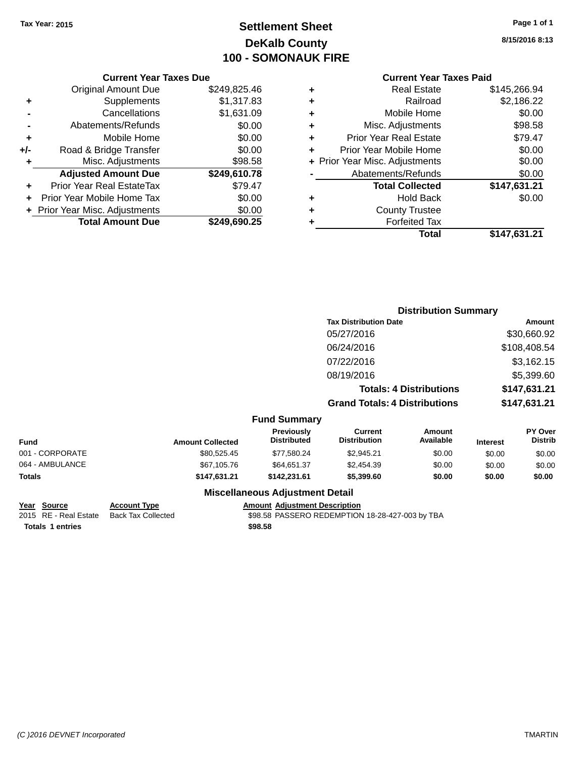Tax Year: 2015

# Settlement Sheet

## DeKalb County

## 100 - SOMONAUK FIRE

8/15/2016 8:13

### Current Year Taxes Due

| | | |
|---|---|---|
| | Original Amount Due | $249,825.46 |
| + | Supplements | $1,317.83 |
| - | Cancellations | $1,631.09 |
| - | Abatements/Refunds | $0.00 |
| + | Mobile Home | $0.00 |
| +/- | Road & Bridge Transfer | $0.00 |
| + | Misc. Adjustments | $98.58 |
| | **Adjusted Amount Due** | **$249,610.78** |
| + | Prior Year Real EstateTax | $79.47 |
| + | Prior Year Mobile Home Tax | $0.00 |
| + | Prior Year Misc. Adjustments | $0.00 |
| | **Total Amount Due** | **$249,690.25** |

### Current Year Taxes Paid

| | | |
|---|---|---|
| + | Real Estate | $145,266.94 |
| + | Railroad | $2,186.22 |
| + | Mobile Home | $0.00 |
| + | Misc. Adjustments | $98.58 |
| + | Prior Year Real Estate | $79.47 |
| + | Prior Year Mobile Home | $0.00 |
| + | Prior Year Misc. Adjustments | $0.00 |
| - | Abatements/Refunds | $0.00 |
| | **Total Collected** | **$147,631.21** |
| + | Hold Back | $0.00 |
| + | County Trustee | |
| + | Forfeited Tax | |
| | **Total** | **$147,631.21** |

### Distribution Summary

| Tax Distribution Date | Amount |
|---|---|
| 05/27/2016 | $30,660.92 |
| 06/24/2016 | $108,408.54 |
| 07/22/2016 | $3,162.15 |
| 08/19/2016 | $5,399.60 |
| **Totals: 4 Distributions** | **$147,631.21** |
| **Grand Totals: 4 Distributions** | **$147,631.21** |

### Fund Summary

| Fund | Amount Collected | Previously Distributed | Current Distribution | Amount Available | Interest | PY Over Distrib |
|---|---|---|---|---|---|---|
| 001 - CORPORATE | $80,525.45 | $77,580.24 | $2,945.21 | $0.00 | $0.00 | $0.00 |
| 064 - AMBULANCE | $67,105.76 | $64,651.37 | $2,454.39 | $0.00 | $0.00 | $0.00 |
| **Totals** | **$147,631.21** | **$142,231.61** | **$5,399.60** | **$0.00** | **$0.00** | **$0.00** |

### Miscellaneous Adjustment Detail

| Year | Source | Account Type | Amount | Adjustment Description |
|---|---|---|---|---|
| 2015 | RE - Real Estate | Back Tax Collected | $98.58 | PASSERO REDEMPTION 18-28-427-003 by TBA |
| **Totals** | **1 entries** | | **$98.58** | |

(C )2016 DEVNET Incorporated TMARTIN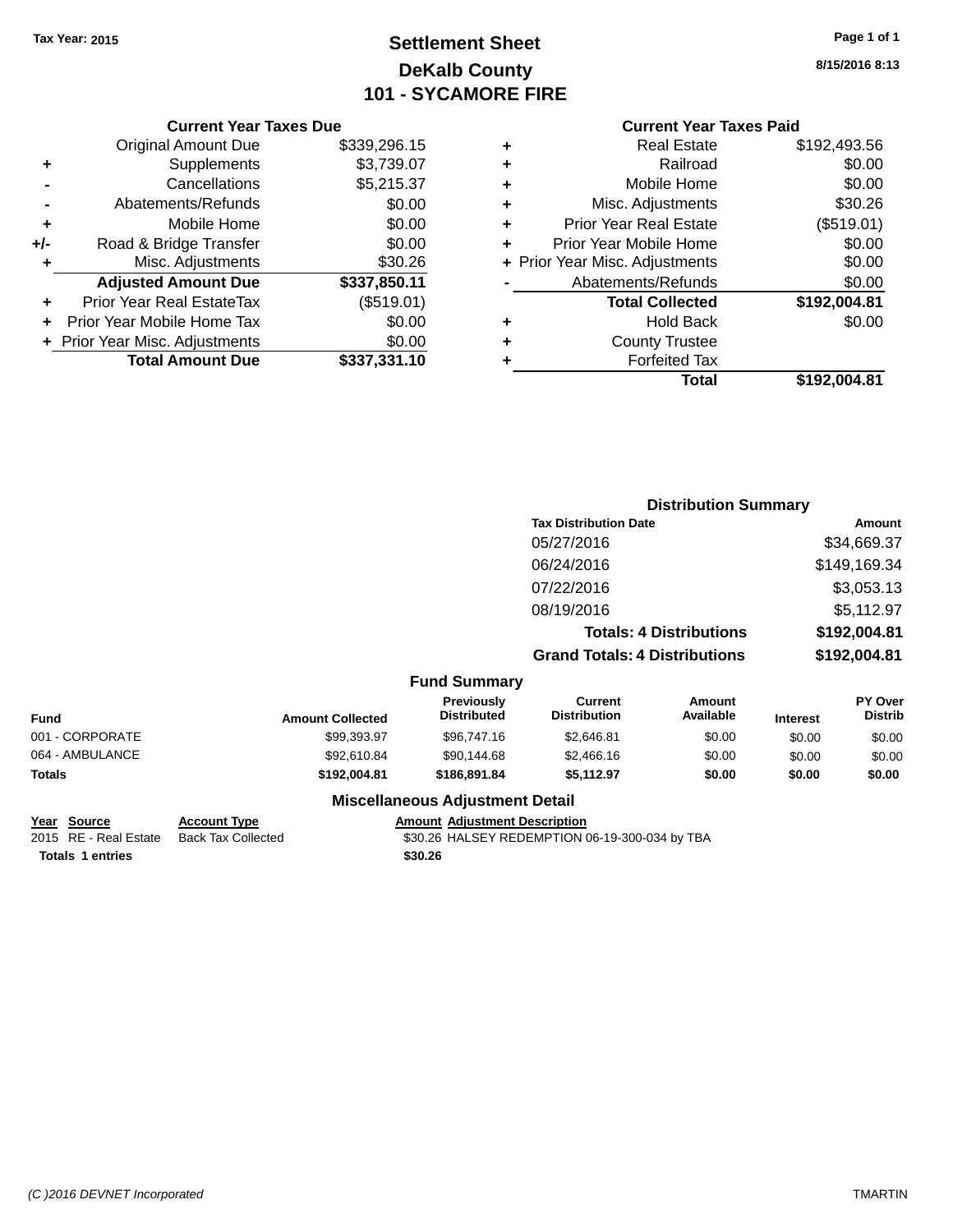Tax Year: 2015

# Settlement Sheet
## DeKalb County
## 101 - SYCAMORE FIRE

8/15/2016 8:13

### Current Year Taxes Due

| | | |
|---|---|---|
| | Original Amount Due | $339,296.15 |
| + | Supplements | $3,739.07 |
| - | Cancellations | $5,215.37 |
| - | Abatements/Refunds | $0.00 |
| + | Mobile Home | $0.00 |
| +/- | Road & Bridge Transfer | $0.00 |
| + | Misc. Adjustments | $30.26 |
| | **Adjusted Amount Due** | **$337,850.11** |
| + | Prior Year Real EstateTax | ($519.01) |
| + | Prior Year Mobile Home Tax | $0.00 |
| + | Prior Year Misc. Adjustments | $0.00 |
| | **Total Amount Due** | **$337,331.10** |

### Current Year Taxes Paid

| | | |
|---|---|---|
| + | Real Estate | $192,493.56 |
| + | Railroad | $0.00 |
| + | Mobile Home | $0.00 |
| + | Misc. Adjustments | $30.26 |
| + | Prior Year Real Estate | ($519.01) |
| + | Prior Year Mobile Home | $0.00 |
| + | Prior Year Misc. Adjustments | $0.00 |
| - | Abatements/Refunds | $0.00 |
| | **Total Collected** | **$192,004.81** |
| + | Hold Back | $0.00 |
| + | County Trustee | |
| + | Forfeited Tax | |
| | **Total** | **$192,004.81** |

### Distribution Summary

| Tax Distribution Date | Amount |
|---|---|
| 05/27/2016 | $34,669.37 |
| 06/24/2016 | $149,169.34 |
| 07/22/2016 | $3,053.13 |
| 08/19/2016 | $5,112.97 |
| **Totals: 4 Distributions** | **$192,004.81** |
| **Grand Totals: 4 Distributions** | **$192,004.81** |

### Fund Summary

| Fund | Amount Collected | Previously Distributed | Current Distribution | Amount Available | Interest | PY Over Distrib |
|---|---|---|---|---|---|---|
| 001 - CORPORATE | $99,393.97 | $96,747.16 | $2,646.81 | $0.00 | $0.00 | $0.00 |
| 064 - AMBULANCE | $92,610.84 | $90,144.68 | $2,466.16 | $0.00 | $0.00 | $0.00 |
| **Totals** | **$192,004.81** | **$186,891.84** | **$5,112.97** | **$0.00** | **$0.00** | **$0.00** |

### Miscellaneous Adjustment Detail

| Year | Source | Account Type | Amount | Adjustment Description |
|---|---|---|---|---|
| 2015 | RE - Real Estate | Back Tax Collected | $30.26 | HALSEY REDEMPTION 06-19-300-034 by TBA |
| **Totals** | **1 entries** | | **$30.26** | |

(C )2016 DEVNET Incorporated — TMARTIN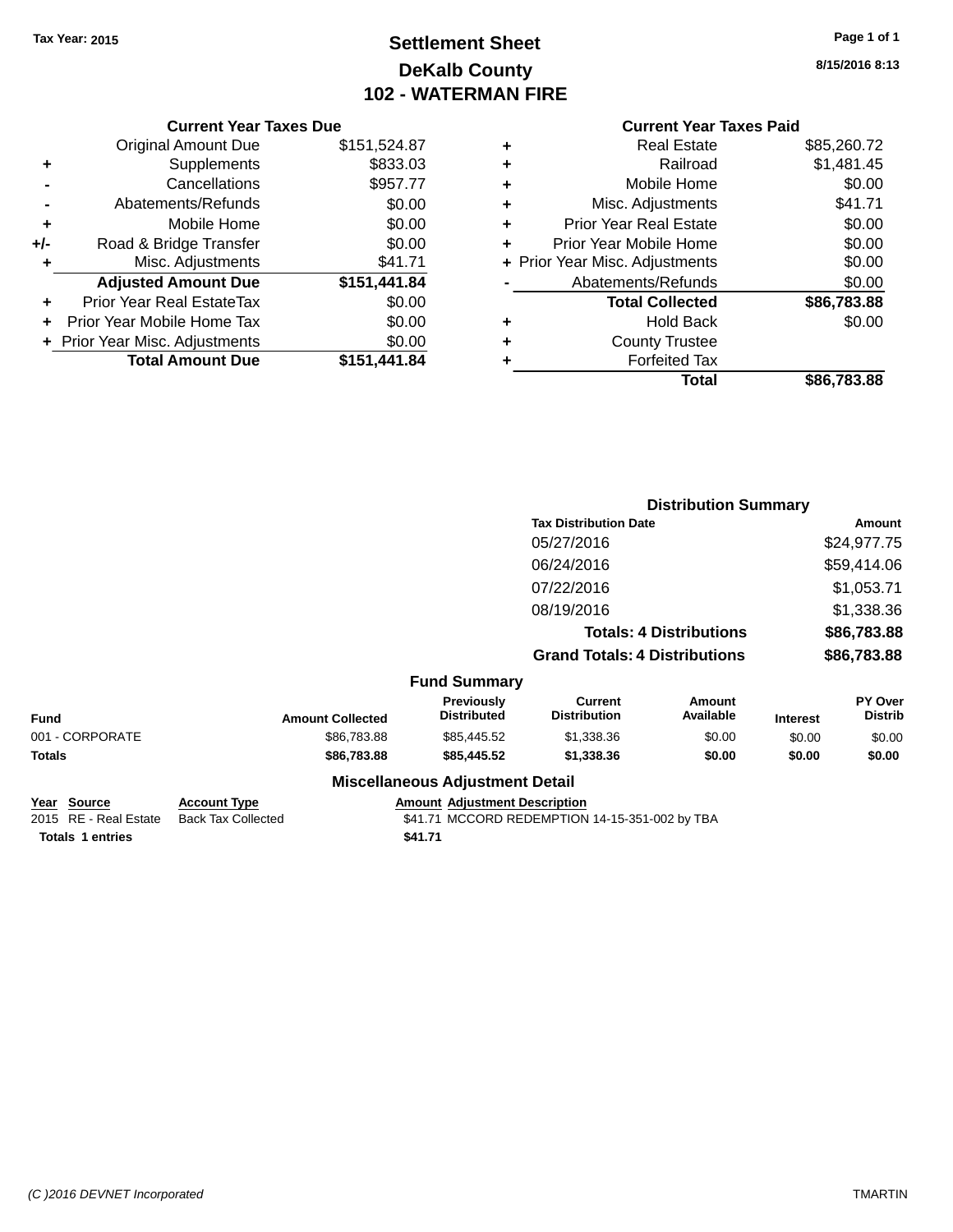Tax Year: 2015

# Settlement Sheet
## DeKalb County
## 102 - WATERMAN FIRE

8/15/2016 8:13

### Current Year Taxes Due

| | | |
|---|---|---|
| | Original Amount Due | $151,524.87 |
| + | Supplements | $833.03 |
| - | Cancellations | $957.77 |
| - | Abatements/Refunds | $0.00 |
| + | Mobile Home | $0.00 |
| +/- | Road & Bridge Transfer | $0.00 |
| + | Misc. Adjustments | $41.71 |
| | **Adjusted Amount Due** | **$151,441.84** |
| + | Prior Year Real EstateTax | $0.00 |
| + | Prior Year Mobile Home Tax | $0.00 |
| + | Prior Year Misc. Adjustments | $0.00 |
| | **Total Amount Due** | **$151,441.84** |

### Current Year Taxes Paid

| | | |
|---|---|---|
| + | Real Estate | $85,260.72 |
| + | Railroad | $1,481.45 |
| + | Mobile Home | $0.00 |
| + | Misc. Adjustments | $41.71 |
| + | Prior Year Real Estate | $0.00 |
| + | Prior Year Mobile Home | $0.00 |
| + | Prior Year Misc. Adjustments | $0.00 |
| - | Abatements/Refunds | $0.00 |
| | **Total Collected** | **$86,783.88** |
| + | Hold Back | $0.00 |
| + | County Trustee | |
| + | Forfeited Tax | |
| | **Total** | **$86,783.88** |

### Distribution Summary

| Tax Distribution Date | Amount |
|---|---|
| 05/27/2016 | $24,977.75 |
| 06/24/2016 | $59,414.06 |
| 07/22/2016 | $1,053.71 |
| 08/19/2016 | $1,338.36 |
| **Totals: 4 Distributions** | **$86,783.88** |
| **Grand Totals: 4 Distributions** | **$86,783.88** |

### Fund Summary

| Fund | Amount Collected | Previously Distributed | Current Distribution | Amount Available | Interest | PY Over Distrib |
|---|---|---|---|---|---|---|
| 001 - CORPORATE | $86,783.88 | $85,445.52 | $1,338.36 | $0.00 | $0.00 | $0.00 |
| **Totals** | **$86,783.88** | **$85,445.52** | **$1,338.36** | **$0.00** | **$0.00** | **$0.00** |

### Miscellaneous Adjustment Detail

| Year | Source | Account Type | Amount | Adjustment Description |
|---|---|---|---|---|
| 2015 | RE - Real Estate | Back Tax Collected | $41.71 | MCCORD REDEMPTION 14-15-351-002 by TBA |
| **Totals 1 entries** | | | **$41.71** | |

(C )2016 DEVNET Incorporated TMARTIN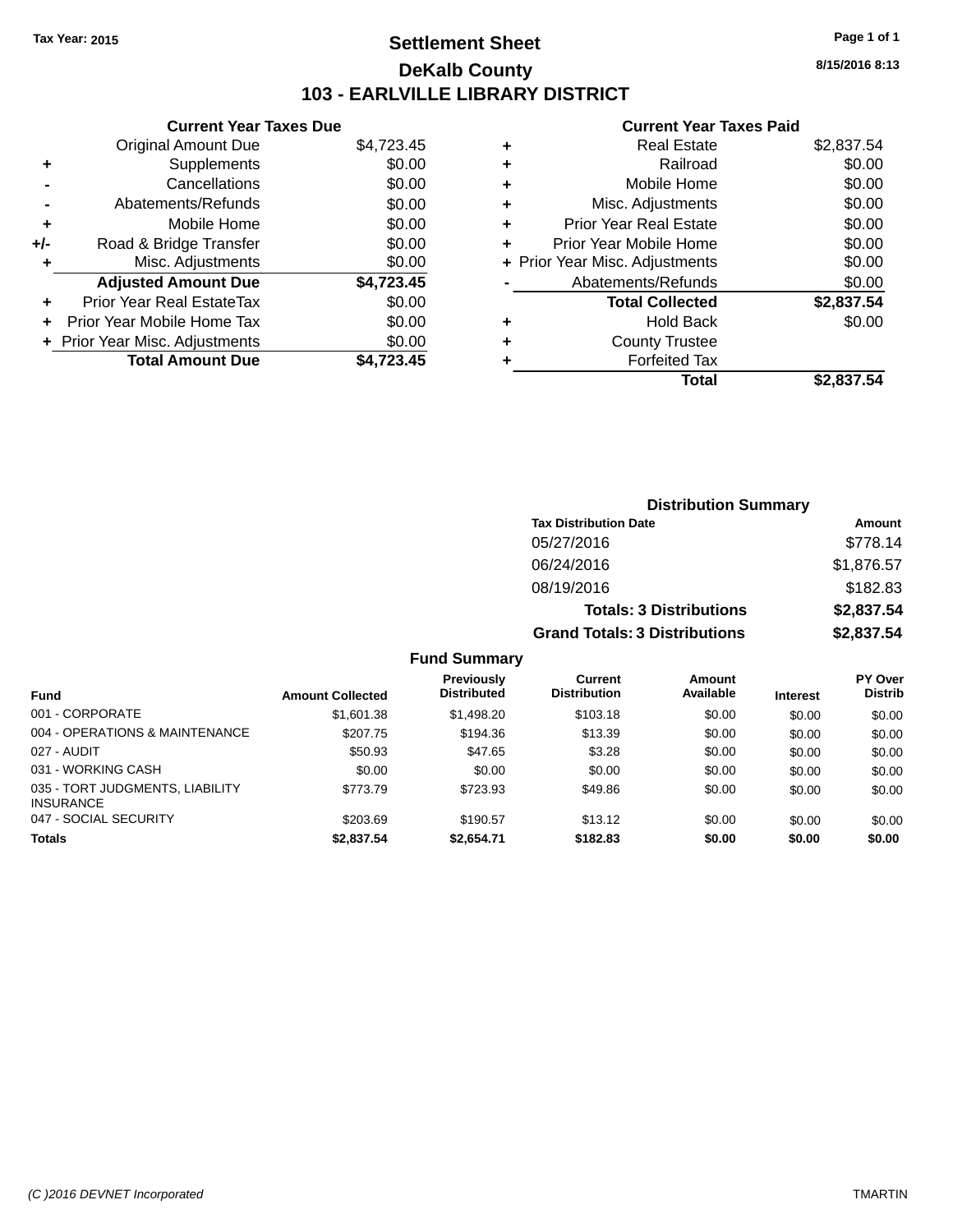Tax Year: 2015

# Settlement Sheet

## DeKalb County

## 103 - EARLVILLE LIBRARY DISTRICT

8/15/2016 8:13

### Current Year Taxes Due

| | | |
|---|---|---|
| | Original Amount Due | $4,723.45 |
| + | Supplements | $0.00 |
| - | Cancellations | $0.00 |
| - | Abatements/Refunds | $0.00 |
| + | Mobile Home | $0.00 |
| +/- | Road & Bridge Transfer | $0.00 |
| + | Misc. Adjustments | $0.00 |
| | **Adjusted Amount Due** | **$4,723.45** |
| + | Prior Year Real EstateTax | $0.00 |
| + | Prior Year Mobile Home Tax | $0.00 |
| + | Prior Year Misc. Adjustments | $0.00 |
| | **Total Amount Due** | **$4,723.45** |

### Current Year Taxes Paid

| | | |
|---|---|---|
| + | Real Estate | $2,837.54 |
| + | Railroad | $0.00 |
| + | Mobile Home | $0.00 |
| + | Misc. Adjustments | $0.00 |
| + | Prior Year Real Estate | $0.00 |
| + | Prior Year Mobile Home | $0.00 |
| + | Prior Year Misc. Adjustments | $0.00 |
| - | Abatements/Refunds | $0.00 |
| | **Total Collected** | **$2,837.54** |
| + | Hold Back | $0.00 |
| + | County Trustee | |
| + | Forfeited Tax | |
| | **Total** | **$2,837.54** |

### Distribution Summary

| Tax Distribution Date | Amount |
|---|---|
| 05/27/2016 | $778.14 |
| 06/24/2016 | $1,876.57 |
| 08/19/2016 | $182.83 |
| **Totals: 3 Distributions** | **$2,837.54** |
| **Grand Totals: 3 Distributions** | **$2,837.54** |

### Fund Summary

| Fund | Amount Collected | Previously Distributed | Current Distribution | Amount Available | Interest | PY Over Distrib |
|---|---|---|---|---|---|---|
| 001 - CORPORATE | $1,601.38 | $1,498.20 | $103.18 | $0.00 | $0.00 | $0.00 |
| 004 - OPERATIONS & MAINTENANCE | $207.75 | $194.36 | $13.39 | $0.00 | $0.00 | $0.00 |
| 027 - AUDIT | $50.93 | $47.65 | $3.28 | $0.00 | $0.00 | $0.00 |
| 031 - WORKING CASH | $0.00 | $0.00 | $0.00 | $0.00 | $0.00 | $0.00 |
| 035 - TORT JUDGMENTS, LIABILITY INSURANCE | $773.79 | $723.93 | $49.86 | $0.00 | $0.00 | $0.00 |
| 047 - SOCIAL SECURITY | $203.69 | $190.57 | $13.12 | $0.00 | $0.00 | $0.00 |
| **Totals** | **$2,837.54** | **$2,654.71** | **$182.83** | **$0.00** | **$0.00** | **$0.00** |

(C )2016 DEVNET Incorporated

TMARTIN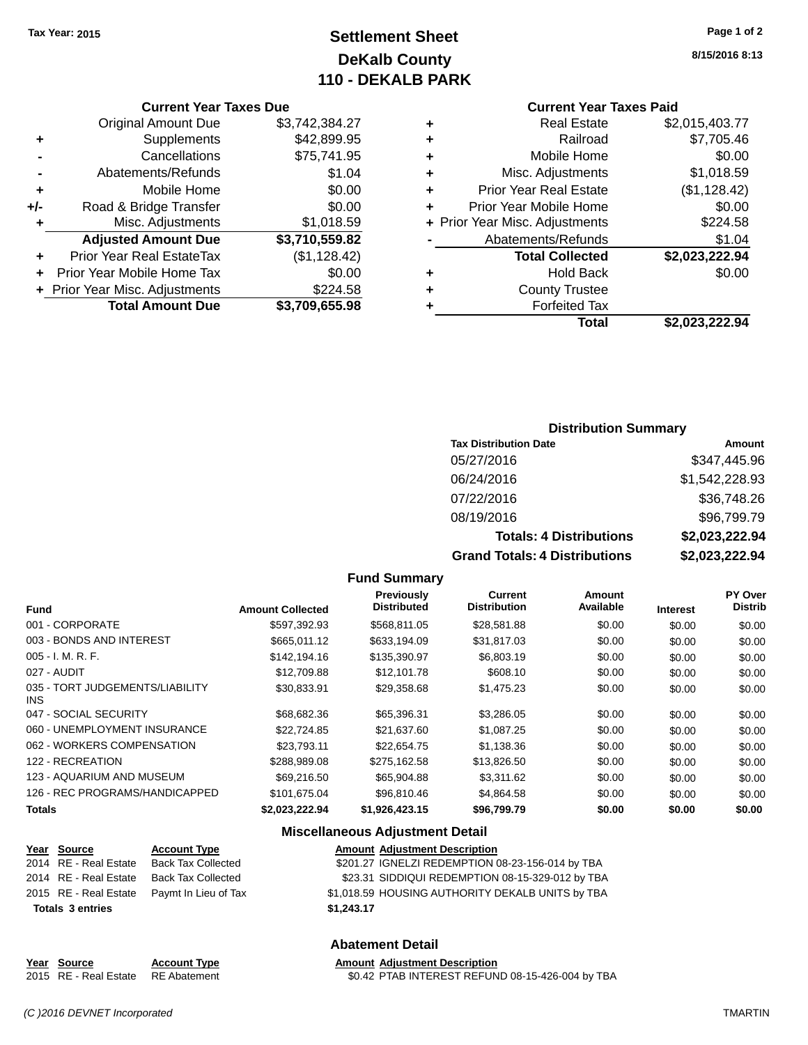Tax Year: 2015

# Settlement Sheet
## DeKalb County
## 110 - DEKALB PARK

8/15/2016 8:13

### Current Year Taxes Due

| | | |
|---|---|---|
| | Original Amount Due | $3,742,384.27 |
| + | Supplements | $42,899.95 |
| - | Cancellations | $75,741.95 |
| - | Abatements/Refunds | $1.04 |
| + | Mobile Home | $0.00 |
| +/- | Road & Bridge Transfer | $0.00 |
| + | Misc. Adjustments | $1,018.59 |
| | **Adjusted Amount Due** | **$3,710,559.82** |
| + | Prior Year Real EstateTax | ($1,128.42) |
| + | Prior Year Mobile Home Tax | $0.00 |
| + | Prior Year Misc. Adjustments | $224.58 |
| | **Total Amount Due** | **$3,709,655.98** |

### Current Year Taxes Paid

| | | |
|---|---|---|
| + | Real Estate | $2,015,403.77 |
| + | Railroad | $7,705.46 |
| + | Mobile Home | $0.00 |
| + | Misc. Adjustments | $1,018.59 |
| + | Prior Year Real Estate | ($1,128.42) |
| + | Prior Year Mobile Home | $0.00 |
| + | Prior Year Misc. Adjustments | $224.58 |
| - | Abatements/Refunds | $1.04 |
| | **Total Collected** | **$2,023,222.94** |
| + | Hold Back | $0.00 |
| + | County Trustee | |
| + | Forfeited Tax | |
| | **Total** | **$2,023,222.94** |

### Distribution Summary

| Tax Distribution Date | Amount |
|---|---|
| 05/27/2016 | $347,445.96 |
| 06/24/2016 | $1,542,228.93 |
| 07/22/2016 | $36,748.26 |
| 08/19/2016 | $96,799.79 |
| **Totals: 4 Distributions** | **$2,023,222.94** |
| **Grand Totals: 4 Distributions** | **$2,023,222.94** |

### Fund Summary

| Fund | Amount Collected | Previously Distributed | Current Distribution | Amount Available | Interest | PY Over Distrib |
|---|---|---|---|---|---|---|
| 001 - CORPORATE | $597,392.93 | $568,811.05 | $28,581.88 | $0.00 | $0.00 | $0.00 |
| 003 - BONDS AND INTEREST | $665,011.12 | $633,194.09 | $31,817.03 | $0.00 | $0.00 | $0.00 |
| 005 - I. M. R. F. | $142,194.16 | $135,390.97 | $6,803.19 | $0.00 | $0.00 | $0.00 |
| 027 - AUDIT | $12,709.88 | $12,101.78 | $608.10 | $0.00 | $0.00 | $0.00 |
| 035 - TORT JUDGEMENTS/LIABILITY INS | $30,833.91 | $29,358.68 | $1,475.23 | $0.00 | $0.00 | $0.00 |
| 047 - SOCIAL SECURITY | $68,682.36 | $65,396.31 | $3,286.05 | $0.00 | $0.00 | $0.00 |
| 060 - UNEMPLOYMENT INSURANCE | $22,724.85 | $21,637.60 | $1,087.25 | $0.00 | $0.00 | $0.00 |
| 062 - WORKERS COMPENSATION | $23,793.11 | $22,654.75 | $1,138.36 | $0.00 | $0.00 | $0.00 |
| 122 - RECREATION | $288,989.08 | $275,162.58 | $13,826.50 | $0.00 | $0.00 | $0.00 |
| 123 - AQUARIUM AND MUSEUM | $69,216.50 | $65,904.88 | $3,311.62 | $0.00 | $0.00 | $0.00 |
| 126 - REC PROGRAMS/HANDICAPPED | $101,675.04 | $96,810.46 | $4,864.58 | $0.00 | $0.00 | $0.00 |
| **Totals** | **$2,023,222.94** | **$1,926,423.15** | **$96,799.79** | **$0.00** | **$0.00** | **$0.00** |

### Miscellaneous Adjustment Detail

| Year | Source | Account Type | Amount | Adjustment Description |
|---|---|---|---|---|
| 2014 | RE - Real Estate | Back Tax Collected | $201.27 | IGNELZI REDEMPTION 08-23-156-014 by TBA |
| 2014 | RE - Real Estate | Back Tax Collected | $23.31 | SIDDIQUI REDEMPTION 08-15-329-012 by TBA |
| 2015 | RE - Real Estate | Paymt In Lieu of Tax | $1,018.59 | HOUSING AUTHORITY DEKALB UNITS by TBA |
| **Totals 3 entries** | | | **$1,243.17** | |

### Abatement Detail

| Year | Source | Account Type | Amount | Adjustment Description |
|---|---|---|---|---|
| 2015 | RE - Real Estate | RE Abatement | $0.42 | PTAB INTEREST REFUND 08-15-426-004 by TBA |

(C )2016 DEVNET Incorporated TMARTIN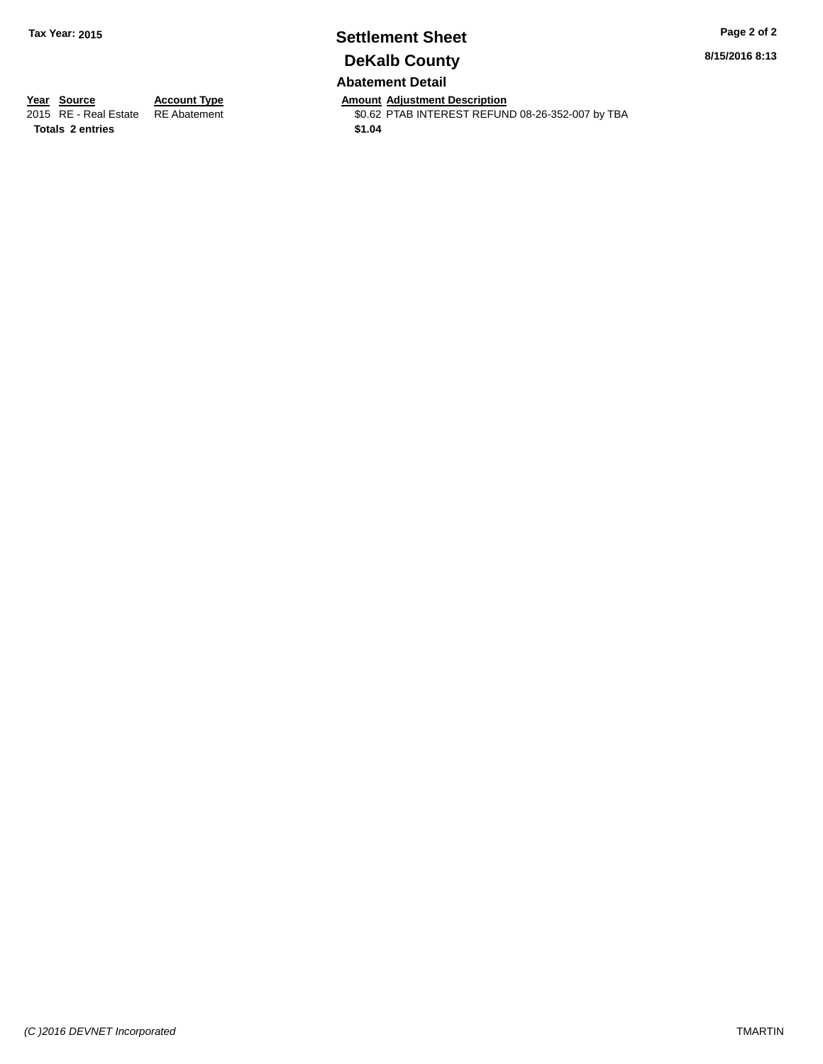**Tax Year: 2015**

# Settlement Sheet

# DeKalb County

**8/15/2016 8:13**

## Abatement Detail

| Year | Source | Account Type | Amount | Adjustment Description |
|---|---|---|---|---|
| 2015 | RE - Real Estate | RE Abatement | $0.62 | PTAB INTEREST REFUND 08-26-352-007 by TBA |
| **Totals** | **2 entries** | | **$1.04** | |

*(C )2016 DEVNET Incorporated*

TMARTIN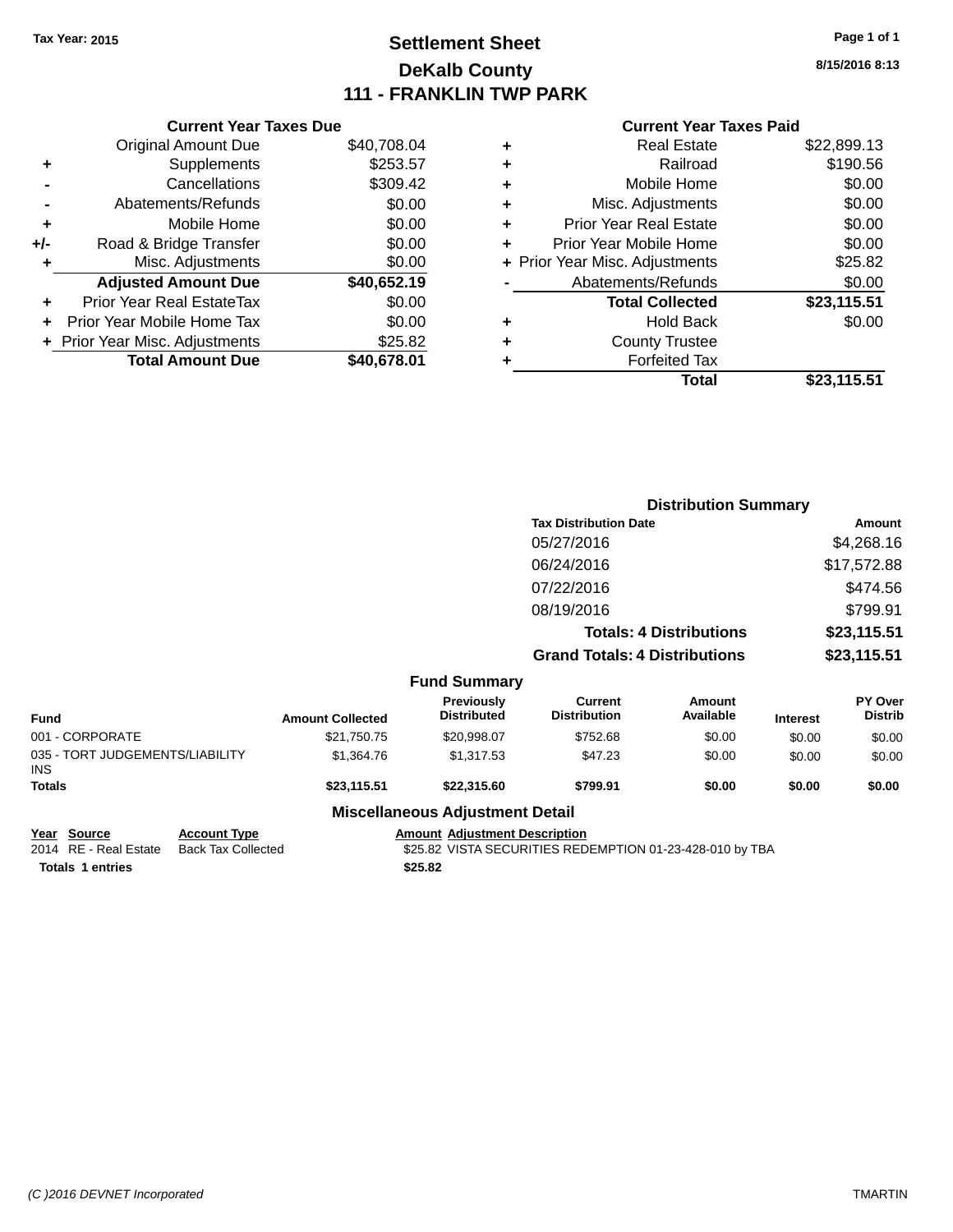Tax Year: 2015

# Settlement Sheet
## DeKalb County
## 111 - FRANKLIN TWP PARK

8/15/2016 8:13

### Current Year Taxes Due

| | | |
|---|---|---|
| | Original Amount Due | $40,708.04 |
| + | Supplements | $253.57 |
| - | Cancellations | $309.42 |
| - | Abatements/Refunds | $0.00 |
| + | Mobile Home | $0.00 |
| +/- | Road & Bridge Transfer | $0.00 |
| + | Misc. Adjustments | $0.00 |
| | **Adjusted Amount Due** | **$40,652.19** |
| + | Prior Year Real EstateTax | $0.00 |
| + | Prior Year Mobile Home Tax | $0.00 |
| + | Prior Year Misc. Adjustments | $25.82 |
| | **Total Amount Due** | **$40,678.01** |

### Current Year Taxes Paid

| | | |
|---|---|---|
| + | Real Estate | $22,899.13 |
| + | Railroad | $190.56 |
| + | Mobile Home | $0.00 |
| + | Misc. Adjustments | $0.00 |
| + | Prior Year Real Estate | $0.00 |
| + | Prior Year Mobile Home | $0.00 |
| + | Prior Year Misc. Adjustments | $25.82 |
| - | Abatements/Refunds | $0.00 |
| | **Total Collected** | **$23,115.51** |
| + | Hold Back | $0.00 |
| + | County Trustee | |
| + | Forfeited Tax | |
| | **Total** | **$23,115.51** |

### Distribution Summary

| Tax Distribution Date | Amount |
|---|---|
| 05/27/2016 | $4,268.16 |
| 06/24/2016 | $17,572.88 |
| 07/22/2016 | $474.56 |
| 08/19/2016 | $799.91 |
| **Totals: 4 Distributions** | **$23,115.51** |
| **Grand Totals: 4 Distributions** | **$23,115.51** |

### Fund Summary

| Fund | Amount Collected | Previously Distributed | Current Distribution | Amount Available | Interest | PY Over Distrib |
|---|---|---|---|---|---|---|
| 001 - CORPORATE | $21,750.75 | $20,998.07 | $752.68 | $0.00 | $0.00 | $0.00 |
| 035 - TORT JUDGEMENTS/LIABILITY INS | $1,364.76 | $1,317.53 | $47.23 | $0.00 | $0.00 | $0.00 |
| **Totals** | **$23,115.51** | **$22,315.60** | **$799.91** | **$0.00** | **$0.00** | **$0.00** |

### Miscellaneous Adjustment Detail

| Year | Source | Account Type | Amount | Adjustment Description |
|---|---|---|---|---|
| 2014 | RE - Real Estate | Back Tax Collected | $25.82 | VISTA SECURITIES REDEMPTION 01-23-428-010 by TBA |
| **Totals 1 entries** | | | **$25.82** | |

(C )2016 DEVNET Incorporated TMARTIN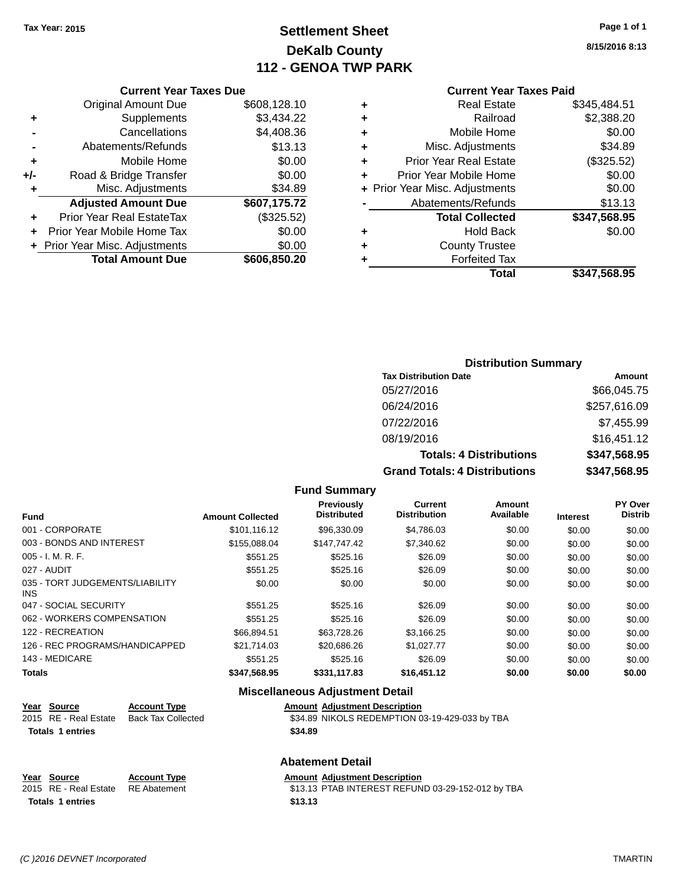Tax Year: 2015

# Settlement Sheet
## DeKalb County
## 112 - GENOA TWP PARK

8/15/2016 8:13

### Current Year Taxes Due

| | | |
|---|---|---|
| | Original Amount Due | $608,128.10 |
| + | Supplements | $3,434.22 |
| - | Cancellations | $4,408.36 |
| - | Abatements/Refunds | $13.13 |
| + | Mobile Home | $0.00 |
| +/- | Road & Bridge Transfer | $0.00 |
| + | Misc. Adjustments | $34.89 |
| | **Adjusted Amount Due** | **$607,175.72** |
| + | Prior Year Real EstateTax | ($325.52) |
| + | Prior Year Mobile Home Tax | $0.00 |
| + | Prior Year Misc. Adjustments | $0.00 |
| | **Total Amount Due** | **$606,850.20** |

### Current Year Taxes Paid

| | | |
|---|---|---|
| + | Real Estate | $345,484.51 |
| + | Railroad | $2,388.20 |
| + | Mobile Home | $0.00 |
| + | Misc. Adjustments | $34.89 |
| + | Prior Year Real Estate | ($325.52) |
| + | Prior Year Mobile Home | $0.00 |
| + | Prior Year Misc. Adjustments | $0.00 |
| - | Abatements/Refunds | $13.13 |
| | **Total Collected** | **$347,568.95** |
| + | Hold Back | $0.00 |
| + | County Trustee | |
| + | Forfeited Tax | |
| | **Total** | **$347,568.95** |

### Distribution Summary

| Tax Distribution Date | Amount |
|---|---|
| 05/27/2016 | $66,045.75 |
| 06/24/2016 | $257,616.09 |
| 07/22/2016 | $7,455.99 |
| 08/19/2016 | $16,451.12 |
| **Totals: 4 Distributions** | **$347,568.95** |
| **Grand Totals: 4 Distributions** | **$347,568.95** |

### Fund Summary

| Fund | Amount Collected | Previously Distributed | Current Distribution | Amount Available | Interest | PY Over Distrib |
|---|---|---|---|---|---|---|
| 001 - CORPORATE | $101,116.12 | $96,330.09 | $4,786.03 | $0.00 | $0.00 | $0.00 |
| 003 - BONDS AND INTEREST | $155,088.04 | $147,747.42 | $7,340.62 | $0.00 | $0.00 | $0.00 |
| 005 - I. M. R. F. | $551.25 | $525.16 | $26.09 | $0.00 | $0.00 | $0.00 |
| 027 - AUDIT | $551.25 | $525.16 | $26.09 | $0.00 | $0.00 | $0.00 |
| 035 - TORT JUDGEMENTS/LIABILITY INS | $0.00 | $0.00 | $0.00 | $0.00 | $0.00 | $0.00 |
| 047 - SOCIAL SECURITY | $551.25 | $525.16 | $26.09 | $0.00 | $0.00 | $0.00 |
| 062 - WORKERS COMPENSATION | $551.25 | $525.16 | $26.09 | $0.00 | $0.00 | $0.00 |
| 122 - RECREATION | $66,894.51 | $63,728.26 | $3,166.25 | $0.00 | $0.00 | $0.00 |
| 126 - REC PROGRAMS/HANDICAPPED | $21,714.03 | $20,686.26 | $1,027.77 | $0.00 | $0.00 | $0.00 |
| 143 - MEDICARE | $551.25 | $525.16 | $26.09 | $0.00 | $0.00 | $0.00 |
| **Totals** | **$347,568.95** | **$331,117.83** | **$16,451.12** | **$0.00** | **$0.00** | **$0.00** |

### Miscellaneous Adjustment Detail

| Year | Source | Account Type | Amount | Adjustment Description |
|---|---|---|---|---|
| 2015 | RE - Real Estate | Back Tax Collected | $34.89 | NIKOLS REDEMPTION 03-19-429-033 by TBA |
| **Totals** | **1 entries** | | **$34.89** | |

### Abatement Detail

| Year | Source | Account Type | Amount | Adjustment Description |
|---|---|---|---|---|
| 2015 | RE - Real Estate | RE Abatement | $13.13 | PTAB INTEREST REFUND 03-29-152-012 by TBA |
| **Totals** | **1 entries** | | **$13.13** | |

(C )2016 DEVNET Incorporated TMARTIN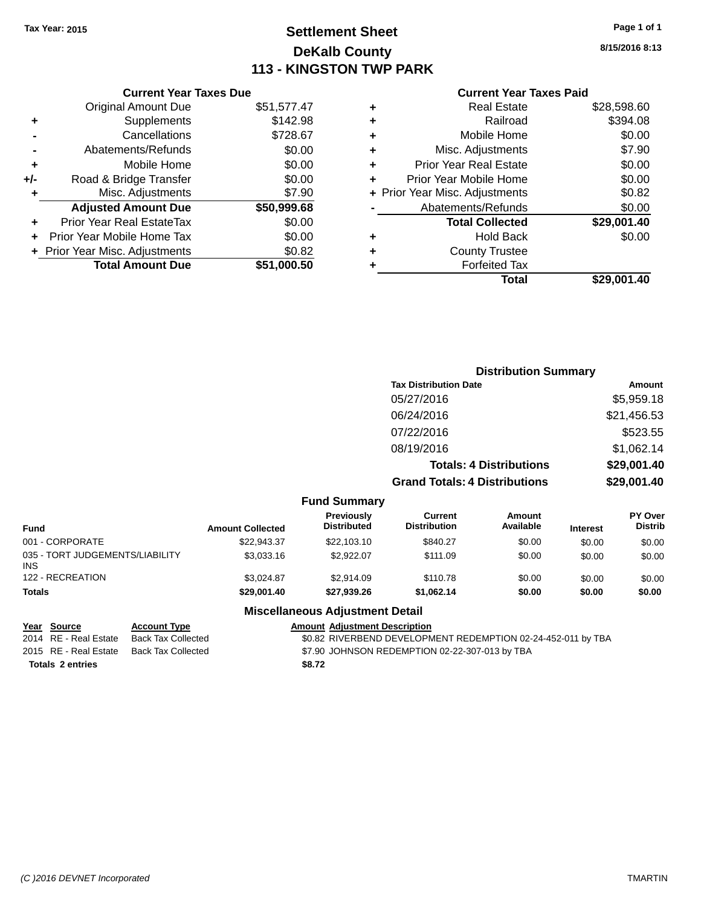Tax Year: 2015

# Settlement Sheet
## DeKalb County
## 113 - KINGSTON TWP PARK

8/15/2016 8:13

### Current Year Taxes Due

| | | |
|---|---|---|
| | Original Amount Due | $51,577.47 |
| + | Supplements | $142.98 |
| - | Cancellations | $728.67 |
| - | Abatements/Refunds | $0.00 |
| + | Mobile Home | $0.00 |
| +/- | Road & Bridge Transfer | $0.00 |
| + | Misc. Adjustments | $7.90 |
| | **Adjusted Amount Due** | **$50,999.68** |
| + | Prior Year Real EstateTax | $0.00 |
| + | Prior Year Mobile Home Tax | $0.00 |
| + | Prior Year Misc. Adjustments | $0.82 |
| | **Total Amount Due** | **$51,000.50** |

### Current Year Taxes Paid

| | | |
|---|---|---|
| + | Real Estate | $28,598.60 |
| + | Railroad | $394.08 |
| + | Mobile Home | $0.00 |
| + | Misc. Adjustments | $7.90 |
| + | Prior Year Real Estate | $0.00 |
| + | Prior Year Mobile Home | $0.00 |
| + | Prior Year Misc. Adjustments | $0.82 |
| - | Abatements/Refunds | $0.00 |
| | **Total Collected** | **$29,001.40** |
| + | Hold Back | $0.00 |
| + | County Trustee | |
| + | Forfeited Tax | |
| | **Total** | **$29,001.40** |

### Distribution Summary

| Tax Distribution Date | Amount |
|---|---|
| 05/27/2016 | $5,959.18 |
| 06/24/2016 | $21,456.53 |
| 07/22/2016 | $523.55 |
| 08/19/2016 | $1,062.14 |
| **Totals: 4 Distributions** | **$29,001.40** |
| **Grand Totals: 4 Distributions** | **$29,001.40** |

### Fund Summary

| Fund | Amount Collected | Previously Distributed | Current Distribution | Amount Available | Interest | PY Over Distrib |
|---|---|---|---|---|---|---|
| 001 - CORPORATE | $22,943.37 | $22,103.10 | $840.27 | $0.00 | $0.00 | $0.00 |
| 035 - TORT JUDGEMENTS/LIABILITY INS | $3,033.16 | $2,922.07 | $111.09 | $0.00 | $0.00 | $0.00 |
| 122 - RECREATION | $3,024.87 | $2,914.09 | $110.78 | $0.00 | $0.00 | $0.00 |
| **Totals** | **$29,001.40** | **$27,939.26** | **$1,062.14** | **$0.00** | **$0.00** | **$0.00** |

### Miscellaneous Adjustment Detail

| Year | Source | Account Type | Amount | Adjustment Description |
|---|---|---|---|---|
| 2014 | RE - Real Estate | Back Tax Collected | $0.82 | RIVERBEND DEVELOPMENT REDEMPTION 02-24-452-011 by TBA |
| 2015 | RE - Real Estate | Back Tax Collected | $7.90 | JOHNSON REDEMPTION 02-22-307-013 by TBA |
| **Totals 2 entries** | | | **$8.72** | |

(C )2016 DEVNET Incorporated TMARTIN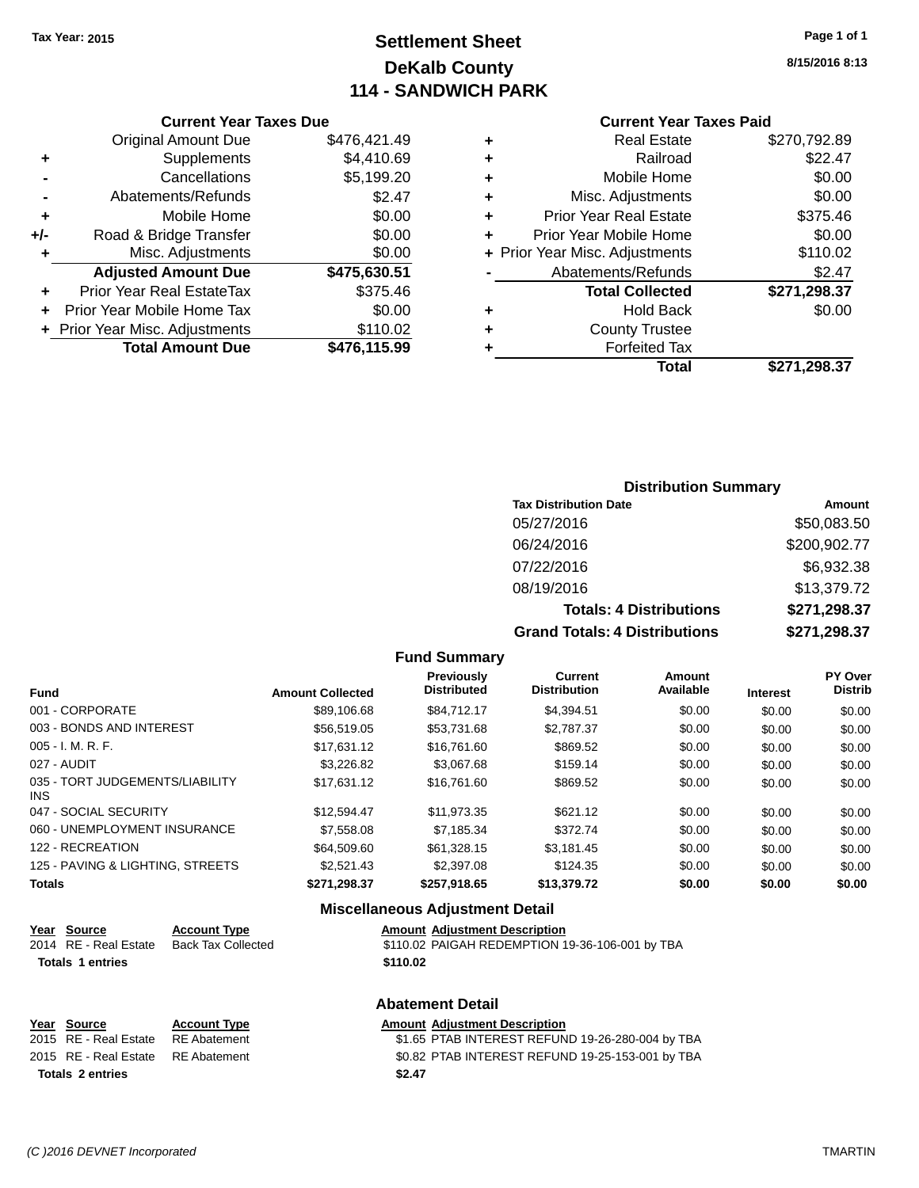Tax Year: 2015

# Settlement Sheet
## DeKalb County
## 114 - SANDWICH PARK

8/15/2016 8:13

### Current Year Taxes Due

| | | |
|---|---|---|
| | Original Amount Due | $476,421.49 |
| + | Supplements | $4,410.69 |
| - | Cancellations | $5,199.20 |
| - | Abatements/Refunds | $2.47 |
| + | Mobile Home | $0.00 |
| +/- | Road & Bridge Transfer | $0.00 |
| + | Misc. Adjustments | $0.00 |
| | **Adjusted Amount Due** | **$475,630.51** |
| + | Prior Year Real EstateTax | $375.46 |
| + | Prior Year Mobile Home Tax | $0.00 |
| + | Prior Year Misc. Adjustments | $110.02 |
| | **Total Amount Due** | **$476,115.99** |

### Current Year Taxes Paid

| | | |
|---|---|---|
| + | Real Estate | $270,792.89 |
| + | Railroad | $22.47 |
| + | Mobile Home | $0.00 |
| + | Misc. Adjustments | $0.00 |
| + | Prior Year Real Estate | $375.46 |
| + | Prior Year Mobile Home | $0.00 |
| + | Prior Year Misc. Adjustments | $110.02 |
| - | Abatements/Refunds | $2.47 |
| | **Total Collected** | **$271,298.37** |
| + | Hold Back | $0.00 |
| + | County Trustee | |
| + | Forfeited Tax | |
| | **Total** | **$271,298.37** |

### Distribution Summary

| Tax Distribution Date | Amount |
|---|---|
| 05/27/2016 | $50,083.50 |
| 06/24/2016 | $200,902.77 |
| 07/22/2016 | $6,932.38 |
| 08/19/2016 | $13,379.72 |
| **Totals: 4 Distributions** | **$271,298.37** |
| **Grand Totals: 4 Distributions** | **$271,298.37** |

### Fund Summary

| Fund | Amount Collected | Previously Distributed | Current Distribution | Amount Available | Interest | PY Over Distrib |
|---|---|---|---|---|---|---|
| 001 - CORPORATE | $89,106.68 | $84,712.17 | $4,394.51 | $0.00 | $0.00 | $0.00 |
| 003 - BONDS AND INTEREST | $56,519.05 | $53,731.68 | $2,787.37 | $0.00 | $0.00 | $0.00 |
| 005 - I. M. R. F. | $17,631.12 | $16,761.60 | $869.52 | $0.00 | $0.00 | $0.00 |
| 027 - AUDIT | $3,226.82 | $3,067.68 | $159.14 | $0.00 | $0.00 | $0.00 |
| 035 - TORT JUDGEMENTS/LIABILITY INS | $17,631.12 | $16,761.60 | $869.52 | $0.00 | $0.00 | $0.00 |
| 047 - SOCIAL SECURITY | $12,594.47 | $11,973.35 | $621.12 | $0.00 | $0.00 | $0.00 |
| 060 - UNEMPLOYMENT INSURANCE | $7,558.08 | $7,185.34 | $372.74 | $0.00 | $0.00 | $0.00 |
| 122 - RECREATION | $64,509.60 | $61,328.15 | $3,181.45 | $0.00 | $0.00 | $0.00 |
| 125 - PAVING & LIGHTING, STREETS | $2,521.43 | $2,397.08 | $124.35 | $0.00 | $0.00 | $0.00 |
| **Totals** | **$271,298.37** | **$257,918.65** | **$13,379.72** | **$0.00** | **$0.00** | **$0.00** |

### Miscellaneous Adjustment Detail

| Year | Source | Account Type | Amount | Adjustment Description |
|---|---|---|---|---|
| 2014 | RE - Real Estate | Back Tax Collected | $110.02 | PAIGAH REDEMPTION 19-36-106-001 by TBA |
| **Totals** | **1 entries** | | **$110.02** | |

### Abatement Detail

| Year | Source | Account Type | Amount | Adjustment Description |
|---|---|---|---|---|
| 2015 | RE - Real Estate | RE Abatement | $1.65 | PTAB INTEREST REFUND 19-26-280-004 by TBA |
| 2015 | RE - Real Estate | RE Abatement | $0.82 | PTAB INTEREST REFUND 19-25-153-001 by TBA |
| **Totals** | **2 entries** | | **$2.47** | |

(C )2016 DEVNET Incorporated — TMARTIN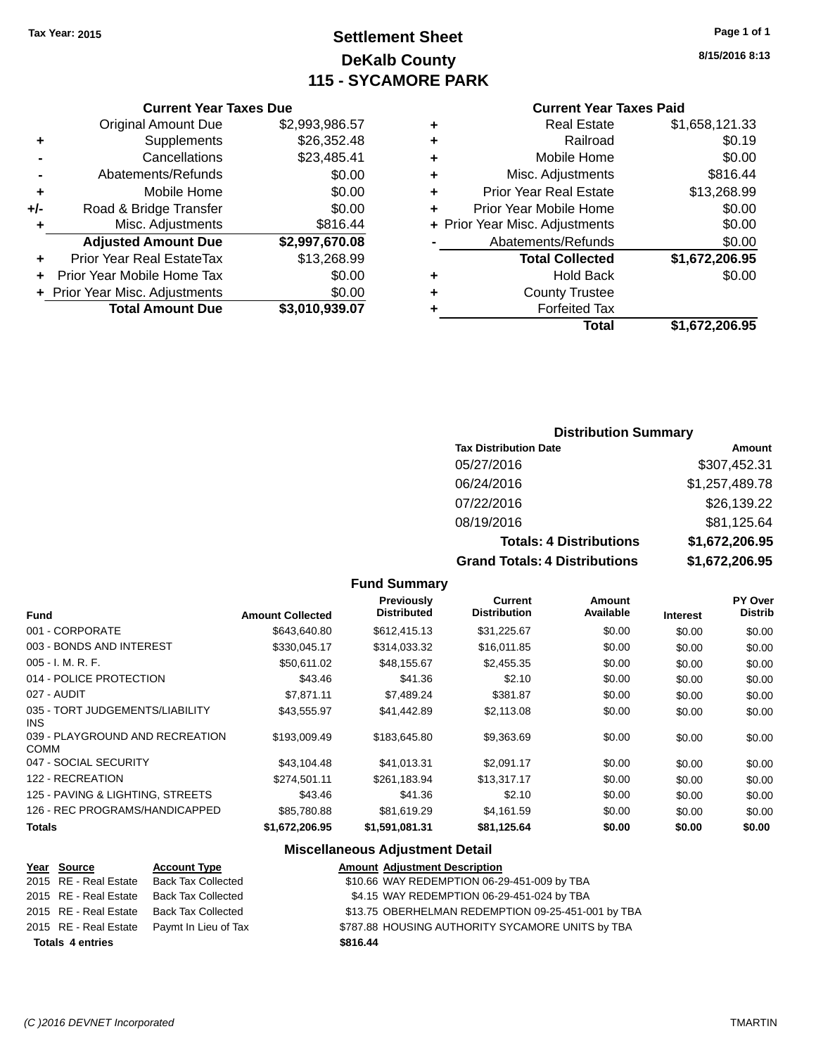Tax Year: 2015

# Settlement Sheet
## DeKalb County
## 115 - SYCAMORE PARK

8/15/2016 8:13

### Current Year Taxes Due

| | | |
|---|---|---|
| | Original Amount Due | $2,993,986.57 |
| + | Supplements | $26,352.48 |
| - | Cancellations | $23,485.41 |
| - | Abatements/Refunds | $0.00 |
| + | Mobile Home | $0.00 |
| +/- | Road & Bridge Transfer | $0.00 |
| + | Misc. Adjustments | $816.44 |
| | **Adjusted Amount Due** | **$2,997,670.08** |
| + | Prior Year Real EstateTax | $13,268.99 |
| + | Prior Year Mobile Home Tax | $0.00 |
| + | Prior Year Misc. Adjustments | $0.00 |
| | **Total Amount Due** | **$3,010,939.07** |

### Current Year Taxes Paid

| | | |
|---|---|---|
| + | Real Estate | $1,658,121.33 |
| + | Railroad | $0.19 |
| + | Mobile Home | $0.00 |
| + | Misc. Adjustments | $816.44 |
| + | Prior Year Real Estate | $13,268.99 |
| + | Prior Year Mobile Home | $0.00 |
| + | Prior Year Misc. Adjustments | $0.00 |
| - | Abatements/Refunds | $0.00 |
| | **Total Collected** | **$1,672,206.95** |
| + | Hold Back | $0.00 |
| + | County Trustee | |
| + | Forfeited Tax | |
| | **Total** | **$1,672,206.95** |

### Distribution Summary

| Tax Distribution Date | Amount |
|---|---|
| 05/27/2016 | $307,452.31 |
| 06/24/2016 | $1,257,489.78 |
| 07/22/2016 | $26,139.22 |
| 08/19/2016 | $81,125.64 |
| **Totals: 4 Distributions** | **$1,672,206.95** |
| **Grand Totals: 4 Distributions** | **$1,672,206.95** |

### Fund Summary

| Fund | Amount Collected | Previously Distributed | Current Distribution | Amount Available | Interest | PY Over Distrib |
|---|---|---|---|---|---|---|
| 001 - CORPORATE | $643,640.80 | $612,415.13 | $31,225.67 | $0.00 | $0.00 | $0.00 |
| 003 - BONDS AND INTEREST | $330,045.17 | $314,033.32 | $16,011.85 | $0.00 | $0.00 | $0.00 |
| 005 - I. M. R. F. | $50,611.02 | $48,155.67 | $2,455.35 | $0.00 | $0.00 | $0.00 |
| 014 - POLICE PROTECTION | $43.46 | $41.36 | $2.10 | $0.00 | $0.00 | $0.00 |
| 027 - AUDIT | $7,871.11 | $7,489.24 | $381.87 | $0.00 | $0.00 | $0.00 |
| 035 - TORT JUDGEMENTS/LIABILITY INS | $43,555.97 | $41,442.89 | $2,113.08 | $0.00 | $0.00 | $0.00 |
| 039 - PLAYGROUND AND RECREATION COMM | $193,009.49 | $183,645.80 | $9,363.69 | $0.00 | $0.00 | $0.00 |
| 047 - SOCIAL SECURITY | $43,104.48 | $41,013.31 | $2,091.17 | $0.00 | $0.00 | $0.00 |
| 122 - RECREATION | $274,501.11 | $261,183.94 | $13,317.17 | $0.00 | $0.00 | $0.00 |
| 125 - PAVING & LIGHTING, STREETS | $43.46 | $41.36 | $2.10 | $0.00 | $0.00 | $0.00 |
| 126 - REC PROGRAMS/HANDICAPPED | $85,780.88 | $81,619.29 | $4,161.59 | $0.00 | $0.00 | $0.00 |
| **Totals** | **$1,672,206.95** | **$1,591,081.31** | **$81,125.64** | **$0.00** | **$0.00** | **$0.00** |

### Miscellaneous Adjustment Detail

| Year | Source | Account Type | Amount | Adjustment Description |
|---|---|---|---|---|
| 2015 | RE - Real Estate | Back Tax Collected | $10.66 | WAY REDEMPTION 06-29-451-009 by TBA |
| 2015 | RE - Real Estate | Back Tax Collected | $4.15 | WAY REDEMPTION 06-29-451-024 by TBA |
| 2015 | RE - Real Estate | Back Tax Collected | $13.75 | OBERHELMAN REDEMPTION 09-25-451-001 by TBA |
| 2015 | RE - Real Estate | Paymt In Lieu of Tax | $787.88 | HOUSING AUTHORITY SYCAMORE UNITS by TBA |
| **Totals** | **4 entries** | | **$816.44** | |

(C )2016 DEVNET Incorporated TMARTIN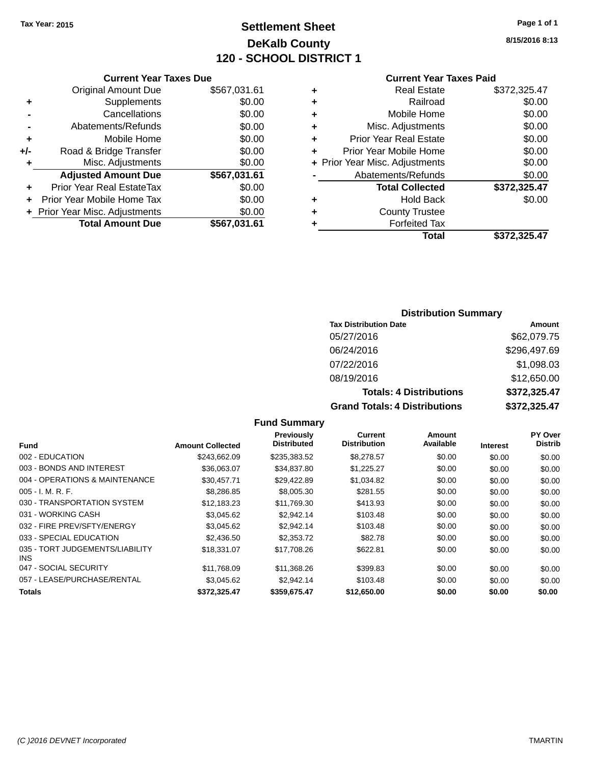Tax Year: 2015

# Settlement Sheet
## DeKalb County
## 120 - SCHOOL DISTRICT 1

8/15/2016 8:13

### Current Year Taxes Due

| | | |
|---|---|---|
| | Original Amount Due | $567,031.61 |
| + | Supplements | $0.00 |
| - | Cancellations | $0.00 |
| - | Abatements/Refunds | $0.00 |
| + | Mobile Home | $0.00 |
| +/- | Road & Bridge Transfer | $0.00 |
| + | Misc. Adjustments | $0.00 |
| | **Adjusted Amount Due** | **$567,031.61** |
| + | Prior Year Real EstateTax | $0.00 |
| + | Prior Year Mobile Home Tax | $0.00 |
| + | Prior Year Misc. Adjustments | $0.00 |
| | **Total Amount Due** | **$567,031.61** |

### Current Year Taxes Paid

| | | |
|---|---|---|
| + | Real Estate | $372,325.47 |
| + | Railroad | $0.00 |
| + | Mobile Home | $0.00 |
| + | Misc. Adjustments | $0.00 |
| + | Prior Year Real Estate | $0.00 |
| + | Prior Year Mobile Home | $0.00 |
| + | Prior Year Misc. Adjustments | $0.00 |
| - | Abatements/Refunds | $0.00 |
| | **Total Collected** | **$372,325.47** |
| + | Hold Back | $0.00 |
| + | County Trustee | |
| + | Forfeited Tax | |
| | **Total** | **$372,325.47** |

### Distribution Summary

| Tax Distribution Date | Amount |
|---|---|
| 05/27/2016 | $62,079.75 |
| 06/24/2016 | $296,497.69 |
| 07/22/2016 | $1,098.03 |
| 08/19/2016 | $12,650.00 |
| **Totals: 4 Distributions** | **$372,325.47** |
| **Grand Totals: 4 Distributions** | **$372,325.47** |

### Fund Summary

| Fund | Amount Collected | Previously Distributed | Current Distribution | Amount Available | Interest | PY Over Distrib |
|---|---|---|---|---|---|---|
| 002 - EDUCATION | $243,662.09 | $235,383.52 | $8,278.57 | $0.00 | $0.00 | $0.00 |
| 003 - BONDS AND INTEREST | $36,063.07 | $34,837.80 | $1,225.27 | $0.00 | $0.00 | $0.00 |
| 004 - OPERATIONS & MAINTENANCE | $30,457.71 | $29,422.89 | $1,034.82 | $0.00 | $0.00 | $0.00 |
| 005 - I. M. R. F. | $8,286.85 | $8,005.30 | $281.55 | $0.00 | $0.00 | $0.00 |
| 030 - TRANSPORTATION SYSTEM | $12,183.23 | $11,769.30 | $413.93 | $0.00 | $0.00 | $0.00 |
| 031 - WORKING CASH | $3,045.62 | $2,942.14 | $103.48 | $0.00 | $0.00 | $0.00 |
| 032 - FIRE PREV/SFTY/ENERGY | $3,045.62 | $2,942.14 | $103.48 | $0.00 | $0.00 | $0.00 |
| 033 - SPECIAL EDUCATION | $2,436.50 | $2,353.72 | $82.78 | $0.00 | $0.00 | $0.00 |
| 035 - TORT JUDGEMENTS/LIABILITY INS | $18,331.07 | $17,708.26 | $622.81 | $0.00 | $0.00 | $0.00 |
| 047 - SOCIAL SECURITY | $11,768.09 | $11,368.26 | $399.83 | $0.00 | $0.00 | $0.00 |
| 057 - LEASE/PURCHASE/RENTAL | $3,045.62 | $2,942.14 | $103.48 | $0.00 | $0.00 | $0.00 |
| **Totals** | **$372,325.47** | **$359,675.47** | **$12,650.00** | **$0.00** | **$0.00** | **$0.00** |

(C )2016 DEVNET Incorporated

TMARTIN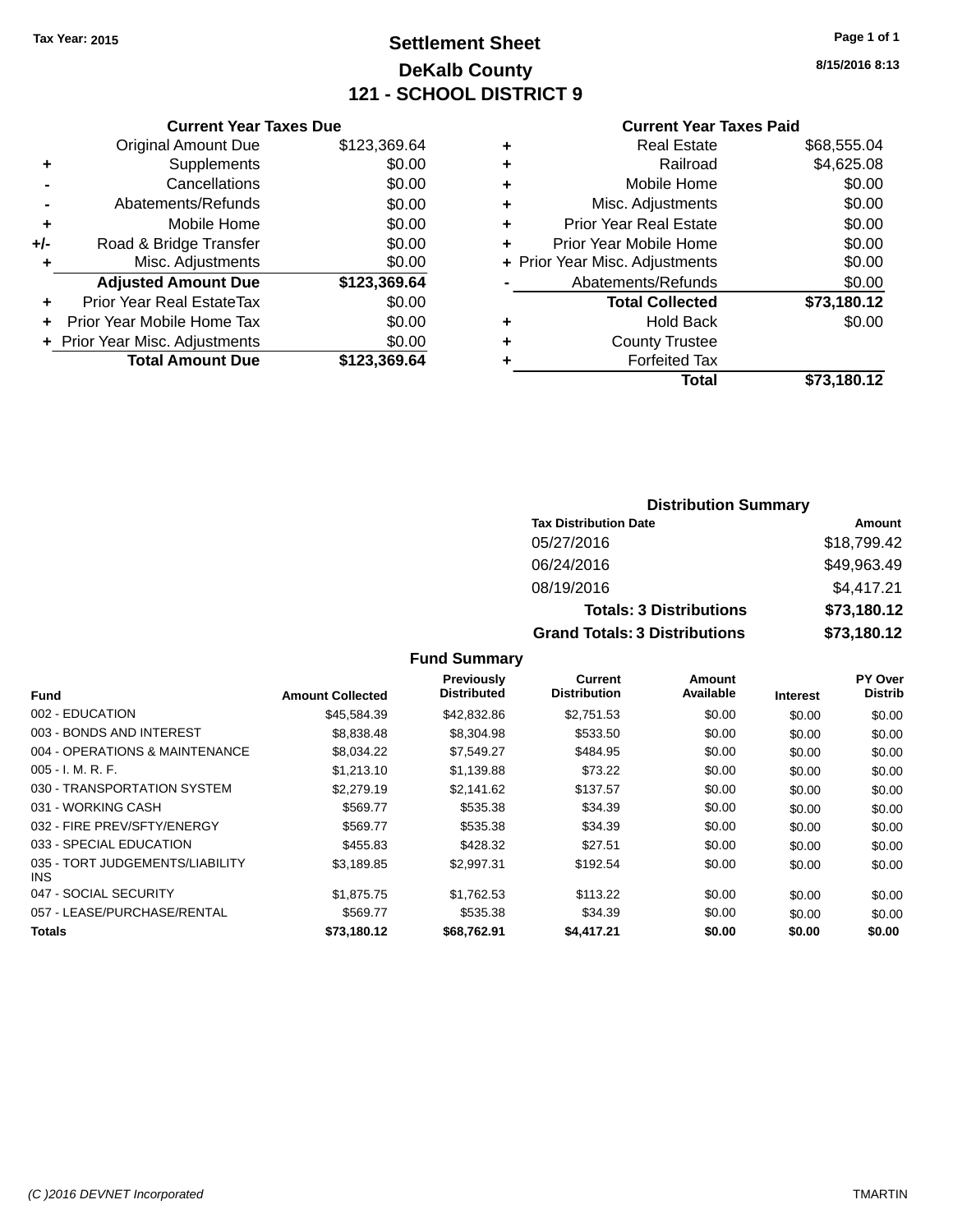Tax Year: 2015

# Settlement Sheet

## DeKalb County

## 121 - SCHOOL DISTRICT 9

8/15/2016 8:13

### Current Year Taxes Due

| | | |
|---|---|---|
| | Original Amount Due | $123,369.64 |
| + | Supplements | $0.00 |
| - | Cancellations | $0.00 |
| - | Abatements/Refunds | $0.00 |
| + | Mobile Home | $0.00 |
| +/- | Road & Bridge Transfer | $0.00 |
| + | Misc. Adjustments | $0.00 |
| | **Adjusted Amount Due** | **$123,369.64** |
| + | Prior Year Real EstateTax | $0.00 |
| + | Prior Year Mobile Home Tax | $0.00 |
| + | Prior Year Misc. Adjustments | $0.00 |
| | **Total Amount Due** | **$123,369.64** |

### Current Year Taxes Paid

| | | |
|---|---|---|
| + | Real Estate | $68,555.04 |
| + | Railroad | $4,625.08 |
| + | Mobile Home | $0.00 |
| + | Misc. Adjustments | $0.00 |
| + | Prior Year Real Estate | $0.00 |
| + | Prior Year Mobile Home | $0.00 |
| + | Prior Year Misc. Adjustments | $0.00 |
| - | Abatements/Refunds | $0.00 |
| | **Total Collected** | **$73,180.12** |
| + | Hold Back | $0.00 |
| + | County Trustee | |
| + | Forfeited Tax | |
| | **Total** | **$73,180.12** |

### Distribution Summary

| Tax Distribution Date | Amount |
|---|---|
| 05/27/2016 | $18,799.42 |
| 06/24/2016 | $49,963.49 |
| 08/19/2016 | $4,417.21 |
| **Totals: 3 Distributions** | **$73,180.12** |
| **Grand Totals: 3 Distributions** | **$73,180.12** |

### Fund Summary

| Fund | Amount Collected | Previously Distributed | Current Distribution | Amount Available | Interest | PY Over Distrib |
|---|---|---|---|---|---|---|
| 002 - EDUCATION | $45,584.39 | $42,832.86 | $2,751.53 | $0.00 | $0.00 | $0.00 |
| 003 - BONDS AND INTEREST | $8,838.48 | $8,304.98 | $533.50 | $0.00 | $0.00 | $0.00 |
| 004 - OPERATIONS & MAINTENANCE | $8,034.22 | $7,549.27 | $484.95 | $0.00 | $0.00 | $0.00 |
| 005 - I. M. R. F. | $1,213.10 | $1,139.88 | $73.22 | $0.00 | $0.00 | $0.00 |
| 030 - TRANSPORTATION SYSTEM | $2,279.19 | $2,141.62 | $137.57 | $0.00 | $0.00 | $0.00 |
| 031 - WORKING CASH | $569.77 | $535.38 | $34.39 | $0.00 | $0.00 | $0.00 |
| 032 - FIRE PREV/SFTY/ENERGY | $569.77 | $535.38 | $34.39 | $0.00 | $0.00 | $0.00 |
| 033 - SPECIAL EDUCATION | $455.83 | $428.32 | $27.51 | $0.00 | $0.00 | $0.00 |
| 035 - TORT JUDGEMENTS/LIABILITY INS | $3,189.85 | $2,997.31 | $192.54 | $0.00 | $0.00 | $0.00 |
| 047 - SOCIAL SECURITY | $1,875.75 | $1,762.53 | $113.22 | $0.00 | $0.00 | $0.00 |
| 057 - LEASE/PURCHASE/RENTAL | $569.77 | $535.38 | $34.39 | $0.00 | $0.00 | $0.00 |
| **Totals** | **$73,180.12** | **$68,762.91** | **$4,417.21** | **$0.00** | **$0.00** | **$0.00** |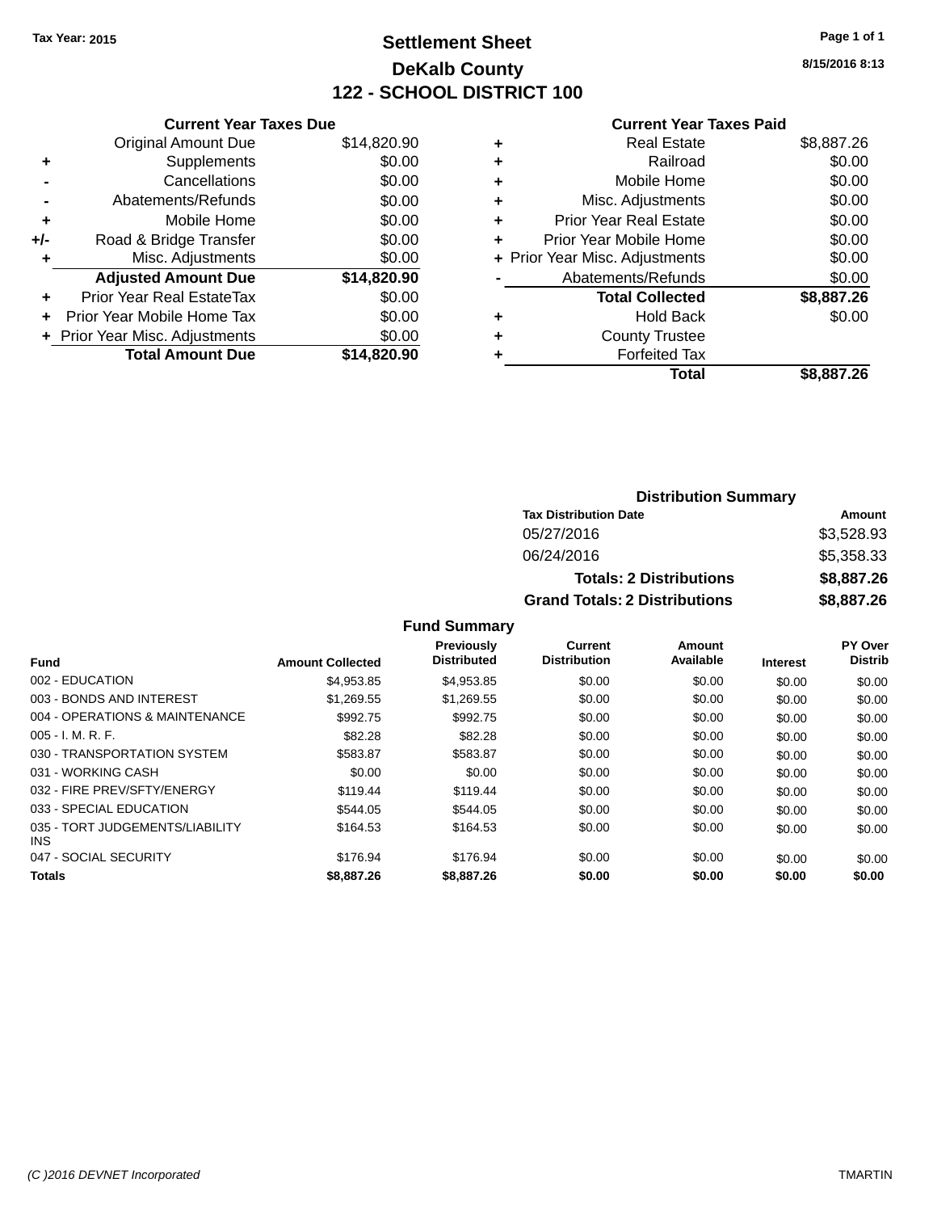Tax Year: 2015

# Settlement Sheet

## DeKalb County

## 122 - SCHOOL DISTRICT 100

8/15/2016 8:13

### Current Year Taxes Due

| | | |
|---|---|---|
| | Original Amount Due | $14,820.90 |
| + | Supplements | $0.00 |
| - | Cancellations | $0.00 |
| - | Abatements/Refunds | $0.00 |
| + | Mobile Home | $0.00 |
| +/- | Road & Bridge Transfer | $0.00 |
| + | Misc. Adjustments | $0.00 |
| | **Adjusted Amount Due** | **$14,820.90** |
| + | Prior Year Real EstateTax | $0.00 |
| + | Prior Year Mobile Home Tax | $0.00 |
| + | Prior Year Misc. Adjustments | $0.00 |
| | **Total Amount Due** | **$14,820.90** |

### Current Year Taxes Paid

| | | |
|---|---|---|
| + | Real Estate | $8,887.26 |
| + | Railroad | $0.00 |
| + | Mobile Home | $0.00 |
| + | Misc. Adjustments | $0.00 |
| + | Prior Year Real Estate | $0.00 |
| + | Prior Year Mobile Home | $0.00 |
| + | Prior Year Misc. Adjustments | $0.00 |
| - | Abatements/Refunds | $0.00 |
| | **Total Collected** | **$8,887.26** |
| + | Hold Back | $0.00 |
| + | County Trustee | |
| + | Forfeited Tax | |
| | **Total** | **$8,887.26** |

### Distribution Summary

| Tax Distribution Date | Amount |
|---|---|
| 05/27/2016 | $3,528.93 |
| 06/24/2016 | $5,358.33 |
| **Totals: 2 Distributions** | **$8,887.26** |
| **Grand Totals: 2 Distributions** | **$8,887.26** |

### Fund Summary

| Fund | Amount Collected | Previously Distributed | Current Distribution | Amount Available | Interest | PY Over Distrib |
|---|---|---|---|---|---|---|
| 002 - EDUCATION | $4,953.85 | $4,953.85 | $0.00 | $0.00 | $0.00 | $0.00 |
| 003 - BONDS AND INTEREST | $1,269.55 | $1,269.55 | $0.00 | $0.00 | $0.00 | $0.00 |
| 004 - OPERATIONS & MAINTENANCE | $992.75 | $992.75 | $0.00 | $0.00 | $0.00 | $0.00 |
| 005 - I. M. R. F. | $82.28 | $82.28 | $0.00 | $0.00 | $0.00 | $0.00 |
| 030 - TRANSPORTATION SYSTEM | $583.87 | $583.87 | $0.00 | $0.00 | $0.00 | $0.00 |
| 031 - WORKING CASH | $0.00 | $0.00 | $0.00 | $0.00 | $0.00 | $0.00 |
| 032 - FIRE PREV/SFTY/ENERGY | $119.44 | $119.44 | $0.00 | $0.00 | $0.00 | $0.00 |
| 033 - SPECIAL EDUCATION | $544.05 | $544.05 | $0.00 | $0.00 | $0.00 | $0.00 |
| 035 - TORT JUDGEMENTS/LIABILITY INS | $164.53 | $164.53 | $0.00 | $0.00 | $0.00 | $0.00 |
| 047 - SOCIAL SECURITY | $176.94 | $176.94 | $0.00 | $0.00 | $0.00 | $0.00 |
| **Totals** | **$8,887.26** | **$8,887.26** | **$0.00** | **$0.00** | **$0.00** | **$0.00** |

(C )2016 DEVNET Incorporated TMARTIN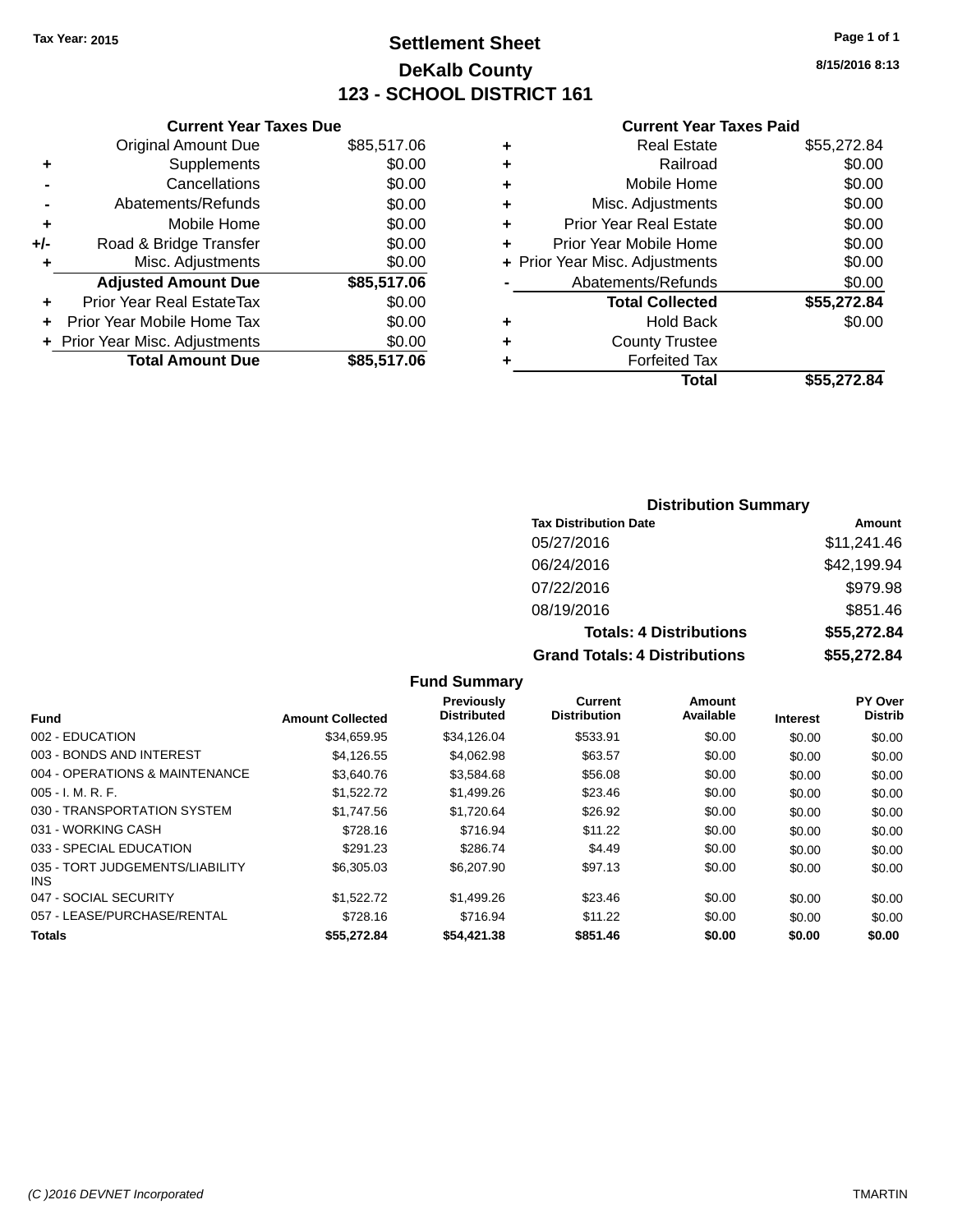Tax Year: 2015

# Settlement Sheet

## DeKalb County

## 123 - SCHOOL DISTRICT 161

8/15/2016 8:13

### Current Year Taxes Due

| | | |
|---|---|---|
| | Original Amount Due | $85,517.06 |
| + | Supplements | $0.00 |
| - | Cancellations | $0.00 |
| - | Abatements/Refunds | $0.00 |
| + | Mobile Home | $0.00 |
| +/- | Road & Bridge Transfer | $0.00 |
| + | Misc. Adjustments | $0.00 |
| | **Adjusted Amount Due** | **$85,517.06** |
| + | Prior Year Real EstateTax | $0.00 |
| + | Prior Year Mobile Home Tax | $0.00 |
| + | Prior Year Misc. Adjustments | $0.00 |
| | **Total Amount Due** | **$85,517.06** |

### Current Year Taxes Paid

| | | |
|---|---|---|
| + | Real Estate | $55,272.84 |
| + | Railroad | $0.00 |
| + | Mobile Home | $0.00 |
| + | Misc. Adjustments | $0.00 |
| + | Prior Year Real Estate | $0.00 |
| + | Prior Year Mobile Home | $0.00 |
| + | Prior Year Misc. Adjustments | $0.00 |
| - | Abatements/Refunds | $0.00 |
| | **Total Collected** | **$55,272.84** |
| + | Hold Back | $0.00 |
| + | County Trustee | |
| + | Forfeited Tax | |
| | **Total** | **$55,272.84** |

### Distribution Summary

| Tax Distribution Date | Amount |
|---|---|
| 05/27/2016 | $11,241.46 |
| 06/24/2016 | $42,199.94 |
| 07/22/2016 | $979.98 |
| 08/19/2016 | $851.46 |
| **Totals: 4 Distributions** | **$55,272.84** |
| **Grand Totals: 4 Distributions** | **$55,272.84** |

### Fund Summary

| Fund | Amount Collected | Previously Distributed | Current Distribution | Amount Available | Interest | PY Over Distrib |
|---|---|---|---|---|---|---|
| 002 - EDUCATION | $34,659.95 | $34,126.04 | $533.91 | $0.00 | $0.00 | $0.00 |
| 003 - BONDS AND INTEREST | $4,126.55 | $4,062.98 | $63.57 | $0.00 | $0.00 | $0.00 |
| 004 - OPERATIONS & MAINTENANCE | $3,640.76 | $3,584.68 | $56.08 | $0.00 | $0.00 | $0.00 |
| 005 - I. M. R. F. | $1,522.72 | $1,499.26 | $23.46 | $0.00 | $0.00 | $0.00 |
| 030 - TRANSPORTATION SYSTEM | $1,747.56 | $1,720.64 | $26.92 | $0.00 | $0.00 | $0.00 |
| 031 - WORKING CASH | $728.16 | $716.94 | $11.22 | $0.00 | $0.00 | $0.00 |
| 033 - SPECIAL EDUCATION | $291.23 | $286.74 | $4.49 | $0.00 | $0.00 | $0.00 |
| 035 - TORT JUDGEMENTS/LIABILITY INS | $6,305.03 | $6,207.90 | $97.13 | $0.00 | $0.00 | $0.00 |
| 047 - SOCIAL SECURITY | $1,522.72 | $1,499.26 | $23.46 | $0.00 | $0.00 | $0.00 |
| 057 - LEASE/PURCHASE/RENTAL | $728.16 | $716.94 | $11.22 | $0.00 | $0.00 | $0.00 |
| **Totals** | **$55,272.84** | **$54,421.38** | **$851.46** | **$0.00** | **$0.00** | **$0.00** |

(C )2016 DEVNET Incorporated TMARTIN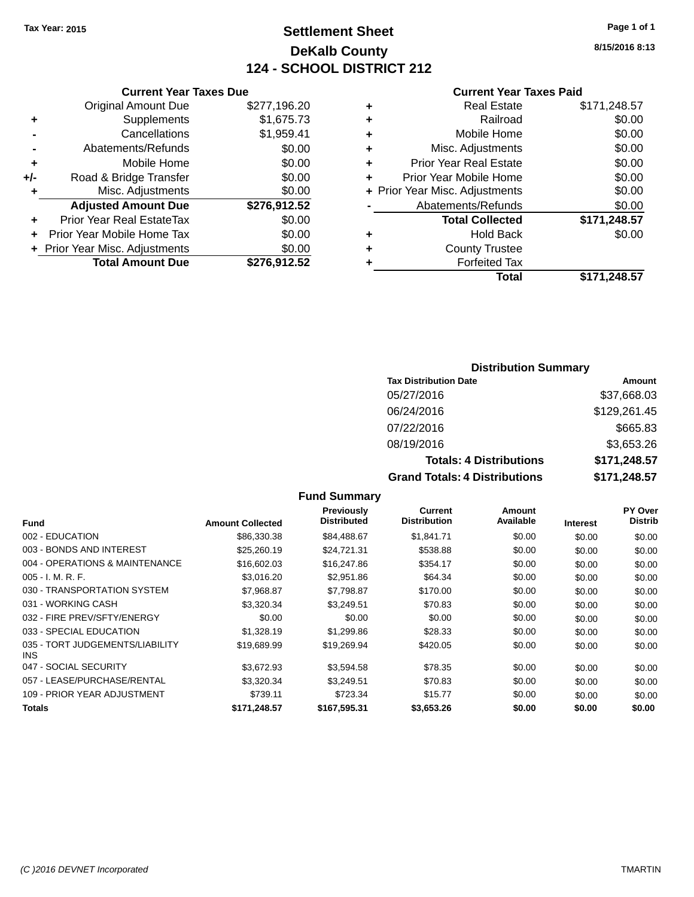Tax Year: 2015

# Settlement Sheet

## DeKalb County

## 124 - SCHOOL DISTRICT 212

8/15/2016 8:13

### Current Year Taxes Due

| | | |
|---|---|---|
| | Original Amount Due | $277,196.20 |
| + | Supplements | $1,675.73 |
| - | Cancellations | $1,959.41 |
| - | Abatements/Refunds | $0.00 |
| + | Mobile Home | $0.00 |
| +/- | Road & Bridge Transfer | $0.00 |
| + | Misc. Adjustments | $0.00 |
| | **Adjusted Amount Due** | **$276,912.52** |
| + | Prior Year Real EstateTax | $0.00 |
| + | Prior Year Mobile Home Tax | $0.00 |
| + | Prior Year Misc. Adjustments | $0.00 |
| | **Total Amount Due** | **$276,912.52** |

### Current Year Taxes Paid

| | | |
|---|---|---|
| + | Real Estate | $171,248.57 |
| + | Railroad | $0.00 |
| + | Mobile Home | $0.00 |
| + | Misc. Adjustments | $0.00 |
| + | Prior Year Real Estate | $0.00 |
| + | Prior Year Mobile Home | $0.00 |
| + | Prior Year Misc. Adjustments | $0.00 |
| - | Abatements/Refunds | $0.00 |
| | **Total Collected** | **$171,248.57** |
| + | Hold Back | $0.00 |
| + | County Trustee | |
| + | Forfeited Tax | |
| | **Total** | **$171,248.57** |

### Distribution Summary

| Tax Distribution Date | Amount |
|---|---|
| 05/27/2016 | $37,668.03 |
| 06/24/2016 | $129,261.45 |
| 07/22/2016 | $665.83 |
| 08/19/2016 | $3,653.26 |
| **Totals: 4 Distributions** | **$171,248.57** |
| **Grand Totals: 4 Distributions** | **$171,248.57** |

### Fund Summary

| Fund | Amount Collected | Previously Distributed | Current Distribution | Amount Available | Interest | PY Over Distrib |
|---|---|---|---|---|---|---|
| 002 - EDUCATION | $86,330.38 | $84,488.67 | $1,841.71 | $0.00 | $0.00 | $0.00 |
| 003 - BONDS AND INTEREST | $25,260.19 | $24,721.31 | $538.88 | $0.00 | $0.00 | $0.00 |
| 004 - OPERATIONS & MAINTENANCE | $16,602.03 | $16,247.86 | $354.17 | $0.00 | $0.00 | $0.00 |
| 005 - I. M. R. F. | $3,016.20 | $2,951.86 | $64.34 | $0.00 | $0.00 | $0.00 |
| 030 - TRANSPORTATION SYSTEM | $7,968.87 | $7,798.87 | $170.00 | $0.00 | $0.00 | $0.00 |
| 031 - WORKING CASH | $3,320.34 | $3,249.51 | $70.83 | $0.00 | $0.00 | $0.00 |
| 032 - FIRE PREV/SFTY/ENERGY | $0.00 | $0.00 | $0.00 | $0.00 | $0.00 | $0.00 |
| 033 - SPECIAL EDUCATION | $1,328.19 | $1,299.86 | $28.33 | $0.00 | $0.00 | $0.00 |
| 035 - TORT JUDGEMENTS/LIABILITY INS | $19,689.99 | $19,269.94 | $420.05 | $0.00 | $0.00 | $0.00 |
| 047 - SOCIAL SECURITY | $3,672.93 | $3,594.58 | $78.35 | $0.00 | $0.00 | $0.00 |
| 057 - LEASE/PURCHASE/RENTAL | $3,320.34 | $3,249.51 | $70.83 | $0.00 | $0.00 | $0.00 |
| 109 - PRIOR YEAR ADJUSTMENT | $739.11 | $723.34 | $15.77 | $0.00 | $0.00 | $0.00 |
| **Totals** | **$171,248.57** | **$167,595.31** | **$3,653.26** | **$0.00** | **$0.00** | **$0.00** |

(C )2016 DEVNET Incorporated — TMARTIN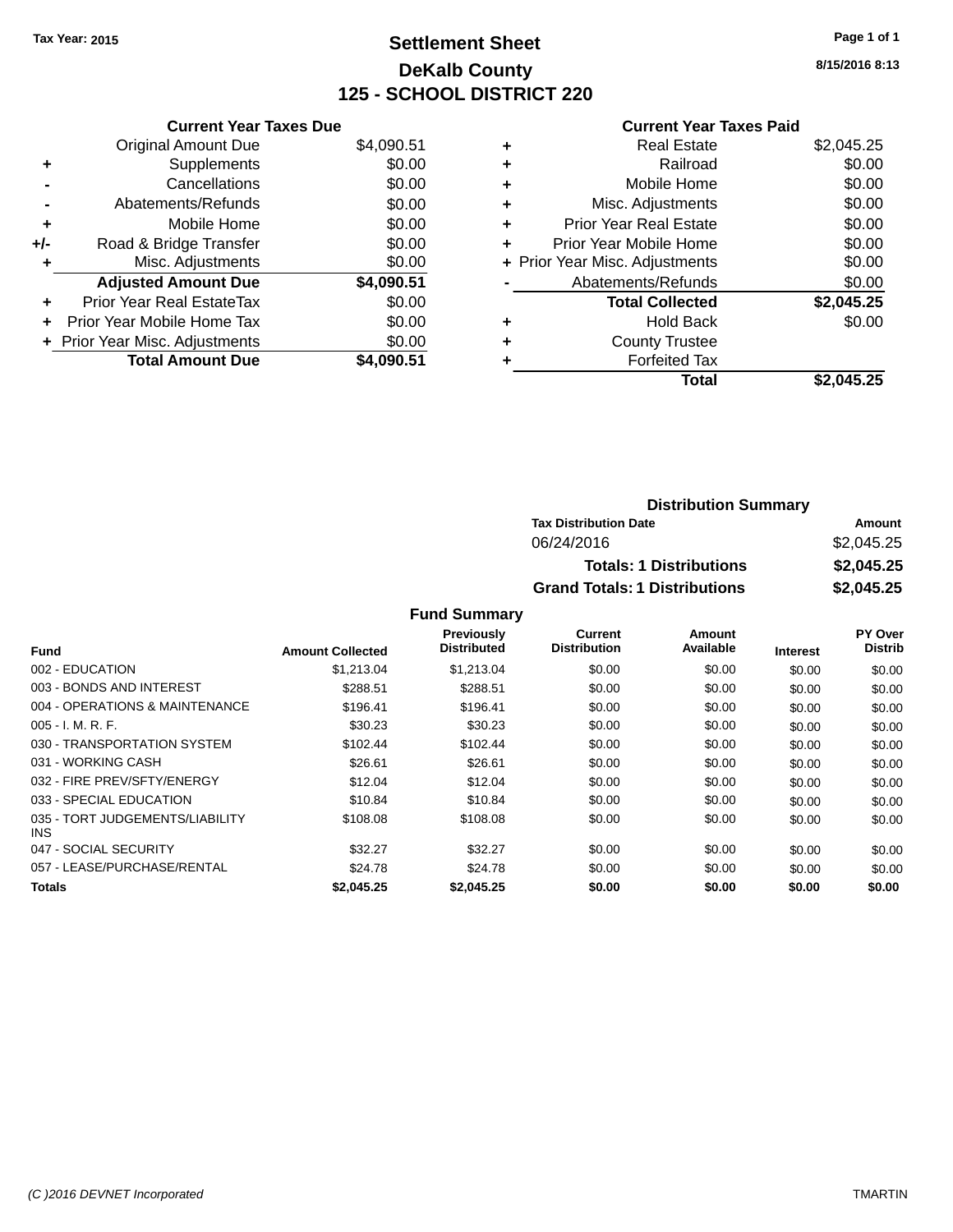Tax Year: 2015

# Settlement Sheet
## DeKalb County
## 125 - SCHOOL DISTRICT 220

8/15/2016 8:13

### Current Year Taxes Due

| | | |
|---|---|---|
| | Original Amount Due | $4,090.51 |
| + | Supplements | $0.00 |
| - | Cancellations | $0.00 |
| - | Abatements/Refunds | $0.00 |
| + | Mobile Home | $0.00 |
| +/- | Road & Bridge Transfer | $0.00 |
| + | Misc. Adjustments | $0.00 |
| | **Adjusted Amount Due** | **$4,090.51** |
| + | Prior Year Real EstateTax | $0.00 |
| + | Prior Year Mobile Home Tax | $0.00 |
| + | Prior Year Misc. Adjustments | $0.00 |
| | **Total Amount Due** | **$4,090.51** |

### Current Year Taxes Paid

| | | |
|---|---|---|
| + | Real Estate | $2,045.25 |
| + | Railroad | $0.00 |
| + | Mobile Home | $0.00 |
| + | Misc. Adjustments | $0.00 |
| + | Prior Year Real Estate | $0.00 |
| + | Prior Year Mobile Home | $0.00 |
| + | Prior Year Misc. Adjustments | $0.00 |
| - | Abatements/Refunds | $0.00 |
| | **Total Collected** | **$2,045.25** |
| + | Hold Back | $0.00 |
| + | County Trustee | |
| + | Forfeited Tax | |
| | **Total** | **$2,045.25** |

### Distribution Summary

| Tax Distribution Date | Amount |
|---|---|
| 06/24/2016 | $2,045.25 |
| **Totals: 1 Distributions** | **$2,045.25** |
| **Grand Totals: 1 Distributions** | **$2,045.25** |

### Fund Summary

| Fund | Amount Collected | Previously Distributed | Current Distribution | Amount Available | Interest | PY Over Distrib |
|---|---|---|---|---|---|---|
| 002 - EDUCATION | $1,213.04 | $1,213.04 | $0.00 | $0.00 | $0.00 | $0.00 |
| 003 - BONDS AND INTEREST | $288.51 | $288.51 | $0.00 | $0.00 | $0.00 | $0.00 |
| 004 - OPERATIONS & MAINTENANCE | $196.41 | $196.41 | $0.00 | $0.00 | $0.00 | $0.00 |
| 005 - I. M. R. F. | $30.23 | $30.23 | $0.00 | $0.00 | $0.00 | $0.00 |
| 030 - TRANSPORTATION SYSTEM | $102.44 | $102.44 | $0.00 | $0.00 | $0.00 | $0.00 |
| 031 - WORKING CASH | $26.61 | $26.61 | $0.00 | $0.00 | $0.00 | $0.00 |
| 032 - FIRE PREV/SFTY/ENERGY | $12.04 | $12.04 | $0.00 | $0.00 | $0.00 | $0.00 |
| 033 - SPECIAL EDUCATION | $10.84 | $10.84 | $0.00 | $0.00 | $0.00 | $0.00 |
| 035 - TORT JUDGEMENTS/LIABILITY INS | $108.08 | $108.08 | $0.00 | $0.00 | $0.00 | $0.00 |
| 047 - SOCIAL SECURITY | $32.27 | $32.27 | $0.00 | $0.00 | $0.00 | $0.00 |
| 057 - LEASE/PURCHASE/RENTAL | $24.78 | $24.78 | $0.00 | $0.00 | $0.00 | $0.00 |
| **Totals** | **$2,045.25** | **$2,045.25** | **$0.00** | **$0.00** | **$0.00** | **$0.00** |

(C )2016 DEVNET Incorporated — TMARTIN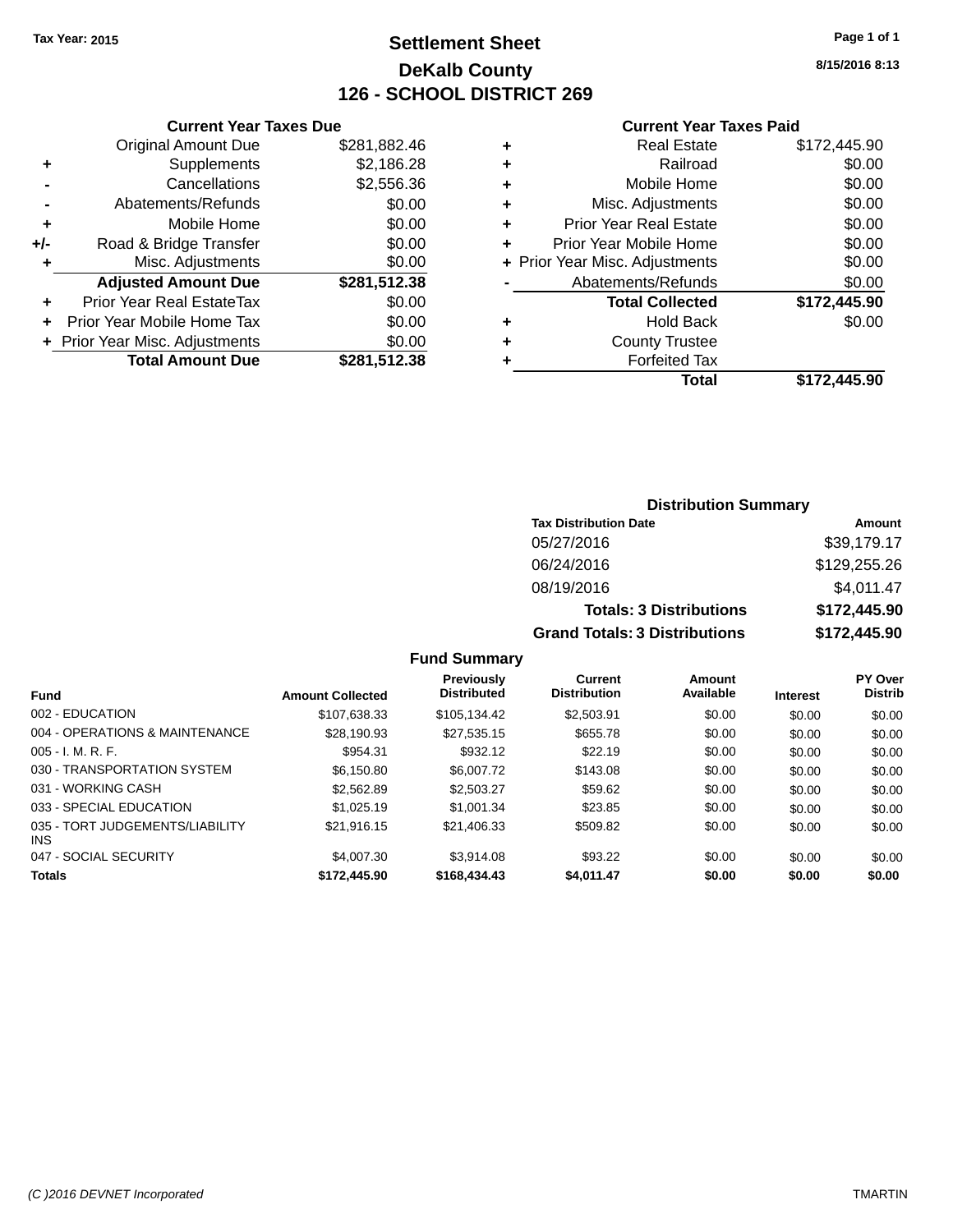Tax Year: 2015

# Settlement Sheet
## DeKalb County
## 126 - SCHOOL DISTRICT 269

8/15/2016 8:13

### Current Year Taxes Due

| | | |
|---|---|---|
| | Original Amount Due | $281,882.46 |
| + | Supplements | $2,186.28 |
| - | Cancellations | $2,556.36 |
| - | Abatements/Refunds | $0.00 |
| + | Mobile Home | $0.00 |
| +/- | Road & Bridge Transfer | $0.00 |
| + | Misc. Adjustments | $0.00 |
| | **Adjusted Amount Due** | **$281,512.38** |
| + | Prior Year Real EstateTax | $0.00 |
| + | Prior Year Mobile Home Tax | $0.00 |
| + | Prior Year Misc. Adjustments | $0.00 |
| | **Total Amount Due** | **$281,512.38** |

### Current Year Taxes Paid

| | | |
|---|---|---|
| + | Real Estate | $172,445.90 |
| + | Railroad | $0.00 |
| + | Mobile Home | $0.00 |
| + | Misc. Adjustments | $0.00 |
| + | Prior Year Real Estate | $0.00 |
| + | Prior Year Mobile Home | $0.00 |
| + | Prior Year Misc. Adjustments | $0.00 |
| - | Abatements/Refunds | $0.00 |
| | **Total Collected** | **$172,445.90** |
| + | Hold Back | $0.00 |
| + | County Trustee | |
| + | Forfeited Tax | |
| | **Total** | **$172,445.90** |

### Distribution Summary

| Tax Distribution Date | Amount |
|---|---|
| 05/27/2016 | $39,179.17 |
| 06/24/2016 | $129,255.26 |
| 08/19/2016 | $4,011.47 |
| **Totals: 3 Distributions** | **$172,445.90** |
| **Grand Totals: 3 Distributions** | **$172,445.90** |

### Fund Summary

| Fund | Amount Collected | Previously Distributed | Current Distribution | Amount Available | Interest | PY Over Distrib |
|---|---|---|---|---|---|---|
| 002 - EDUCATION | $107,638.33 | $105,134.42 | $2,503.91 | $0.00 | $0.00 | $0.00 |
| 004 - OPERATIONS & MAINTENANCE | $28,190.93 | $27,535.15 | $655.78 | $0.00 | $0.00 | $0.00 |
| 005 - I. M. R. F. | $954.31 | $932.12 | $22.19 | $0.00 | $0.00 | $0.00 |
| 030 - TRANSPORTATION SYSTEM | $6,150.80 | $6,007.72 | $143.08 | $0.00 | $0.00 | $0.00 |
| 031 - WORKING CASH | $2,562.89 | $2,503.27 | $59.62 | $0.00 | $0.00 | $0.00 |
| 033 - SPECIAL EDUCATION | $1,025.19 | $1,001.34 | $23.85 | $0.00 | $0.00 | $0.00 |
| 035 - TORT JUDGEMENTS/LIABILITY INS | $21,916.15 | $21,406.33 | $509.82 | $0.00 | $0.00 | $0.00 |
| 047 - SOCIAL SECURITY | $4,007.30 | $3,914.08 | $93.22 | $0.00 | $0.00 | $0.00 |
| **Totals** | **$172,445.90** | **$168,434.43** | **$4,011.47** | **$0.00** | **$0.00** | **$0.00** |

(C )2016 DEVNET Incorporated — TMARTIN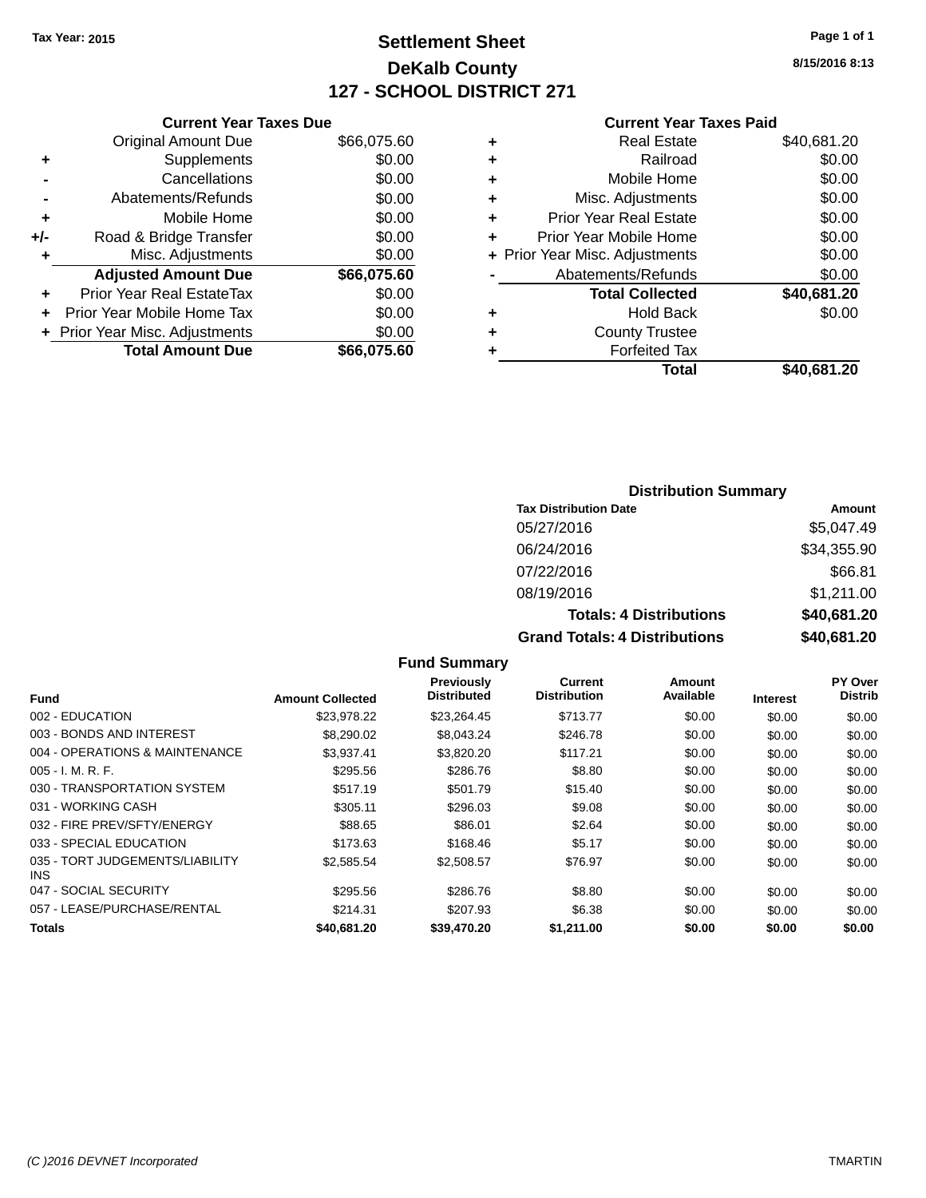Tax Year: 2015

# Settlement Sheet

## DeKalb County

## 127 - SCHOOL DISTRICT 271

8/15/2016 8:13

### Current Year Taxes Due

| | | |
|---|---|---|
| | Original Amount Due | $66,075.60 |
| + | Supplements | $0.00 |
| - | Cancellations | $0.00 |
| - | Abatements/Refunds | $0.00 |
| + | Mobile Home | $0.00 |
| +/- | Road & Bridge Transfer | $0.00 |
| + | Misc. Adjustments | $0.00 |
| | **Adjusted Amount Due** | **$66,075.60** |
| + | Prior Year Real EstateTax | $0.00 |
| + | Prior Year Mobile Home Tax | $0.00 |
| + | Prior Year Misc. Adjustments | $0.00 |
| | **Total Amount Due** | **$66,075.60** |

### Current Year Taxes Paid

| | | |
|---|---|---|
| + | Real Estate | $40,681.20 |
| + | Railroad | $0.00 |
| + | Mobile Home | $0.00 |
| + | Misc. Adjustments | $0.00 |
| + | Prior Year Real Estate | $0.00 |
| + | Prior Year Mobile Home | $0.00 |
| + | Prior Year Misc. Adjustments | $0.00 |
| - | Abatements/Refunds | $0.00 |
| | **Total Collected** | **$40,681.20** |
| + | Hold Back | $0.00 |
| + | County Trustee | |
| + | Forfeited Tax | |
| | **Total** | **$40,681.20** |

### Distribution Summary

| Tax Distribution Date | Amount |
|---|---|
| 05/27/2016 | $5,047.49 |
| 06/24/2016 | $34,355.90 |
| 07/22/2016 | $66.81 |
| 08/19/2016 | $1,211.00 |
| **Totals: 4 Distributions** | **$40,681.20** |
| **Grand Totals: 4 Distributions** | **$40,681.20** |

### Fund Summary

| Fund | Amount Collected | Previously Distributed | Current Distribution | Amount Available | Interest | PY Over Distrib |
|---|---|---|---|---|---|---|
| 002 - EDUCATION | $23,978.22 | $23,264.45 | $713.77 | $0.00 | $0.00 | $0.00 |
| 003 - BONDS AND INTEREST | $8,290.02 | $8,043.24 | $246.78 | $0.00 | $0.00 | $0.00 |
| 004 - OPERATIONS & MAINTENANCE | $3,937.41 | $3,820.20 | $117.21 | $0.00 | $0.00 | $0.00 |
| 005 - I. M. R. F. | $295.56 | $286.76 | $8.80 | $0.00 | $0.00 | $0.00 |
| 030 - TRANSPORTATION SYSTEM | $517.19 | $501.79 | $15.40 | $0.00 | $0.00 | $0.00 |
| 031 - WORKING CASH | $305.11 | $296.03 | $9.08 | $0.00 | $0.00 | $0.00 |
| 032 - FIRE PREV/SFTY/ENERGY | $88.65 | $86.01 | $2.64 | $0.00 | $0.00 | $0.00 |
| 033 - SPECIAL EDUCATION | $173.63 | $168.46 | $5.17 | $0.00 | $0.00 | $0.00 |
| 035 - TORT JUDGEMENTS/LIABILITY INS | $2,585.54 | $2,508.57 | $76.97 | $0.00 | $0.00 | $0.00 |
| 047 - SOCIAL SECURITY | $295.56 | $286.76 | $8.80 | $0.00 | $0.00 | $0.00 |
| 057 - LEASE/PURCHASE/RENTAL | $214.31 | $207.93 | $6.38 | $0.00 | $0.00 | $0.00 |
| **Totals** | **$40,681.20** | **$39,470.20** | **$1,211.00** | **$0.00** | **$0.00** | **$0.00** |

(C )2016 DEVNET Incorporated TMARTIN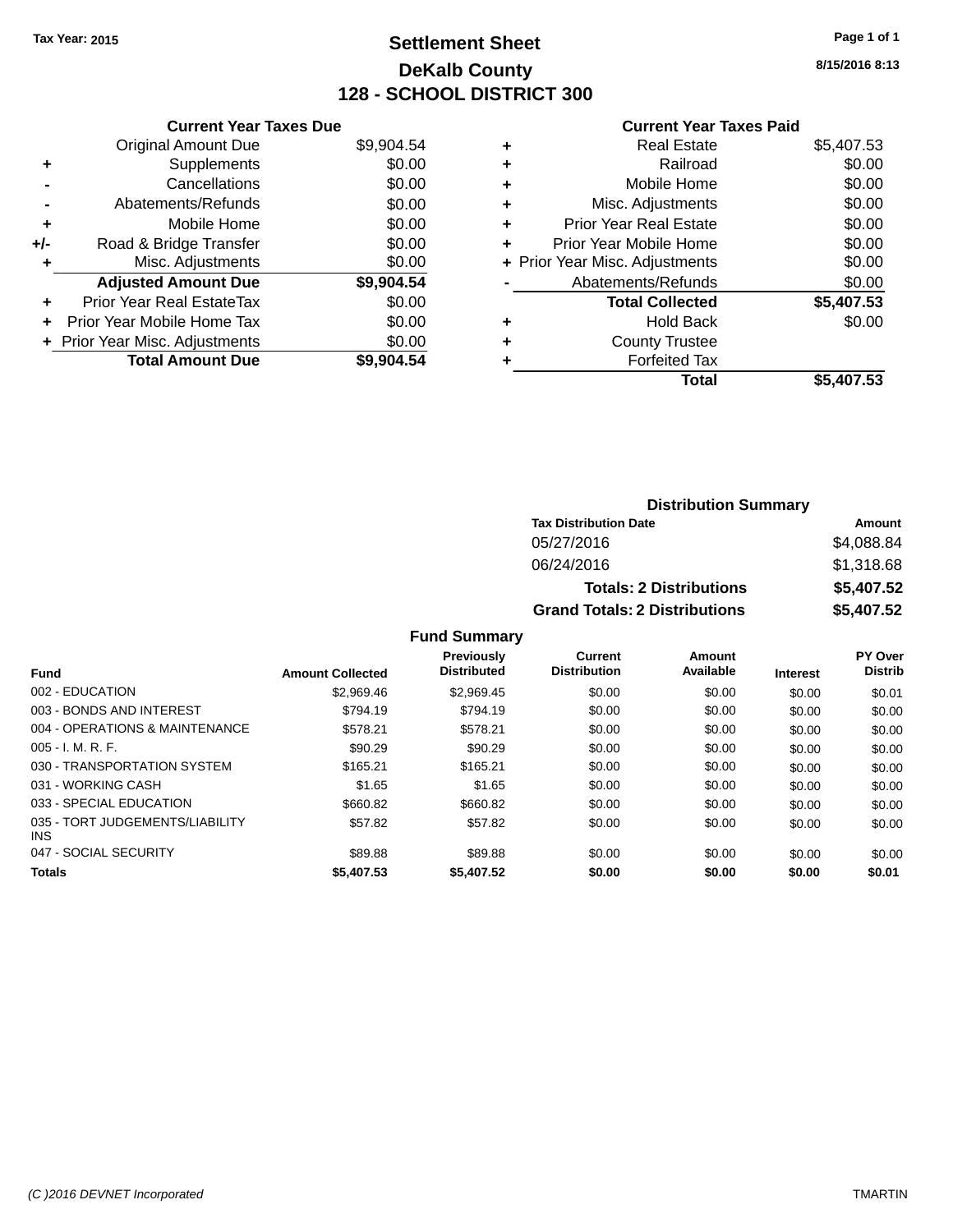Tax Year: 2015

# Settlement Sheet
## DeKalb County
## 128 - SCHOOL DISTRICT 300

8/15/2016 8:13

| | Current Year Taxes Due | |
|---|---|---|
| | Original Amount Due | $9,904.54 |
| + | Supplements | $0.00 |
| - | Cancellations | $0.00 |
| - | Abatements/Refunds | $0.00 |
| + | Mobile Home | $0.00 |
| +/- | Road & Bridge Transfer | $0.00 |
| + | Misc. Adjustments | $0.00 |
| | **Adjusted Amount Due** | **$9,904.54** |
| + | Prior Year Real EstateTax | $0.00 |
| + | Prior Year Mobile Home Tax | $0.00 |
| + | Prior Year Misc. Adjustments | $0.00 |
| | **Total Amount Due** | **$9,904.54** |

| | Current Year Taxes Paid | |
|---|---|---|
| + | Real Estate | $5,407.53 |
| + | Railroad | $0.00 |
| + | Mobile Home | $0.00 |
| + | Misc. Adjustments | $0.00 |
| + | Prior Year Real Estate | $0.00 |
| + | Prior Year Mobile Home | $0.00 |
| + | Prior Year Misc. Adjustments | $0.00 |
| - | Abatements/Refunds | $0.00 |
| | **Total Collected** | **$5,407.53** |
| + | Hold Back | $0.00 |
| + | County Trustee | |
| + | Forfeited Tax | |
| | **Total** | **$5,407.53** |

### Distribution Summary

| Tax Distribution Date | Amount |
|---|---|
| 05/27/2016 | $4,088.84 |
| 06/24/2016 | $1,318.68 |
| **Totals: 2 Distributions** | **$5,407.52** |
| **Grand Totals: 2 Distributions** | **$5,407.52** |

### Fund Summary

| Fund | Amount Collected | Previously Distributed | Current Distribution | Amount Available | Interest | PY Over Distrib |
|---|---|---|---|---|---|---|
| 002 - EDUCATION | $2,969.46 | $2,969.45 | $0.00 | $0.00 | $0.00 | $0.01 |
| 003 - BONDS AND INTEREST | $794.19 | $794.19 | $0.00 | $0.00 | $0.00 | $0.00 |
| 004 - OPERATIONS & MAINTENANCE | $578.21 | $578.21 | $0.00 | $0.00 | $0.00 | $0.00 |
| 005 - I. M. R. F. | $90.29 | $90.29 | $0.00 | $0.00 | $0.00 | $0.00 |
| 030 - TRANSPORTATION SYSTEM | $165.21 | $165.21 | $0.00 | $0.00 | $0.00 | $0.00 |
| 031 - WORKING CASH | $1.65 | $1.65 | $0.00 | $0.00 | $0.00 | $0.00 |
| 033 - SPECIAL EDUCATION | $660.82 | $660.82 | $0.00 | $0.00 | $0.00 | $0.00 |
| 035 - TORT JUDGEMENTS/LIABILITY INS | $57.82 | $57.82 | $0.00 | $0.00 | $0.00 | $0.00 |
| 047 - SOCIAL SECURITY | $89.88 | $89.88 | $0.00 | $0.00 | $0.00 | $0.00 |
| **Totals** | **$5,407.53** | **$5,407.52** | **$0.00** | **$0.00** | **$0.00** | **$0.01** |

(C )2016 DEVNET Incorporated TMARTIN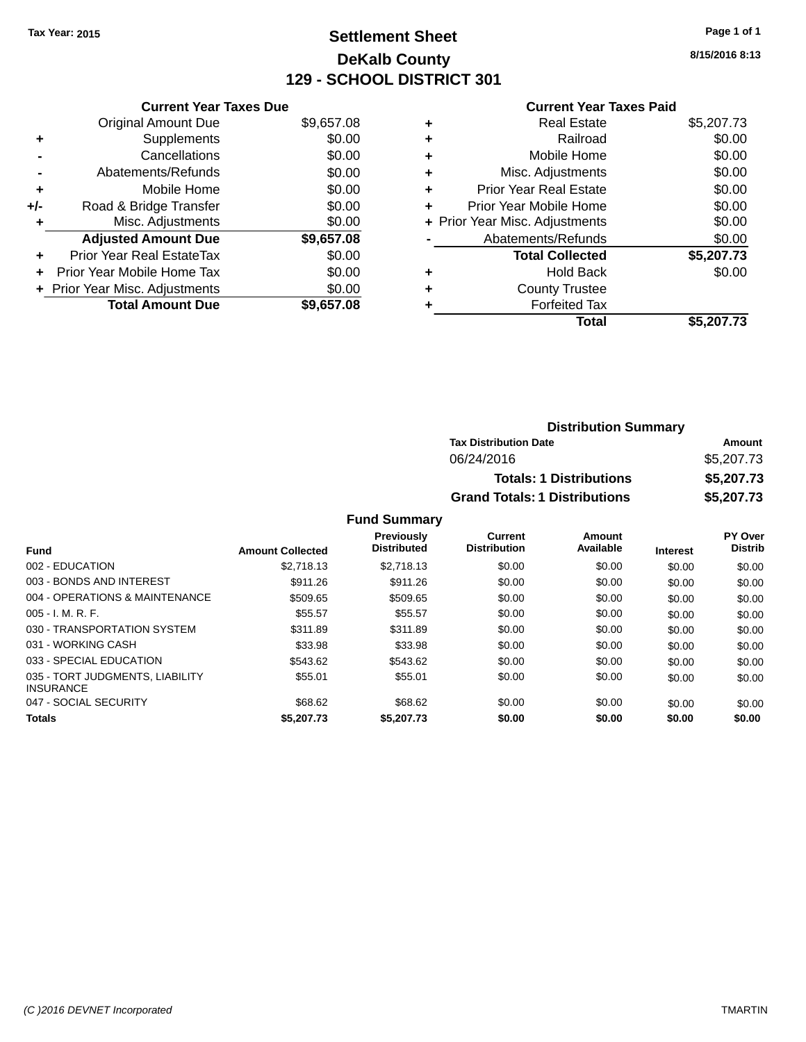Tax Year: 2015

# Settlement Sheet

## DeKalb County

## 129 - SCHOOL DISTRICT 301

8/15/2016 8:13

### Current Year Taxes Due

| | | |
|---|---|---|
| | Original Amount Due | $9,657.08 |
| + | Supplements | $0.00 |
| - | Cancellations | $0.00 |
| - | Abatements/Refunds | $0.00 |
| + | Mobile Home | $0.00 |
| +/- | Road & Bridge Transfer | $0.00 |
| + | Misc. Adjustments | $0.00 |
| | **Adjusted Amount Due** | **$9,657.08** |
| + | Prior Year Real EstateTax | $0.00 |
| + | Prior Year Mobile Home Tax | $0.00 |
| + | Prior Year Misc. Adjustments | $0.00 |
| | **Total Amount Due** | **$9,657.08** |

### Current Year Taxes Paid

| | | |
|---|---|---|
| + | Real Estate | $5,207.73 |
| + | Railroad | $0.00 |
| + | Mobile Home | $0.00 |
| + | Misc. Adjustments | $0.00 |
| + | Prior Year Real Estate | $0.00 |
| + | Prior Year Mobile Home | $0.00 |
| + | Prior Year Misc. Adjustments | $0.00 |
| - | Abatements/Refunds | $0.00 |
| | **Total Collected** | **$5,207.73** |
| + | Hold Back | $0.00 |
| + | County Trustee | |
| + | Forfeited Tax | |
| | **Total** | **$5,207.73** |

### Distribution Summary

| Tax Distribution Date | Amount |
|---|---|
| 06/24/2016 | $5,207.73 |
| **Totals: 1 Distributions** | **$5,207.73** |
| **Grand Totals: 1 Distributions** | **$5,207.73** |

### Fund Summary

| Fund | Amount Collected | Previously Distributed | Current Distribution | Amount Available | Interest | PY Over Distrib |
|---|---|---|---|---|---|---|
| 002 - EDUCATION | $2,718.13 | $2,718.13 | $0.00 | $0.00 | $0.00 | $0.00 |
| 003 - BONDS AND INTEREST | $911.26 | $911.26 | $0.00 | $0.00 | $0.00 | $0.00 |
| 004 - OPERATIONS & MAINTENANCE | $509.65 | $509.65 | $0.00 | $0.00 | $0.00 | $0.00 |
| 005 - I. M. R. F. | $55.57 | $55.57 | $0.00 | $0.00 | $0.00 | $0.00 |
| 030 - TRANSPORTATION SYSTEM | $311.89 | $311.89 | $0.00 | $0.00 | $0.00 | $0.00 |
| 031 - WORKING CASH | $33.98 | $33.98 | $0.00 | $0.00 | $0.00 | $0.00 |
| 033 - SPECIAL EDUCATION | $543.62 | $543.62 | $0.00 | $0.00 | $0.00 | $0.00 |
| 035 - TORT JUDGMENTS, LIABILITY INSURANCE | $55.01 | $55.01 | $0.00 | $0.00 | $0.00 | $0.00 |
| 047 - SOCIAL SECURITY | $68.62 | $68.62 | $0.00 | $0.00 | $0.00 | $0.00 |
| **Totals** | **$5,207.73** | **$5,207.73** | **$0.00** | **$0.00** | **$0.00** | **$0.00** |

(C )2016 DEVNET Incorporated TMARTIN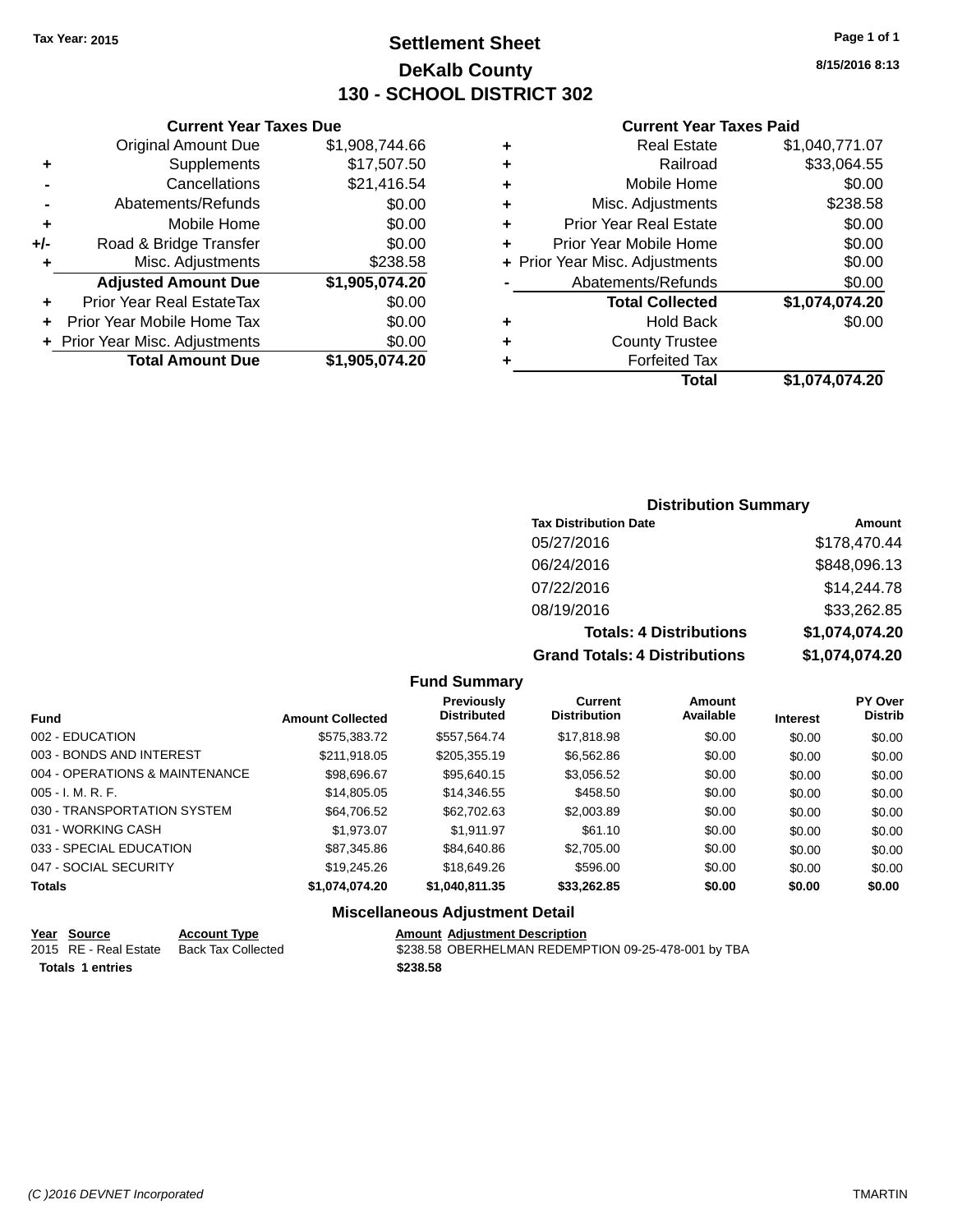Tax Year: 2015

# Settlement Sheet
## DeKalb County
## 130 - SCHOOL DISTRICT 302

8/15/2016 8:13

### Current Year Taxes Due

| | | |
|---|---|---|
| | Original Amount Due | $1,908,744.66 |
| + | Supplements | $17,507.50 |
| - | Cancellations | $21,416.54 |
| - | Abatements/Refunds | $0.00 |
| + | Mobile Home | $0.00 |
| +/- | Road & Bridge Transfer | $0.00 |
| + | Misc. Adjustments | $238.58 |
| | **Adjusted Amount Due** | **$1,905,074.20** |
| + | Prior Year Real EstateTax | $0.00 |
| + | Prior Year Mobile Home Tax | $0.00 |
| + | Prior Year Misc. Adjustments | $0.00 |
| | **Total Amount Due** | **$1,905,074.20** |

### Current Year Taxes Paid

| | | |
|---|---|---|
| + | Real Estate | $1,040,771.07 |
| + | Railroad | $33,064.55 |
| + | Mobile Home | $0.00 |
| + | Misc. Adjustments | $238.58 |
| + | Prior Year Real Estate | $0.00 |
| + | Prior Year Mobile Home | $0.00 |
| + | Prior Year Misc. Adjustments | $0.00 |
| - | Abatements/Refunds | $0.00 |
| | **Total Collected** | **$1,074,074.20** |
| + | Hold Back | $0.00 |
| + | County Trustee | |
| + | Forfeited Tax | |
| | **Total** | **$1,074,074.20** |

### Distribution Summary

| Tax Distribution Date | Amount |
|---|---|
| 05/27/2016 | $178,470.44 |
| 06/24/2016 | $848,096.13 |
| 07/22/2016 | $14,244.78 |
| 08/19/2016 | $33,262.85 |
| **Totals: 4 Distributions** | **$1,074,074.20** |
| **Grand Totals: 4 Distributions** | **$1,074,074.20** |

### Fund Summary

| Fund | Amount Collected | Previously Distributed | Current Distribution | Amount Available | Interest | PY Over Distrib |
|---|---|---|---|---|---|---|
| 002 - EDUCATION | $575,383.72 | $557,564.74 | $17,818.98 | $0.00 | $0.00 | $0.00 |
| 003 - BONDS AND INTEREST | $211,918.05 | $205,355.19 | $6,562.86 | $0.00 | $0.00 | $0.00 |
| 004 - OPERATIONS & MAINTENANCE | $98,696.67 | $95,640.15 | $3,056.52 | $0.00 | $0.00 | $0.00 |
| 005 - I. M. R. F. | $14,805.05 | $14,346.55 | $458.50 | $0.00 | $0.00 | $0.00 |
| 030 - TRANSPORTATION SYSTEM | $64,706.52 | $62,702.63 | $2,003.89 | $0.00 | $0.00 | $0.00 |
| 031 - WORKING CASH | $1,973.07 | $1,911.97 | $61.10 | $0.00 | $0.00 | $0.00 |
| 033 - SPECIAL EDUCATION | $87,345.86 | $84,640.86 | $2,705.00 | $0.00 | $0.00 | $0.00 |
| 047 - SOCIAL SECURITY | $19,245.26 | $18,649.26 | $596.00 | $0.00 | $0.00 | $0.00 |
| **Totals** | **$1,074,074.20** | **$1,040,811.35** | **$33,262.85** | **$0.00** | **$0.00** | **$0.00** |

### Miscellaneous Adjustment Detail

| Year | Source | Account Type | Amount | Adjustment Description |
|---|---|---|---|---|
| 2015 | RE - Real Estate | Back Tax Collected | $238.58 | OBERHELMAN REDEMPTION 09-25-478-001 by TBA |
| **Totals 1 entries** | | | **$238.58** | |

(C )2016 DEVNET Incorporated — TMARTIN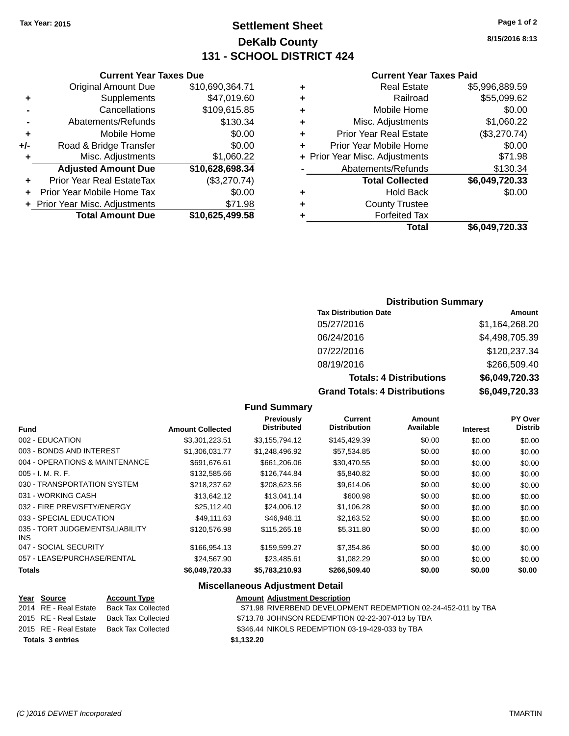Tax Year: 2015

# Settlement Sheet
## DeKalb County
## 131 - SCHOOL DISTRICT 424

8/15/2016 8:13

### Current Year Taxes Due

| | | |
|---|---|---|
| | Original Amount Due | $10,690,364.71 |
| + | Supplements | $47,019.60 |
| - | Cancellations | $109,615.85 |
| - | Abatements/Refunds | $130.34 |
| + | Mobile Home | $0.00 |
| +/- | Road & Bridge Transfer | $0.00 |
| + | Misc. Adjustments | $1,060.22 |
| | **Adjusted Amount Due** | **$10,628,698.34** |
| + | Prior Year Real EstateTax | ($3,270.74) |
| + | Prior Year Mobile Home Tax | $0.00 |
| + | Prior Year Misc. Adjustments | $71.98 |
| | **Total Amount Due** | **$10,625,499.58** |

### Current Year Taxes Paid

| | | |
|---|---|---|
| + | Real Estate | $5,996,889.59 |
| + | Railroad | $55,099.62 |
| + | Mobile Home | $0.00 |
| + | Misc. Adjustments | $1,060.22 |
| + | Prior Year Real Estate | ($3,270.74) |
| + | Prior Year Mobile Home | $0.00 |
| + | Prior Year Misc. Adjustments | $71.98 |
| - | Abatements/Refunds | $130.34 |
| | **Total Collected** | **$6,049,720.33** |
| + | Hold Back | $0.00 |
| + | County Trustee | |
| + | Forfeited Tax | |
| | **Total** | **$6,049,720.33** |

### Distribution Summary

| Tax Distribution Date | Amount |
|---|---|
| 05/27/2016 | $1,164,268.20 |
| 06/24/2016 | $4,498,705.39 |
| 07/22/2016 | $120,237.34 |
| 08/19/2016 | $266,509.40 |
| **Totals: 4 Distributions** | **$6,049,720.33** |
| **Grand Totals: 4 Distributions** | **$6,049,720.33** |

### Fund Summary

| Fund | Amount Collected | Previously Distributed | Current Distribution | Amount Available | Interest | PY Over Distrib |
|---|---|---|---|---|---|---|
| 002 - EDUCATION | $3,301,223.51 | $3,155,794.12 | $145,429.39 | $0.00 | $0.00 | $0.00 |
| 003 - BONDS AND INTEREST | $1,306,031.77 | $1,248,496.92 | $57,534.85 | $0.00 | $0.00 | $0.00 |
| 004 - OPERATIONS & MAINTENANCE | $691,676.61 | $661,206.06 | $30,470.55 | $0.00 | $0.00 | $0.00 |
| 005 - I. M. R. F. | $132,585.66 | $126,744.84 | $5,840.82 | $0.00 | $0.00 | $0.00 |
| 030 - TRANSPORTATION SYSTEM | $218,237.62 | $208,623.56 | $9,614.06 | $0.00 | $0.00 | $0.00 |
| 031 - WORKING CASH | $13,642.12 | $13,041.14 | $600.98 | $0.00 | $0.00 | $0.00 |
| 032 - FIRE PREV/SFTY/ENERGY | $25,112.40 | $24,006.12 | $1,106.28 | $0.00 | $0.00 | $0.00 |
| 033 - SPECIAL EDUCATION | $49,111.63 | $46,948.11 | $2,163.52 | $0.00 | $0.00 | $0.00 |
| 035 - TORT JUDGEMENTS/LIABILITY INS | $120,576.98 | $115,265.18 | $5,311.80 | $0.00 | $0.00 | $0.00 |
| 047 - SOCIAL SECURITY | $166,954.13 | $159,599.27 | $7,354.86 | $0.00 | $0.00 | $0.00 |
| 057 - LEASE/PURCHASE/RENTAL | $24,567.90 | $23,485.61 | $1,082.29 | $0.00 | $0.00 | $0.00 |
| **Totals** | **$6,049,720.33** | **$5,783,210.93** | **$266,509.40** | **$0.00** | **$0.00** | **$0.00** |

### Miscellaneous Adjustment Detail

| Year | Source | Account Type | Amount | Adjustment Description |
|---|---|---|---|---|
| 2014 | RE - Real Estate | Back Tax Collected | $71.98 | RIVERBEND DEVELOPMENT REDEMPTION 02-24-452-011 by TBA |
| 2015 | RE - Real Estate | Back Tax Collected | $713.78 | JOHNSON REDEMPTION 02-22-307-013 by TBA |
| 2015 | RE - Real Estate | Back Tax Collected | $346.44 | NIKOLS REDEMPTION 03-19-429-033 by TBA |
| **Totals 3 entries** | | | **$1,132.20** | |

(C )2016 DEVNET Incorporated TMARTIN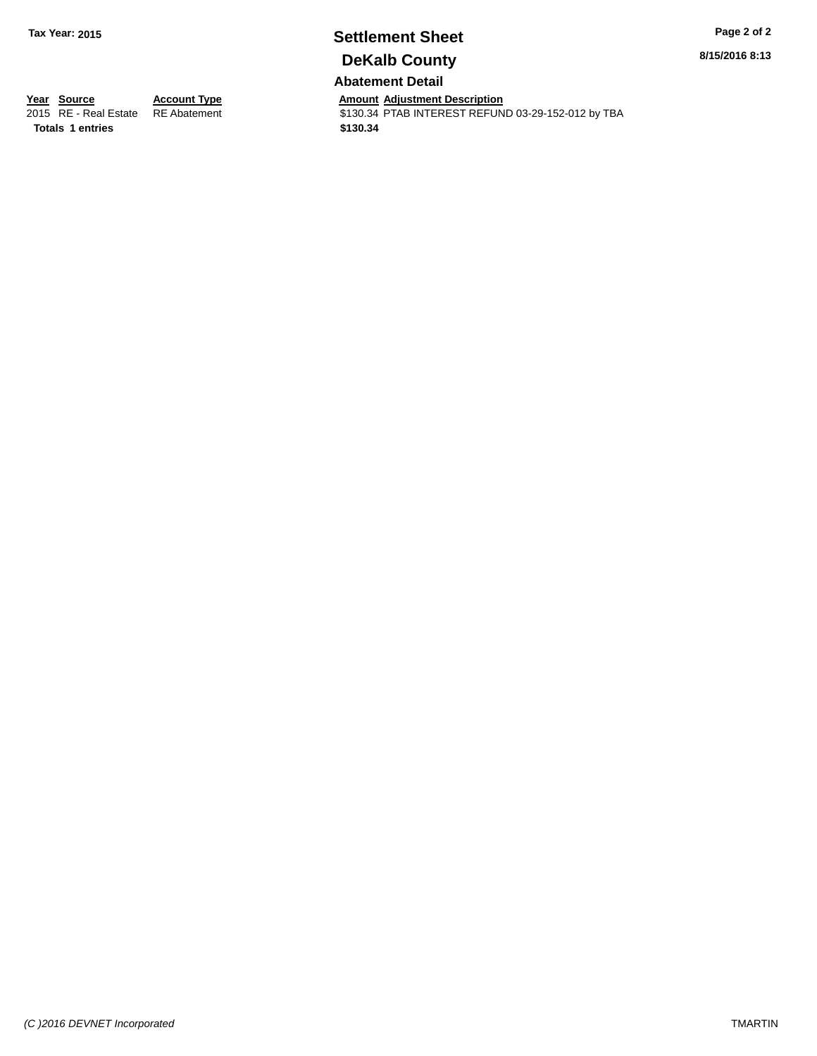**Tax Year: 2015**

# Settlement Sheet

## DeKalb County

8/15/2016 8:13

### Abatement Detail

| Year | Source | Account Type | Amount | Adjustment Description |
|---|---|---|---|---|
| 2015 | RE - Real Estate | RE Abatement | $130.34 | PTAB INTEREST REFUND 03-29-152-012 by TBA |
| **Totals** | **1 entries** | | **$130.34** | |

*(C )2016 DEVNET Incorporated*

TMARTIN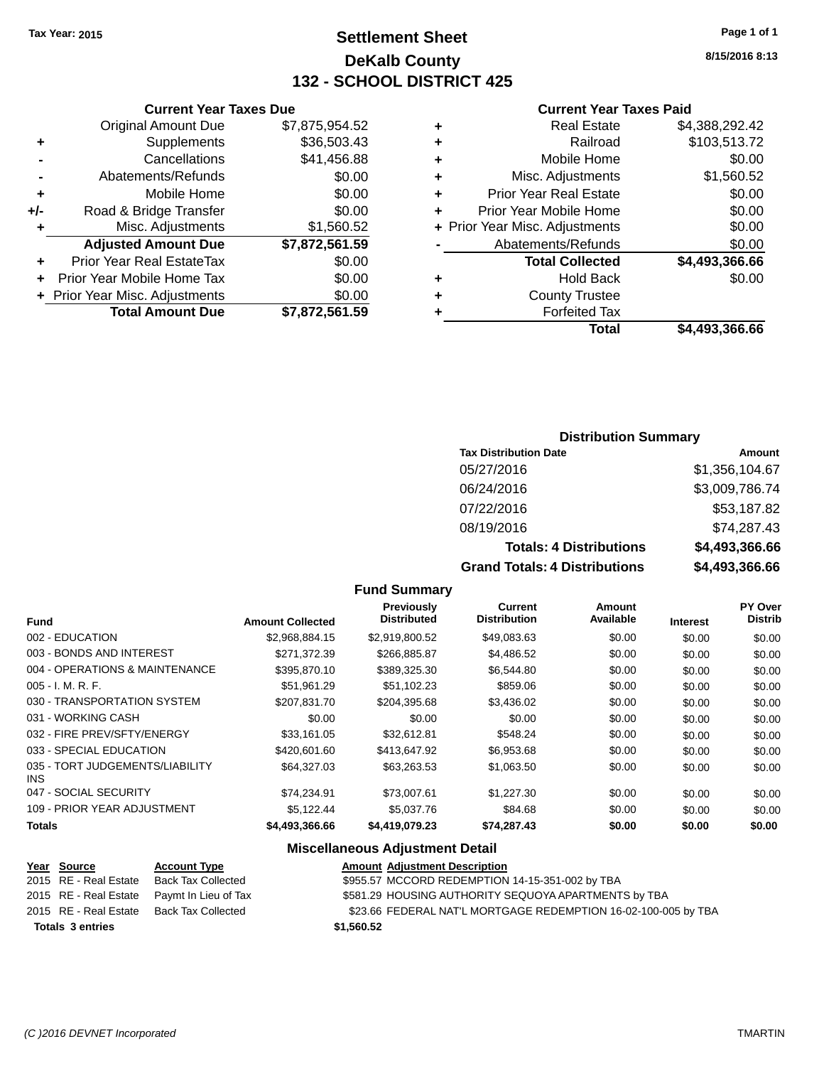Tax Year: 2015

# Settlement Sheet

## DeKalb County

## 132 - SCHOOL DISTRICT 425

8/15/2016 8:13

### Current Year Taxes Due

| | | |
|---|---|---|
| | Original Amount Due | $7,875,954.52 |
| + | Supplements | $36,503.43 |
| - | Cancellations | $41,456.88 |
| - | Abatements/Refunds | $0.00 |
| + | Mobile Home | $0.00 |
| +/- | Road & Bridge Transfer | $0.00 |
| + | Misc. Adjustments | $1,560.52 |
| | **Adjusted Amount Due** | **$7,872,561.59** |
| + | Prior Year Real EstateTax | $0.00 |
| + | Prior Year Mobile Home Tax | $0.00 |
| + | Prior Year Misc. Adjustments | $0.00 |
| | **Total Amount Due** | **$7,872,561.59** |

### Current Year Taxes Paid

| | | |
|---|---|---|
| + | Real Estate | $4,388,292.42 |
| + | Railroad | $103,513.72 |
| + | Mobile Home | $0.00 |
| + | Misc. Adjustments | $1,560.52 |
| + | Prior Year Real Estate | $0.00 |
| + | Prior Year Mobile Home | $0.00 |
| + | Prior Year Misc. Adjustments | $0.00 |
| - | Abatements/Refunds | $0.00 |
| | **Total Collected** | **$4,493,366.66** |
| + | Hold Back | $0.00 |
| + | County Trustee | |
| + | Forfeited Tax | |
| | **Total** | **$4,493,366.66** |

### Distribution Summary

| Tax Distribution Date | Amount |
|---|---|
| 05/27/2016 | $1,356,104.67 |
| 06/24/2016 | $3,009,786.74 |
| 07/22/2016 | $53,187.82 |
| 08/19/2016 | $74,287.43 |
| **Totals: 4 Distributions** | **$4,493,366.66** |
| **Grand Totals: 4 Distributions** | **$4,493,366.66** |

### Fund Summary

| Fund | Amount Collected | Previously Distributed | Current Distribution | Amount Available | Interest | PY Over Distrib |
|---|---|---|---|---|---|---|
| 002 - EDUCATION | $2,968,884.15 | $2,919,800.52 | $49,083.63 | $0.00 | $0.00 | $0.00 |
| 003 - BONDS AND INTEREST | $271,372.39 | $266,885.87 | $4,486.52 | $0.00 | $0.00 | $0.00 |
| 004 - OPERATIONS & MAINTENANCE | $395,870.10 | $389,325.30 | $6,544.80 | $0.00 | $0.00 | $0.00 |
| 005 - I. M. R. F. | $51,961.29 | $51,102.23 | $859.06 | $0.00 | $0.00 | $0.00 |
| 030 - TRANSPORTATION SYSTEM | $207,831.70 | $204,395.68 | $3,436.02 | $0.00 | $0.00 | $0.00 |
| 031 - WORKING CASH | $0.00 | $0.00 | $0.00 | $0.00 | $0.00 | $0.00 |
| 032 - FIRE PREV/SFTY/ENERGY | $33,161.05 | $32,612.81 | $548.24 | $0.00 | $0.00 | $0.00 |
| 033 - SPECIAL EDUCATION | $420,601.60 | $413,647.92 | $6,953.68 | $0.00 | $0.00 | $0.00 |
| 035 - TORT JUDGEMENTS/LIABILITY INS | $64,327.03 | $63,263.53 | $1,063.50 | $0.00 | $0.00 | $0.00 |
| 047 - SOCIAL SECURITY | $74,234.91 | $73,007.61 | $1,227.30 | $0.00 | $0.00 | $0.00 |
| 109 - PRIOR YEAR ADJUSTMENT | $5,122.44 | $5,037.76 | $84.68 | $0.00 | $0.00 | $0.00 |
| **Totals** | **$4,493,366.66** | **$4,419,079.23** | **$74,287.43** | **$0.00** | **$0.00** | **$0.00** |

### Miscellaneous Adjustment Detail

| Year | Source | Account Type | Amount | Adjustment Description |
|---|---|---|---|---|
| 2015 | RE - Real Estate | Back Tax Collected | $955.57 | MCCORD REDEMPTION 14-15-351-002 by TBA |
| 2015 | RE - Real Estate | Paymt In Lieu of Tax | $581.29 | HOUSING AUTHORITY SEQUOYA APARTMENTS by TBA |
| 2015 | RE - Real Estate | Back Tax Collected | $23.66 | FEDERAL NAT'L MORTGAGE REDEMPTION 16-02-100-005 by TBA |
| **Totals 3 entries** | | | **$1,560.52** | |

(C )2016 DEVNET Incorporated TMARTIN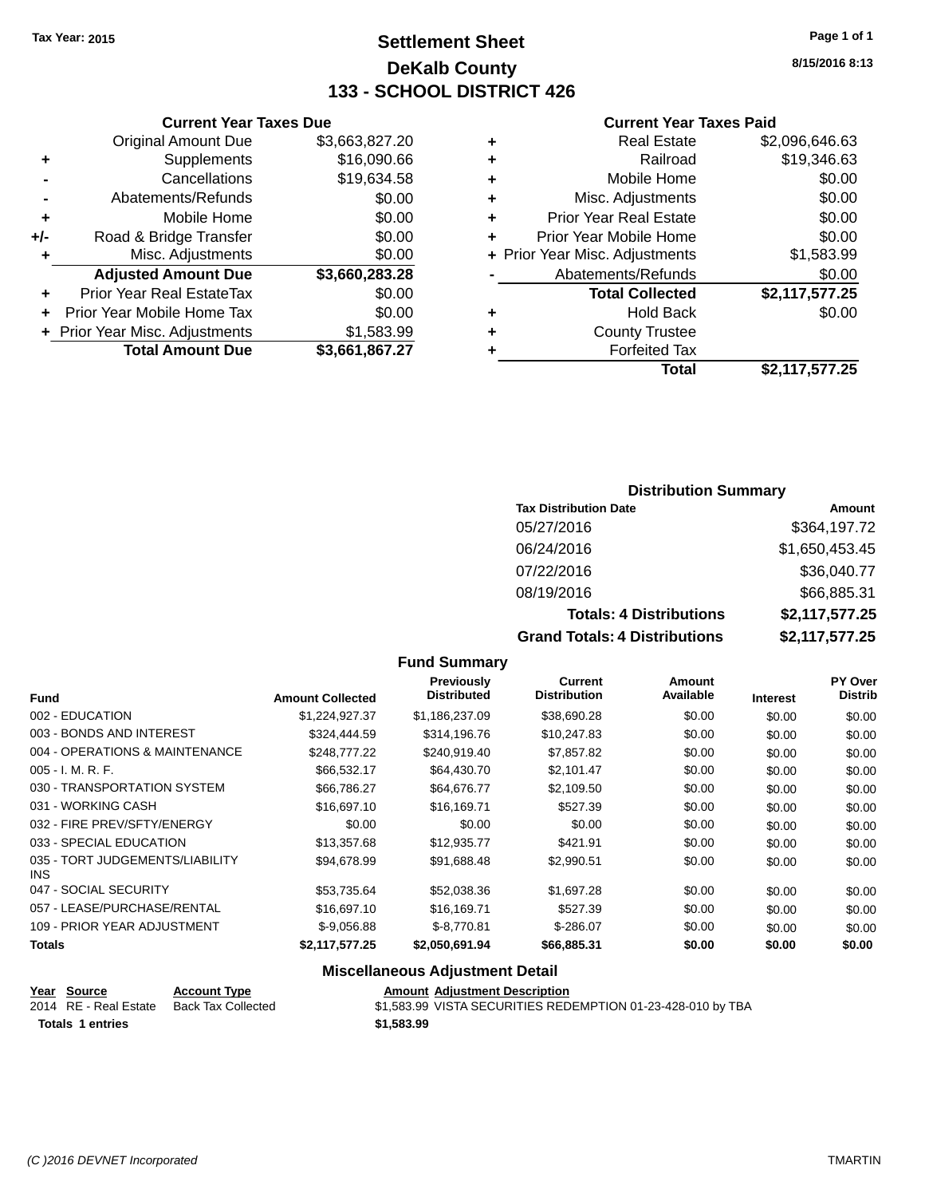Tax Year: 2015

# Settlement Sheet
## DeKalb County
## 133 - SCHOOL DISTRICT 426

8/15/2016 8:13

### Current Year Taxes Due

| | | |
|---|---|---|
| | Original Amount Due | $3,663,827.20 |
| + | Supplements | $16,090.66 |
| - | Cancellations | $19,634.58 |
| - | Abatements/Refunds | $0.00 |
| + | Mobile Home | $0.00 |
| +/- | Road & Bridge Transfer | $0.00 |
| + | Misc. Adjustments | $0.00 |
| | **Adjusted Amount Due** | **$3,660,283.28** |
| + | Prior Year Real EstateTax | $0.00 |
| + | Prior Year Mobile Home Tax | $0.00 |
| + | Prior Year Misc. Adjustments | $1,583.99 |
| | **Total Amount Due** | **$3,661,867.27** |

### Current Year Taxes Paid

| | | |
|---|---|---|
| + | Real Estate | $2,096,646.63 |
| + | Railroad | $19,346.63 |
| + | Mobile Home | $0.00 |
| + | Misc. Adjustments | $0.00 |
| + | Prior Year Real Estate | $0.00 |
| + | Prior Year Mobile Home | $0.00 |
| + | Prior Year Misc. Adjustments | $1,583.99 |
| - | Abatements/Refunds | $0.00 |
| | **Total Collected** | **$2,117,577.25** |
| + | Hold Back | $0.00 |
| + | County Trustee | |
| + | Forfeited Tax | |
| | **Total** | **$2,117,577.25** |

### Distribution Summary

| Tax Distribution Date | Amount |
|---|---|
| 05/27/2016 | $364,197.72 |
| 06/24/2016 | $1,650,453.45 |
| 07/22/2016 | $36,040.77 |
| 08/19/2016 | $66,885.31 |
| **Totals: 4 Distributions** | **$2,117,577.25** |
| **Grand Totals: 4 Distributions** | **$2,117,577.25** |

### Fund Summary

| Fund | Amount Collected | Previously Distributed | Current Distribution | Amount Available | Interest | PY Over Distrib |
|---|---|---|---|---|---|---|
| 002 - EDUCATION | $1,224,927.37 | $1,186,237.09 | $38,690.28 | $0.00 | $0.00 | $0.00 |
| 003 - BONDS AND INTEREST | $324,444.59 | $314,196.76 | $10,247.83 | $0.00 | $0.00 | $0.00 |
| 004 - OPERATIONS & MAINTENANCE | $248,777.22 | $240,919.40 | $7,857.82 | $0.00 | $0.00 | $0.00 |
| 005 - I. M. R. F. | $66,532.17 | $64,430.70 | $2,101.47 | $0.00 | $0.00 | $0.00 |
| 030 - TRANSPORTATION SYSTEM | $66,786.27 | $64,676.77 | $2,109.50 | $0.00 | $0.00 | $0.00 |
| 031 - WORKING CASH | $16,697.10 | $16,169.71 | $527.39 | $0.00 | $0.00 | $0.00 |
| 032 - FIRE PREV/SFTY/ENERGY | $0.00 | $0.00 | $0.00 | $0.00 | $0.00 | $0.00 |
| 033 - SPECIAL EDUCATION | $13,357.68 | $12,935.77 | $421.91 | $0.00 | $0.00 | $0.00 |
| 035 - TORT JUDGEMENTS/LIABILITY INS | $94,678.99 | $91,688.48 | $2,990.51 | $0.00 | $0.00 | $0.00 |
| 047 - SOCIAL SECURITY | $53,735.64 | $52,038.36 | $1,697.28 | $0.00 | $0.00 | $0.00 |
| 057 - LEASE/PURCHASE/RENTAL | $16,697.10 | $16,169.71 | $527.39 | $0.00 | $0.00 | $0.00 |
| 109 - PRIOR YEAR ADJUSTMENT | $-9,056.88 | $-8,770.81 | $-286.07 | $0.00 | $0.00 | $0.00 |
| **Totals** | **$2,117,577.25** | **$2,050,691.94** | **$66,885.31** | **$0.00** | **$0.00** | **$0.00** |

### Miscellaneous Adjustment Detail

| Year | Source | Account Type | Amount | Adjustment Description |
|---|---|---|---|---|
| 2014 | RE - Real Estate | Back Tax Collected | $1,583.99 | VISTA SECURITIES REDEMPTION 01-23-428-010 by TBA |
| **Totals 1 entries** | | | **$1,583.99** | |

(C )2016 DEVNET Incorporated TMARTIN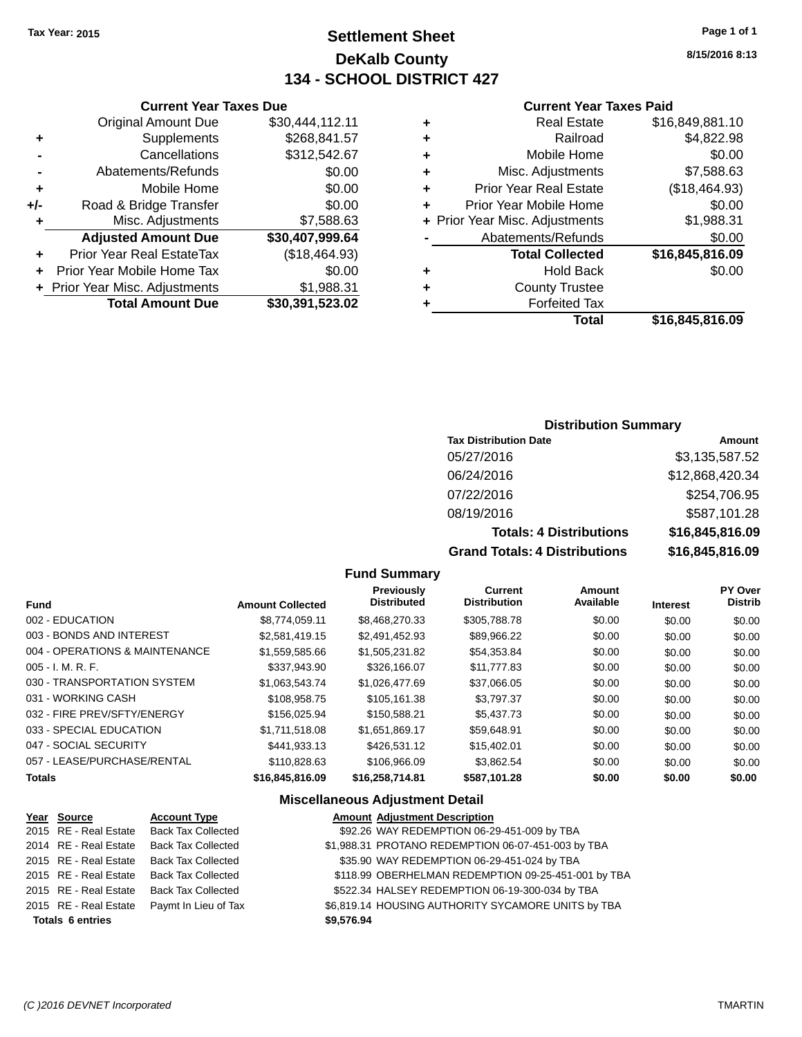Tax Year: 2015

# Settlement Sheet

## DeKalb County

## 134 - SCHOOL DISTRICT 427

8/15/2016 8:13

### Current Year Taxes Due

| | | |
|---|---|---|
| | Original Amount Due | $30,444,112.11 |
| + | Supplements | $268,841.57 |
| - | Cancellations | $312,542.67 |
| - | Abatements/Refunds | $0.00 |
| + | Mobile Home | $0.00 |
| +/- | Road & Bridge Transfer | $0.00 |
| + | Misc. Adjustments | $7,588.63 |
| | **Adjusted Amount Due** | **$30,407,999.64** |
| + | Prior Year Real EstateTax | ($18,464.93) |
| + | Prior Year Mobile Home Tax | $0.00 |
| + | Prior Year Misc. Adjustments | $1,988.31 |
| | **Total Amount Due** | **$30,391,523.02** |

### Current Year Taxes Paid

| | | |
|---|---|---|
| + | Real Estate | $16,849,881.10 |
| + | Railroad | $4,822.98 |
| + | Mobile Home | $0.00 |
| + | Misc. Adjustments | $7,588.63 |
| + | Prior Year Real Estate | ($18,464.93) |
| + | Prior Year Mobile Home | $0.00 |
| + | Prior Year Misc. Adjustments | $1,988.31 |
| - | Abatements/Refunds | $0.00 |
| | **Total Collected** | **$16,845,816.09** |
| + | Hold Back | $0.00 |
| + | County Trustee | |
| + | Forfeited Tax | |
| | **Total** | **$16,845,816.09** |

### Distribution Summary

| Tax Distribution Date | Amount |
|---|---|
| 05/27/2016 | $3,135,587.52 |
| 06/24/2016 | $12,868,420.34 |
| 07/22/2016 | $254,706.95 |
| 08/19/2016 | $587,101.28 |
| **Totals: 4 Distributions** | **$16,845,816.09** |
| **Grand Totals: 4 Distributions** | **$16,845,816.09** |

### Fund Summary

| Fund | Amount Collected | Previously Distributed | Current Distribution | Amount Available | Interest | PY Over Distrib |
|---|---|---|---|---|---|---|
| 002 - EDUCATION | $8,774,059.11 | $8,468,270.33 | $305,788.78 | $0.00 | $0.00 | $0.00 |
| 003 - BONDS AND INTEREST | $2,581,419.15 | $2,491,452.93 | $89,966.22 | $0.00 | $0.00 | $0.00 |
| 004 - OPERATIONS & MAINTENANCE | $1,559,585.66 | $1,505,231.82 | $54,353.84 | $0.00 | $0.00 | $0.00 |
| 005 - I. M. R. F. | $337,943.90 | $326,166.07 | $11,777.83 | $0.00 | $0.00 | $0.00 |
| 030 - TRANSPORTATION SYSTEM | $1,063,543.74 | $1,026,477.69 | $37,066.05 | $0.00 | $0.00 | $0.00 |
| 031 - WORKING CASH | $108,958.75 | $105,161.38 | $3,797.37 | $0.00 | $0.00 | $0.00 |
| 032 - FIRE PREV/SFTY/ENERGY | $156,025.94 | $150,588.21 | $5,437.73 | $0.00 | $0.00 | $0.00 |
| 033 - SPECIAL EDUCATION | $1,711,518.08 | $1,651,869.17 | $59,648.91 | $0.00 | $0.00 | $0.00 |
| 047 - SOCIAL SECURITY | $441,933.13 | $426,531.12 | $15,402.01 | $0.00 | $0.00 | $0.00 |
| 057 - LEASE/PURCHASE/RENTAL | $110,828.63 | $106,966.09 | $3,862.54 | $0.00 | $0.00 | $0.00 |
| **Totals** | **$16,845,816.09** | **$16,258,714.81** | **$587,101.28** | **$0.00** | **$0.00** | **$0.00** |

### Miscellaneous Adjustment Detail

| Year | Source | Account Type | Amount | Adjustment Description |
|---|---|---|---|---|
| 2015 | RE - Real Estate | Back Tax Collected | $92.26 | WAY REDEMPTION 06-29-451-009 by TBA |
| 2014 | RE - Real Estate | Back Tax Collected | $1,988.31 | PROTANO REDEMPTION 06-07-451-003 by TBA |
| 2015 | RE - Real Estate | Back Tax Collected | $35.90 | WAY REDEMPTION 06-29-451-024 by TBA |
| 2015 | RE - Real Estate | Back Tax Collected | $118.99 | OBERHELMAN REDEMPTION 09-25-451-001 by TBA |
| 2015 | RE - Real Estate | Back Tax Collected | $522.34 | HALSEY REDEMPTION 06-19-300-034 by TBA |
| 2015 | RE - Real Estate | Paymt In Lieu of Tax | $6,819.14 | HOUSING AUTHORITY SYCAMORE UNITS by TBA |
| **Totals 6 entries** | | | **$9,576.94** | |

(C )2016 DEVNET Incorporated — TMARTIN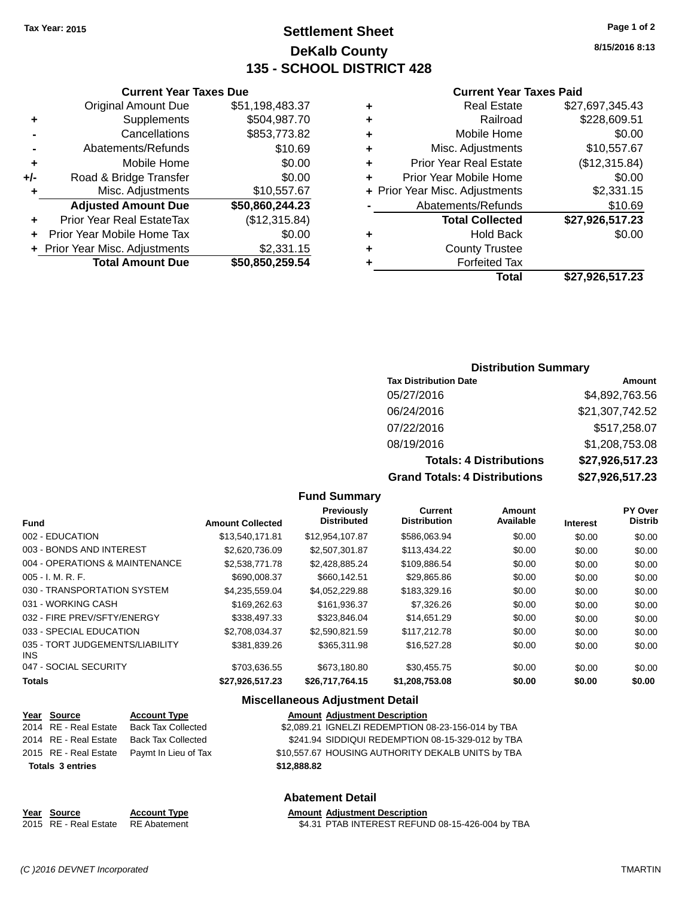Tax Year: 2015

# Settlement Sheet

## DeKalb County

## 135 - SCHOOL DISTRICT 428

8/15/2016 8:13

### Current Year Taxes Due

| | | |
|---|---|---|
| | Original Amount Due | $51,198,483.37 |
| + | Supplements | $504,987.70 |
| - | Cancellations | $853,773.82 |
| - | Abatements/Refunds | $10.69 |
| + | Mobile Home | $0.00 |
| +/- | Road & Bridge Transfer | $0.00 |
| + | Misc. Adjustments | $10,557.67 |
| | **Adjusted Amount Due** | **$50,860,244.23** |
| + | Prior Year Real EstateTax | ($12,315.84) |
| + | Prior Year Mobile Home Tax | $0.00 |
| + | Prior Year Misc. Adjustments | $2,331.15 |
| | **Total Amount Due** | **$50,850,259.54** |

### Current Year Taxes Paid

| | | |
|---|---|---|
| + | Real Estate | $27,697,345.43 |
| + | Railroad | $228,609.51 |
| + | Mobile Home | $0.00 |
| + | Misc. Adjustments | $10,557.67 |
| + | Prior Year Real Estate | ($12,315.84) |
| + | Prior Year Mobile Home | $0.00 |
| + | Prior Year Misc. Adjustments | $2,331.15 |
| - | Abatements/Refunds | $10.69 |
| | **Total Collected** | **$27,926,517.23** |
| + | Hold Back | $0.00 |
| + | County Trustee | |
| + | Forfeited Tax | |
| | **Total** | **$27,926,517.23** |

### Distribution Summary

| Tax Distribution Date | Amount |
|---|---|
| 05/27/2016 | $4,892,763.56 |
| 06/24/2016 | $21,307,742.52 |
| 07/22/2016 | $517,258.07 |
| 08/19/2016 | $1,208,753.08 |
| **Totals: 4 Distributions** | **$27,926,517.23** |
| **Grand Totals: 4 Distributions** | **$27,926,517.23** |

### Fund Summary

| Fund | Amount Collected | Previously Distributed | Current Distribution | Amount Available | Interest | PY Over Distrib |
|---|---|---|---|---|---|---|
| 002 - EDUCATION | $13,540,171.81 | $12,954,107.87 | $586,063.94 | $0.00 | $0.00 | $0.00 |
| 003 - BONDS AND INTEREST | $2,620,736.09 | $2,507,301.87 | $113,434.22 | $0.00 | $0.00 | $0.00 |
| 004 - OPERATIONS & MAINTENANCE | $2,538,771.78 | $2,428,885.24 | $109,886.54 | $0.00 | $0.00 | $0.00 |
| 005 - I. M. R. F. | $690,008.37 | $660,142.51 | $29,865.86 | $0.00 | $0.00 | $0.00 |
| 030 - TRANSPORTATION SYSTEM | $4,235,559.04 | $4,052,229.88 | $183,329.16 | $0.00 | $0.00 | $0.00 |
| 031 - WORKING CASH | $169,262.63 | $161,936.37 | $7,326.26 | $0.00 | $0.00 | $0.00 |
| 032 - FIRE PREV/SFTY/ENERGY | $338,497.33 | $323,846.04 | $14,651.29 | $0.00 | $0.00 | $0.00 |
| 033 - SPECIAL EDUCATION | $2,708,034.37 | $2,590,821.59 | $117,212.78 | $0.00 | $0.00 | $0.00 |
| 035 - TORT JUDGEMENTS/LIABILITY INS | $381,839.26 | $365,311.98 | $16,527.28 | $0.00 | $0.00 | $0.00 |
| 047 - SOCIAL SECURITY | $703,636.55 | $673,180.80 | $30,455.75 | $0.00 | $0.00 | $0.00 |
| **Totals** | **$27,926,517.23** | **$26,717,764.15** | **$1,208,753.08** | **$0.00** | **$0.00** | **$0.00** |

### Miscellaneous Adjustment Detail

| Year | Source | Account Type | Amount | Adjustment Description |
|---|---|---|---|---|
| 2014 | RE - Real Estate | Back Tax Collected | $2,089.21 | IGNELZI REDEMPTION 08-23-156-014 by TBA |
| 2014 | RE - Real Estate | Back Tax Collected | $241.94 | SIDDIQUI REDEMPTION 08-15-329-012 by TBA |
| 2015 | RE - Real Estate | Paymt In Lieu of Tax | $10,557.67 | HOUSING AUTHORITY DEKALB UNITS by TBA |
| **Totals 3 entries** | | | **$12,888.82** | |

### Abatement Detail

| Year | Source | Account Type | Amount | Adjustment Description |
|---|---|---|---|---|
| 2015 | RE - Real Estate | RE Abatement | $4.31 | PTAB INTEREST REFUND 08-15-426-004 by TBA |

(C )2016 DEVNET Incorporated TMARTIN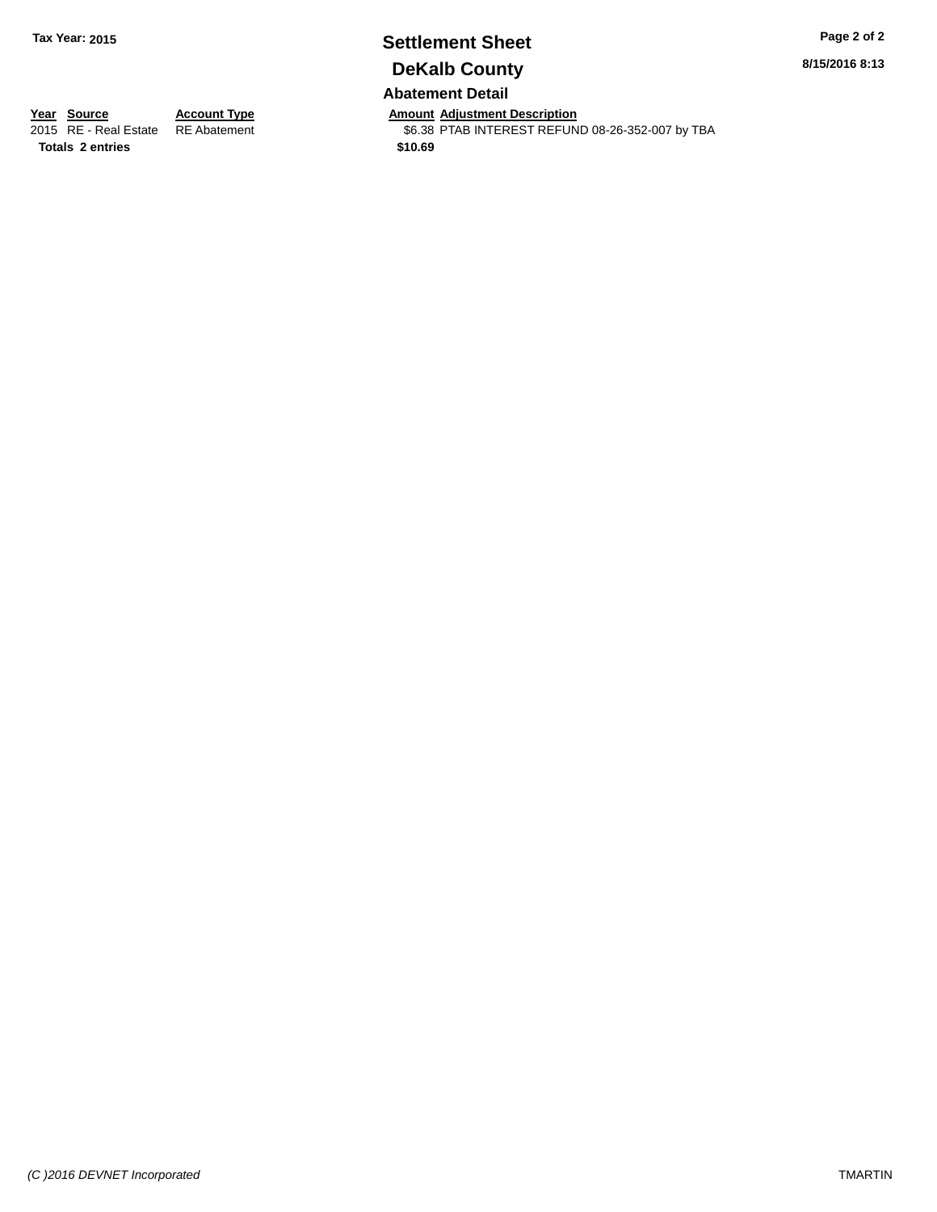Tax Year: 2015

# Settlement Sheet

## DeKalb County

8/15/2016 8:13

### Abatement Detail

| Year | Source | Account Type | Amount | Adjustment Description |
|---|---|---|---|---|
| 2015 | RE - Real Estate | RE Abatement | $6.38 | PTAB INTEREST REFUND 08-26-352-007 by TBA |
| **Totals** | **2 entries** | | **$10.69** | |

*(C )2016 DEVNET Incorporated*

TMARTIN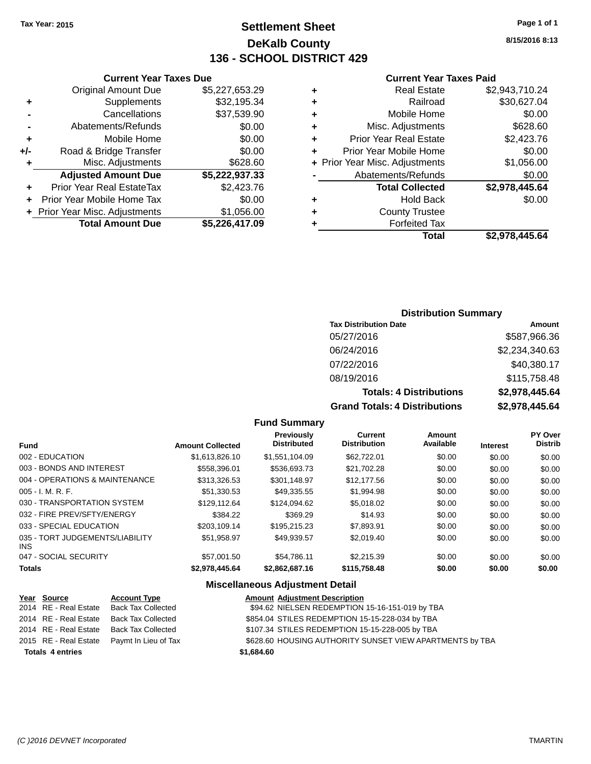Tax Year: 2015

# Settlement Sheet

## DeKalb County

## 136 - SCHOOL DISTRICT 429

8/15/2016 8:13

### Current Year Taxes Due

| | | |
|---|---|---|
| | Original Amount Due | $5,227,653.29 |
| + | Supplements | $32,195.34 |
| - | Cancellations | $37,539.90 |
| - | Abatements/Refunds | $0.00 |
| + | Mobile Home | $0.00 |
| +/- | Road & Bridge Transfer | $0.00 |
| + | Misc. Adjustments | $628.60 |
| | **Adjusted Amount Due** | **$5,222,937.33** |
| + | Prior Year Real EstateTax | $2,423.76 |
| + | Prior Year Mobile Home Tax | $0.00 |
| + | Prior Year Misc. Adjustments | $1,056.00 |
| | **Total Amount Due** | **$5,226,417.09** |

### Current Year Taxes Paid

| | | |
|---|---|---|
| + | Real Estate | $2,943,710.24 |
| + | Railroad | $30,627.04 |
| + | Mobile Home | $0.00 |
| + | Misc. Adjustments | $628.60 |
| + | Prior Year Real Estate | $2,423.76 |
| + | Prior Year Mobile Home | $0.00 |
| + | Prior Year Misc. Adjustments | $1,056.00 |
| - | Abatements/Refunds | $0.00 |
| | **Total Collected** | **$2,978,445.64** |
| + | Hold Back | $0.00 |
| + | County Trustee | |
| + | Forfeited Tax | |
| | **Total** | **$2,978,445.64** |

### Distribution Summary

| Tax Distribution Date | Amount |
|---|---|
| 05/27/2016 | $587,966.36 |
| 06/24/2016 | $2,234,340.63 |
| 07/22/2016 | $40,380.17 |
| 08/19/2016 | $115,758.48 |
| **Totals: 4 Distributions** | **$2,978,445.64** |
| **Grand Totals: 4 Distributions** | **$2,978,445.64** |

### Fund Summary

| Fund | Amount Collected | Previously Distributed | Current Distribution | Amount Available | Interest | PY Over Distrib |
|---|---|---|---|---|---|---|
| 002 - EDUCATION | $1,613,826.10 | $1,551,104.09 | $62,722.01 | $0.00 | $0.00 | $0.00 |
| 003 - BONDS AND INTEREST | $558,396.01 | $536,693.73 | $21,702.28 | $0.00 | $0.00 | $0.00 |
| 004 - OPERATIONS & MAINTENANCE | $313,326.53 | $301,148.97 | $12,177.56 | $0.00 | $0.00 | $0.00 |
| 005 - I. M. R. F. | $51,330.53 | $49,335.55 | $1,994.98 | $0.00 | $0.00 | $0.00 |
| 030 - TRANSPORTATION SYSTEM | $129,112.64 | $124,094.62 | $5,018.02 | $0.00 | $0.00 | $0.00 |
| 032 - FIRE PREV/SFTY/ENERGY | $384.22 | $369.29 | $14.93 | $0.00 | $0.00 | $0.00 |
| 033 - SPECIAL EDUCATION | $203,109.14 | $195,215.23 | $7,893.91 | $0.00 | $0.00 | $0.00 |
| 035 - TORT JUDGEMENTS/LIABILITY INS | $51,958.97 | $49,939.57 | $2,019.40 | $0.00 | $0.00 | $0.00 |
| 047 - SOCIAL SECURITY | $57,001.50 | $54,786.11 | $2,215.39 | $0.00 | $0.00 | $0.00 |
| **Totals** | **$2,978,445.64** | **$2,862,687.16** | **$115,758.48** | **$0.00** | **$0.00** | **$0.00** |

### Miscellaneous Adjustment Detail

| Year | Source | Account Type | Amount | Adjustment Description |
|---|---|---|---|---|
| 2014 | RE - Real Estate | Back Tax Collected | $94.62 | NIELSEN REDEMPTION 15-16-151-019 by TBA |
| 2014 | RE - Real Estate | Back Tax Collected | $854.04 | STILES REDEMPTION 15-15-228-034 by TBA |
| 2014 | RE - Real Estate | Back Tax Collected | $107.34 | STILES REDEMPTION 15-15-228-005 by TBA |
| 2015 | RE - Real Estate | Paymt In Lieu of Tax | $628.60 | HOUSING AUTHORITY SUNSET VIEW APARTMENTS by TBA |
| **Totals 4 entries** | | | **$1,684.60** | |

(C )2016 DEVNET Incorporated TMARTIN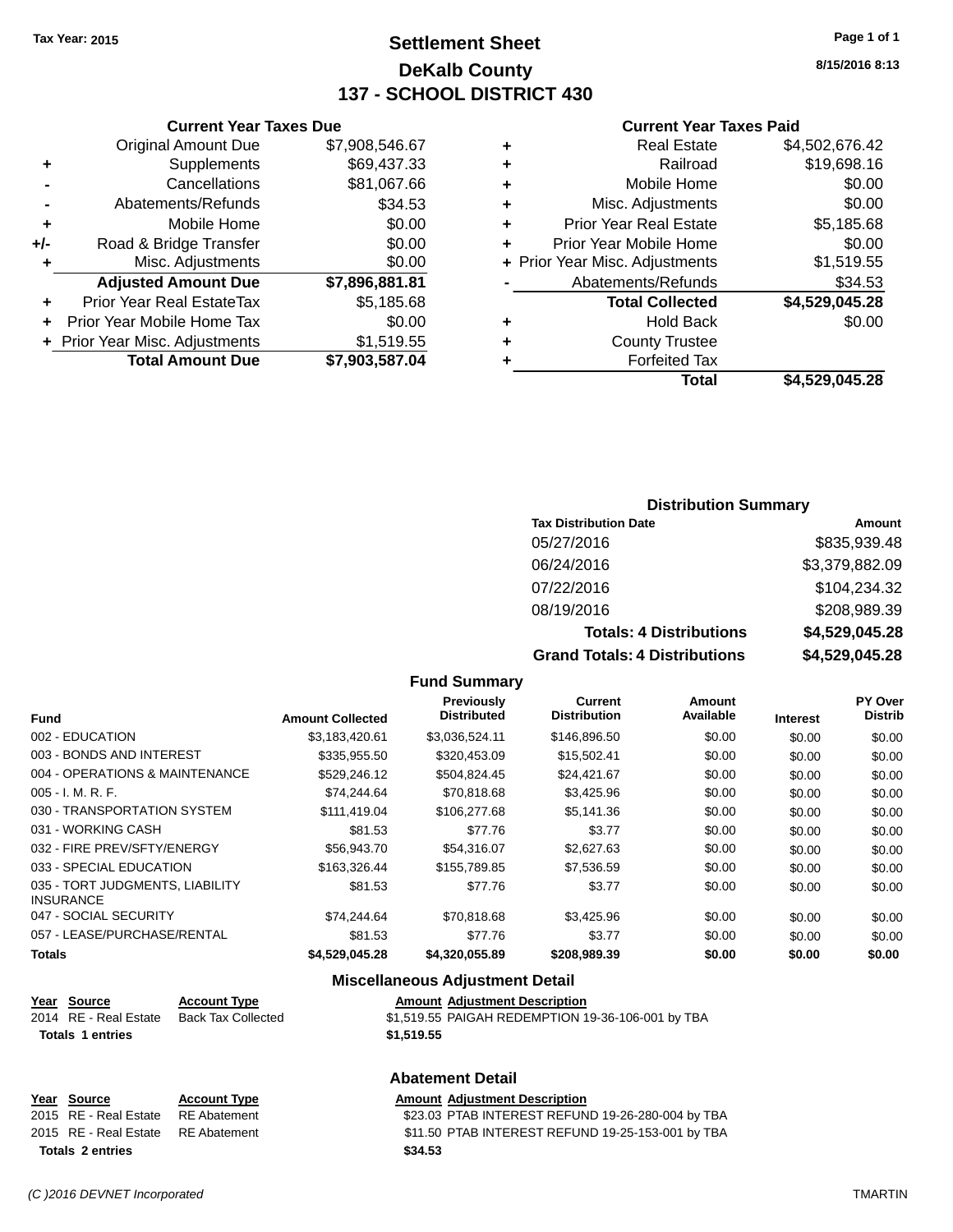Tax Year: 2015

# Settlement Sheet

## DeKalb County

## 137 - SCHOOL DISTRICT 430

8/15/2016 8:13

### Current Year Taxes Due

| | | |
|---|---|---|
| | Original Amount Due | $7,908,546.67 |
| + | Supplements | $69,437.33 |
| - | Cancellations | $81,067.66 |
| - | Abatements/Refunds | $34.53 |
| + | Mobile Home | $0.00 |
| +/- | Road & Bridge Transfer | $0.00 |
| + | Misc. Adjustments | $0.00 |
| | **Adjusted Amount Due** | **$7,896,881.81** |
| + | Prior Year Real EstateTax | $5,185.68 |
| + | Prior Year Mobile Home Tax | $0.00 |
| + | Prior Year Misc. Adjustments | $1,519.55 |
| | **Total Amount Due** | **$7,903,587.04** |

### Current Year Taxes Paid

| | | |
|---|---|---|
| + | Real Estate | $4,502,676.42 |
| + | Railroad | $19,698.16 |
| + | Mobile Home | $0.00 |
| + | Misc. Adjustments | $0.00 |
| + | Prior Year Real Estate | $5,185.68 |
| + | Prior Year Mobile Home | $0.00 |
| + | Prior Year Misc. Adjustments | $1,519.55 |
| - | Abatements/Refunds | $34.53 |
| | **Total Collected** | **$4,529,045.28** |
| + | Hold Back | $0.00 |
| + | County Trustee | |
| + | Forfeited Tax | |
| | **Total** | **$4,529,045.28** |

### Distribution Summary

| Tax Distribution Date | Amount |
|---|---|
| 05/27/2016 | $835,939.48 |
| 06/24/2016 | $3,379,882.09 |
| 07/22/2016 | $104,234.32 |
| 08/19/2016 | $208,989.39 |
| **Totals: 4 Distributions** | **$4,529,045.28** |
| **Grand Totals: 4 Distributions** | **$4,529,045.28** |

### Fund Summary

| Fund | Amount Collected | Previously Distributed | Current Distribution | Amount Available | Interest | PY Over Distrib |
|---|---|---|---|---|---|---|
| 002 - EDUCATION | $3,183,420.61 | $3,036,524.11 | $146,896.50 | $0.00 | $0.00 | $0.00 |
| 003 - BONDS AND INTEREST | $335,955.50 | $320,453.09 | $15,502.41 | $0.00 | $0.00 | $0.00 |
| 004 - OPERATIONS & MAINTENANCE | $529,246.12 | $504,824.45 | $24,421.67 | $0.00 | $0.00 | $0.00 |
| 005 - I. M. R. F. | $74,244.64 | $70,818.68 | $3,425.96 | $0.00 | $0.00 | $0.00 |
| 030 - TRANSPORTATION SYSTEM | $111,419.04 | $106,277.68 | $5,141.36 | $0.00 | $0.00 | $0.00 |
| 031 - WORKING CASH | $81.53 | $77.76 | $3.77 | $0.00 | $0.00 | $0.00 |
| 032 - FIRE PREV/SFTY/ENERGY | $56,943.70 | $54,316.07 | $2,627.63 | $0.00 | $0.00 | $0.00 |
| 033 - SPECIAL EDUCATION | $163,326.44 | $155,789.85 | $7,536.59 | $0.00 | $0.00 | $0.00 |
| 035 - TORT JUDGMENTS, LIABILITY INSURANCE | $81.53 | $77.76 | $3.77 | $0.00 | $0.00 | $0.00 |
| 047 - SOCIAL SECURITY | $74,244.64 | $70,818.68 | $3,425.96 | $0.00 | $0.00 | $0.00 |
| 057 - LEASE/PURCHASE/RENTAL | $81.53 | $77.76 | $3.77 | $0.00 | $0.00 | $0.00 |
| **Totals** | **$4,529,045.28** | **$4,320,055.89** | **$208,989.39** | **$0.00** | **$0.00** | **$0.00** |

### Miscellaneous Adjustment Detail

| Year | Source | Account Type | Amount | Adjustment Description |
|---|---|---|---|---|
| 2014 | RE - Real Estate | Back Tax Collected | $1,519.55 | PAIGAH REDEMPTION 19-36-106-001 by TBA |
| **Totals 1 entries** | | | **$1,519.55** | |

### Abatement Detail

| Year | Source | Account Type | Amount | Adjustment Description |
|---|---|---|---|---|
| 2015 | RE - Real Estate | RE Abatement | $23.03 | PTAB INTEREST REFUND 19-26-280-004 by TBA |
| 2015 | RE - Real Estate | RE Abatement | $11.50 | PTAB INTEREST REFUND 19-25-153-001 by TBA |
| **Totals 2 entries** | | | **$34.53** | |

(C )2016 DEVNET Incorporated — TMARTIN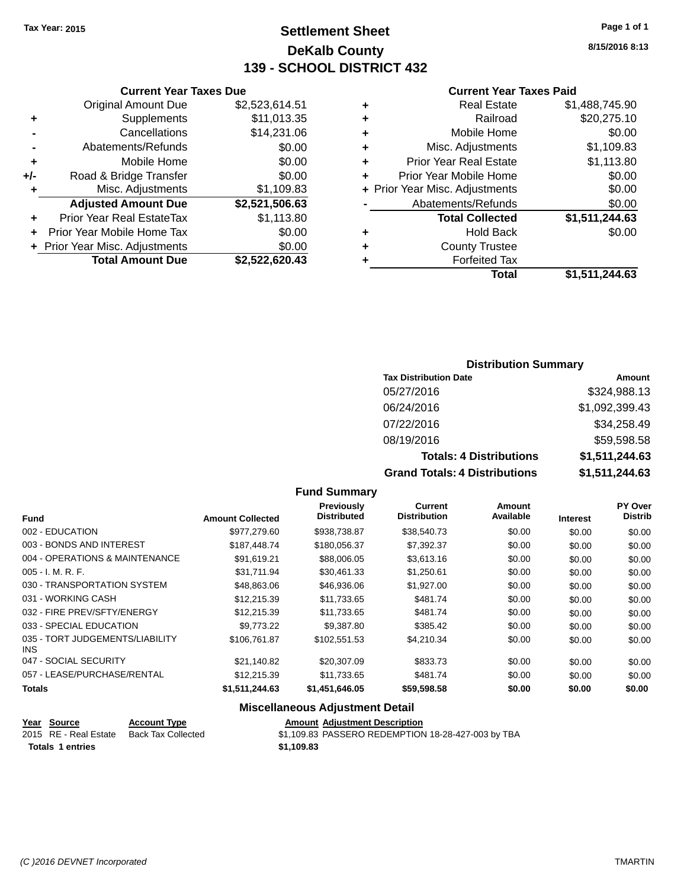Tax Year: 2015

# Settlement Sheet
## DeKalb County
## 139 - SCHOOL DISTRICT 432

8/15/2016 8:13

### Current Year Taxes Due

| | | |
|---|---|---|
| | Original Amount Due | $2,523,614.51 |
| + | Supplements | $11,013.35 |
| - | Cancellations | $14,231.06 |
| - | Abatements/Refunds | $0.00 |
| + | Mobile Home | $0.00 |
| +/- | Road & Bridge Transfer | $0.00 |
| + | Misc. Adjustments | $1,109.83 |
| | **Adjusted Amount Due** | **$2,521,506.63** |
| + | Prior Year Real EstateTax | $1,113.80 |
| + | Prior Year Mobile Home Tax | $0.00 |
| + | Prior Year Misc. Adjustments | $0.00 |
| | **Total Amount Due** | **$2,522,620.43** |

### Current Year Taxes Paid

| | | |
|---|---|---|
| + | Real Estate | $1,488,745.90 |
| + | Railroad | $20,275.10 |
| + | Mobile Home | $0.00 |
| + | Misc. Adjustments | $1,109.83 |
| + | Prior Year Real Estate | $1,113.80 |
| + | Prior Year Mobile Home | $0.00 |
| + | Prior Year Misc. Adjustments | $0.00 |
| - | Abatements/Refunds | $0.00 |
| | **Total Collected** | **$1,511,244.63** |
| + | Hold Back | $0.00 |
| + | County Trustee | |
| + | Forfeited Tax | |
| | **Total** | **$1,511,244.63** |

### Distribution Summary

| Tax Distribution Date | Amount |
|---|---|
| 05/27/2016 | $324,988.13 |
| 06/24/2016 | $1,092,399.43 |
| 07/22/2016 | $34,258.49 |
| 08/19/2016 | $59,598.58 |
| **Totals: 4 Distributions** | **$1,511,244.63** |
| **Grand Totals: 4 Distributions** | **$1,511,244.63** |

### Fund Summary

| Fund | Amount Collected | Previously Distributed | Current Distribution | Amount Available | Interest | PY Over Distrib |
|---|---|---|---|---|---|---|
| 002 - EDUCATION | $977,279.60 | $938,738.87 | $38,540.73 | $0.00 | $0.00 | $0.00 |
| 003 - BONDS AND INTEREST | $187,448.74 | $180,056.37 | $7,392.37 | $0.00 | $0.00 | $0.00 |
| 004 - OPERATIONS & MAINTENANCE | $91,619.21 | $88,006.05 | $3,613.16 | $0.00 | $0.00 | $0.00 |
| 005 - I. M. R. F. | $31,711.94 | $30,461.33 | $1,250.61 | $0.00 | $0.00 | $0.00 |
| 030 - TRANSPORTATION SYSTEM | $48,863.06 | $46,936.06 | $1,927.00 | $0.00 | $0.00 | $0.00 |
| 031 - WORKING CASH | $12,215.39 | $11,733.65 | $481.74 | $0.00 | $0.00 | $0.00 |
| 032 - FIRE PREV/SFTY/ENERGY | $12,215.39 | $11,733.65 | $481.74 | $0.00 | $0.00 | $0.00 |
| 033 - SPECIAL EDUCATION | $9,773.22 | $9,387.80 | $385.42 | $0.00 | $0.00 | $0.00 |
| 035 - TORT JUDGEMENTS/LIABILITY INS | $106,761.87 | $102,551.53 | $4,210.34 | $0.00 | $0.00 | $0.00 |
| 047 - SOCIAL SECURITY | $21,140.82 | $20,307.09 | $833.73 | $0.00 | $0.00 | $0.00 |
| 057 - LEASE/PURCHASE/RENTAL | $12,215.39 | $11,733.65 | $481.74 | $0.00 | $0.00 | $0.00 |
| **Totals** | **$1,511,244.63** | **$1,451,646.05** | **$59,598.58** | **$0.00** | **$0.00** | **$0.00** |

### Miscellaneous Adjustment Detail

| Year | Source | Account Type | Amount | Adjustment Description |
|---|---|---|---|---|
| 2015 | RE - Real Estate | Back Tax Collected | $1,109.83 | PASSERO REDEMPTION 18-28-427-003 by TBA |
| **Totals** | **1 entries** | | **$1,109.83** | |

(C )2016 DEVNET Incorporated TMARTIN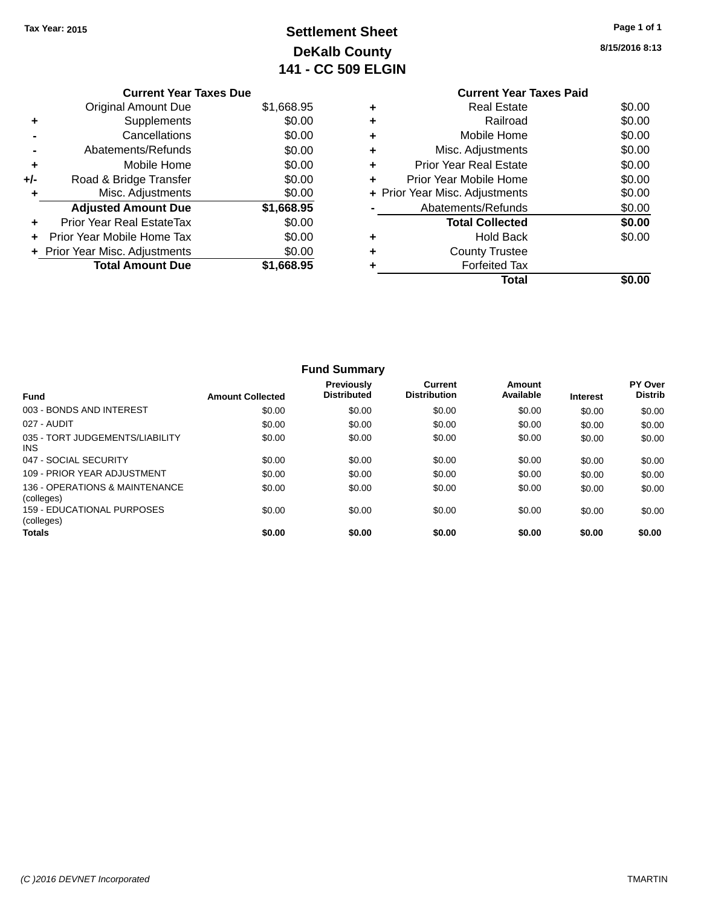Tax Year: 2015

# Settlement Sheet
## DeKalb County
## 141 - CC 509 ELGIN

8/15/2016 8:13

### Current Year Taxes Due

| | | |
|---|---|---|
| | Original Amount Due | $1,668.95 |
| + | Supplements | $0.00 |
| - | Cancellations | $0.00 |
| - | Abatements/Refunds | $0.00 |
| + | Mobile Home | $0.00 |
| +/- | Road & Bridge Transfer | $0.00 |
| + | Misc. Adjustments | $0.00 |
| | **Adjusted Amount Due** | **$1,668.95** |
| + | Prior Year Real EstateTax | $0.00 |
| + | Prior Year Mobile Home Tax | $0.00 |
| + | Prior Year Misc. Adjustments | $0.00 |
| | **Total Amount Due** | **$1,668.95** |

### Current Year Taxes Paid

| | | |
|---|---|---|
| + | Real Estate | $0.00 |
| + | Railroad | $0.00 |
| + | Mobile Home | $0.00 |
| + | Misc. Adjustments | $0.00 |
| + | Prior Year Real Estate | $0.00 |
| + | Prior Year Mobile Home | $0.00 |
| + | Prior Year Misc. Adjustments | $0.00 |
| - | Abatements/Refunds | $0.00 |
| | **Total Collected** | **$0.00** |
| + | Hold Back | $0.00 |
| + | County Trustee | |
| + | Forfeited Tax | |
| | **Total** | **$0.00** |

### Fund Summary

| Fund | Amount Collected | Previously Distributed | Current Distribution | Amount Available | Interest | PY Over Distrib |
|---|---|---|---|---|---|---|
| 003 - BONDS AND INTEREST | $0.00 | $0.00 | $0.00 | $0.00 | $0.00 | $0.00 |
| 027 - AUDIT | $0.00 | $0.00 | $0.00 | $0.00 | $0.00 | $0.00 |
| 035 - TORT JUDGEMENTS/LIABILITY INS | $0.00 | $0.00 | $0.00 | $0.00 | $0.00 | $0.00 |
| 047 - SOCIAL SECURITY | $0.00 | $0.00 | $0.00 | $0.00 | $0.00 | $0.00 |
| 109 - PRIOR YEAR ADJUSTMENT | $0.00 | $0.00 | $0.00 | $0.00 | $0.00 | $0.00 |
| 136 - OPERATIONS & MAINTENANCE (colleges) | $0.00 | $0.00 | $0.00 | $0.00 | $0.00 | $0.00 |
| 159 - EDUCATIONAL PURPOSES (colleges) | $0.00 | $0.00 | $0.00 | $0.00 | $0.00 | $0.00 |
| **Totals** | **$0.00** | **$0.00** | **$0.00** | **$0.00** | **$0.00** | **$0.00** |

(C )2016 DEVNET Incorporated TMARTIN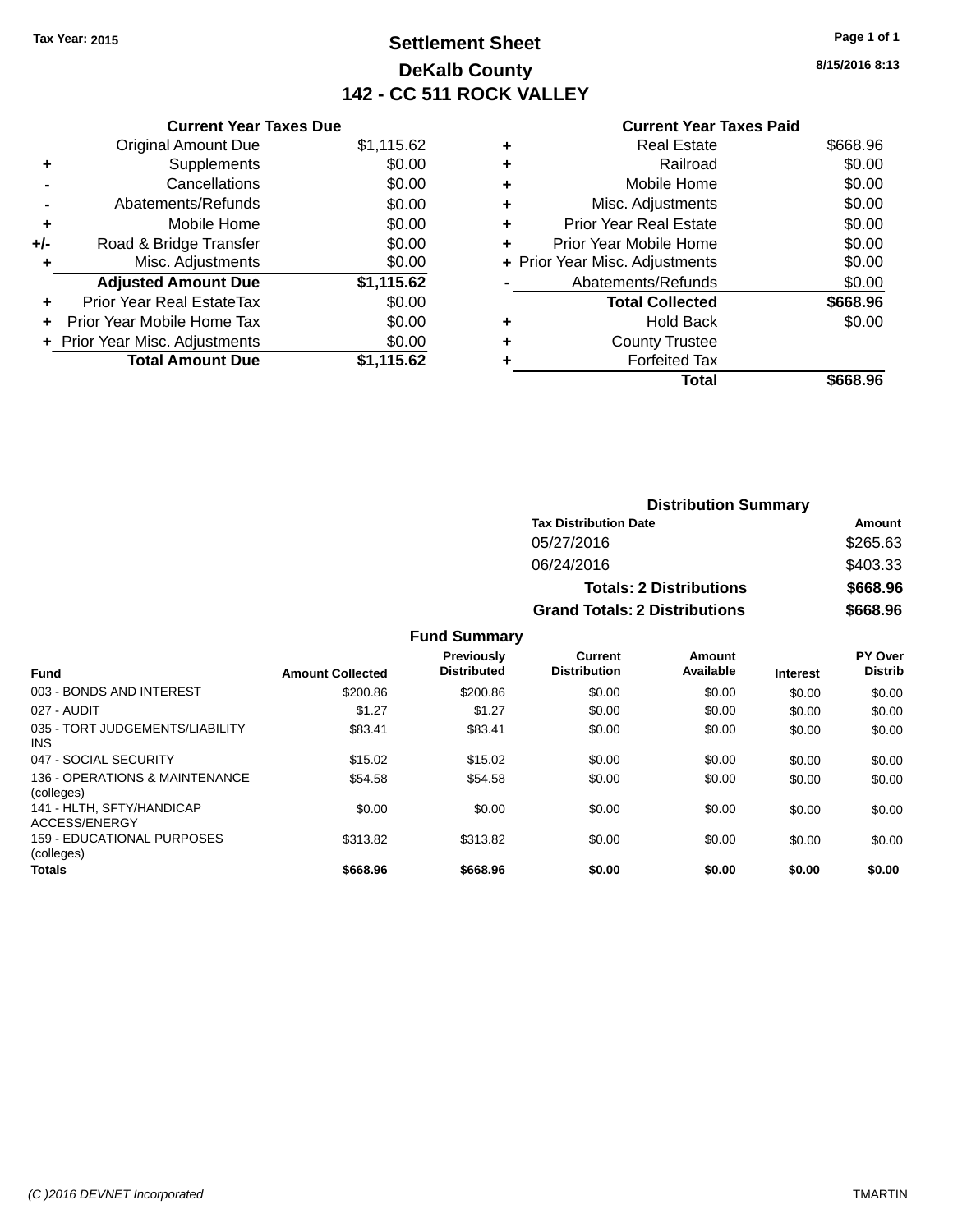Tax Year: 2015

# Settlement Sheet
## DeKalb County
## 142 - CC 511 ROCK VALLEY

8/15/2016 8:13

### Current Year Taxes Due

| | | |
|---|---|---|
| | Original Amount Due | $1,115.62 |
| + | Supplements | $0.00 |
| - | Cancellations | $0.00 |
| - | Abatements/Refunds | $0.00 |
| + | Mobile Home | $0.00 |
| +/- | Road & Bridge Transfer | $0.00 |
| + | Misc. Adjustments | $0.00 |
| | **Adjusted Amount Due** | **$1,115.62** |
| + | Prior Year Real EstateTax | $0.00 |
| + | Prior Year Mobile Home Tax | $0.00 |
| + | Prior Year Misc. Adjustments | $0.00 |
| | **Total Amount Due** | **$1,115.62** |

### Current Year Taxes Paid

| | | |
|---|---|---|
| + | Real Estate | $668.96 |
| + | Railroad | $0.00 |
| + | Mobile Home | $0.00 |
| + | Misc. Adjustments | $0.00 |
| + | Prior Year Real Estate | $0.00 |
| + | Prior Year Mobile Home | $0.00 |
| + | Prior Year Misc. Adjustments | $0.00 |
| - | Abatements/Refunds | $0.00 |
| | **Total Collected** | **$668.96** |
| + | Hold Back | $0.00 |
| + | County Trustee | |
| + | Forfeited Tax | |
| | **Total** | **$668.96** |

### Distribution Summary

| Tax Distribution Date | Amount |
|---|---|
| 05/27/2016 | $265.63 |
| 06/24/2016 | $403.33 |
| **Totals: 2 Distributions** | **$668.96** |
| **Grand Totals: 2 Distributions** | **$668.96** |

### Fund Summary

| Fund | Amount Collected | Previously Distributed | Current Distribution | Amount Available | Interest | PY Over Distrib |
|---|---|---|---|---|---|---|
| 003 - BONDS AND INTEREST | $200.86 | $200.86 | $0.00 | $0.00 | $0.00 | $0.00 |
| 027 - AUDIT | $1.27 | $1.27 | $0.00 | $0.00 | $0.00 | $0.00 |
| 035 - TORT JUDGEMENTS/LIABILITY INS | $83.41 | $83.41 | $0.00 | $0.00 | $0.00 | $0.00 |
| 047 - SOCIAL SECURITY | $15.02 | $15.02 | $0.00 | $0.00 | $0.00 | $0.00 |
| 136 - OPERATIONS & MAINTENANCE (colleges) | $54.58 | $54.58 | $0.00 | $0.00 | $0.00 | $0.00 |
| 141 - HLTH, SFTY/HANDICAP ACCESS/ENERGY | $0.00 | $0.00 | $0.00 | $0.00 | $0.00 | $0.00 |
| 159 - EDUCATIONAL PURPOSES (colleges) | $313.82 | $313.82 | $0.00 | $0.00 | $0.00 | $0.00 |
| **Totals** | **$668.96** | **$668.96** | **$0.00** | **$0.00** | **$0.00** | **$0.00** |

(C )2016 DEVNET Incorporated TMARTIN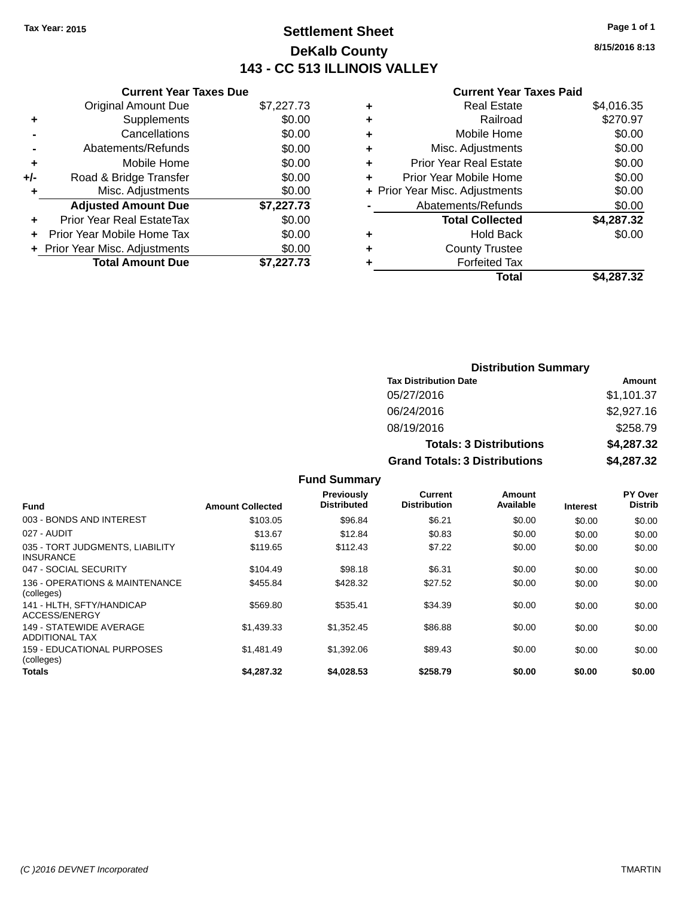Tax Year: 2015

# Settlement Sheet

## DeKalb County

## 143 - CC 513 ILLINOIS VALLEY

8/15/2016 8:13

### Current Year Taxes Due

| | | |
|---|---|---|
| | Original Amount Due | $7,227.73 |
| + | Supplements | $0.00 |
| - | Cancellations | $0.00 |
| - | Abatements/Refunds | $0.00 |
| + | Mobile Home | $0.00 |
| +/- | Road & Bridge Transfer | $0.00 |
| + | Misc. Adjustments | $0.00 |
| | **Adjusted Amount Due** | **$7,227.73** |
| + | Prior Year Real EstateTax | $0.00 |
| + | Prior Year Mobile Home Tax | $0.00 |
| + | Prior Year Misc. Adjustments | $0.00 |
| | **Total Amount Due** | **$7,227.73** |

### Current Year Taxes Paid

| | | |
|---|---|---|
| + | Real Estate | $4,016.35 |
| + | Railroad | $270.97 |
| + | Mobile Home | $0.00 |
| + | Misc. Adjustments | $0.00 |
| + | Prior Year Real Estate | $0.00 |
| + | Prior Year Mobile Home | $0.00 |
| + | Prior Year Misc. Adjustments | $0.00 |
| - | Abatements/Refunds | $0.00 |
| | **Total Collected** | **$4,287.32** |
| + | Hold Back | $0.00 |
| + | County Trustee | |
| + | Forfeited Tax | |
| | **Total** | **$4,287.32** |

### Distribution Summary

| Tax Distribution Date | Amount |
|---|---|
| 05/27/2016 | $1,101.37 |
| 06/24/2016 | $2,927.16 |
| 08/19/2016 | $258.79 |
| **Totals: 3 Distributions** | **$4,287.32** |
| **Grand Totals: 3 Distributions** | **$4,287.32** |

### Fund Summary

| Fund | Amount Collected | Previously Distributed | Current Distribution | Amount Available | Interest | PY Over Distrib |
|---|---|---|---|---|---|---|
| 003 - BONDS AND INTEREST | $103.05 | $96.84 | $6.21 | $0.00 | $0.00 | $0.00 |
| 027 - AUDIT | $13.67 | $12.84 | $0.83 | $0.00 | $0.00 | $0.00 |
| 035 - TORT JUDGMENTS, LIABILITY INSURANCE | $119.65 | $112.43 | $7.22 | $0.00 | $0.00 | $0.00 |
| 047 - SOCIAL SECURITY | $104.49 | $98.18 | $6.31 | $0.00 | $0.00 | $0.00 |
| 136 - OPERATIONS & MAINTENANCE (colleges) | $455.84 | $428.32 | $27.52 | $0.00 | $0.00 | $0.00 |
| 141 - HLTH, SFTY/HANDICAP ACCESS/ENERGY | $569.80 | $535.41 | $34.39 | $0.00 | $0.00 | $0.00 |
| 149 - STATEWIDE AVERAGE ADDITIONAL TAX | $1,439.33 | $1,352.45 | $86.88 | $0.00 | $0.00 | $0.00 |
| 159 - EDUCATIONAL PURPOSES (colleges) | $1,481.49 | $1,392.06 | $89.43 | $0.00 | $0.00 | $0.00 |
| **Totals** | **$4,287.32** | **$4,028.53** | **$258.79** | **$0.00** | **$0.00** | **$0.00** |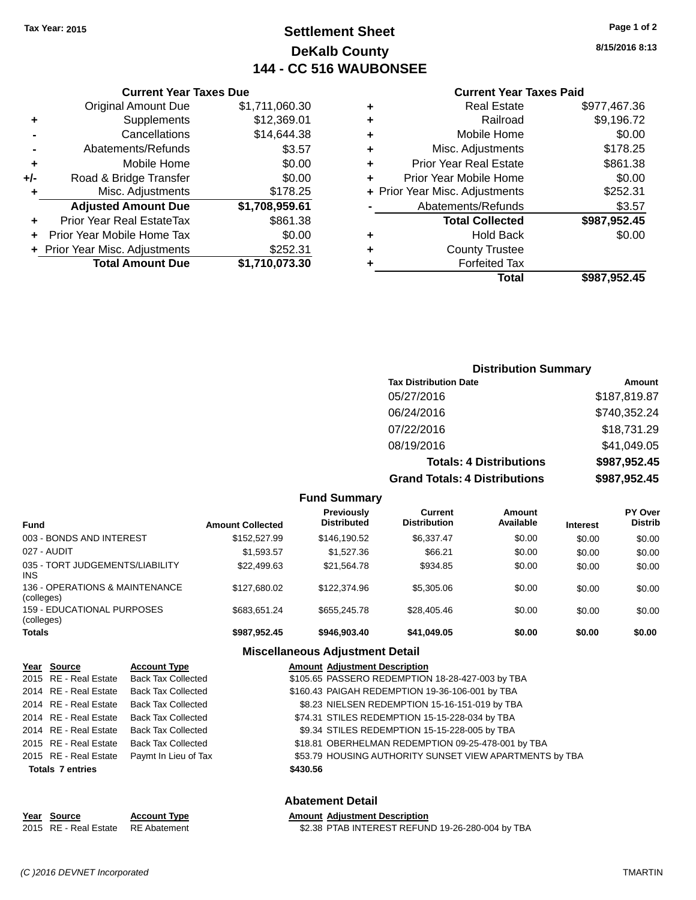Tax Year: 2015

# Settlement Sheet
## DeKalb County
## 144 - CC 516 WAUBONSEE

8/15/2016 8:13

### Current Year Taxes Due

| | | |
|---|---|---|
| | Original Amount Due | $1,711,060.30 |
| + | Supplements | $12,369.01 |
| - | Cancellations | $14,644.38 |
| - | Abatements/Refunds | $3.57 |
| + | Mobile Home | $0.00 |
| +/- | Road & Bridge Transfer | $0.00 |
| + | Misc. Adjustments | $178.25 |
| | **Adjusted Amount Due** | **$1,708,959.61** |
| + | Prior Year Real EstateTax | $861.38 |
| + | Prior Year Mobile Home Tax | $0.00 |
| + | Prior Year Misc. Adjustments | $252.31 |
| | **Total Amount Due** | **$1,710,073.30** |

### Current Year Taxes Paid

| | | |
|---|---|---|
| + | Real Estate | $977,467.36 |
| + | Railroad | $9,196.72 |
| + | Mobile Home | $0.00 |
| + | Misc. Adjustments | $178.25 |
| + | Prior Year Real Estate | $861.38 |
| + | Prior Year Mobile Home | $0.00 |
| + | Prior Year Misc. Adjustments | $252.31 |
| - | Abatements/Refunds | $3.57 |
| | **Total Collected** | **$987,952.45** |
| + | Hold Back | $0.00 |
| + | County Trustee | |
| + | Forfeited Tax | |
| | **Total** | **$987,952.45** |

### Distribution Summary

| Tax Distribution Date | Amount |
|---|---|
| 05/27/2016 | $187,819.87 |
| 06/24/2016 | $740,352.24 |
| 07/22/2016 | $18,731.29 |
| 08/19/2016 | $41,049.05 |
| **Totals: 4 Distributions** | **$987,952.45** |
| **Grand Totals: 4 Distributions** | **$987,952.45** |

### Fund Summary

| Fund | Amount Collected | Previously Distributed | Current Distribution | Amount Available | Interest | PY Over Distrib |
|---|---|---|---|---|---|---|
| 003 - BONDS AND INTEREST | $152,527.99 | $146,190.52 | $6,337.47 | $0.00 | $0.00 | $0.00 |
| 027 - AUDIT | $1,593.57 | $1,527.36 | $66.21 | $0.00 | $0.00 | $0.00 |
| 035 - TORT JUDGEMENTS/LIABILITY INS | $22,499.63 | $21,564.78 | $934.85 | $0.00 | $0.00 | $0.00 |
| 136 - OPERATIONS & MAINTENANCE (colleges) | $127,680.02 | $122,374.96 | $5,305.06 | $0.00 | $0.00 | $0.00 |
| 159 - EDUCATIONAL PURPOSES (colleges) | $683,651.24 | $655,245.78 | $28,405.46 | $0.00 | $0.00 | $0.00 |
| **Totals** | **$987,952.45** | **$946,903.40** | **$41,049.05** | **$0.00** | **$0.00** | **$0.00** |

### Miscellaneous Adjustment Detail

| Year | Source | Account Type | Amount | Adjustment Description |
|---|---|---|---|---|
| 2015 | RE - Real Estate | Back Tax Collected | $105.65 | PASSERO REDEMPTION 18-28-427-003 by TBA |
| 2014 | RE - Real Estate | Back Tax Collected | $160.43 | PAIGAH REDEMPTION 19-36-106-001 by TBA |
| 2014 | RE - Real Estate | Back Tax Collected | $8.23 | NIELSEN REDEMPTION 15-16-151-019 by TBA |
| 2014 | RE - Real Estate | Back Tax Collected | $74.31 | STILES REDEMPTION 15-15-228-034 by TBA |
| 2014 | RE - Real Estate | Back Tax Collected | $9.34 | STILES REDEMPTION 15-15-228-005 by TBA |
| 2015 | RE - Real Estate | Back Tax Collected | $18.81 | OBERHELMAN REDEMPTION 09-25-478-001 by TBA |
| 2015 | RE - Real Estate | Paymt In Lieu of Tax | $53.79 | HOUSING AUTHORITY SUNSET VIEW APARTMENTS by TBA |
| **Totals 7 entries** | | | **$430.56** | |

### Abatement Detail

| Year | Source | Account Type | Amount | Adjustment Description |
|---|---|---|---|---|
| 2015 | RE - Real Estate | RE Abatement | $2.38 | PTAB INTEREST REFUND 19-26-280-004 by TBA |

(C )2016 DEVNET Incorporated TMARTIN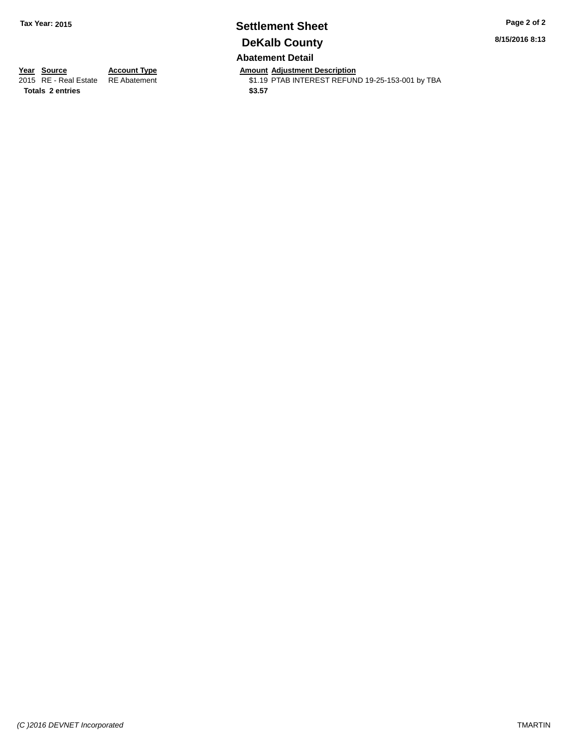Tax Year: 2015

# Settlement Sheet

## DeKalb County

8/15/2016 8:13

### Abatement Detail

| Year | Source | Account Type | Amount | Adjustment Description |
|---|---|---|---|---|
| 2015 | RE - Real Estate | RE Abatement | $1.19 | PTAB INTEREST REFUND 19-25-153-001 by TBA |
| **Totals** | **2 entries** | | **$3.57** | |

*(C )2016 DEVNET Incorporated* TMARTIN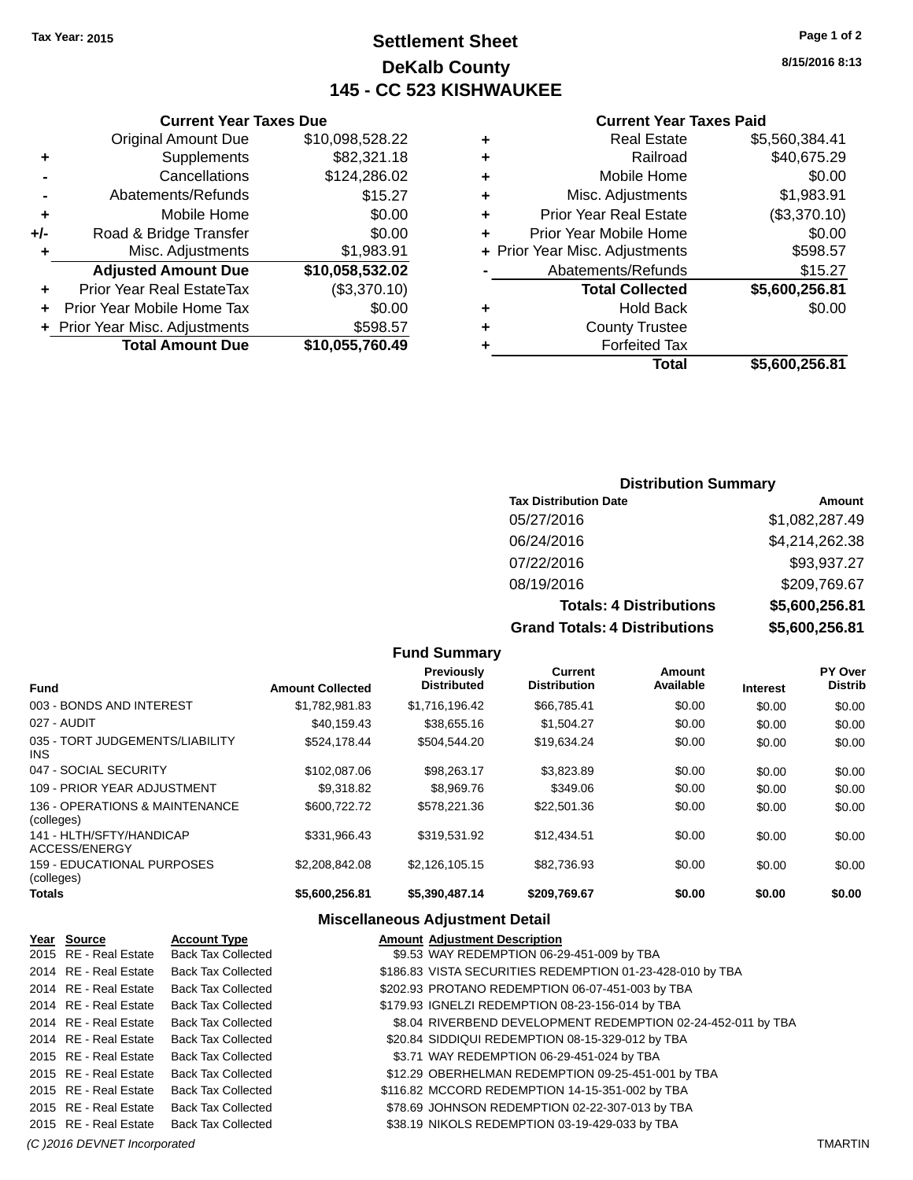Tax Year: 2015

# Settlement Sheet

## DeKalb County

## 145 - CC 523 KISHWAUKEE

8/15/2016 8:13

### Current Year Taxes Due

| | | |
|---|---|---|
| | Original Amount Due | $10,098,528.22 |
| + | Supplements | $82,321.18 |
| - | Cancellations | $124,286.02 |
| - | Abatements/Refunds | $15.27 |
| + | Mobile Home | $0.00 |
| +/- | Road & Bridge Transfer | $0.00 |
| + | Misc. Adjustments | $1,983.91 |
| | **Adjusted Amount Due** | **$10,058,532.02** |
| + | Prior Year Real EstateTax | ($3,370.10) |
| + | Prior Year Mobile Home Tax | $0.00 |
| + | Prior Year Misc. Adjustments | $598.57 |
| | **Total Amount Due** | **$10,055,760.49** |

### Current Year Taxes Paid

| | | |
|---|---|---|
| + | Real Estate | $5,560,384.41 |
| + | Railroad | $40,675.29 |
| + | Mobile Home | $0.00 |
| + | Misc. Adjustments | $1,983.91 |
| + | Prior Year Real Estate | ($3,370.10) |
| + | Prior Year Mobile Home | $0.00 |
| + | Prior Year Misc. Adjustments | $598.57 |
| - | Abatements/Refunds | $15.27 |
| | **Total Collected** | **$5,600,256.81** |
| + | Hold Back | $0.00 |
| + | County Trustee | |
| + | Forfeited Tax | |
| | **Total** | **$5,600,256.81** |

### Distribution Summary

| Tax Distribution Date | Amount |
|---|---|
| 05/27/2016 | $1,082,287.49 |
| 06/24/2016 | $4,214,262.38 |
| 07/22/2016 | $93,937.27 |
| 08/19/2016 | $209,769.67 |
| **Totals: 4 Distributions** | **$5,600,256.81** |
| **Grand Totals: 4 Distributions** | **$5,600,256.81** |

### Fund Summary

| Fund | Amount Collected | Previously Distributed | Current Distribution | Amount Available | Interest | PY Over Distrib |
|---|---|---|---|---|---|---|
| 003 - BONDS AND INTEREST | $1,782,981.83 | $1,716,196.42 | $66,785.41 | $0.00 | $0.00 | $0.00 |
| 027 - AUDIT | $40,159.43 | $38,655.16 | $1,504.27 | $0.00 | $0.00 | $0.00 |
| 035 - TORT JUDGEMENTS/LIABILITY INS | $524,178.44 | $504,544.20 | $19,634.24 | $0.00 | $0.00 | $0.00 |
| 047 - SOCIAL SECURITY | $102,087.06 | $98,263.17 | $3,823.89 | $0.00 | $0.00 | $0.00 |
| 109 - PRIOR YEAR ADJUSTMENT | $9,318.82 | $8,969.76 | $349.06 | $0.00 | $0.00 | $0.00 |
| 136 - OPERATIONS & MAINTENANCE (colleges) | $600,722.72 | $578,221.36 | $22,501.36 | $0.00 | $0.00 | $0.00 |
| 141 - HLTH/SFTY/HANDICAP ACCESS/ENERGY | $331,966.43 | $319,531.92 | $12,434.51 | $0.00 | $0.00 | $0.00 |
| 159 - EDUCATIONAL PURPOSES (colleges) | $2,208,842.08 | $2,126,105.15 | $82,736.93 | $0.00 | $0.00 | $0.00 |
| **Totals** | **$5,600,256.81** | **$5,390,487.14** | **$209,769.67** | **$0.00** | **$0.00** | **$0.00** |

### Miscellaneous Adjustment Detail

| Year | Source | Account Type | Amount | Adjustment Description |
|---|---|---|---|---|
| 2015 | RE - Real Estate | Back Tax Collected | $9.53 | WAY REDEMPTION 06-29-451-009 by TBA |
| 2014 | RE - Real Estate | Back Tax Collected | $186.83 | VISTA SECURITIES REDEMPTION 01-23-428-010 by TBA |
| 2014 | RE - Real Estate | Back Tax Collected | $202.93 | PROTANO REDEMPTION 06-07-451-003 by TBA |
| 2014 | RE - Real Estate | Back Tax Collected | $179.93 | IGNELZI REDEMPTION 08-23-156-014 by TBA |
| 2014 | RE - Real Estate | Back Tax Collected | $8.04 | RIVERBEND DEVELOPMENT REDEMPTION 02-24-452-011 by TBA |
| 2014 | RE - Real Estate | Back Tax Collected | $20.84 | SIDDIQUI REDEMPTION 08-15-329-012 by TBA |
| 2015 | RE - Real Estate | Back Tax Collected | $3.71 | WAY REDEMPTION 06-29-451-024 by TBA |
| 2015 | RE - Real Estate | Back Tax Collected | $12.29 | OBERHELMAN REDEMPTION 09-25-451-001 by TBA |
| 2015 | RE - Real Estate | Back Tax Collected | $116.82 | MCCORD REDEMPTION 14-15-351-002 by TBA |
| 2015 | RE - Real Estate | Back Tax Collected | $78.69 | JOHNSON REDEMPTION 02-22-307-013 by TBA |
| 2015 | RE - Real Estate | Back Tax Collected | $38.19 | NIKOLS REDEMPTION 03-19-429-033 by TBA |

(C )2016 DEVNET Incorporated TMARTIN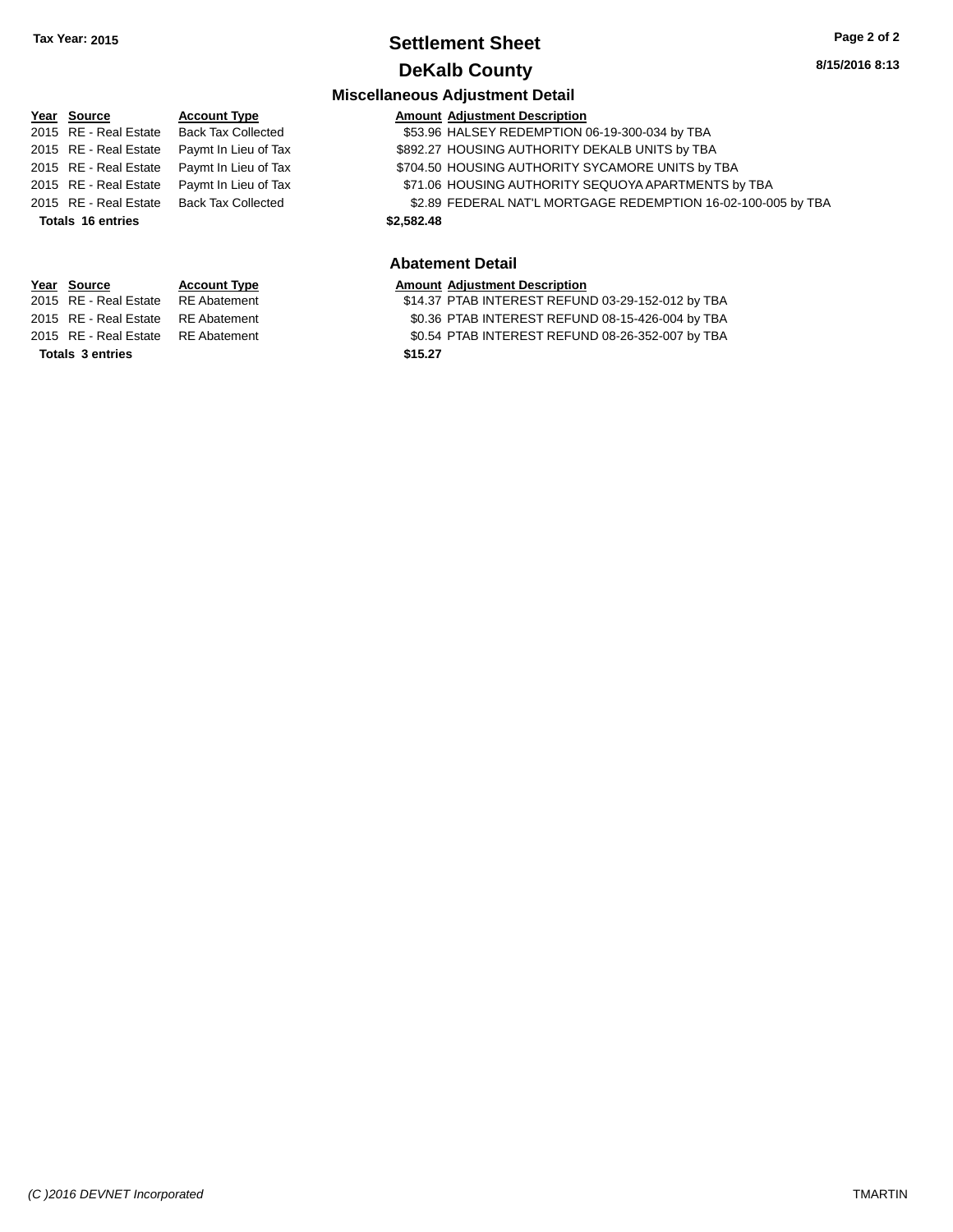**Tax Year: 2015**

# Settlement Sheet

## DeKalb County

8/15/2016 8:13

### Miscellaneous Adjustment Detail

| Year | Source | Account Type | Amount | Adjustment Description |
|---|---|---|---|---|
| 2015 | RE - Real Estate | Back Tax Collected | $53.96 | HALSEY REDEMPTION 06-19-300-034 by TBA |
| 2015 | RE - Real Estate | Paymt In Lieu of Tax | $892.27 | HOUSING AUTHORITY DEKALB UNITS by TBA |
| 2015 | RE - Real Estate | Paymt In Lieu of Tax | $704.50 | HOUSING AUTHORITY SYCAMORE UNITS by TBA |
| 2015 | RE - Real Estate | Paymt In Lieu of Tax | $71.06 | HOUSING AUTHORITY SEQUOYA APARTMENTS by TBA |
| 2015 | RE - Real Estate | Back Tax Collected | $2.89 | FEDERAL NAT'L MORTGAGE REDEMPTION 16-02-100-005 by TBA |
| **Totals 16 entries** | | | **$2,582.48** | |

### Abatement Detail

| Year | Source | Account Type | Amount | Adjustment Description |
|---|---|---|---|---|
| 2015 | RE - Real Estate | RE Abatement | $14.37 | PTAB INTEREST REFUND 03-29-152-012 by TBA |
| 2015 | RE - Real Estate | RE Abatement | $0.36 | PTAB INTEREST REFUND 08-15-426-004 by TBA |
| 2015 | RE - Real Estate | RE Abatement | $0.54 | PTAB INTEREST REFUND 08-26-352-007 by TBA |
| **Totals 3 entries** | | | **$15.27** | |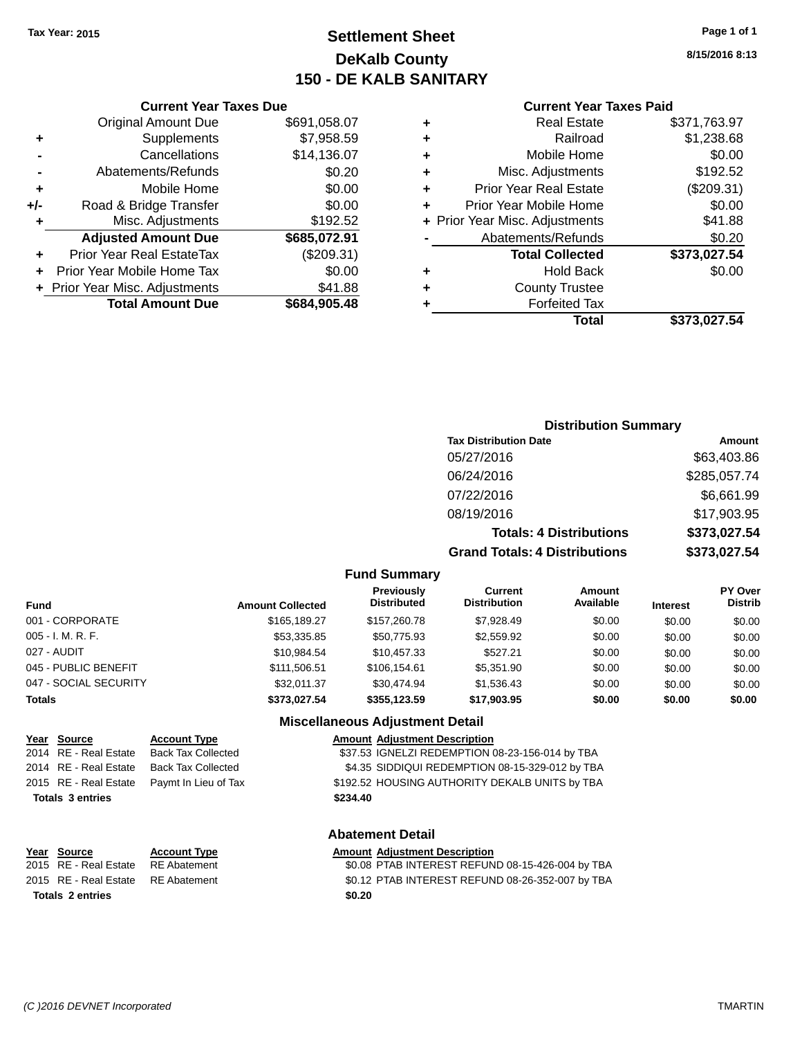Tax Year: 2015

# Settlement Sheet
## DeKalb County
## 150 - DE KALB SANITARY

8/15/2016 8:13

### Current Year Taxes Due

| | | |
|---|---|---|
| | Original Amount Due | $691,058.07 |
| + | Supplements | $7,958.59 |
| - | Cancellations | $14,136.07 |
| - | Abatements/Refunds | $0.20 |
| + | Mobile Home | $0.00 |
| +/- | Road & Bridge Transfer | $0.00 |
| + | Misc. Adjustments | $192.52 |
| | **Adjusted Amount Due** | **$685,072.91** |
| + | Prior Year Real EstateTax | ($209.31) |
| + | Prior Year Mobile Home Tax | $0.00 |
| + | Prior Year Misc. Adjustments | $41.88 |
| | **Total Amount Due** | **$684,905.48** |

### Current Year Taxes Paid

| | | |
|---|---|---|
| + | Real Estate | $371,763.97 |
| + | Railroad | $1,238.68 |
| + | Mobile Home | $0.00 |
| + | Misc. Adjustments | $192.52 |
| + | Prior Year Real Estate | ($209.31) |
| + | Prior Year Mobile Home | $0.00 |
| + | Prior Year Misc. Adjustments | $41.88 |
| - | Abatements/Refunds | $0.20 |
| | **Total Collected** | **$373,027.54** |
| + | Hold Back | $0.00 |
| + | County Trustee | |
| + | Forfeited Tax | |
| | **Total** | **$373,027.54** |

### Distribution Summary

| Tax Distribution Date | Amount |
|---|---|
| 05/27/2016 | $63,403.86 |
| 06/24/2016 | $285,057.74 |
| 07/22/2016 | $6,661.99 |
| 08/19/2016 | $17,903.95 |
| **Totals: 4 Distributions** | **$373,027.54** |
| **Grand Totals: 4 Distributions** | **$373,027.54** |

### Fund Summary

| Fund | Amount Collected | Previously Distributed | Current Distribution | Amount Available | Interest | PY Over Distrib |
|---|---|---|---|---|---|---|
| 001 - CORPORATE | $165,189.27 | $157,260.78 | $7,928.49 | $0.00 | $0.00 | $0.00 |
| 005 - I. M. R. F. | $53,335.85 | $50,775.93 | $2,559.92 | $0.00 | $0.00 | $0.00 |
| 027 - AUDIT | $10,984.54 | $10,457.33 | $527.21 | $0.00 | $0.00 | $0.00 |
| 045 - PUBLIC BENEFIT | $111,506.51 | $106,154.61 | $5,351.90 | $0.00 | $0.00 | $0.00 |
| 047 - SOCIAL SECURITY | $32,011.37 | $30,474.94 | $1,536.43 | $0.00 | $0.00 | $0.00 |
| **Totals** | **$373,027.54** | **$355,123.59** | **$17,903.95** | **$0.00** | **$0.00** | **$0.00** |

### Miscellaneous Adjustment Detail

| Year | Source | Account Type | Amount | Adjustment Description |
|---|---|---|---|---|
| 2014 | RE - Real Estate | Back Tax Collected | $37.53 | IGNELZI REDEMPTION 08-23-156-014 by TBA |
| 2014 | RE - Real Estate | Back Tax Collected | $4.35 | SIDDIQUI REDEMPTION 08-15-329-012 by TBA |
| 2015 | RE - Real Estate | Paymt In Lieu of Tax | $192.52 | HOUSING AUTHORITY DEKALB UNITS by TBA |
| **Totals** | **3 entries** | | **$234.40** | |

### Abatement Detail

| Year | Source | Account Type | Amount | Adjustment Description |
|---|---|---|---|---|
| 2015 | RE - Real Estate | RE Abatement | $0.08 | PTAB INTEREST REFUND 08-15-426-004 by TBA |
| 2015 | RE - Real Estate | RE Abatement | $0.12 | PTAB INTEREST REFUND 08-26-352-007 by TBA |
| **Totals** | **2 entries** | | **$0.20** | |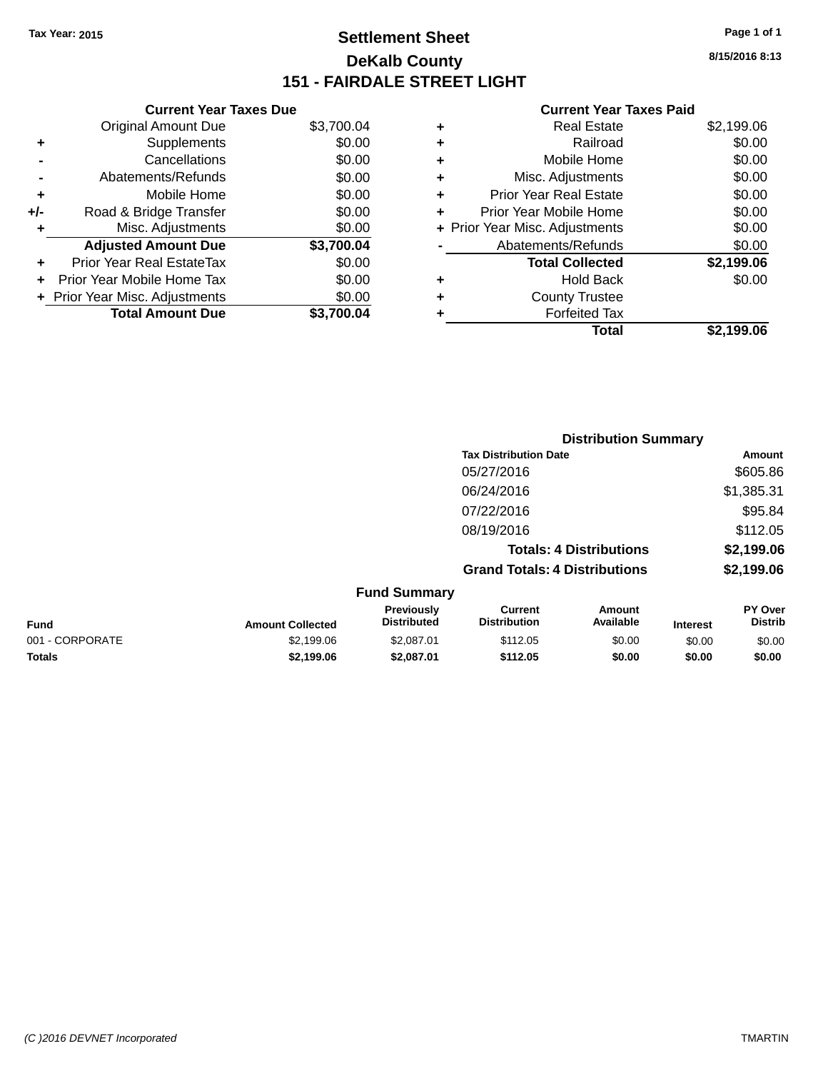Tax Year: 2015

# Settlement Sheet
## DeKalb County
## 151 - FAIRDALE STREET LIGHT

8/15/2016 8:13

**Current Year Taxes Due**

| | | |
|---|---|---|
| | Original Amount Due | $3,700.04 |
| + | Supplements | $0.00 |
| - | Cancellations | $0.00 |
| - | Abatements/Refunds | $0.00 |
| + | Mobile Home | $0.00 |
| +/- | Road & Bridge Transfer | $0.00 |
| + | Misc. Adjustments | $0.00 |
| | **Adjusted Amount Due** | **$3,700.04** |
| + | Prior Year Real EstateTax | $0.00 |
| + | Prior Year Mobile Home Tax | $0.00 |
| + | Prior Year Misc. Adjustments | $0.00 |
| | **Total Amount Due** | **$3,700.04** |

**Current Year Taxes Paid**

| | | |
|---|---|---|
| + | Real Estate | $2,199.06 |
| + | Railroad | $0.00 |
| + | Mobile Home | $0.00 |
| + | Misc. Adjustments | $0.00 |
| + | Prior Year Real Estate | $0.00 |
| + | Prior Year Mobile Home | $0.00 |
| + | Prior Year Misc. Adjustments | $0.00 |
| - | Abatements/Refunds | $0.00 |
| | **Total Collected** | **$2,199.06** |
| + | Hold Back | $0.00 |
| + | County Trustee | |
| + | Forfeited Tax | |
| | **Total** | **$2,199.06** |

**Distribution Summary**

| Tax Distribution Date | Amount |
|---|---|
| 05/27/2016 | $605.86 |
| 06/24/2016 | $1,385.31 |
| 07/22/2016 | $95.84 |
| 08/19/2016 | $112.05 |
| **Totals: 4 Distributions** | **$2,199.06** |
| **Grand Totals: 4 Distributions** | **$2,199.06** |

**Fund Summary**

| Fund | Amount Collected | Previously Distributed | Current Distribution | Amount Available | Interest | PY Over Distrib |
|---|---|---|---|---|---|---|
| 001 - CORPORATE | $2,199.06 | $2,087.01 | $112.05 | $0.00 | $0.00 | $0.00 |
| **Totals** | **$2,199.06** | **$2,087.01** | **$112.05** | **$0.00** | **$0.00** | **$0.00** |

(C )2016 DEVNET Incorporated — TMARTIN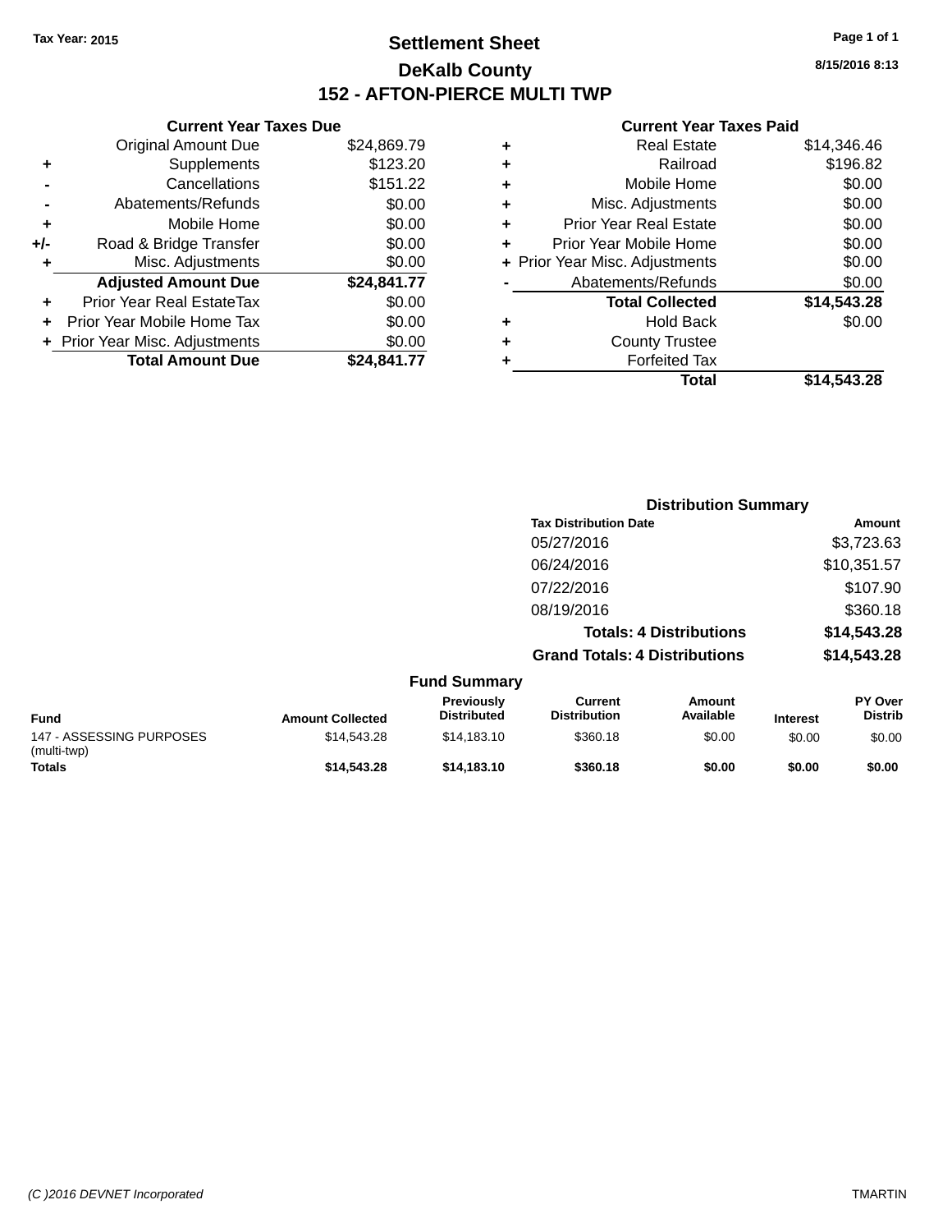Tax Year: 2015

# Settlement Sheet

## DeKalb County

## 152 - AFTON-PIERCE MULTI TWP

8/15/2016 8:13

| | Current Year Taxes Due | |
|---|---|---|
| | Original Amount Due | $24,869.79 |
| + | Supplements | $123.20 |
| - | Cancellations | $151.22 |
| - | Abatements/Refunds | $0.00 |
| + | Mobile Home | $0.00 |
| +/- | Road & Bridge Transfer | $0.00 |
| + | Misc. Adjustments | $0.00 |
| | **Adjusted Amount Due** | **$24,841.77** |
| + | Prior Year Real EstateTax | $0.00 |
| + | Prior Year Mobile Home Tax | $0.00 |
| + | Prior Year Misc. Adjustments | $0.00 |
| | **Total Amount Due** | **$24,841.77** |

| | Current Year Taxes Paid | |
|---|---|---|
| + | Real Estate | $14,346.46 |
| + | Railroad | $196.82 |
| + | Mobile Home | $0.00 |
| + | Misc. Adjustments | $0.00 |
| + | Prior Year Real Estate | $0.00 |
| + | Prior Year Mobile Home | $0.00 |
| + | Prior Year Misc. Adjustments | $0.00 |
| - | Abatements/Refunds | $0.00 |
| | **Total Collected** | **$14,543.28** |
| + | Hold Back | $0.00 |
| + | County Trustee | |
| + | Forfeited Tax | |
| | **Total** | **$14,543.28** |

### Distribution Summary

| Tax Distribution Date | Amount |
|---|---|
| 05/27/2016 | $3,723.63 |
| 06/24/2016 | $10,351.57 |
| 07/22/2016 | $107.90 |
| 08/19/2016 | $360.18 |
| **Totals: 4 Distributions** | **$14,543.28** |
| **Grand Totals: 4 Distributions** | **$14,543.28** |

### Fund Summary

| Fund | Amount Collected | Previously Distributed | Current Distribution | Amount Available | Interest | PY Over Distrib |
|---|---|---|---|---|---|---|
| 147 - ASSESSING PURPOSES (multi-twp) | $14,543.28 | $14,183.10 | $360.18 | $0.00 | $0.00 | $0.00 |
| **Totals** | **$14,543.28** | **$14,183.10** | **$360.18** | **$0.00** | **$0.00** | **$0.00** |

(C )2016 DEVNET Incorporated TMARTIN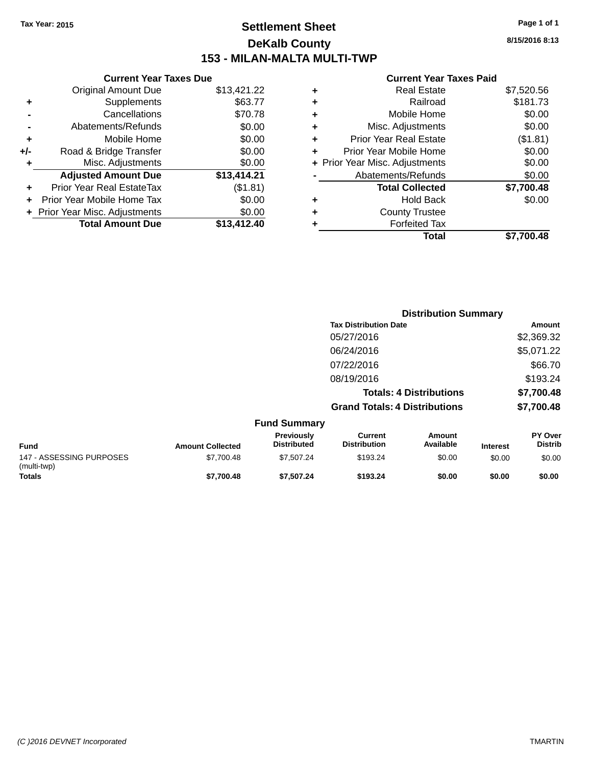Tax Year: 2015

# Settlement Sheet

## DeKalb County

## 153 - MILAN-MALTA MULTI-TWP

8/15/2016 8:13

### Current Year Taxes Due

| | | |
|---|---|---|
| | Original Amount Due | $13,421.22 |
| + | Supplements | $63.77 |
| - | Cancellations | $70.78 |
| - | Abatements/Refunds | $0.00 |
| + | Mobile Home | $0.00 |
| +/- | Road & Bridge Transfer | $0.00 |
| + | Misc. Adjustments | $0.00 |
| | **Adjusted Amount Due** | **$13,414.21** |
| + | Prior Year Real EstateTax | ($1.81) |
| + | Prior Year Mobile Home Tax | $0.00 |
| + | Prior Year Misc. Adjustments | $0.00 |
| | **Total Amount Due** | **$13,412.40** |

### Current Year Taxes Paid

| | | |
|---|---|---|
| + | Real Estate | $7,520.56 |
| + | Railroad | $181.73 |
| + | Mobile Home | $0.00 |
| + | Misc. Adjustments | $0.00 |
| + | Prior Year Real Estate | ($1.81) |
| + | Prior Year Mobile Home | $0.00 |
| + | Prior Year Misc. Adjustments | $0.00 |
| - | Abatements/Refunds | $0.00 |
| | **Total Collected** | **$7,700.48** |
| + | Hold Back | $0.00 |
| + | County Trustee | |
| + | Forfeited Tax | |
| | **Total** | **$7,700.48** |

### Distribution Summary

| Tax Distribution Date | Amount |
|---|---|
| 05/27/2016 | $2,369.32 |
| 06/24/2016 | $5,071.22 |
| 07/22/2016 | $66.70 |
| 08/19/2016 | $193.24 |
| **Totals: 4 Distributions** | **$7,700.48** |
| **Grand Totals: 4 Distributions** | **$7,700.48** |

### Fund Summary

| Fund | Amount Collected | Previously Distributed | Current Distribution | Amount Available | Interest | PY Over Distrib |
|---|---|---|---|---|---|---|
| 147 - ASSESSING PURPOSES (multi-twp) | $7,700.48 | $7,507.24 | $193.24 | $0.00 | $0.00 | $0.00 |
| **Totals** | **$7,700.48** | **$7,507.24** | **$193.24** | **$0.00** | **$0.00** | **$0.00** |

(C )2016 DEVNET Incorporated TMARTIN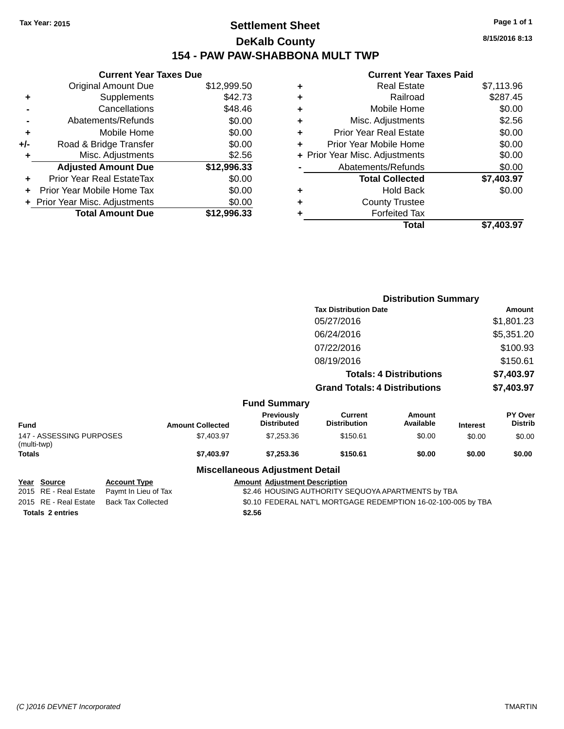Tax Year: 2015

# Settlement Sheet

## DeKalb County

## 154 - PAW PAW-SHABBONA MULT TWP

8/15/2016 8:13

### Current Year Taxes Due

| | | |
|---|---|---|
| | Original Amount Due | $12,999.50 |
| + | Supplements | $42.73 |
| - | Cancellations | $48.46 |
| - | Abatements/Refunds | $0.00 |
| + | Mobile Home | $0.00 |
| +/- | Road & Bridge Transfer | $0.00 |
| + | Misc. Adjustments | $2.56 |
| | **Adjusted Amount Due** | **$12,996.33** |
| + | Prior Year Real EstateTax | $0.00 |
| + | Prior Year Mobile Home Tax | $0.00 |
| + | Prior Year Misc. Adjustments | $0.00 |
| | **Total Amount Due** | **$12,996.33** |

### Current Year Taxes Paid

| | | |
|---|---|---|
| + | Real Estate | $7,113.96 |
| + | Railroad | $287.45 |
| + | Mobile Home | $0.00 |
| + | Misc. Adjustments | $2.56 |
| + | Prior Year Real Estate | $0.00 |
| + | Prior Year Mobile Home | $0.00 |
| + | Prior Year Misc. Adjustments | $0.00 |
| - | Abatements/Refunds | $0.00 |
| | **Total Collected** | **$7,403.97** |
| + | Hold Back | $0.00 |
| + | County Trustee | |
| + | Forfeited Tax | |
| | **Total** | **$7,403.97** |

### Distribution Summary

| Tax Distribution Date | Amount |
|---|---|
| 05/27/2016 | $1,801.23 |
| 06/24/2016 | $5,351.20 |
| 07/22/2016 | $100.93 |
| 08/19/2016 | $150.61 |
| **Totals: 4 Distributions** | **$7,403.97** |
| **Grand Totals: 4 Distributions** | **$7,403.97** |

### Fund Summary

| Fund | Amount Collected | Previously Distributed | Current Distribution | Amount Available | Interest | PY Over Distrib |
|---|---|---|---|---|---|---|
| 147 - ASSESSING PURPOSES (multi-twp) | $7,403.97 | $7,253.36 | $150.61 | $0.00 | $0.00 | $0.00 |
| **Totals** | **$7,403.97** | **$7,253.36** | **$150.61** | **$0.00** | **$0.00** | **$0.00** |

### Miscellaneous Adjustment Detail

| Year | Source | Account Type | Amount | Adjustment Description |
|---|---|---|---|---|
| 2015 | RE - Real Estate | Paymt In Lieu of Tax | $2.46 | HOUSING AUTHORITY SEQUOYA APARTMENTS by TBA |
| 2015 | RE - Real Estate | Back Tax Collected | $0.10 | FEDERAL NAT'L MORTGAGE REDEMPTION 16-02-100-005 by TBA |
| **Totals** | **2 entries** | | **$2.56** | |

(C )2016 DEVNET Incorporated TMARTIN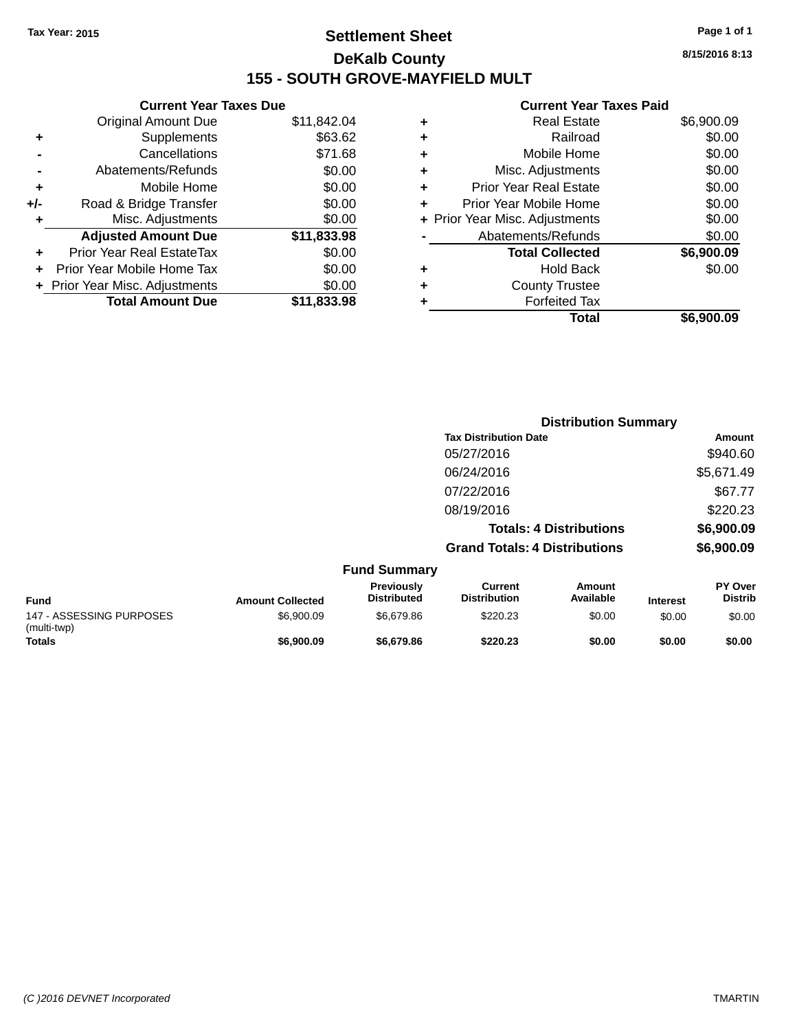Tax Year: 2015

# Settlement Sheet

## DeKalb County

## 155 - SOUTH GROVE-MAYFIELD MULT

8/15/2016 8:13

### Current Year Taxes Due

| | | |
|---|---|---|
| | Original Amount Due | $11,842.04 |
| + | Supplements | $63.62 |
| - | Cancellations | $71.68 |
| - | Abatements/Refunds | $0.00 |
| + | Mobile Home | $0.00 |
| +/- | Road & Bridge Transfer | $0.00 |
| + | Misc. Adjustments | $0.00 |
| | **Adjusted Amount Due** | **$11,833.98** |
| + | Prior Year Real EstateTax | $0.00 |
| + | Prior Year Mobile Home Tax | $0.00 |
| + | Prior Year Misc. Adjustments | $0.00 |
| | **Total Amount Due** | **$11,833.98** |

### Current Year Taxes Paid

| | | |
|---|---|---|
| + | Real Estate | $6,900.09 |
| + | Railroad | $0.00 |
| + | Mobile Home | $0.00 |
| + | Misc. Adjustments | $0.00 |
| + | Prior Year Real Estate | $0.00 |
| + | Prior Year Mobile Home | $0.00 |
| + | Prior Year Misc. Adjustments | $0.00 |
| - | Abatements/Refunds | $0.00 |
| | **Total Collected** | **$6,900.09** |
| + | Hold Back | $0.00 |
| + | County Trustee | |
| + | Forfeited Tax | |
| | **Total** | **$6,900.09** |

### Distribution Summary

| Tax Distribution Date | Amount |
|---|---|
| 05/27/2016 | $940.60 |
| 06/24/2016 | $5,671.49 |
| 07/22/2016 | $67.77 |
| 08/19/2016 | $220.23 |
| **Totals: 4 Distributions** | **$6,900.09** |
| **Grand Totals: 4 Distributions** | **$6,900.09** |

### Fund Summary

| Fund | Amount Collected | Previously Distributed | Current Distribution | Amount Available | Interest | PY Over Distrib |
|---|---|---|---|---|---|---|
| 147 - ASSESSING PURPOSES (multi-twp) | $6,900.09 | $6,679.86 | $220.23 | $0.00 | $0.00 | $0.00 |
| **Totals** | **$6,900.09** | **$6,679.86** | **$220.23** | **$0.00** | **$0.00** | **$0.00** |

(C )2016 DEVNET Incorporated TMARTIN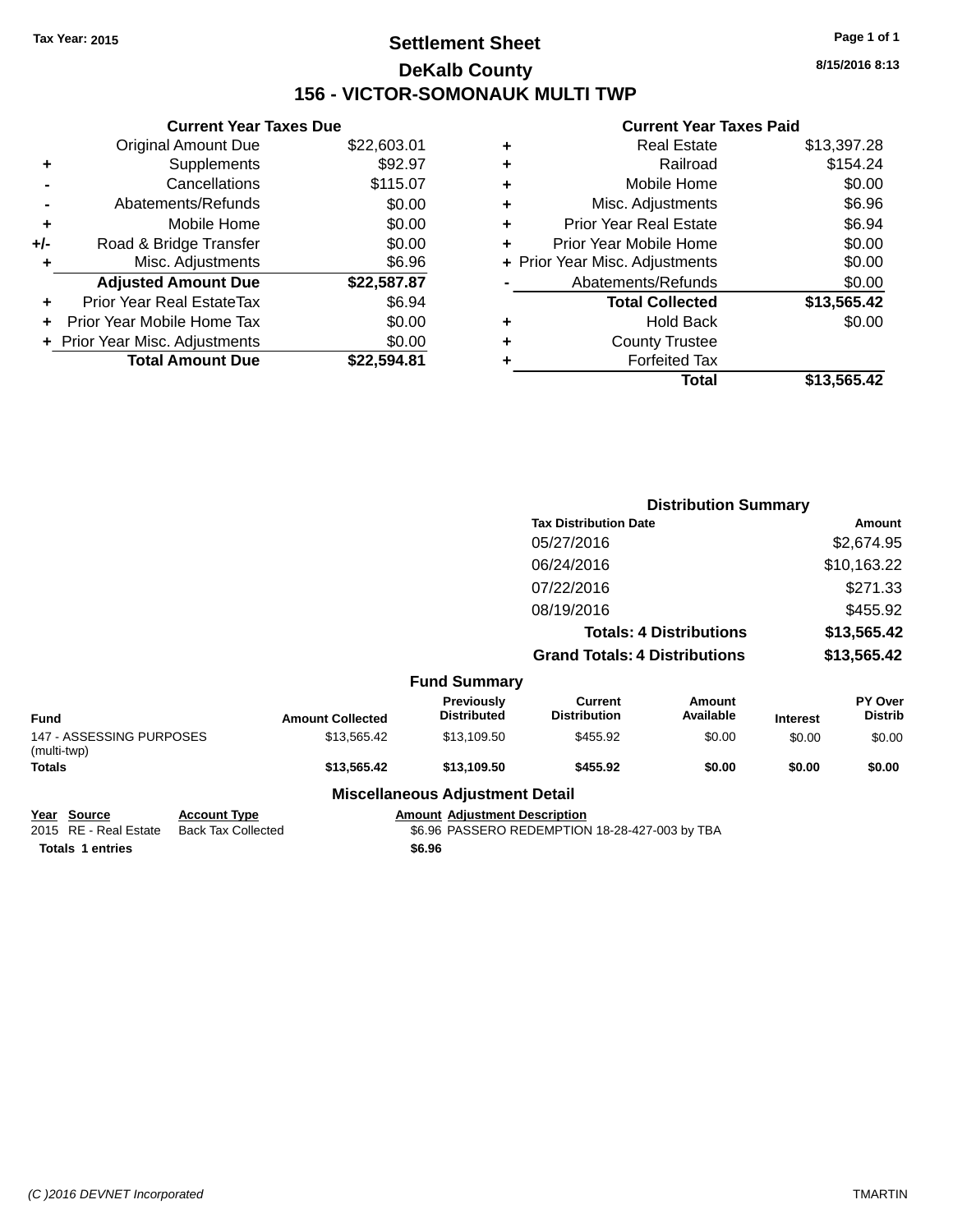Tax Year: 2015

# Settlement Sheet

## DeKalb County

## 156 - VICTOR-SOMONAUK MULTI TWP

8/15/2016 8:13

### Current Year Taxes Due

| | | |
|---|---|---|
| | Original Amount Due | $22,603.01 |
| + | Supplements | $92.97 |
| - | Cancellations | $115.07 |
| - | Abatements/Refunds | $0.00 |
| + | Mobile Home | $0.00 |
| +/- | Road & Bridge Transfer | $0.00 |
| + | Misc. Adjustments | $6.96 |
| | **Adjusted Amount Due** | **$22,587.87** |
| + | Prior Year Real EstateTax | $6.94 |
| + | Prior Year Mobile Home Tax | $0.00 |
| + | Prior Year Misc. Adjustments | $0.00 |
| | **Total Amount Due** | **$22,594.81** |

### Current Year Taxes Paid

| | | |
|---|---|---|
| + | Real Estate | $13,397.28 |
| + | Railroad | $154.24 |
| + | Mobile Home | $0.00 |
| + | Misc. Adjustments | $6.96 |
| + | Prior Year Real Estate | $6.94 |
| + | Prior Year Mobile Home | $0.00 |
| + | Prior Year Misc. Adjustments | $0.00 |
| - | Abatements/Refunds | $0.00 |
| | **Total Collected** | **$13,565.42** |
| + | Hold Back | $0.00 |
| + | County Trustee | |
| + | Forfeited Tax | |
| | **Total** | **$13,565.42** |

### Distribution Summary

| Tax Distribution Date | Amount |
|---|---|
| 05/27/2016 | $2,674.95 |
| 06/24/2016 | $10,163.22 |
| 07/22/2016 | $271.33 |
| 08/19/2016 | $455.92 |
| **Totals: 4 Distributions** | **$13,565.42** |
| **Grand Totals: 4 Distributions** | **$13,565.42** |

### Fund Summary

| Fund | Amount Collected | Previously Distributed | Current Distribution | Amount Available | Interest | PY Over Distrib |
|---|---|---|---|---|---|---|
| 147 - ASSESSING PURPOSES (multi-twp) | $13,565.42 | $13,109.50 | $455.92 | $0.00 | $0.00 | $0.00 |
| **Totals** | **$13,565.42** | **$13,109.50** | **$455.92** | **$0.00** | **$0.00** | **$0.00** |

### Miscellaneous Adjustment Detail

| Year | Source | Account Type | Amount | Adjustment Description |
|---|---|---|---|---|
| 2015 | RE - Real Estate | Back Tax Collected | $6.96 | PASSERO REDEMPTION 18-28-427-003 by TBA |
| **Totals 1 entries** | | | **$6.96** | |

(C )2016 DEVNET Incorporated TMARTIN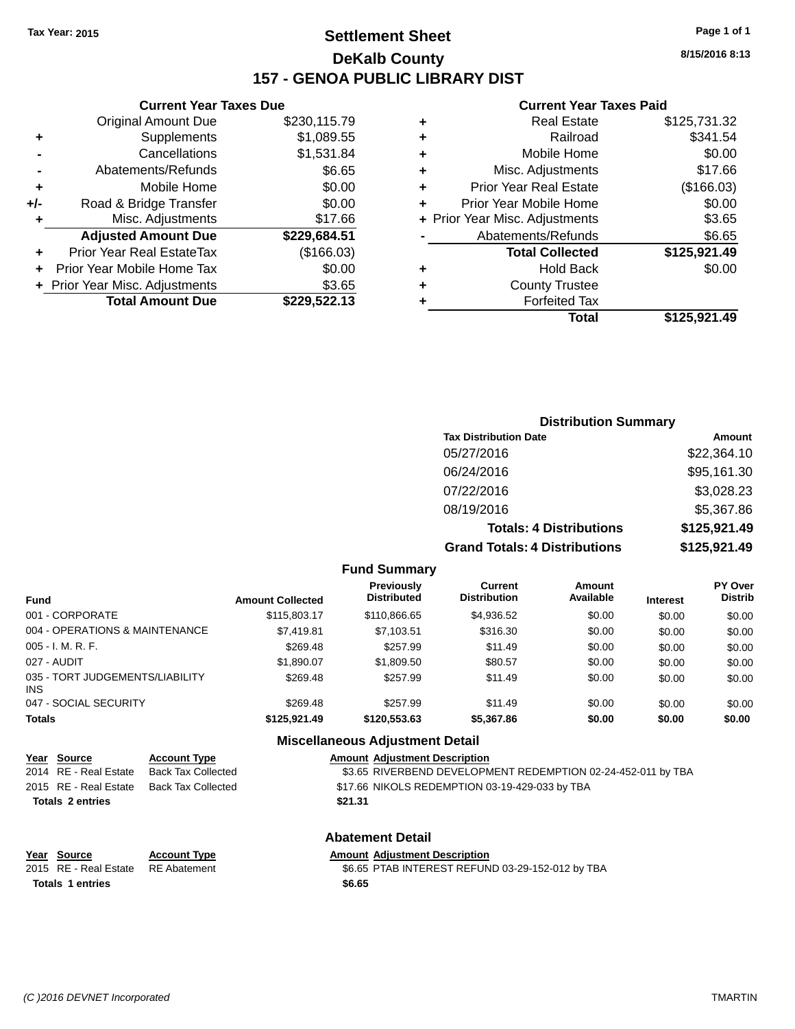Tax Year: 2015

# Settlement Sheet

## DeKalb County

## 157 - GENOA PUBLIC LIBRARY DIST

8/15/2016 8:13

### Current Year Taxes Due

| | | |
|---|---|---|
| | Original Amount Due | $230,115.79 |
| + | Supplements | $1,089.55 |
| - | Cancellations | $1,531.84 |
| - | Abatements/Refunds | $6.65 |
| + | Mobile Home | $0.00 |
| +/- | Road & Bridge Transfer | $0.00 |
| + | Misc. Adjustments | $17.66 |
| | **Adjusted Amount Due** | **$229,684.51** |
| + | Prior Year Real EstateTax | ($166.03) |
| + | Prior Year Mobile Home Tax | $0.00 |
| + | Prior Year Misc. Adjustments | $3.65 |
| | **Total Amount Due** | **$229,522.13** |

### Current Year Taxes Paid

| | | |
|---|---|---|
| + | Real Estate | $125,731.32 |
| + | Railroad | $341.54 |
| + | Mobile Home | $0.00 |
| + | Misc. Adjustments | $17.66 |
| + | Prior Year Real Estate | ($166.03) |
| + | Prior Year Mobile Home | $0.00 |
| + | Prior Year Misc. Adjustments | $3.65 |
| - | Abatements/Refunds | $6.65 |
| | **Total Collected** | **$125,921.49** |
| + | Hold Back | $0.00 |
| + | County Trustee | |
| + | Forfeited Tax | |
| | **Total** | **$125,921.49** |

### Distribution Summary

| Tax Distribution Date | Amount |
|---|---|
| 05/27/2016 | $22,364.10 |
| 06/24/2016 | $95,161.30 |
| 07/22/2016 | $3,028.23 |
| 08/19/2016 | $5,367.86 |
| **Totals: 4 Distributions** | **$125,921.49** |
| **Grand Totals: 4 Distributions** | **$125,921.49** |

### Fund Summary

| Fund | Amount Collected | Previously Distributed | Current Distribution | Amount Available | Interest | PY Over Distrib |
|---|---|---|---|---|---|---|
| 001 - CORPORATE | $115,803.17 | $110,866.65 | $4,936.52 | $0.00 | $0.00 | $0.00 |
| 004 - OPERATIONS & MAINTENANCE | $7,419.81 | $7,103.51 | $316.30 | $0.00 | $0.00 | $0.00 |
| 005 - I. M. R. F. | $269.48 | $257.99 | $11.49 | $0.00 | $0.00 | $0.00 |
| 027 - AUDIT | $1,890.07 | $1,809.50 | $80.57 | $0.00 | $0.00 | $0.00 |
| 035 - TORT JUDGEMENTS/LIABILITY INS | $269.48 | $257.99 | $11.49 | $0.00 | $0.00 | $0.00 |
| 047 - SOCIAL SECURITY | $269.48 | $257.99 | $11.49 | $0.00 | $0.00 | $0.00 |
| **Totals** | **$125,921.49** | **$120,553.63** | **$5,367.86** | **$0.00** | **$0.00** | **$0.00** |

### Miscellaneous Adjustment Detail

| Year | Source | Account Type | Amount | Adjustment Description |
|---|---|---|---|---|
| 2014 | RE - Real Estate | Back Tax Collected | $3.65 | RIVERBEND DEVELOPMENT REDEMPTION 02-24-452-011 by TBA |
| 2015 | RE - Real Estate | Back Tax Collected | $17.66 | NIKOLS REDEMPTION 03-19-429-033 by TBA |
| **Totals 2 entries** | | | **$21.31** | |

### Abatement Detail

| Year | Source | Account Type | Amount | Adjustment Description |
|---|---|---|---|---|
| 2015 | RE - Real Estate | RE Abatement | $6.65 | PTAB INTEREST REFUND 03-29-152-012 by TBA |
| **Totals 1 entries** | | | **$6.65** | |

(C )2016 DEVNET Incorporated TMARTIN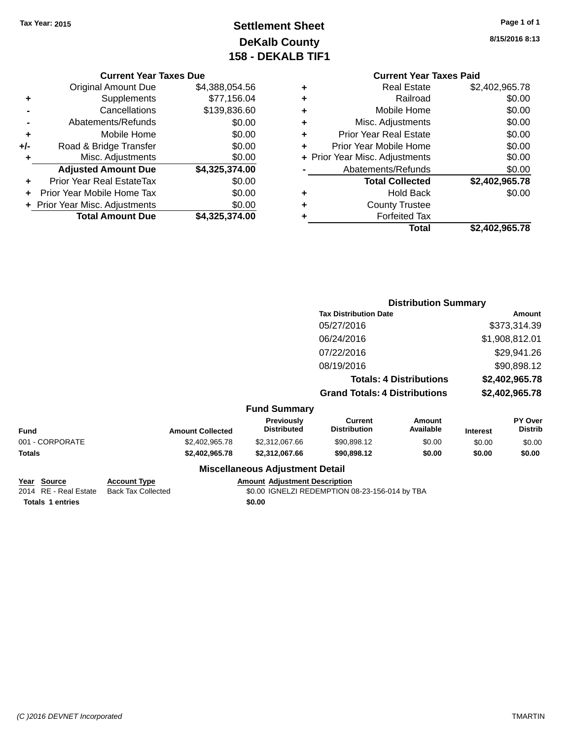Tax Year: 2015

# Settlement Sheet
## DeKalb County
## 158 - DEKALB TIF1

8/15/2016 8:13

### Current Year Taxes Due

| | | |
|---|---|---|
| | Original Amount Due | $4,388,054.56 |
| + | Supplements | $77,156.04 |
| - | Cancellations | $139,836.60 |
| - | Abatements/Refunds | $0.00 |
| + | Mobile Home | $0.00 |
| +/- | Road & Bridge Transfer | $0.00 |
| + | Misc. Adjustments | $0.00 |
| | **Adjusted Amount Due** | **$4,325,374.00** |
| + | Prior Year Real EstateTax | $0.00 |
| + | Prior Year Mobile Home Tax | $0.00 |
| + | Prior Year Misc. Adjustments | $0.00 |
| | **Total Amount Due** | **$4,325,374.00** |

### Current Year Taxes Paid

| | | |
|---|---|---|
| + | Real Estate | $2,402,965.78 |
| + | Railroad | $0.00 |
| + | Mobile Home | $0.00 |
| + | Misc. Adjustments | $0.00 |
| + | Prior Year Real Estate | $0.00 |
| + | Prior Year Mobile Home | $0.00 |
| + | Prior Year Misc. Adjustments | $0.00 |
| - | Abatements/Refunds | $0.00 |
| | **Total Collected** | **$2,402,965.78** |
| + | Hold Back | $0.00 |
| + | County Trustee | |
| + | Forfeited Tax | |
| | **Total** | **$2,402,965.78** |

### Distribution Summary

| Tax Distribution Date | Amount |
|---|---|
| 05/27/2016 | $373,314.39 |
| 06/24/2016 | $1,908,812.01 |
| 07/22/2016 | $29,941.26 |
| 08/19/2016 | $90,898.12 |
| **Totals: 4 Distributions** | **$2,402,965.78** |
| **Grand Totals: 4 Distributions** | **$2,402,965.78** |

### Fund Summary

| Fund | Amount Collected | Previously Distributed | Current Distribution | Amount Available | Interest | PY Over Distrib |
|---|---|---|---|---|---|---|
| 001 - CORPORATE | $2,402,965.78 | $2,312,067.66 | $90,898.12 | $0.00 | $0.00 | $0.00 |
| **Totals** | **$2,402,965.78** | **$2,312,067.66** | **$90,898.12** | **$0.00** | **$0.00** | **$0.00** |

### Miscellaneous Adjustment Detail

| Year | Source | Account Type | Amount | Adjustment Description |
|---|---|---|---|---|
| 2014 | RE - Real Estate | Back Tax Collected | $0.00 | IGNELZI REDEMPTION 08-23-156-014 by TBA |
| **Totals 1 entries** | | | **$0.00** | |

(C )2016 DEVNET Incorporated TMARTIN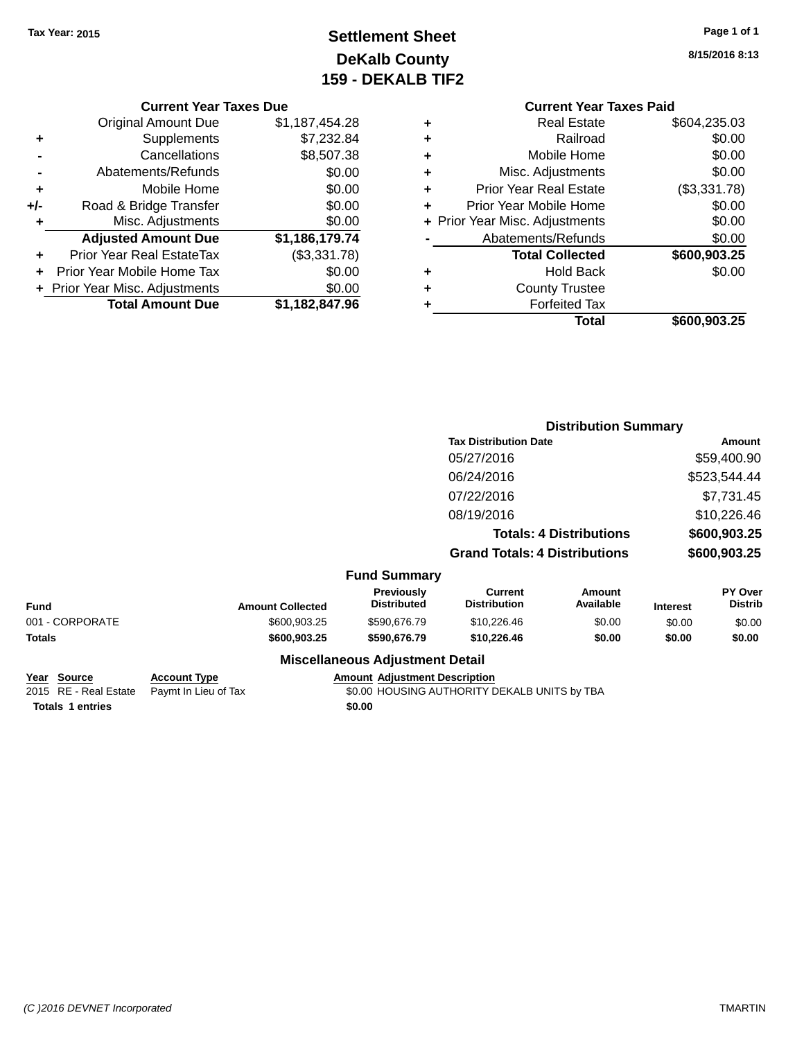Tax Year: 2015

# Settlement Sheet
## DeKalb County
## 159 - DEKALB TIF2

8/15/2016 8:13

### Current Year Taxes Due

| | | |
|---|---|---|
| | Original Amount Due | $1,187,454.28 |
| + | Supplements | $7,232.84 |
| - | Cancellations | $8,507.38 |
| - | Abatements/Refunds | $0.00 |
| + | Mobile Home | $0.00 |
| +/- | Road & Bridge Transfer | $0.00 |
| + | Misc. Adjustments | $0.00 |
| | **Adjusted Amount Due** | **$1,186,179.74** |
| + | Prior Year Real EstateTax | ($3,331.78) |
| + | Prior Year Mobile Home Tax | $0.00 |
| + | Prior Year Misc. Adjustments | $0.00 |
| | **Total Amount Due** | **$1,182,847.96** |

### Current Year Taxes Paid

| | | |
|---|---|---|
| + | Real Estate | $604,235.03 |
| + | Railroad | $0.00 |
| + | Mobile Home | $0.00 |
| + | Misc. Adjustments | $0.00 |
| + | Prior Year Real Estate | ($3,331.78) |
| + | Prior Year Mobile Home | $0.00 |
| + | Prior Year Misc. Adjustments | $0.00 |
| - | Abatements/Refunds | $0.00 |
| | **Total Collected** | **$600,903.25** |
| + | Hold Back | $0.00 |
| + | County Trustee | |
| + | Forfeited Tax | |
| | **Total** | **$600,903.25** |

### Distribution Summary

| Tax Distribution Date | Amount |
|---|---|
| 05/27/2016 | $59,400.90 |
| 06/24/2016 | $523,544.44 |
| 07/22/2016 | $7,731.45 |
| 08/19/2016 | $10,226.46 |
| **Totals: 4 Distributions** | **$600,903.25** |
| **Grand Totals: 4 Distributions** | **$600,903.25** |

### Fund Summary

| Fund | Amount Collected | Previously Distributed | Current Distribution | Amount Available | Interest | PY Over Distrib |
|---|---|---|---|---|---|---|
| 001 - CORPORATE | $600,903.25 | $590,676.79 | $10,226.46 | $0.00 | $0.00 | $0.00 |
| **Totals** | **$600,903.25** | **$590,676.79** | **$10,226.46** | **$0.00** | **$0.00** | **$0.00** |

### Miscellaneous Adjustment Detail

| Year | Source | Account Type | Amount | Adjustment Description |
|---|---|---|---|---|
| 2015 | RE - Real Estate | Paymt In Lieu of Tax | $0.00 | HOUSING AUTHORITY DEKALB UNITS by TBA |
| **Totals** | **1 entries** | | **$0.00** | |

(C )2016 DEVNET Incorporated TMARTIN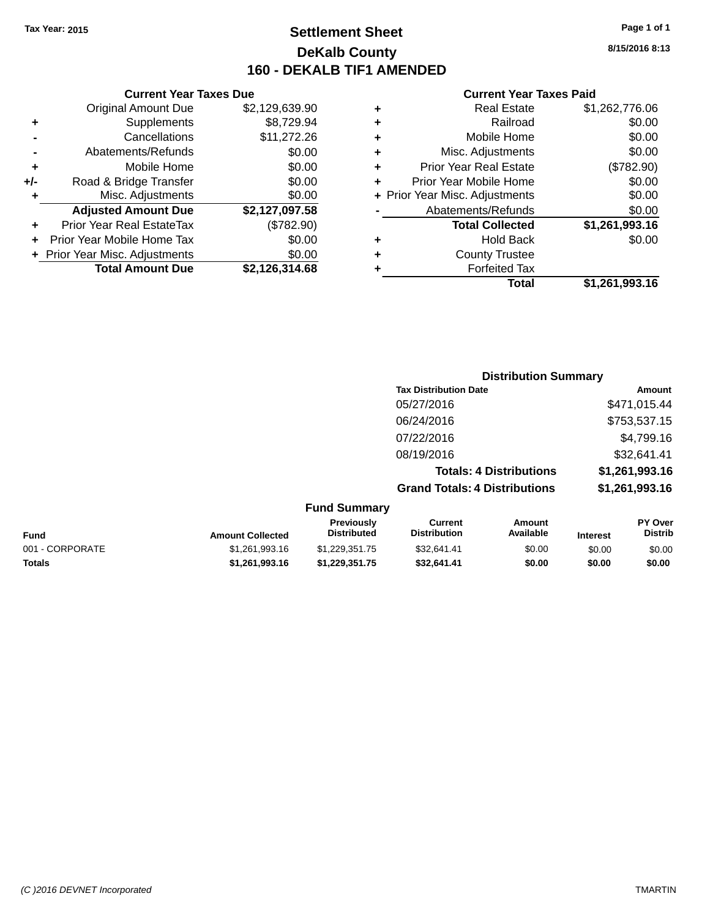Tax Year: 2015

# Settlement Sheet

## DeKalb County

## 160 - DEKALB TIF1 AMENDED

8/15/2016 8:13

### Current Year Taxes Due

| | | |
|---|---|---|
| | Original Amount Due | $2,129,639.90 |
| + | Supplements | $8,729.94 |
| - | Cancellations | $11,272.26 |
| - | Abatements/Refunds | $0.00 |
| + | Mobile Home | $0.00 |
| +/- | Road & Bridge Transfer | $0.00 |
| + | Misc. Adjustments | $0.00 |
| | **Adjusted Amount Due** | **$2,127,097.58** |
| + | Prior Year Real EstateTax | ($782.90) |
| + | Prior Year Mobile Home Tax | $0.00 |
| + | Prior Year Misc. Adjustments | $0.00 |
| | **Total Amount Due** | **$2,126,314.68** |

### Current Year Taxes Paid

| | | |
|---|---|---|
| + | Real Estate | $1,262,776.06 |
| + | Railroad | $0.00 |
| + | Mobile Home | $0.00 |
| + | Misc. Adjustments | $0.00 |
| + | Prior Year Real Estate | ($782.90) |
| + | Prior Year Mobile Home | $0.00 |
| + | Prior Year Misc. Adjustments | $0.00 |
| - | Abatements/Refunds | $0.00 |
| | **Total Collected** | **$1,261,993.16** |
| + | Hold Back | $0.00 |
| + | County Trustee | |
| + | Forfeited Tax | |
| | **Total** | **$1,261,993.16** |

### Distribution Summary

| Tax Distribution Date | Amount |
|---|---|
| 05/27/2016 | $471,015.44 |
| 06/24/2016 | $753,537.15 |
| 07/22/2016 | $4,799.16 |
| 08/19/2016 | $32,641.41 |
| **Totals: 4 Distributions** | **$1,261,993.16** |
| **Grand Totals: 4 Distributions** | **$1,261,993.16** |

### Fund Summary

| Fund | Amount Collected | Previously Distributed | Current Distribution | Amount Available | Interest | PY Over Distrib |
|---|---|---|---|---|---|---|
| 001 - CORPORATE | $1,261,993.16 | $1,229,351.75 | $32,641.41 | $0.00 | $0.00 | $0.00 |
| **Totals** | **$1,261,993.16** | **$1,229,351.75** | **$32,641.41** | **$0.00** | **$0.00** | **$0.00** |

(C )2016 DEVNET Incorporated

TMARTIN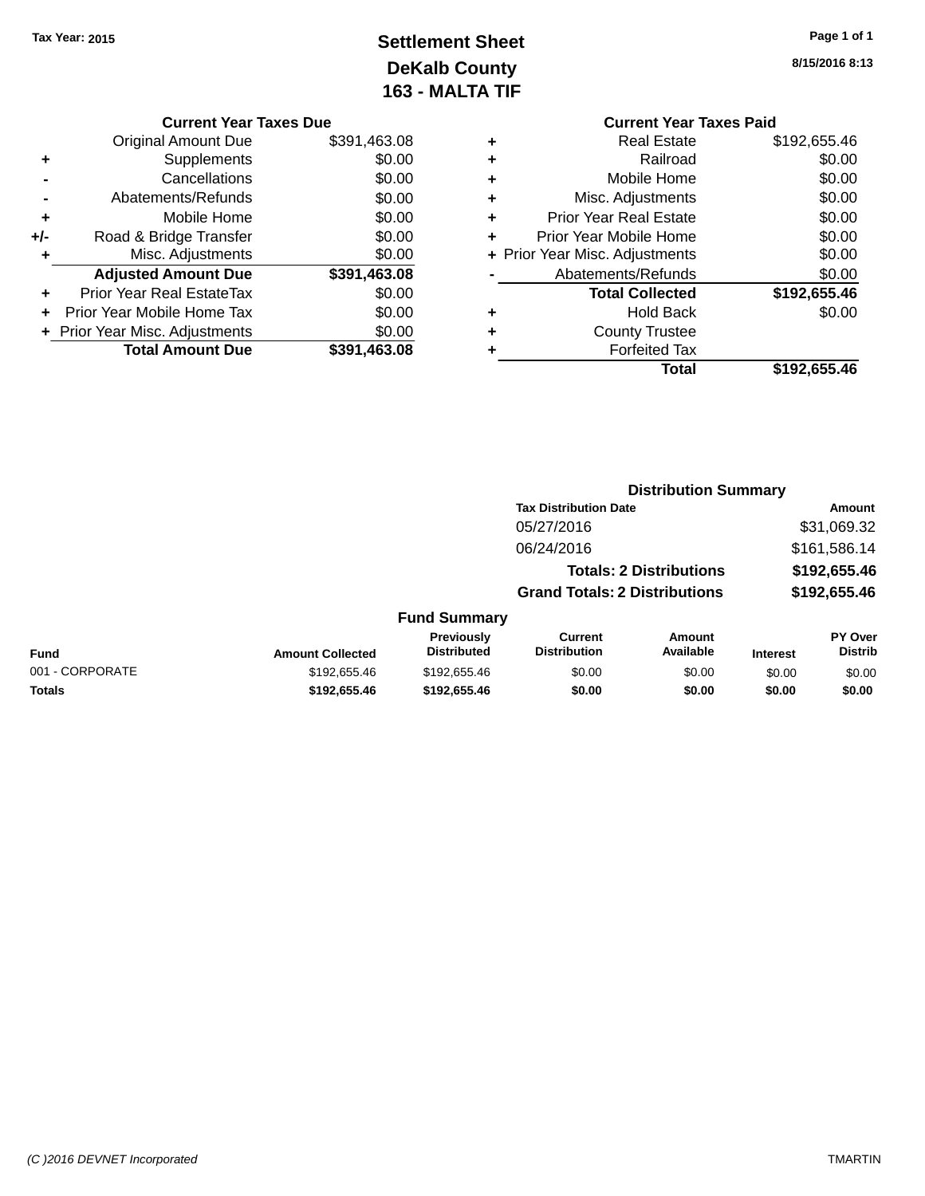Tax Year: 2015

# Settlement Sheet
## DeKalb County
## 163 - MALTA TIF

8/15/2016 8:13

### Current Year Taxes Due

| | | |
|---|---|---|
| | Original Amount Due | $391,463.08 |
| + | Supplements | $0.00 |
| - | Cancellations | $0.00 |
| - | Abatements/Refunds | $0.00 |
| + | Mobile Home | $0.00 |
| +/- | Road & Bridge Transfer | $0.00 |
| + | Misc. Adjustments | $0.00 |
| | **Adjusted Amount Due** | **$391,463.08** |
| + | Prior Year Real EstateTax | $0.00 |
| + | Prior Year Mobile Home Tax | $0.00 |
| + | Prior Year Misc. Adjustments | $0.00 |
| | **Total Amount Due** | **$391,463.08** |

### Current Year Taxes Paid

| | | |
|---|---|---|
| + | Real Estate | $192,655.46 |
| + | Railroad | $0.00 |
| + | Mobile Home | $0.00 |
| + | Misc. Adjustments | $0.00 |
| + | Prior Year Real Estate | $0.00 |
| + | Prior Year Mobile Home | $0.00 |
| + | Prior Year Misc. Adjustments | $0.00 |
| - | Abatements/Refunds | $0.00 |
| | **Total Collected** | **$192,655.46** |
| + | Hold Back | $0.00 |
| + | County Trustee | |
| + | Forfeited Tax | |
| | **Total** | **$192,655.46** |

### Distribution Summary

| Tax Distribution Date | Amount |
|---|---|
| 05/27/2016 | $31,069.32 |
| 06/24/2016 | $161,586.14 |
| **Totals: 2 Distributions** | **$192,655.46** |
| **Grand Totals: 2 Distributions** | **$192,655.46** |

### Fund Summary

| Fund | Amount Collected | Previously Distributed | Current Distribution | Amount Available | Interest | PY Over Distrib |
|---|---|---|---|---|---|---|
| 001 - CORPORATE | $192,655.46 | $192,655.46 | $0.00 | $0.00 | $0.00 | $0.00 |
| **Totals** | **$192,655.46** | **$192,655.46** | **$0.00** | **$0.00** | **$0.00** | **$0.00** |

(C )2016 DEVNET Incorporated    TMARTIN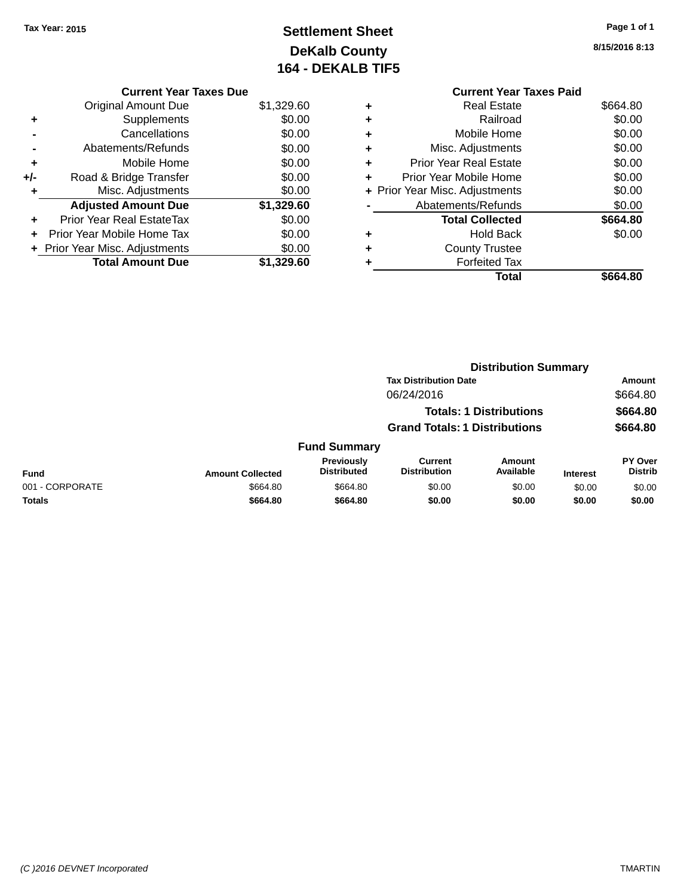Tax Year: 2015

# Settlement Sheet
## DeKalb County
## 164 - DEKALB TIF5

8/15/2016 8:13

### Current Year Taxes Due

| | | |
|---|---|---|
| | Original Amount Due | $1,329.60 |
| + | Supplements | $0.00 |
| - | Cancellations | $0.00 |
| - | Abatements/Refunds | $0.00 |
| + | Mobile Home | $0.00 |
| +/- | Road & Bridge Transfer | $0.00 |
| + | Misc. Adjustments | $0.00 |
| | **Adjusted Amount Due** | **$1,329.60** |
| + | Prior Year Real EstateTax | $0.00 |
| + | Prior Year Mobile Home Tax | $0.00 |
| + | Prior Year Misc. Adjustments | $0.00 |
| | **Total Amount Due** | **$1,329.60** |

### Current Year Taxes Paid

| | | |
|---|---|---|
| + | Real Estate | $664.80 |
| + | Railroad | $0.00 |
| + | Mobile Home | $0.00 |
| + | Misc. Adjustments | $0.00 |
| + | Prior Year Real Estate | $0.00 |
| + | Prior Year Mobile Home | $0.00 |
| + | Prior Year Misc. Adjustments | $0.00 |
| - | Abatements/Refunds | $0.00 |
| | **Total Collected** | **$664.80** |
| + | Hold Back | $0.00 |
| + | County Trustee | |
| + | Forfeited Tax | |
| | **Total** | **$664.80** |

### Distribution Summary

| Tax Distribution Date | Amount |
|---|---|
| 06/24/2016 | $664.80 |
| **Totals: 1 Distributions** | **$664.80** |
| **Grand Totals: 1 Distributions** | **$664.80** |

### Fund Summary

| Fund | Amount Collected | Previously Distributed | Current Distribution | Amount Available | Interest | PY Over Distrib |
|---|---|---|---|---|---|---|
| 001 - CORPORATE | $664.80 | $664.80 | $0.00 | $0.00 | $0.00 | $0.00 |
| **Totals** | **$664.80** | **$664.80** | **$0.00** | **$0.00** | **$0.00** | **$0.00** |

(C )2016 DEVNET Incorporated TMARTIN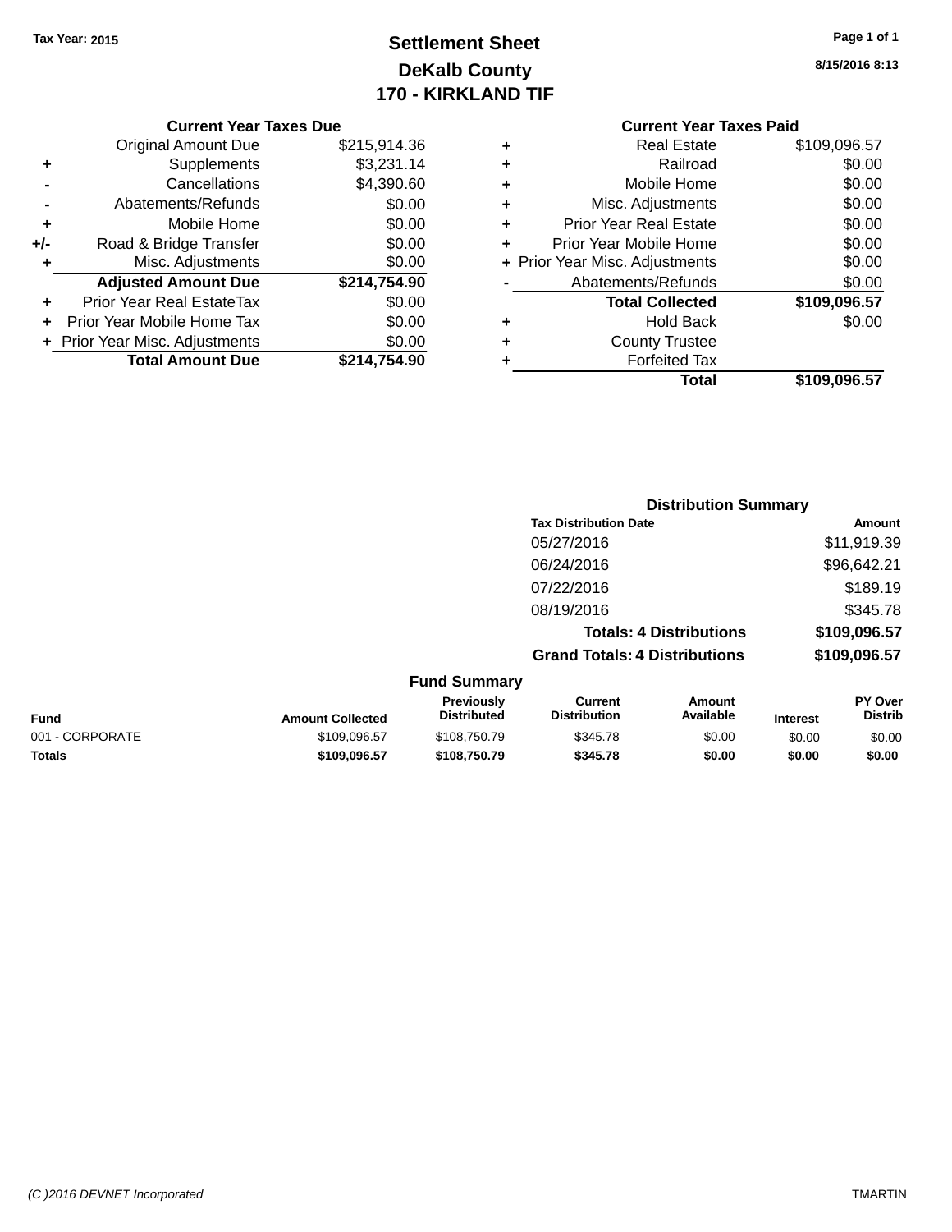Tax Year: 2015

# Settlement Sheet

## DeKalb County

## 170 - KIRKLAND TIF

8/15/2016 8:13

### Current Year Taxes Due

| | | |
|---|---|---|
| | Original Amount Due | $215,914.36 |
| + | Supplements | $3,231.14 |
| - | Cancellations | $4,390.60 |
| - | Abatements/Refunds | $0.00 |
| + | Mobile Home | $0.00 |
| +/- | Road & Bridge Transfer | $0.00 |
| + | Misc. Adjustments | $0.00 |
| | **Adjusted Amount Due** | **$214,754.90** |
| + | Prior Year Real EstateTax | $0.00 |
| + | Prior Year Mobile Home Tax | $0.00 |
| + | Prior Year Misc. Adjustments | $0.00 |
| | **Total Amount Due** | **$214,754.90** |

### Current Year Taxes Paid

| | | |
|---|---|---|
| + | Real Estate | $109,096.57 |
| + | Railroad | $0.00 |
| + | Mobile Home | $0.00 |
| + | Misc. Adjustments | $0.00 |
| + | Prior Year Real Estate | $0.00 |
| + | Prior Year Mobile Home | $0.00 |
| + | Prior Year Misc. Adjustments | $0.00 |
| - | Abatements/Refunds | $0.00 |
| | **Total Collected** | **$109,096.57** |
| + | Hold Back | $0.00 |
| + | County Trustee | |
| + | Forfeited Tax | |
| | **Total** | **$109,096.57** |

### Distribution Summary

| Tax Distribution Date | Amount |
|---|---|
| 05/27/2016 | $11,919.39 |
| 06/24/2016 | $96,642.21 |
| 07/22/2016 | $189.19 |
| 08/19/2016 | $345.78 |
| **Totals: 4 Distributions** | **$109,096.57** |
| **Grand Totals: 4 Distributions** | **$109,096.57** |

### Fund Summary

| Fund | Amount Collected | Previously Distributed | Current Distribution | Amount Available | Interest | PY Over Distrib |
|---|---|---|---|---|---|---|
| 001 - CORPORATE | $109,096.57 | $108,750.79 | $345.78 | $0.00 | $0.00 | $0.00 |
| **Totals** | **$109,096.57** | **$108,750.79** | **$345.78** | **$0.00** | **$0.00** | **$0.00** |

(C )2016 DEVNET Incorporated TMARTIN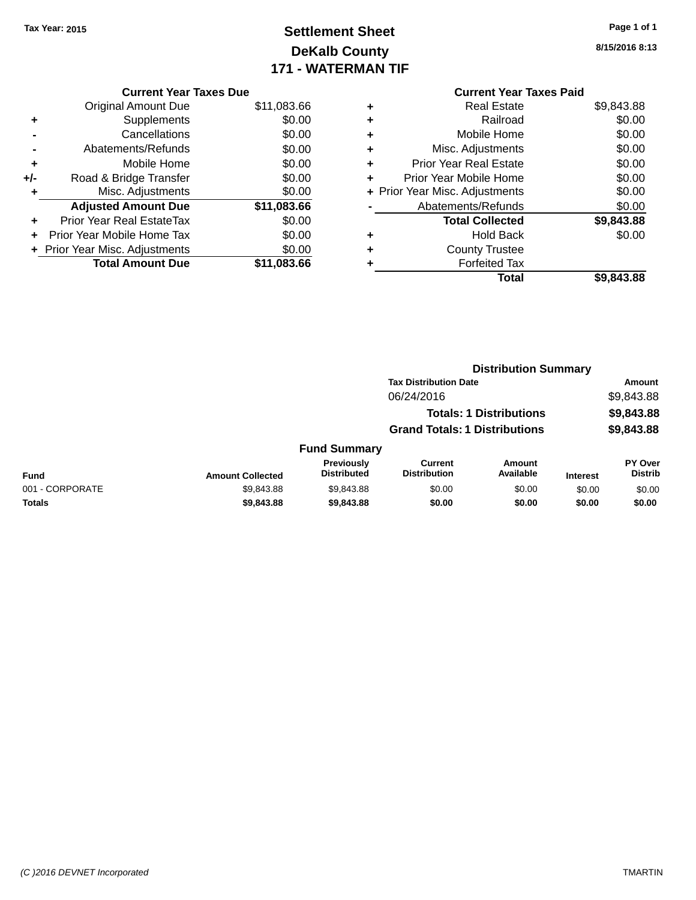Tax Year: 2015

# Settlement Sheet
## DeKalb County
## 171 - WATERMAN TIF

8/15/2016 8:13

| | Current Year Taxes Due | |
|---|---|---|
| | Original Amount Due | $11,083.66 |
| + | Supplements | $0.00 |
| - | Cancellations | $0.00 |
| - | Abatements/Refunds | $0.00 |
| + | Mobile Home | $0.00 |
| +/- | Road & Bridge Transfer | $0.00 |
| + | Misc. Adjustments | $0.00 |
| | **Adjusted Amount Due** | **$11,083.66** |
| + | Prior Year Real EstateTax | $0.00 |
| + | Prior Year Mobile Home Tax | $0.00 |
| + | Prior Year Misc. Adjustments | $0.00 |
| | **Total Amount Due** | **$11,083.66** |

| | Current Year Taxes Paid | |
|---|---|---|
| + | Real Estate | $9,843.88 |
| + | Railroad | $0.00 |
| + | Mobile Home | $0.00 |
| + | Misc. Adjustments | $0.00 |
| + | Prior Year Real Estate | $0.00 |
| + | Prior Year Mobile Home | $0.00 |
| + | Prior Year Misc. Adjustments | $0.00 |
| - | Abatements/Refunds | $0.00 |
| | **Total Collected** | **$9,843.88** |
| + | Hold Back | $0.00 |
| + | County Trustee | |
| + | Forfeited Tax | |
| | **Total** | **$9,843.88** |

### Distribution Summary

| Tax Distribution Date | Amount |
|---|---|
| 06/24/2016 | $9,843.88 |
| **Totals: 1 Distributions** | **$9,843.88** |
| **Grand Totals: 1 Distributions** | **$9,843.88** |

### Fund Summary

| Fund | Amount Collected | Previously Distributed | Current Distribution | Amount Available | Interest | PY Over Distrib |
|---|---|---|---|---|---|---|
| 001 - CORPORATE | $9,843.88 | $9,843.88 | $0.00 | $0.00 | $0.00 | $0.00 |
| **Totals** | **$9,843.88** | **$9,843.88** | **$0.00** | **$0.00** | **$0.00** | **$0.00** |

(C )2016 DEVNET Incorporated TMARTIN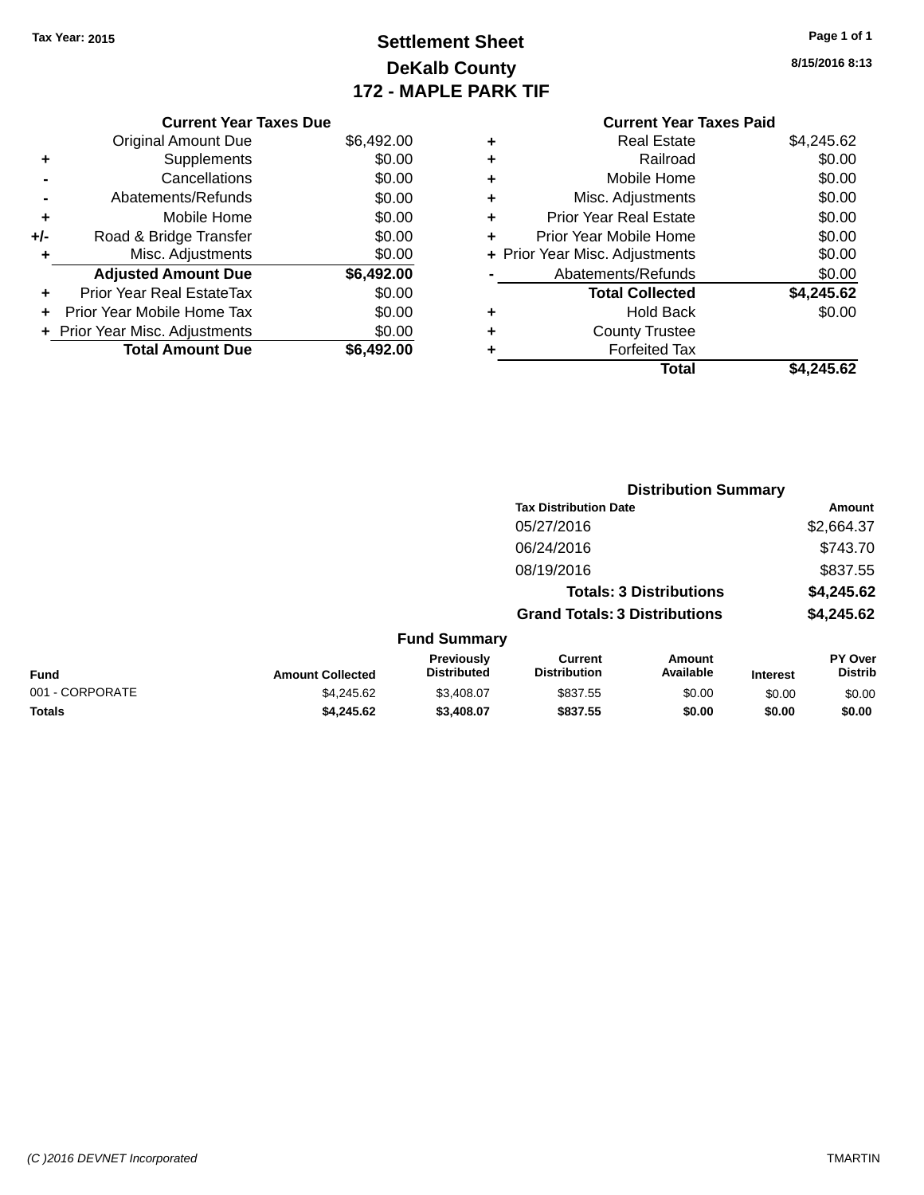Tax Year: 2015

# Settlement Sheet
## DeKalb County
## 172 - MAPLE PARK TIF

8/15/2016 8:13

### Current Year Taxes Due

| | | |
|---|---|---|
| | Original Amount Due | $6,492.00 |
| + | Supplements | $0.00 |
| - | Cancellations | $0.00 |
| - | Abatements/Refunds | $0.00 |
| + | Mobile Home | $0.00 |
| +/- | Road & Bridge Transfer | $0.00 |
| + | Misc. Adjustments | $0.00 |
| | **Adjusted Amount Due** | **$6,492.00** |
| + | Prior Year Real EstateTax | $0.00 |
| + | Prior Year Mobile Home Tax | $0.00 |
| + | Prior Year Misc. Adjustments | $0.00 |
| | **Total Amount Due** | **$6,492.00** |

### Current Year Taxes Paid

| | | |
|---|---|---|
| + | Real Estate | $4,245.62 |
| + | Railroad | $0.00 |
| + | Mobile Home | $0.00 |
| + | Misc. Adjustments | $0.00 |
| + | Prior Year Real Estate | $0.00 |
| + | Prior Year Mobile Home | $0.00 |
| + | Prior Year Misc. Adjustments | $0.00 |
| - | Abatements/Refunds | $0.00 |
| | **Total Collected** | **$4,245.62** |
| + | Hold Back | $0.00 |
| + | County Trustee | |
| + | Forfeited Tax | |
| | **Total** | **$4,245.62** |

### Distribution Summary

| Tax Distribution Date | Amount |
|---|---|
| 05/27/2016 | $2,664.37 |
| 06/24/2016 | $743.70 |
| 08/19/2016 | $837.55 |
| **Totals: 3 Distributions** | **$4,245.62** |
| **Grand Totals: 3 Distributions** | **$4,245.62** |

### Fund Summary

| Fund | Amount Collected | Previously Distributed | Current Distribution | Amount Available | Interest | PY Over Distrib |
|---|---|---|---|---|---|---|
| 001 - CORPORATE | $4,245.62 | $3,408.07 | $837.55 | $0.00 | $0.00 | $0.00 |
| **Totals** | **$4,245.62** | **$3,408.07** | **$837.55** | **$0.00** | **$0.00** | **$0.00** |

(C )2016 DEVNET Incorporated TMARTIN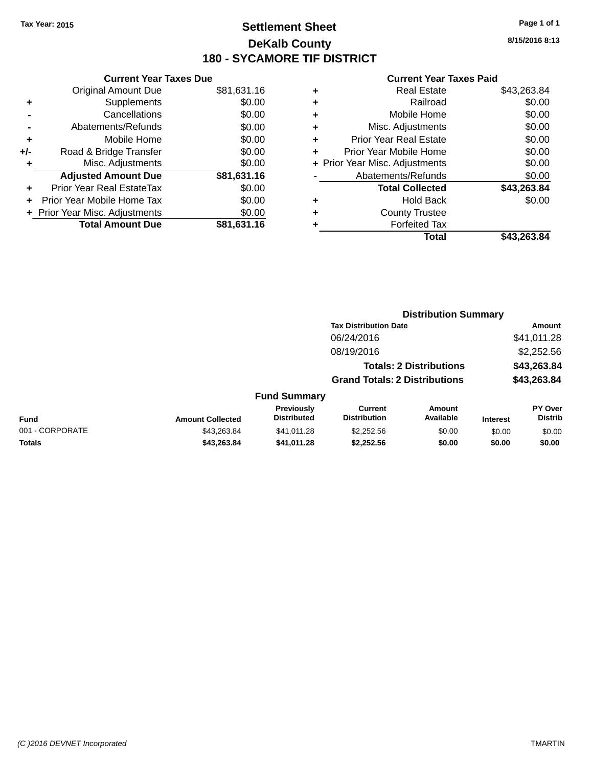Tax Year: 2015

# Settlement Sheet

## DeKalb County

## 180 - SYCAMORE TIF DISTRICT

8/15/2016 8:13

### Current Year Taxes Due

| | | |
|---|---|---|
| | Original Amount Due | $81,631.16 |
| + | Supplements | $0.00 |
| - | Cancellations | $0.00 |
| - | Abatements/Refunds | $0.00 |
| + | Mobile Home | $0.00 |
| +/- | Road & Bridge Transfer | $0.00 |
| + | Misc. Adjustments | $0.00 |
| | **Adjusted Amount Due** | **$81,631.16** |
| + | Prior Year Real EstateTax | $0.00 |
| + | Prior Year Mobile Home Tax | $0.00 |
| + | Prior Year Misc. Adjustments | $0.00 |
| | **Total Amount Due** | **$81,631.16** |

### Current Year Taxes Paid

| | | |
|---|---|---|
| + | Real Estate | $43,263.84 |
| + | Railroad | $0.00 |
| + | Mobile Home | $0.00 |
| + | Misc. Adjustments | $0.00 |
| + | Prior Year Real Estate | $0.00 |
| + | Prior Year Mobile Home | $0.00 |
| + | Prior Year Misc. Adjustments | $0.00 |
| - | Abatements/Refunds | $0.00 |
| | **Total Collected** | **$43,263.84** |
| + | Hold Back | $0.00 |
| + | County Trustee | |
| + | Forfeited Tax | |
| | **Total** | **$43,263.84** |

### Distribution Summary

| Tax Distribution Date | Amount |
|---|---|
| 06/24/2016 | $41,011.28 |
| 08/19/2016 | $2,252.56 |
| **Totals: 2 Distributions** | **$43,263.84** |
| **Grand Totals: 2 Distributions** | **$43,263.84** |

### Fund Summary

| Fund | Amount Collected | Previously Distributed | Current Distribution | Amount Available | Interest | PY Over Distrib |
|---|---|---|---|---|---|---|
| 001 - CORPORATE | $43,263.84 | $41,011.28 | $2,252.56 | $0.00 | $0.00 | $0.00 |
| **Totals** | **$43,263.84** | **$41,011.28** | **$2,252.56** | **$0.00** | **$0.00** | **$0.00** |

(C )2016 DEVNET Incorporated TMARTIN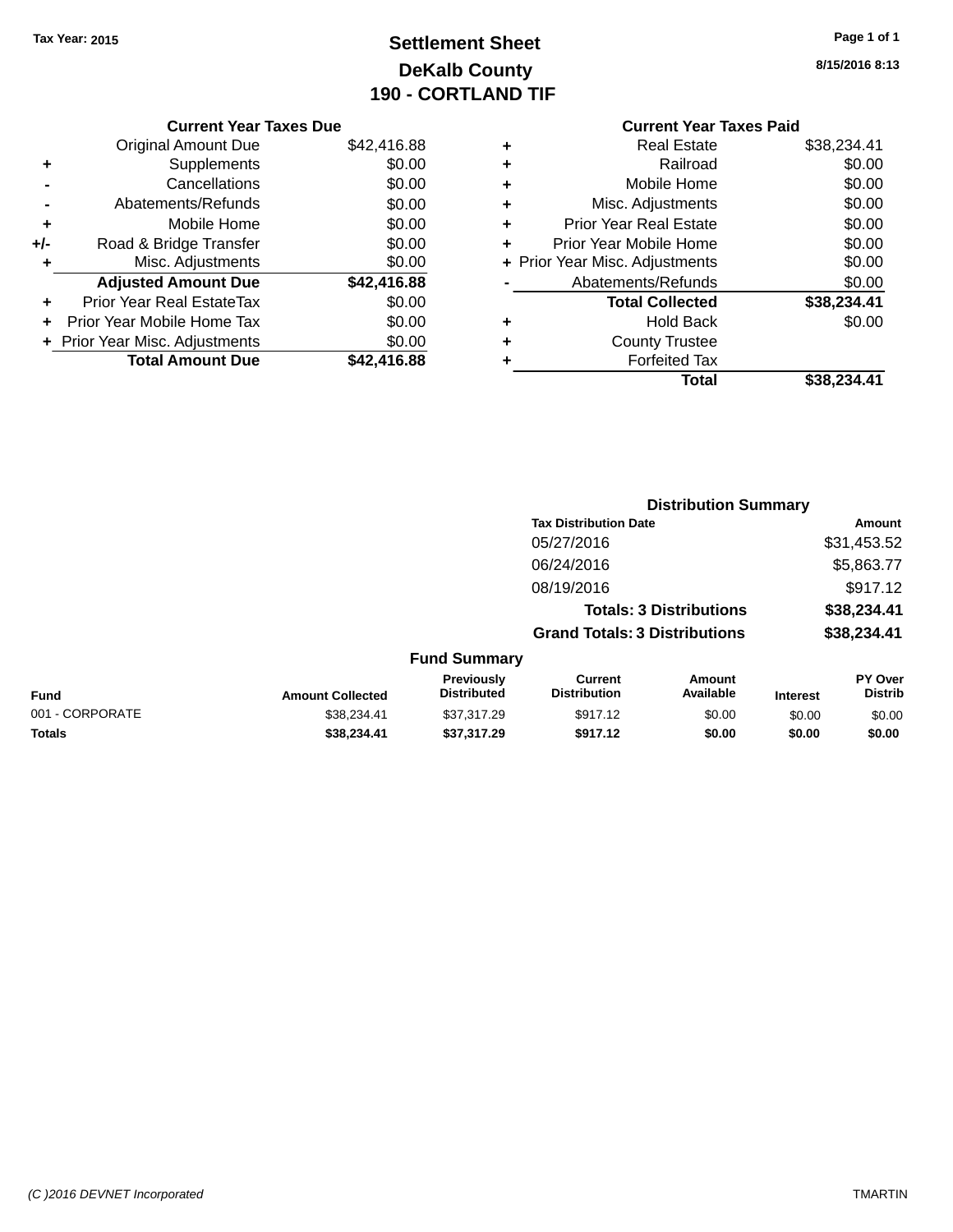Tax Year: 2015

# Settlement Sheet
## DeKalb County
## 190 - CORTLAND TIF

8/15/2016 8:13

### Current Year Taxes Due

| | | |
|---|---|---|
| | Original Amount Due | $42,416.88 |
| + | Supplements | $0.00 |
| - | Cancellations | $0.00 |
| - | Abatements/Refunds | $0.00 |
| + | Mobile Home | $0.00 |
| +/- | Road & Bridge Transfer | $0.00 |
| + | Misc. Adjustments | $0.00 |
| | **Adjusted Amount Due** | **$42,416.88** |
| + | Prior Year Real EstateTax | $0.00 |
| + | Prior Year Mobile Home Tax | $0.00 |
| + | Prior Year Misc. Adjustments | $0.00 |
| | **Total Amount Due** | **$42,416.88** |

### Current Year Taxes Paid

| | | |
|---|---|---|
| + | Real Estate | $38,234.41 |
| + | Railroad | $0.00 |
| + | Mobile Home | $0.00 |
| + | Misc. Adjustments | $0.00 |
| + | Prior Year Real Estate | $0.00 |
| + | Prior Year Mobile Home | $0.00 |
| + | Prior Year Misc. Adjustments | $0.00 |
| - | Abatements/Refunds | $0.00 |
| | **Total Collected** | **$38,234.41** |
| + | Hold Back | $0.00 |
| + | County Trustee | |
| + | Forfeited Tax | |
| | **Total** | **$38,234.41** |

### Distribution Summary

| Tax Distribution Date | Amount |
|---|---|
| 05/27/2016 | $31,453.52 |
| 06/24/2016 | $5,863.77 |
| 08/19/2016 | $917.12 |
| **Totals: 3 Distributions** | **$38,234.41** |
| **Grand Totals: 3 Distributions** | **$38,234.41** |

### Fund Summary

| Fund | Amount Collected | Previously Distributed | Current Distribution | Amount Available | Interest | PY Over Distrib |
|---|---|---|---|---|---|---|
| 001 - CORPORATE | $38,234.41 | $37,317.29 | $917.12 | $0.00 | $0.00 | $0.00 |
| **Totals** | **$38,234.41** | **$37,317.29** | **$917.12** | **$0.00** | **$0.00** | **$0.00** |

(C )2016 DEVNET Incorporated TMARTIN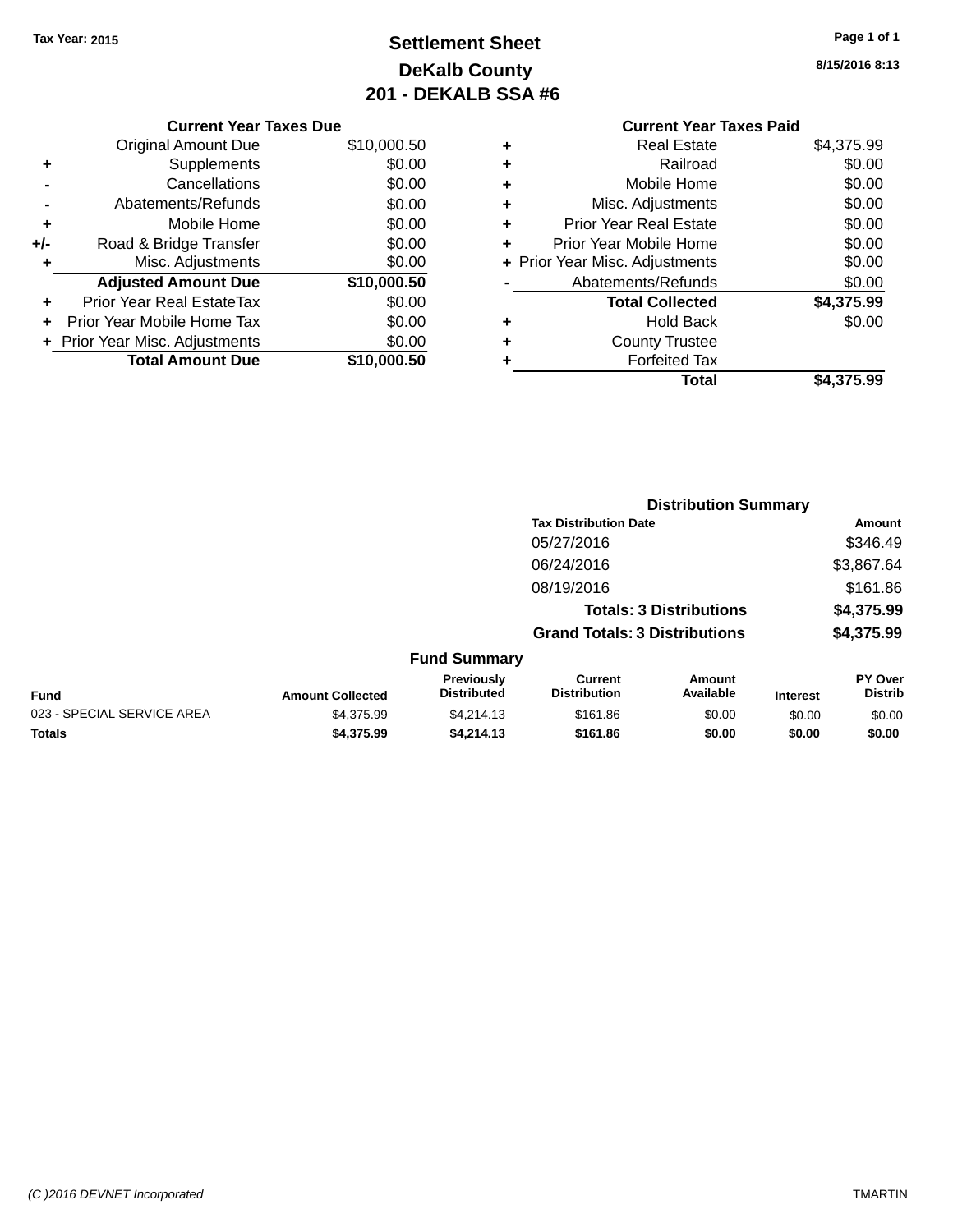Tax Year: 2015

# Settlement Sheet
## DeKalb County
## 201 - DEKALB SSA #6

8/15/2016 8:13

| | Current Year Taxes Due | |
|---|---|---|
| | Original Amount Due | $10,000.50 |
| + | Supplements | $0.00 |
| - | Cancellations | $0.00 |
| - | Abatements/Refunds | $0.00 |
| + | Mobile Home | $0.00 |
| +/- | Road & Bridge Transfer | $0.00 |
| + | Misc. Adjustments | $0.00 |
| | **Adjusted Amount Due** | **$10,000.50** |
| + | Prior Year Real EstateTax | $0.00 |
| + | Prior Year Mobile Home Tax | $0.00 |
| + | Prior Year Misc. Adjustments | $0.00 |
| | **Total Amount Due** | **$10,000.50** |

| | Current Year Taxes Paid | |
|---|---|---|
| + | Real Estate | $4,375.99 |
| + | Railroad | $0.00 |
| + | Mobile Home | $0.00 |
| + | Misc. Adjustments | $0.00 |
| + | Prior Year Real Estate | $0.00 |
| + | Prior Year Mobile Home | $0.00 |
| + | Prior Year Misc. Adjustments | $0.00 |
| - | Abatements/Refunds | $0.00 |
| | **Total Collected** | **$4,375.99** |
| + | Hold Back | $0.00 |
| + | County Trustee | |
| + | Forfeited Tax | |
| | **Total** | **$4,375.99** |

### Distribution Summary

| Tax Distribution Date | Amount |
|---|---|
| 05/27/2016 | $346.49 |
| 06/24/2016 | $3,867.64 |
| 08/19/2016 | $161.86 |
| **Totals: 3 Distributions** | **$4,375.99** |
| **Grand Totals: 3 Distributions** | **$4,375.99** |

### Fund Summary

| Fund | Amount Collected | Previously Distributed | Current Distribution | Amount Available | Interest | PY Over Distrib |
|---|---|---|---|---|---|---|
| 023 - SPECIAL SERVICE AREA | $4,375.99 | $4,214.13 | $161.86 | $0.00 | $0.00 | $0.00 |
| **Totals** | **$4,375.99** | **$4,214.13** | **$161.86** | **$0.00** | **$0.00** | **$0.00** |

(C )2016 DEVNET Incorporated TMARTIN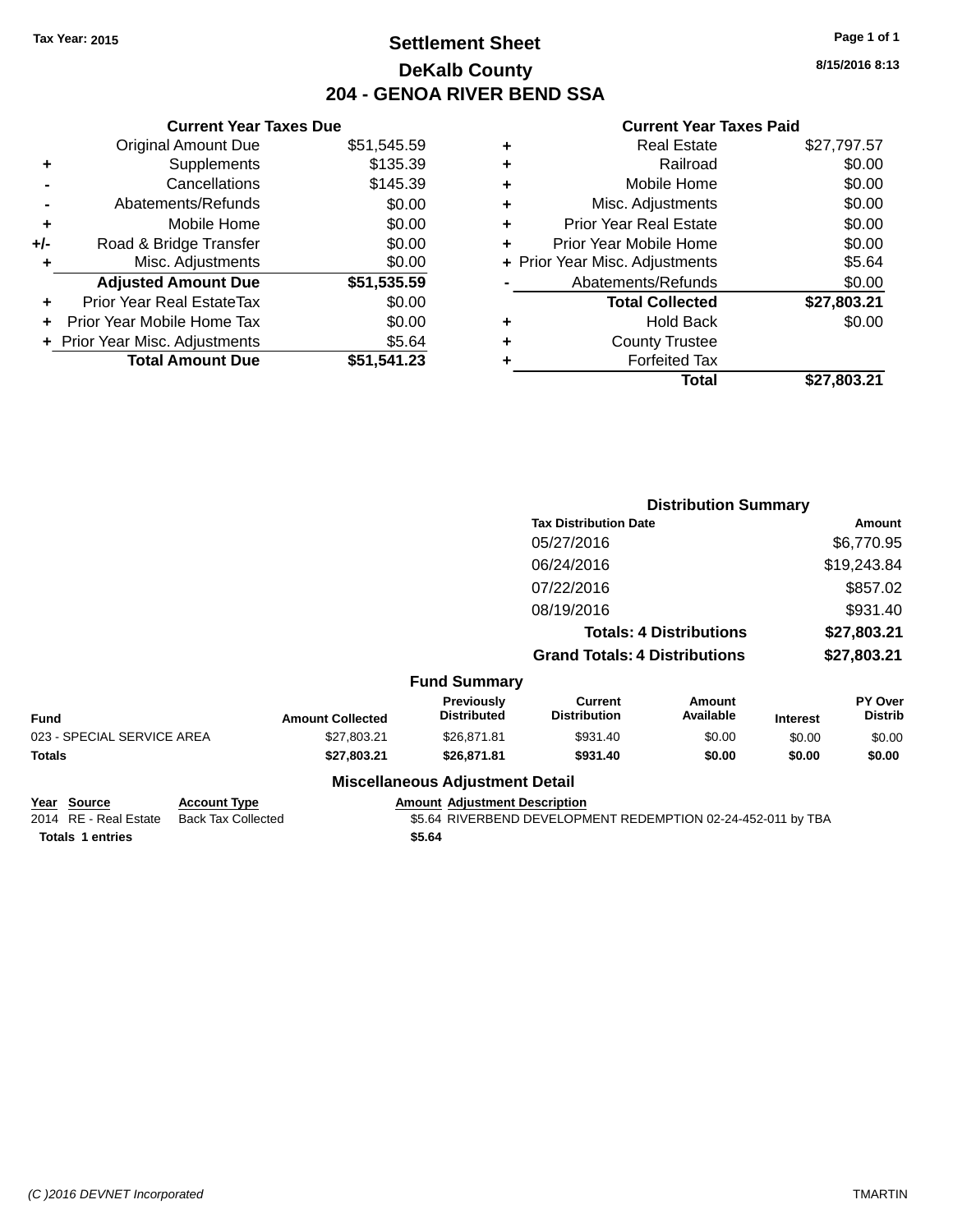Tax Year: 2015

# Settlement Sheet
## DeKalb County
## 204 - GENOA RIVER BEND SSA

8/15/2016 8:13

### Current Year Taxes Due

| | | |
|---|---|---|
| | Original Amount Due | $51,545.59 |
| + | Supplements | $135.39 |
| - | Cancellations | $145.39 |
| - | Abatements/Refunds | $0.00 |
| + | Mobile Home | $0.00 |
| +/- | Road & Bridge Transfer | $0.00 |
| + | Misc. Adjustments | $0.00 |
| | **Adjusted Amount Due** | **$51,535.59** |
| + | Prior Year Real EstateTax | $0.00 |
| + | Prior Year Mobile Home Tax | $0.00 |
| + | Prior Year Misc. Adjustments | $5.64 |
| | **Total Amount Due** | **$51,541.23** |

### Current Year Taxes Paid

| | | |
|---|---|---|
| + | Real Estate | $27,797.57 |
| + | Railroad | $0.00 |
| + | Mobile Home | $0.00 |
| + | Misc. Adjustments | $0.00 |
| + | Prior Year Real Estate | $0.00 |
| + | Prior Year Mobile Home | $0.00 |
| + | Prior Year Misc. Adjustments | $5.64 |
| - | Abatements/Refunds | $0.00 |
| | **Total Collected** | **$27,803.21** |
| + | Hold Back | $0.00 |
| + | County Trustee | |
| + | Forfeited Tax | |
| | **Total** | **$27,803.21** |

### Distribution Summary

| Tax Distribution Date | Amount |
|---|---|
| 05/27/2016 | $6,770.95 |
| 06/24/2016 | $19,243.84 |
| 07/22/2016 | $857.02 |
| 08/19/2016 | $931.40 |
| **Totals: 4 Distributions** | **$27,803.21** |
| **Grand Totals: 4 Distributions** | **$27,803.21** |

### Fund Summary

| Fund | Amount Collected | Previously Distributed | Current Distribution | Amount Available | Interest | PY Over Distrib |
|---|---|---|---|---|---|---|
| 023 - SPECIAL SERVICE AREA | $27,803.21 | $26,871.81 | $931.40 | $0.00 | $0.00 | $0.00 |
| **Totals** | **$27,803.21** | **$26,871.81** | **$931.40** | **$0.00** | **$0.00** | **$0.00** |

### Miscellaneous Adjustment Detail

| Year | Source | Account Type | Amount | Adjustment Description |
|---|---|---|---|---|
| 2014 | RE - Real Estate | Back Tax Collected | $5.64 | RIVERBEND DEVELOPMENT REDEMPTION 02-24-452-011 by TBA |
| **Totals** | **1 entries** | | **$5.64** | |

(C )2016 DEVNET Incorporated — TMARTIN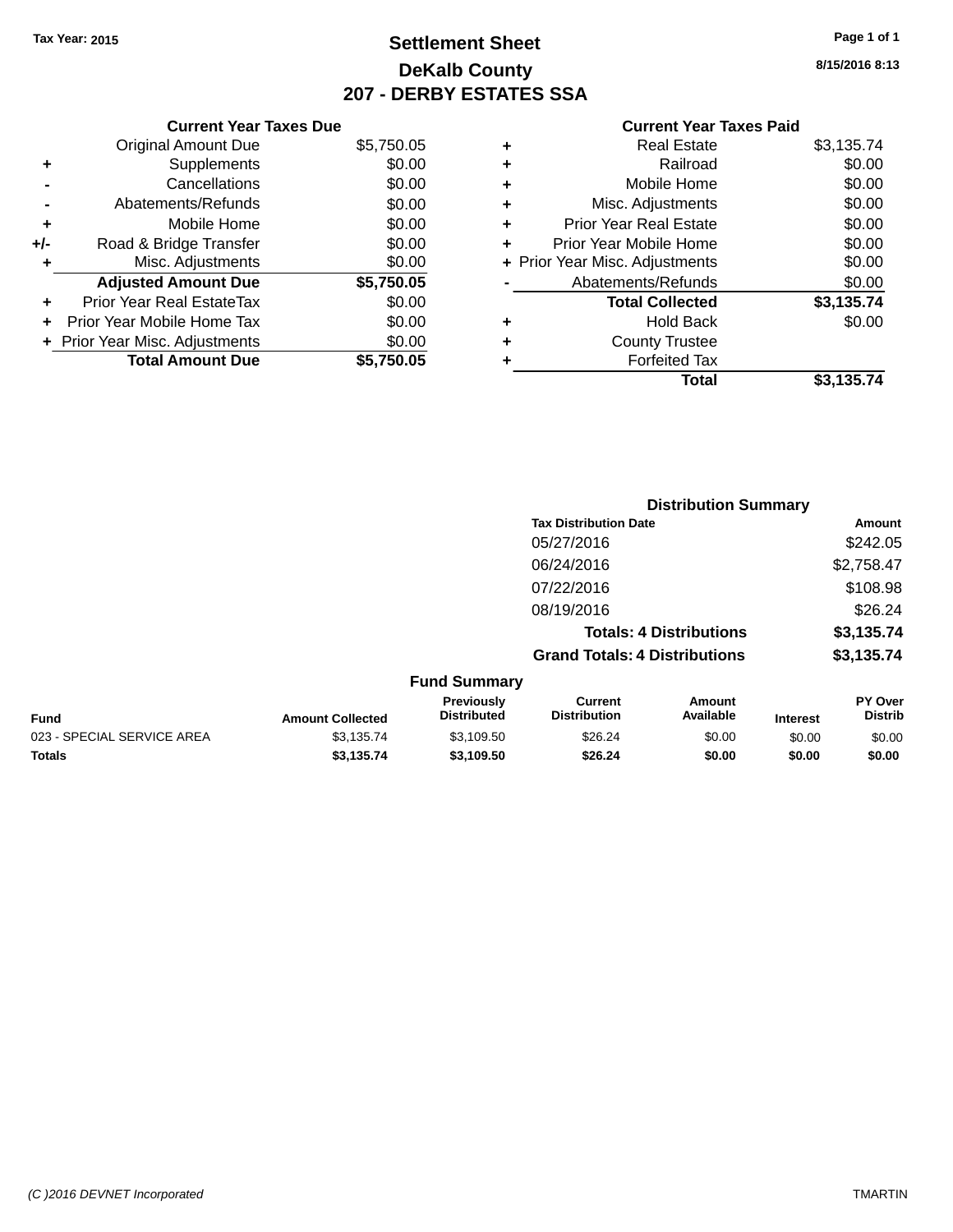Tax Year: 2015

# Settlement Sheet

## DeKalb County

## 207 - DERBY ESTATES SSA

8/15/2016 8:13

### Current Year Taxes Due

| | | |
|---|---|---|
| | Original Amount Due | $5,750.05 |
| + | Supplements | $0.00 |
| - | Cancellations | $0.00 |
| - | Abatements/Refunds | $0.00 |
| + | Mobile Home | $0.00 |
| +/- | Road & Bridge Transfer | $0.00 |
| + | Misc. Adjustments | $0.00 |
| | **Adjusted Amount Due** | **$5,750.05** |
| + | Prior Year Real EstateTax | $0.00 |
| + | Prior Year Mobile Home Tax | $0.00 |
| + | Prior Year Misc. Adjustments | $0.00 |
| | **Total Amount Due** | **$5,750.05** |

### Current Year Taxes Paid

| | | |
|---|---|---|
| + | Real Estate | $3,135.74 |
| + | Railroad | $0.00 |
| + | Mobile Home | $0.00 |
| + | Misc. Adjustments | $0.00 |
| + | Prior Year Real Estate | $0.00 |
| + | Prior Year Mobile Home | $0.00 |
| + | Prior Year Misc. Adjustments | $0.00 |
| - | Abatements/Refunds | $0.00 |
| | **Total Collected** | **$3,135.74** |
| + | Hold Back | $0.00 |
| + | County Trustee | |
| + | Forfeited Tax | |
| | **Total** | **$3,135.74** |

### Distribution Summary

| Tax Distribution Date | Amount |
|---|---|
| 05/27/2016 | $242.05 |
| 06/24/2016 | $2,758.47 |
| 07/22/2016 | $108.98 |
| 08/19/2016 | $26.24 |
| **Totals: 4 Distributions** | **$3,135.74** |
| **Grand Totals: 4 Distributions** | **$3,135.74** |

### Fund Summary

| Fund | Amount Collected | Previously Distributed | Current Distribution | Amount Available | Interest | PY Over Distrib |
|---|---|---|---|---|---|---|
| 023 - SPECIAL SERVICE AREA | $3,135.74 | $3,109.50 | $26.24 | $0.00 | $0.00 | $0.00 |
| **Totals** | **$3,135.74** | **$3,109.50** | **$26.24** | **$0.00** | **$0.00** | **$0.00** |

(C )2016 DEVNET Incorporated — TMARTIN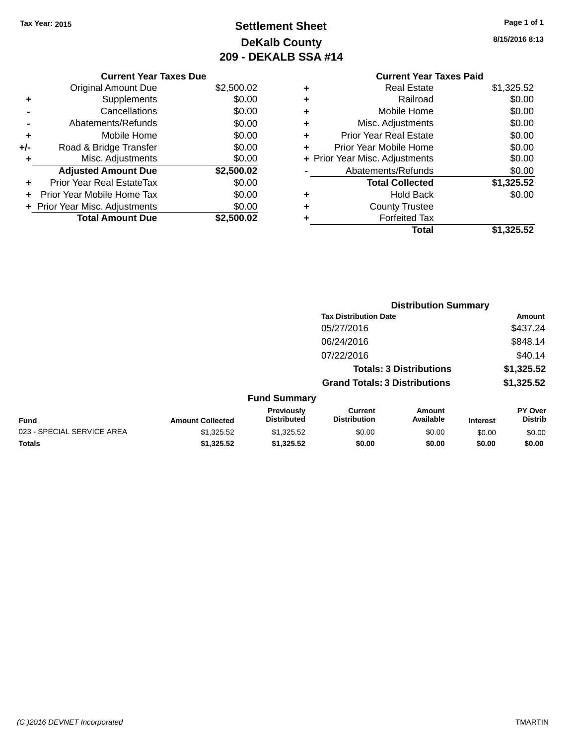Tax Year: 2015

# Settlement Sheet
## DeKalb County
## 209 - DEKALB SSA #14

8/15/2016 8:13

### Current Year Taxes Due

| | | |
|---|---|---|
| | Original Amount Due | $2,500.02 |
| + | Supplements | $0.00 |
| - | Cancellations | $0.00 |
| - | Abatements/Refunds | $0.00 |
| + | Mobile Home | $0.00 |
| +/- | Road & Bridge Transfer | $0.00 |
| + | Misc. Adjustments | $0.00 |
| | **Adjusted Amount Due** | **$2,500.02** |
| + | Prior Year Real EstateTax | $0.00 |
| + | Prior Year Mobile Home Tax | $0.00 |
| + | Prior Year Misc. Adjustments | $0.00 |
| | **Total Amount Due** | **$2,500.02** |

### Current Year Taxes Paid

| | | |
|---|---|---|
| + | Real Estate | $1,325.52 |
| + | Railroad | $0.00 |
| + | Mobile Home | $0.00 |
| + | Misc. Adjustments | $0.00 |
| + | Prior Year Real Estate | $0.00 |
| + | Prior Year Mobile Home | $0.00 |
| + | Prior Year Misc. Adjustments | $0.00 |
| - | Abatements/Refunds | $0.00 |
| | **Total Collected** | **$1,325.52** |
| + | Hold Back | $0.00 |
| + | County Trustee | |
| + | Forfeited Tax | |
| | **Total** | **$1,325.52** |

### Distribution Summary

| Tax Distribution Date | Amount |
|---|---|
| 05/27/2016 | $437.24 |
| 06/24/2016 | $848.14 |
| 07/22/2016 | $40.14 |
| **Totals: 3 Distributions** | **$1,325.52** |
| **Grand Totals: 3 Distributions** | **$1,325.52** |

### Fund Summary

| Fund | Amount Collected | Previously Distributed | Current Distribution | Amount Available | Interest | PY Over Distrib |
|---|---|---|---|---|---|---|
| 023 - SPECIAL SERVICE AREA | $1,325.52 | $1,325.52 | $0.00 | $0.00 | $0.00 | $0.00 |
| **Totals** | **$1,325.52** | **$1,325.52** | **$0.00** | **$0.00** | **$0.00** | **$0.00** |

(C )2016 DEVNET Incorporated — TMARTIN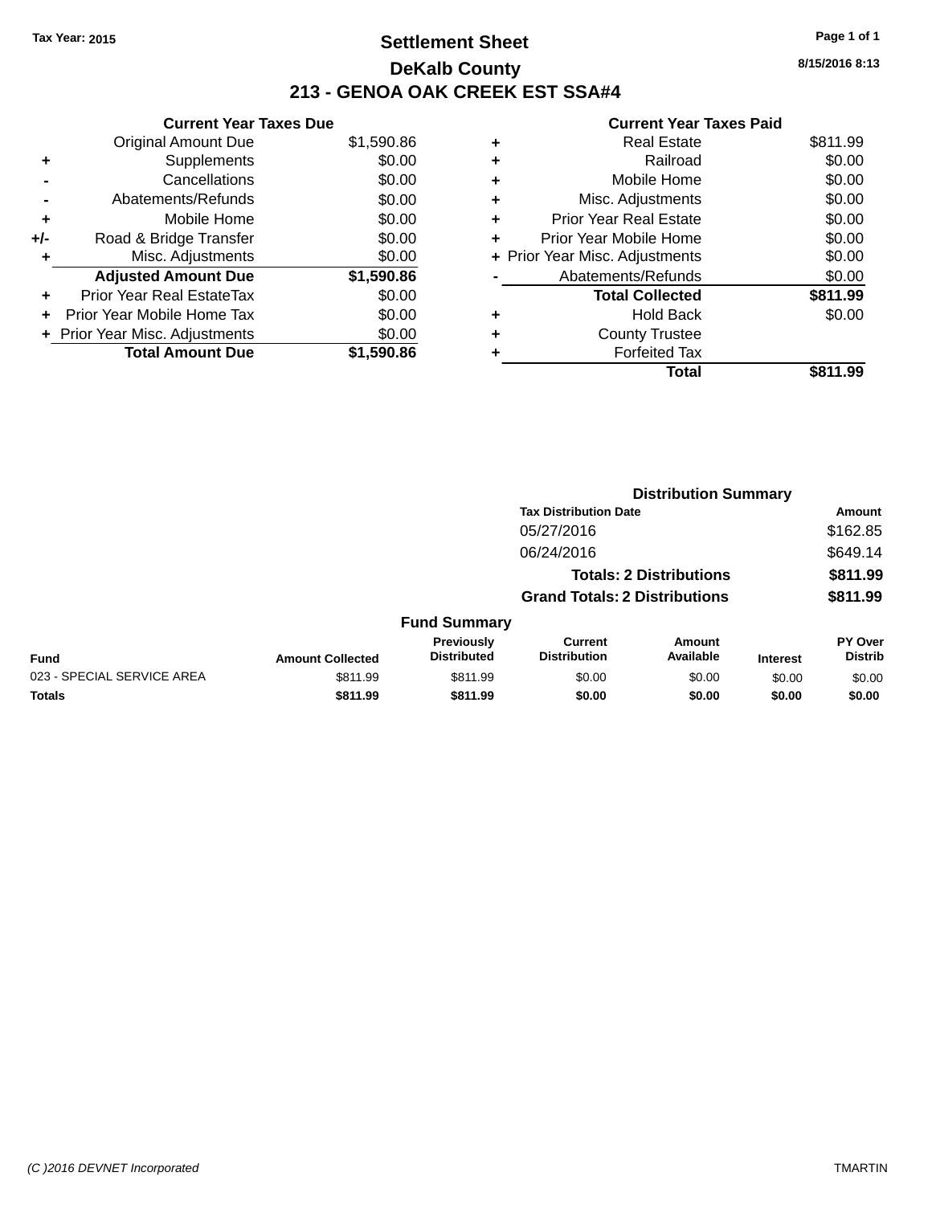Tax Year: 2015

# Settlement Sheet

## DeKalb County

## 213 - GENOA OAK CREEK EST SSA#4

8/15/2016 8:13

### Current Year Taxes Due

| | | |
|---|---|---|
| | Original Amount Due | $1,590.86 |
| + | Supplements | $0.00 |
| - | Cancellations | $0.00 |
| - | Abatements/Refunds | $0.00 |
| + | Mobile Home | $0.00 |
| +/- | Road & Bridge Transfer | $0.00 |
| + | Misc. Adjustments | $0.00 |
| | **Adjusted Amount Due** | **$1,590.86** |
| + | Prior Year Real EstateTax | $0.00 |
| + | Prior Year Mobile Home Tax | $0.00 |
| + | Prior Year Misc. Adjustments | $0.00 |
| | **Total Amount Due** | **$1,590.86** |

### Current Year Taxes Paid

| | | |
|---|---|---|
| + | Real Estate | $811.99 |
| + | Railroad | $0.00 |
| + | Mobile Home | $0.00 |
| + | Misc. Adjustments | $0.00 |
| + | Prior Year Real Estate | $0.00 |
| + | Prior Year Mobile Home | $0.00 |
| + | Prior Year Misc. Adjustments | $0.00 |
| - | Abatements/Refunds | $0.00 |
| | **Total Collected** | **$811.99** |
| + | Hold Back | $0.00 |
| + | County Trustee | |
| + | Forfeited Tax | |
| | **Total** | **$811.99** |

### Distribution Summary

| Tax Distribution Date | Amount |
|---|---|
| 05/27/2016 | $162.85 |
| 06/24/2016 | $649.14 |
| **Totals: 2 Distributions** | **$811.99** |
| **Grand Totals: 2 Distributions** | **$811.99** |

### Fund Summary

| Fund | Amount Collected | Previously Distributed | Current Distribution | Amount Available | Interest | PY Over Distrib |
|---|---|---|---|---|---|---|
| 023 - SPECIAL SERVICE AREA | $811.99 | $811.99 | $0.00 | $0.00 | $0.00 | $0.00 |
| **Totals** | **$811.99** | **$811.99** | **$0.00** | **$0.00** | **$0.00** | **$0.00** |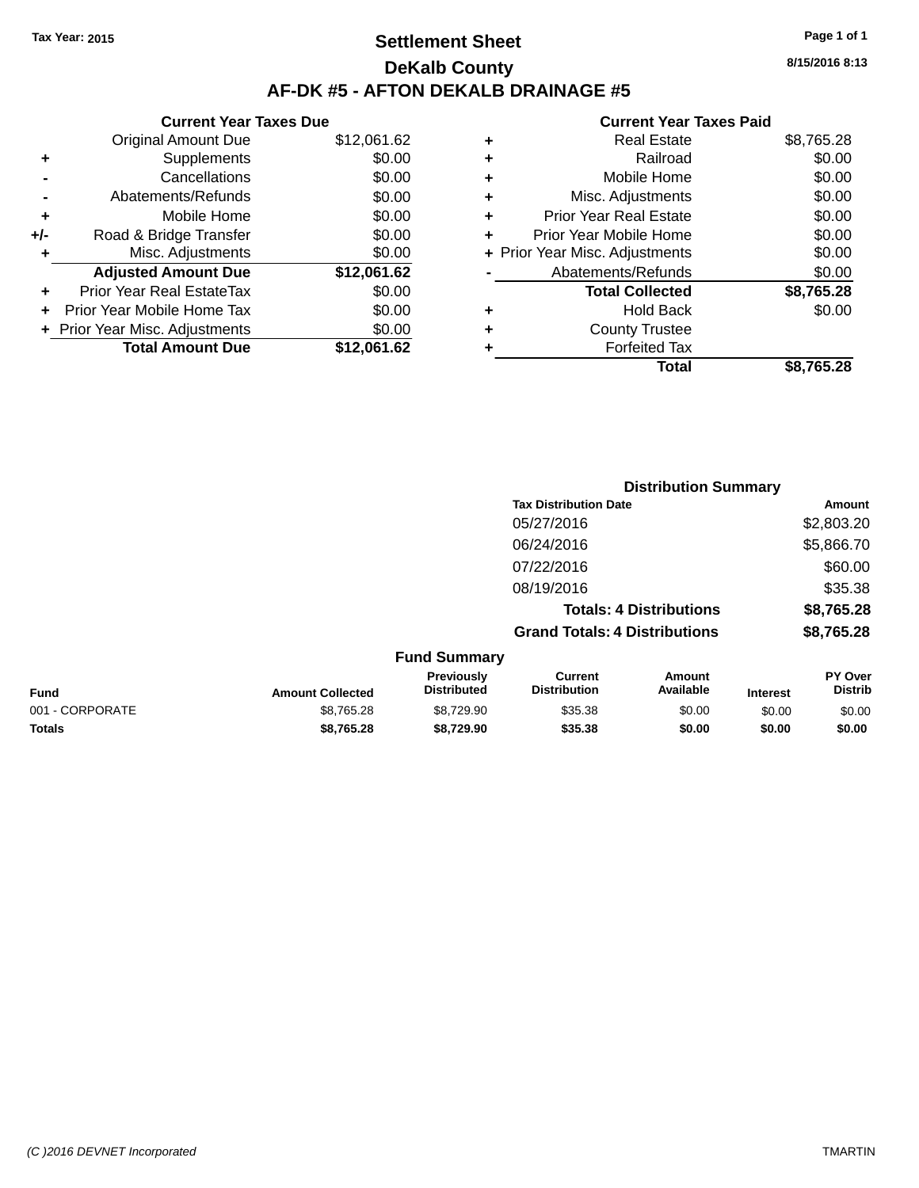Tax Year: 2015

# Settlement Sheet

## DeKalb County

## AF-DK #5 - AFTON DEKALB DRAINAGE #5

8/15/2016 8:13

### Current Year Taxes Due

| | | |
|---|---|---|
| | Original Amount Due | $12,061.62 |
| + | Supplements | $0.00 |
| - | Cancellations | $0.00 |
| - | Abatements/Refunds | $0.00 |
| + | Mobile Home | $0.00 |
| +/- | Road & Bridge Transfer | $0.00 |
| + | Misc. Adjustments | $0.00 |
| | **Adjusted Amount Due** | **$12,061.62** |
| + | Prior Year Real EstateTax | $0.00 |
| + | Prior Year Mobile Home Tax | $0.00 |
| + | Prior Year Misc. Adjustments | $0.00 |
| | **Total Amount Due** | **$12,061.62** |

### Current Year Taxes Paid

| | | |
|---|---|---|
| + | Real Estate | $8,765.28 |
| + | Railroad | $0.00 |
| + | Mobile Home | $0.00 |
| + | Misc. Adjustments | $0.00 |
| + | Prior Year Real Estate | $0.00 |
| + | Prior Year Mobile Home | $0.00 |
| + | Prior Year Misc. Adjustments | $0.00 |
| - | Abatements/Refunds | $0.00 |
| | **Total Collected** | **$8,765.28** |
| + | Hold Back | $0.00 |
| + | County Trustee | |
| + | Forfeited Tax | |
| | **Total** | **$8,765.28** |

### Distribution Summary

| Tax Distribution Date | Amount |
|---|---|
| 05/27/2016 | $2,803.20 |
| 06/24/2016 | $5,866.70 |
| 07/22/2016 | $60.00 |
| 08/19/2016 | $35.38 |
| **Totals: 4 Distributions** | **$8,765.28** |
| **Grand Totals: 4 Distributions** | **$8,765.28** |

### Fund Summary

| Fund | Amount Collected | Previously Distributed | Current Distribution | Amount Available | Interest | PY Over Distrib |
|---|---|---|---|---|---|---|
| 001 - CORPORATE | $8,765.28 | $8,729.90 | $35.38 | $0.00 | $0.00 | $0.00 |
| **Totals** | **$8,765.28** | **$8,729.90** | **$35.38** | **$0.00** | **$0.00** | **$0.00** |

(C )2016 DEVNET Incorporated TMARTIN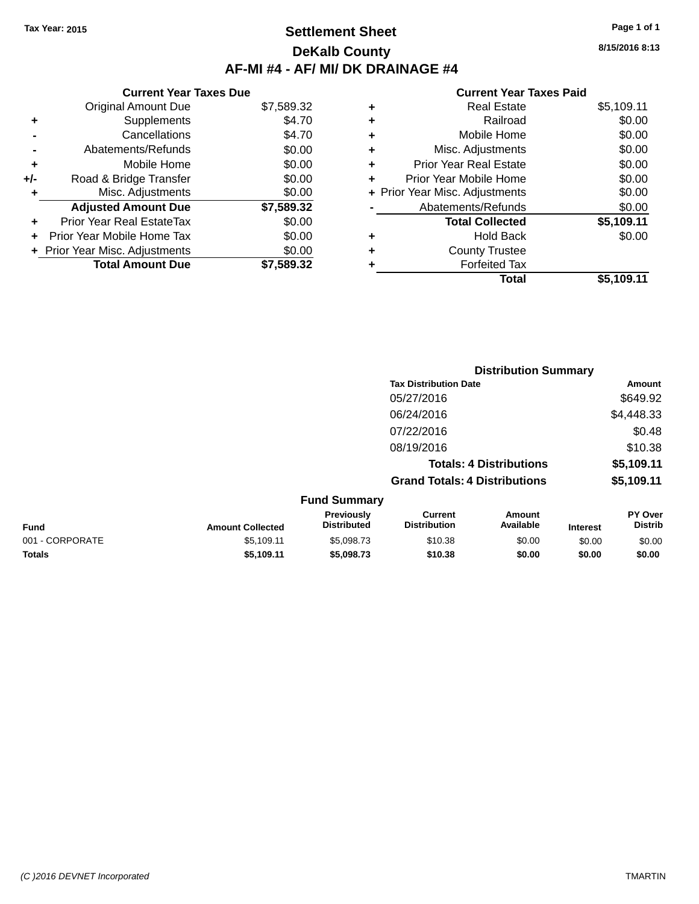Tax Year: 2015

# Settlement Sheet

## DeKalb County

## AF-MI #4 - AF/ MI/ DK DRAINAGE #4

8/15/2016 8:13

### Current Year Taxes Due

| | | |
|---|---|---|
| | Original Amount Due | $7,589.32 |
| + | Supplements | $4.70 |
| - | Cancellations | $4.70 |
| - | Abatements/Refunds | $0.00 |
| + | Mobile Home | $0.00 |
| +/- | Road & Bridge Transfer | $0.00 |
| + | Misc. Adjustments | $0.00 |
| | **Adjusted Amount Due** | **$7,589.32** |
| + | Prior Year Real EstateTax | $0.00 |
| + | Prior Year Mobile Home Tax | $0.00 |
| + | Prior Year Misc. Adjustments | $0.00 |
| | **Total Amount Due** | **$7,589.32** |

### Current Year Taxes Paid

| | | |
|---|---|---|
| + | Real Estate | $5,109.11 |
| + | Railroad | $0.00 |
| + | Mobile Home | $0.00 |
| + | Misc. Adjustments | $0.00 |
| + | Prior Year Real Estate | $0.00 |
| + | Prior Year Mobile Home | $0.00 |
| + | Prior Year Misc. Adjustments | $0.00 |
| - | Abatements/Refunds | $0.00 |
| | **Total Collected** | **$5,109.11** |
| + | Hold Back | $0.00 |
| + | County Trustee | |
| + | Forfeited Tax | |
| | **Total** | **$5,109.11** |

### Distribution Summary

| Tax Distribution Date | Amount |
|---|---|
| 05/27/2016 | $649.92 |
| 06/24/2016 | $4,448.33 |
| 07/22/2016 | $0.48 |
| 08/19/2016 | $10.38 |
| **Totals: 4 Distributions** | **$5,109.11** |
| **Grand Totals: 4 Distributions** | **$5,109.11** |

### Fund Summary

| Fund | Amount Collected | Previously Distributed | Current Distribution | Amount Available | Interest | PY Over Distrib |
|---|---|---|---|---|---|---|
| 001 - CORPORATE | $5,109.11 | $5,098.73 | $10.38 | $0.00 | $0.00 | $0.00 |
| **Totals** | **$5,109.11** | **$5,098.73** | **$10.38** | **$0.00** | **$0.00** | **$0.00** |

(C )2016 DEVNET Incorporated TMARTIN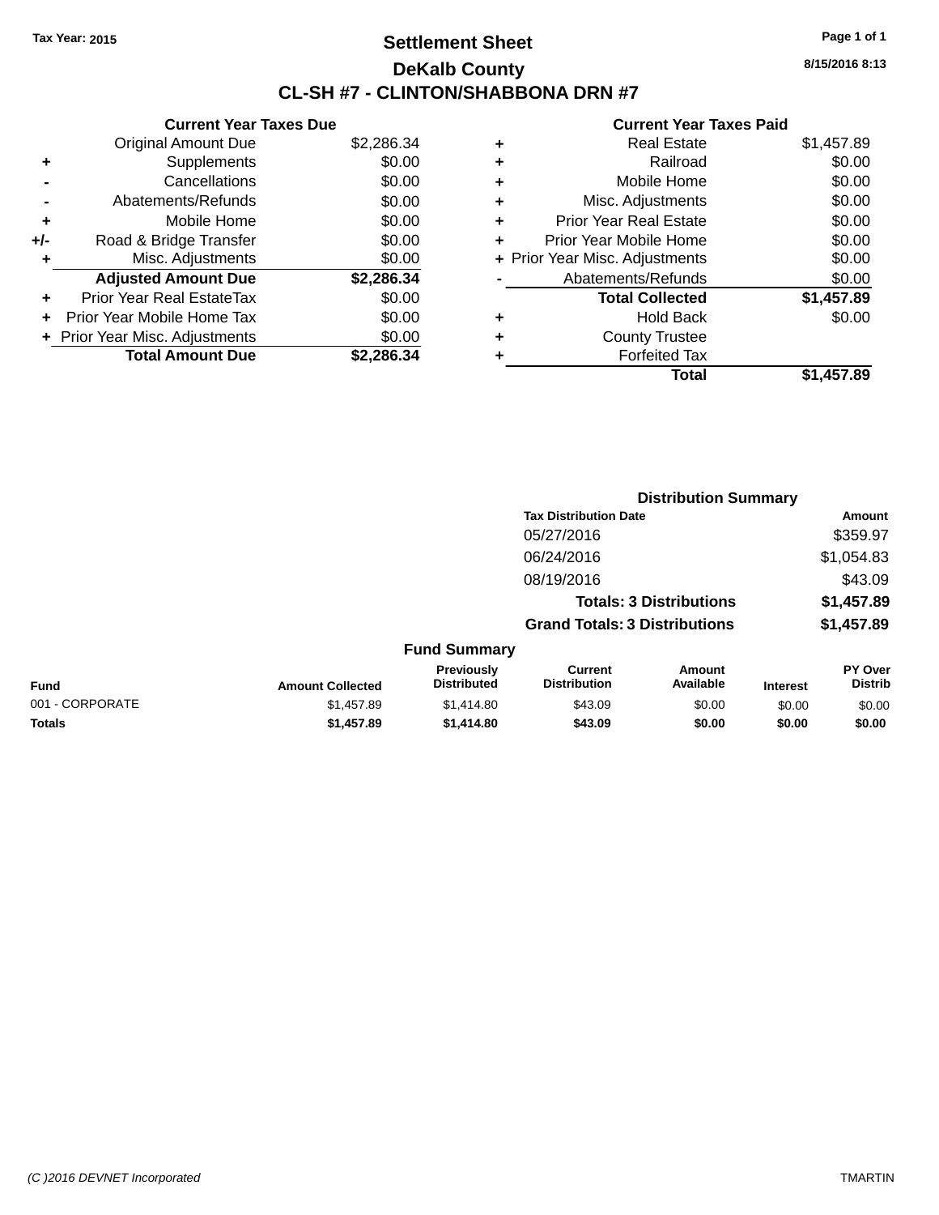Tax Year: 2015

# Settlement Sheet

## DeKalb County

## CL-SH #7 - CLINTON/SHABBONA DRN #7

8/15/2016 8:13

### Current Year Taxes Due

| | | |
|---|---|---|
| | Original Amount Due | $2,286.34 |
| + | Supplements | $0.00 |
| - | Cancellations | $0.00 |
| - | Abatements/Refunds | $0.00 |
| + | Mobile Home | $0.00 |
| +/- | Road & Bridge Transfer | $0.00 |
| + | Misc. Adjustments | $0.00 |
| | **Adjusted Amount Due** | **$2,286.34** |
| + | Prior Year Real EstateTax | $0.00 |
| + | Prior Year Mobile Home Tax | $0.00 |
| + | Prior Year Misc. Adjustments | $0.00 |
| | **Total Amount Due** | **$2,286.34** |

### Current Year Taxes Paid

| | | |
|---|---|---|
| + | Real Estate | $1,457.89 |
| + | Railroad | $0.00 |
| + | Mobile Home | $0.00 |
| + | Misc. Adjustments | $0.00 |
| + | Prior Year Real Estate | $0.00 |
| + | Prior Year Mobile Home | $0.00 |
| + | Prior Year Misc. Adjustments | $0.00 |
| - | Abatements/Refunds | $0.00 |
| | **Total Collected** | **$1,457.89** |
| + | Hold Back | $0.00 |
| + | County Trustee | |
| + | Forfeited Tax | |
| | **Total** | **$1,457.89** |

### Distribution Summary

| Tax Distribution Date | Amount |
|---|---|
| 05/27/2016 | $359.97 |
| 06/24/2016 | $1,054.83 |
| 08/19/2016 | $43.09 |
| **Totals: 3 Distributions** | **$1,457.89** |
| **Grand Totals: 3 Distributions** | **$1,457.89** |

### Fund Summary

| Fund | Amount Collected | Previously Distributed | Current Distribution | Amount Available | Interest | PY Over Distrib |
|---|---|---|---|---|---|---|
| 001 - CORPORATE | $1,457.89 | $1,414.80 | $43.09 | $0.00 | $0.00 | $0.00 |
| **Totals** | **$1,457.89** | **$1,414.80** | **$43.09** | **$0.00** | **$0.00** | **$0.00** |

(C )2016 DEVNET Incorporated TMARTIN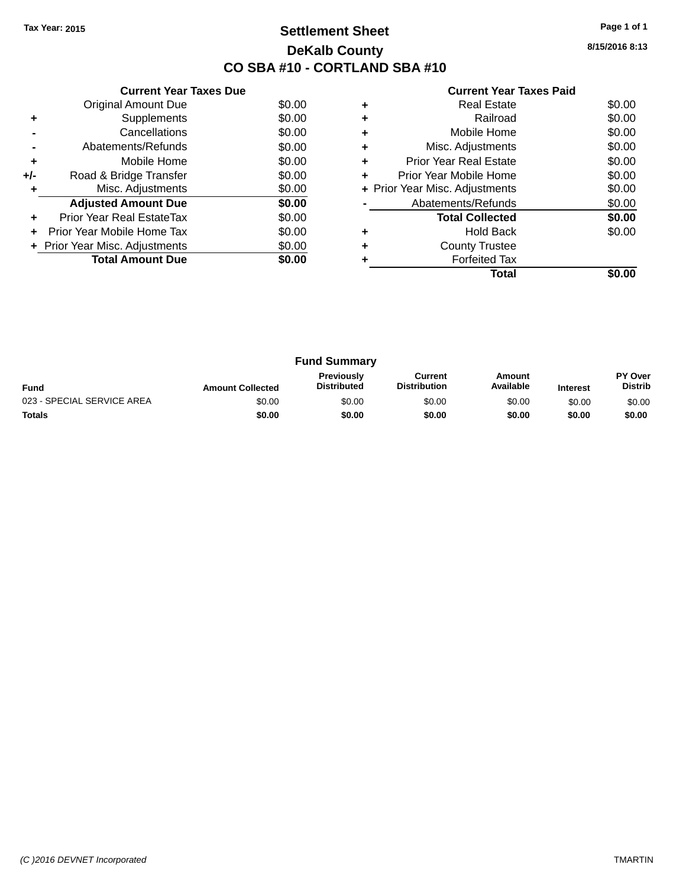**Tax Year: 2015**

# Settlement Sheet

## DeKalb County

## CO SBA #10 - CORTLAND SBA #10

8/15/2016 8:13

### Current Year Taxes Due

| | | |
|---|---|---|
| | Original Amount Due | $0.00 |
| + | Supplements | $0.00 |
| - | Cancellations | $0.00 |
| - | Abatements/Refunds | $0.00 |
| + | Mobile Home | $0.00 |
| +/- | Road & Bridge Transfer | $0.00 |
| + | Misc. Adjustments | $0.00 |
| | **Adjusted Amount Due** | **$0.00** |
| + | Prior Year Real EstateTax | $0.00 |
| + | Prior Year Mobile Home Tax | $0.00 |
| + | Prior Year Misc. Adjustments | $0.00 |
| | **Total Amount Due** | **$0.00** |

### Current Year Taxes Paid

| | | |
|---|---|---|
| + | Real Estate | $0.00 |
| + | Railroad | $0.00 |
| + | Mobile Home | $0.00 |
| + | Misc. Adjustments | $0.00 |
| + | Prior Year Real Estate | $0.00 |
| + | Prior Year Mobile Home | $0.00 |
| + | Prior Year Misc. Adjustments | $0.00 |
| - | Abatements/Refunds | $0.00 |
| | **Total Collected** | **$0.00** |
| + | Hold Back | $0.00 |
| + | County Trustee | |
| + | Forfeited Tax | |
| | **Total** | **$0.00** |

### Fund Summary

| Fund | Amount Collected | Previously Distributed | Current Distribution | Amount Available | Interest | PY Over Distrib |
|---|---|---|---|---|---|---|
| 023 - SPECIAL SERVICE AREA | $0.00 | $0.00 | $0.00 | $0.00 | $0.00 | $0.00 |
| **Totals** | **$0.00** | **$0.00** | **$0.00** | **$0.00** | **$0.00** | **$0.00** |

*(C )2016 DEVNET Incorporated* TMARTIN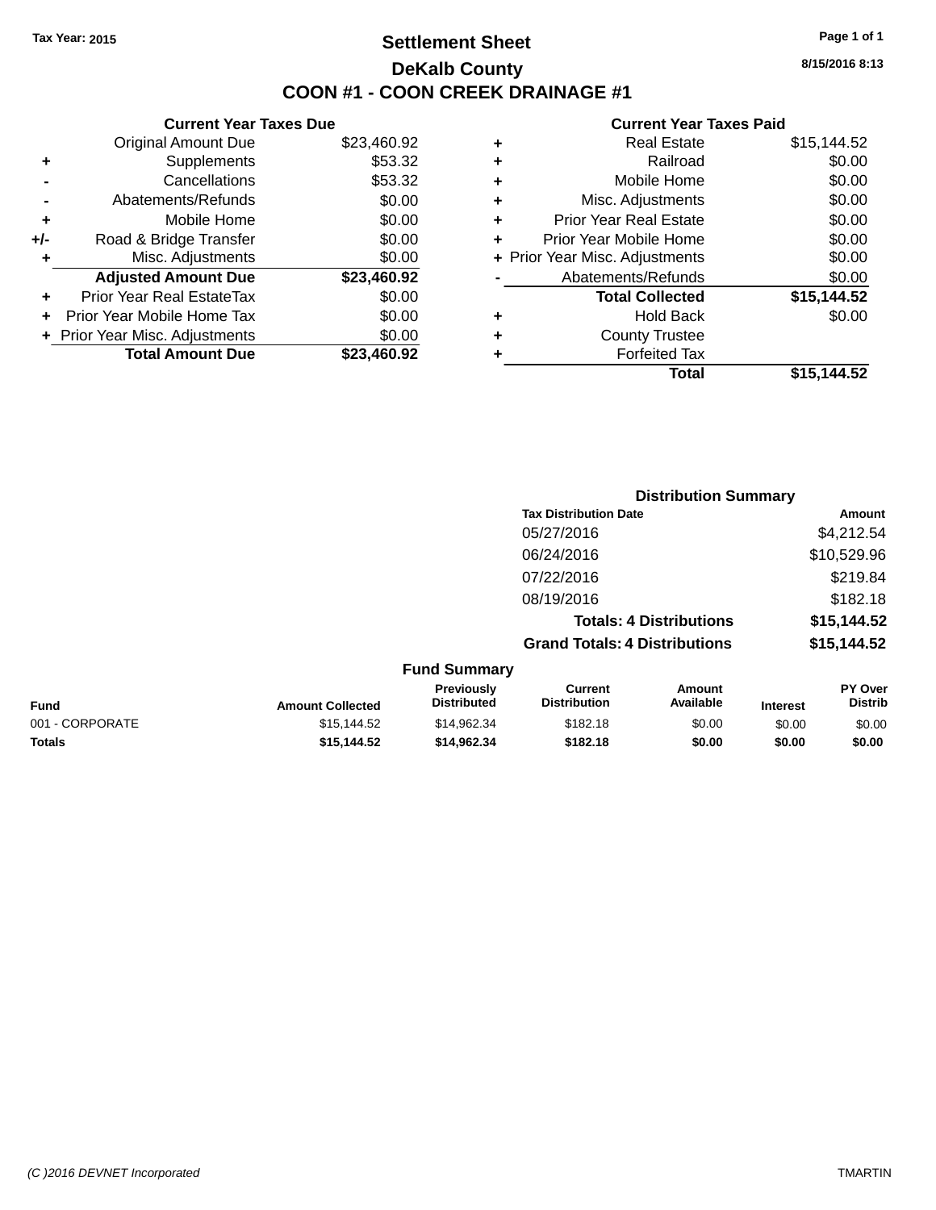Tax Year: 2015

# Settlement Sheet

## DeKalb County

## COON #1 - COON CREEK DRAINAGE #1

8/15/2016 8:13

### Current Year Taxes Due

| | | |
|---|---|---|
| | Original Amount Due | $23,460.92 |
| + | Supplements | $53.32 |
| - | Cancellations | $53.32 |
| - | Abatements/Refunds | $0.00 |
| + | Mobile Home | $0.00 |
| +/- | Road & Bridge Transfer | $0.00 |
| + | Misc. Adjustments | $0.00 |
| | **Adjusted Amount Due** | **$23,460.92** |
| + | Prior Year Real EstateTax | $0.00 |
| + | Prior Year Mobile Home Tax | $0.00 |
| + | Prior Year Misc. Adjustments | $0.00 |
| | **Total Amount Due** | **$23,460.92** |

### Current Year Taxes Paid

| | | |
|---|---|---|
| + | Real Estate | $15,144.52 |
| + | Railroad | $0.00 |
| + | Mobile Home | $0.00 |
| + | Misc. Adjustments | $0.00 |
| + | Prior Year Real Estate | $0.00 |
| + | Prior Year Mobile Home | $0.00 |
| + | Prior Year Misc. Adjustments | $0.00 |
| - | Abatements/Refunds | $0.00 |
| | **Total Collected** | **$15,144.52** |
| + | Hold Back | $0.00 |
| + | County Trustee | |
| + | Forfeited Tax | |
| | **Total** | **$15,144.52** |

### Distribution Summary

| Tax Distribution Date | Amount |
|---|---|
| 05/27/2016 | $4,212.54 |
| 06/24/2016 | $10,529.96 |
| 07/22/2016 | $219.84 |
| 08/19/2016 | $182.18 |
| **Totals: 4 Distributions** | **$15,144.52** |
| **Grand Totals: 4 Distributions** | **$15,144.52** |

### Fund Summary

| Fund | Amount Collected | Previously Distributed | Current Distribution | Amount Available | Interest | PY Over Distrib |
|---|---|---|---|---|---|---|
| 001 - CORPORATE | $15,144.52 | $14,962.34 | $182.18 | $0.00 | $0.00 | $0.00 |
| **Totals** | **$15,144.52** | **$14,962.34** | **$182.18** | **$0.00** | **$0.00** | **$0.00** |

(C )2016 DEVNET Incorporated — TMARTIN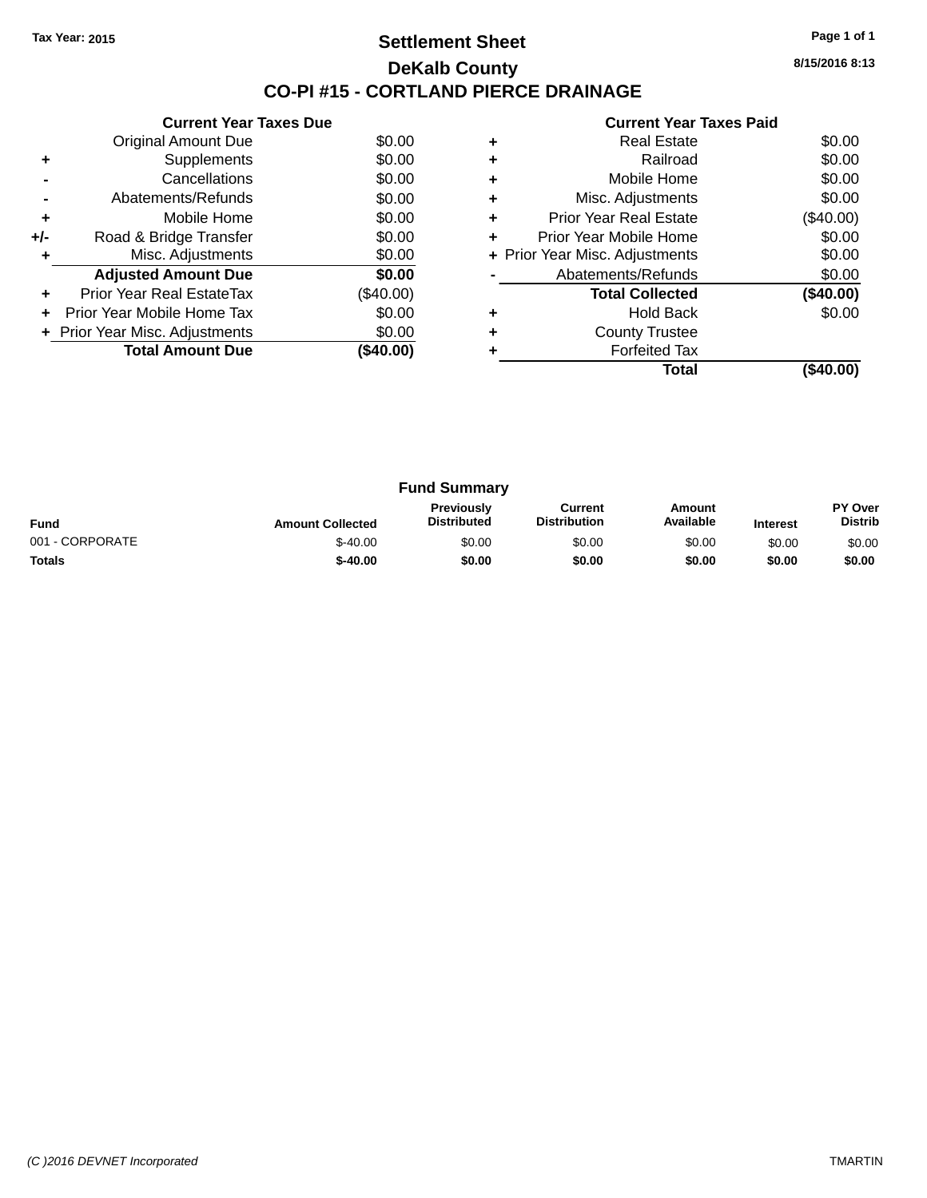Tax Year: 2015

# Settlement Sheet

## DeKalb County

## CO-PI #15 - CORTLAND PIERCE DRAINAGE

8/15/2016 8:13

### Current Year Taxes Due

| | | |
|---|---|---|
| | Original Amount Due | $0.00 |
| + | Supplements | $0.00 |
| - | Cancellations | $0.00 |
| - | Abatements/Refunds | $0.00 |
| + | Mobile Home | $0.00 |
| +/- | Road & Bridge Transfer | $0.00 |
| + | Misc. Adjustments | $0.00 |
| | **Adjusted Amount Due** | **$0.00** |
| + | Prior Year Real EstateTax | ($40.00) |
| + | Prior Year Mobile Home Tax | $0.00 |
| + | Prior Year Misc. Adjustments | $0.00 |
| | **Total Amount Due** | **($40.00)** |

### Current Year Taxes Paid

| | | |
|---|---|---|
| + | Real Estate | $0.00 |
| + | Railroad | $0.00 |
| + | Mobile Home | $0.00 |
| + | Misc. Adjustments | $0.00 |
| + | Prior Year Real Estate | ($40.00) |
| + | Prior Year Mobile Home | $0.00 |
| + | Prior Year Misc. Adjustments | $0.00 |
| - | Abatements/Refunds | $0.00 |
| | **Total Collected** | **($40.00)** |
| + | Hold Back | $0.00 |
| + | County Trustee | |
| + | Forfeited Tax | |
| | **Total** | **($40.00)** |

### Fund Summary

| Fund | Amount Collected | Previously Distributed | Current Distribution | Amount Available | Interest | PY Over Distrib |
|---|---|---|---|---|---|---|
| 001 - CORPORATE | $-40.00 | $0.00 | $0.00 | $0.00 | $0.00 | $0.00 |
| **Totals** | **$-40.00** | **$0.00** | **$0.00** | **$0.00** | **$0.00** | **$0.00** |

(C )2016 DEVNET Incorporated TMARTIN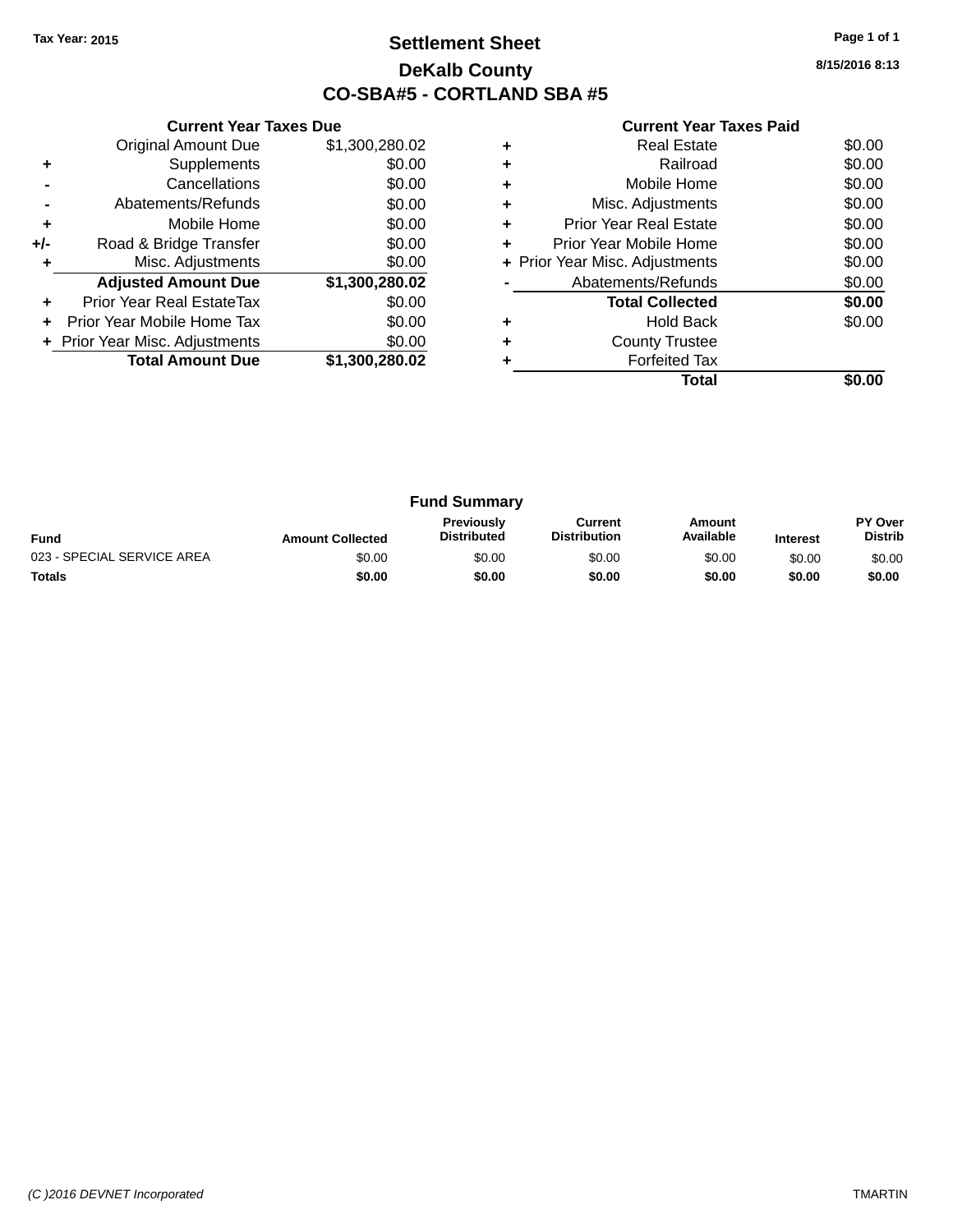Tax Year: 2015

# Settlement Sheet
## DeKalb County
## CO-SBA#5 - CORTLAND SBA #5

8/15/2016 8:13

### Current Year Taxes Due

| | | |
|---|---|---|
| | Original Amount Due | $1,300,280.02 |
| + | Supplements | $0.00 |
| - | Cancellations | $0.00 |
| - | Abatements/Refunds | $0.00 |
| + | Mobile Home | $0.00 |
| +/- | Road & Bridge Transfer | $0.00 |
| + | Misc. Adjustments | $0.00 |
| | **Adjusted Amount Due** | **$1,300,280.02** |
| + | Prior Year Real EstateTax | $0.00 |
| + | Prior Year Mobile Home Tax | $0.00 |
| + | Prior Year Misc. Adjustments | $0.00 |
| | **Total Amount Due** | **$1,300,280.02** |

### Current Year Taxes Paid

| | | |
|---|---|---|
| + | Real Estate | $0.00 |
| + | Railroad | $0.00 |
| + | Mobile Home | $0.00 |
| + | Misc. Adjustments | $0.00 |
| + | Prior Year Real Estate | $0.00 |
| + | Prior Year Mobile Home | $0.00 |
| + | Prior Year Misc. Adjustments | $0.00 |
| - | Abatements/Refunds | $0.00 |
| | **Total Collected** | **$0.00** |
| + | Hold Back | $0.00 |
| + | County Trustee | |
| + | Forfeited Tax | |
| | **Total** | **$0.00** |

### Fund Summary

| Fund | Amount Collected | Previously Distributed | Current Distribution | Amount Available | Interest | PY Over Distrib |
|---|---|---|---|---|---|---|
| 023 - SPECIAL SERVICE AREA | $0.00 | $0.00 | $0.00 | $0.00 | $0.00 | $0.00 |
| **Totals** | **$0.00** | **$0.00** | **$0.00** | **$0.00** | **$0.00** | **$0.00** |

(C )2016 DEVNET Incorporated TMARTIN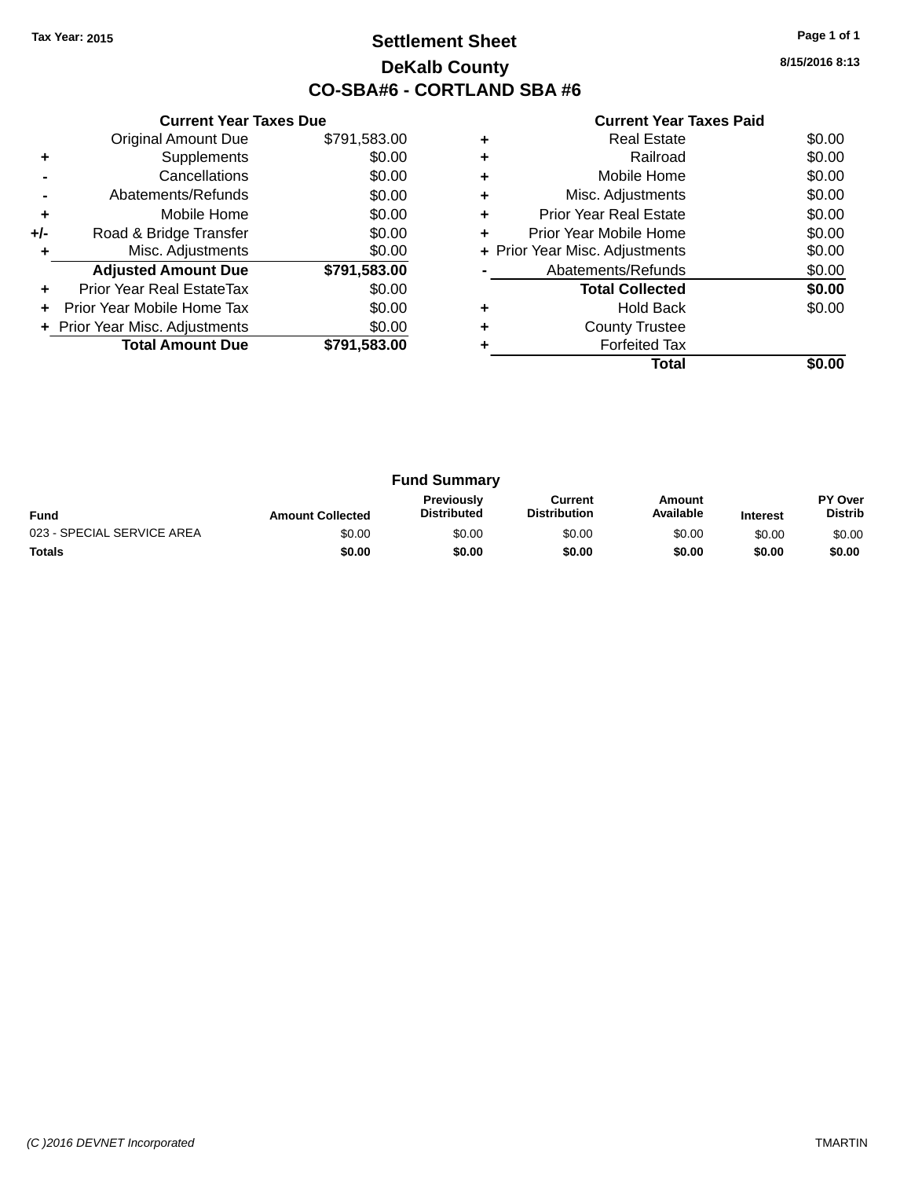Tax Year: 2015

# Settlement Sheet

## DeKalb County

## CO-SBA#6 - CORTLAND SBA #6

8/15/2016 8:13

### Current Year Taxes Due

| | | |
|---|---|---|
| | Original Amount Due | $791,583.00 |
| + | Supplements | $0.00 |
| - | Cancellations | $0.00 |
| - | Abatements/Refunds | $0.00 |
| + | Mobile Home | $0.00 |
| +/- | Road & Bridge Transfer | $0.00 |
| + | Misc. Adjustments | $0.00 |
| | **Adjusted Amount Due** | **$791,583.00** |
| + | Prior Year Real EstateTax | $0.00 |
| + | Prior Year Mobile Home Tax | $0.00 |
| + | Prior Year Misc. Adjustments | $0.00 |
| | **Total Amount Due** | **$791,583.00** |

### Current Year Taxes Paid

| | | |
|---|---|---|
| + | Real Estate | $0.00 |
| + | Railroad | $0.00 |
| + | Mobile Home | $0.00 |
| + | Misc. Adjustments | $0.00 |
| + | Prior Year Real Estate | $0.00 |
| + | Prior Year Mobile Home | $0.00 |
| + | Prior Year Misc. Adjustments | $0.00 |
| - | Abatements/Refunds | $0.00 |
| | **Total Collected** | **$0.00** |
| + | Hold Back | $0.00 |
| + | County Trustee | |
| + | Forfeited Tax | |
| | **Total** | **$0.00** |

### Fund Summary

| Fund | Amount Collected | Previously Distributed | Current Distribution | Amount Available | Interest | PY Over Distrib |
|---|---|---|---|---|---|---|
| 023 - SPECIAL SERVICE AREA | $0.00 | $0.00 | $0.00 | $0.00 | $0.00 | $0.00 |
| **Totals** | **$0.00** | **$0.00** | **$0.00** | **$0.00** | **$0.00** | **$0.00** |

(C )2016 DEVNET Incorporated TMARTIN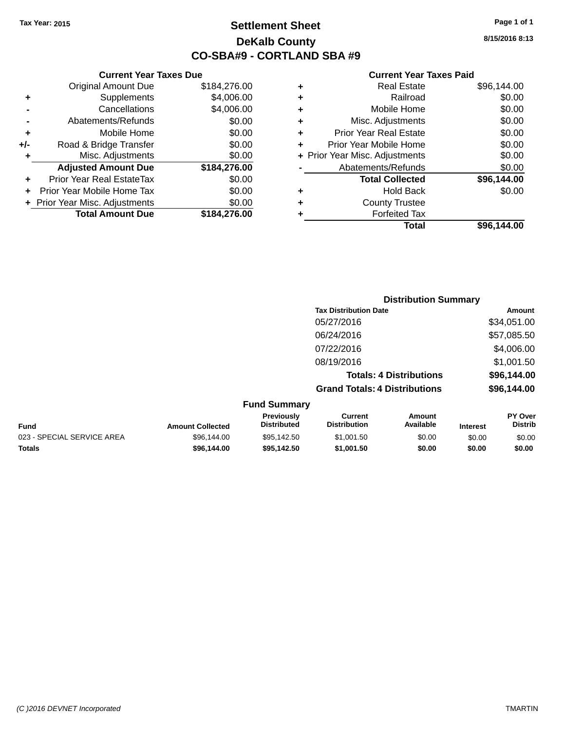Tax Year: 2015

# Settlement Sheet

## DeKalb County

## CO-SBA#9 - CORTLAND SBA #9

8/15/2016 8:13

### Current Year Taxes Due

| | | |
|---|---|---|
| | Original Amount Due | $184,276.00 |
| + | Supplements | $4,006.00 |
| - | Cancellations | $4,006.00 |
| - | Abatements/Refunds | $0.00 |
| + | Mobile Home | $0.00 |
| +/- | Road & Bridge Transfer | $0.00 |
| + | Misc. Adjustments | $0.00 |
| | **Adjusted Amount Due** | **$184,276.00** |
| + | Prior Year Real EstateTax | $0.00 |
| + | Prior Year Mobile Home Tax | $0.00 |
| + | Prior Year Misc. Adjustments | $0.00 |
| | **Total Amount Due** | **$184,276.00** |

### Current Year Taxes Paid

| | | |
|---|---|---|
| + | Real Estate | $96,144.00 |
| + | Railroad | $0.00 |
| + | Mobile Home | $0.00 |
| + | Misc. Adjustments | $0.00 |
| + | Prior Year Real Estate | $0.00 |
| + | Prior Year Mobile Home | $0.00 |
| + | Prior Year Misc. Adjustments | $0.00 |
| - | Abatements/Refunds | $0.00 |
| | **Total Collected** | **$96,144.00** |
| + | Hold Back | $0.00 |
| + | County Trustee | |
| + | Forfeited Tax | |
| | **Total** | **$96,144.00** |

### Distribution Summary

| Tax Distribution Date | Amount |
|---|---|
| 05/27/2016 | $34,051.00 |
| 06/24/2016 | $57,085.50 |
| 07/22/2016 | $4,006.00 |
| 08/19/2016 | $1,001.50 |
| **Totals: 4 Distributions** | **$96,144.00** |
| **Grand Totals: 4 Distributions** | **$96,144.00** |

### Fund Summary

| Fund | Amount Collected | Previously Distributed | Current Distribution | Amount Available | Interest | PY Over Distrib |
|---|---|---|---|---|---|---|
| 023 - SPECIAL SERVICE AREA | $96,144.00 | $95,142.50 | $1,001.50 | $0.00 | $0.00 | $0.00 |
| **Totals** | **$96,144.00** | **$95,142.50** | **$1,001.50** | **$0.00** | **$0.00** | **$0.00** |

(C )2016 DEVNET Incorporated TMARTIN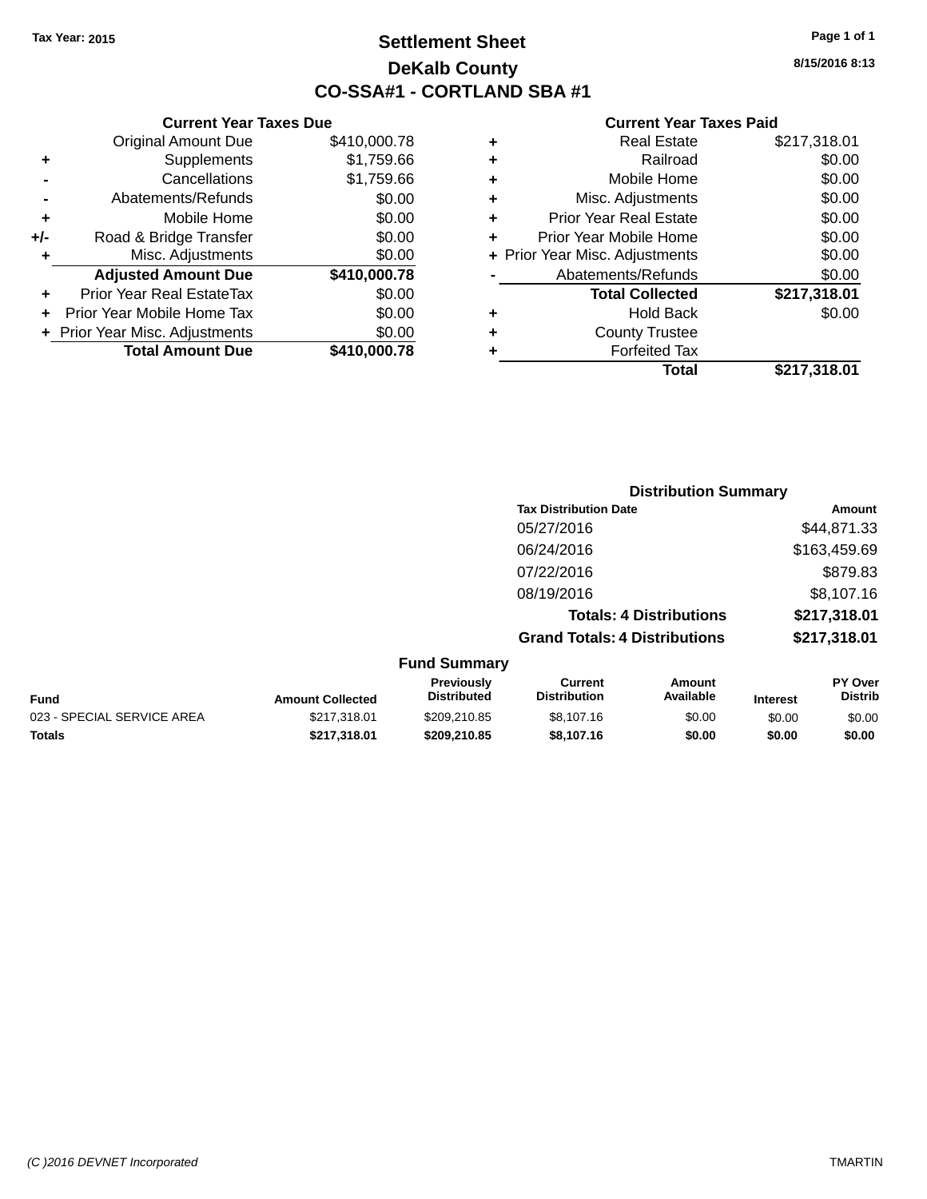Tax Year: 2015

# Settlement Sheet

## DeKalb County

## CO-SSA#1 - CORTLAND SBA #1

8/15/2016 8:13

### Current Year Taxes Due

| | | |
|---|---|---|
| | Original Amount Due | $410,000.78 |
| + | Supplements | $1,759.66 |
| - | Cancellations | $1,759.66 |
| - | Abatements/Refunds | $0.00 |
| + | Mobile Home | $0.00 |
| +/- | Road & Bridge Transfer | $0.00 |
| + | Misc. Adjustments | $0.00 |
| | **Adjusted Amount Due** | **$410,000.78** |
| + | Prior Year Real EstateTax | $0.00 |
| + | Prior Year Mobile Home Tax | $0.00 |
| + | Prior Year Misc. Adjustments | $0.00 |
| | **Total Amount Due** | **$410,000.78** |

### Current Year Taxes Paid

| | | |
|---|---|---|
| + | Real Estate | $217,318.01 |
| + | Railroad | $0.00 |
| + | Mobile Home | $0.00 |
| + | Misc. Adjustments | $0.00 |
| + | Prior Year Real Estate | $0.00 |
| + | Prior Year Mobile Home | $0.00 |
| + | Prior Year Misc. Adjustments | $0.00 |
| - | Abatements/Refunds | $0.00 |
| | **Total Collected** | **$217,318.01** |
| + | Hold Back | $0.00 |
| + | County Trustee | |
| + | Forfeited Tax | |
| | **Total** | **$217,318.01** |

### Distribution Summary

| Tax Distribution Date | Amount |
|---|---|
| 05/27/2016 | $44,871.33 |
| 06/24/2016 | $163,459.69 |
| 07/22/2016 | $879.83 |
| 08/19/2016 | $8,107.16 |
| **Totals: 4 Distributions** | **$217,318.01** |
| **Grand Totals: 4 Distributions** | **$217,318.01** |

### Fund Summary

| Fund | Amount Collected | Previously Distributed | Current Distribution | Amount Available | Interest | PY Over Distrib |
|---|---|---|---|---|---|---|
| 023 - SPECIAL SERVICE AREA | $217,318.01 | $209,210.85 | $8,107.16 | $0.00 | $0.00 | $0.00 |
| **Totals** | **$217,318.01** | **$209,210.85** | **$8,107.16** | **$0.00** | **$0.00** | **$0.00** |

(C )2016 DEVNET Incorporated TMARTIN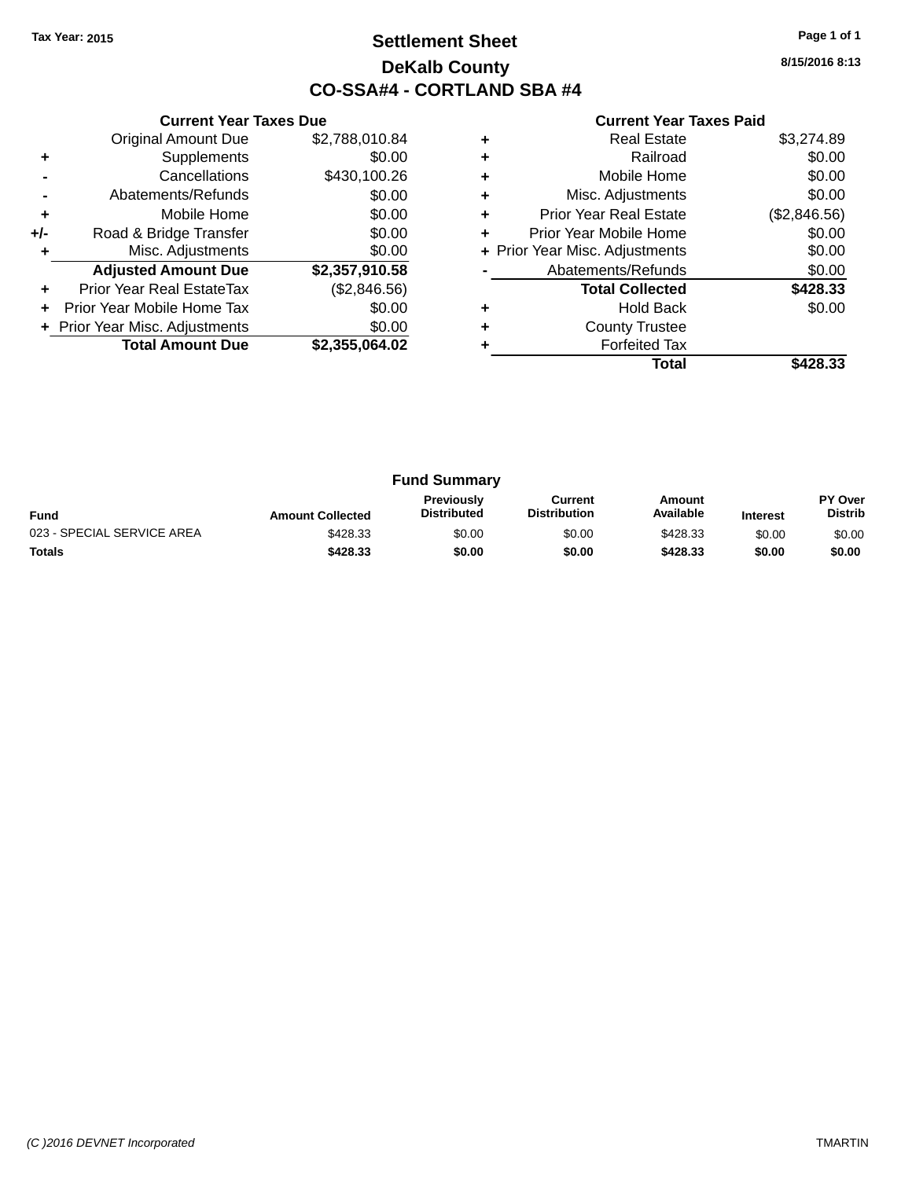Tax Year: 2015

# Settlement Sheet

## DeKalb County

## CO-SSA#4 - CORTLAND SBA #4

8/15/2016 8:13

### Current Year Taxes Due

| | | |
|---|---|---|
| | Original Amount Due | $2,788,010.84 |
| + | Supplements | $0.00 |
| - | Cancellations | $430,100.26 |
| - | Abatements/Refunds | $0.00 |
| + | Mobile Home | $0.00 |
| +/- | Road & Bridge Transfer | $0.00 |
| + | Misc. Adjustments | $0.00 |
| | **Adjusted Amount Due** | **$2,357,910.58** |
| + | Prior Year Real EstateTax | ($2,846.56) |
| + | Prior Year Mobile Home Tax | $0.00 |
| + | Prior Year Misc. Adjustments | $0.00 |
| | **Total Amount Due** | **$2,355,064.02** |

### Current Year Taxes Paid

| | | |
|---|---|---|
| + | Real Estate | $3,274.89 |
| + | Railroad | $0.00 |
| + | Mobile Home | $0.00 |
| + | Misc. Adjustments | $0.00 |
| + | Prior Year Real Estate | ($2,846.56) |
| + | Prior Year Mobile Home | $0.00 |
| + | Prior Year Misc. Adjustments | $0.00 |
| - | Abatements/Refunds | $0.00 |
| | **Total Collected** | **$428.33** |
| + | Hold Back | $0.00 |
| + | County Trustee | |
| + | Forfeited Tax | |
| | **Total** | **$428.33** |

### Fund Summary

| Fund | Amount Collected | Previously Distributed | Current Distribution | Amount Available | Interest | PY Over Distrib |
|---|---|---|---|---|---|---|
| 023 - SPECIAL SERVICE AREA | $428.33 | $0.00 | $0.00 | $428.33 | $0.00 | $0.00 |
| **Totals** | **$428.33** | **$0.00** | **$0.00** | **$428.33** | **$0.00** | **$0.00** |

(C )2016 DEVNET Incorporated TMARTIN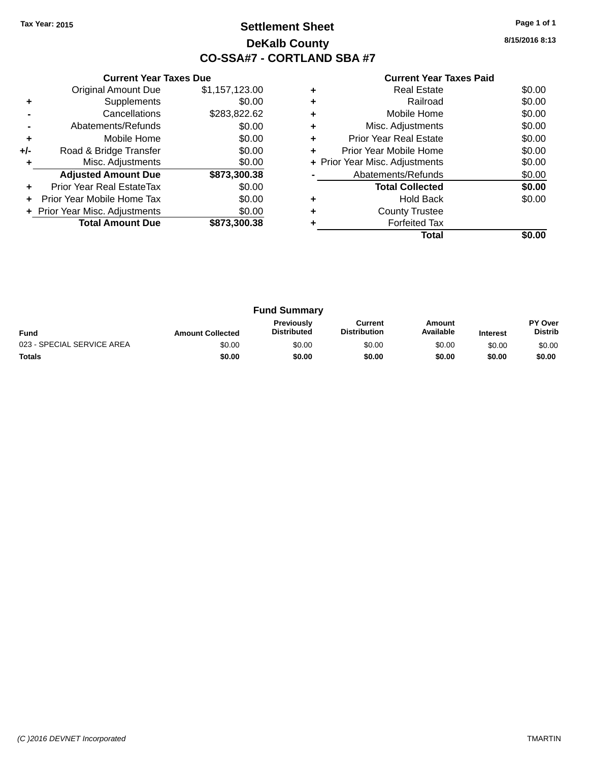Tax Year: 2015

# Settlement Sheet

## DeKalb County

## CO-SSA#7 - CORTLAND SBA #7

8/15/2016 8:13

### Current Year Taxes Due

| | | |
|---|---|---|
| | Original Amount Due | $1,157,123.00 |
| + | Supplements | $0.00 |
| - | Cancellations | $283,822.62 |
| - | Abatements/Refunds | $0.00 |
| + | Mobile Home | $0.00 |
| +/- | Road & Bridge Transfer | $0.00 |
| + | Misc. Adjustments | $0.00 |
| | **Adjusted Amount Due** | **$873,300.38** |
| + | Prior Year Real EstateTax | $0.00 |
| + | Prior Year Mobile Home Tax | $0.00 |
| + | Prior Year Misc. Adjustments | $0.00 |
| | **Total Amount Due** | **$873,300.38** |

### Current Year Taxes Paid

| | | |
|---|---|---|
| + | Real Estate | $0.00 |
| + | Railroad | $0.00 |
| + | Mobile Home | $0.00 |
| + | Misc. Adjustments | $0.00 |
| + | Prior Year Real Estate | $0.00 |
| + | Prior Year Mobile Home | $0.00 |
| + | Prior Year Misc. Adjustments | $0.00 |
| - | Abatements/Refunds | $0.00 |
| | **Total Collected** | **$0.00** |
| + | Hold Back | $0.00 |
| + | County Trustee | |
| + | Forfeited Tax | |
| | **Total** | **$0.00** |

### Fund Summary

| Fund | Amount Collected | Previously Distributed | Current Distribution | Amount Available | Interest | PY Over Distrib |
|---|---|---|---|---|---|---|
| 023 - SPECIAL SERVICE AREA | $0.00 | $0.00 | $0.00 | $0.00 | $0.00 | $0.00 |
| **Totals** | **$0.00** | **$0.00** | **$0.00** | **$0.00** | **$0.00** | **$0.00** |

(C )2016 DEVNET Incorporated TMARTIN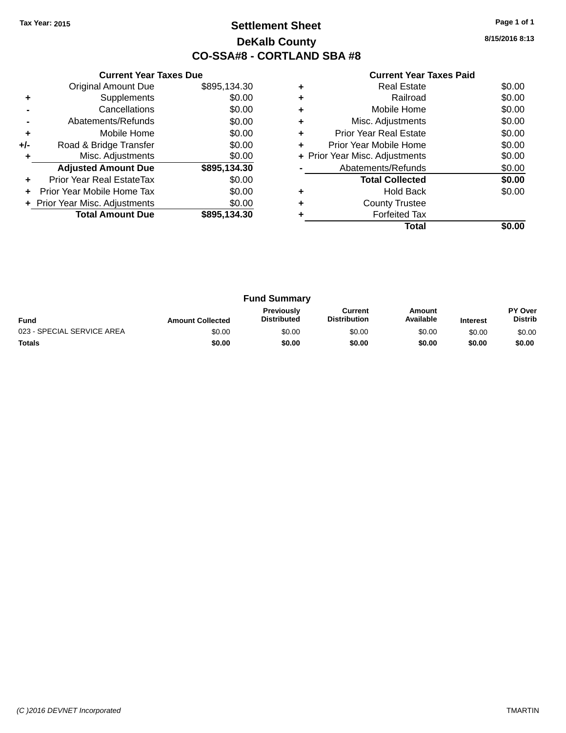Tax Year: 2015

# Settlement Sheet
## DeKalb County
## CO-SSA#8 - CORTLAND SBA #8

8/15/2016 8:13

### Current Year Taxes Due

| | | |
|---|---|---|
| | Original Amount Due | $895,134.30 |
| + | Supplements | $0.00 |
| - | Cancellations | $0.00 |
| - | Abatements/Refunds | $0.00 |
| + | Mobile Home | $0.00 |
| +/- | Road & Bridge Transfer | $0.00 |
| + | Misc. Adjustments | $0.00 |
| | **Adjusted Amount Due** | **$895,134.30** |
| + | Prior Year Real EstateTax | $0.00 |
| + | Prior Year Mobile Home Tax | $0.00 |
| + | Prior Year Misc. Adjustments | $0.00 |
| | **Total Amount Due** | **$895,134.30** |

### Current Year Taxes Paid

| | | |
|---|---|---|
| + | Real Estate | $0.00 |
| + | Railroad | $0.00 |
| + | Mobile Home | $0.00 |
| + | Misc. Adjustments | $0.00 |
| + | Prior Year Real Estate | $0.00 |
| + | Prior Year Mobile Home | $0.00 |
| + | Prior Year Misc. Adjustments | $0.00 |
| - | Abatements/Refunds | $0.00 |
| | **Total Collected** | **$0.00** |
| + | Hold Back | $0.00 |
| + | County Trustee | |
| + | Forfeited Tax | |
| | **Total** | **$0.00** |

### Fund Summary

| Fund | Amount Collected | Previously Distributed | Current Distribution | Amount Available | Interest | PY Over Distrib |
|---|---|---|---|---|---|---|
| 023 - SPECIAL SERVICE AREA | $0.00 | $0.00 | $0.00 | $0.00 | $0.00 | $0.00 |
| **Totals** | **$0.00** | **$0.00** | **$0.00** | **$0.00** | **$0.00** | **$0.00** |

(C )2016 DEVNET Incorporated

TMARTIN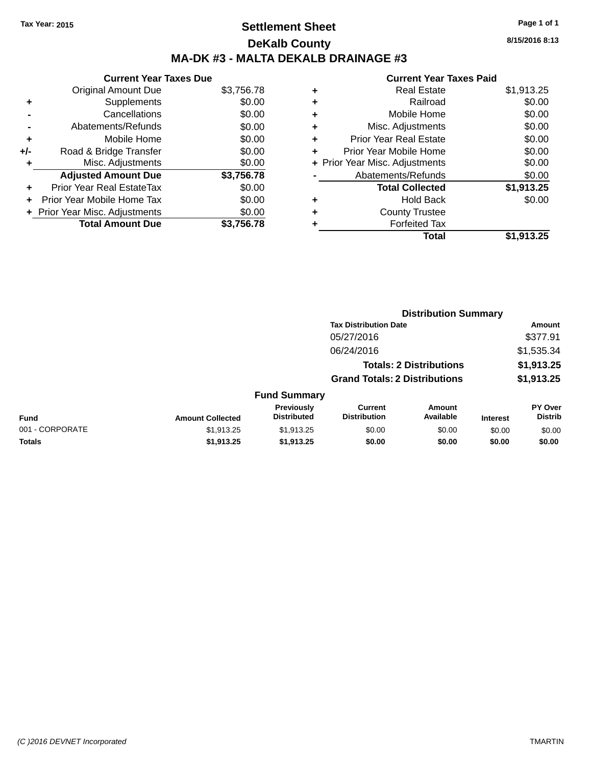Tax Year: 2015

# Settlement Sheet

## DeKalb County

## MA-DK #3 - MALTA DEKALB DRAINAGE #3

8/15/2016 8:13

### Current Year Taxes Due

| | | |
|---|---|---|
| | Original Amount Due | $3,756.78 |
| + | Supplements | $0.00 |
| - | Cancellations | $0.00 |
| - | Abatements/Refunds | $0.00 |
| + | Mobile Home | $0.00 |
| +/- | Road & Bridge Transfer | $0.00 |
| + | Misc. Adjustments | $0.00 |
| | **Adjusted Amount Due** | **$3,756.78** |
| + | Prior Year Real EstateTax | $0.00 |
| + | Prior Year Mobile Home Tax | $0.00 |
| + | Prior Year Misc. Adjustments | $0.00 |
| | **Total Amount Due** | **$3,756.78** |

### Current Year Taxes Paid

| | | |
|---|---|---|
| + | Real Estate | $1,913.25 |
| + | Railroad | $0.00 |
| + | Mobile Home | $0.00 |
| + | Misc. Adjustments | $0.00 |
| + | Prior Year Real Estate | $0.00 |
| + | Prior Year Mobile Home | $0.00 |
| + | Prior Year Misc. Adjustments | $0.00 |
| - | Abatements/Refunds | $0.00 |
| | **Total Collected** | **$1,913.25** |
| + | Hold Back | $0.00 |
| + | County Trustee | |
| + | Forfeited Tax | |
| | **Total** | **$1,913.25** |

### Distribution Summary

| Tax Distribution Date | Amount |
|---|---|
| 05/27/2016 | $377.91 |
| 06/24/2016 | $1,535.34 |
| **Totals: 2 Distributions** | **$1,913.25** |
| **Grand Totals: 2 Distributions** | **$1,913.25** |

### Fund Summary

| Fund | Amount Collected | Previously Distributed | Current Distribution | Amount Available | Interest | PY Over Distrib |
|---|---|---|---|---|---|---|
| 001 - CORPORATE | $1,913.25 | $1,913.25 | $0.00 | $0.00 | $0.00 | $0.00 |
| **Totals** | **$1,913.25** | **$1,913.25** | **$0.00** | **$0.00** | **$0.00** | **$0.00** |

(C )2016 DEVNET Incorporated

TMARTIN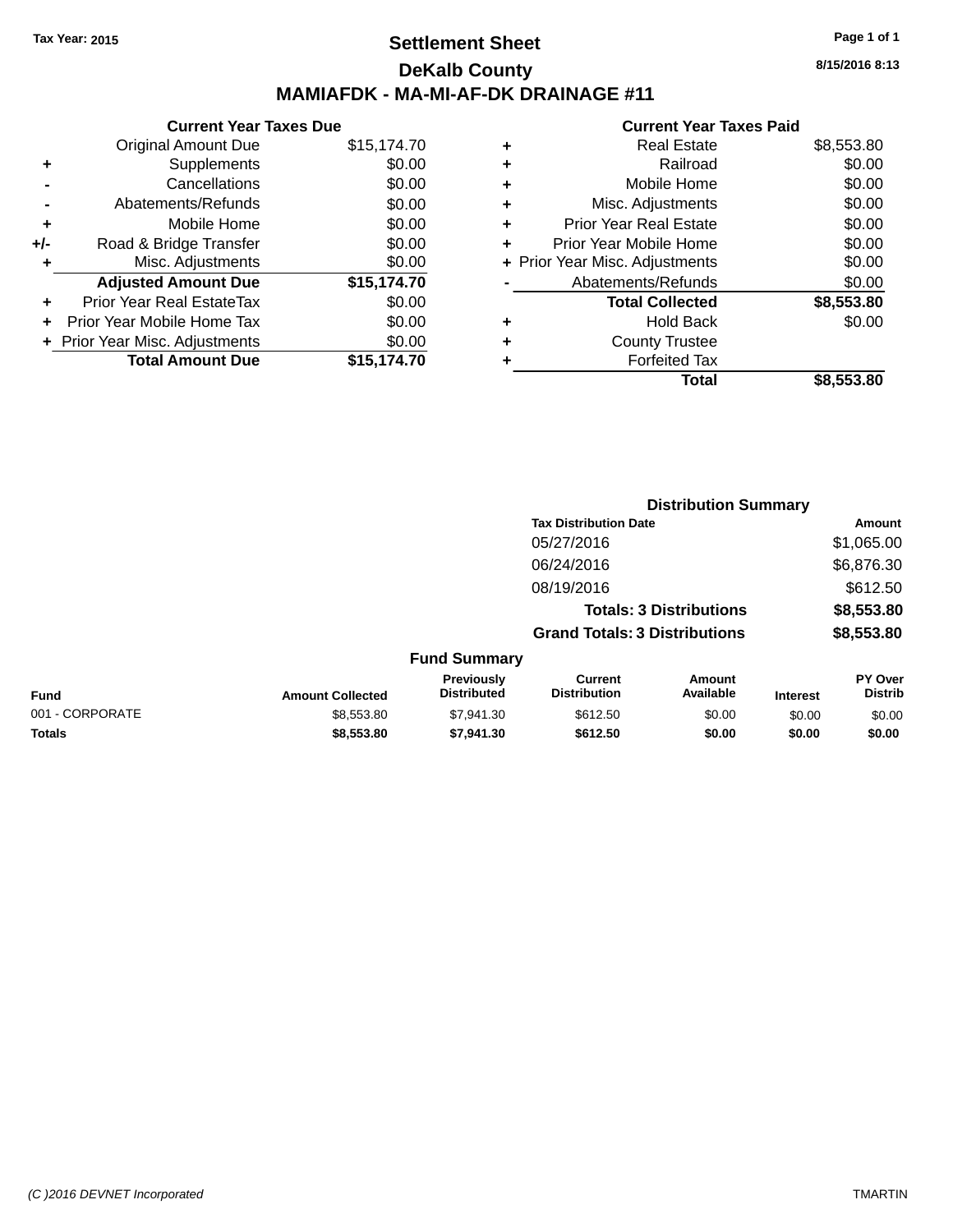Tax Year: 2015

# Settlement Sheet

## DeKalb County

## MAMIAFDK - MA-MI-AF-DK DRAINAGE #11

8/15/2016 8:13

### Current Year Taxes Due

| | | |
|---|---|---|
| | Original Amount Due | $15,174.70 |
| + | Supplements | $0.00 |
| - | Cancellations | $0.00 |
| - | Abatements/Refunds | $0.00 |
| + | Mobile Home | $0.00 |
| +/- | Road & Bridge Transfer | $0.00 |
| + | Misc. Adjustments | $0.00 |
| | **Adjusted Amount Due** | **$15,174.70** |
| + | Prior Year Real EstateTax | $0.00 |
| + | Prior Year Mobile Home Tax | $0.00 |
| + | Prior Year Misc. Adjustments | $0.00 |
| | **Total Amount Due** | **$15,174.70** |

### Current Year Taxes Paid

| | | |
|---|---|---|
| + | Real Estate | $8,553.80 |
| + | Railroad | $0.00 |
| + | Mobile Home | $0.00 |
| + | Misc. Adjustments | $0.00 |
| + | Prior Year Real Estate | $0.00 |
| + | Prior Year Mobile Home | $0.00 |
| + | Prior Year Misc. Adjustments | $0.00 |
| - | Abatements/Refunds | $0.00 |
| | **Total Collected** | **$8,553.80** |
| + | Hold Back | $0.00 |
| + | County Trustee | |
| + | Forfeited Tax | |
| | **Total** | **$8,553.80** |

### Distribution Summary

| Tax Distribution Date | Amount |
|---|---|
| 05/27/2016 | $1,065.00 |
| 06/24/2016 | $6,876.30 |
| 08/19/2016 | $612.50 |
| **Totals: 3 Distributions** | **$8,553.80** |
| **Grand Totals: 3 Distributions** | **$8,553.80** |

### Fund Summary

| Fund | Amount Collected | Previously Distributed | Current Distribution | Amount Available | Interest | PY Over Distrib |
|---|---|---|---|---|---|---|
| 001 - CORPORATE | $8,553.80 | $7,941.30 | $612.50 | $0.00 | $0.00 | $0.00 |
| **Totals** | **$8,553.80** | **$7,941.30** | **$612.50** | **$0.00** | **$0.00** | **$0.00** |

(C )2016 DEVNET Incorporated

TMARTIN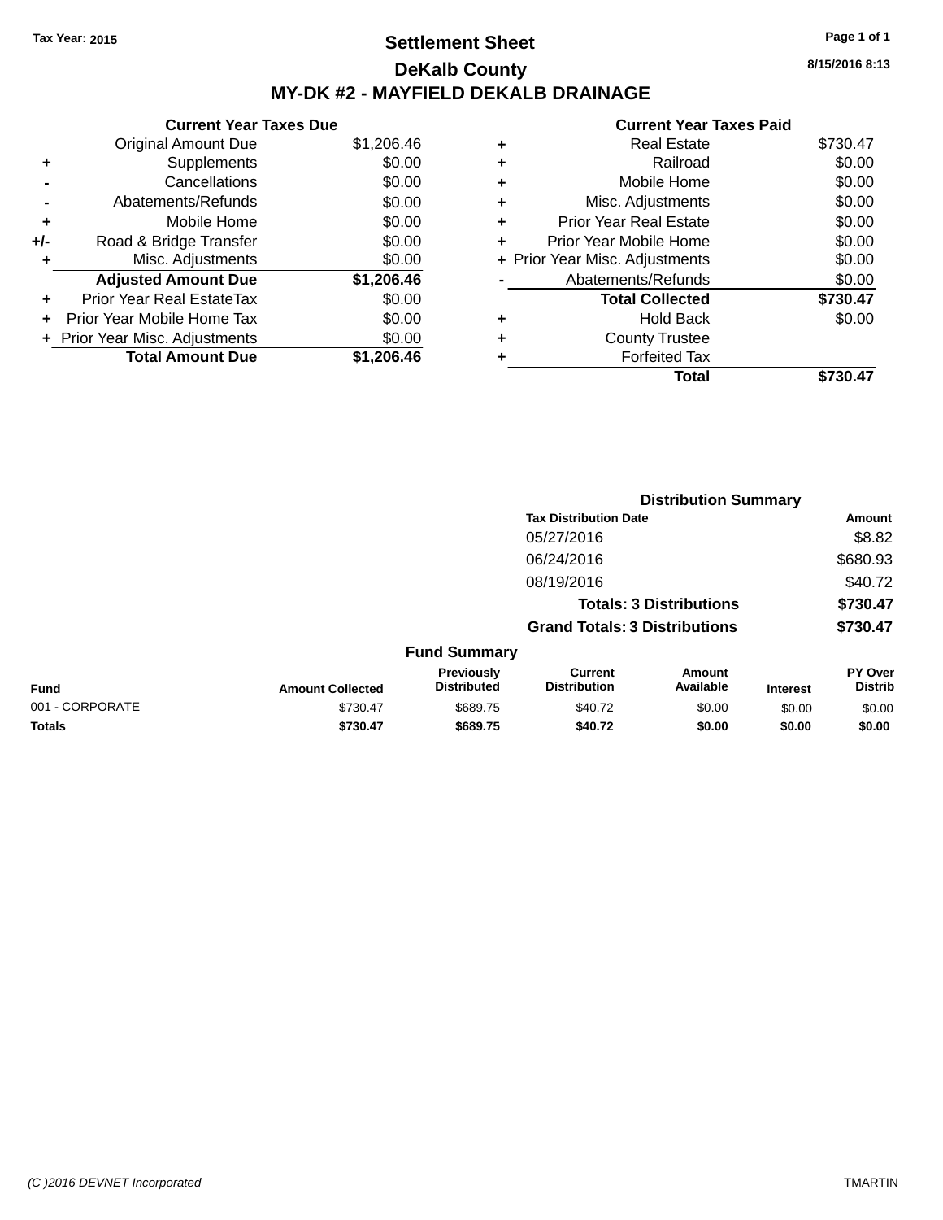Tax Year: 2015

# Settlement Sheet

## DeKalb County

## MY-DK #2 - MAYFIELD DEKALB DRAINAGE

8/15/2016 8:13

| | Current Year Taxes Due | |
|---|---|---|
| | Original Amount Due | $1,206.46 |
| + | Supplements | $0.00 |
| - | Cancellations | $0.00 |
| - | Abatements/Refunds | $0.00 |
| + | Mobile Home | $0.00 |
| +/- | Road & Bridge Transfer | $0.00 |
| + | Misc. Adjustments | $0.00 |
| | **Adjusted Amount Due** | **$1,206.46** |
| + | Prior Year Real EstateTax | $0.00 |
| + | Prior Year Mobile Home Tax | $0.00 |
| + | Prior Year Misc. Adjustments | $0.00 |
| | **Total Amount Due** | **$1,206.46** |

| | Current Year Taxes Paid | |
|---|---|---|
| + | Real Estate | $730.47 |
| + | Railroad | $0.00 |
| + | Mobile Home | $0.00 |
| + | Misc. Adjustments | $0.00 |
| + | Prior Year Real Estate | $0.00 |
| + | Prior Year Mobile Home | $0.00 |
| + | Prior Year Misc. Adjustments | $0.00 |
| - | Abatements/Refunds | $0.00 |
| | **Total Collected** | **$730.47** |
| + | Hold Back | $0.00 |
| + | County Trustee | |
| + | Forfeited Tax | |
| | **Total** | **$730.47** |

### Distribution Summary

| Tax Distribution Date | Amount |
|---|---|
| 05/27/2016 | $8.82 |
| 06/24/2016 | $680.93 |
| 08/19/2016 | $40.72 |
| **Totals: 3 Distributions** | **$730.47** |
| **Grand Totals: 3 Distributions** | **$730.47** |

### Fund Summary

| Fund | Amount Collected | Previously Distributed | Current Distribution | Amount Available | Interest | PY Over Distrib |
|---|---|---|---|---|---|---|
| 001 - CORPORATE | $730.47 | $689.75 | $40.72 | $0.00 | $0.00 | $0.00 |
| **Totals** | **$730.47** | **$689.75** | **$40.72** | **$0.00** | **$0.00** | **$0.00** |

(C )2016 DEVNET Incorporated TMARTIN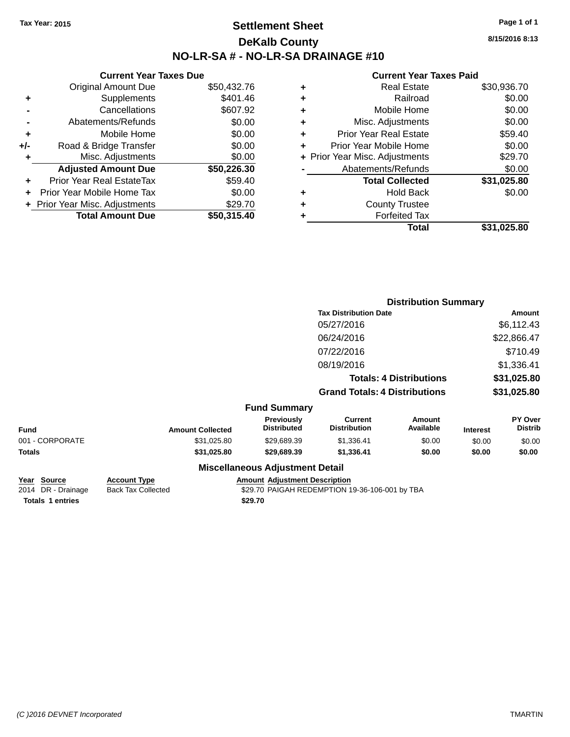**Tax Year: 2015**

# Settlement Sheet

## DeKalb County

## NO-LR-SA # - NO-LR-SA DRAINAGE #10

8/15/2016 8:13

### Current Year Taxes Due

| | | |
|---|---|---|
| | Original Amount Due | $50,432.76 |
| + | Supplements | $401.46 |
| - | Cancellations | $607.92 |
| - | Abatements/Refunds | $0.00 |
| + | Mobile Home | $0.00 |
| +/- | Road & Bridge Transfer | $0.00 |
| + | Misc. Adjustments | $0.00 |
| | **Adjusted Amount Due** | **$50,226.30** |
| + | Prior Year Real EstateTax | $59.40 |
| + | Prior Year Mobile Home Tax | $0.00 |
| + | Prior Year Misc. Adjustments | $29.70 |
| | **Total Amount Due** | **$50,315.40** |

### Current Year Taxes Paid

| | | |
|---|---|---|
| + | Real Estate | $30,936.70 |
| + | Railroad | $0.00 |
| + | Mobile Home | $0.00 |
| + | Misc. Adjustments | $0.00 |
| + | Prior Year Real Estate | $59.40 |
| + | Prior Year Mobile Home | $0.00 |
| + | Prior Year Misc. Adjustments | $29.70 |
| - | Abatements/Refunds | $0.00 |
| | **Total Collected** | **$31,025.80** |
| + | Hold Back | $0.00 |
| + | County Trustee | |
| + | Forfeited Tax | |
| | **Total** | **$31,025.80** |

### Distribution Summary

| Tax Distribution Date | Amount |
|---|---|
| 05/27/2016 | $6,112.43 |
| 06/24/2016 | $22,866.47 |
| 07/22/2016 | $710.49 |
| 08/19/2016 | $1,336.41 |
| **Totals: 4 Distributions** | **$31,025.80** |
| **Grand Totals: 4 Distributions** | **$31,025.80** |

### Fund Summary

| Fund | Amount Collected | Previously Distributed | Current Distribution | Amount Available | Interest | PY Over Distrib |
|---|---|---|---|---|---|---|
| 001 - CORPORATE | $31,025.80 | $29,689.39 | $1,336.41 | $0.00 | $0.00 | $0.00 |
| **Totals** | **$31,025.80** | **$29,689.39** | **$1,336.41** | **$0.00** | **$0.00** | **$0.00** |

### Miscellaneous Adjustment Detail

| Year | Source | Account Type | Amount | Adjustment Description |
|---|---|---|---|---|
| 2014 | DR - Drainage | Back Tax Collected | $29.70 | PAIGAH REDEMPTION 19-36-106-001 by TBA |
| **Totals 1 entries** | | | **$29.70** | |

(C )2016 DEVNET Incorporated — TMARTIN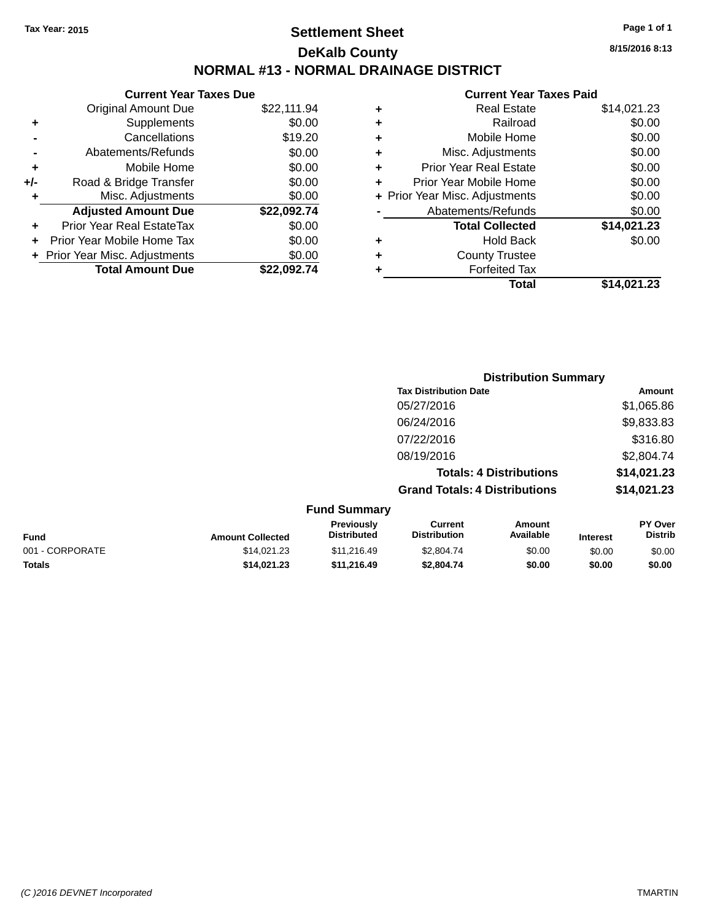Tax Year: 2015

# Settlement Sheet

## DeKalb County

## NORMAL #13 - NORMAL DRAINAGE DISTRICT

8/15/2016 8:13

### Current Year Taxes Due

| | | |
|---|---|---|
| | Original Amount Due | $22,111.94 |
| + | Supplements | $0.00 |
| - | Cancellations | $19.20 |
| - | Abatements/Refunds | $0.00 |
| + | Mobile Home | $0.00 |
| +/- | Road & Bridge Transfer | $0.00 |
| + | Misc. Adjustments | $0.00 |
| | **Adjusted Amount Due** | **$22,092.74** |
| + | Prior Year Real EstateTax | $0.00 |
| + | Prior Year Mobile Home Tax | $0.00 |
| + | Prior Year Misc. Adjustments | $0.00 |
| | **Total Amount Due** | **$22,092.74** |

### Current Year Taxes Paid

| | | |
|---|---|---|
| + | Real Estate | $14,021.23 |
| + | Railroad | $0.00 |
| + | Mobile Home | $0.00 |
| + | Misc. Adjustments | $0.00 |
| + | Prior Year Real Estate | $0.00 |
| + | Prior Year Mobile Home | $0.00 |
| + | Prior Year Misc. Adjustments | $0.00 |
| - | Abatements/Refunds | $0.00 |
| | **Total Collected** | **$14,021.23** |
| + | Hold Back | $0.00 |
| + | County Trustee | |
| + | Forfeited Tax | |
| | **Total** | **$14,021.23** |

### Distribution Summary

| Tax Distribution Date | Amount |
|---|---|
| 05/27/2016 | $1,065.86 |
| 06/24/2016 | $9,833.83 |
| 07/22/2016 | $316.80 |
| 08/19/2016 | $2,804.74 |
| **Totals: 4 Distributions** | **$14,021.23** |
| **Grand Totals: 4 Distributions** | **$14,021.23** |

### Fund Summary

| Fund | Amount Collected | Previously Distributed | Current Distribution | Amount Available | Interest | PY Over Distrib |
|---|---|---|---|---|---|---|
| 001 - CORPORATE | $14,021.23 | $11,216.49 | $2,804.74 | $0.00 | $0.00 | $0.00 |
| **Totals** | **$14,021.23** | **$11,216.49** | **$2,804.74** | **$0.00** | **$0.00** | **$0.00** |

(C )2016 DEVNET Incorporated TMARTIN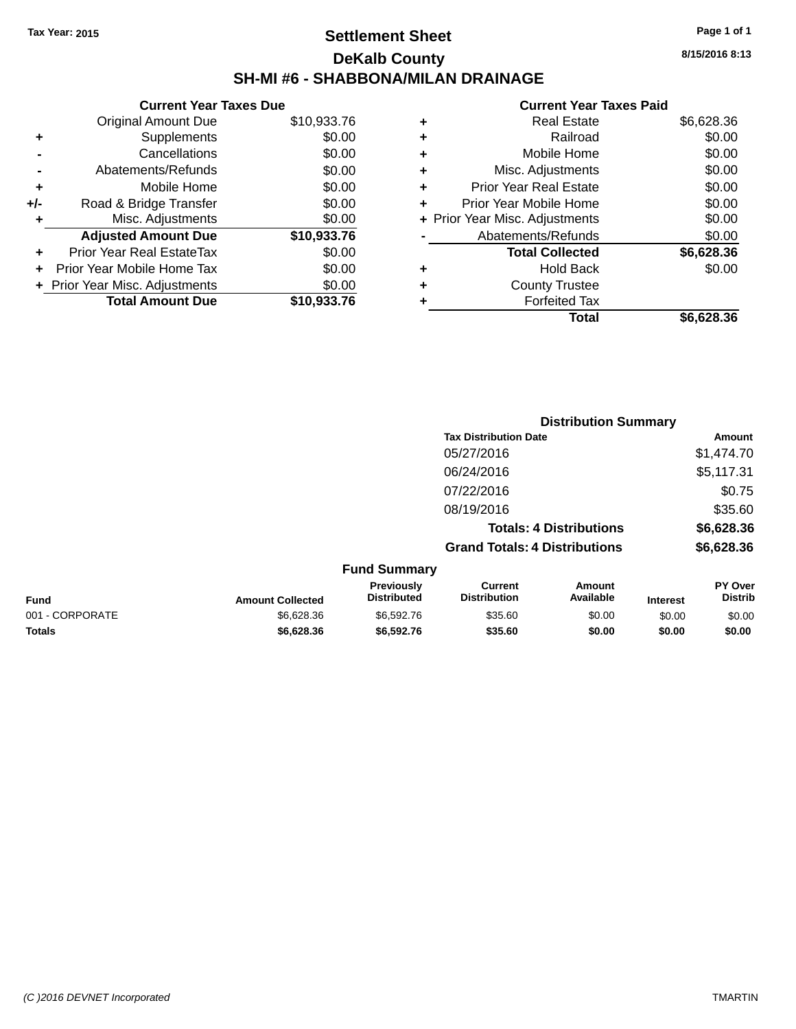Tax Year: 2015

# Settlement Sheet

## DeKalb County

## SH-MI #6 - SHABBONA/MILAN DRAINAGE

8/15/2016 8:13

### Current Year Taxes Due

| | | |
|---|---|---|
| | Original Amount Due | $10,933.76 |
| + | Supplements | $0.00 |
| - | Cancellations | $0.00 |
| - | Abatements/Refunds | $0.00 |
| + | Mobile Home | $0.00 |
| +/- | Road & Bridge Transfer | $0.00 |
| + | Misc. Adjustments | $0.00 |
| | **Adjusted Amount Due** | **$10,933.76** |
| + | Prior Year Real EstateTax | $0.00 |
| + | Prior Year Mobile Home Tax | $0.00 |
| + | Prior Year Misc. Adjustments | $0.00 |
| | **Total Amount Due** | **$10,933.76** |

### Current Year Taxes Paid

| | | |
|---|---|---|
| + | Real Estate | $6,628.36 |
| + | Railroad | $0.00 |
| + | Mobile Home | $0.00 |
| + | Misc. Adjustments | $0.00 |
| + | Prior Year Real Estate | $0.00 |
| + | Prior Year Mobile Home | $0.00 |
| + | Prior Year Misc. Adjustments | $0.00 |
| - | Abatements/Refunds | $0.00 |
| | **Total Collected** | **$6,628.36** |
| + | Hold Back | $0.00 |
| + | County Trustee | |
| + | Forfeited Tax | |
| | **Total** | **$6,628.36** |

### Distribution Summary

| Tax Distribution Date | Amount |
|---|---|
| 05/27/2016 | $1,474.70 |
| 06/24/2016 | $5,117.31 |
| 07/22/2016 | $0.75 |
| 08/19/2016 | $35.60 |
| **Totals: 4 Distributions** | **$6,628.36** |
| **Grand Totals: 4 Distributions** | **$6,628.36** |

### Fund Summary

| Fund | Amount Collected | Previously Distributed | Current Distribution | Amount Available | Interest | PY Over Distrib |
|---|---|---|---|---|---|---|
| 001 - CORPORATE | $6,628.36 | $6,592.76 | $35.60 | $0.00 | $0.00 | $0.00 |
| **Totals** | **$6,628.36** | **$6,592.76** | **$35.60** | **$0.00** | **$0.00** | **$0.00** |

(C )2016 DEVNET Incorporated — TMARTIN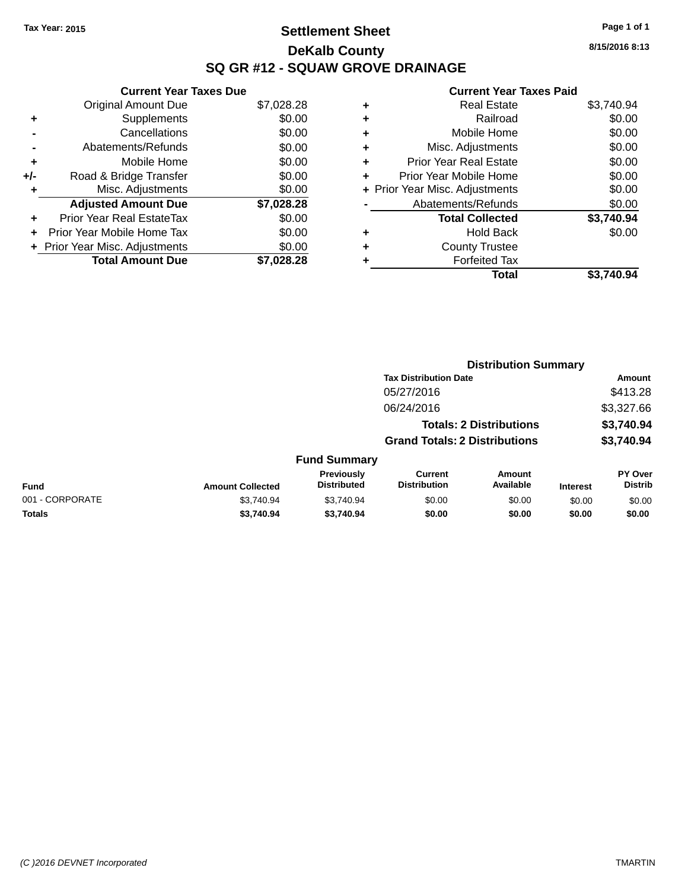Tax Year: 2015

# Settlement Sheet

## DeKalb County

## SQ GR #12 - SQUAW GROVE DRAINAGE

8/15/2016 8:13

| | Current Year Taxes Due | |
|---|---|---|
| | Original Amount Due | $7,028.28 |
| + | Supplements | $0.00 |
| - | Cancellations | $0.00 |
| - | Abatements/Refunds | $0.00 |
| + | Mobile Home | $0.00 |
| +/- | Road & Bridge Transfer | $0.00 |
| + | Misc. Adjustments | $0.00 |
| | **Adjusted Amount Due** | **$7,028.28** |
| + | Prior Year Real EstateTax | $0.00 |
| + | Prior Year Mobile Home Tax | $0.00 |
| + | Prior Year Misc. Adjustments | $0.00 |
| | **Total Amount Due** | **$7,028.28** |

| | Current Year Taxes Paid | |
|---|---|---|
| + | Real Estate | $3,740.94 |
| + | Railroad | $0.00 |
| + | Mobile Home | $0.00 |
| + | Misc. Adjustments | $0.00 |
| + | Prior Year Real Estate | $0.00 |
| + | Prior Year Mobile Home | $0.00 |
| + | Prior Year Misc. Adjustments | $0.00 |
| - | Abatements/Refunds | $0.00 |
| | **Total Collected** | **$3,740.94** |
| + | Hold Back | $0.00 |
| + | County Trustee | |
| + | Forfeited Tax | |
| | **Total** | **$3,740.94** |

### Distribution Summary

| Tax Distribution Date | Amount |
|---|---|
| 05/27/2016 | $413.28 |
| 06/24/2016 | $3,327.66 |
| **Totals: 2 Distributions** | **$3,740.94** |
| **Grand Totals: 2 Distributions** | **$3,740.94** |

### Fund Summary

| Fund | Amount Collected | Previously Distributed | Current Distribution | Amount Available | Interest | PY Over Distrib |
|---|---|---|---|---|---|---|
| 001 - CORPORATE | $3,740.94 | $3,740.94 | $0.00 | $0.00 | $0.00 | $0.00 |
| **Totals** | **$3,740.94** | **$3,740.94** | **$0.00** | **$0.00** | **$0.00** | **$0.00** |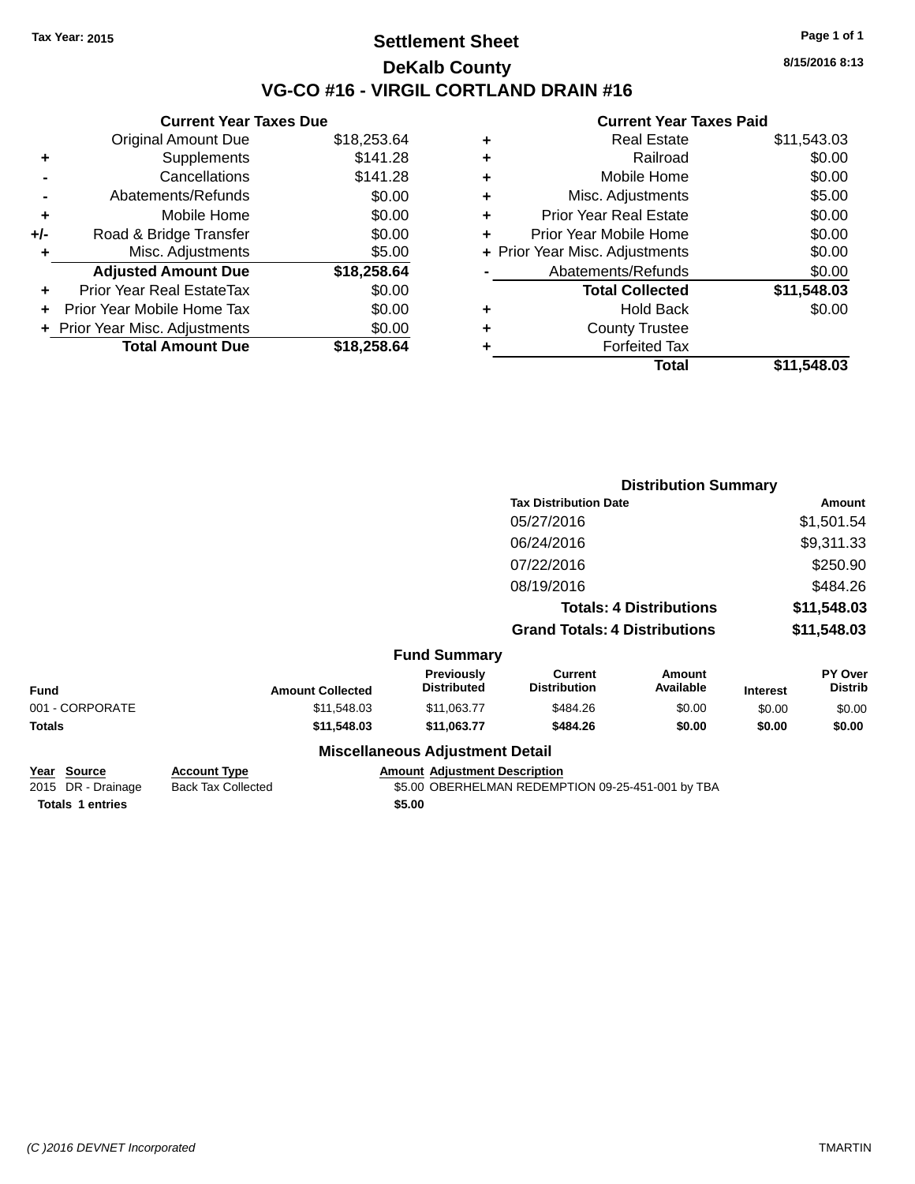Tax Year: 2015

# Settlement Sheet
## DeKalb County
## VG-CO #16 - VIRGIL CORTLAND DRAIN #16

8/15/2016 8:13

**Current Year Taxes Due**

| | | |
|---|---|---|
| | Original Amount Due | $18,253.64 |
| + | Supplements | $141.28 |
| - | Cancellations | $141.28 |
| - | Abatements/Refunds | $0.00 |
| + | Mobile Home | $0.00 |
| +/- | Road & Bridge Transfer | $0.00 |
| + | Misc. Adjustments | $5.00 |
| | **Adjusted Amount Due** | **$18,258.64** |
| + | Prior Year Real EstateTax | $0.00 |
| + | Prior Year Mobile Home Tax | $0.00 |
| + | Prior Year Misc. Adjustments | $0.00 |
| | **Total Amount Due** | **$18,258.64** |

**Current Year Taxes Paid**

| | | |
|---|---|---|
| + | Real Estate | $11,543.03 |
| + | Railroad | $0.00 |
| + | Mobile Home | $0.00 |
| + | Misc. Adjustments | $5.00 |
| + | Prior Year Real Estate | $0.00 |
| + | Prior Year Mobile Home | $0.00 |
| + | Prior Year Misc. Adjustments | $0.00 |
| - | Abatements/Refunds | $0.00 |
| | **Total Collected** | **$11,548.03** |
| + | Hold Back | $0.00 |
| + | County Trustee | |
| + | Forfeited Tax | |
| | **Total** | **$11,548.03** |

**Distribution Summary**

| Tax Distribution Date | Amount |
|---|---|
| 05/27/2016 | $1,501.54 |
| 06/24/2016 | $9,311.33 |
| 07/22/2016 | $250.90 |
| 08/19/2016 | $484.26 |
| **Totals: 4 Distributions** | **$11,548.03** |
| **Grand Totals: 4 Distributions** | **$11,548.03** |

**Fund Summary**

| Fund | Amount Collected | Previously Distributed | Current Distribution | Amount Available | Interest | PY Over Distrib |
|---|---|---|---|---|---|---|
| 001 - CORPORATE | $11,548.03 | $11,063.77 | $484.26 | $0.00 | $0.00 | $0.00 |
| **Totals** | **$11,548.03** | **$11,063.77** | **$484.26** | **$0.00** | **$0.00** | **$0.00** |

**Miscellaneous Adjustment Detail**

| Year | Source | Account Type | Amount | Adjustment Description |
|---|---|---|---|---|
| 2015 | DR - Drainage | Back Tax Collected | $5.00 | OBERHELMAN REDEMPTION 09-25-451-001 by TBA |
| **Totals** | **1 entries** | | **$5.00** | |

(C )2016 DEVNET Incorporated TMARTIN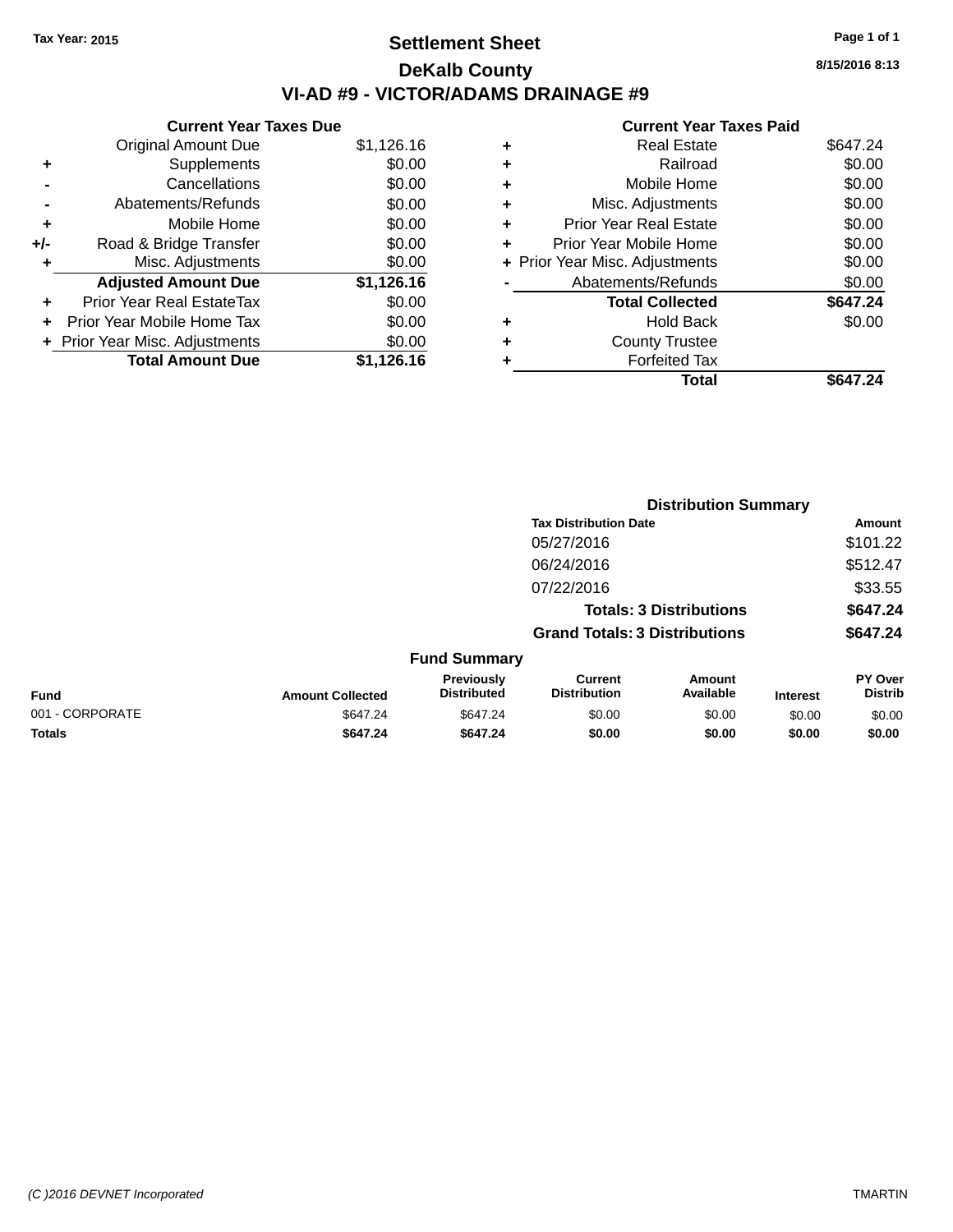Tax Year: 2015

# Settlement Sheet

## DeKalb County

## VI-AD #9 - VICTOR/ADAMS DRAINAGE #9

8/15/2016 8:13

### Current Year Taxes Due

| | | |
|---|---|---|
| | Original Amount Due | $1,126.16 |
| + | Supplements | $0.00 |
| - | Cancellations | $0.00 |
| - | Abatements/Refunds | $0.00 |
| + | Mobile Home | $0.00 |
| +/- | Road & Bridge Transfer | $0.00 |
| + | Misc. Adjustments | $0.00 |
| | **Adjusted Amount Due** | **$1,126.16** |
| + | Prior Year Real EstateTax | $0.00 |
| + | Prior Year Mobile Home Tax | $0.00 |
| + | Prior Year Misc. Adjustments | $0.00 |
| | **Total Amount Due** | **$1,126.16** |

### Current Year Taxes Paid

| | | |
|---|---|---|
| + | Real Estate | $647.24 |
| + | Railroad | $0.00 |
| + | Mobile Home | $0.00 |
| + | Misc. Adjustments | $0.00 |
| + | Prior Year Real Estate | $0.00 |
| + | Prior Year Mobile Home | $0.00 |
| + | Prior Year Misc. Adjustments | $0.00 |
| - | Abatements/Refunds | $0.00 |
| | **Total Collected** | **$647.24** |
| + | Hold Back | $0.00 |
| + | County Trustee | |
| + | Forfeited Tax | |
| | **Total** | **$647.24** |

### Distribution Summary

| Tax Distribution Date | Amount |
|---|---|
| 05/27/2016 | $101.22 |
| 06/24/2016 | $512.47 |
| 07/22/2016 | $33.55 |
| **Totals: 3 Distributions** | **$647.24** |
| **Grand Totals: 3 Distributions** | **$647.24** |

### Fund Summary

| Fund | Amount Collected | Previously Distributed | Current Distribution | Amount Available | Interest | PY Over Distrib |
|---|---|---|---|---|---|---|
| 001 - CORPORATE | $647.24 | $647.24 | $0.00 | $0.00 | $0.00 | $0.00 |
| **Totals** | **$647.24** | **$647.24** | **$0.00** | **$0.00** | **$0.00** | **$0.00** |

(C )2016 DEVNET Incorporated

TMARTIN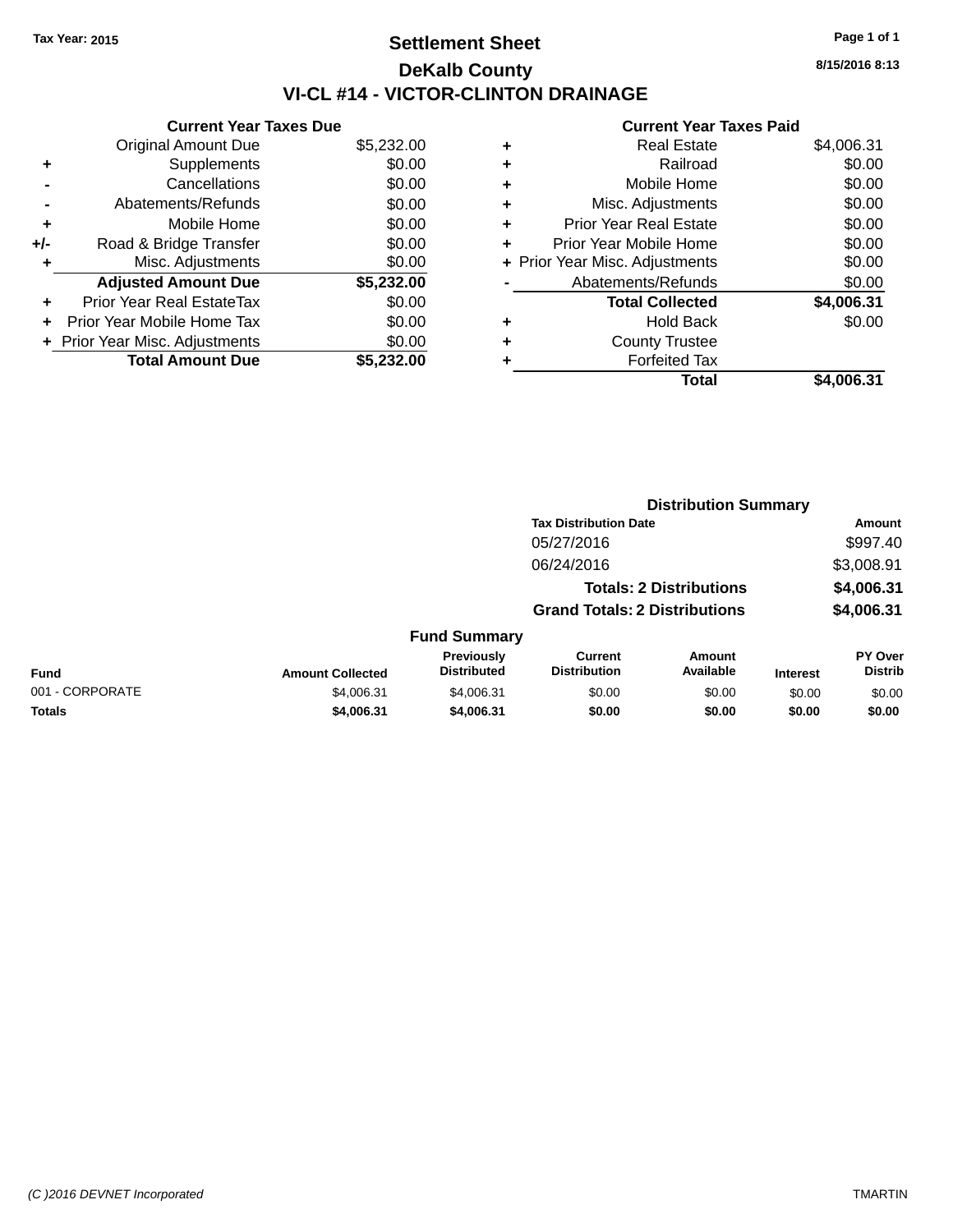Tax Year: 2015

# Settlement Sheet

## DeKalb County

## VI-CL #14 - VICTOR-CLINTON DRAINAGE

8/15/2016 8:13

### Current Year Taxes Due

| | | |
|---|---|---|
| | Original Amount Due | $5,232.00 |
| + | Supplements | $0.00 |
| - | Cancellations | $0.00 |
| - | Abatements/Refunds | $0.00 |
| + | Mobile Home | $0.00 |
| +/- | Road & Bridge Transfer | $0.00 |
| + | Misc. Adjustments | $0.00 |
| | **Adjusted Amount Due** | **$5,232.00** |
| + | Prior Year Real EstateTax | $0.00 |
| + | Prior Year Mobile Home Tax | $0.00 |
| + | Prior Year Misc. Adjustments | $0.00 |
| | **Total Amount Due** | **$5,232.00** |

### Current Year Taxes Paid

| | | |
|---|---|---|
| + | Real Estate | $4,006.31 |
| + | Railroad | $0.00 |
| + | Mobile Home | $0.00 |
| + | Misc. Adjustments | $0.00 |
| + | Prior Year Real Estate | $0.00 |
| + | Prior Year Mobile Home | $0.00 |
| + | Prior Year Misc. Adjustments | $0.00 |
| - | Abatements/Refunds | $0.00 |
| | **Total Collected** | **$4,006.31** |
| + | Hold Back | $0.00 |
| + | County Trustee | |
| + | Forfeited Tax | |
| | **Total** | **$4,006.31** |

### Distribution Summary

| Tax Distribution Date | Amount |
|---|---|
| 05/27/2016 | $997.40 |
| 06/24/2016 | $3,008.91 |
| **Totals: 2 Distributions** | **$4,006.31** |
| **Grand Totals: 2 Distributions** | **$4,006.31** |

### Fund Summary

| Fund | Amount Collected | Previously Distributed | Current Distribution | Amount Available | Interest | PY Over Distrib |
|---|---|---|---|---|---|---|
| 001 - CORPORATE | $4,006.31 | $4,006.31 | $0.00 | $0.00 | $0.00 | $0.00 |
| **Totals** | **$4,006.31** | **$4,006.31** | **$0.00** | **$0.00** | **$0.00** | **$0.00** |

(C )2016 DEVNET Incorporated TMARTIN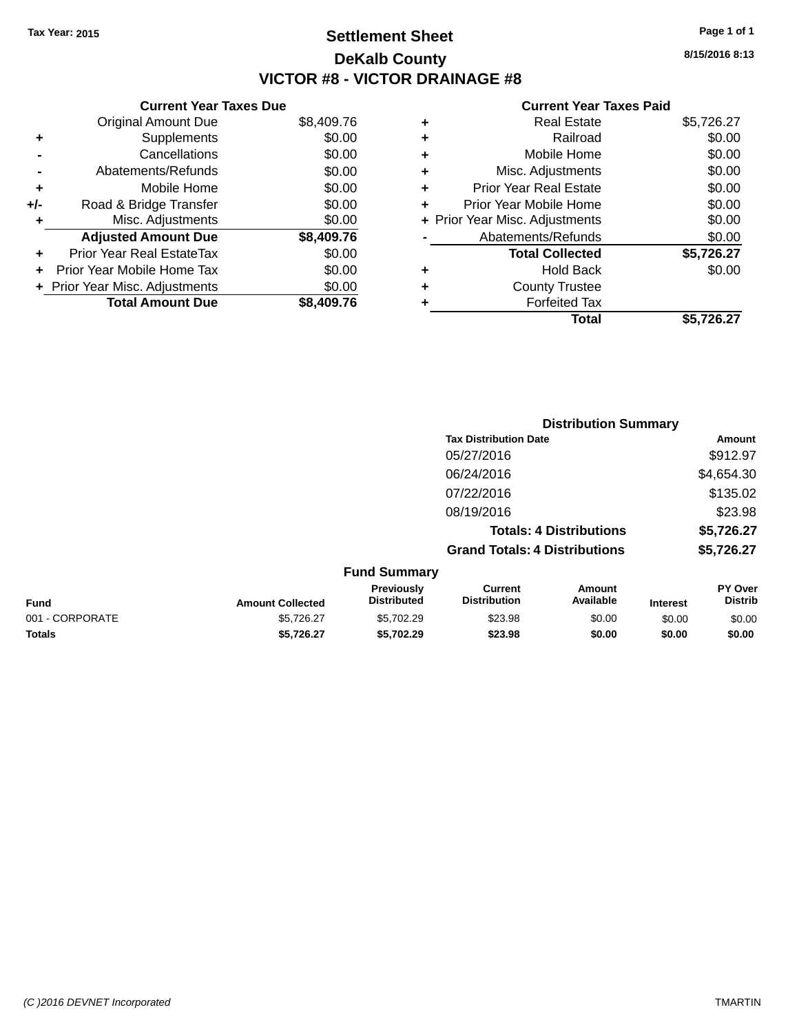Tax Year: 2015

# Settlement Sheet

## DeKalb County

## VICTOR #8 - VICTOR DRAINAGE #8

8/15/2016 8:13

| | Current Year Taxes Due | |
|---|---|---|
| | Original Amount Due | $8,409.76 |
| + | Supplements | $0.00 |
| - | Cancellations | $0.00 |
| - | Abatements/Refunds | $0.00 |
| + | Mobile Home | $0.00 |
| +/- | Road & Bridge Transfer | $0.00 |
| + | Misc. Adjustments | $0.00 |
| | **Adjusted Amount Due** | **$8,409.76** |
| + | Prior Year Real EstateTax | $0.00 |
| + | Prior Year Mobile Home Tax | $0.00 |
| + | Prior Year Misc. Adjustments | $0.00 |
| | **Total Amount Due** | **$8,409.76** |

| | Current Year Taxes Paid | |
|---|---|---|
| + | Real Estate | $5,726.27 |
| + | Railroad | $0.00 |
| + | Mobile Home | $0.00 |
| + | Misc. Adjustments | $0.00 |
| + | Prior Year Real Estate | $0.00 |
| + | Prior Year Mobile Home | $0.00 |
| + | Prior Year Misc. Adjustments | $0.00 |
| - | Abatements/Refunds | $0.00 |
| | **Total Collected** | **$5,726.27** |
| + | Hold Back | $0.00 |
| + | County Trustee | |
| + | Forfeited Tax | |
| | **Total** | **$5,726.27** |

### Distribution Summary

| Tax Distribution Date | Amount |
|---|---|
| 05/27/2016 | $912.97 |
| 06/24/2016 | $4,654.30 |
| 07/22/2016 | $135.02 |
| 08/19/2016 | $23.98 |
| **Totals: 4 Distributions** | **$5,726.27** |
| **Grand Totals: 4 Distributions** | **$5,726.27** |

### Fund Summary

| Fund | Amount Collected | Previously Distributed | Current Distribution | Amount Available | Interest | PY Over Distrib |
|---|---|---|---|---|---|---|
| 001 - CORPORATE | $5,726.27 | $5,702.29 | $23.98 | $0.00 | $0.00 | $0.00 |
| **Totals** | **$5,726.27** | **$5,702.29** | **$23.98** | **$0.00** | **$0.00** | **$0.00** |

(C )2016 DEVNET Incorporated TMARTIN